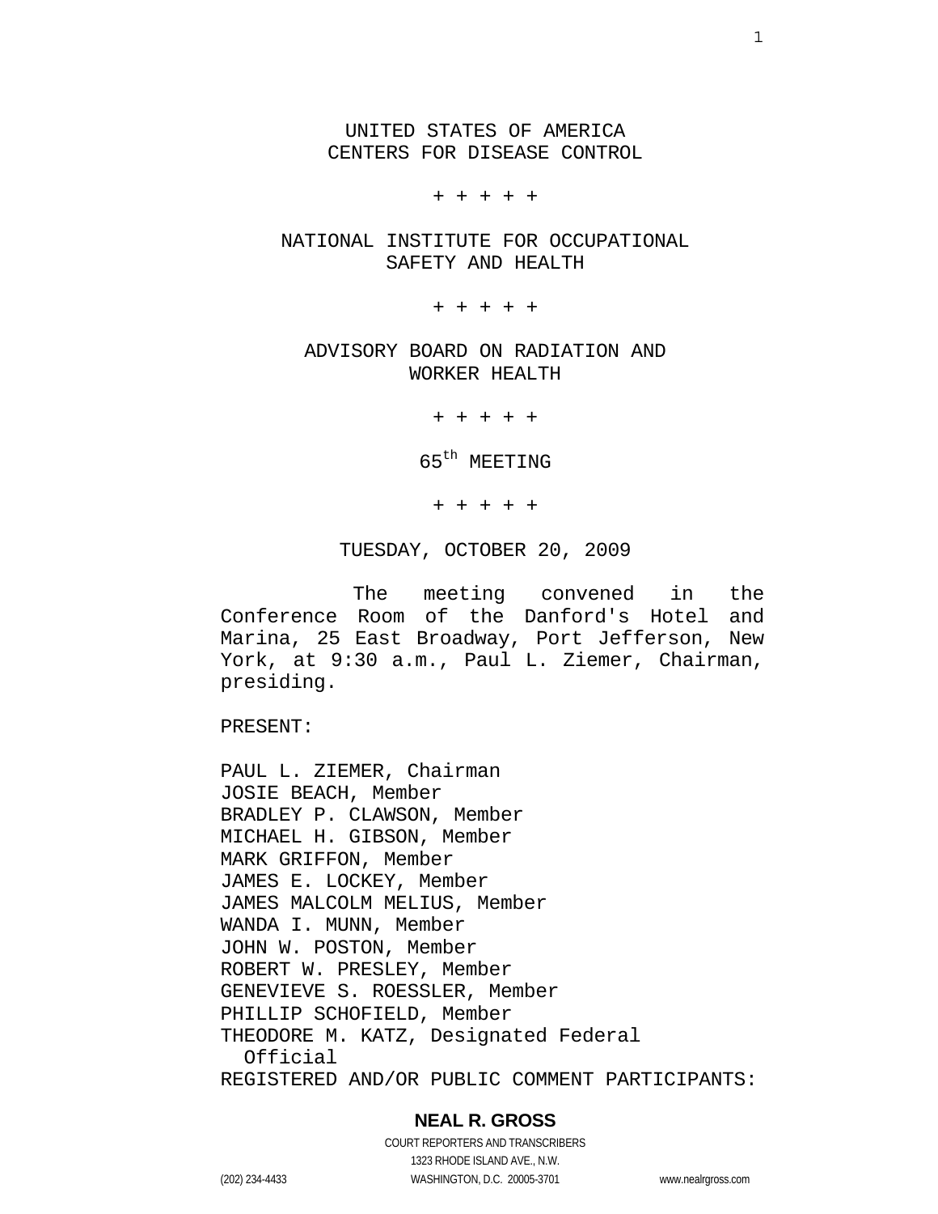UNITED STATES OF AMERICA
CENTERS FOR DISEASE CONTROL

+ + + + +

NATIONAL INSTITUTE FOR OCCUPATIONAL SAFETY AND HEALTH

+ + + + +

ADVISORY BOARD ON RADIATION AND WORKER HEALTH

+ + + + +

65th MEETING

+ + + + +

TUESDAY, OCTOBER 20, 2009

The meeting convened in the Conference Room of the Danford's Hotel and Marina, 25 East Broadway, Port Jefferson, New York, at 9:30 a.m., Paul L. Ziemer, Chairman, presiding.

PRESENT:

PAUL L. ZIEMER, Chairman
JOSIE BEACH, Member
BRADLEY P. CLAWSON, Member
MICHAEL H. GIBSON, Member
MARK GRIFFON, Member
JAMES E. LOCKEY, Member
JAMES MALCOLM MELIUS, Member
WANDA I. MUNN, Member
JOHN W. POSTON, Member
ROBERT W. PRESLEY, Member
GENEVIEVE S. ROESSLER, Member
PHILLIP SCHOFIELD, Member
THEODORE M. KATZ, Designated Federal Official

REGISTERED AND/OR PUBLIC COMMENT PARTICIPANTS: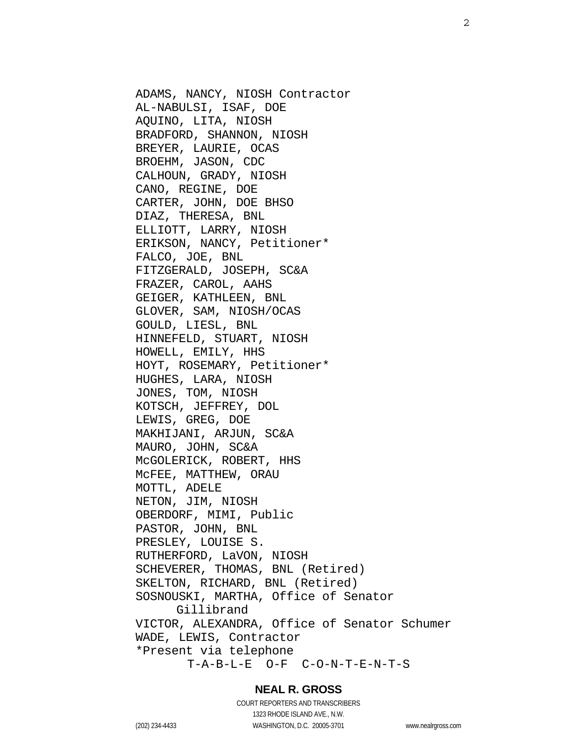ADAMS, NANCY, NIOSH Contractor
AL-NABULSI, ISAF, DOE
AQUINO, LITA, NIOSH
BRADFORD, SHANNON, NIOSH
BREYER, LAURIE, OCAS
BROEHM, JASON, CDC
CALHOUN, GRADY, NIOSH
CANO, REGINE, DOE
CARTER, JOHN, DOE BHSO
DIAZ, THERESA, BNL
ELLIOTT, LARRY, NIOSH
ERIKSON, NANCY, Petitioner*
FALCO, JOE, BNL
FITZGERALD, JOSEPH, SC&A
FRAZER, CAROL, AAHS
GEIGER, KATHLEEN, BNL
GLOVER, SAM, NIOSH/OCAS
GOULD, LIESL, BNL
HINNEFELD, STUART, NIOSH
HOWELL, EMILY, HHS
HOYT, ROSEMARY, Petitioner*
HUGHES, LARA, NIOSH
JONES, TOM, NIOSH
KOTSCH, JEFFREY, DOL
LEWIS, GREG, DOE
MAKHIJANI, ARJUN, SC&A
MAURO, JOHN, SC&A
McGOLERICK, ROBERT, HHS
McFEE, MATTHEW, ORAU
MOTTL, ADELE
NETON, JIM, NIOSH
OBERDORF, MIMI, Public
PASTOR, JOHN, BNL
PRESLEY, LOUISE S.
RUTHERFORD, LaVON, NIOSH
SCHEVERER, THOMAS, BNL (Retired)
SKELTON, RICHARD, BNL (Retired)
SOSNOUSKI, MARTHA, Office of Senator Gillibrand
VICTOR, ALEXANDRA, Office of Senator Schumer
WADE, LEWIS, Contractor

*Present via telephone

T-A-B-L-E O-F C-O-N-T-E-N-T-S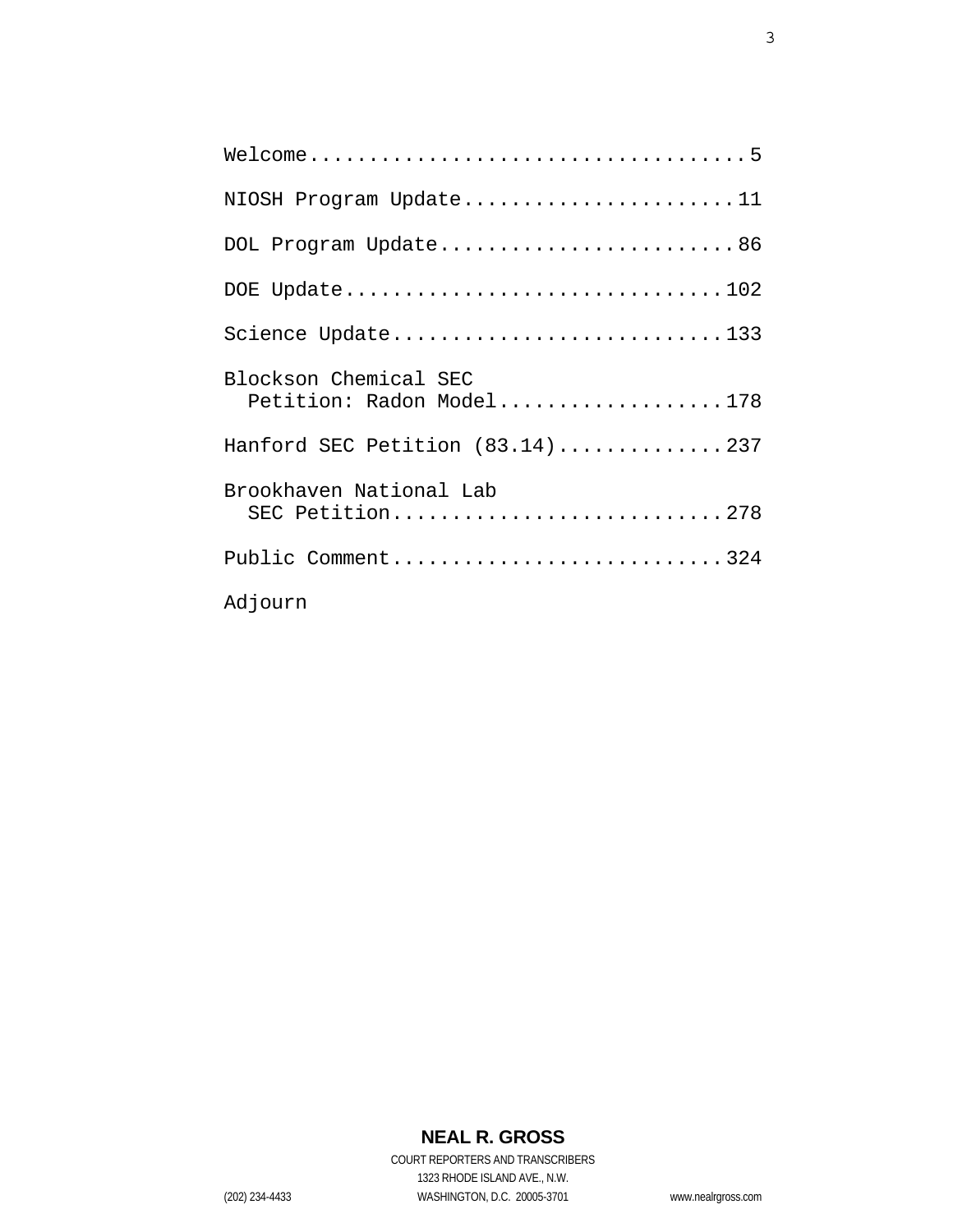Welcome....................................5

NIOSH Program Update.......................11

DOL Program Update.........................86

DOE Update................................102

Science Update............................133

Blockson Chemical SEC
  Petition: Radon Model...................178

Hanford SEC Petition (83.14)..............237

Brookhaven National Lab
  SEC Petition............................278

Public Comment............................324

Adjourn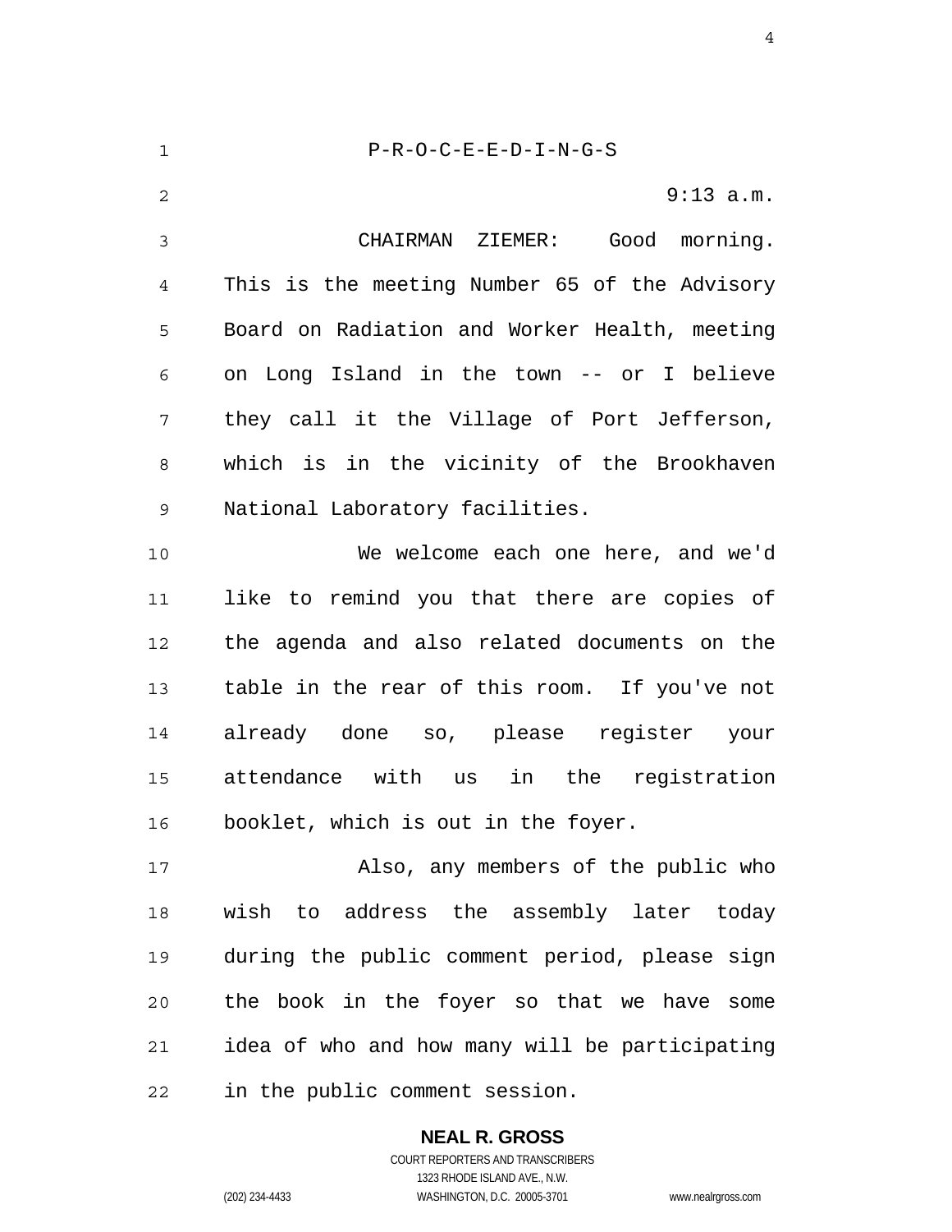P-R-O-C-E-E-D-I-N-G-S

9:13 a.m.

CHAIRMAN ZIEMER: Good morning. This is the meeting Number 65 of the Advisory Board on Radiation and Worker Health, meeting on Long Island in the town -- or I believe they call it the Village of Port Jefferson, which is in the vicinity of the Brookhaven National Laboratory facilities.

We welcome each one here, and we'd like to remind you that there are copies of the agenda and also related documents on the table in the rear of this room. If you've not already done so, please register your attendance with us in the registration booklet, which is out in the foyer.

Also, any members of the public who wish to address the assembly later today during the public comment period, please sign the book in the foyer so that we have some idea of who and how many will be participating in the public comment session.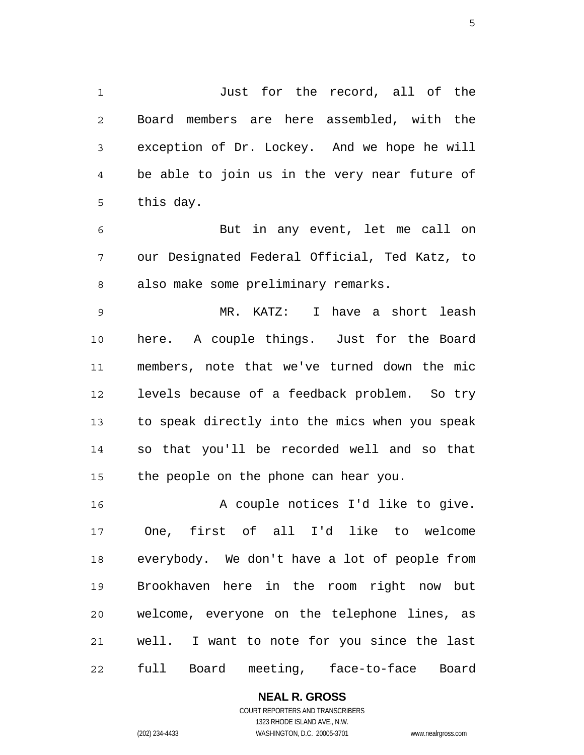Just for the record, all of the Board members are here assembled, with the exception of Dr. Lockey. And we hope he will be able to join us in the very near future of this day.

But in any event, let me call on our Designated Federal Official, Ted Katz, to also make some preliminary remarks.

MR. KATZ: I have a short leash here. A couple things. Just for the Board members, note that we've turned down the mic levels because of a feedback problem. So try to speak directly into the mics when you speak so that you'll be recorded well and so that the people on the phone can hear you.

A couple notices I'd like to give. One, first of all I'd like to welcome everybody. We don't have a lot of people from Brookhaven here in the room right now but welcome, everyone on the telephone lines, as well. I want to note for you since the last full Board meeting, face-to-face Board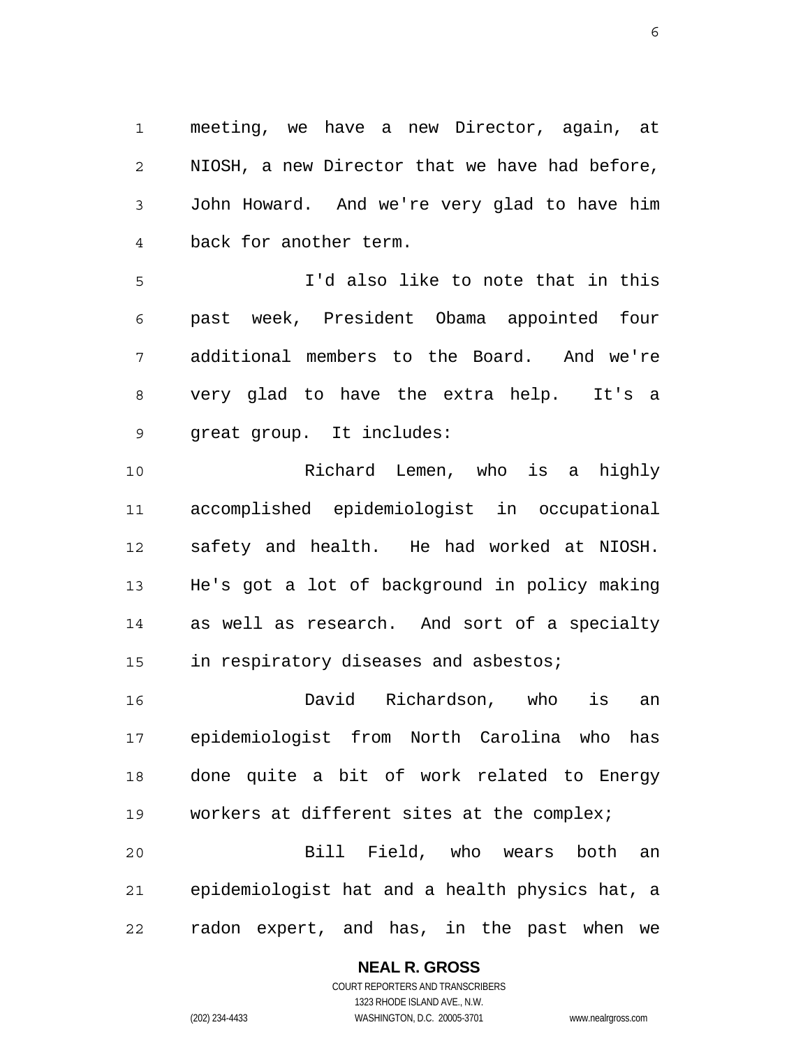meeting, we have a new Director, again, at NIOSH, a new Director that we have had before, John Howard. And we're very glad to have him back for another term.

I'd also like to note that in this past week, President Obama appointed four additional members to the Board. And we're very glad to have the extra help. It's a great group. It includes:

Richard Lemen, who is a highly accomplished epidemiologist in occupational safety and health. He had worked at NIOSH. He's got a lot of background in policy making as well as research. And sort of a specialty in respiratory diseases and asbestos;

David Richardson, who is an epidemiologist from North Carolina who has done quite a bit of work related to Energy workers at different sites at the complex;

Bill Field, who wears both an epidemiologist hat and a health physics hat, a radon expert, and has, in the past when we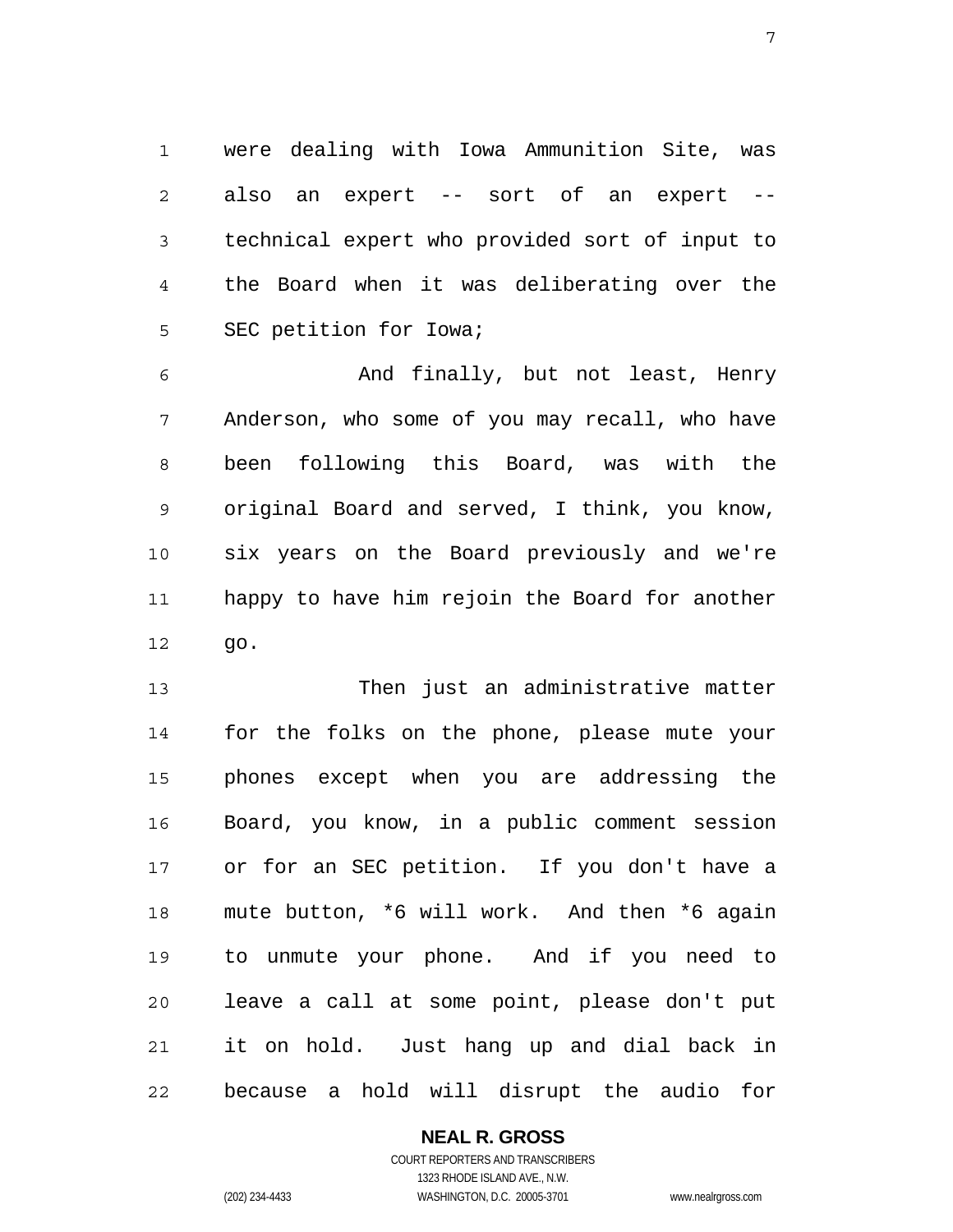were dealing with Iowa Ammunition Site, was also an expert -- sort of an expert -- technical expert who provided sort of input to the Board when it was deliberating over the SEC petition for Iowa;

And finally, but not least, Henry Anderson, who some of you may recall, who have been following this Board, was with the original Board and served, I think, you know, six years on the Board previously and we're happy to have him rejoin the Board for another go.

Then just an administrative matter for the folks on the phone, please mute your phones except when you are addressing the Board, you know, in a public comment session or for an SEC petition. If you don't have a mute button, *6 will work. And then *6 again to unmute your phone. And if you need to leave a call at some point, please don't put it on hold. Just hang up and dial back in because a hold will disrupt the audio for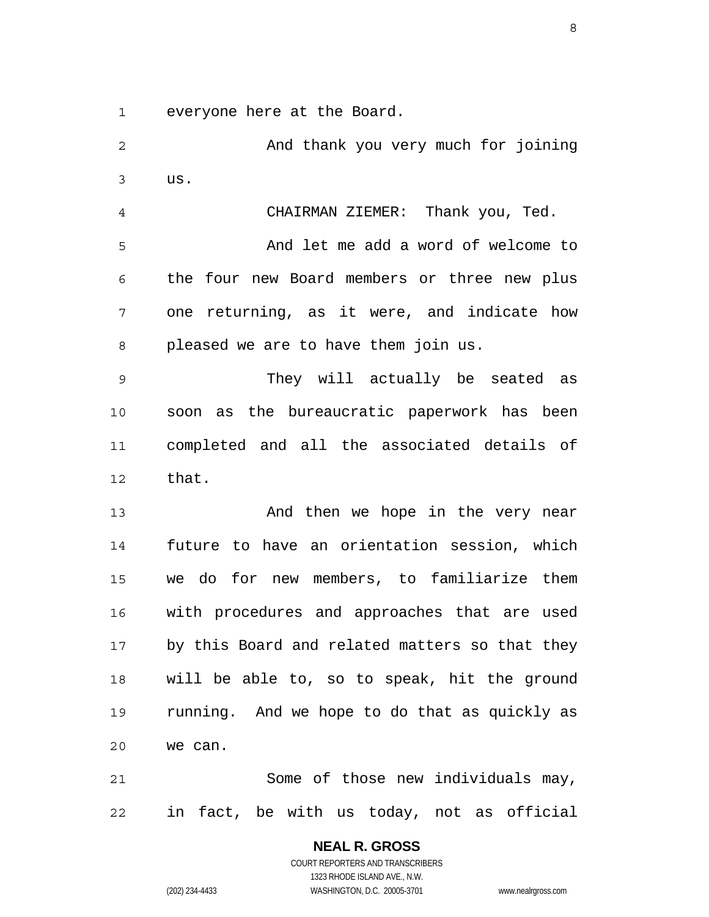everyone here at the Board.

And thank you very much for joining us.

CHAIRMAN ZIEMER: Thank you, Ted.

And let me add a word of welcome to the four new Board members or three new plus one returning, as it were, and indicate how pleased we are to have them join us.

They will actually be seated as soon as the bureaucratic paperwork has been completed and all the associated details of that.

And then we hope in the very near future to have an orientation session, which we do for new members, to familiarize them with procedures and approaches that are used by this Board and related matters so that they will be able to, so to speak, hit the ground running. And we hope to do that as quickly as we can.

Some of those new individuals may, in fact, be with us today, not as official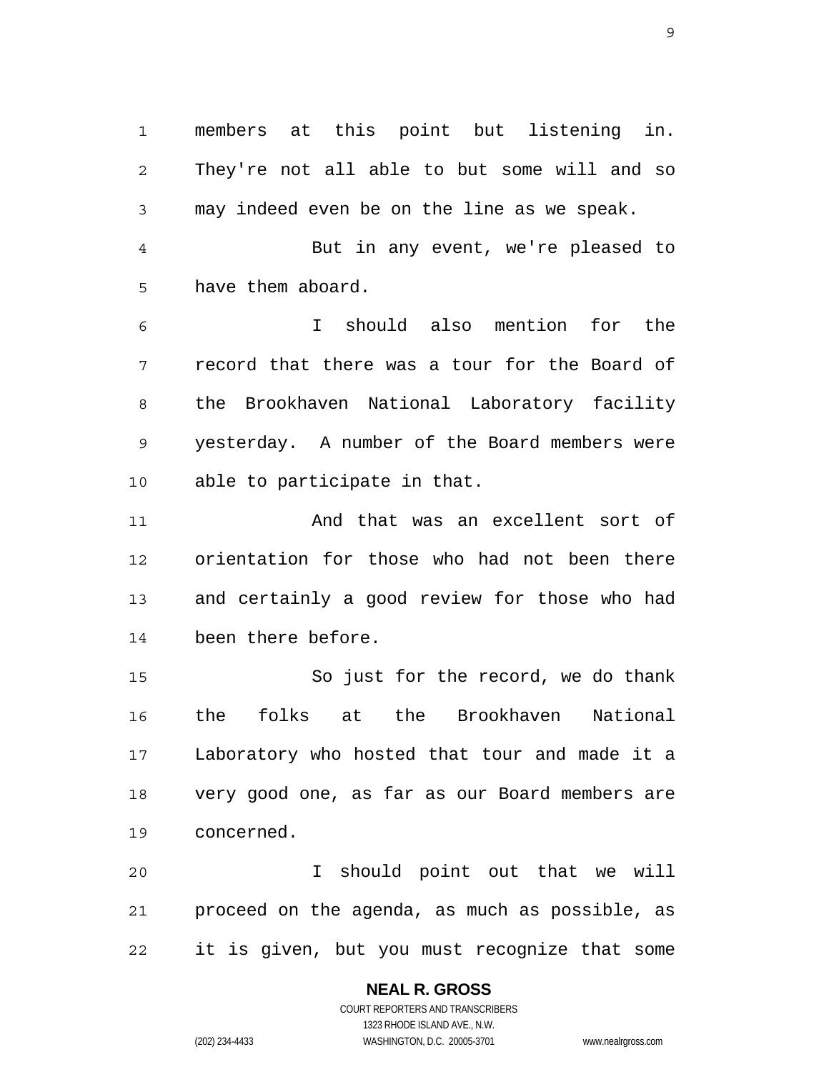members at this point but listening in. They're not all able to but some will and so may indeed even be on the line as we speak.

But in any event, we're pleased to have them aboard.

I should also mention for the record that there was a tour for the Board of the Brookhaven National Laboratory facility yesterday. A number of the Board members were able to participate in that.

And that was an excellent sort of orientation for those who had not been there and certainly a good review for those who had been there before.

So just for the record, we do thank the folks at the Brookhaven National Laboratory who hosted that tour and made it a very good one, as far as our Board members are concerned.

I should point out that we will proceed on the agenda, as much as possible, as it is given, but you must recognize that some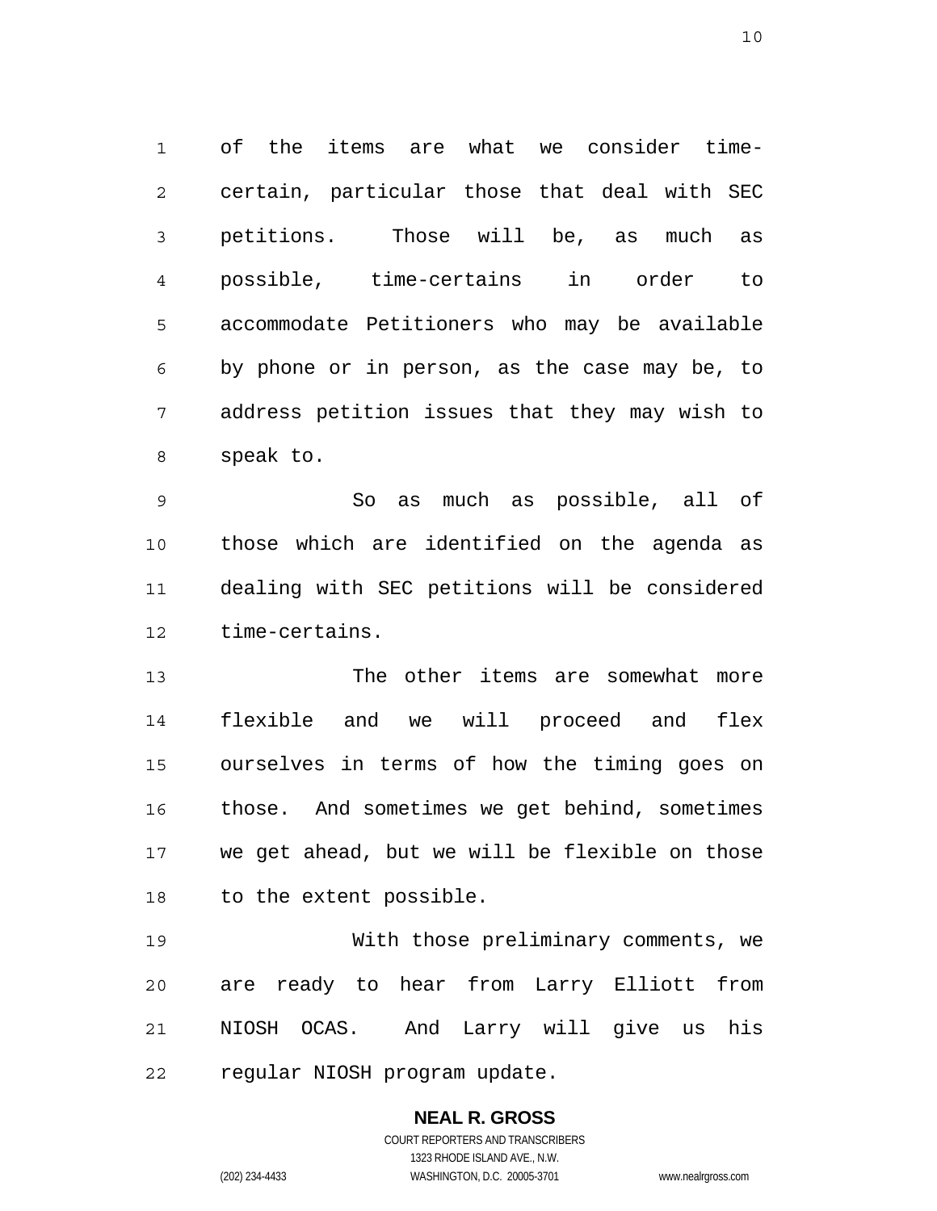of the items are what we consider time-certain, particular those that deal with SEC petitions. Those will be, as much as possible, time-certains in order to accommodate Petitioners who may be available by phone or in person, as the case may be, to address petition issues that they may wish to speak to.

So as much as possible, all of those which are identified on the agenda as dealing with SEC petitions will be considered time-certains.

The other items are somewhat more flexible and we will proceed and flex ourselves in terms of how the timing goes on those. And sometimes we get behind, sometimes we get ahead, but we will be flexible on those to the extent possible.

With those preliminary comments, we are ready to hear from Larry Elliott from NIOSH OCAS. And Larry will give us his regular NIOSH program update.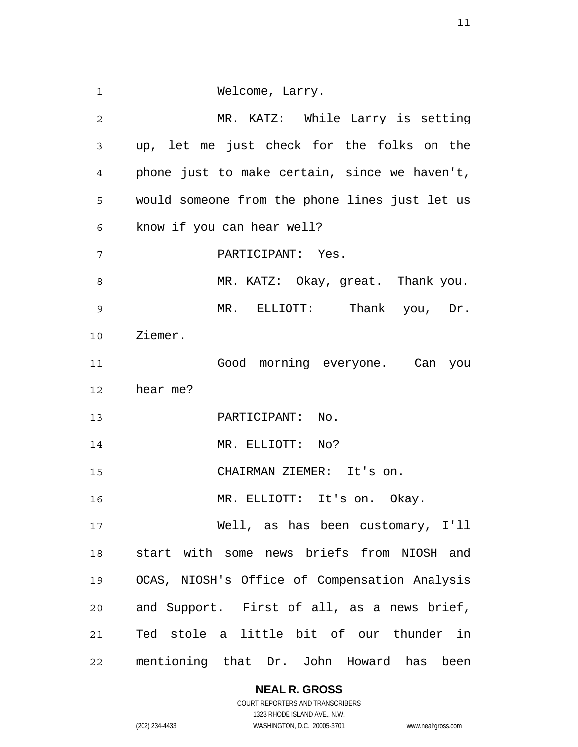Welcome, Larry.

MR. KATZ: While Larry is setting up, let me just check for the folks on the phone just to make certain, since we haven't, would someone from the phone lines just let us know if you can hear well?

PARTICIPANT: Yes.

MR. KATZ: Okay, great. Thank you.

MR. ELLIOTT: Thank you, Dr. Ziemer.

Good morning everyone. Can you hear me?

PARTICIPANT: No.

MR. ELLIOTT: No?

CHAIRMAN ZIEMER: It's on.

MR. ELLIOTT: It's on. Okay.

Well, as has been customary, I'll start with some news briefs from NIOSH and OCAS, NIOSH's Office of Compensation Analysis and Support. First of all, as a news brief, Ted stole a little bit of our thunder in mentioning that Dr. John Howard has been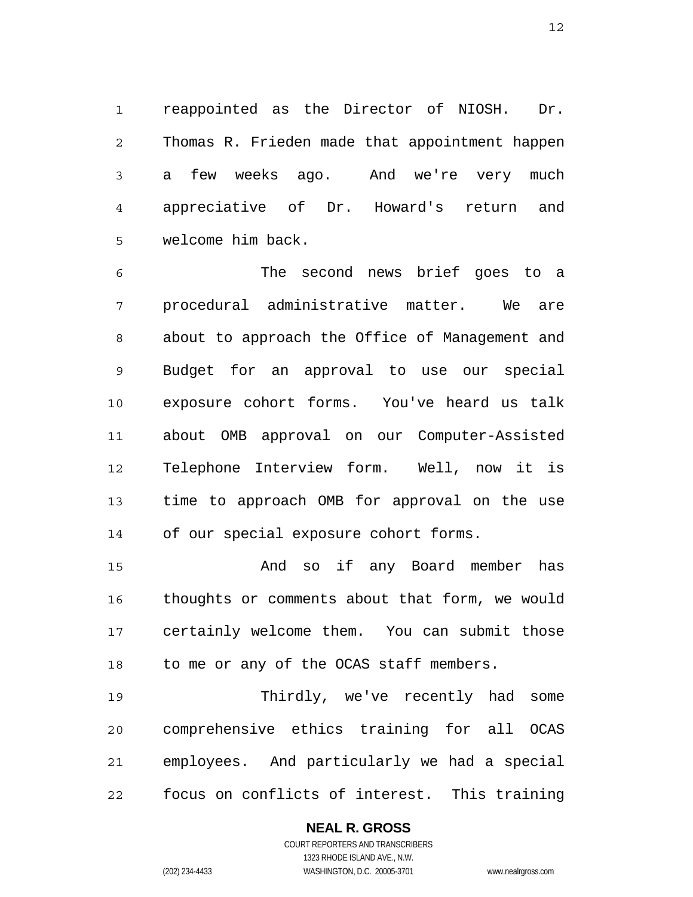reappointed as the Director of NIOSH. Dr. Thomas R. Frieden made that appointment happen a few weeks ago. And we're very much appreciative of Dr. Howard's return and welcome him back.

The second news brief goes to a procedural administrative matter. We are about to approach the Office of Management and Budget for an approval to use our special exposure cohort forms. You've heard us talk about OMB approval on our Computer-Assisted Telephone Interview form. Well, now it is time to approach OMB for approval on the use of our special exposure cohort forms.

And so if any Board member has thoughts or comments about that form, we would certainly welcome them. You can submit those to me or any of the OCAS staff members.

Thirdly, we've recently had some comprehensive ethics training for all OCAS employees. And particularly we had a special focus on conflicts of interest. This training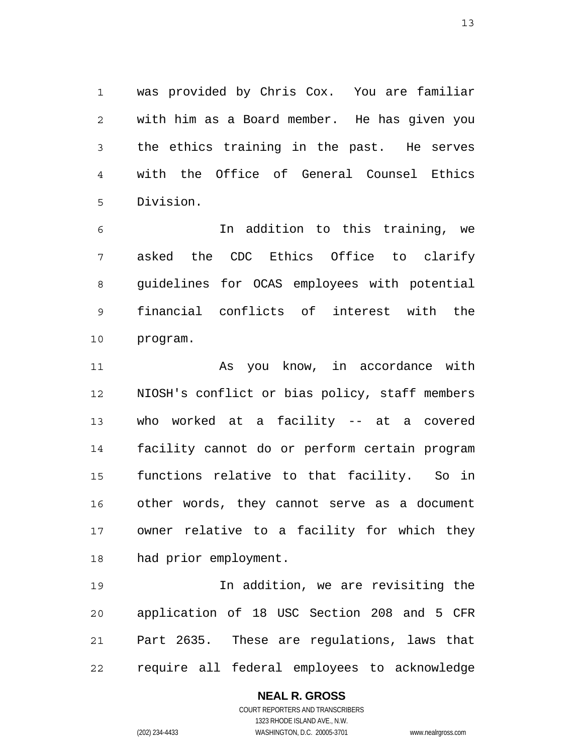was provided by Chris Cox. You are familiar with him as a Board member. He has given you the ethics training in the past. He serves with the Office of General Counsel Ethics Division.

In addition to this training, we asked the CDC Ethics Office to clarify guidelines for OCAS employees with potential financial conflicts of interest with the program.

As you know, in accordance with NIOSH's conflict or bias policy, staff members who worked at a facility -- at a covered facility cannot do or perform certain program functions relative to that facility. So in other words, they cannot serve as a document owner relative to a facility for which they had prior employment.

In addition, we are revisiting the application of 18 USC Section 208 and 5 CFR Part 2635. These are regulations, laws that require all federal employees to acknowledge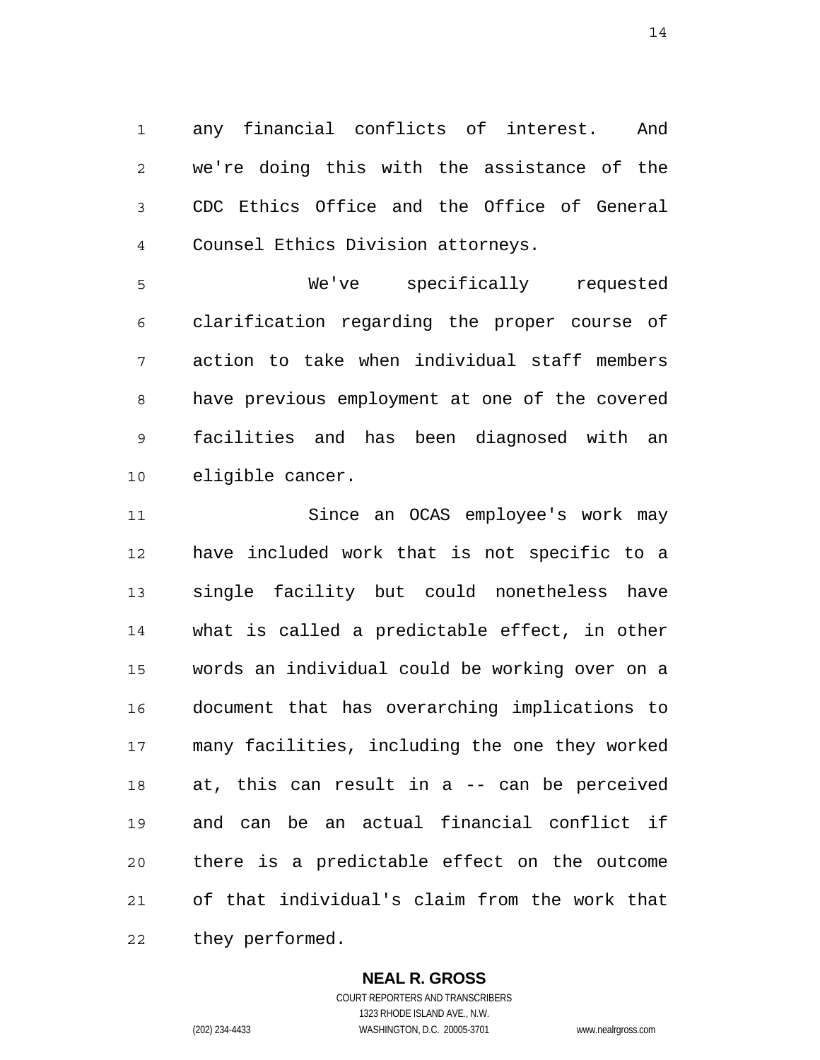any financial conflicts of interest. And we're doing this with the assistance of the CDC Ethics Office and the Office of General Counsel Ethics Division attorneys.

We've specifically requested clarification regarding the proper course of action to take when individual staff members have previous employment at one of the covered facilities and has been diagnosed with an eligible cancer.

Since an OCAS employee's work may have included work that is not specific to a single facility but could nonetheless have what is called a predictable effect, in other words an individual could be working over on a document that has overarching implications to many facilities, including the one they worked at, this can result in a -- can be perceived and can be an actual financial conflict if there is a predictable effect on the outcome of that individual's claim from the work that they performed.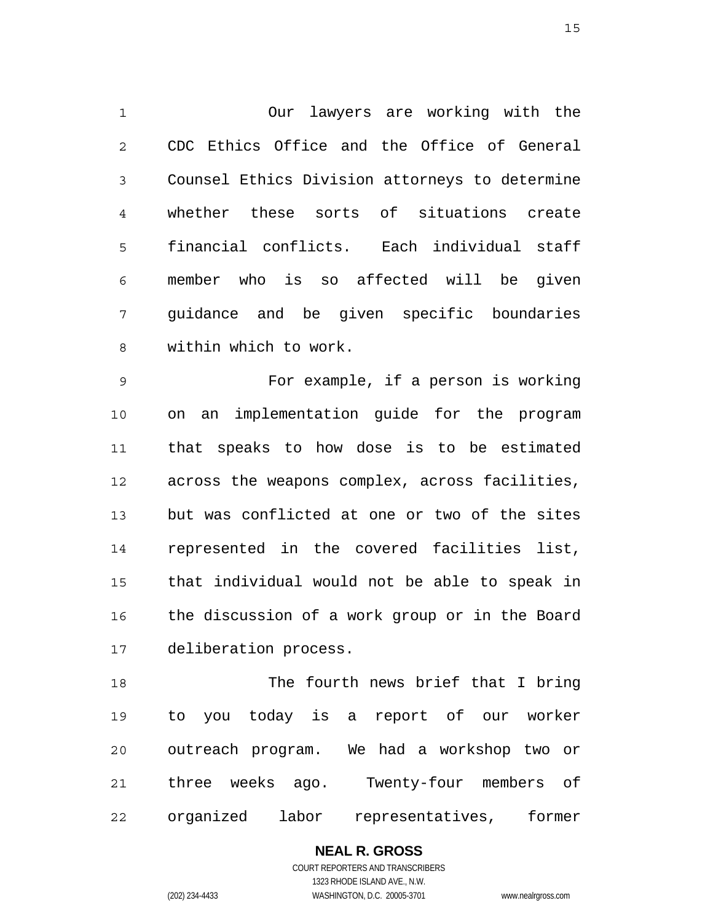Our lawyers are working with the CDC Ethics Office and the Office of General Counsel Ethics Division attorneys to determine whether these sorts of situations create financial conflicts. Each individual staff member who is so affected will be given guidance and be given specific boundaries within which to work.

For example, if a person is working on an implementation guide for the program that speaks to how dose is to be estimated across the weapons complex, across facilities, but was conflicted at one or two of the sites represented in the covered facilities list, that individual would not be able to speak in the discussion of a work group or in the Board deliberation process.

The fourth news brief that I bring to you today is a report of our worker outreach program. We had a workshop two or three weeks ago. Twenty-four members of organized labor representatives, former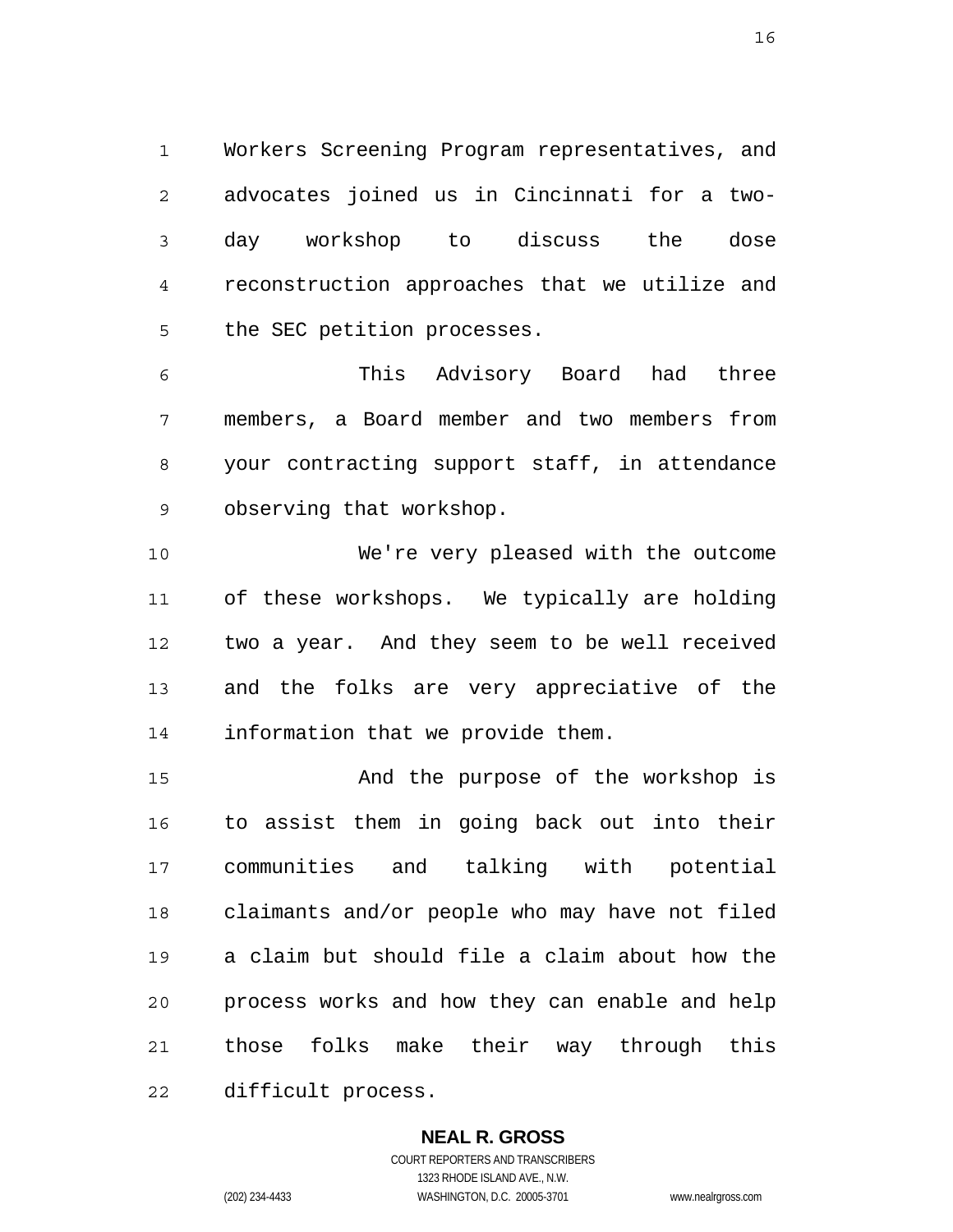Workers Screening Program representatives, and advocates joined us in Cincinnati for a two-day workshop to discuss the dose reconstruction approaches that we utilize and the SEC petition processes.

This Advisory Board had three members, a Board member and two members from your contracting support staff, in attendance observing that workshop.

We're very pleased with the outcome of these workshops. We typically are holding two a year. And they seem to be well received and the folks are very appreciative of the information that we provide them.

And the purpose of the workshop is to assist them in going back out into their communities and talking with potential claimants and/or people who may have not filed a claim but should file a claim about how the process works and how they can enable and help those folks make their way through this difficult process.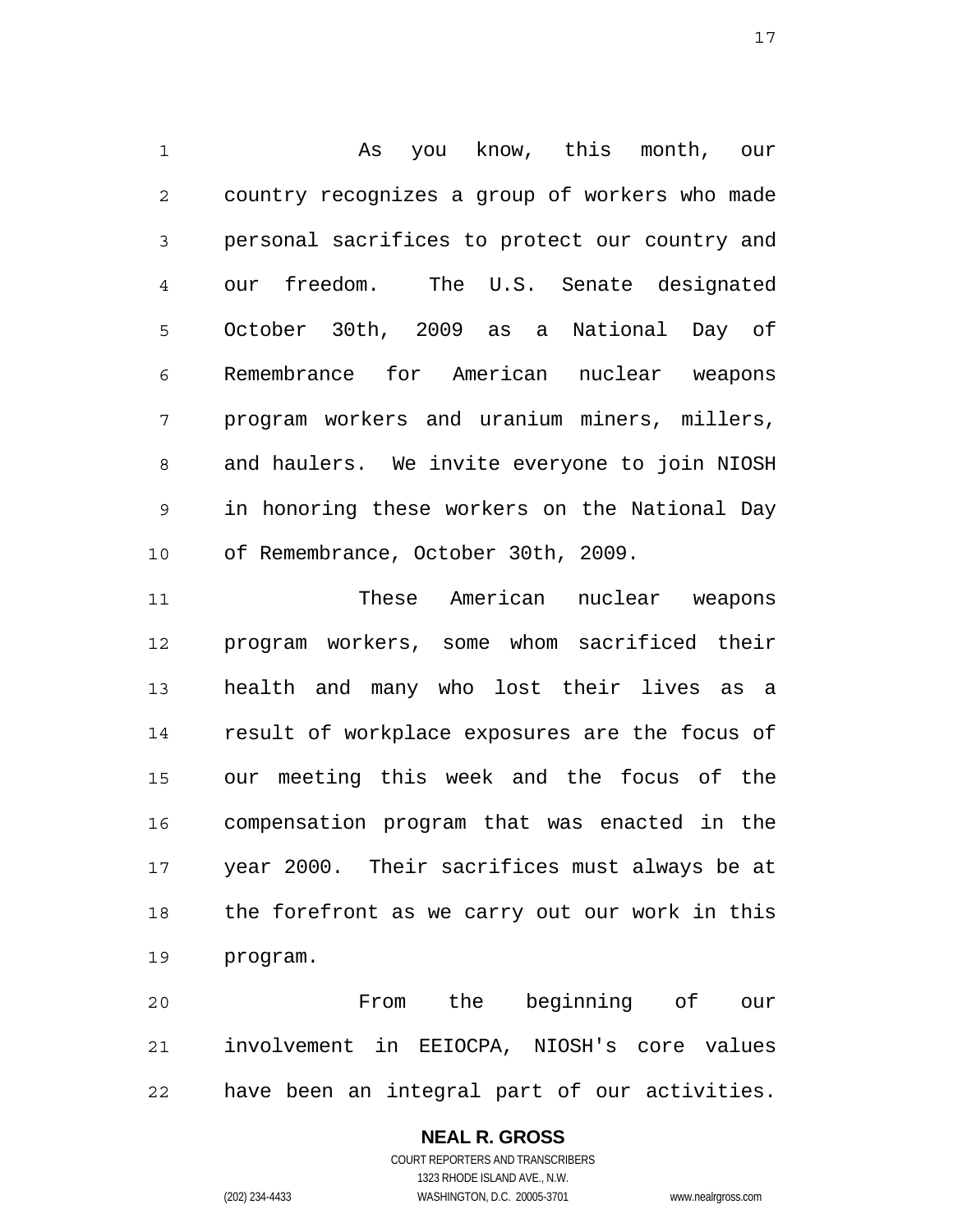As you know, this month, our country recognizes a group of workers who made personal sacrifices to protect our country and our freedom. The U.S. Senate designated October 30th, 2009 as a National Day of Remembrance for American nuclear weapons program workers and uranium miners, millers, and haulers. We invite everyone to join NIOSH in honoring these workers on the National Day of Remembrance, October 30th, 2009.

These American nuclear weapons program workers, some whom sacrificed their health and many who lost their lives as a result of workplace exposures are the focus of our meeting this week and the focus of the compensation program that was enacted in the year 2000. Their sacrifices must always be at the forefront as we carry out our work in this program.

From the beginning of our involvement in EEIOCPA, NIOSH's core values have been an integral part of our activities.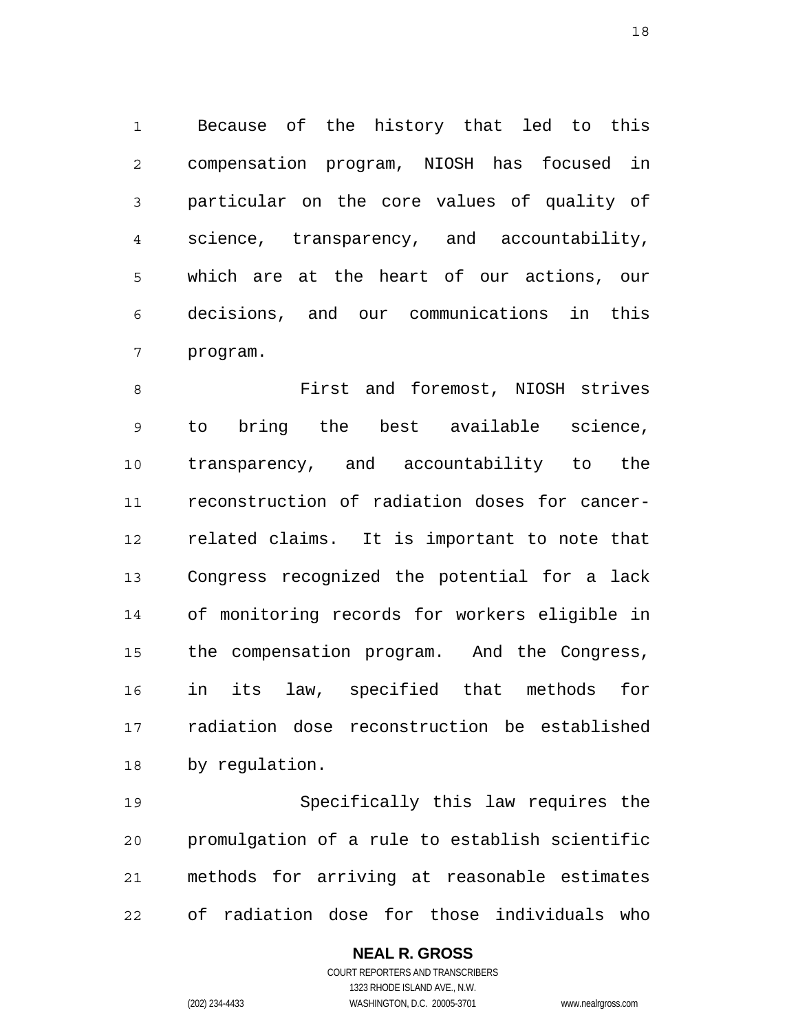Because of the history that led to this compensation program, NIOSH has focused in particular on the core values of quality of science, transparency, and accountability, which are at the heart of our actions, our decisions, and our communications in this program.

First and foremost, NIOSH strives to bring the best available science, transparency, and accountability to the reconstruction of radiation doses for cancer-related claims. It is important to note that Congress recognized the potential for a lack of monitoring records for workers eligible in the compensation program. And the Congress, in its law, specified that methods for radiation dose reconstruction be established by regulation.

Specifically this law requires the promulgation of a rule to establish scientific methods for arriving at reasonable estimates of radiation dose for those individuals who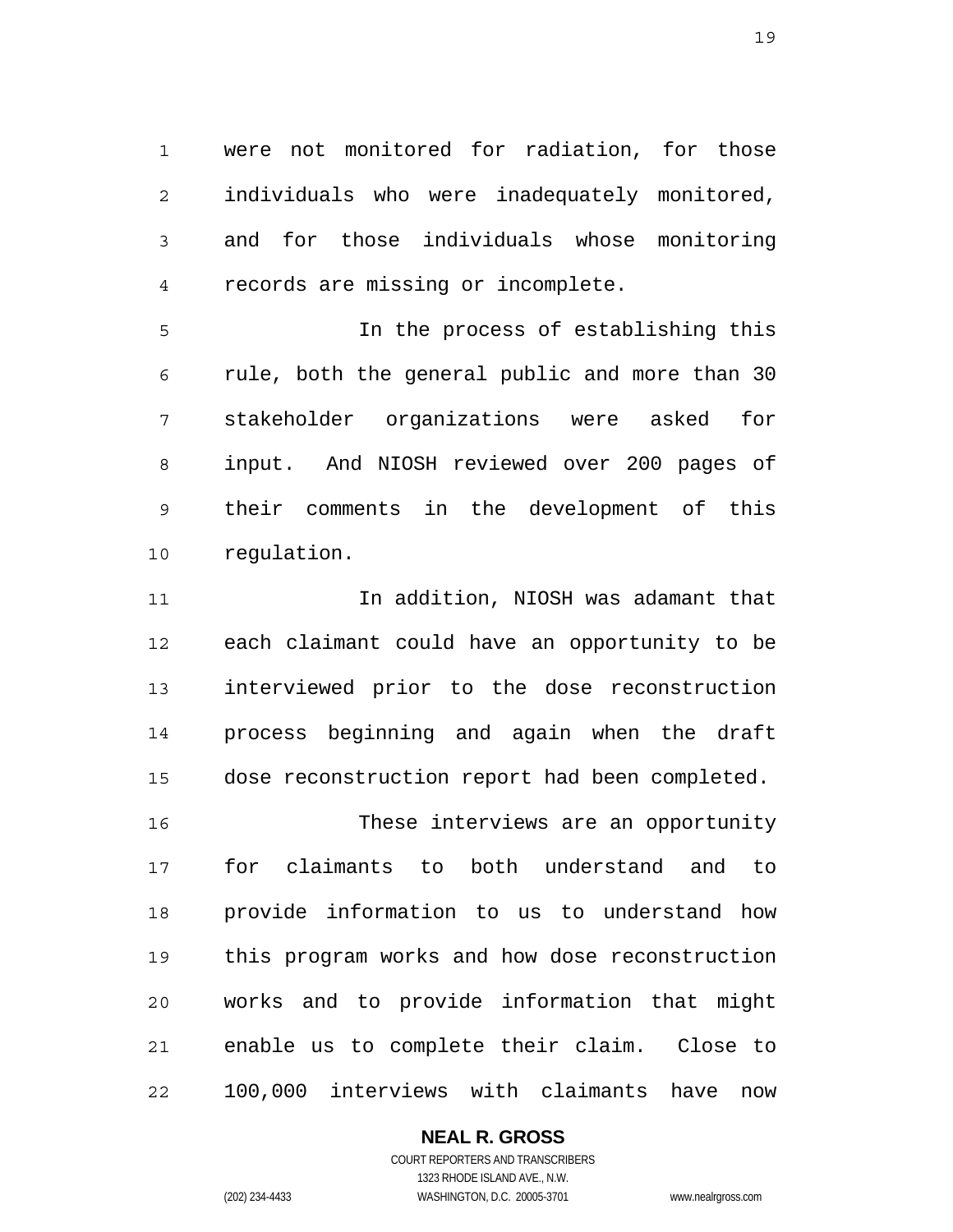were not monitored for radiation, for those individuals who were inadequately monitored, and for those individuals whose monitoring records are missing or incomplete.

In the process of establishing this rule, both the general public and more than 30 stakeholder organizations were asked for input. And NIOSH reviewed over 200 pages of their comments in the development of this regulation.

In addition, NIOSH was adamant that each claimant could have an opportunity to be interviewed prior to the dose reconstruction process beginning and again when the draft dose reconstruction report had been completed.

These interviews are an opportunity for claimants to both understand and to provide information to us to understand how this program works and how dose reconstruction works and to provide information that might enable us to complete their claim. Close to 100,000 interviews with claimants have now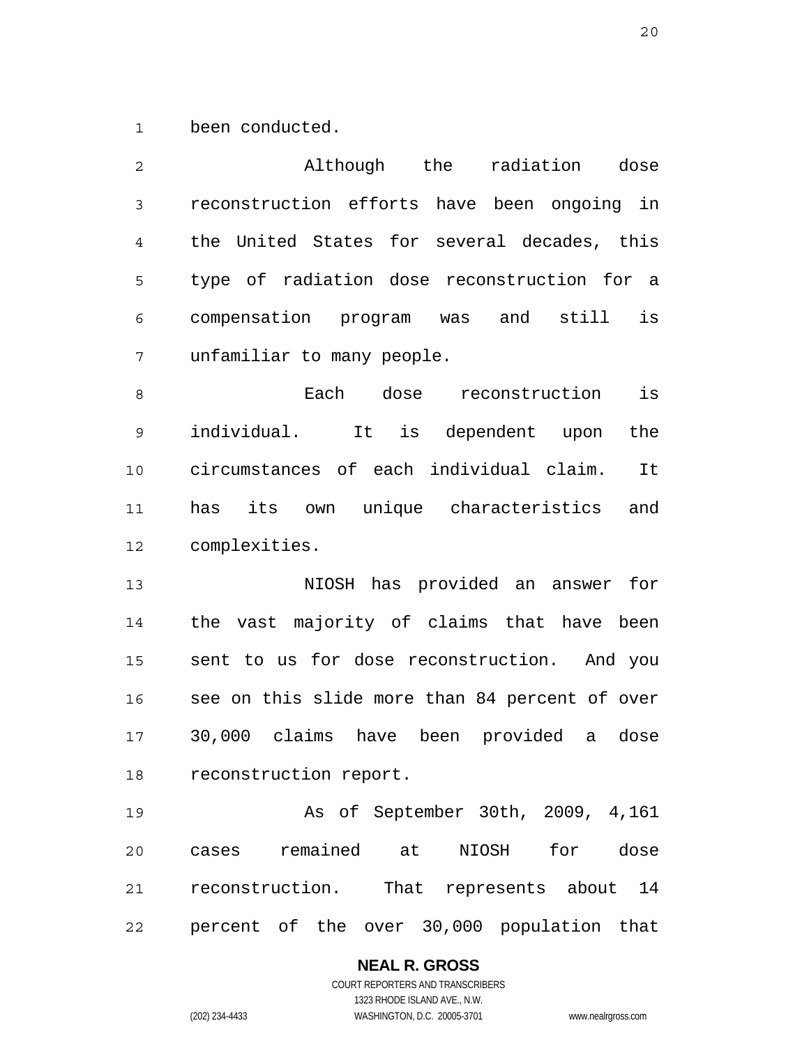been conducted.

Although the radiation dose reconstruction efforts have been ongoing in the United States for several decades, this type of radiation dose reconstruction for a compensation program was and still is unfamiliar to many people.

Each dose reconstruction is individual. It is dependent upon the circumstances of each individual claim. It has its own unique characteristics and complexities.

NIOSH has provided an answer for the vast majority of claims that have been sent to us for dose reconstruction. And you see on this slide more than 84 percent of over 30,000 claims have been provided a dose reconstruction report.

As of September 30th, 2009, 4,161 cases remained at NIOSH for dose reconstruction. That represents about 14 percent of the over 30,000 population that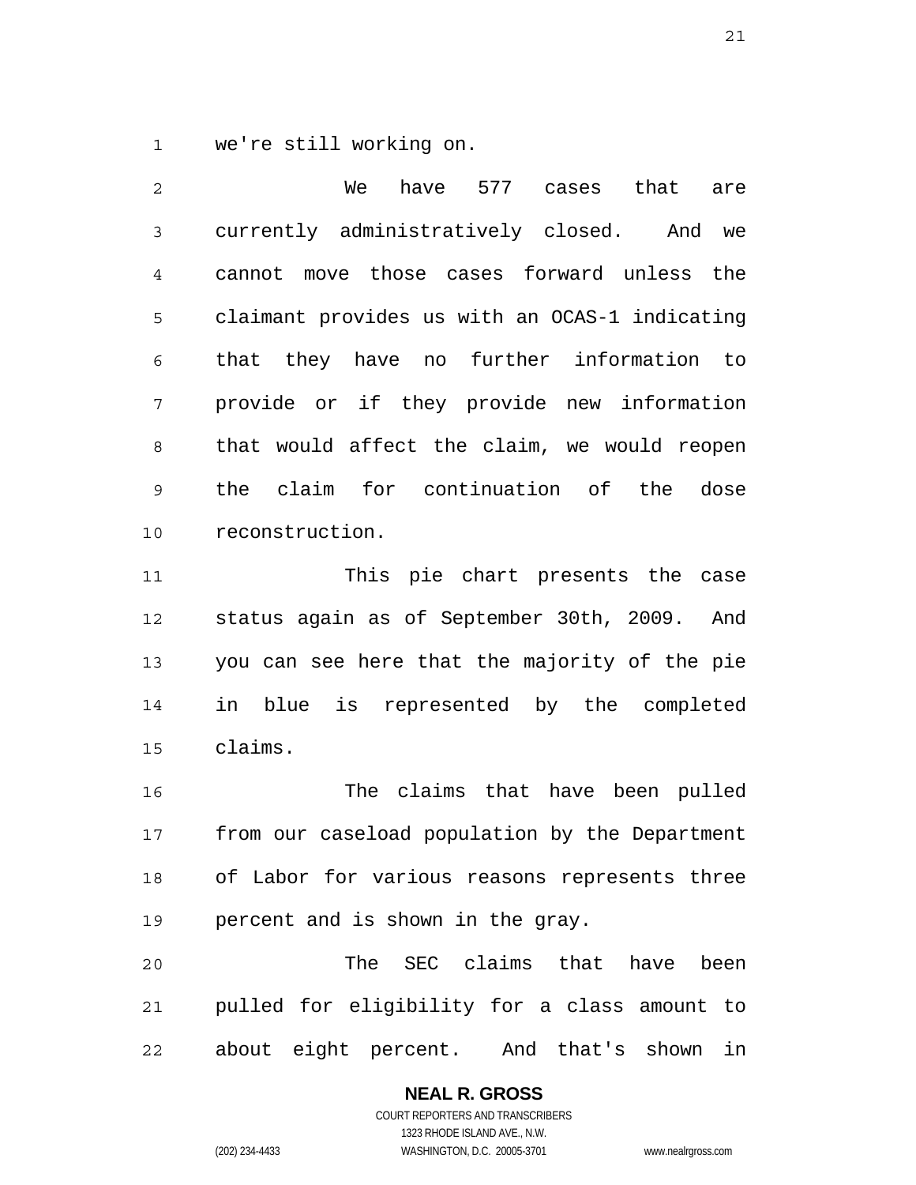we're still working on.

We have 577 cases that are currently administratively closed. And we cannot move those cases forward unless the claimant provides us with an OCAS-1 indicating that they have no further information to provide or if they provide new information that would affect the claim, we would reopen the claim for continuation of the dose reconstruction.

This pie chart presents the case status again as of September 30th, 2009. And you can see here that the majority of the pie in blue is represented by the completed claims.

The claims that have been pulled from our caseload population by the Department of Labor for various reasons represents three percent and is shown in the gray.

The SEC claims that have been pulled for eligibility for a class amount to about eight percent. And that's shown in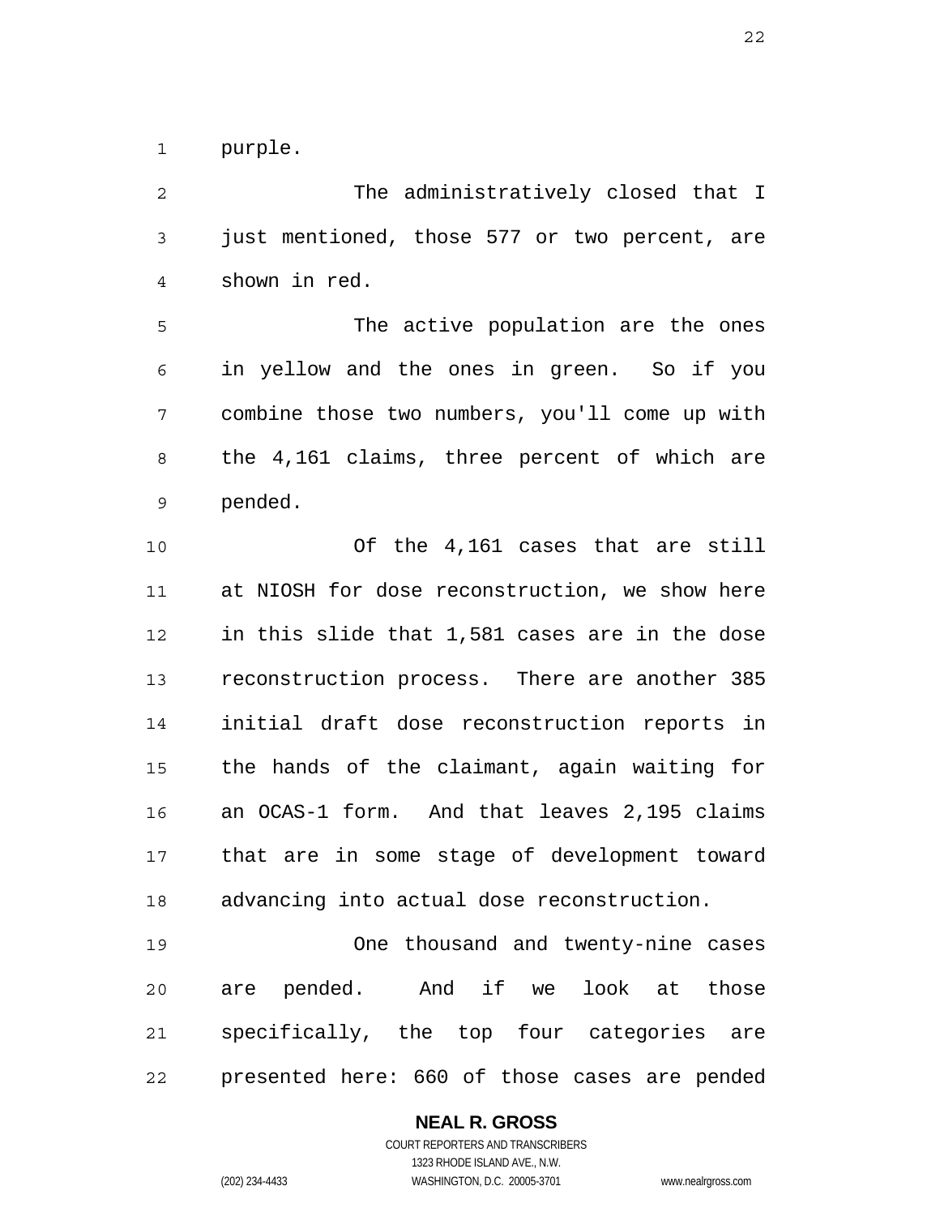purple.

The administratively closed that I just mentioned, those 577 or two percent, are shown in red.

The active population are the ones in yellow and the ones in green. So if you combine those two numbers, you'll come up with the 4,161 claims, three percent of which are pended.

Of the 4,161 cases that are still at NIOSH for dose reconstruction, we show here in this slide that 1,581 cases are in the dose reconstruction process. There are another 385 initial draft dose reconstruction reports in the hands of the claimant, again waiting for an OCAS-1 form. And that leaves 2,195 claims that are in some stage of development toward advancing into actual dose reconstruction.

One thousand and twenty-nine cases are pended. And if we look at those specifically, the top four categories are presented here: 660 of those cases are pended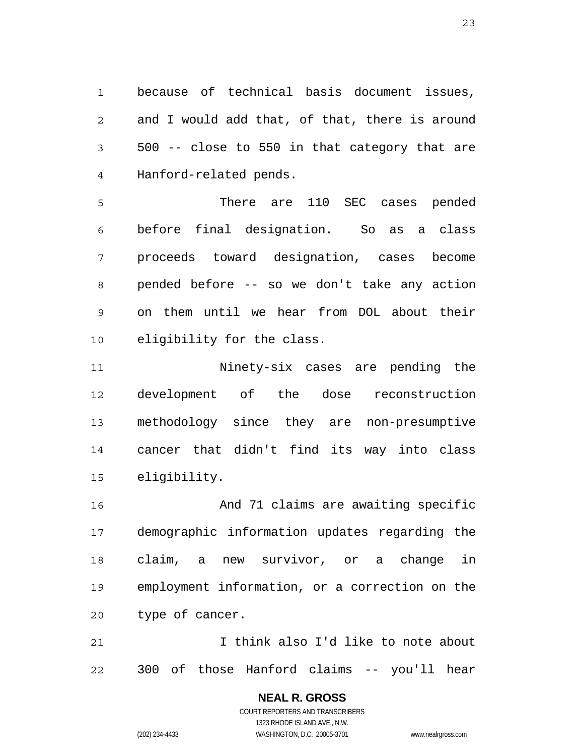because of technical basis document issues, and I would add that, of that, there is around 500 -- close to 550 in that category that are Hanford-related pends.

There are 110 SEC cases pended before final designation. So as a class proceeds toward designation, cases become pended before -- so we don't take any action on them until we hear from DOL about their eligibility for the class.

Ninety-six cases are pending the development of the dose reconstruction methodology since they are non-presumptive cancer that didn't find its way into class eligibility.

And 71 claims are awaiting specific demographic information updates regarding the claim, a new survivor, or a change in employment information, or a correction on the type of cancer.

I think also I'd like to note about 300 of those Hanford claims -- you'll hear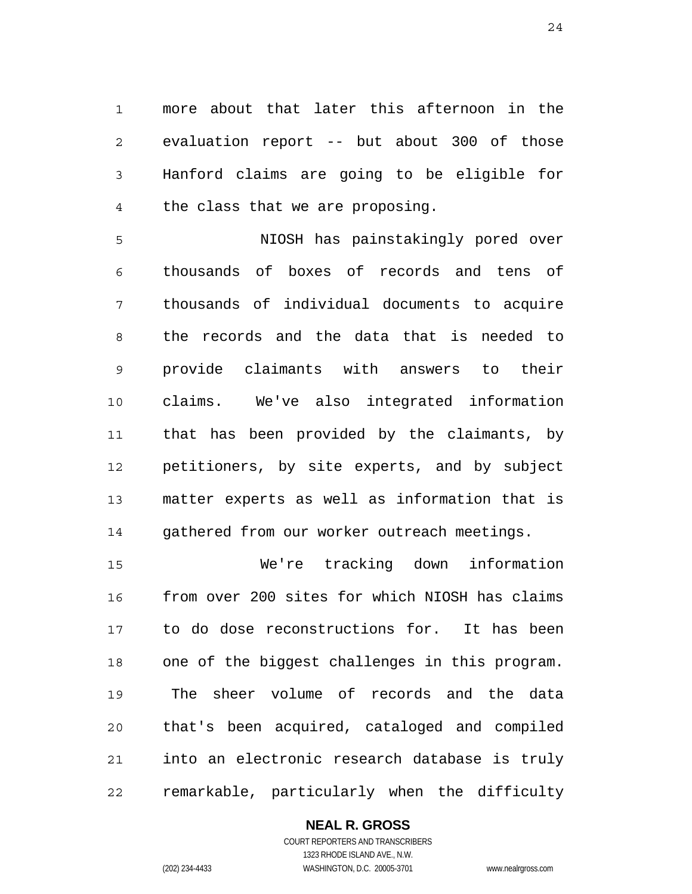more about that later this afternoon in the evaluation report -- but about 300 of those Hanford claims are going to be eligible for the class that we are proposing.

NIOSH has painstakingly pored over thousands of boxes of records and tens of thousands of individual documents to acquire the records and the data that is needed to provide claimants with answers to their claims. We've also integrated information that has been provided by the claimants, by petitioners, by site experts, and by subject matter experts as well as information that is gathered from our worker outreach meetings.

We're tracking down information from over 200 sites for which NIOSH has claims to do dose reconstructions for. It has been one of the biggest challenges in this program. The sheer volume of records and the data that's been acquired, cataloged and compiled into an electronic research database is truly remarkable, particularly when the difficulty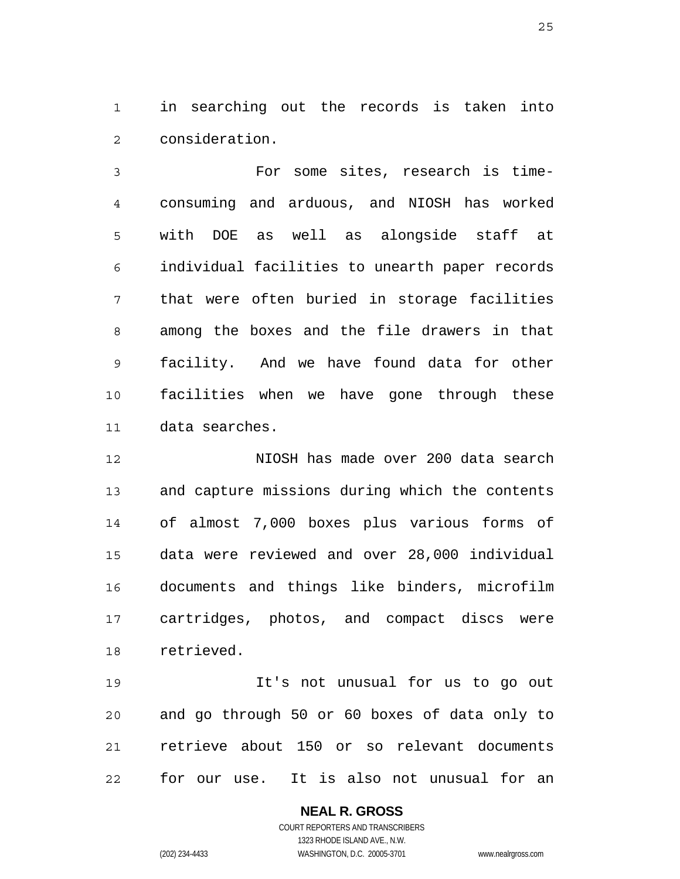in searching out the records is taken into consideration.

For some sites, research is time-consuming and arduous, and NIOSH has worked with DOE as well as alongside staff at individual facilities to unearth paper records that were often buried in storage facilities among the boxes and the file drawers in that facility. And we have found data for other facilities when we have gone through these data searches.

NIOSH has made over 200 data search and capture missions during which the contents of almost 7,000 boxes plus various forms of data were reviewed and over 28,000 individual documents and things like binders, microfilm cartridges, photos, and compact discs were retrieved.

It's not unusual for us to go out and go through 50 or 60 boxes of data only to retrieve about 150 or so relevant documents for our use. It is also not unusual for an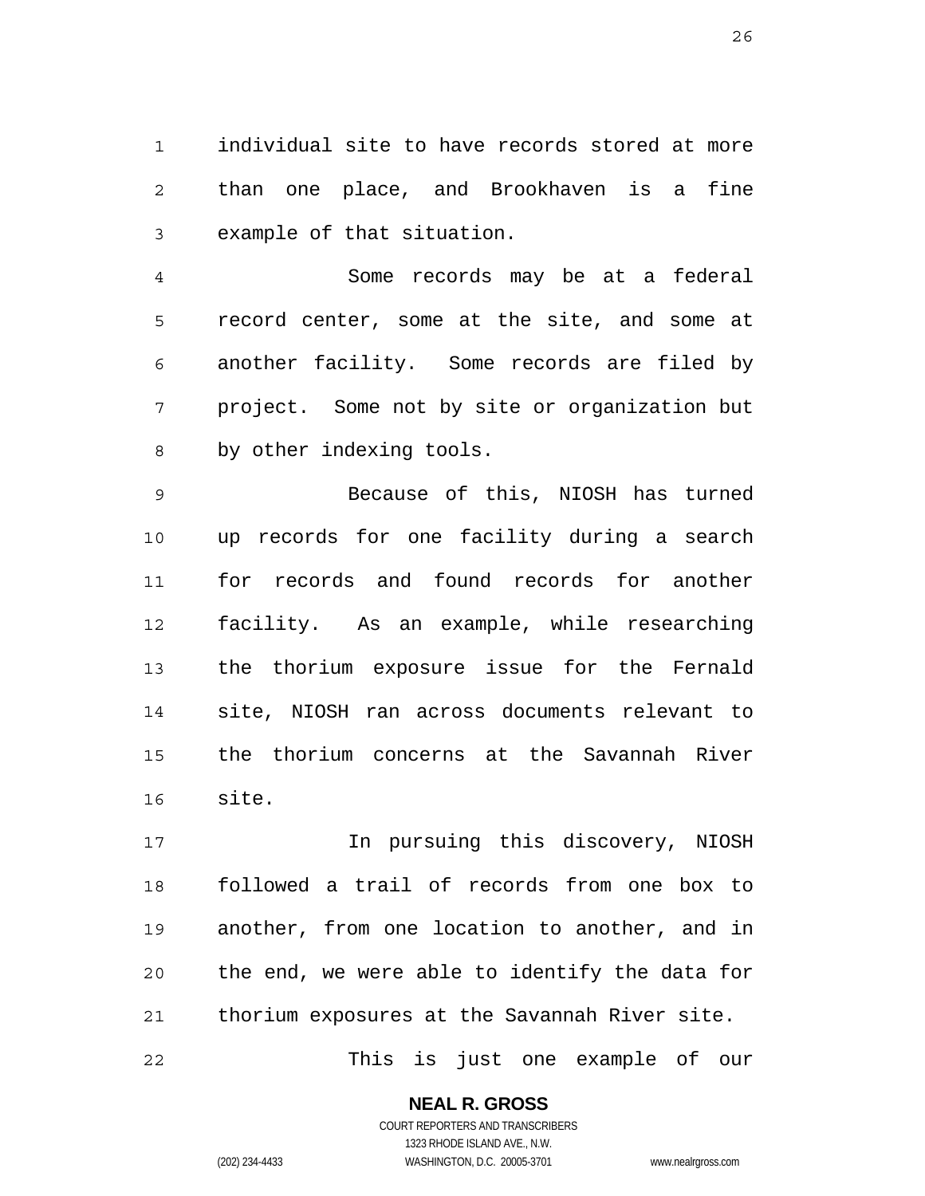individual site to have records stored at more than one place, and Brookhaven is a fine example of that situation.

Some records may be at a federal record center, some at the site, and some at another facility. Some records are filed by project. Some not by site or organization but by other indexing tools.

Because of this, NIOSH has turned up records for one facility during a search for records and found records for another facility. As an example, while researching the thorium exposure issue for the Fernald site, NIOSH ran across documents relevant to the thorium concerns at the Savannah River site.

In pursuing this discovery, NIOSH followed a trail of records from one box to another, from one location to another, and in the end, we were able to identify the data for thorium exposures at the Savannah River site.

This is just one example of our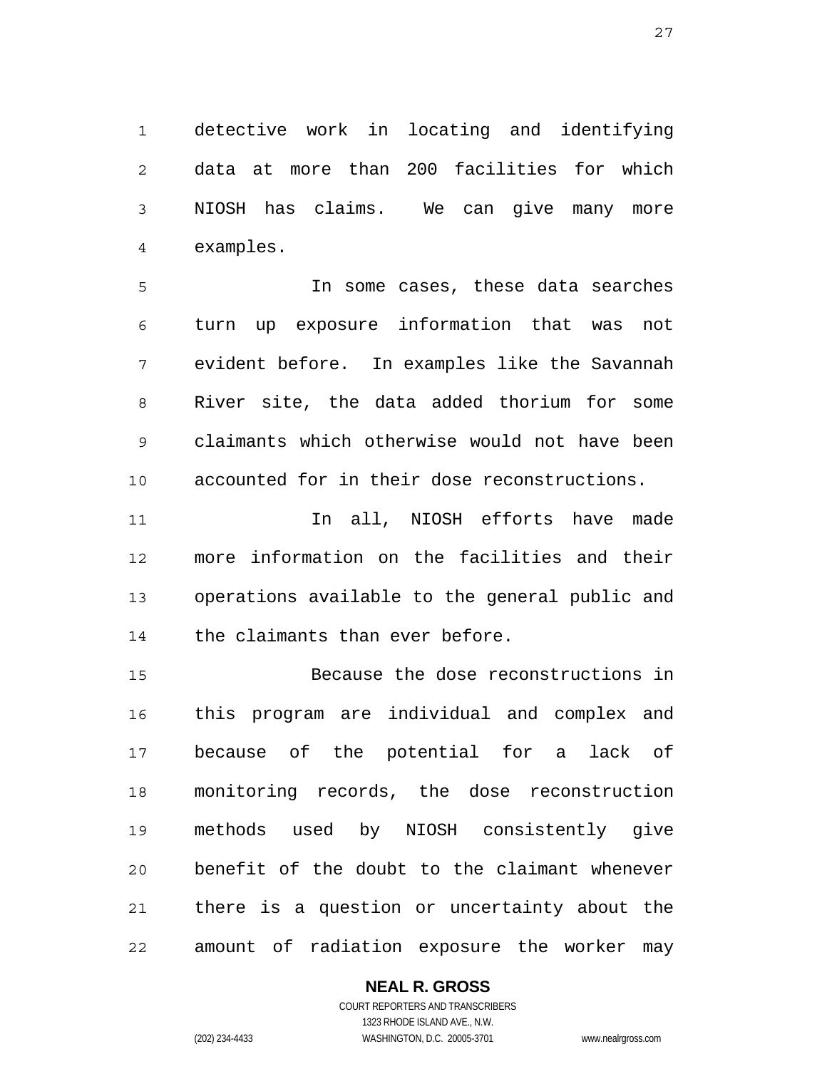detective work in locating and identifying data at more than 200 facilities for which NIOSH has claims. We can give many more examples.

In some cases, these data searches turn up exposure information that was not evident before. In examples like the Savannah River site, the data added thorium for some claimants which otherwise would not have been accounted for in their dose reconstructions.

In all, NIOSH efforts have made more information on the facilities and their operations available to the general public and the claimants than ever before.

Because the dose reconstructions in this program are individual and complex and because of the potential for a lack of monitoring records, the dose reconstruction methods used by NIOSH consistently give benefit of the doubt to the claimant whenever there is a question or uncertainty about the amount of radiation exposure the worker may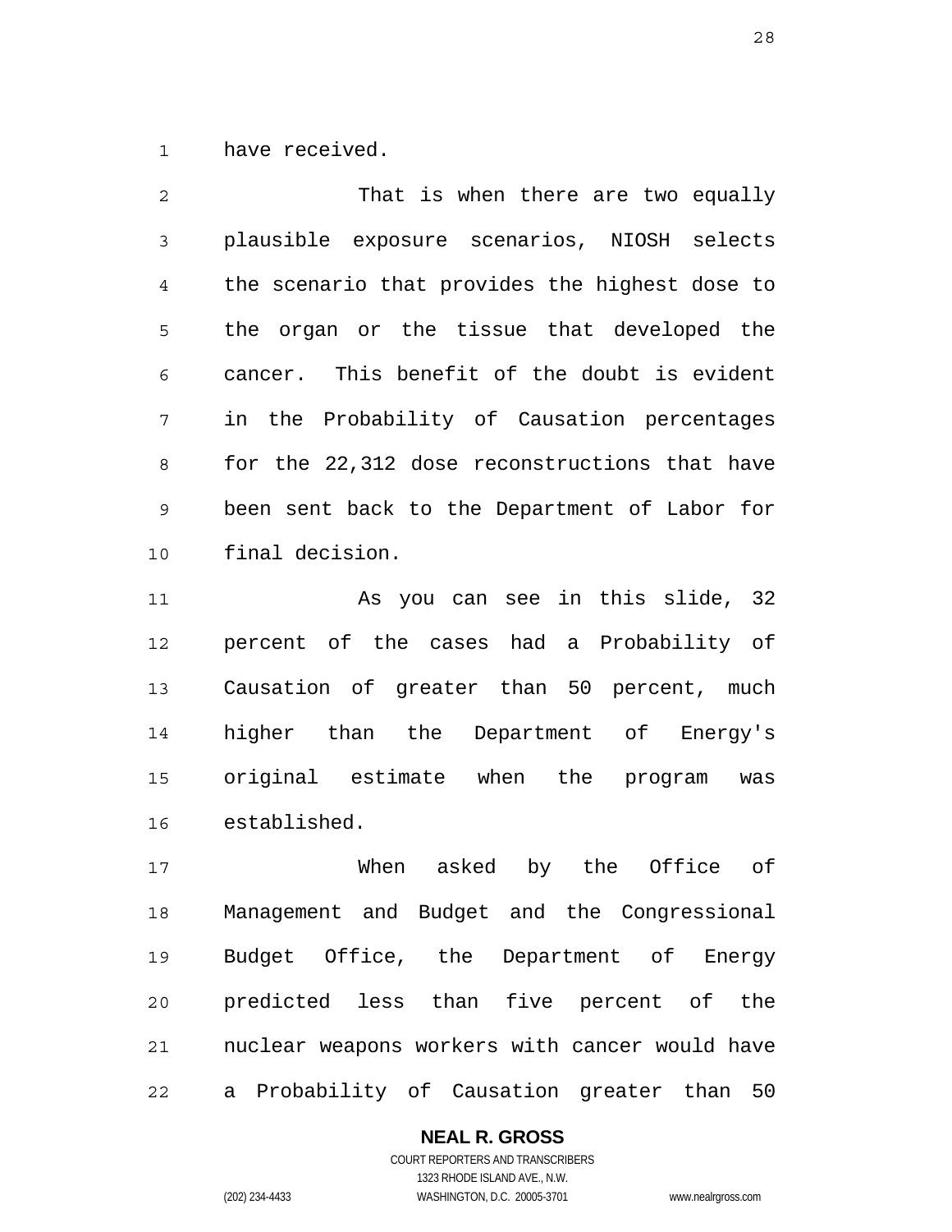have received.

That is when there are two equally plausible exposure scenarios, NIOSH selects the scenario that provides the highest dose to the organ or the tissue that developed the cancer. This benefit of the doubt is evident in the Probability of Causation percentages for the 22,312 dose reconstructions that have been sent back to the Department of Labor for final decision.

As you can see in this slide, 32 percent of the cases had a Probability of Causation of greater than 50 percent, much higher than the Department of Energy's original estimate when the program was established.

When asked by the Office of Management and Budget and the Congressional Budget Office, the Department of Energy predicted less than five percent of the nuclear weapons workers with cancer would have a Probability of Causation greater than 50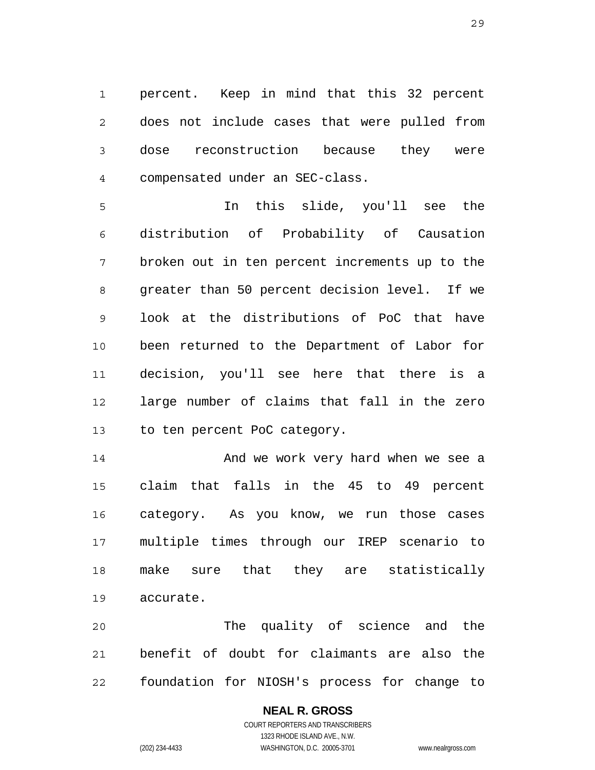percent. Keep in mind that this 32 percent does not include cases that were pulled from dose reconstruction because they were compensated under an SEC-class.

In this slide, you'll see the distribution of Probability of Causation broken out in ten percent increments up to the greater than 50 percent decision level. If we look at the distributions of PoC that have been returned to the Department of Labor for decision, you'll see here that there is a large number of claims that fall in the zero to ten percent PoC category.

And we work very hard when we see a claim that falls in the 45 to 49 percent category. As you know, we run those cases multiple times through our IREP scenario to make sure that they are statistically accurate.

The quality of science and the benefit of doubt for claimants are also the foundation for NIOSH's process for change to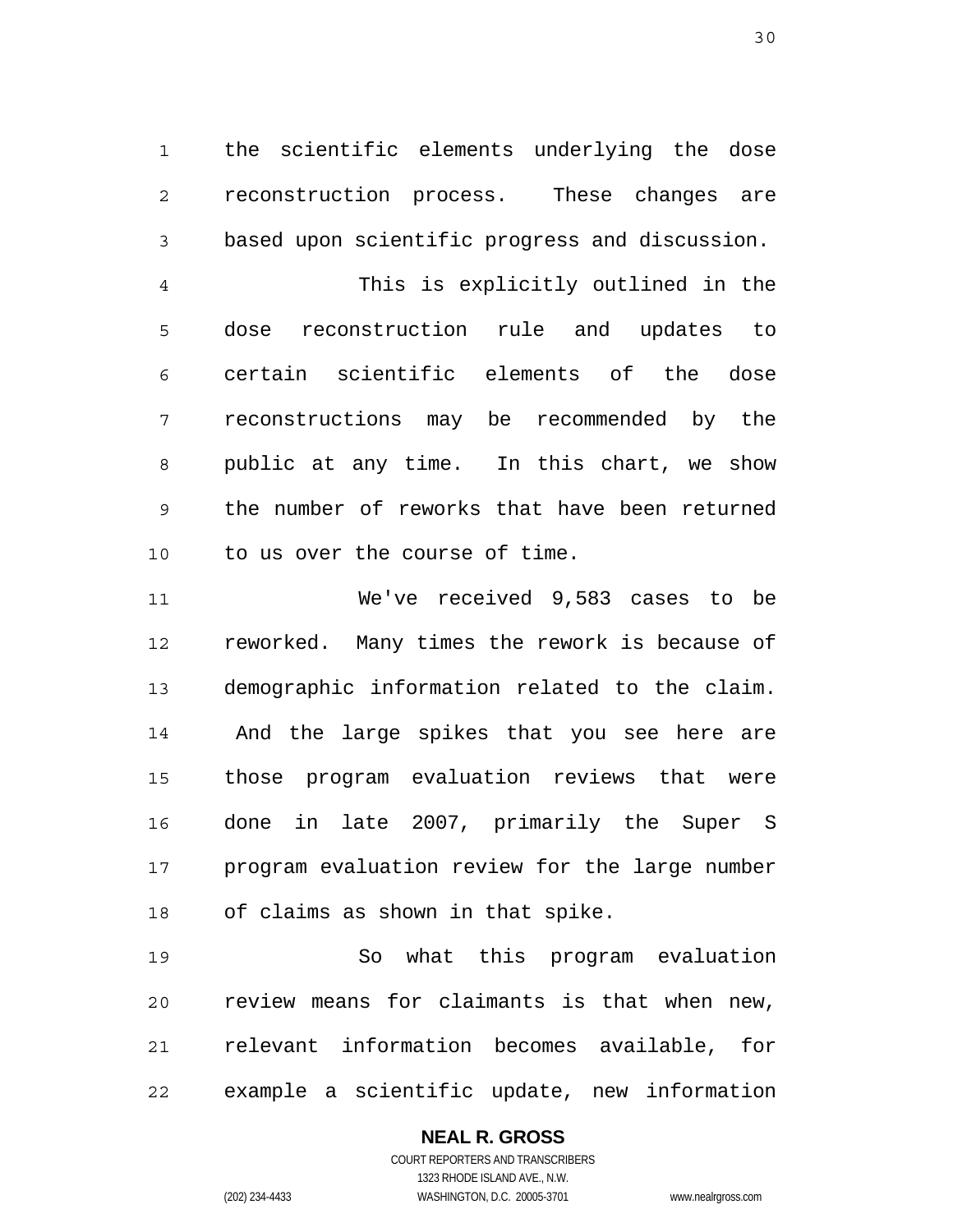the scientific elements underlying the dose reconstruction process. These changes are based upon scientific progress and discussion.

This is explicitly outlined in the dose reconstruction rule and updates to certain scientific elements of the dose reconstructions may be recommended by the public at any time. In this chart, we show the number of reworks that have been returned to us over the course of time.

We've received 9,583 cases to be reworked. Many times the rework is because of demographic information related to the claim. And the large spikes that you see here are those program evaluation reviews that were done in late 2007, primarily the Super S program evaluation review for the large number of claims as shown in that spike.

So what this program evaluation review means for claimants is that when new, relevant information becomes available, for example a scientific update, new information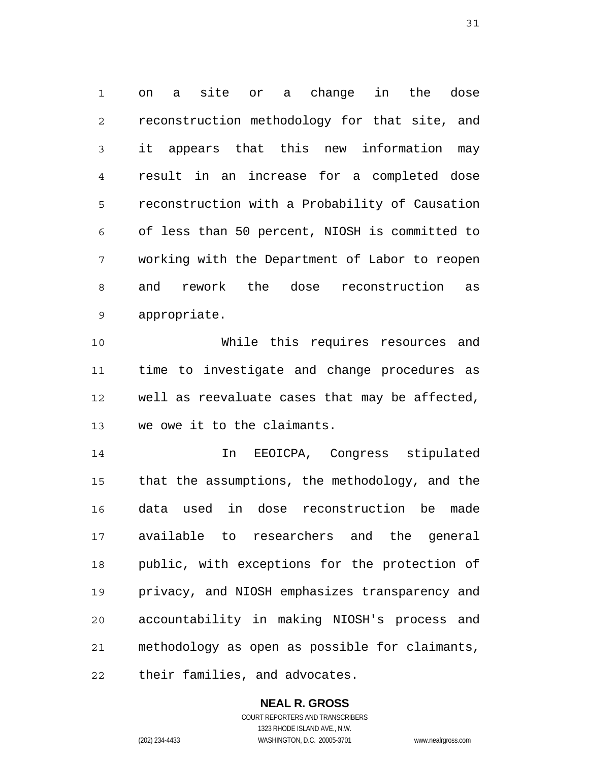on a site or a change in the dose reconstruction methodology for that site, and it appears that this new information may result in an increase for a completed dose reconstruction with a Probability of Causation of less than 50 percent, NIOSH is committed to working with the Department of Labor to reopen and rework the dose reconstruction as appropriate.

While this requires resources and time to investigate and change procedures as well as reevaluate cases that may be affected, we owe it to the claimants.

In EEOICPA, Congress stipulated that the assumptions, the methodology, and the data used in dose reconstruction be made available to researchers and the general public, with exceptions for the protection of privacy, and NIOSH emphasizes transparency and accountability in making NIOSH's process and methodology as open as possible for claimants, their families, and advocates.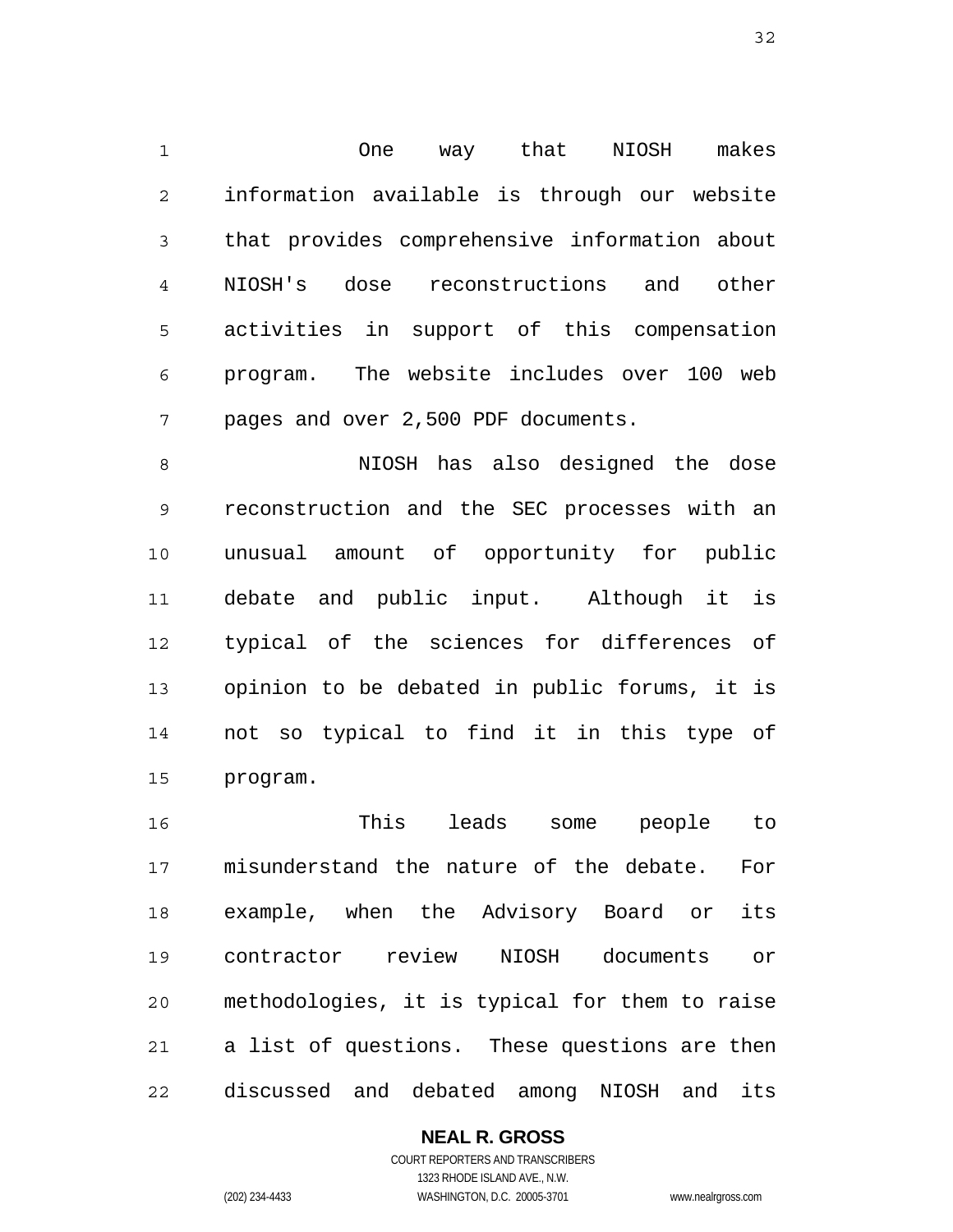One way that NIOSH makes information available is through our website that provides comprehensive information about NIOSH's dose reconstructions and other activities in support of this compensation program. The website includes over 100 web pages and over 2,500 PDF documents.

NIOSH has also designed the dose reconstruction and the SEC processes with an unusual amount of opportunity for public debate and public input. Although it is typical of the sciences for differences of opinion to be debated in public forums, it is not so typical to find it in this type of program.

This leads some people to misunderstand the nature of the debate. For example, when the Advisory Board or its contractor review NIOSH documents or methodologies, it is typical for them to raise a list of questions. These questions are then discussed and debated among NIOSH and its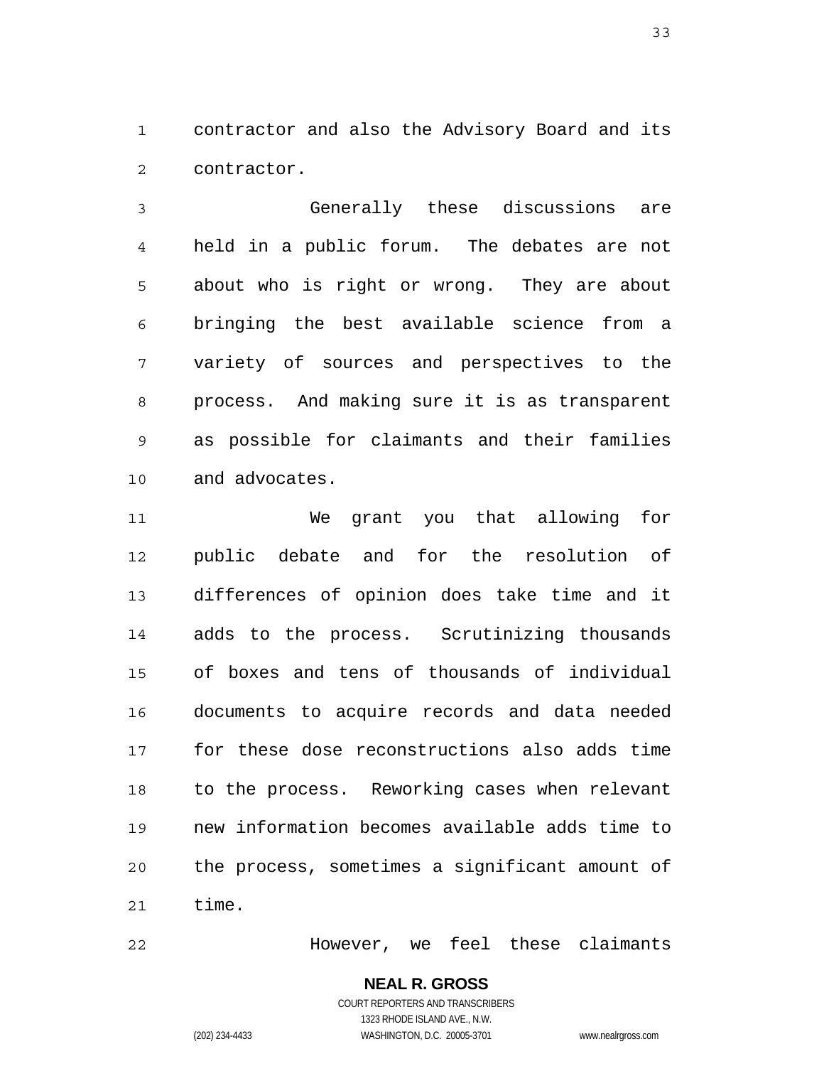contractor and also the Advisory Board and its contractor.

Generally these discussions are held in a public forum. The debates are not about who is right or wrong. They are about bringing the best available science from a variety of sources and perspectives to the process. And making sure it is as transparent as possible for claimants and their families and advocates.

We grant you that allowing for public debate and for the resolution of differences of opinion does take time and it adds to the process. Scrutinizing thousands of boxes and tens of thousands of individual documents to acquire records and data needed for these dose reconstructions also adds time to the process. Reworking cases when relevant new information becomes available adds time to the process, sometimes a significant amount of time.

However, we feel these claimants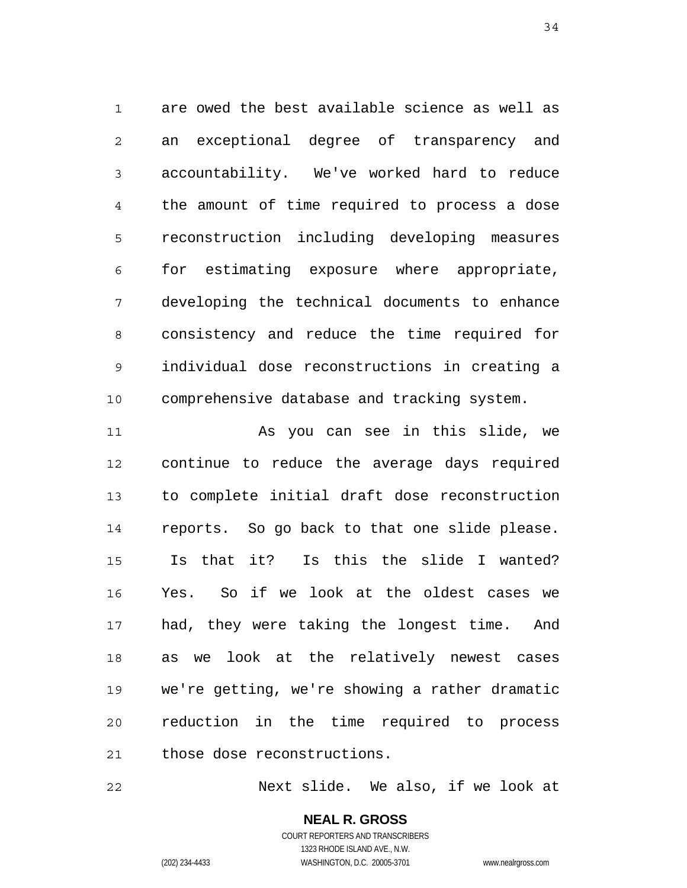are owed the best available science as well as an exceptional degree of transparency and accountability. We've worked hard to reduce the amount of time required to process a dose reconstruction including developing measures for estimating exposure where appropriate, developing the technical documents to enhance consistency and reduce the time required for individual dose reconstructions in creating a comprehensive database and tracking system.

As you can see in this slide, we continue to reduce the average days required to complete initial draft dose reconstruction reports. So go back to that one slide please. Is that it? Is this the slide I wanted? Yes. So if we look at the oldest cases we had, they were taking the longest time. And as we look at the relatively newest cases we're getting, we're showing a rather dramatic reduction in the time required to process those dose reconstructions.

Next slide. We also, if we look at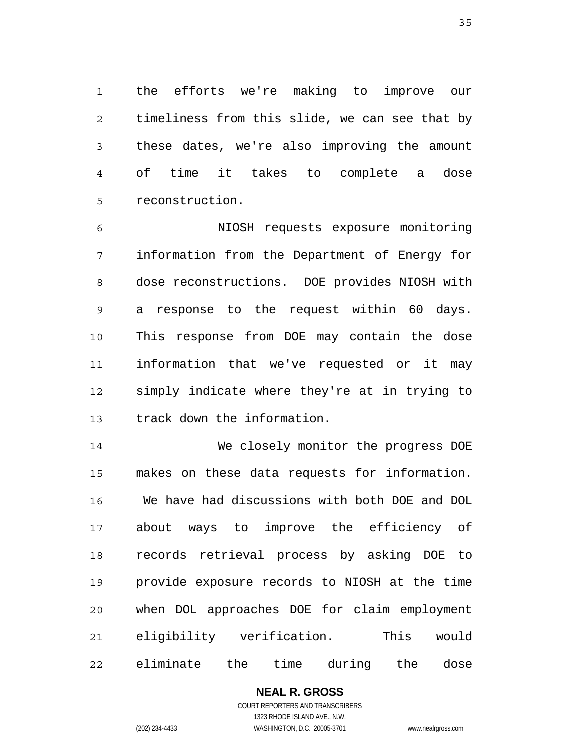the efforts we're making to improve our timeliness from this slide, we can see that by these dates, we're also improving the amount of time it takes to complete a dose reconstruction.

NIOSH requests exposure monitoring information from the Department of Energy for dose reconstructions. DOE provides NIOSH with a response to the request within 60 days. This response from DOE may contain the dose information that we've requested or it may simply indicate where they're at in trying to track down the information.

We closely monitor the progress DOE makes on these data requests for information. We have had discussions with both DOE and DOL about ways to improve the efficiency of records retrieval process by asking DOE to provide exposure records to NIOSH at the time when DOL approaches DOE for claim employment eligibility verification. This would eliminate the time during the dose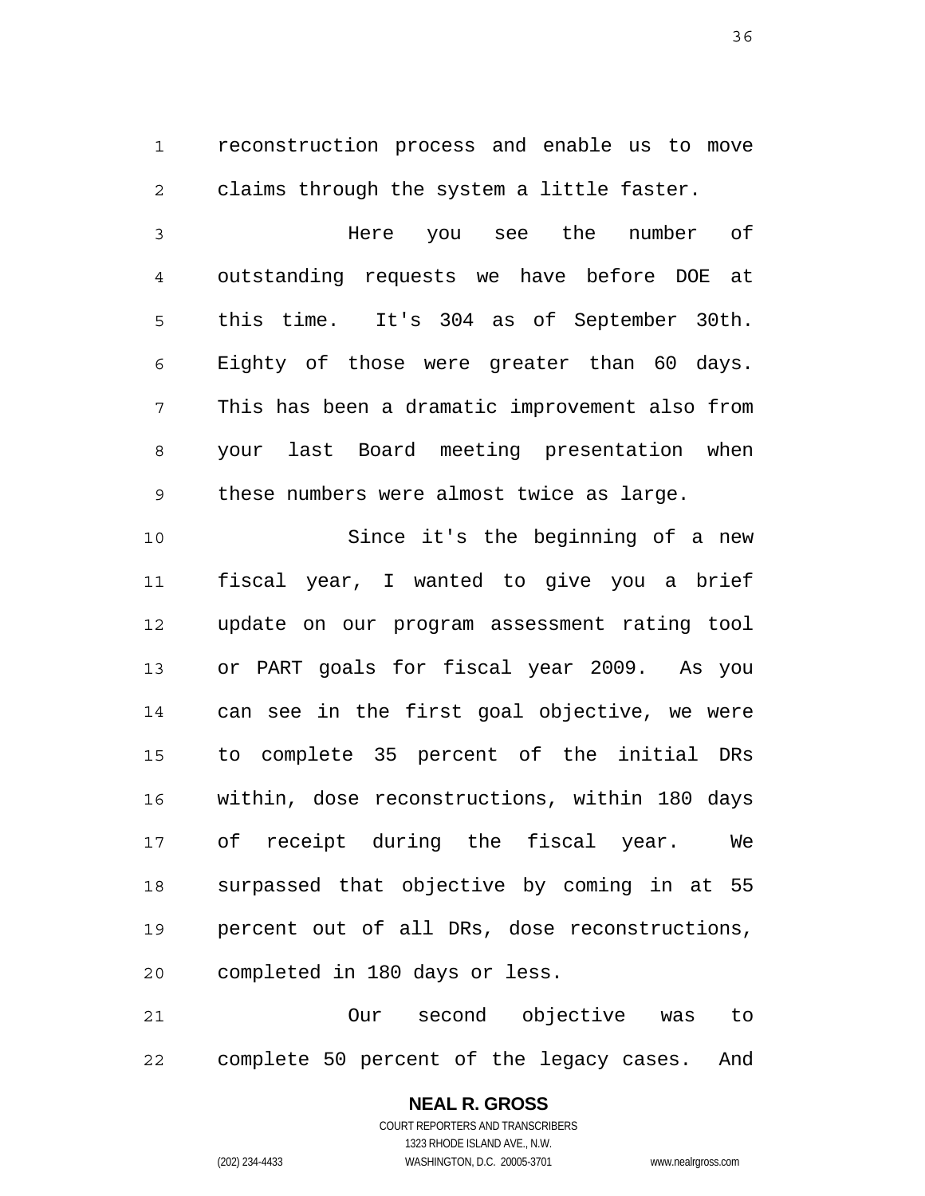reconstruction process and enable us to move claims through the system a little faster.

Here you see the number of outstanding requests we have before DOE at this time. It's 304 as of September 30th. Eighty of those were greater than 60 days. This has been a dramatic improvement also from your last Board meeting presentation when these numbers were almost twice as large.

Since it's the beginning of a new fiscal year, I wanted to give you a brief update on our program assessment rating tool or PART goals for fiscal year 2009. As you can see in the first goal objective, we were to complete 35 percent of the initial DRs within, dose reconstructions, within 180 days of receipt during the fiscal year. We surpassed that objective by coming in at 55 percent out of all DRs, dose reconstructions, completed in 180 days or less.

Our second objective was to complete 50 percent of the legacy cases. And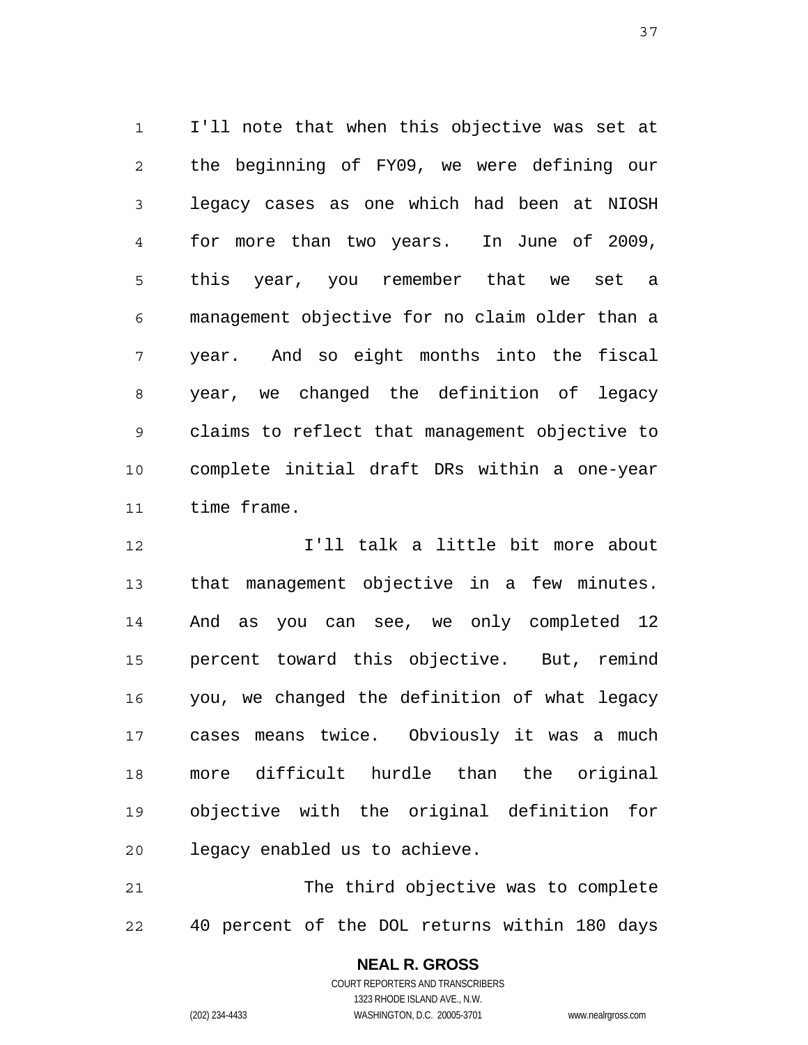I'll note that when this objective was set at the beginning of FY09, we were defining our legacy cases as one which had been at NIOSH for more than two years. In June of 2009, this year, you remember that we set a management objective for no claim older than a year. And so eight months into the fiscal year, we changed the definition of legacy claims to reflect that management objective to complete initial draft DRs within a one-year time frame.

I'll talk a little bit more about that management objective in a few minutes. And as you can see, we only completed 12 percent toward this objective. But, remind you, we changed the definition of what legacy cases means twice. Obviously it was a much more difficult hurdle than the original objective with the original definition for legacy enabled us to achieve.

The third objective was to complete 40 percent of the DOL returns within 180 days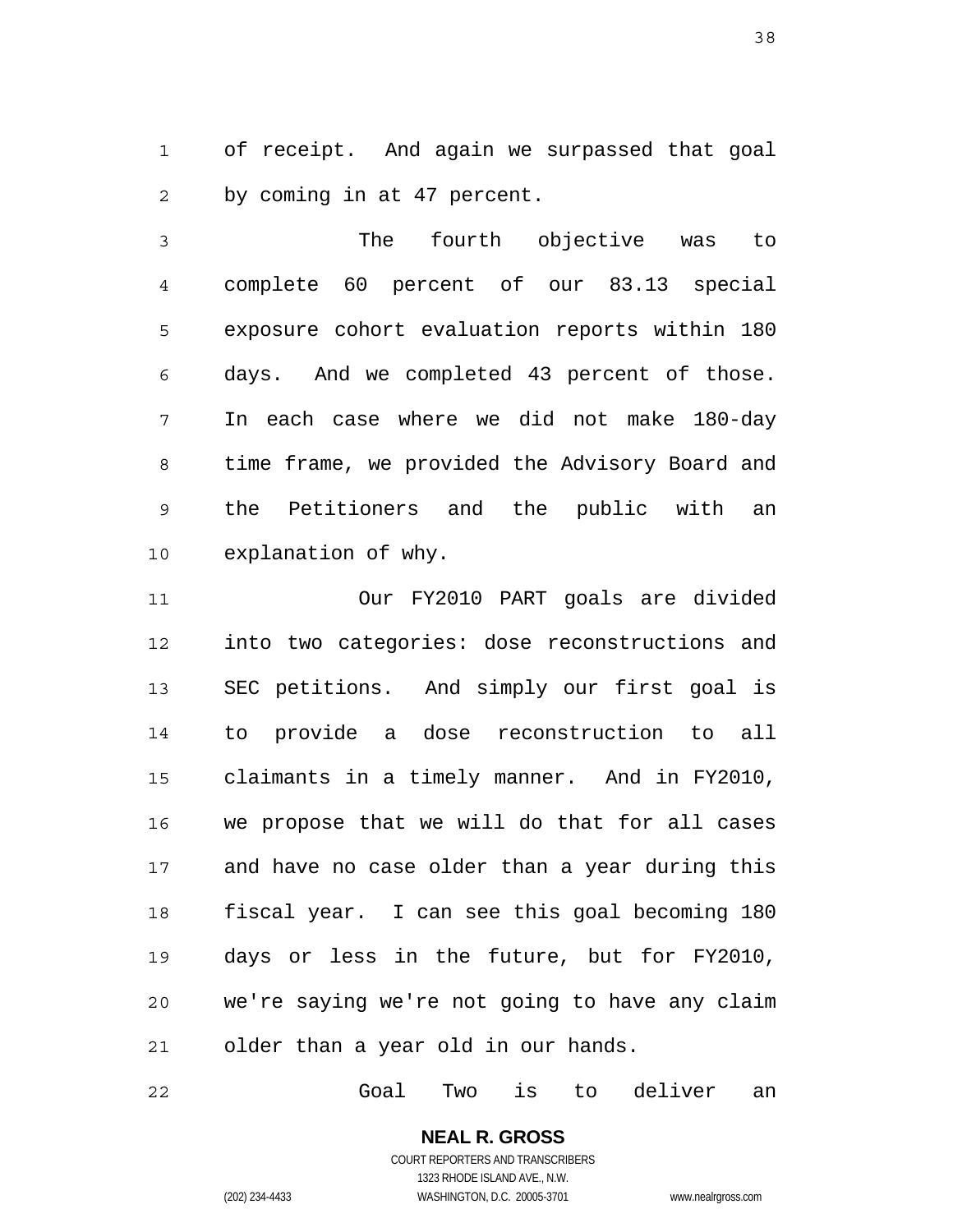of receipt. And again we surpassed that goal by coming in at 47 percent.

The fourth objective was to complete 60 percent of our 83.13 special exposure cohort evaluation reports within 180 days. And we completed 43 percent of those. In each case where we did not make 180-day time frame, we provided the Advisory Board and the Petitioners and the public with an explanation of why.

Our FY2010 PART goals are divided into two categories: dose reconstructions and SEC petitions. And simply our first goal is to provide a dose reconstruction to all claimants in a timely manner. And in FY2010, we propose that we will do that for all cases and have no case older than a year during this fiscal year. I can see this goal becoming 180 days or less in the future, but for FY2010, we're saying we're not going to have any claim older than a year old in our hands.

Goal Two is to deliver an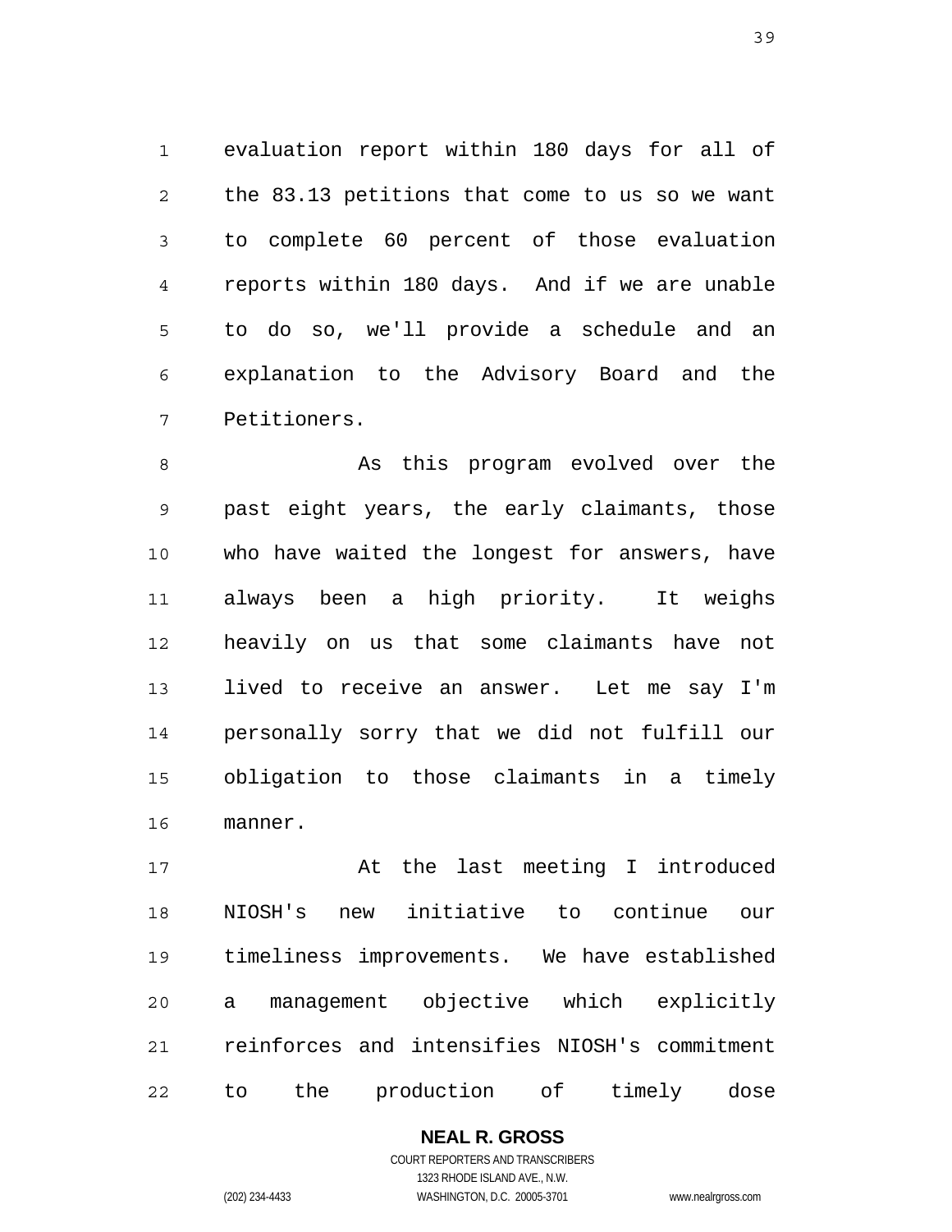evaluation report within 180 days for all of the 83.13 petitions that come to us so we want to complete 60 percent of those evaluation reports within 180 days. And if we are unable to do so, we'll provide a schedule and an explanation to the Advisory Board and the Petitioners.

As this program evolved over the past eight years, the early claimants, those who have waited the longest for answers, have always been a high priority. It weighs heavily on us that some claimants have not lived to receive an answer. Let me say I'm personally sorry that we did not fulfill our obligation to those claimants in a timely manner.

At the last meeting I introduced NIOSH's new initiative to continue our timeliness improvements. We have established a management objective which explicitly reinforces and intensifies NIOSH's commitment to the production of timely dose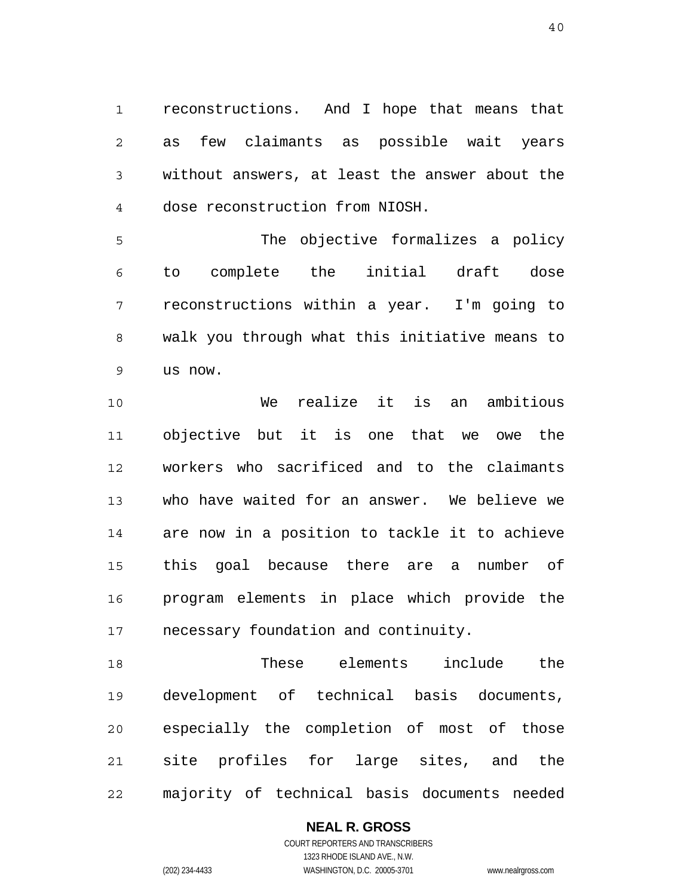reconstructions. And I hope that means that as few claimants as possible wait years without answers, at least the answer about the dose reconstruction from NIOSH.

The objective formalizes a policy to complete the initial draft dose reconstructions within a year. I'm going to walk you through what this initiative means to us now.

We realize it is an ambitious objective but it is one that we owe the workers who sacrificed and to the claimants who have waited for an answer. We believe we are now in a position to tackle it to achieve this goal because there are a number of program elements in place which provide the necessary foundation and continuity.

These elements include the development of technical basis documents, especially the completion of most of those site profiles for large sites, and the majority of technical basis documents needed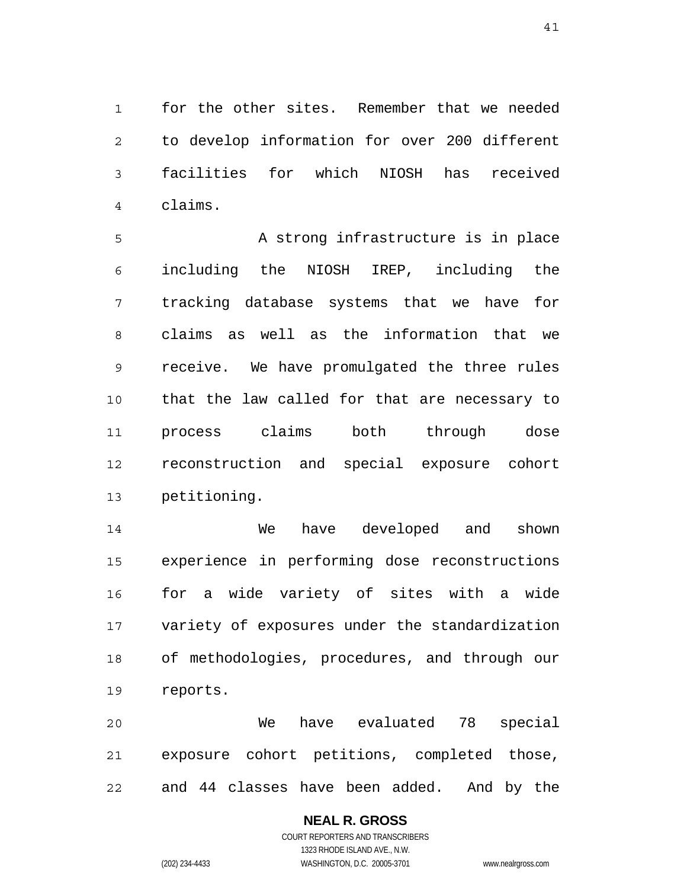for the other sites. Remember that we needed to develop information for over 200 different facilities for which NIOSH has received claims.

A strong infrastructure is in place including the NIOSH IREP, including the tracking database systems that we have for claims as well as the information that we receive. We have promulgated the three rules that the law called for that are necessary to process claims both through dose reconstruction and special exposure cohort petitioning.

We have developed and shown experience in performing dose reconstructions for a wide variety of sites with a wide variety of exposures under the standardization of methodologies, procedures, and through our reports.

We have evaluated 78 special exposure cohort petitions, completed those, and 44 classes have been added. And by the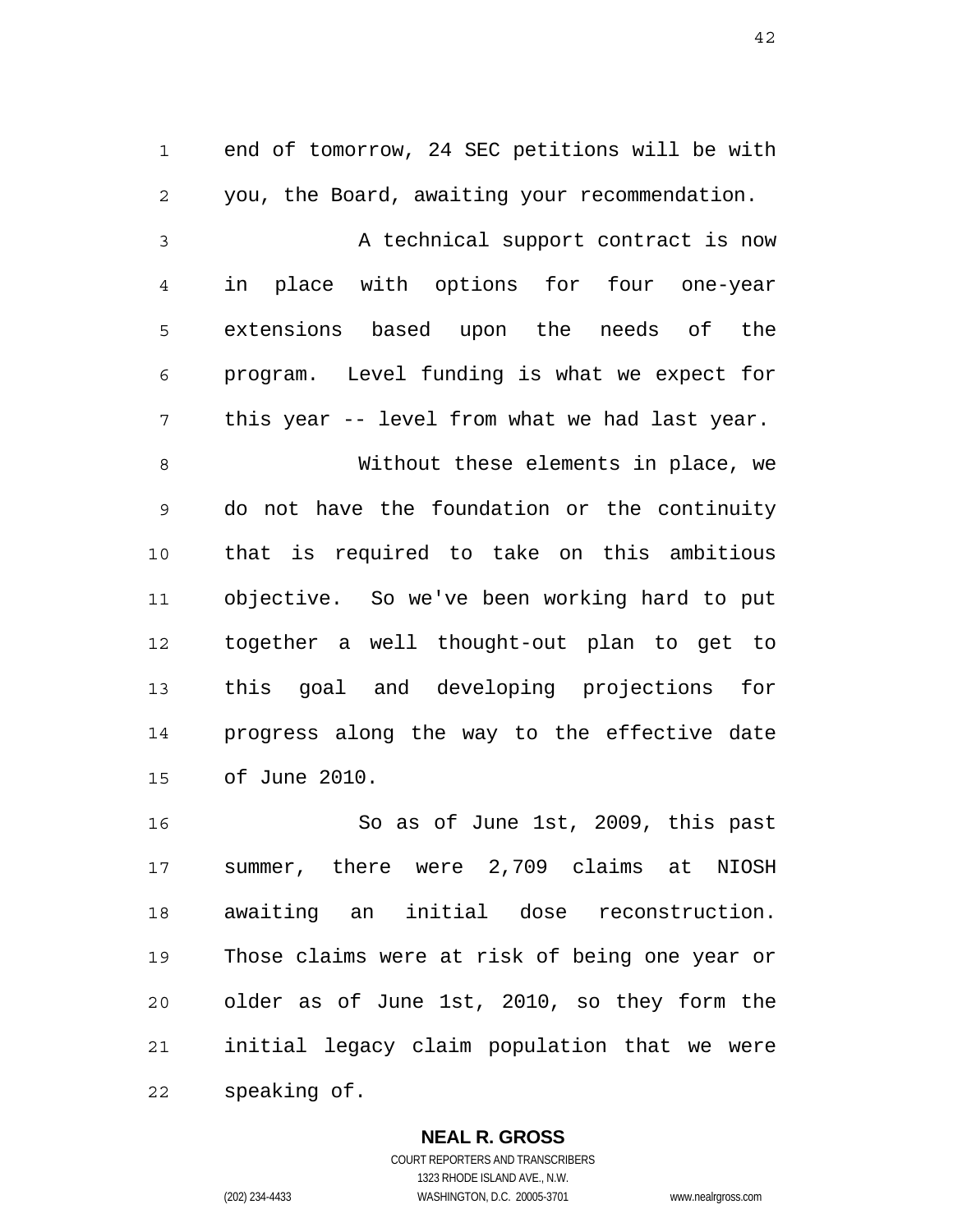end of tomorrow, 24 SEC petitions will be with you, the Board, awaiting your recommendation.

A technical support contract is now in place with options for four one-year extensions based upon the needs of the program. Level funding is what we expect for this year -- level from what we had last year.

Without these elements in place, we do not have the foundation or the continuity that is required to take on this ambitious objective. So we've been working hard to put together a well thought-out plan to get to this goal and developing projections for progress along the way to the effective date of June 2010.

So as of June 1st, 2009, this past summer, there were 2,709 claims at NIOSH awaiting an initial dose reconstruction. Those claims were at risk of being one year or older as of June 1st, 2010, so they form the initial legacy claim population that we were speaking of.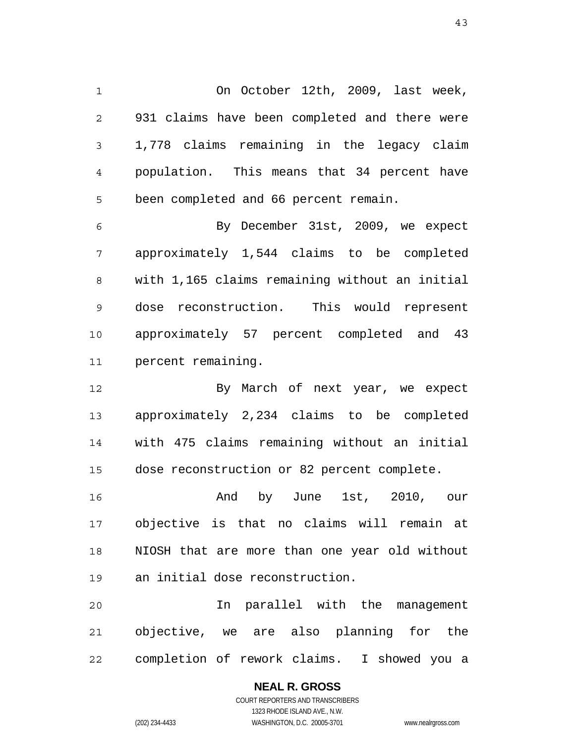On October 12th, 2009, last week, 931 claims have been completed and there were 1,778 claims remaining in the legacy claim population. This means that 34 percent have been completed and 66 percent remain.

By December 31st, 2009, we expect approximately 1,544 claims to be completed with 1,165 claims remaining without an initial dose reconstruction. This would represent approximately 57 percent completed and 43 percent remaining.

By March of next year, we expect approximately 2,234 claims to be completed with 475 claims remaining without an initial dose reconstruction or 82 percent complete.

And by June 1st, 2010, our objective is that no claims will remain at NIOSH that are more than one year old without an initial dose reconstruction.

In parallel with the management objective, we are also planning for the completion of rework claims. I showed you a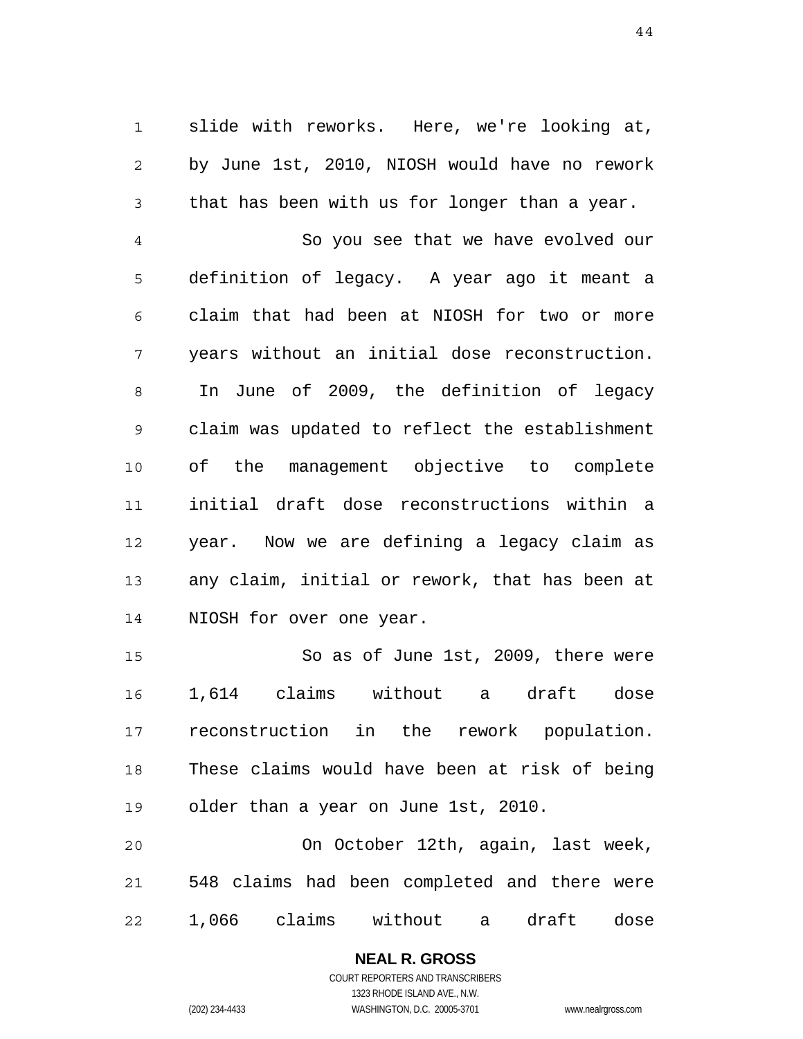slide with reworks. Here, we're looking at, by June 1st, 2010, NIOSH would have no rework that has been with us for longer than a year.

So you see that we have evolved our definition of legacy. A year ago it meant a claim that had been at NIOSH for two or more years without an initial dose reconstruction. In June of 2009, the definition of legacy claim was updated to reflect the establishment of the management objective to complete initial draft dose reconstructions within a year. Now we are defining a legacy claim as any claim, initial or rework, that has been at NIOSH for over one year.

So as of June 1st, 2009, there were 1,614 claims without a draft dose reconstruction in the rework population. These claims would have been at risk of being older than a year on June 1st, 2010.

On October 12th, again, last week, 548 claims had been completed and there were 1,066 claims without a draft dose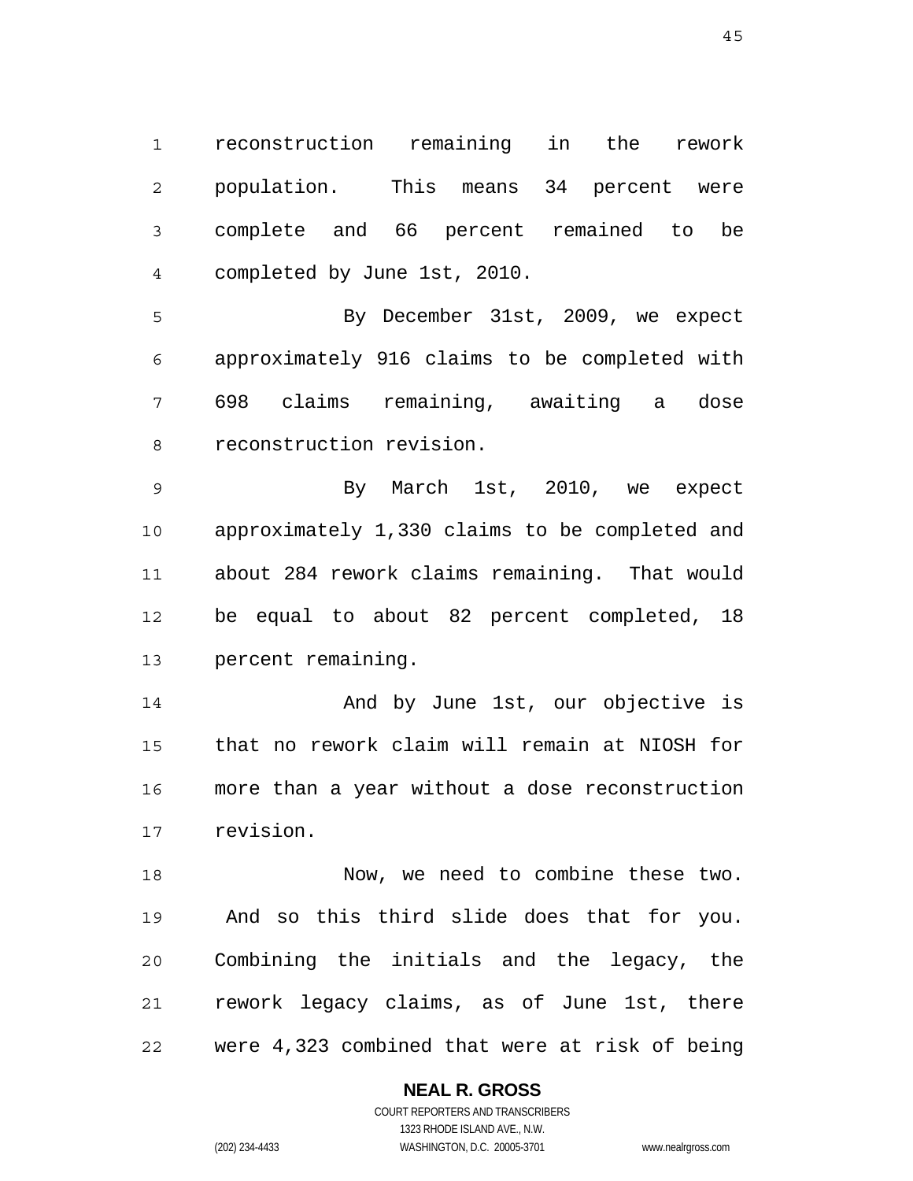reconstruction remaining in the rework population. This means 34 percent were complete and 66 percent remained to be completed by June 1st, 2010.

By December 31st, 2009, we expect approximately 916 claims to be completed with 698 claims remaining, awaiting a dose reconstruction revision.

By March 1st, 2010, we expect approximately 1,330 claims to be completed and about 284 rework claims remaining. That would be equal to about 82 percent completed, 18 percent remaining.

And by June 1st, our objective is that no rework claim will remain at NIOSH for more than a year without a dose reconstruction revision.

Now, we need to combine these two. And so this third slide does that for you. Combining the initials and the legacy, the rework legacy claims, as of June 1st, there were 4,323 combined that were at risk of being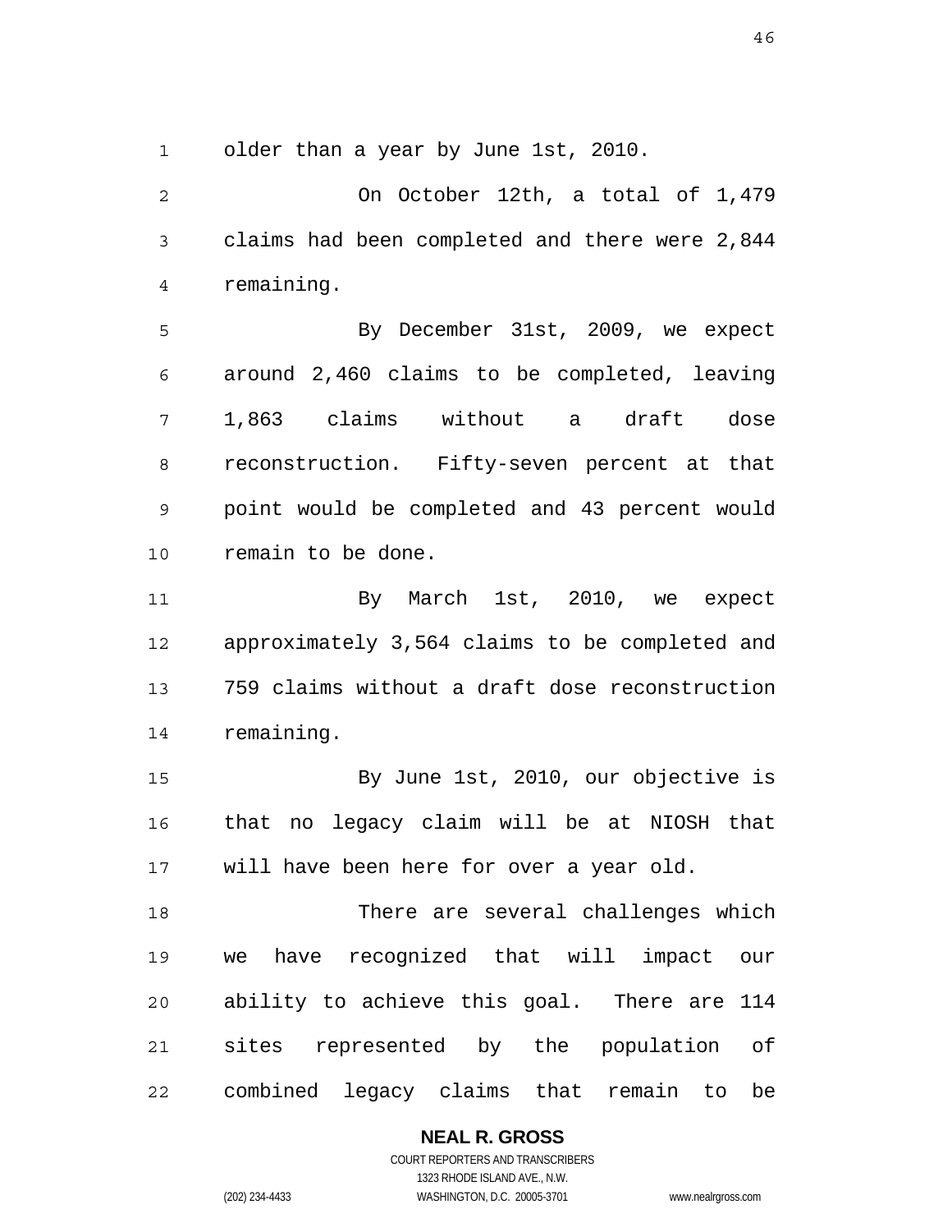older than a year by June 1st, 2010.

On October 12th, a total of 1,479 claims had been completed and there were 2,844 remaining.

By December 31st, 2009, we expect around 2,460 claims to be completed, leaving 1,863 claims without a draft dose reconstruction. Fifty-seven percent at that point would be completed and 43 percent would remain to be done.

By March 1st, 2010, we expect approximately 3,564 claims to be completed and 759 claims without a draft dose reconstruction remaining.

By June 1st, 2010, our objective is that no legacy claim will be at NIOSH that will have been here for over a year old.

There are several challenges which we have recognized that will impact our ability to achieve this goal. There are 114 sites represented by the population of combined legacy claims that remain to be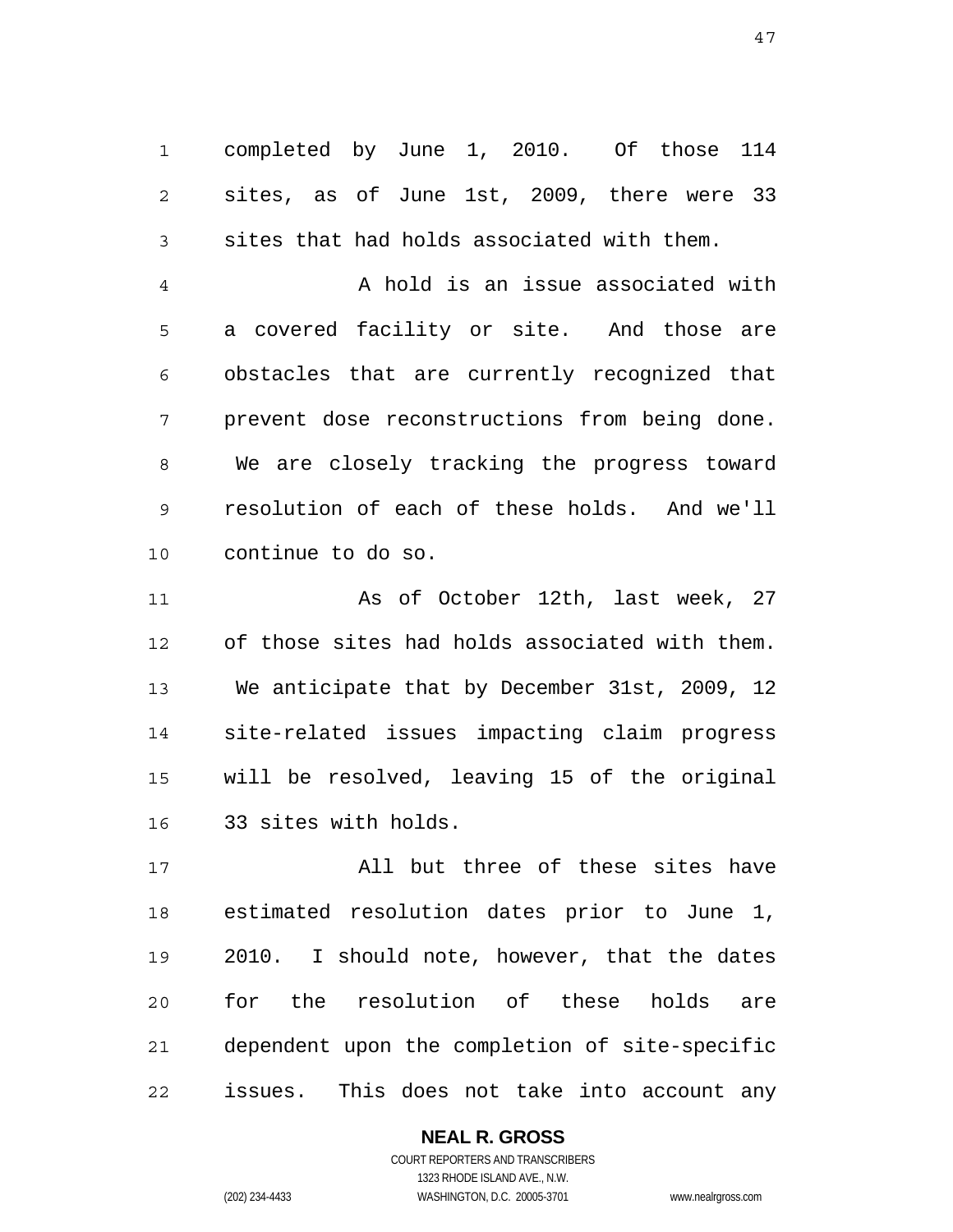completed by June 1, 2010. Of those 114 sites, as of June 1st, 2009, there were 33 sites that had holds associated with them.

A hold is an issue associated with a covered facility or site. And those are obstacles that are currently recognized that prevent dose reconstructions from being done. We are closely tracking the progress toward resolution of each of these holds. And we'll continue to do so.

As of October 12th, last week, 27 of those sites had holds associated with them. We anticipate that by December 31st, 2009, 12 site-related issues impacting claim progress will be resolved, leaving 15 of the original 33 sites with holds.

All but three of these sites have estimated resolution dates prior to June 1, 2010. I should note, however, that the dates for the resolution of these holds are dependent upon the completion of site-specific issues. This does not take into account any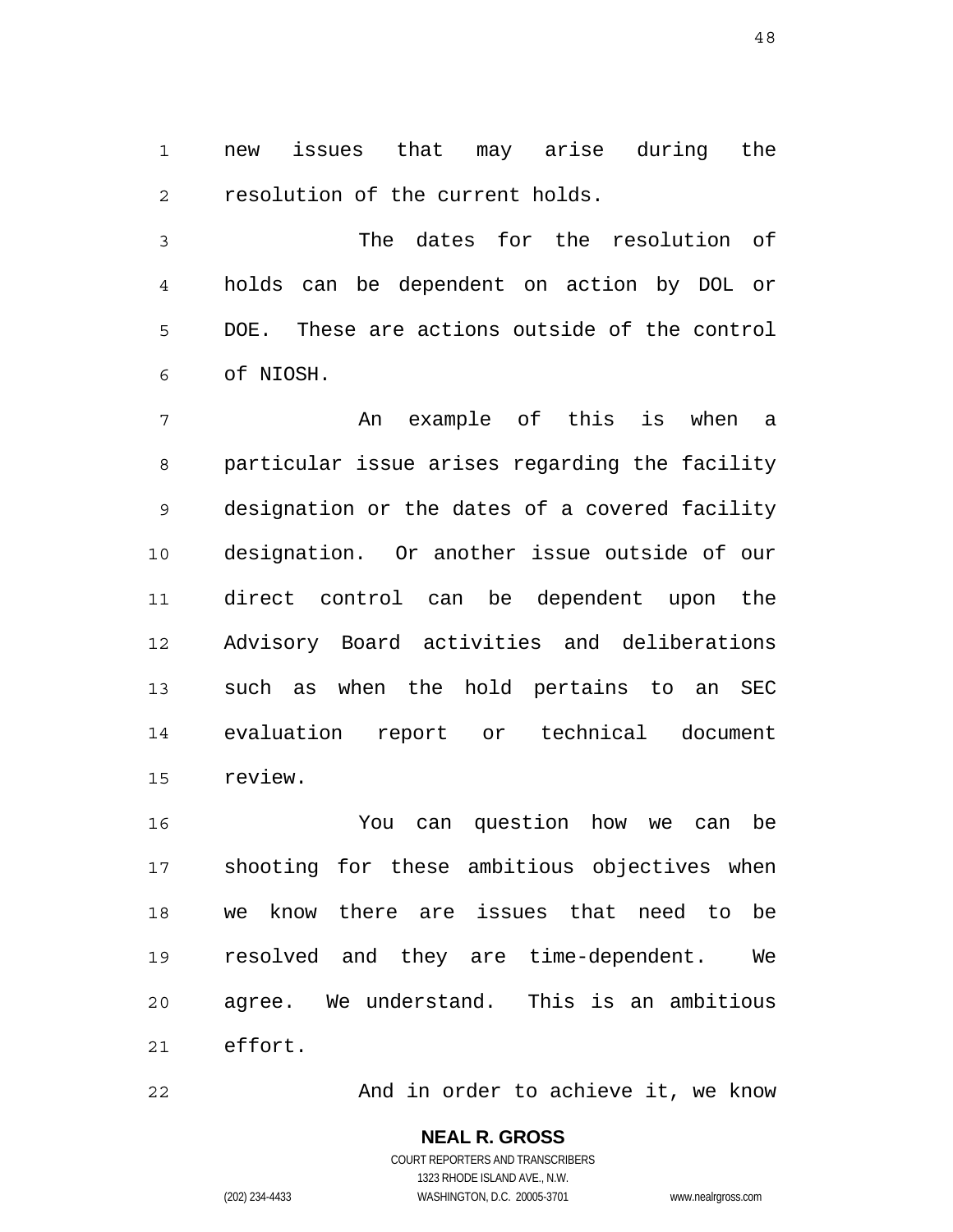new issues that may arise during the resolution of the current holds.

The dates for the resolution of holds can be dependent on action by DOL or DOE. These are actions outside of the control of NIOSH.

An example of this is when a particular issue arises regarding the facility designation or the dates of a covered facility designation. Or another issue outside of our direct control can be dependent upon the Advisory Board activities and deliberations such as when the hold pertains to an SEC evaluation report or technical document review.

You can question how we can be shooting for these ambitious objectives when we know there are issues that need to be resolved and they are time-dependent. We agree. We understand. This is an ambitious effort.

And in order to achieve it, we know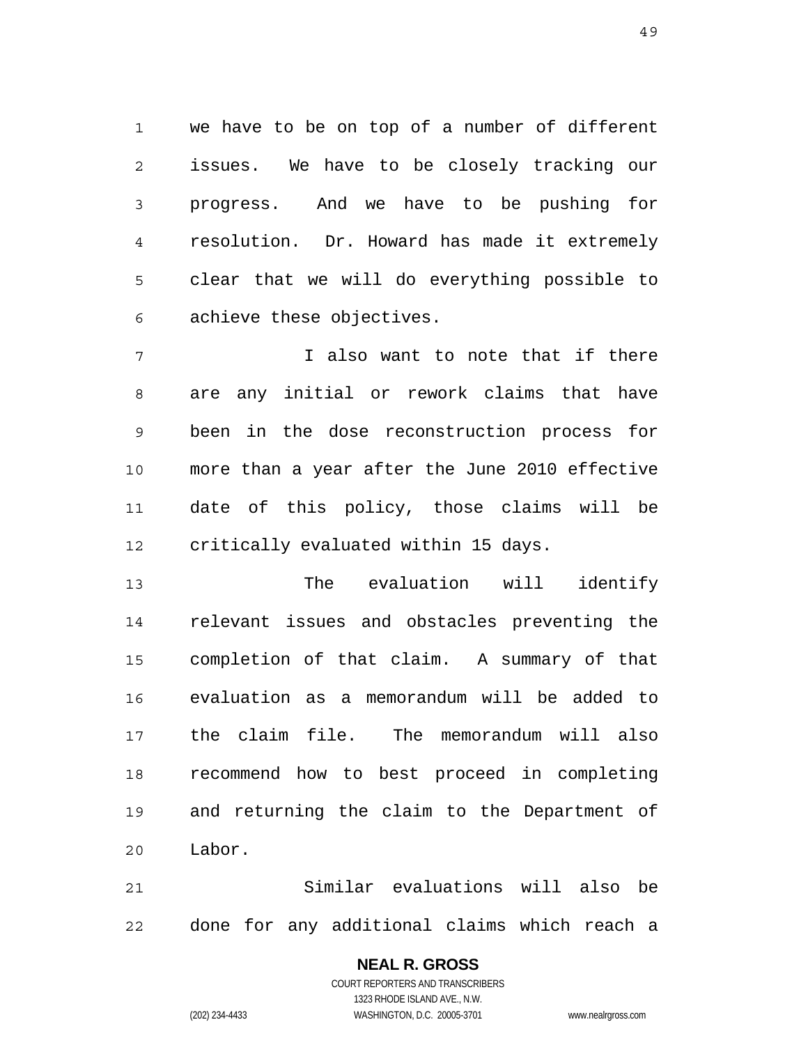we have to be on top of a number of different issues. We have to be closely tracking our progress. And we have to be pushing for resolution. Dr. Howard has made it extremely clear that we will do everything possible to achieve these objectives.

I also want to note that if there are any initial or rework claims that have been in the dose reconstruction process for more than a year after the June 2010 effective date of this policy, those claims will be critically evaluated within 15 days.

The evaluation will identify relevant issues and obstacles preventing the completion of that claim. A summary of that evaluation as a memorandum will be added to the claim file. The memorandum will also recommend how to best proceed in completing and returning the claim to the Department of Labor.

Similar evaluations will also be done for any additional claims which reach a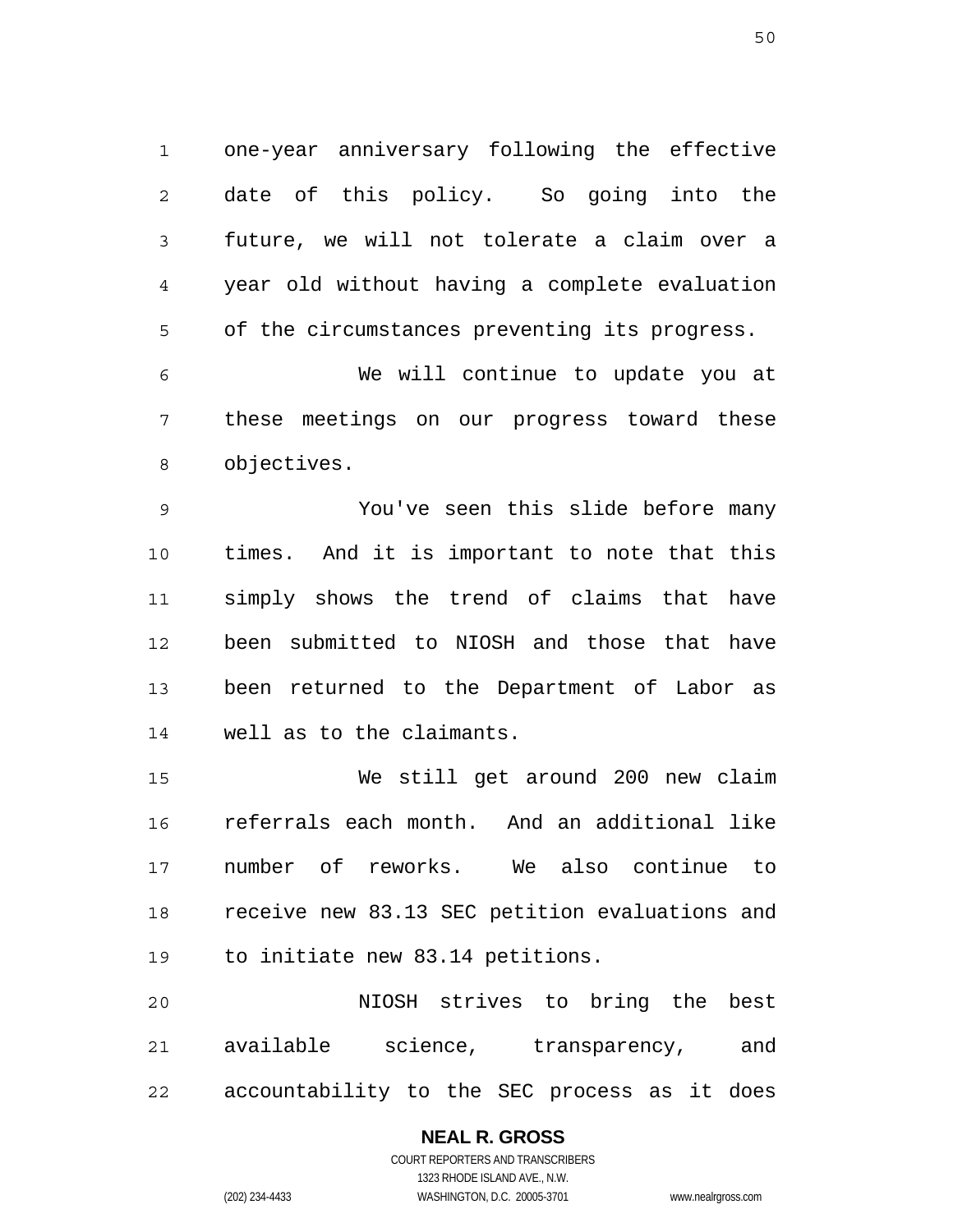one-year anniversary following the effective date of this policy. So going into the future, we will not tolerate a claim over a year old without having a complete evaluation of the circumstances preventing its progress.

We will continue to update you at these meetings on our progress toward these objectives.

You've seen this slide before many times. And it is important to note that this simply shows the trend of claims that have been submitted to NIOSH and those that have been returned to the Department of Labor as well as to the claimants.

We still get around 200 new claim referrals each month. And an additional like number of reworks. We also continue to receive new 83.13 SEC petition evaluations and to initiate new 83.14 petitions.

NIOSH strives to bring the best available science, transparency, and accountability to the SEC process as it does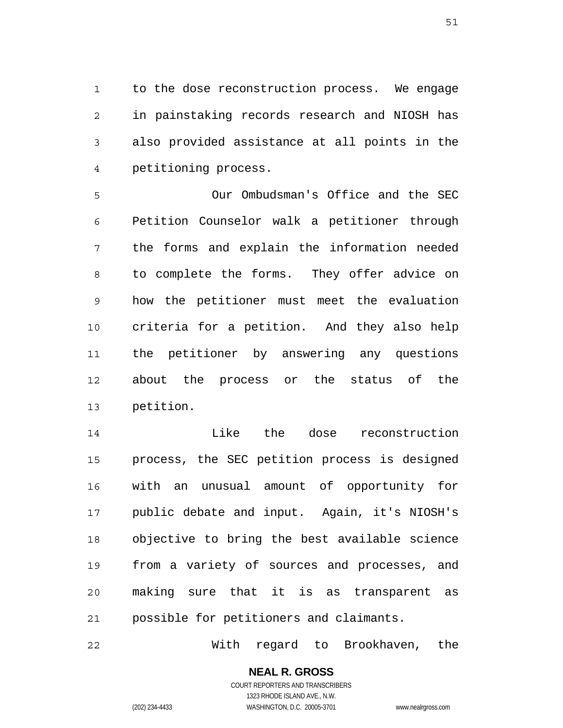to the dose reconstruction process. We engage in painstaking records research and NIOSH has also provided assistance at all points in the petitioning process.

Our Ombudsman's Office and the SEC Petition Counselor walk a petitioner through the forms and explain the information needed to complete the forms. They offer advice on how the petitioner must meet the evaluation criteria for a petition. And they also help the petitioner by answering any questions about the process or the status of the petition.

Like the dose reconstruction process, the SEC petition process is designed with an unusual amount of opportunity for public debate and input. Again, it's NIOSH's objective to bring the best available science from a variety of sources and processes, and making sure that it is as transparent as possible for petitioners and claimants.

With regard to Brookhaven, the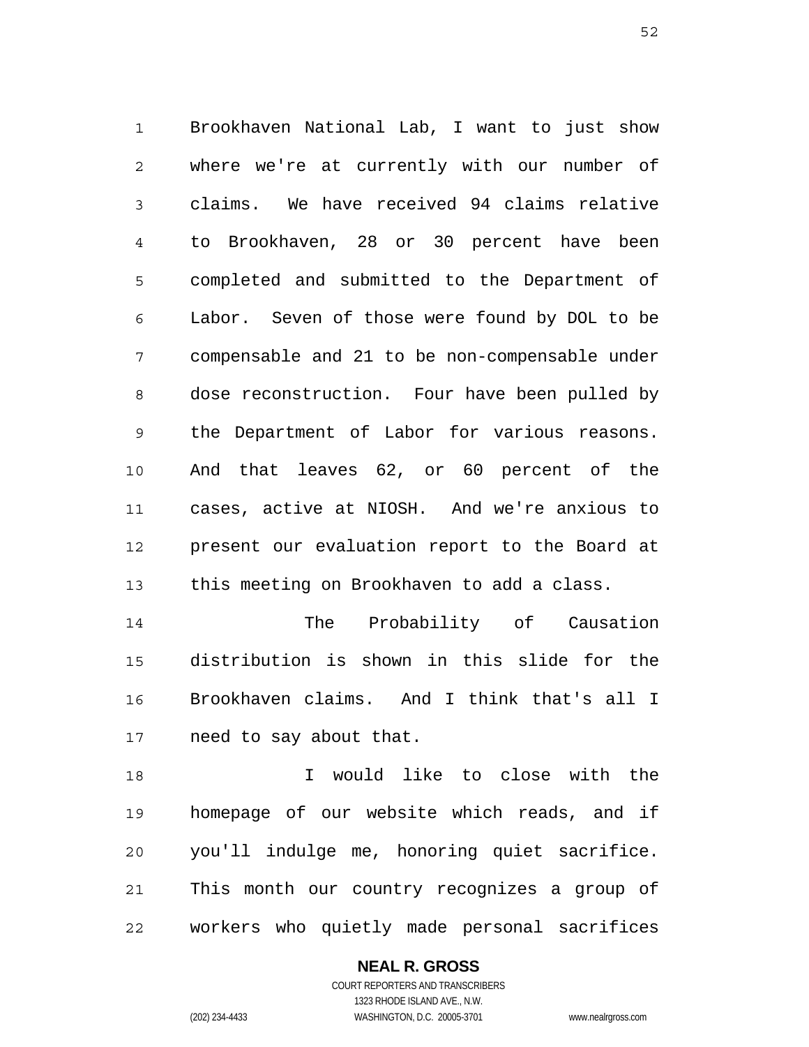Brookhaven National Lab, I want to just show where we're at currently with our number of claims. We have received 94 claims relative to Brookhaven, 28 or 30 percent have been completed and submitted to the Department of Labor. Seven of those were found by DOL to be compensable and 21 to be non-compensable under dose reconstruction. Four have been pulled by the Department of Labor for various reasons. And that leaves 62, or 60 percent of the cases, active at NIOSH. And we're anxious to present our evaluation report to the Board at this meeting on Brookhaven to add a class.

The Probability of Causation distribution is shown in this slide for the Brookhaven claims. And I think that's all I need to say about that.

I would like to close with the homepage of our website which reads, and if you'll indulge me, honoring quiet sacrifice. This month our country recognizes a group of workers who quietly made personal sacrifices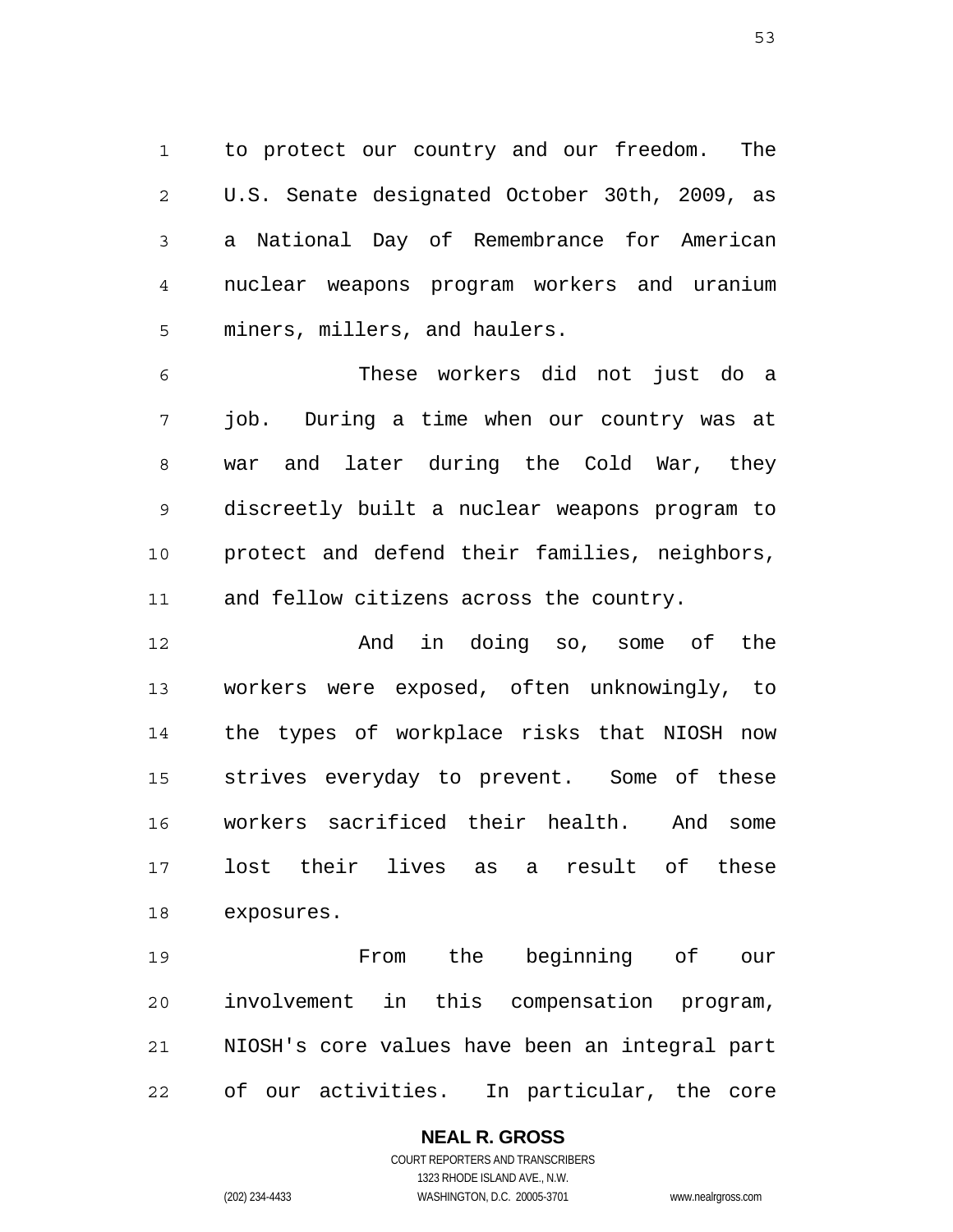to protect our country and our freedom. The U.S. Senate designated October 30th, 2009, as a National Day of Remembrance for American nuclear weapons program workers and uranium miners, millers, and haulers.

These workers did not just do a job. During a time when our country was at war and later during the Cold War, they discreetly built a nuclear weapons program to protect and defend their families, neighbors, and fellow citizens across the country.

And in doing so, some of the workers were exposed, often unknowingly, to the types of workplace risks that NIOSH now strives everyday to prevent. Some of these workers sacrificed their health. And some lost their lives as a result of these exposures.

From the beginning of our involvement in this compensation program, NIOSH's core values have been an integral part of our activities. In particular, the core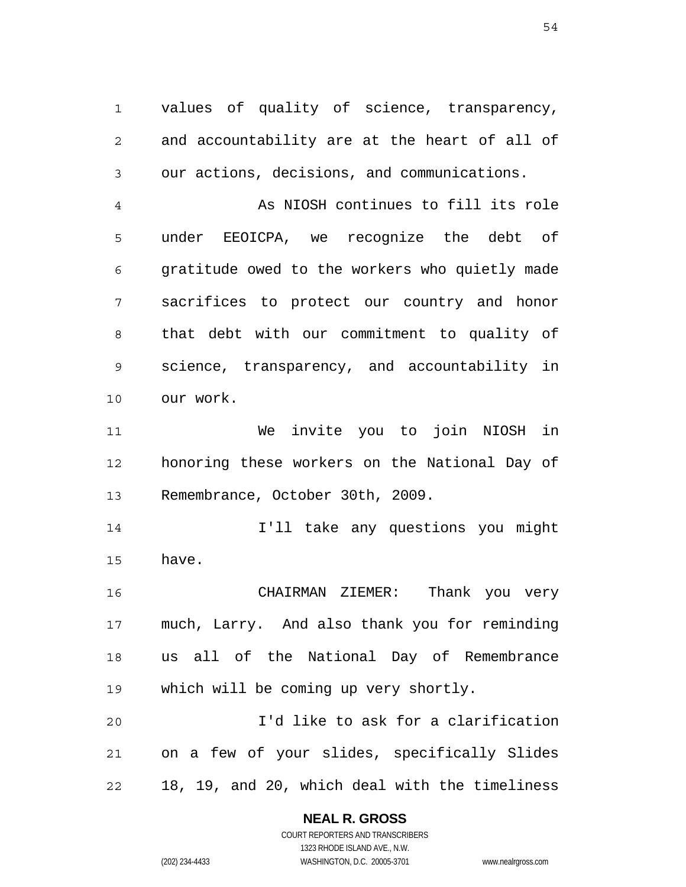values of quality of science, transparency, and accountability are at the heart of all of our actions, decisions, and communications.

As NIOSH continues to fill its role under EEOICPA, we recognize the debt of gratitude owed to the workers who quietly made sacrifices to protect our country and honor that debt with our commitment to quality of science, transparency, and accountability in our work.

We invite you to join NIOSH in honoring these workers on the National Day of Remembrance, October 30th, 2009.

I'll take any questions you might have.

CHAIRMAN ZIEMER: Thank you very much, Larry. And also thank you for reminding us all of the National Day of Remembrance which will be coming up very shortly.

I'd like to ask for a clarification on a few of your slides, specifically Slides 18, 19, and 20, which deal with the timeliness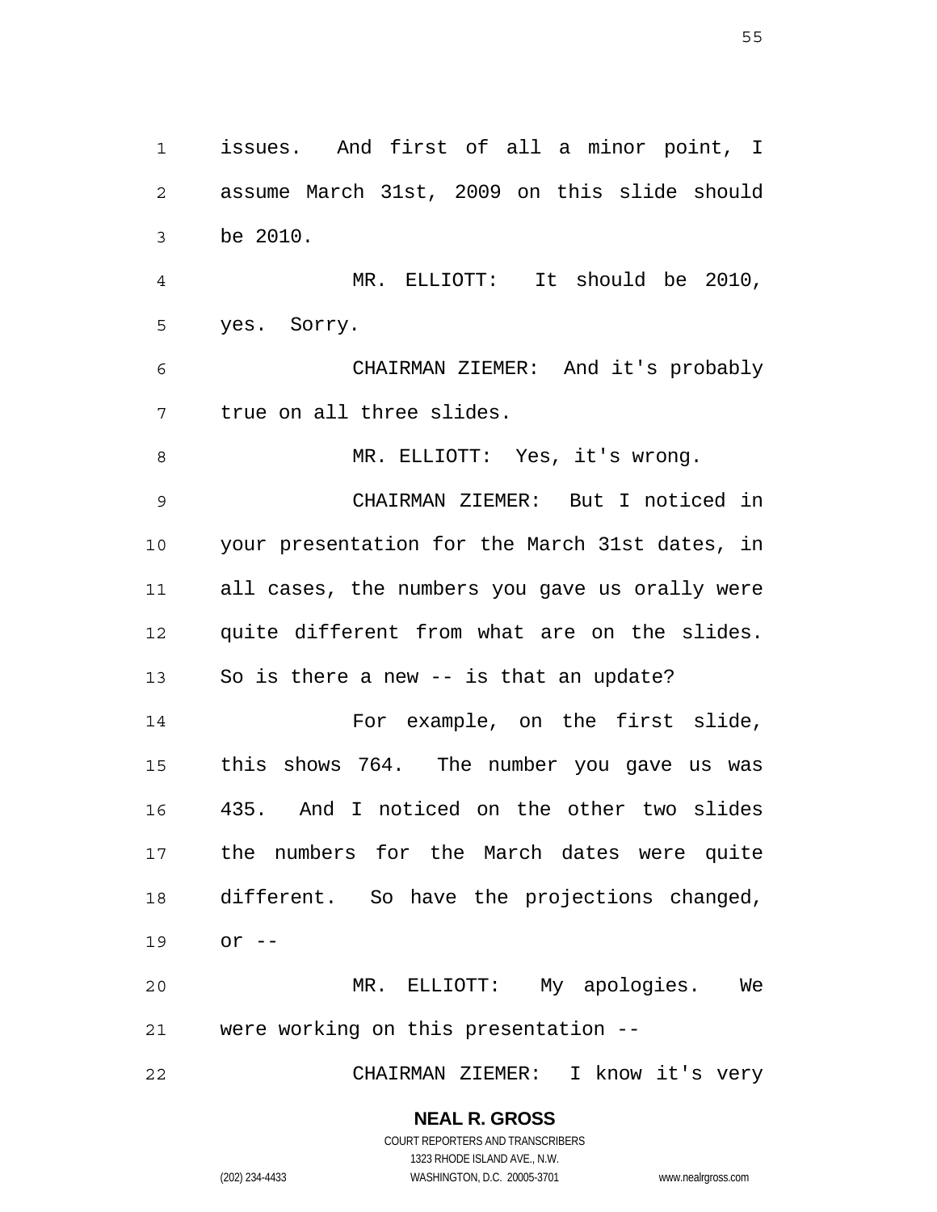issues. And first of all a minor point, I assume March 31st, 2009 on this slide should be 2010.

MR. ELLIOTT: It should be 2010, yes. Sorry.

CHAIRMAN ZIEMER: And it's probably true on all three slides.

MR. ELLIOTT: Yes, it's wrong.

CHAIRMAN ZIEMER: But I noticed in your presentation for the March 31st dates, in all cases, the numbers you gave us orally were quite different from what are on the slides. So is there a new -- is that an update?

For example, on the first slide, this shows 764. The number you gave us was 435. And I noticed on the other two slides the numbers for the March dates were quite different. So have the projections changed, or --

MR. ELLIOTT: My apologies. We were working on this presentation --

CHAIRMAN ZIEMER: I know it's very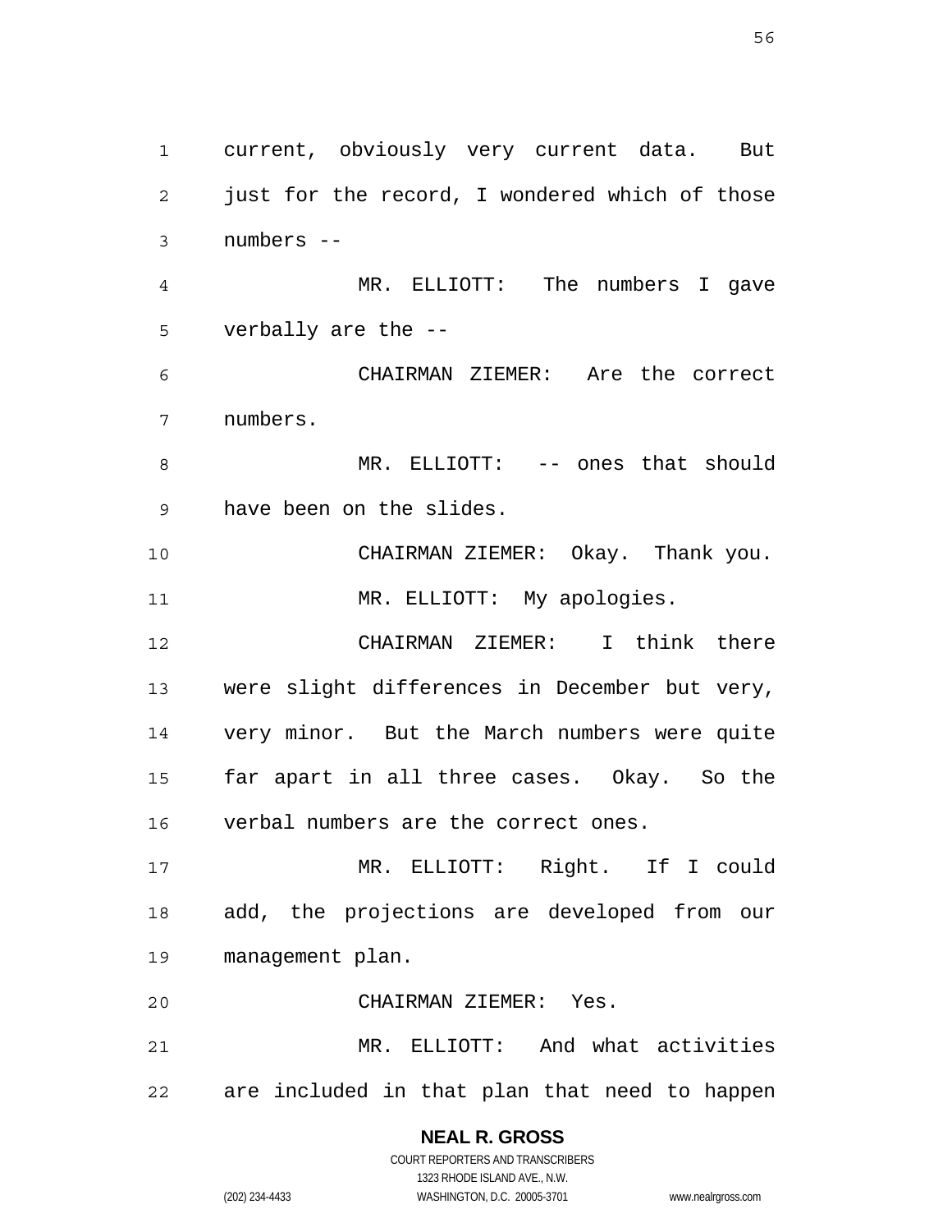current, obviously very current data. But just for the record, I wondered which of those numbers --

MR. ELLIOTT: The numbers I gave verbally are the --

CHAIRMAN ZIEMER: Are the correct numbers.

MR. ELLIOTT: -- ones that should have been on the slides.

CHAIRMAN ZIEMER: Okay. Thank you.

MR. ELLIOTT: My apologies.

CHAIRMAN ZIEMER: I think there were slight differences in December but very, very minor. But the March numbers were quite far apart in all three cases. Okay. So the verbal numbers are the correct ones.

MR. ELLIOTT: Right. If I could add, the projections are developed from our management plan.

CHAIRMAN ZIEMER: Yes.

MR. ELLIOTT: And what activities are included in that plan that need to happen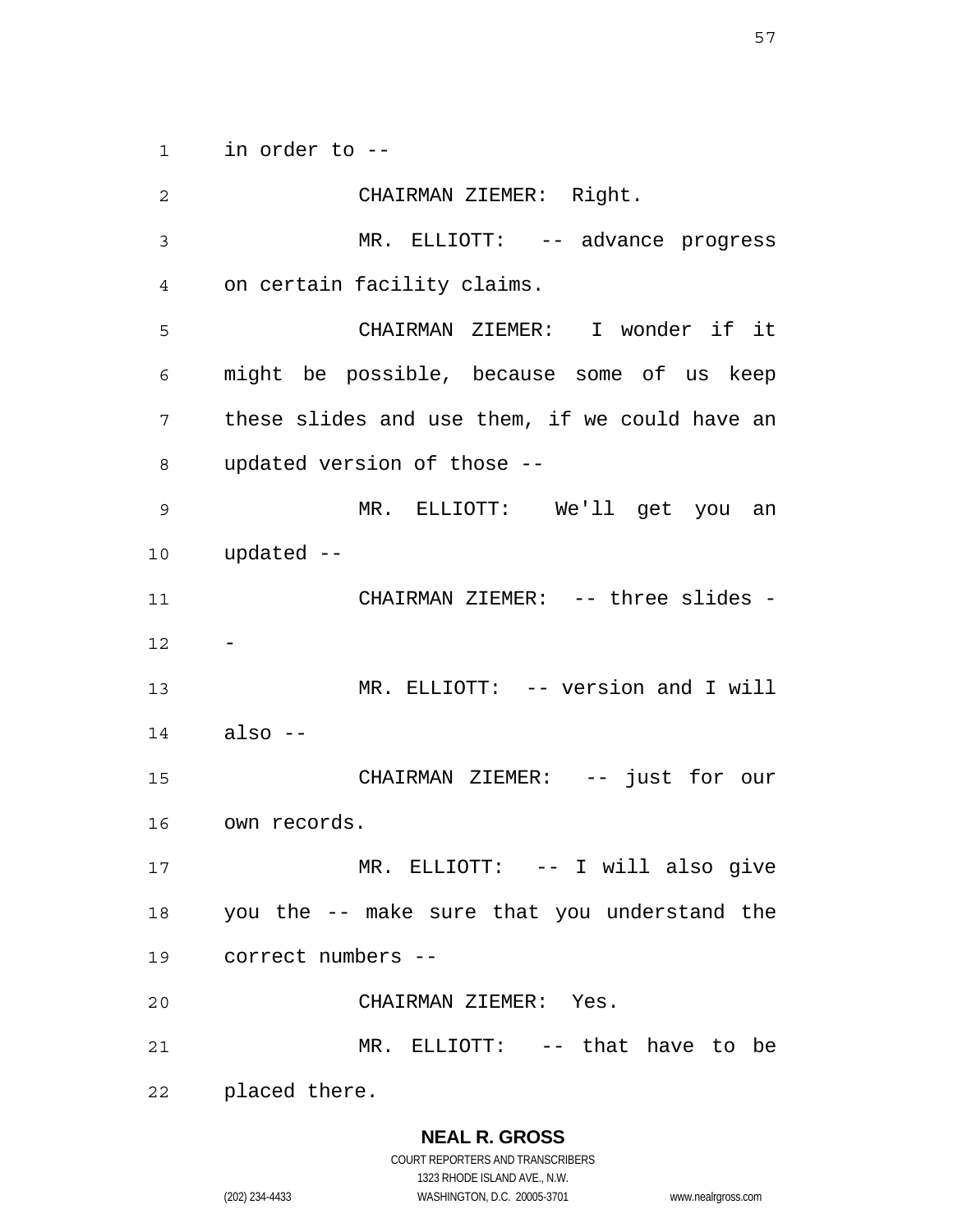in order to --

CHAIRMAN ZIEMER: Right.

MR. ELLIOTT: -- advance progress on certain facility claims.

CHAIRMAN ZIEMER: I wonder if it might be possible, because some of us keep these slides and use them, if we could have an updated version of those --

MR. ELLIOTT: We'll get you an updated --

CHAIRMAN ZIEMER: -- three slides --

MR. ELLIOTT: -- version and I will also --

CHAIRMAN ZIEMER: -- just for our own records.

MR. ELLIOTT: -- I will also give you the -- make sure that you understand the correct numbers --

CHAIRMAN ZIEMER: Yes.

MR. ELLIOTT: -- that have to be placed there.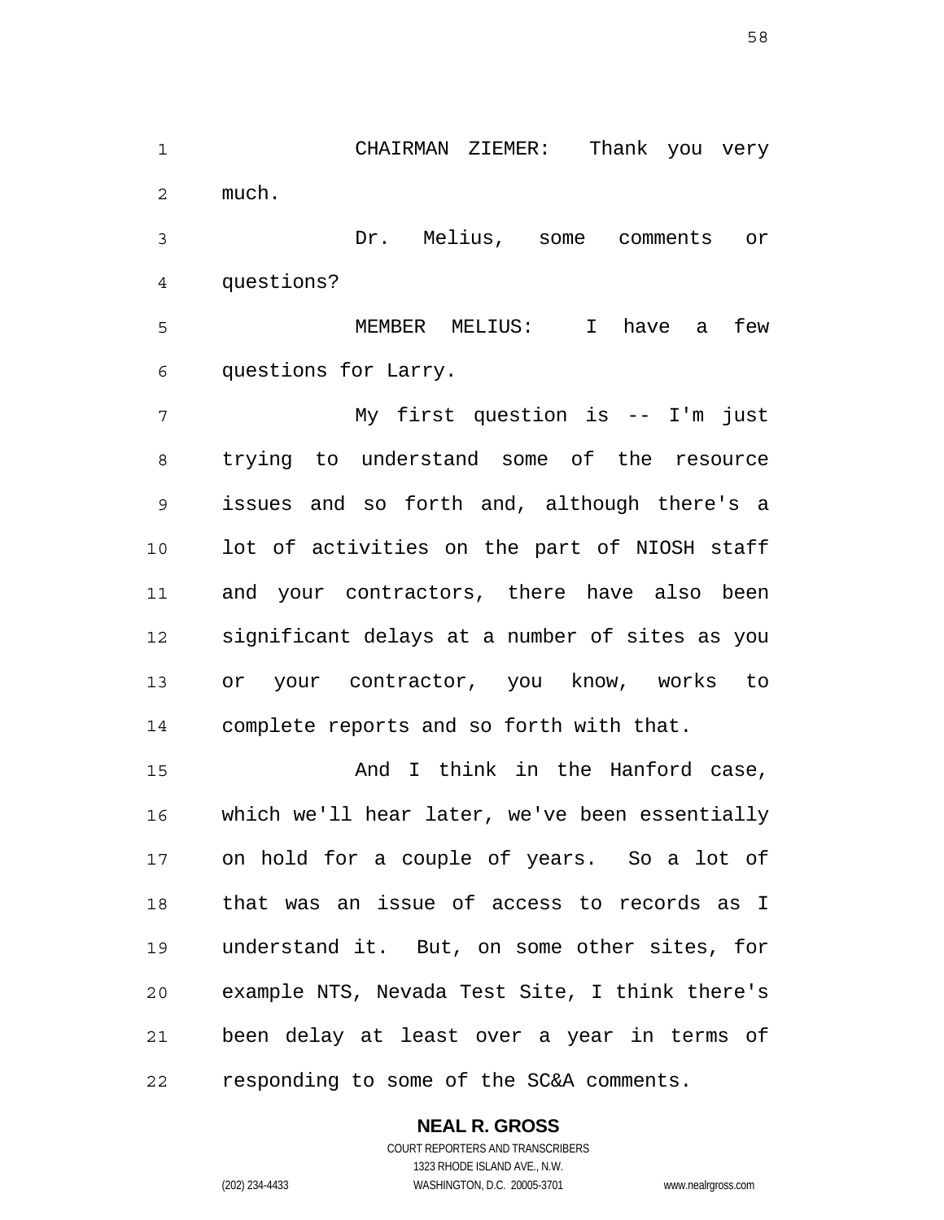CHAIRMAN ZIEMER: Thank you very much.

Dr. Melius, some comments or questions?

MEMBER MELIUS: I have a few questions for Larry.

My first question is -- I'm just trying to understand some of the resource issues and so forth and, although there's a lot of activities on the part of NIOSH staff and your contractors, there have also been significant delays at a number of sites as you or your contractor, you know, works to complete reports and so forth with that.

And I think in the Hanford case, which we'll hear later, we've been essentially on hold for a couple of years. So a lot of that was an issue of access to records as I understand it. But, on some other sites, for example NTS, Nevada Test Site, I think there's been delay at least over a year in terms of responding to some of the SC&A comments.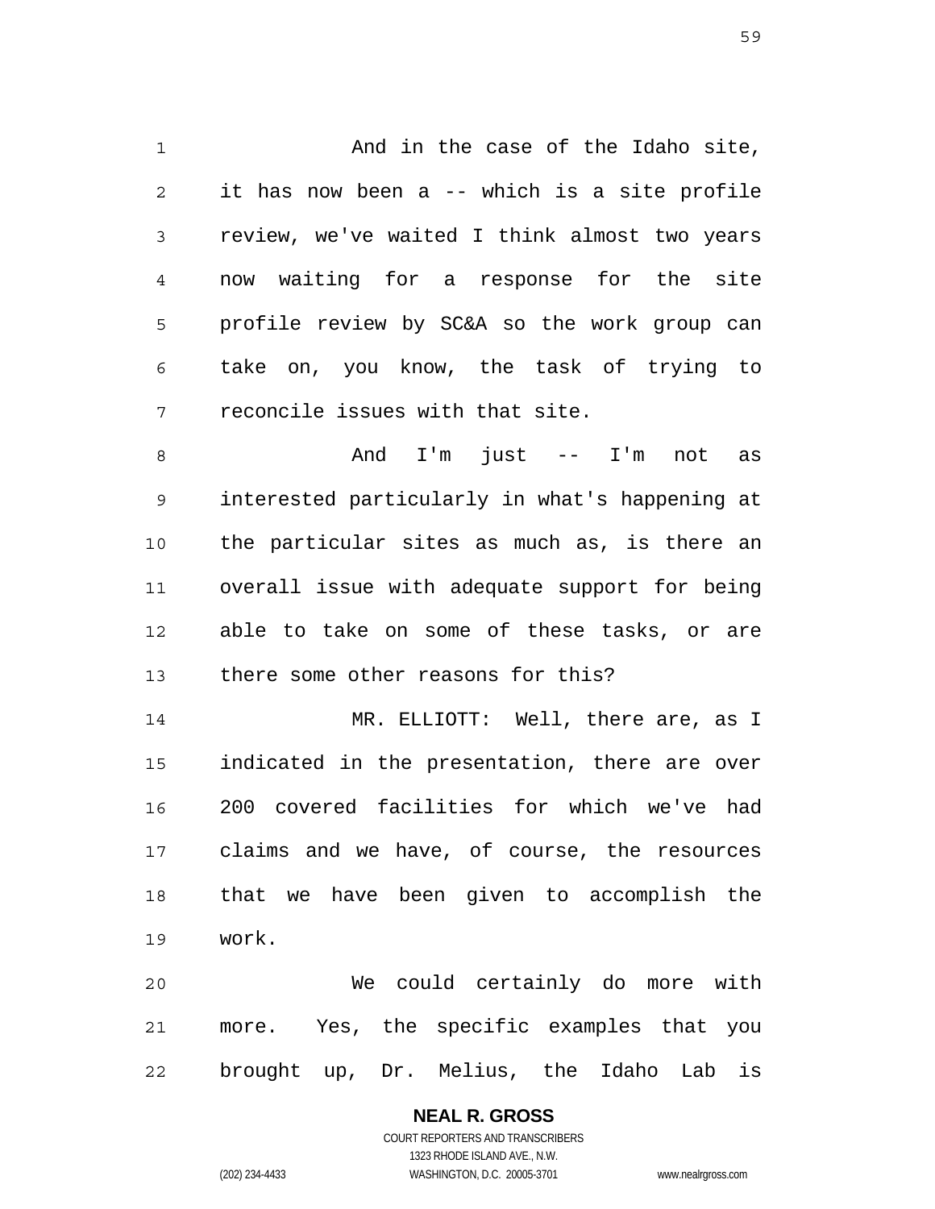And in the case of the Idaho site, it has now been a -- which is a site profile review, we've waited I think almost two years now waiting for a response for the site profile review by SC&A so the work group can take on, you know, the task of trying to reconcile issues with that site.

And I'm just -- I'm not as interested particularly in what's happening at the particular sites as much as, is there an overall issue with adequate support for being able to take on some of these tasks, or are there some other reasons for this?

MR. ELLIOTT: Well, there are, as I indicated in the presentation, there are over 200 covered facilities for which we've had claims and we have, of course, the resources that we have been given to accomplish the work.

We could certainly do more with more. Yes, the specific examples that you brought up, Dr. Melius, the Idaho Lab is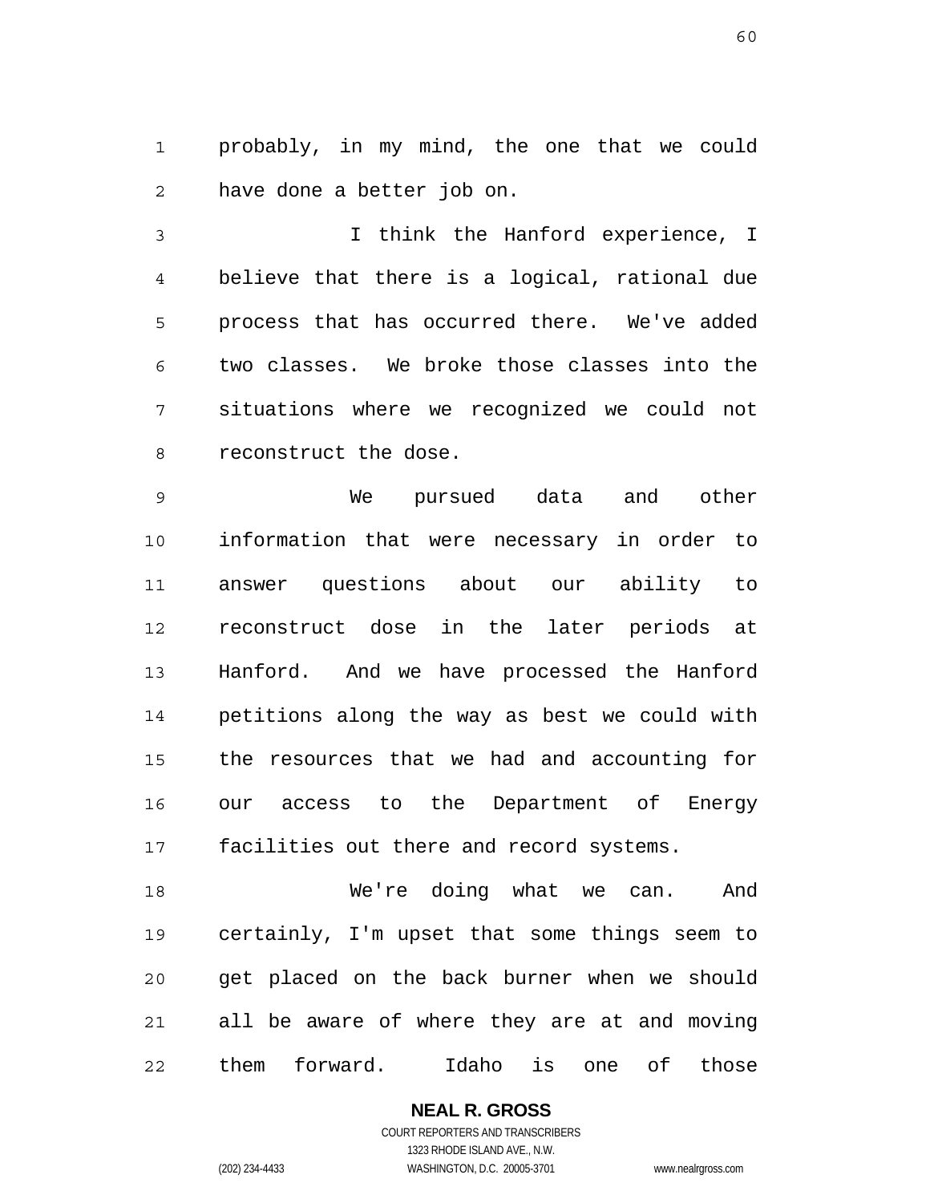probably, in my mind, the one that we could have done a better job on.

I think the Hanford experience, I believe that there is a logical, rational due process that has occurred there. We've added two classes. We broke those classes into the situations where we recognized we could not reconstruct the dose.

We pursued data and other information that were necessary in order to answer questions about our ability to reconstruct dose in the later periods at Hanford. And we have processed the Hanford petitions along the way as best we could with the resources that we had and accounting for our access to the Department of Energy facilities out there and record systems.

We're doing what we can. And certainly, I'm upset that some things seem to get placed on the back burner when we should all be aware of where they are at and moving them forward. Idaho is one of those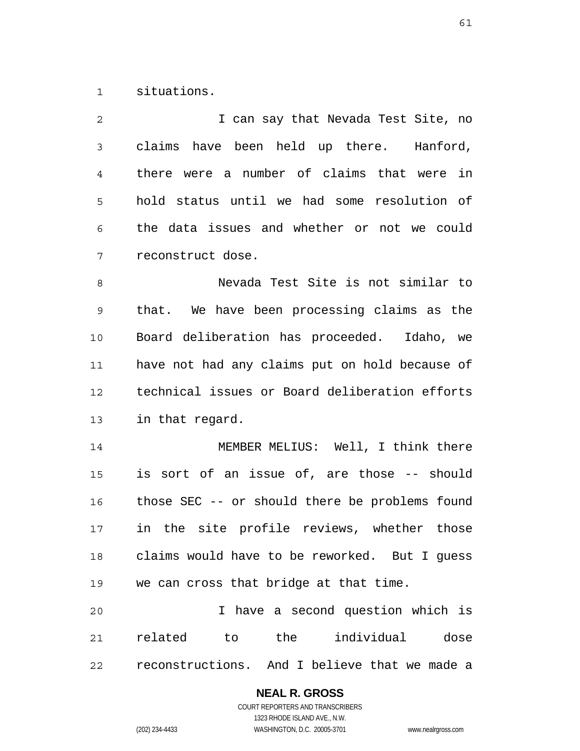situations.

I can say that Nevada Test Site, no claims have been held up there. Hanford, there were a number of claims that were in hold status until we had some resolution of the data issues and whether or not we could reconstruct dose.

Nevada Test Site is not similar to that. We have been processing claims as the Board deliberation has proceeded. Idaho, we have not had any claims put on hold because of technical issues or Board deliberation efforts in that regard.

MEMBER MELIUS: Well, I think there is sort of an issue of, are those -- should those SEC -- or should there be problems found in the site profile reviews, whether those claims would have to be reworked. But I guess we can cross that bridge at that time.

I have a second question which is related to the individual dose reconstructions. And I believe that we made a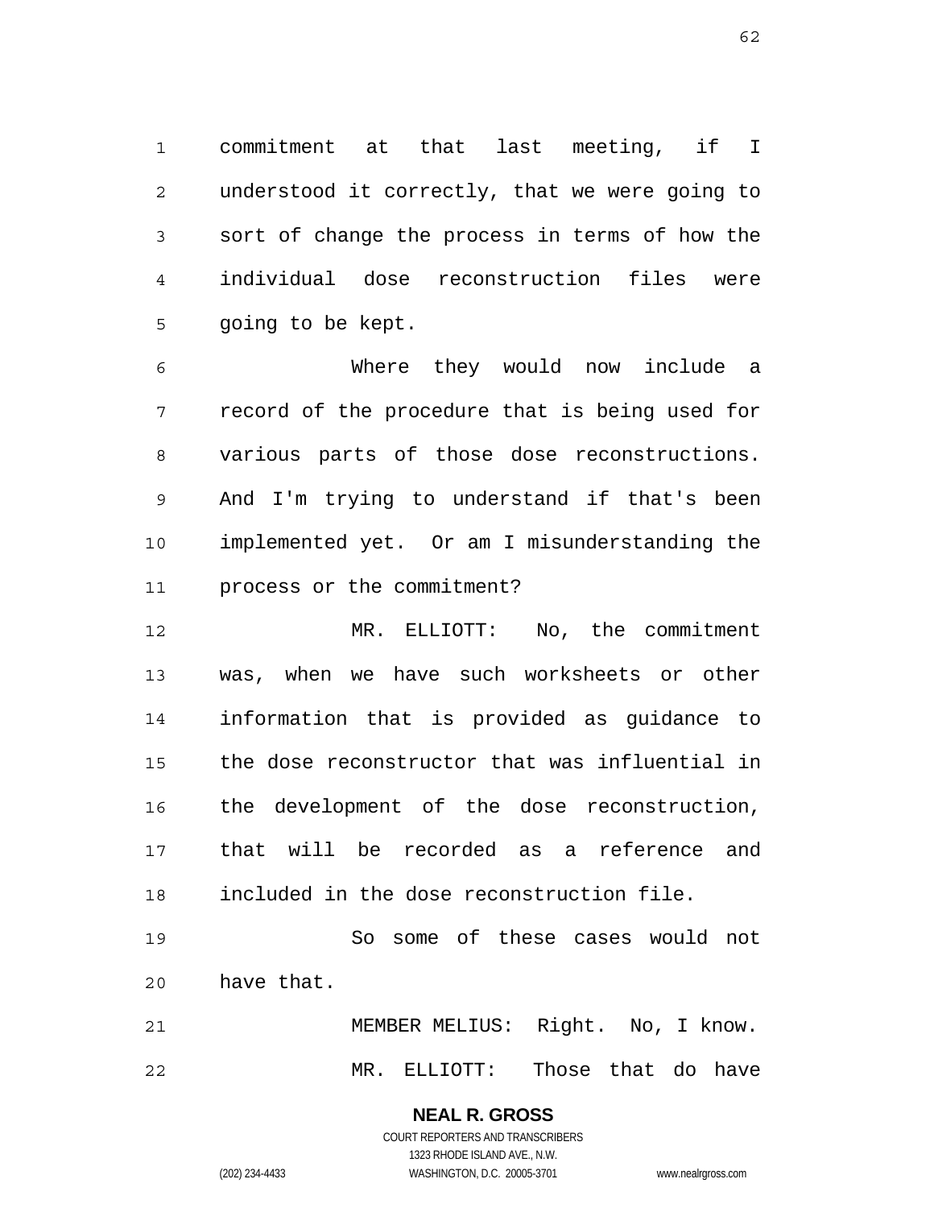commitment at that last meeting, if I understood it correctly, that we were going to sort of change the process in terms of how the individual dose reconstruction files were going to be kept.

Where they would now include a record of the procedure that is being used for various parts of those dose reconstructions. And I'm trying to understand if that's been implemented yet. Or am I misunderstanding the process or the commitment?

MR. ELLIOTT: No, the commitment was, when we have such worksheets or other information that is provided as guidance to the dose reconstructor that was influential in the development of the dose reconstruction, that will be recorded as a reference and included in the dose reconstruction file.

So some of these cases would not have that.

MEMBER MELIUS: Right. No, I know.

MR. ELLIOTT: Those that do have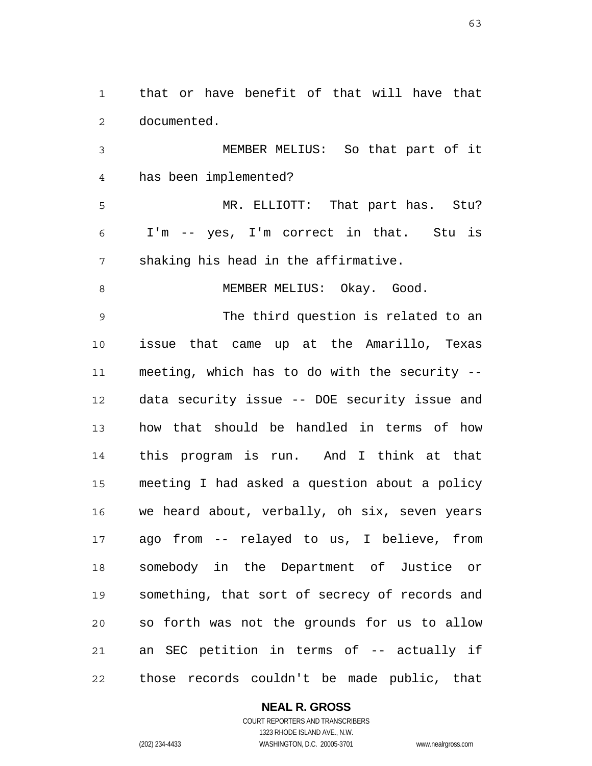that or have benefit of that will have that documented.

MEMBER MELIUS: So that part of it has been implemented?

MR. ELLIOTT: That part has. Stu? I'm -- yes, I'm correct in that. Stu is shaking his head in the affirmative.

MEMBER MELIUS: Okay. Good.

The third question is related to an issue that came up at the Amarillo, Texas meeting, which has to do with the security -- data security issue -- DOE security issue and how that should be handled in terms of how this program is run. And I think at that meeting I had asked a question about a policy we heard about, verbally, oh six, seven years ago from -- relayed to us, I believe, from somebody in the Department of Justice or something, that sort of secrecy of records and so forth was not the grounds for us to allow an SEC petition in terms of -- actually if those records couldn't be made public, that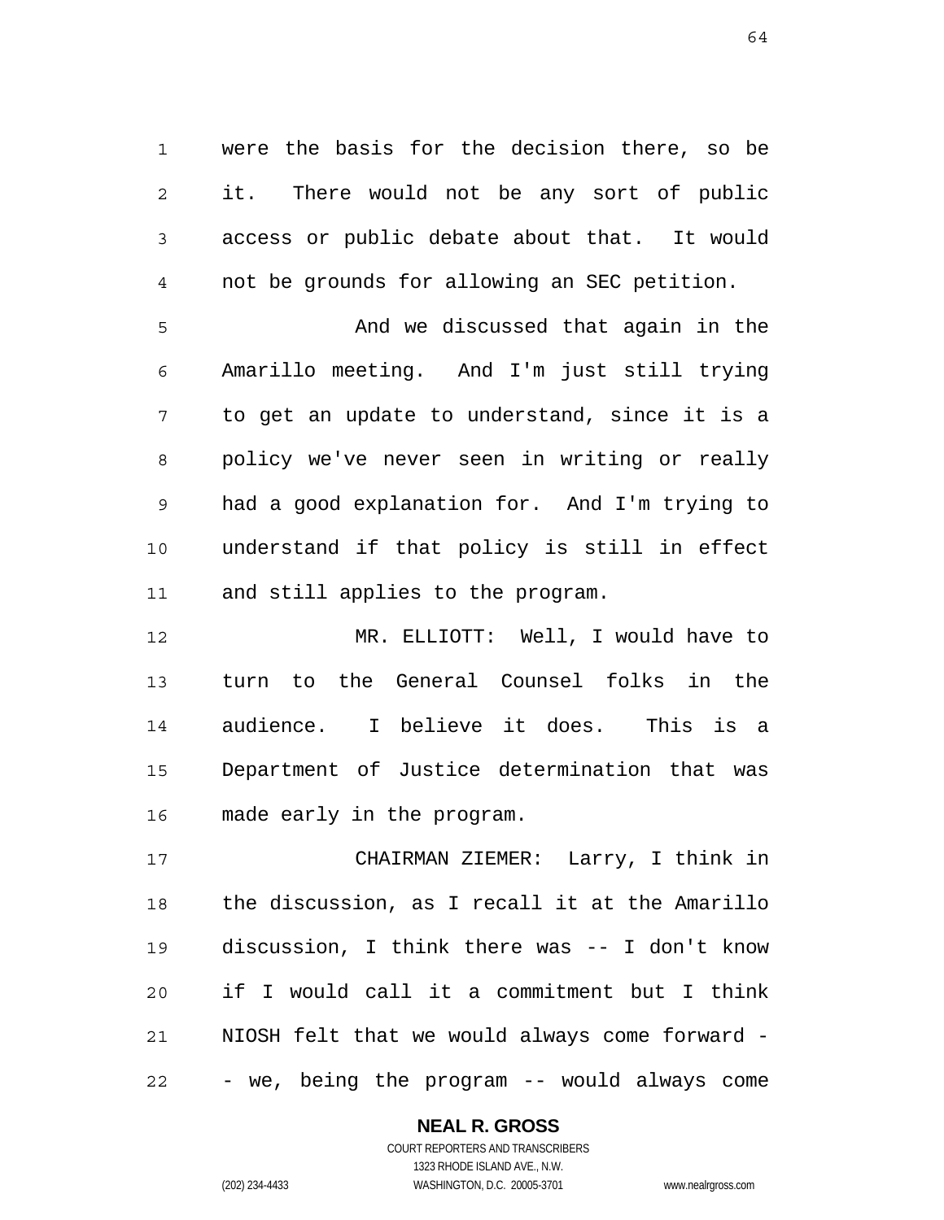were the basis for the decision there, so be it. There would not be any sort of public access or public debate about that. It would not be grounds for allowing an SEC petition.

And we discussed that again in the Amarillo meeting. And I'm just still trying to get an update to understand, since it is a policy we've never seen in writing or really had a good explanation for. And I'm trying to understand if that policy is still in effect and still applies to the program.

MR. ELLIOTT: Well, I would have to turn to the General Counsel folks in the audience. I believe it does. This is a Department of Justice determination that was made early in the program.

CHAIRMAN ZIEMER: Larry, I think in the discussion, as I recall it at the Amarillo discussion, I think there was -- I don't know if I would call it a commitment but I think NIOSH felt that we would always come forward -- we, being the program -- would always come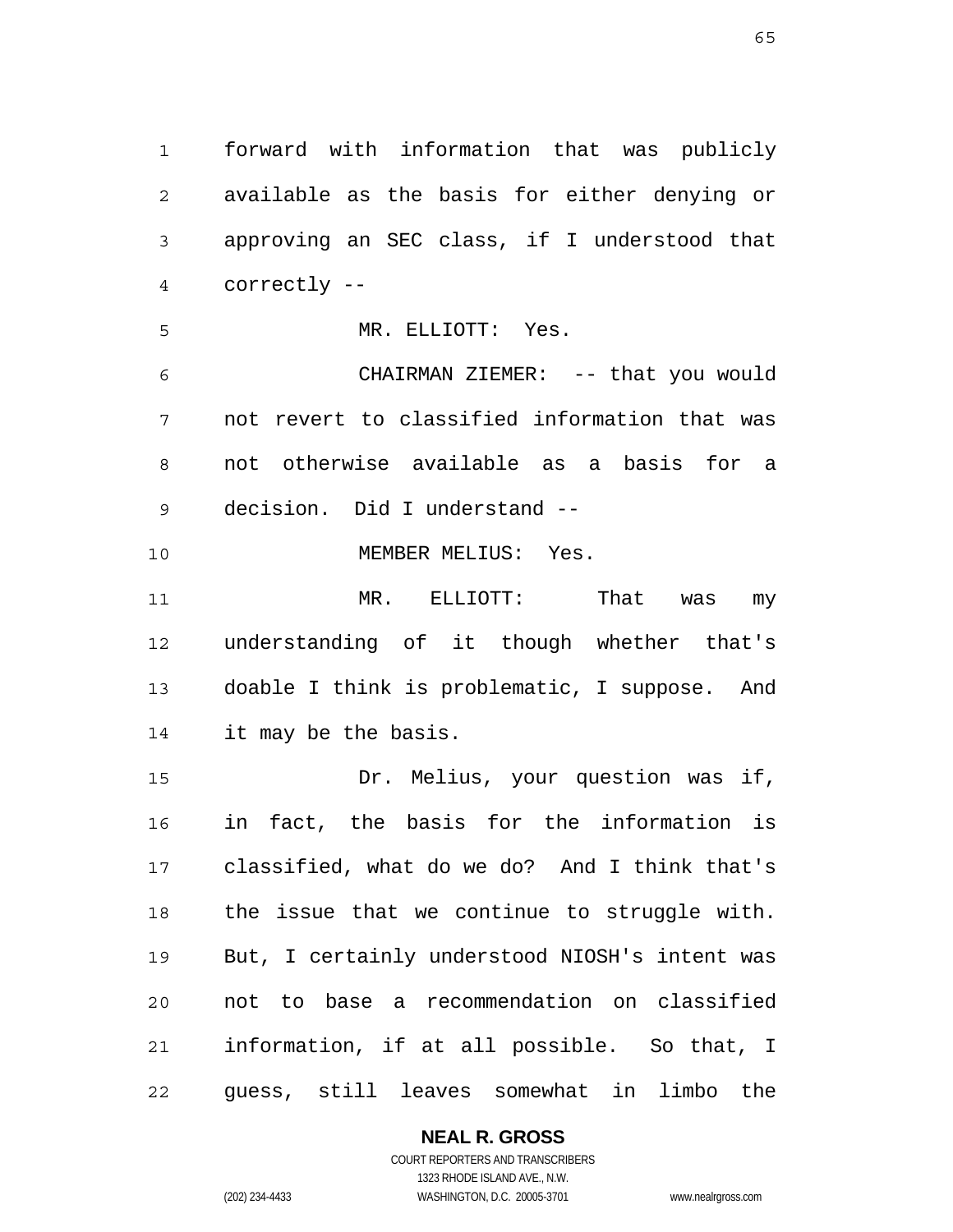forward with information that was publicly available as the basis for either denying or approving an SEC class, if I understood that correctly --

MR. ELLIOTT: Yes.

CHAIRMAN ZIEMER: -- that you would not revert to classified information that was not otherwise available as a basis for a decision. Did I understand --

MEMBER MELIUS: Yes.

MR. ELLIOTT: That was my understanding of it though whether that's doable I think is problematic, I suppose. And it may be the basis.

Dr. Melius, your question was if, in fact, the basis for the information is classified, what do we do? And I think that's the issue that we continue to struggle with. But, I certainly understood NIOSH's intent was not to base a recommendation on classified information, if at all possible. So that, I guess, still leaves somewhat in limbo the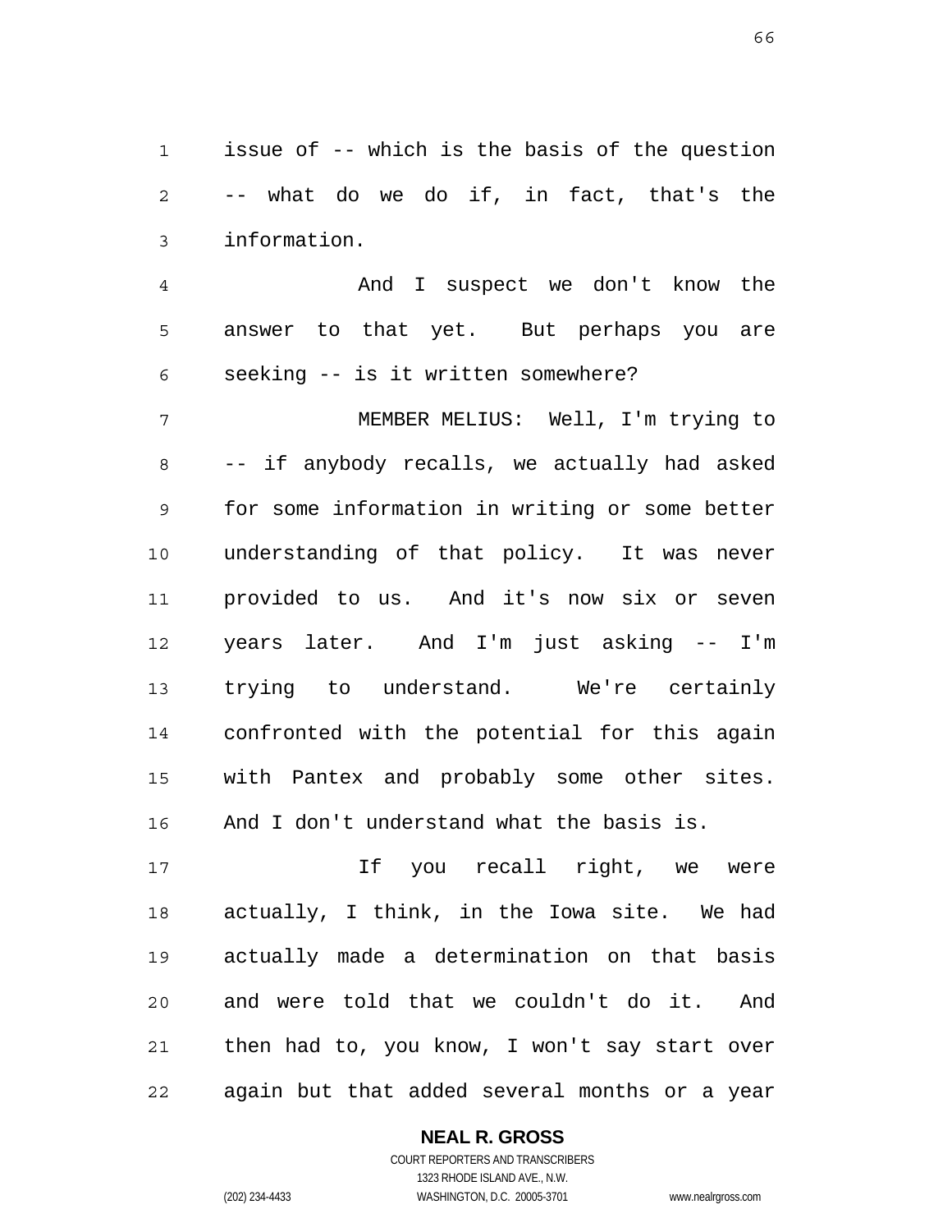issue of -- which is the basis of the question -- what do we do if, in fact, that's the information.

And I suspect we don't know the answer to that yet. But perhaps you are seeking -- is it written somewhere?

MEMBER MELIUS: Well, I'm trying to -- if anybody recalls, we actually had asked for some information in writing or some better understanding of that policy. It was never provided to us. And it's now six or seven years later. And I'm just asking -- I'm trying to understand. We're certainly confronted with the potential for this again with Pantex and probably some other sites. And I don't understand what the basis is.

If you recall right, we were actually, I think, in the Iowa site. We had actually made a determination on that basis and were told that we couldn't do it. And then had to, you know, I won't say start over again but that added several months or a year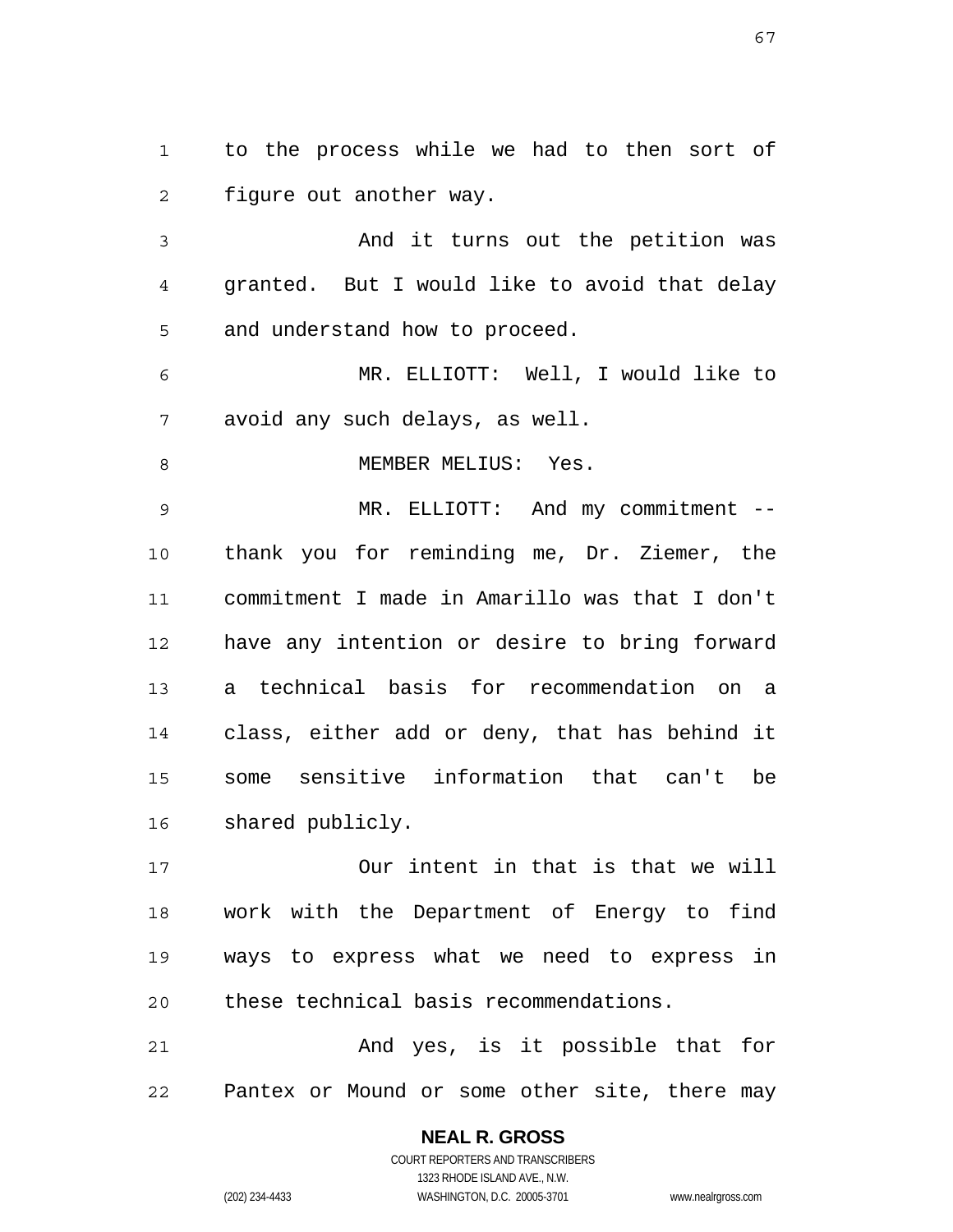to the process while we had to then sort of figure out another way.

And it turns out the petition was granted. But I would like to avoid that delay and understand how to proceed.

MR. ELLIOTT: Well, I would like to avoid any such delays, as well.

MEMBER MELIUS: Yes.

MR. ELLIOTT: And my commitment -- thank you for reminding me, Dr. Ziemer, the commitment I made in Amarillo was that I don't have any intention or desire to bring forward a technical basis for recommendation on a class, either add or deny, that has behind it some sensitive information that can't be shared publicly.

Our intent in that is that we will work with the Department of Energy to find ways to express what we need to express in these technical basis recommendations.

And yes, is it possible that for Pantex or Mound or some other site, there may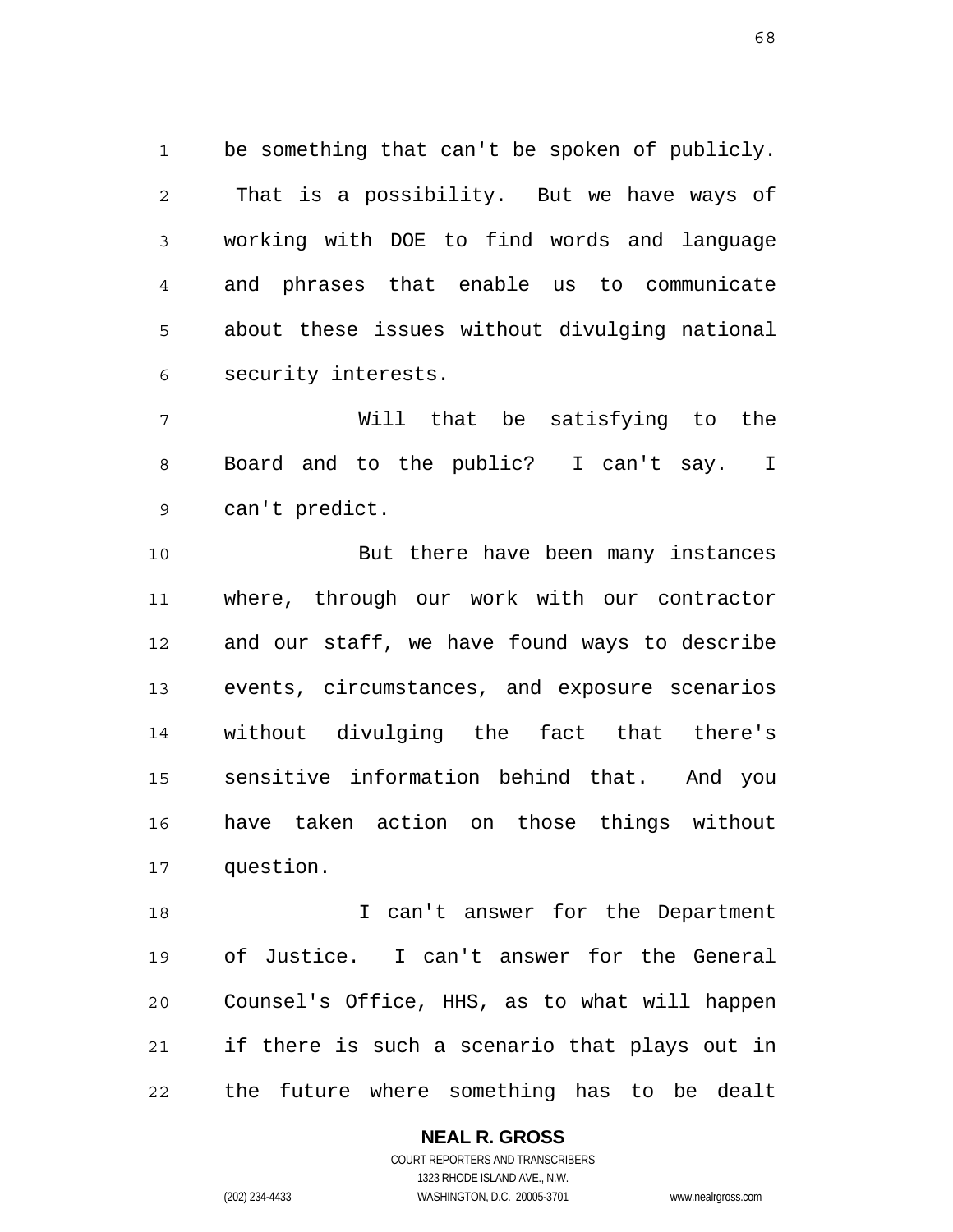be something that can't be spoken of publicly. That is a possibility. But we have ways of working with DOE to find words and language and phrases that enable us to communicate about these issues without divulging national security interests.

Will that be satisfying to the Board and to the public? I can't say. I can't predict.

But there have been many instances where, through our work with our contractor and our staff, we have found ways to describe events, circumstances, and exposure scenarios without divulging the fact that there's sensitive information behind that. And you have taken action on those things without question.

I can't answer for the Department of Justice. I can't answer for the General Counsel's Office, HHS, as to what will happen if there is such a scenario that plays out in the future where something has to be dealt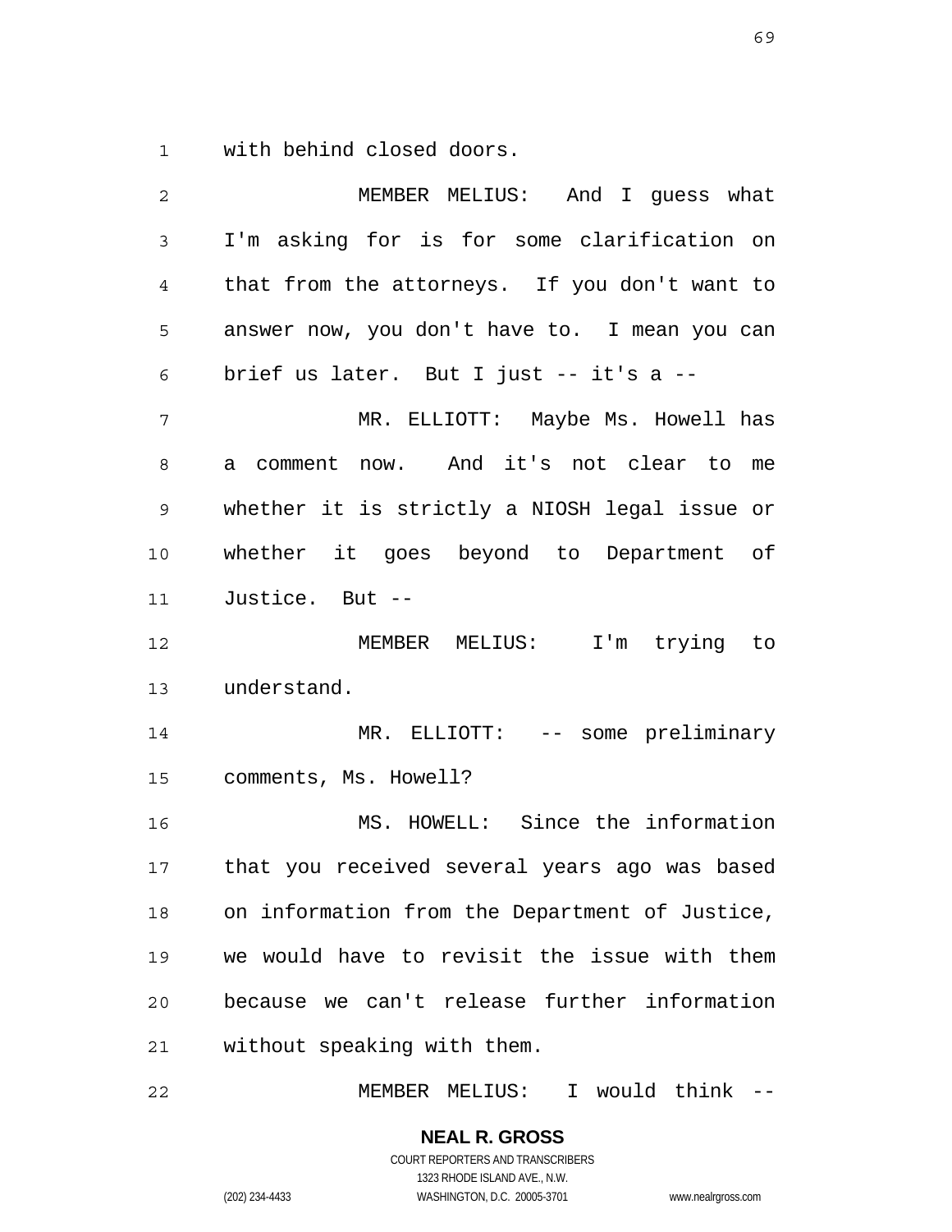with behind closed doors.

MEMBER MELIUS: And I guess what I'm asking for is for some clarification on that from the attorneys. If you don't want to answer now, you don't have to. I mean you can brief us later. But I just -- it's a --

MR. ELLIOTT: Maybe Ms. Howell has a comment now. And it's not clear to me whether it is strictly a NIOSH legal issue or whether it goes beyond to Department of Justice. But --

MEMBER MELIUS: I'm trying to understand.

MR. ELLIOTT: -- some preliminary comments, Ms. Howell?

MS. HOWELL: Since the information that you received several years ago was based on information from the Department of Justice, we would have to revisit the issue with them because we can't release further information without speaking with them.

MEMBER MELIUS: I would think --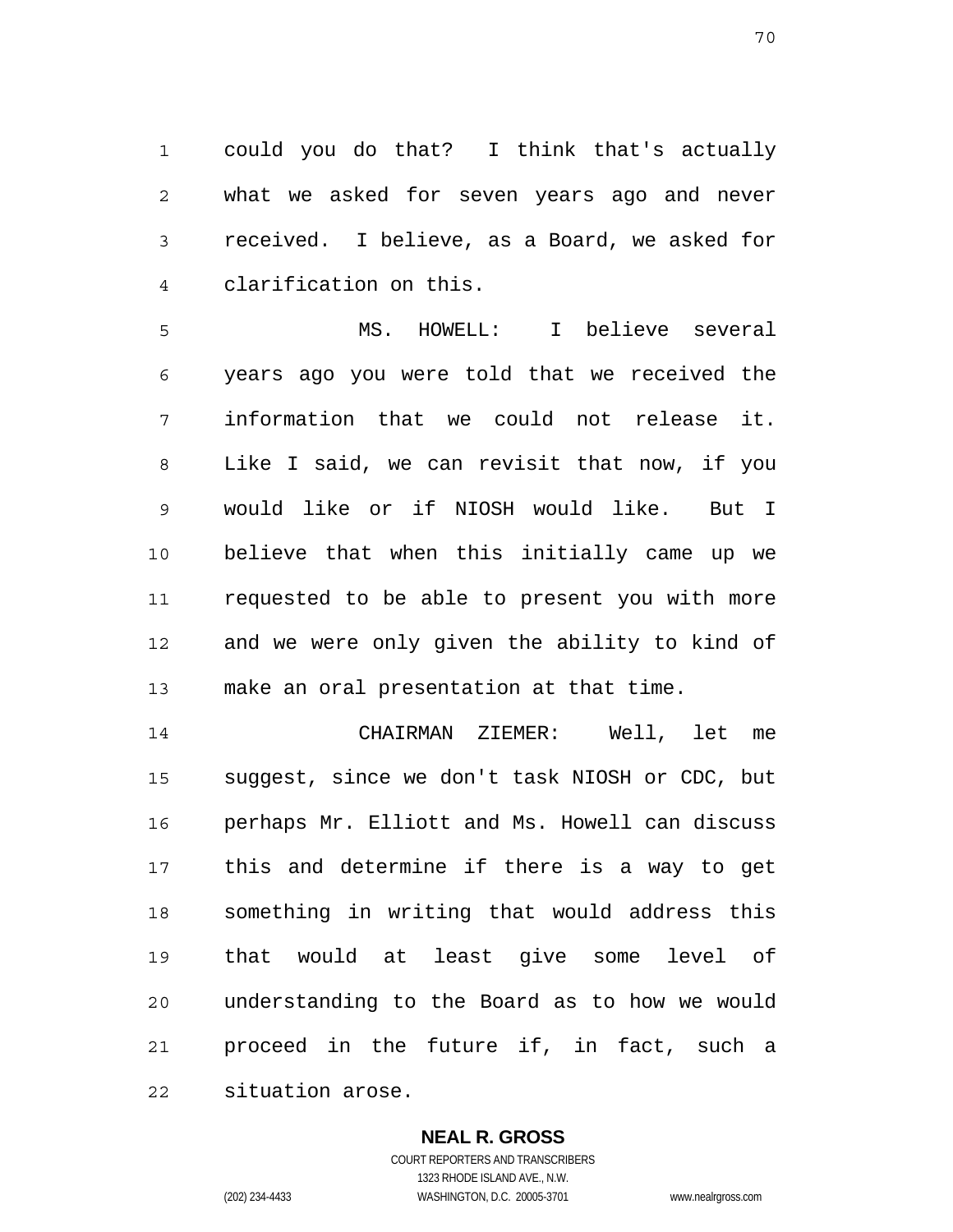could you do that? I think that's actually what we asked for seven years ago and never received. I believe, as a Board, we asked for clarification on this.

MS. HOWELL: I believe several years ago you were told that we received the information that we could not release it. Like I said, we can revisit that now, if you would like or if NIOSH would like. But I believe that when this initially came up we requested to be able to present you with more and we were only given the ability to kind of make an oral presentation at that time.

CHAIRMAN ZIEMER: Well, let me suggest, since we don't task NIOSH or CDC, but perhaps Mr. Elliott and Ms. Howell can discuss this and determine if there is a way to get something in writing that would address this that would at least give some level of understanding to the Board as to how we would proceed in the future if, in fact, such a situation arose.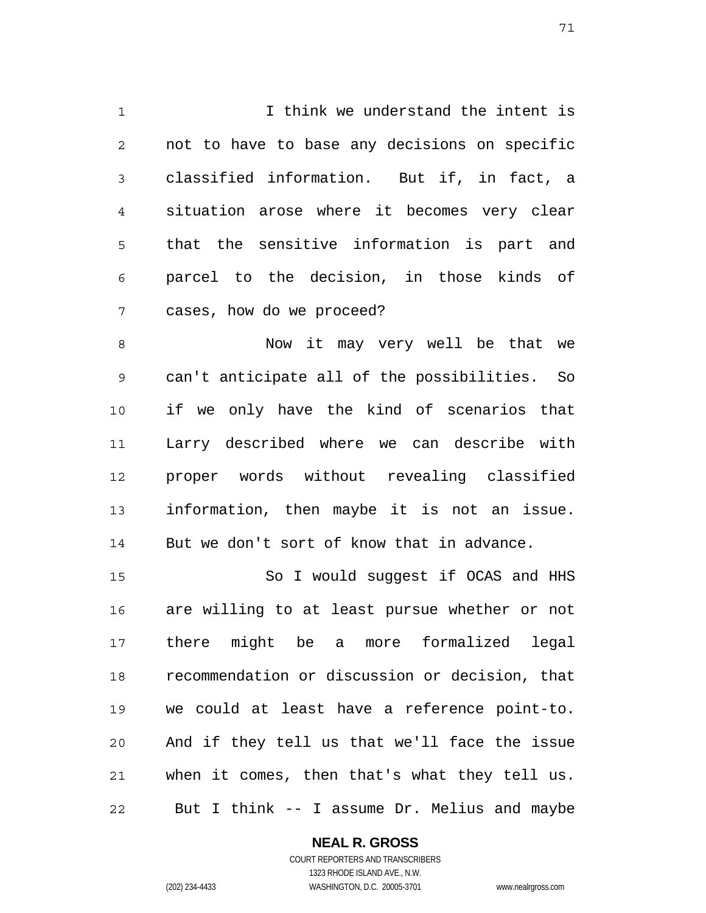I think we understand the intent is not to have to base any decisions on specific classified information. But if, in fact, a situation arose where it becomes very clear that the sensitive information is part and parcel to the decision, in those kinds of cases, how do we proceed?

Now it may very well be that we can't anticipate all of the possibilities. So if we only have the kind of scenarios that Larry described where we can describe with proper words without revealing classified information, then maybe it is not an issue. But we don't sort of know that in advance.

So I would suggest if OCAS and HHS are willing to at least pursue whether or not there might be a more formalized legal recommendation or discussion or decision, that we could at least have a reference point-to. And if they tell us that we'll face the issue when it comes, then that's what they tell us. But I think -- I assume Dr. Melius and maybe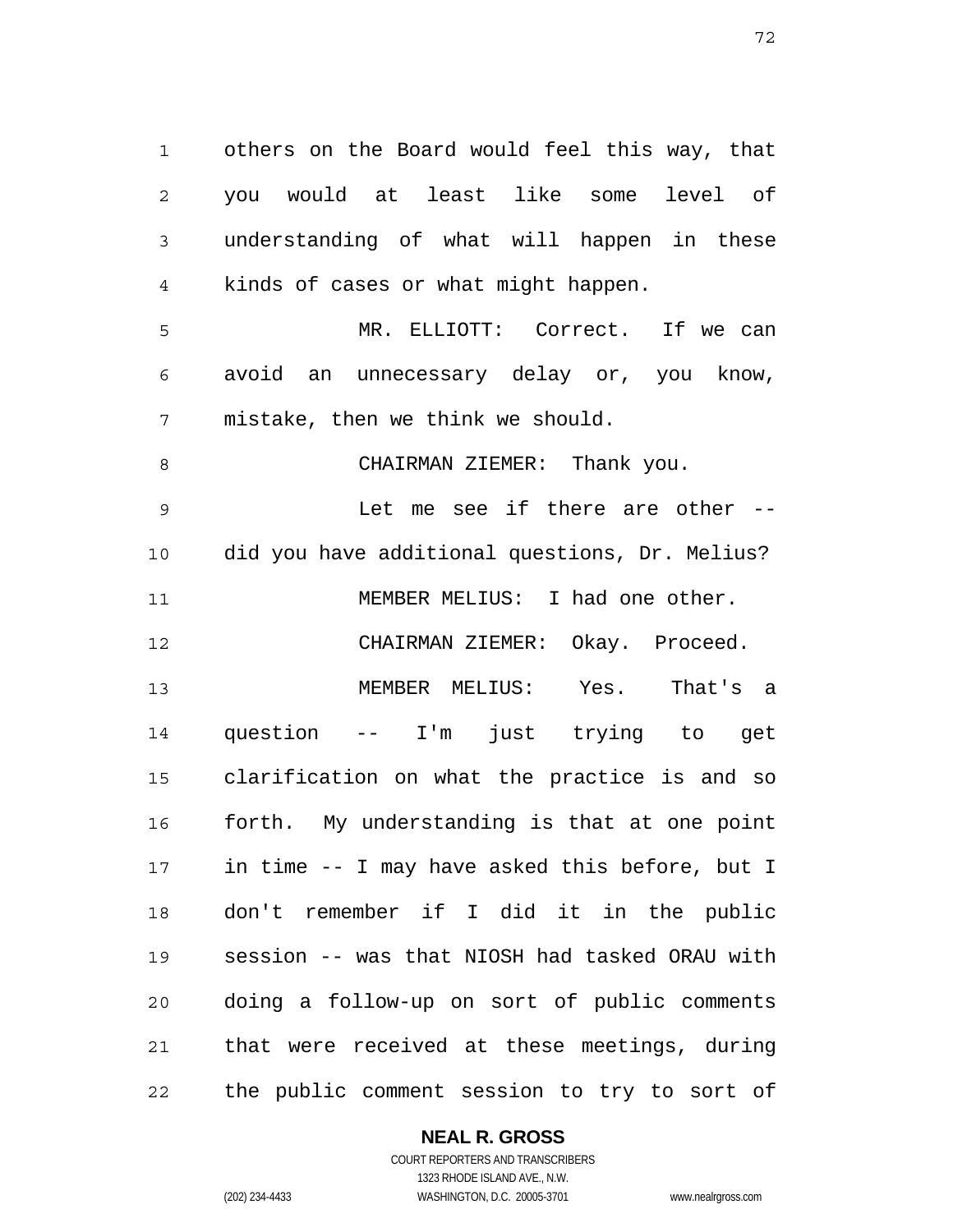others on the Board would feel this way, that you would at least like some level of understanding of what will happen in these kinds of cases or what might happen.

MR. ELLIOTT: Correct. If we can avoid an unnecessary delay or, you know, mistake, then we think we should.

CHAIRMAN ZIEMER: Thank you.

Let me see if there are other -- did you have additional questions, Dr. Melius?

MEMBER MELIUS: I had one other.

CHAIRMAN ZIEMER: Okay. Proceed.

MEMBER MELIUS: Yes. That's a question -- I'm just trying to get clarification on what the practice is and so forth. My understanding is that at one point in time -- I may have asked this before, but I don't remember if I did it in the public session -- was that NIOSH had tasked ORAU with doing a follow-up on sort of public comments that were received at these meetings, during the public comment session to try to sort of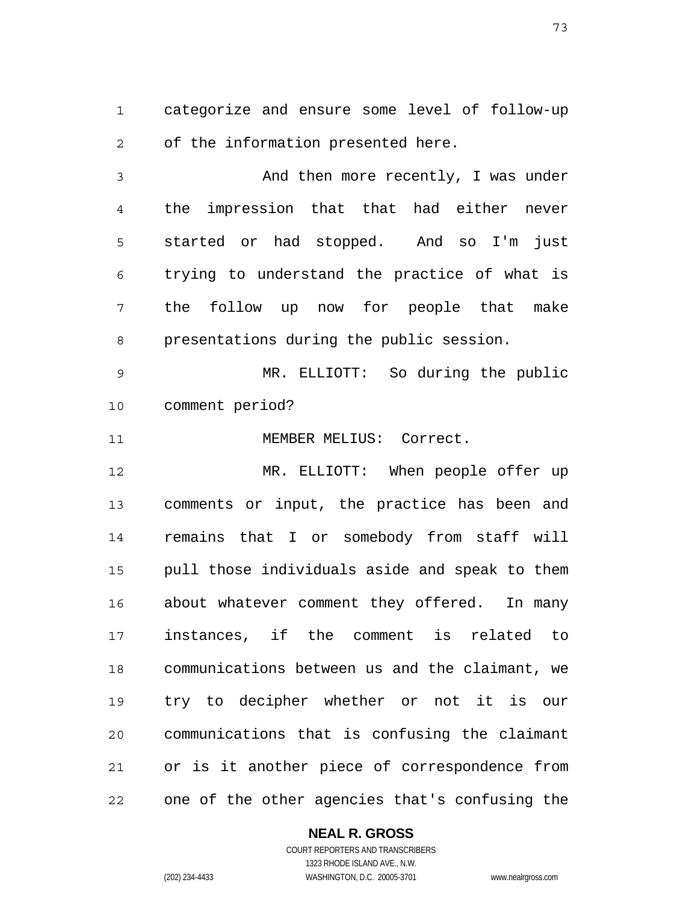categorize and ensure some level of follow-up of the information presented here.

And then more recently, I was under the impression that that had either never started or had stopped. And so I'm just trying to understand the practice of what is the follow up now for people that make presentations during the public session.

MR. ELLIOTT: So during the public comment period?

MEMBER MELIUS: Correct.

MR. ELLIOTT: When people offer up comments or input, the practice has been and remains that I or somebody from staff will pull those individuals aside and speak to them about whatever comment they offered. In many instances, if the comment is related to communications between us and the claimant, we try to decipher whether or not it is our communications that is confusing the claimant or is it another piece of correspondence from one of the other agencies that's confusing the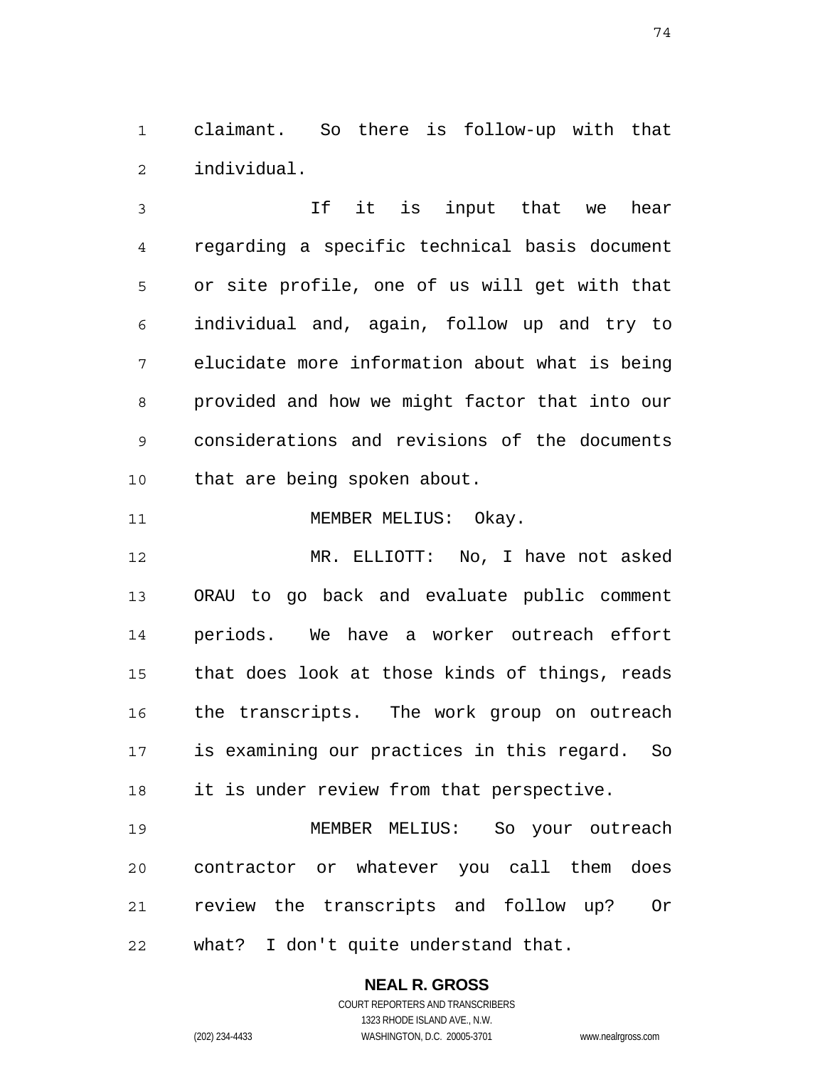claimant. So there is follow-up with that individual.

If it is input that we hear regarding a specific technical basis document or site profile, one of us will get with that individual and, again, follow up and try to elucidate more information about what is being provided and how we might factor that into our considerations and revisions of the documents that are being spoken about.

MEMBER MELIUS: Okay.

MR. ELLIOTT: No, I have not asked ORAU to go back and evaluate public comment periods. We have a worker outreach effort that does look at those kinds of things, reads the transcripts. The work group on outreach is examining our practices in this regard. So it is under review from that perspective.

MEMBER MELIUS: So your outreach contractor or whatever you call them does review the transcripts and follow up? Or what? I don't quite understand that.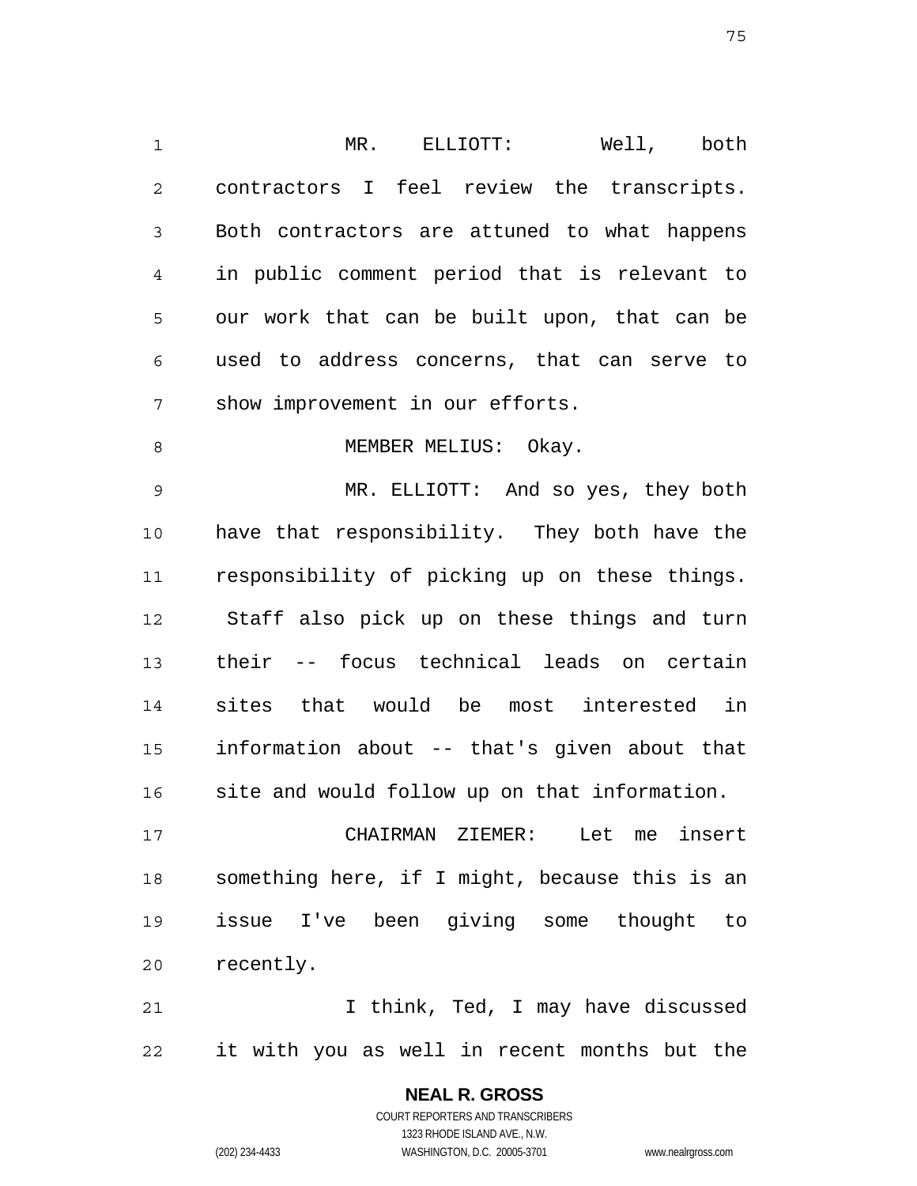MR. ELLIOTT: Well, both contractors I feel review the transcripts. Both contractors are attuned to what happens in public comment period that is relevant to our work that can be built upon, that can be used to address concerns, that can serve to show improvement in our efforts.

MEMBER MELIUS: Okay.

MR. ELLIOTT: And so yes, they both have that responsibility. They both have the responsibility of picking up on these things. Staff also pick up on these things and turn their -- focus technical leads on certain sites that would be most interested in information about -- that's given about that site and would follow up on that information.

CHAIRMAN ZIEMER: Let me insert something here, if I might, because this is an issue I've been giving some thought to recently.

I think, Ted, I may have discussed it with you as well in recent months but the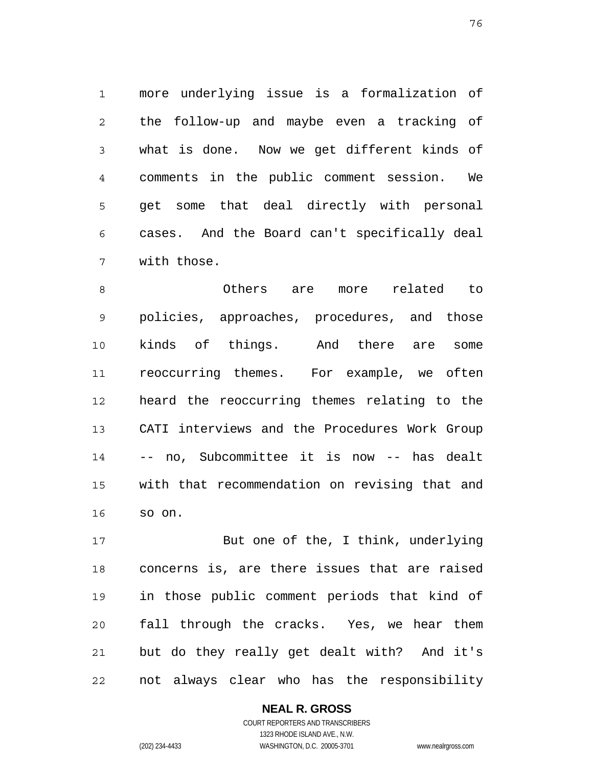more underlying issue is a formalization of the follow-up and maybe even a tracking of what is done. Now we get different kinds of comments in the public comment session. We get some that deal directly with personal cases. And the Board can't specifically deal with those.

Others are more related to policies, approaches, procedures, and those kinds of things. And there are some reoccurring themes. For example, we often heard the reoccurring themes relating to the CATI interviews and the Procedures Work Group -- no, Subcommittee it is now -- has dealt with that recommendation on revising that and so on.

But one of the, I think, underlying concerns is, are there issues that are raised in those public comment periods that kind of fall through the cracks. Yes, we hear them but do they really get dealt with? And it's not always clear who has the responsibility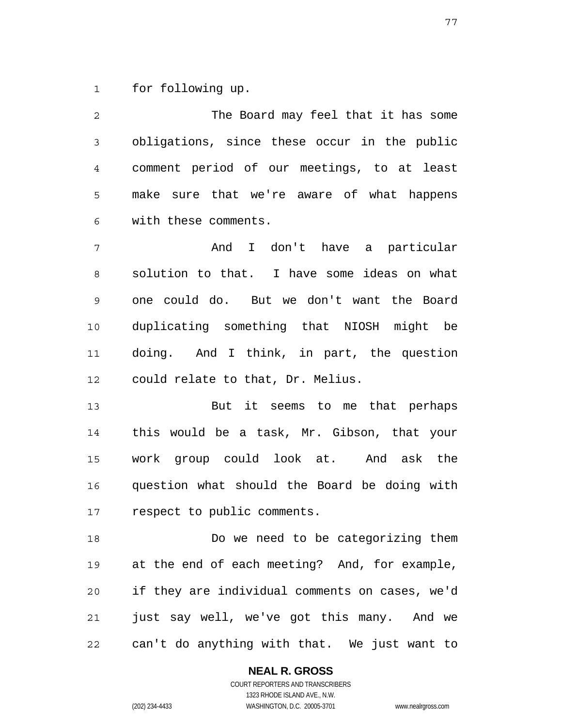for following up.

The Board may feel that it has some obligations, since these occur in the public comment period of our meetings, to at least make sure that we're aware of what happens with these comments.

And I don't have a particular solution to that. I have some ideas on what one could do. But we don't want the Board duplicating something that NIOSH might be doing. And I think, in part, the question could relate to that, Dr. Melius.

But it seems to me that perhaps this would be a task, Mr. Gibson, that your work group could look at. And ask the question what should the Board be doing with respect to public comments.

Do we need to be categorizing them at the end of each meeting? And, for example, if they are individual comments on cases, we'd just say well, we've got this many. And we can't do anything with that. We just want to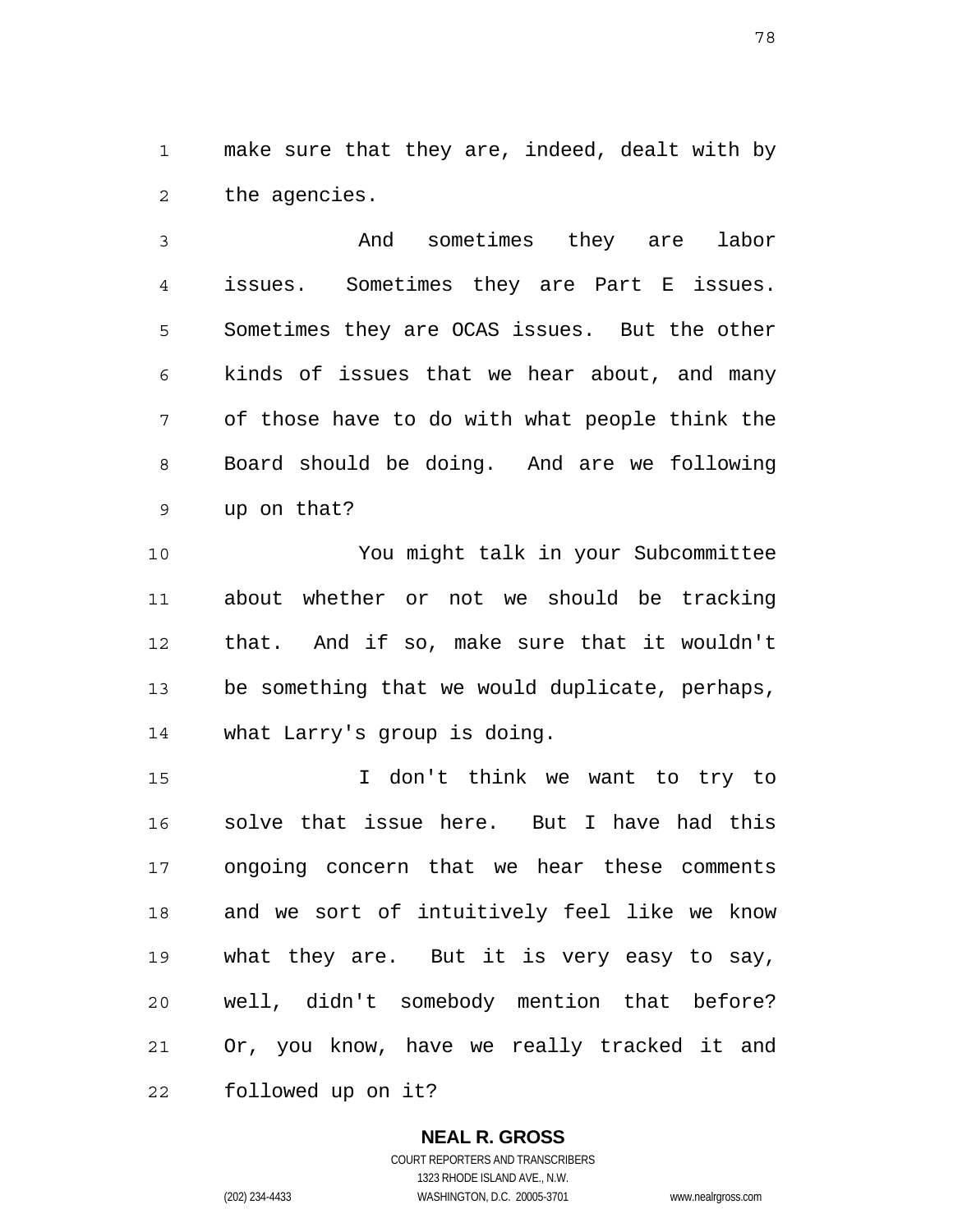make sure that they are, indeed, dealt with by the agencies.

And sometimes they are labor issues. Sometimes they are Part E issues. Sometimes they are OCAS issues. But the other kinds of issues that we hear about, and many of those have to do with what people think the Board should be doing. And are we following up on that?

You might talk in your Subcommittee about whether or not we should be tracking that. And if so, make sure that it wouldn't be something that we would duplicate, perhaps, what Larry's group is doing.

I don't think we want to try to solve that issue here. But I have had this ongoing concern that we hear these comments and we sort of intuitively feel like we know what they are. But it is very easy to say, well, didn't somebody mention that before? Or, you know, have we really tracked it and followed up on it?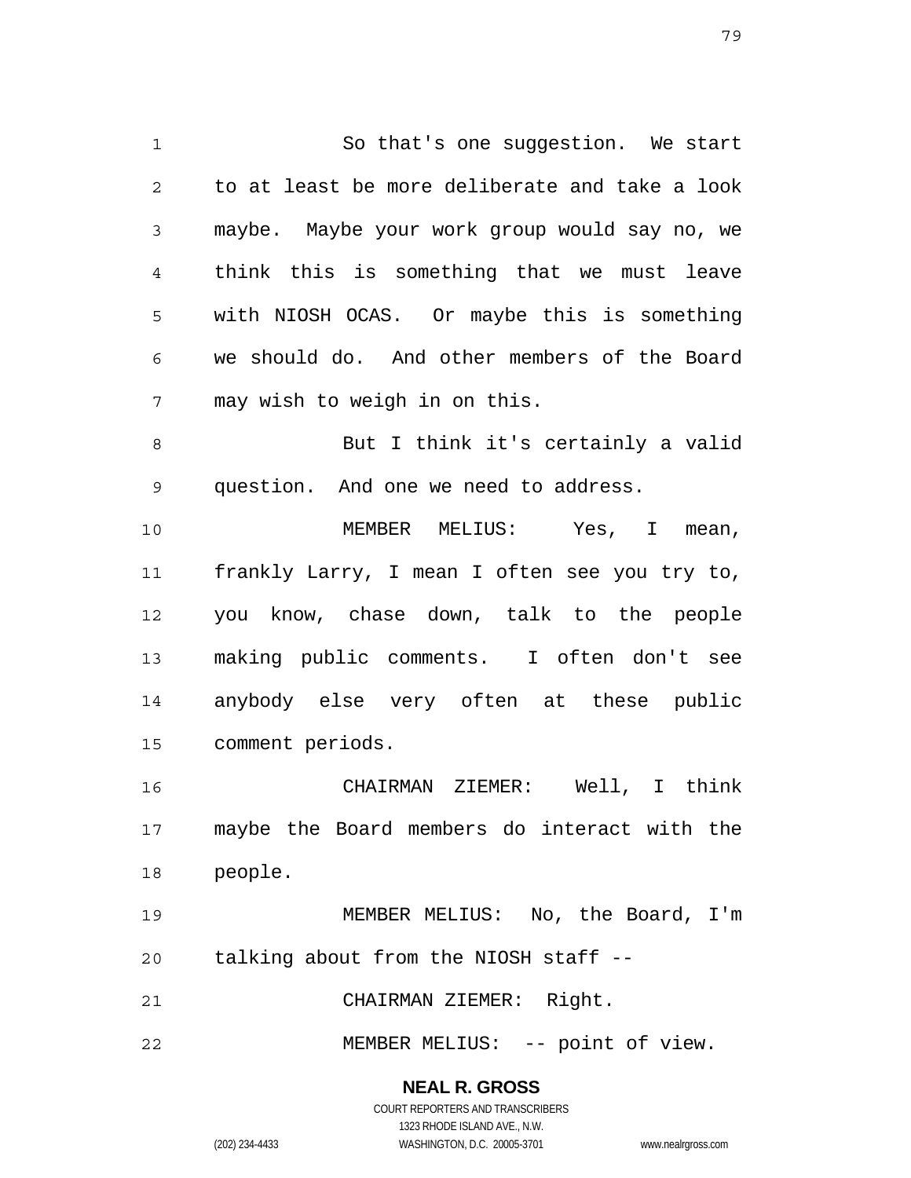So that's one suggestion. We start to at least be more deliberate and take a look maybe. Maybe your work group would say no, we think this is something that we must leave with NIOSH OCAS. Or maybe this is something we should do. And other members of the Board may wish to weigh in on this.

But I think it's certainly a valid question. And one we need to address.

MEMBER MELIUS: Yes, I mean, frankly Larry, I mean I often see you try to, you know, chase down, talk to the people making public comments. I often don't see anybody else very often at these public comment periods.

CHAIRMAN ZIEMER: Well, I think maybe the Board members do interact with the people.

MEMBER MELIUS: No, the Board, I'm talking about from the NIOSH staff --

CHAIRMAN ZIEMER: Right.

MEMBER MELIUS: -- point of view.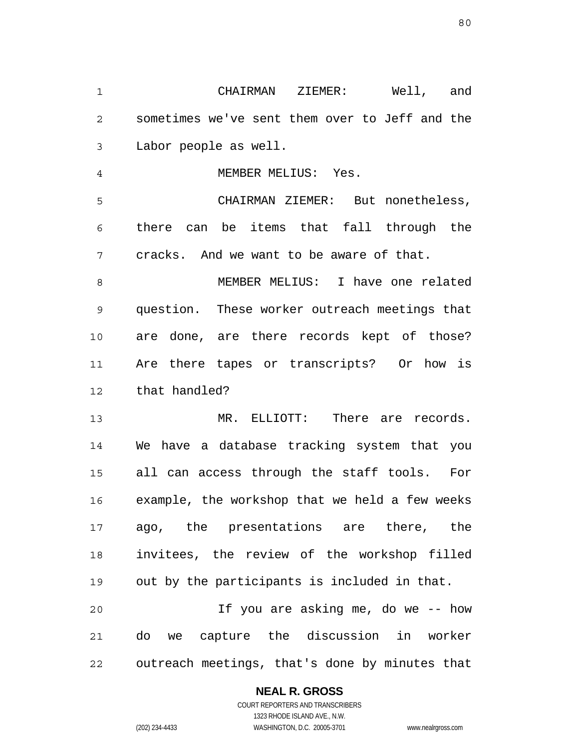CHAIRMAN ZIEMER: Well, and sometimes we've sent them over to Jeff and the Labor people as well.

MEMBER MELIUS: Yes.

CHAIRMAN ZIEMER: But nonetheless, there can be items that fall through the cracks. And we want to be aware of that.

MEMBER MELIUS: I have one related question. These worker outreach meetings that are done, are there records kept of those? Are there tapes or transcripts? Or how is that handled?

MR. ELLIOTT: There are records. We have a database tracking system that you all can access through the staff tools. For example, the workshop that we held a few weeks ago, the presentations are there, the invitees, the review of the workshop filled out by the participants is included in that.

If you are asking me, do we -- how do we capture the discussion in worker outreach meetings, that's done by minutes that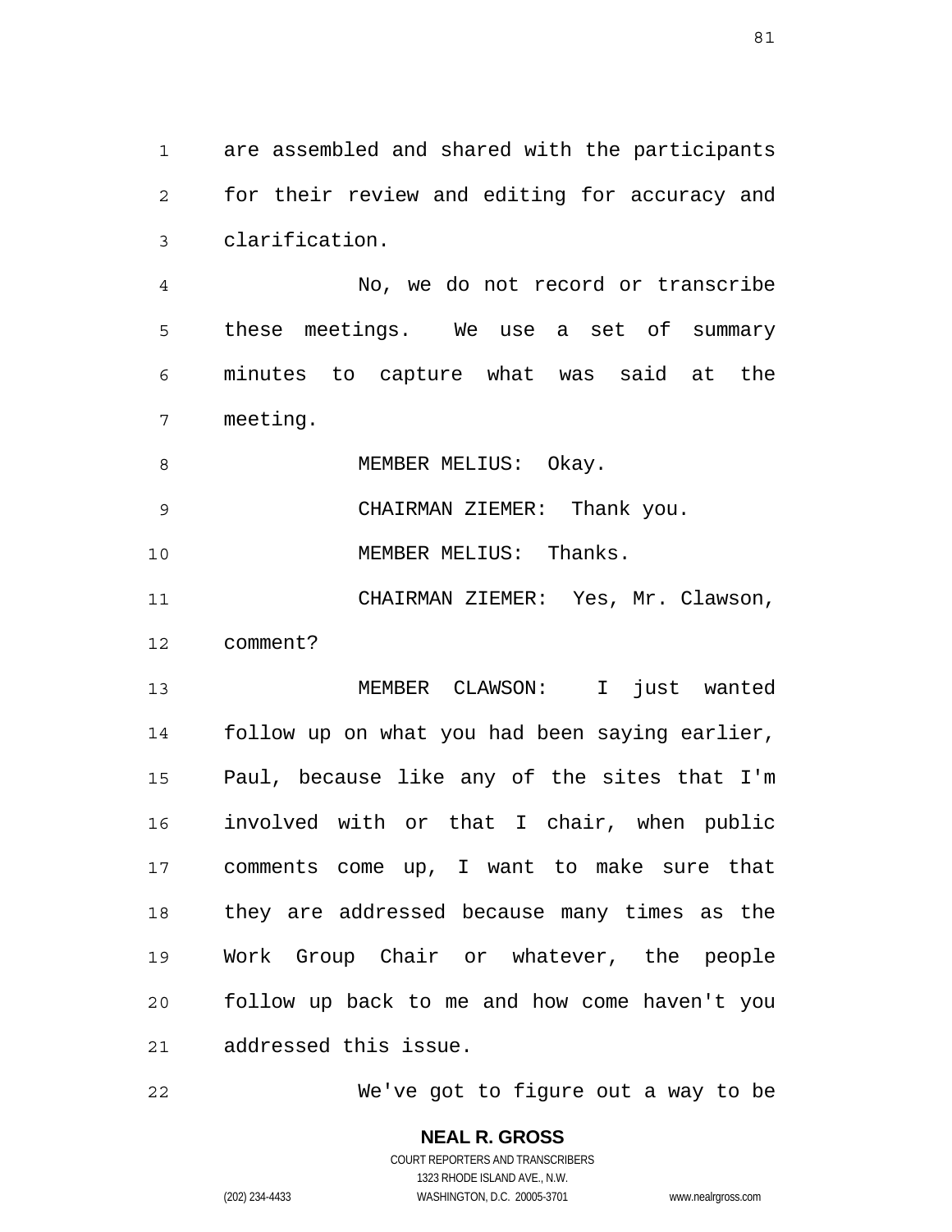are assembled and shared with the participants for their review and editing for accuracy and clarification.

No, we do not record or transcribe these meetings. We use a set of summary minutes to capture what was said at the meeting.

MEMBER MELIUS: Okay.

CHAIRMAN ZIEMER: Thank you.

MEMBER MELIUS: Thanks.

CHAIRMAN ZIEMER: Yes, Mr. Clawson, comment?

MEMBER CLAWSON: I just wanted follow up on what you had been saying earlier, Paul, because like any of the sites that I'm involved with or that I chair, when public comments come up, I want to make sure that they are addressed because many times as the Work Group Chair or whatever, the people follow up back to me and how come haven't you addressed this issue.

We've got to figure out a way to be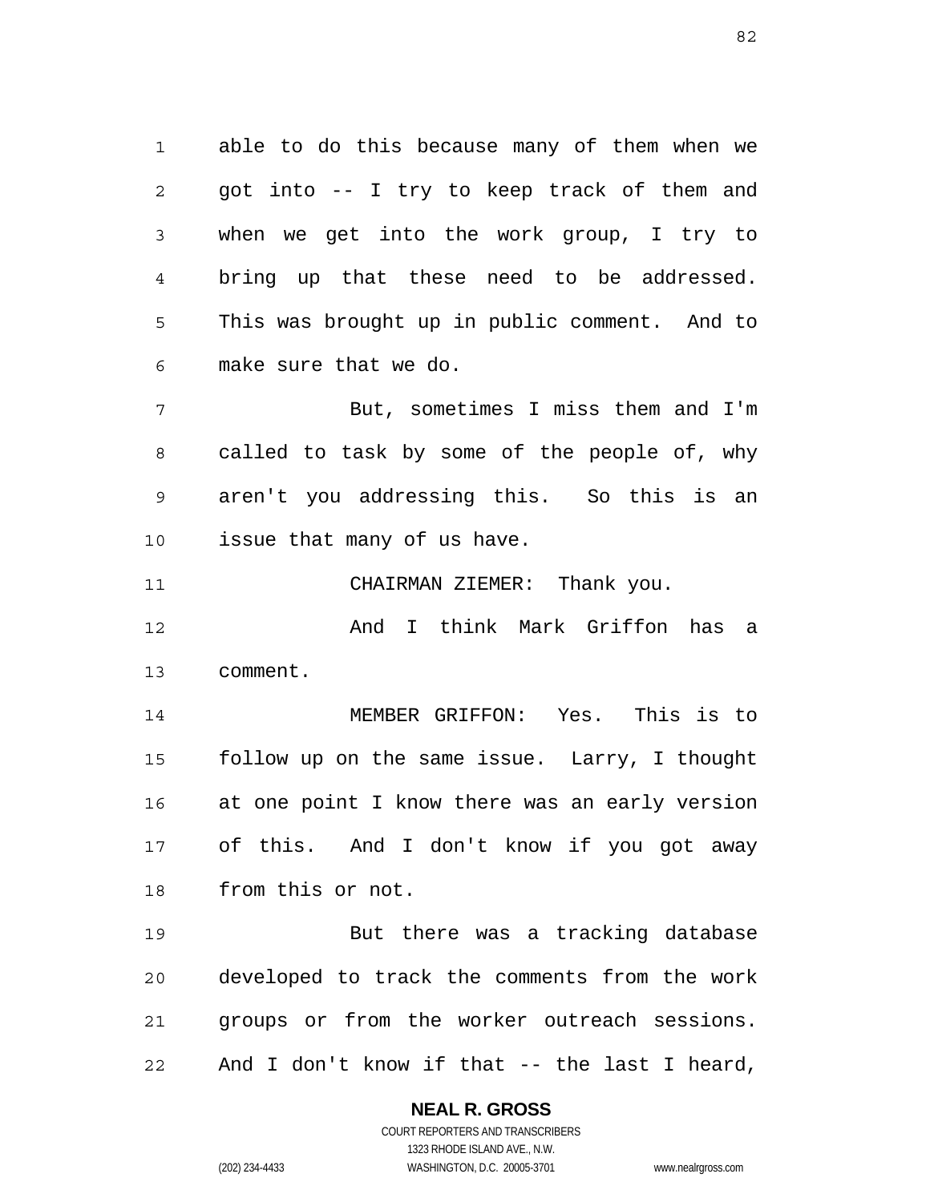able to do this because many of them when we got into -- I try to keep track of them and when we get into the work group, I try to bring up that these need to be addressed. This was brought up in public comment. And to make sure that we do.

But, sometimes I miss them and I'm called to task by some of the people of, why aren't you addressing this. So this is an issue that many of us have.

CHAIRMAN ZIEMER: Thank you.

And I think Mark Griffon has a comment.

MEMBER GRIFFON: Yes. This is to follow up on the same issue. Larry, I thought at one point I know there was an early version of this. And I don't know if you got away from this or not.

But there was a tracking database developed to track the comments from the work groups or from the worker outreach sessions. And I don't know if that -- the last I heard,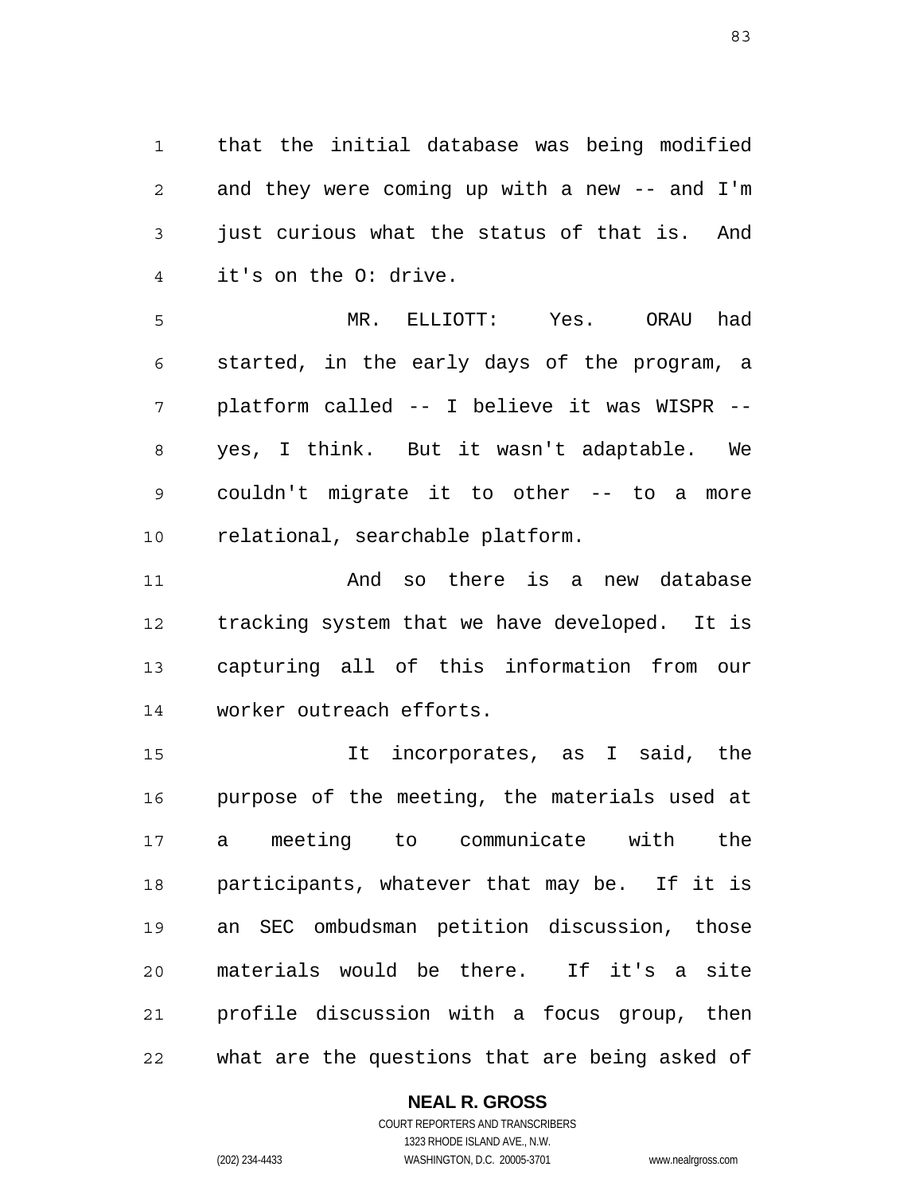that the initial database was being modified and they were coming up with a new -- and I'm just curious what the status of that is. And it's on the O: drive.

MR. ELLIOTT: Yes. ORAU had started, in the early days of the program, a platform called -- I believe it was WISPR -- yes, I think. But it wasn't adaptable. We couldn't migrate it to other -- to a more relational, searchable platform.

And so there is a new database tracking system that we have developed. It is capturing all of this information from our worker outreach efforts.

It incorporates, as I said, the purpose of the meeting, the materials used at a meeting to communicate with the participants, whatever that may be. If it is an SEC ombudsman petition discussion, those materials would be there. If it's a site profile discussion with a focus group, then what are the questions that are being asked of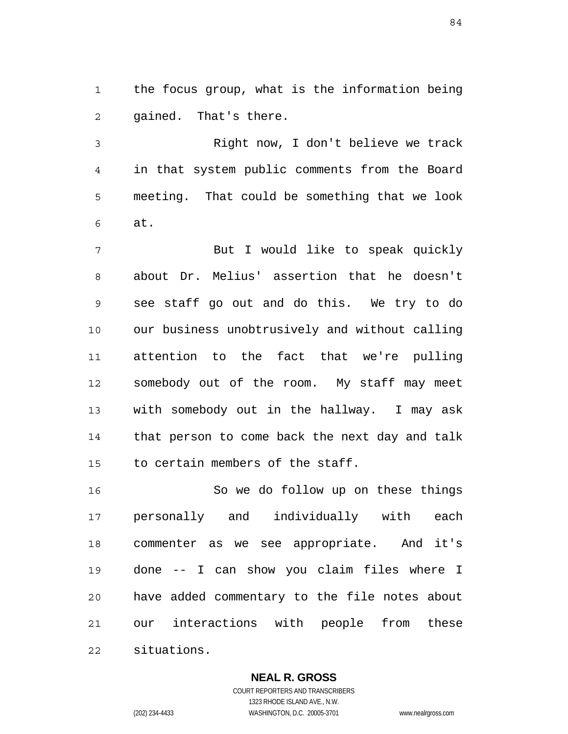the focus group, what is the information being gained. That's there.

Right now, I don't believe we track in that system public comments from the Board meeting. That could be something that we look at.

But I would like to speak quickly about Dr. Melius' assertion that he doesn't see staff go out and do this. We try to do our business unobtrusively and without calling attention to the fact that we're pulling somebody out of the room. My staff may meet with somebody out in the hallway. I may ask that person to come back the next day and talk to certain members of the staff.

So we do follow up on these things personally and individually with each commenter as we see appropriate. And it's done -- I can show you claim files where I have added commentary to the file notes about our interactions with people from these situations.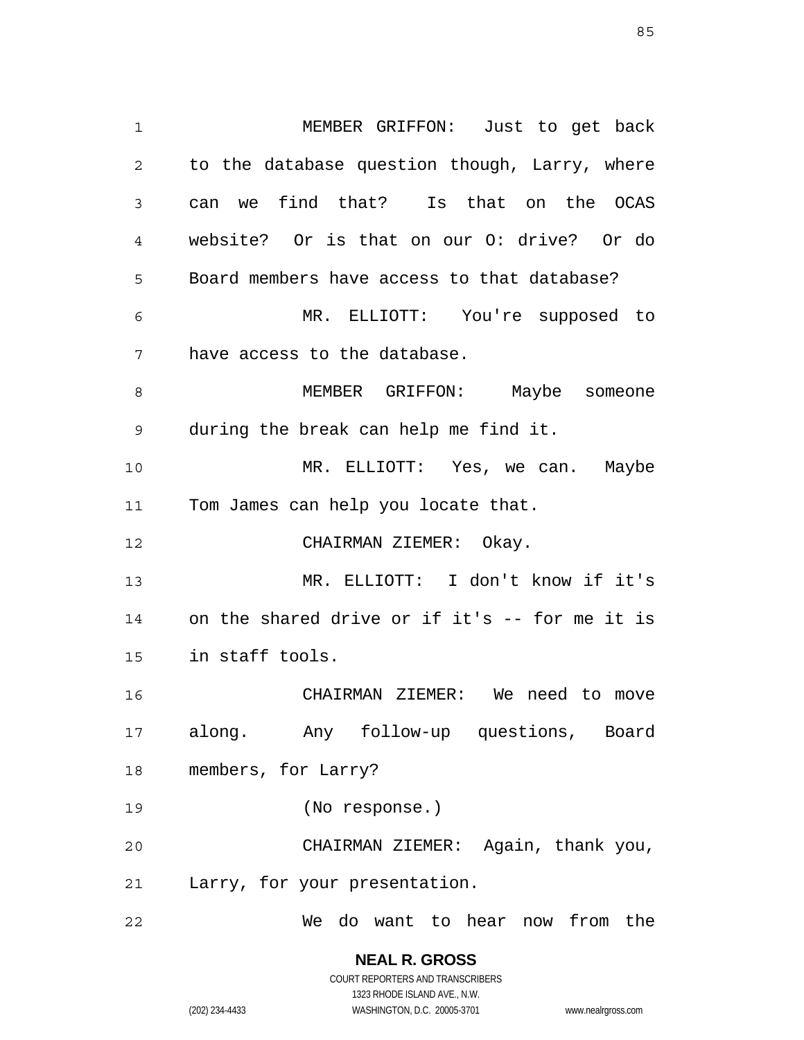MEMBER GRIFFON: Just to get back to the database question though, Larry, where can we find that? Is that on the OCAS website? Or is that on our O: drive? Or do Board members have access to that database?

MR. ELLIOTT: You're supposed to have access to the database.

MEMBER GRIFFON: Maybe someone during the break can help me find it.

MR. ELLIOTT: Yes, we can. Maybe Tom James can help you locate that.

CHAIRMAN ZIEMER: Okay.

MR. ELLIOTT: I don't know if it's on the shared drive or if it's -- for me it is in staff tools.

CHAIRMAN ZIEMER: We need to move along. Any follow-up questions, Board members, for Larry?

(No response.)

CHAIRMAN ZIEMER: Again, thank you, Larry, for your presentation.

We do want to hear now from the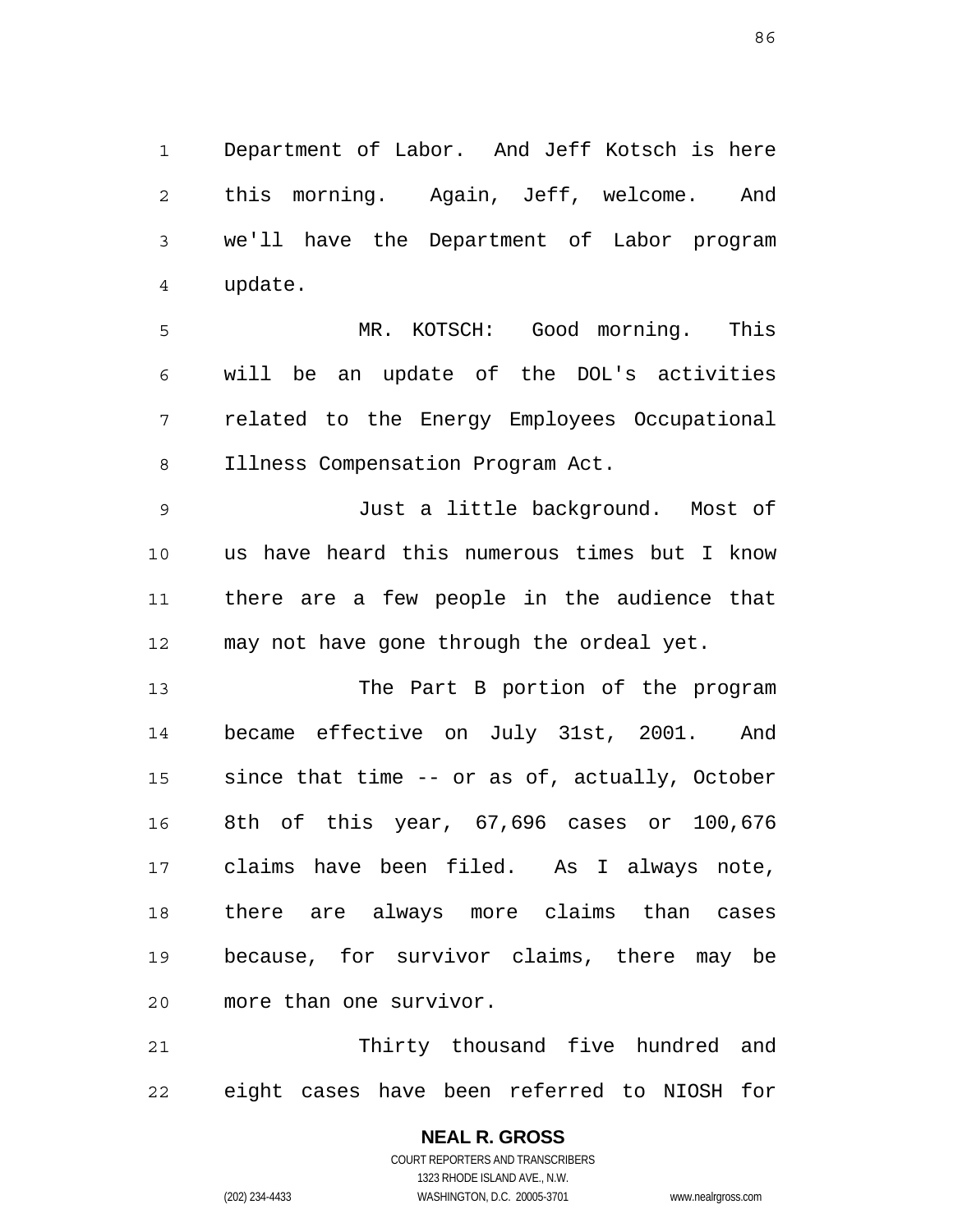Department of Labor. And Jeff Kotsch is here this morning. Again, Jeff, welcome. And we'll have the Department of Labor program update.

MR. KOTSCH: Good morning. This will be an update of the DOL's activities related to the Energy Employees Occupational Illness Compensation Program Act.

Just a little background. Most of us have heard this numerous times but I know there are a few people in the audience that may not have gone through the ordeal yet.

The Part B portion of the program became effective on July 31st, 2001. And since that time -- or as of, actually, October 8th of this year, 67,696 cases or 100,676 claims have been filed. As I always note, there are always more claims than cases because, for survivor claims, there may be more than one survivor.

Thirty thousand five hundred and eight cases have been referred to NIOSH for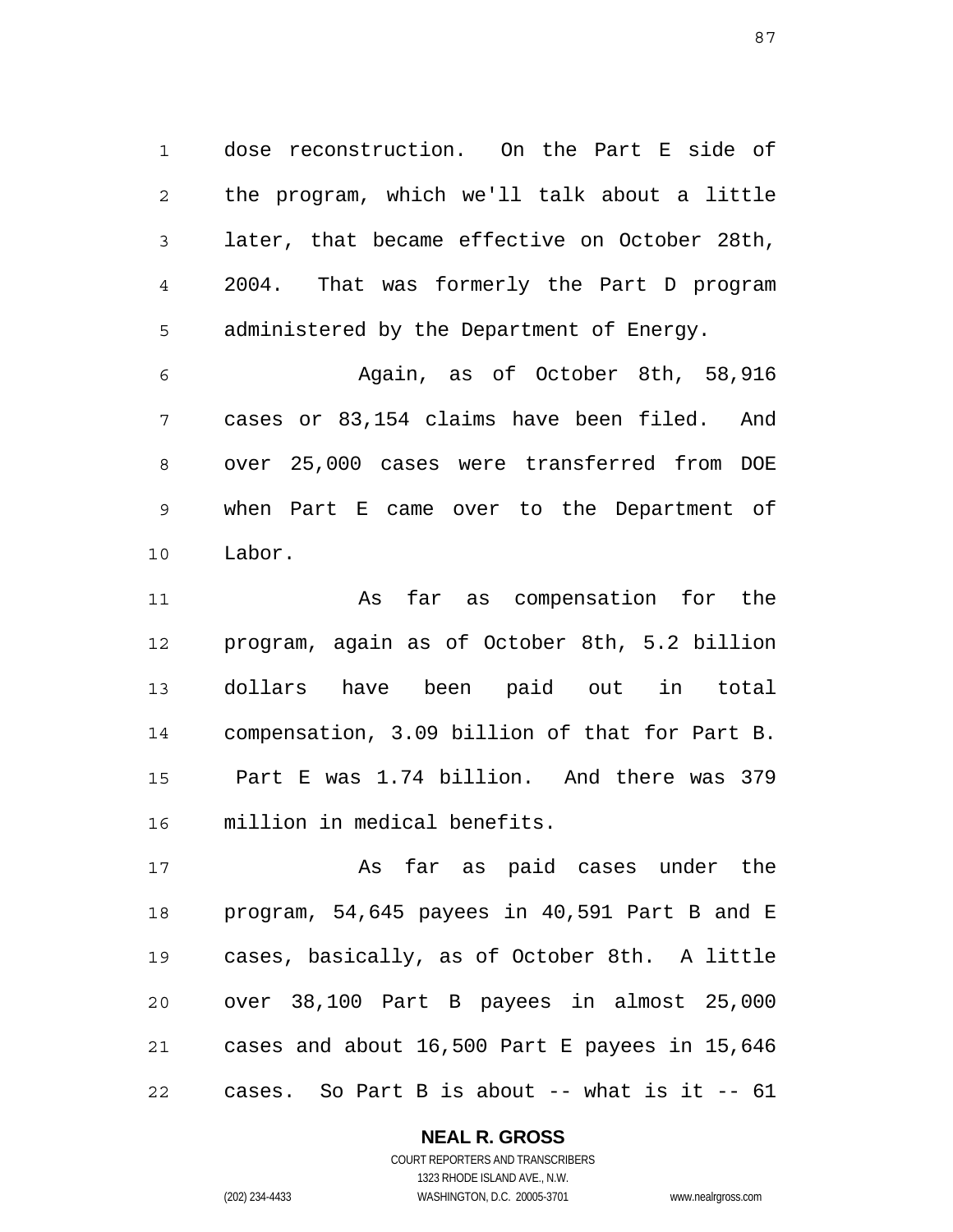dose reconstruction. On the Part E side of the program, which we'll talk about a little later, that became effective on October 28th, 2004. That was formerly the Part D program administered by the Department of Energy.

Again, as of October 8th, 58,916 cases or 83,154 claims have been filed. And over 25,000 cases were transferred from DOE when Part E came over to the Department of Labor.

As far as compensation for the program, again as of October 8th, 5.2 billion dollars have been paid out in total compensation, 3.09 billion of that for Part B. Part E was 1.74 billion. And there was 379 million in medical benefits.

As far as paid cases under the program, 54,645 payees in 40,591 Part B and E cases, basically, as of October 8th. A little over 38,100 Part B payees in almost 25,000 cases and about 16,500 Part E payees in 15,646 cases. So Part B is about -- what is it -- 61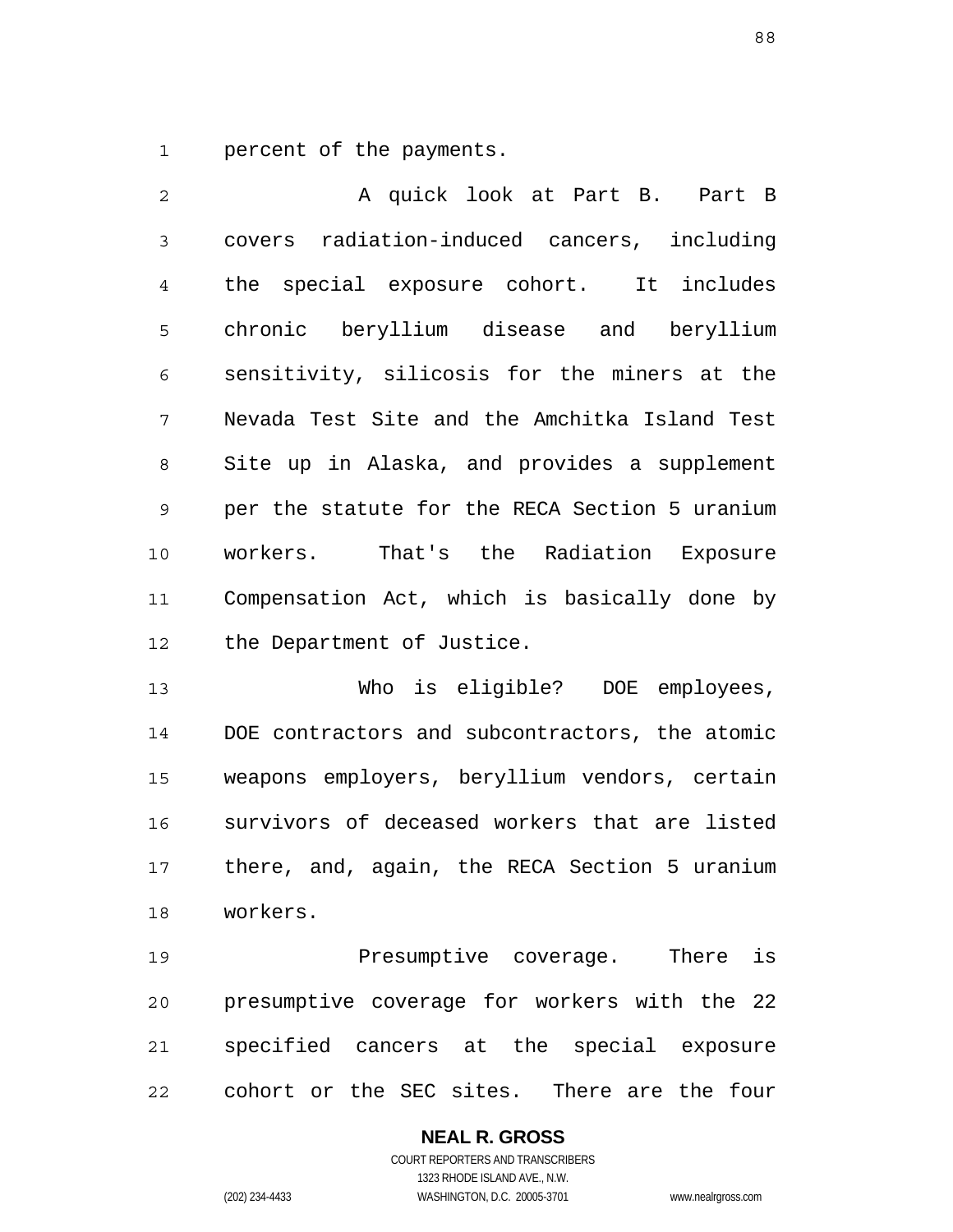percent of the payments.

A quick look at Part B. Part B covers radiation-induced cancers, including the special exposure cohort. It includes chronic beryllium disease and beryllium sensitivity, silicosis for the miners at the Nevada Test Site and the Amchitka Island Test Site up in Alaska, and provides a supplement per the statute for the RECA Section 5 uranium workers. That's the Radiation Exposure Compensation Act, which is basically done by the Department of Justice.

Who is eligible? DOE employees, DOE contractors and subcontractors, the atomic weapons employers, beryllium vendors, certain survivors of deceased workers that are listed there, and, again, the RECA Section 5 uranium workers.

Presumptive coverage. There is presumptive coverage for workers with the 22 specified cancers at the special exposure cohort or the SEC sites. There are the four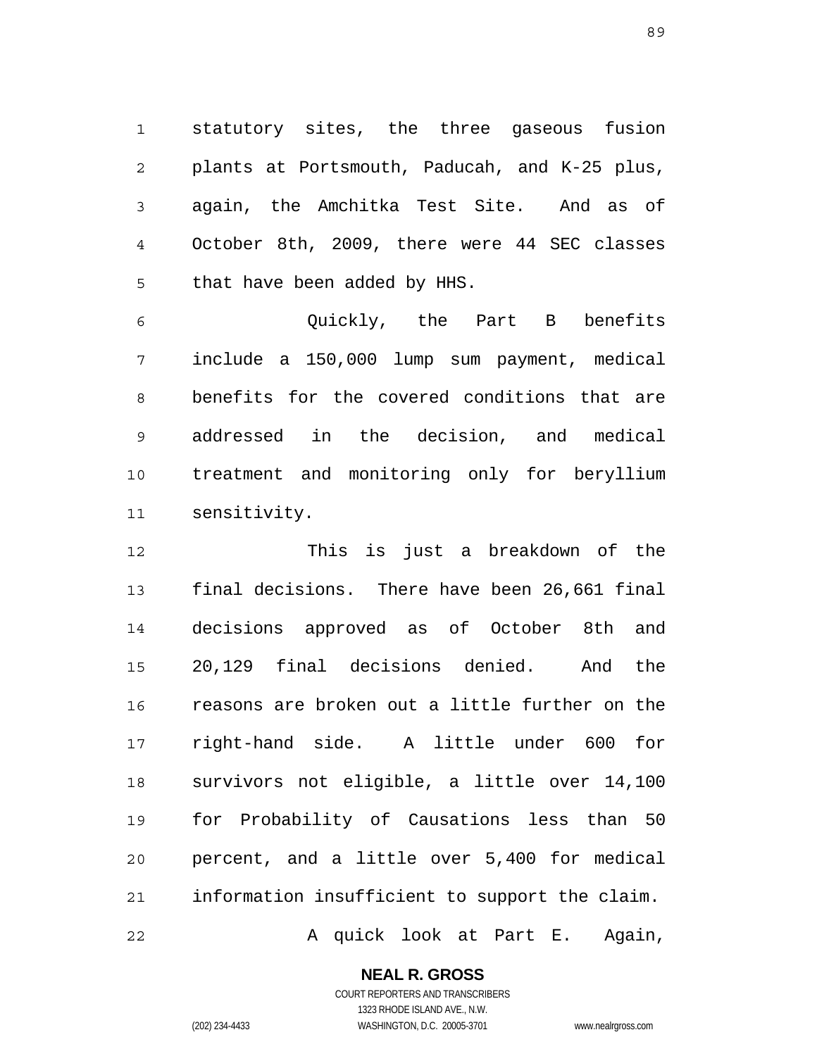statutory sites, the three gaseous fusion plants at Portsmouth, Paducah, and K-25 plus, again, the Amchitka Test Site. And as of October 8th, 2009, there were 44 SEC classes that have been added by HHS.

Quickly, the Part B benefits include a 150,000 lump sum payment, medical benefits for the covered conditions that are addressed in the decision, and medical treatment and monitoring only for beryllium sensitivity.

This is just a breakdown of the final decisions. There have been 26,661 final decisions approved as of October 8th and 20,129 final decisions denied. And the reasons are broken out a little further on the right-hand side. A little under 600 for survivors not eligible, a little over 14,100 for Probability of Causations less than 50 percent, and a little over 5,400 for medical information insufficient to support the claim.

A quick look at Part E. Again,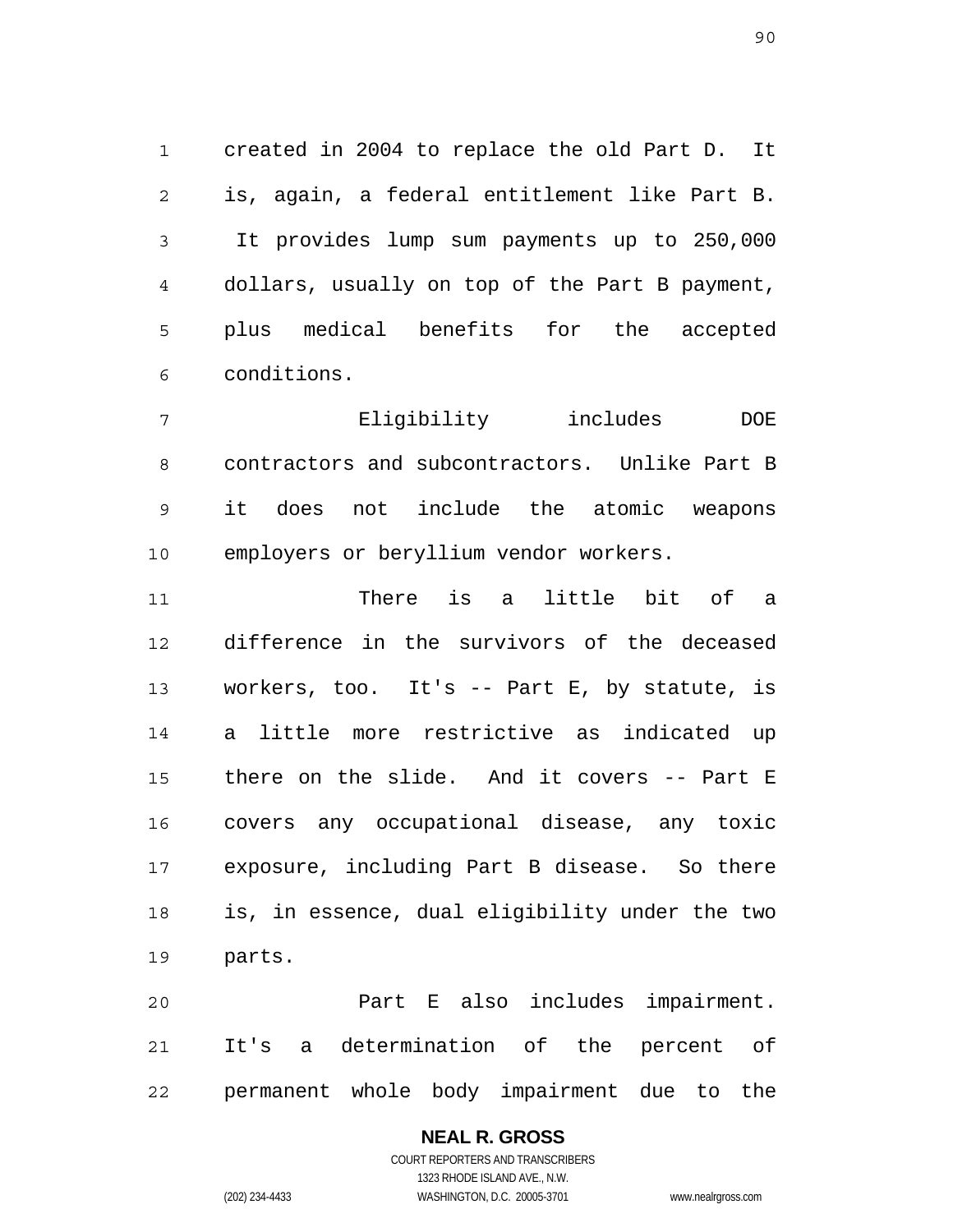created in 2004 to replace the old Part D. It is, again, a federal entitlement like Part B. It provides lump sum payments up to 250,000 dollars, usually on top of the Part B payment, plus medical benefits for the accepted conditions.

Eligibility includes DOE contractors and subcontractors. Unlike Part B it does not include the atomic weapons employers or beryllium vendor workers.

There is a little bit of a difference in the survivors of the deceased workers, too. It's -- Part E, by statute, is a little more restrictive as indicated up there on the slide. And it covers -- Part E covers any occupational disease, any toxic exposure, including Part B disease. So there is, in essence, dual eligibility under the two parts.

Part E also includes impairment. It's a determination of the percent of permanent whole body impairment due to the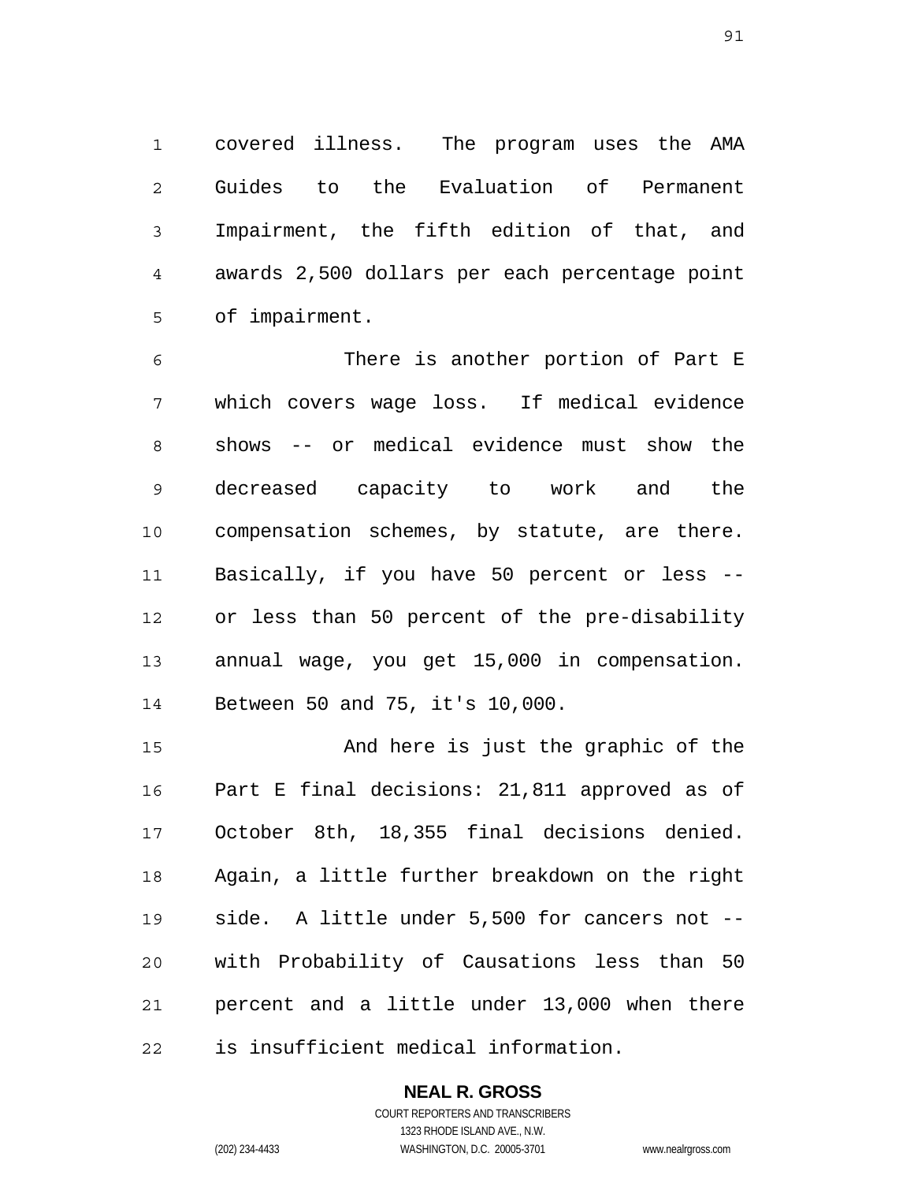covered illness. The program uses the AMA Guides to the Evaluation of Permanent Impairment, the fifth edition of that, and awards 2,500 dollars per each percentage point of impairment.

There is another portion of Part E which covers wage loss. If medical evidence shows -- or medical evidence must show the decreased capacity to work and the compensation schemes, by statute, are there. Basically, if you have 50 percent or less -- or less than 50 percent of the pre-disability annual wage, you get 15,000 in compensation. Between 50 and 75, it's 10,000.

And here is just the graphic of the Part E final decisions: 21,811 approved as of October 8th, 18,355 final decisions denied. Again, a little further breakdown on the right side. A little under 5,500 for cancers not -- with Probability of Causations less than 50 percent and a little under 13,000 when there is insufficient medical information.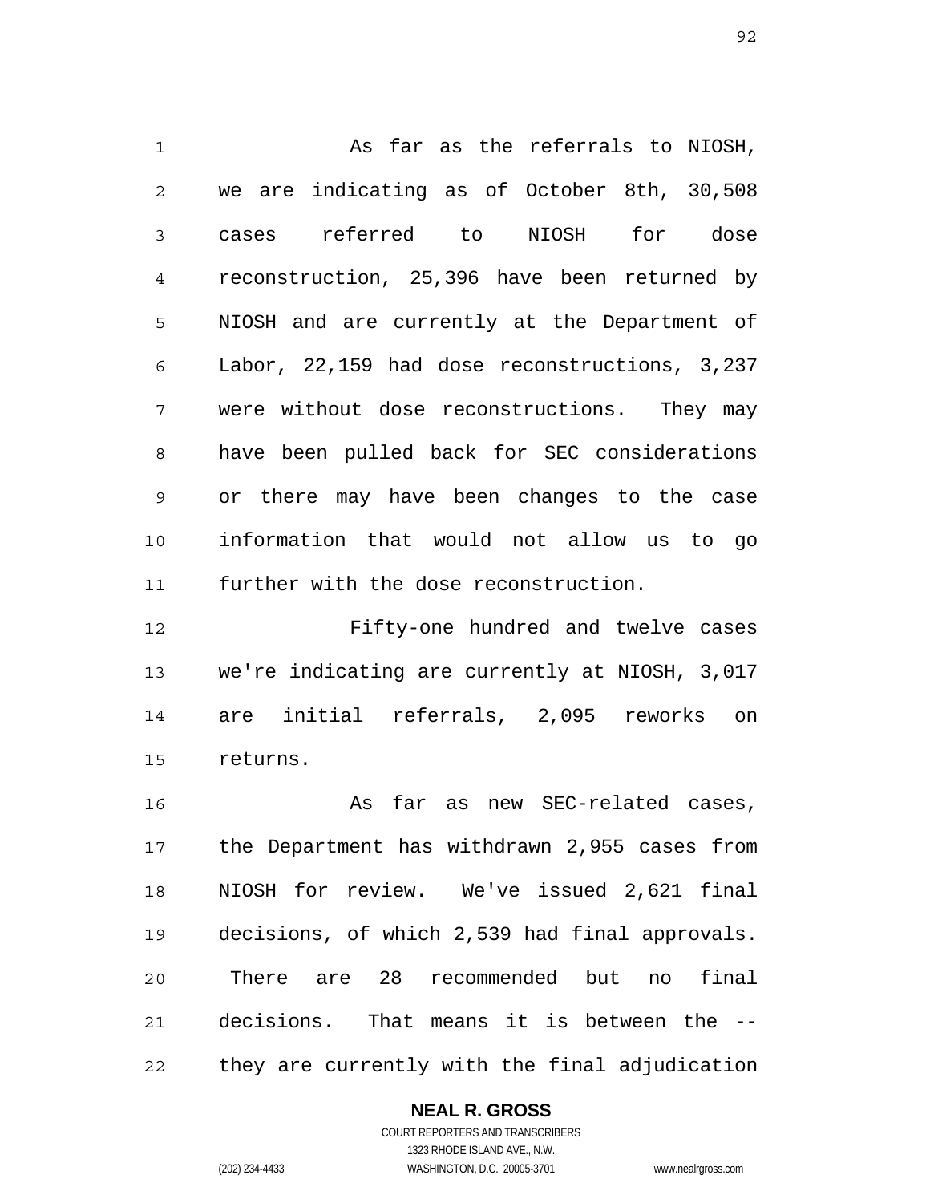As far as the referrals to NIOSH, we are indicating as of October 8th, 30,508 cases referred to NIOSH for dose reconstruction, 25,396 have been returned by NIOSH and are currently at the Department of Labor, 22,159 had dose reconstructions, 3,237 were without dose reconstructions. They may have been pulled back for SEC considerations or there may have been changes to the case information that would not allow us to go further with the dose reconstruction.

Fifty-one hundred and twelve cases we're indicating are currently at NIOSH, 3,017 are initial referrals, 2,095 reworks on returns.

As far as new SEC-related cases, the Department has withdrawn 2,955 cases from NIOSH for review. We've issued 2,621 final decisions, of which 2,539 had final approvals. There are 28 recommended but no final decisions. That means it is between the -- they are currently with the final adjudication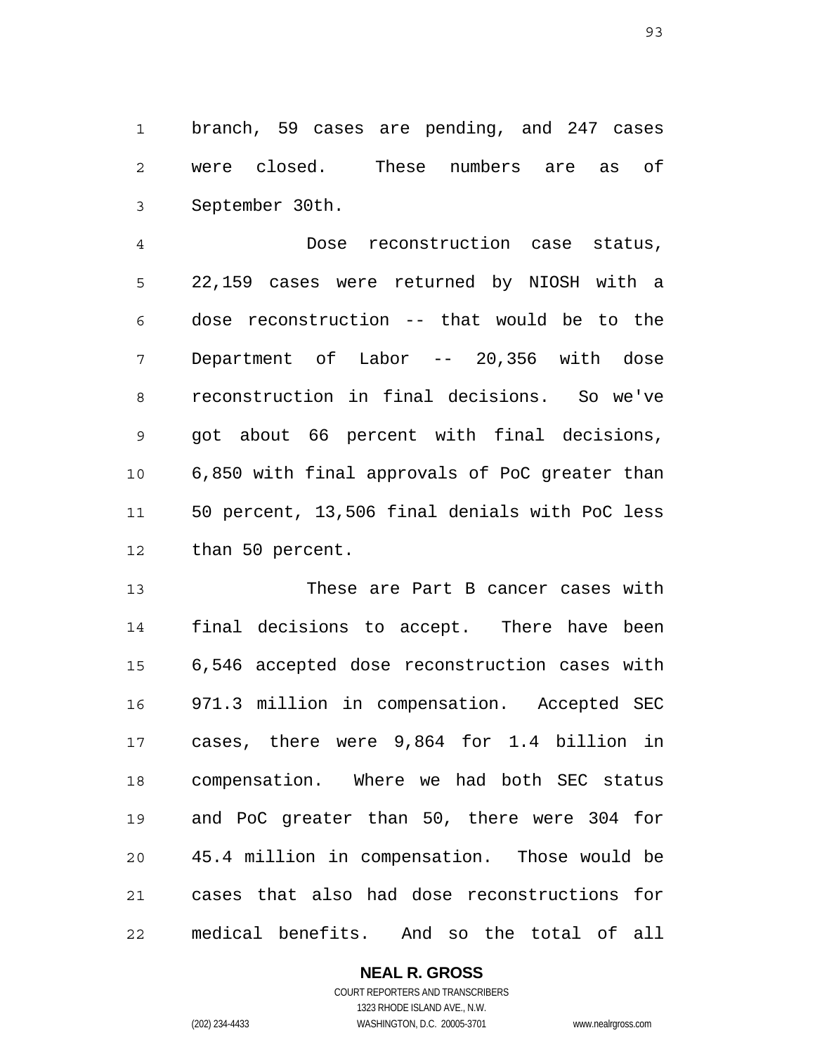branch, 59 cases are pending, and 247 cases were closed. These numbers are as of September 30th.

Dose reconstruction case status, 22,159 cases were returned by NIOSH with a dose reconstruction -- that would be to the Department of Labor -- 20,356 with dose reconstruction in final decisions. So we've got about 66 percent with final decisions, 6,850 with final approvals of PoC greater than 50 percent, 13,506 final denials with PoC less than 50 percent.

These are Part B cancer cases with final decisions to accept. There have been 6,546 accepted dose reconstruction cases with 971.3 million in compensation. Accepted SEC cases, there were 9,864 for 1.4 billion in compensation. Where we had both SEC status and PoC greater than 50, there were 304 for 45.4 million in compensation. Those would be cases that also had dose reconstructions for medical benefits. And so the total of all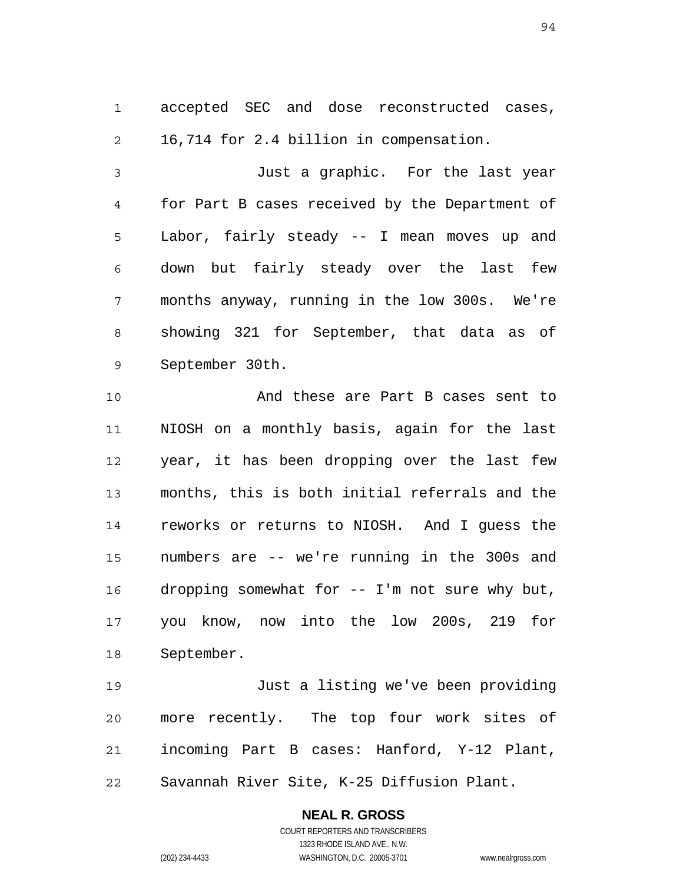accepted SEC and dose reconstructed cases, 16,714 for 2.4 billion in compensation.

Just a graphic. For the last year for Part B cases received by the Department of Labor, fairly steady -- I mean moves up and down but fairly steady over the last few months anyway, running in the low 300s. We're showing 321 for September, that data as of September 30th.

And these are Part B cases sent to NIOSH on a monthly basis, again for the last year, it has been dropping over the last few months, this is both initial referrals and the reworks or returns to NIOSH. And I guess the numbers are -- we're running in the 300s and dropping somewhat for -- I'm not sure why but, you know, now into the low 200s, 219 for September.

Just a listing we've been providing more recently. The top four work sites of incoming Part B cases: Hanford, Y-12 Plant, Savannah River Site, K-25 Diffusion Plant.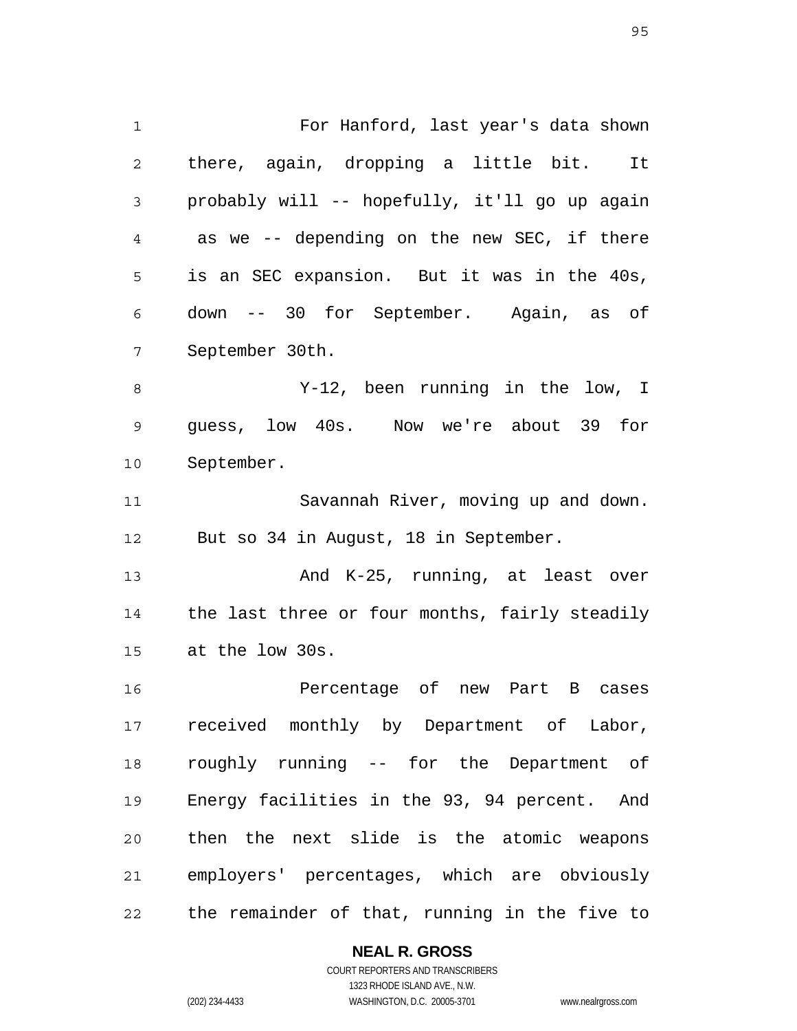For Hanford, last year's data shown there, again, dropping a little bit. It probably will -- hopefully, it'll go up again as we -- depending on the new SEC, if there is an SEC expansion. But it was in the 40s, down -- 30 for September. Again, as of September 30th.

Y-12, been running in the low, I guess, low 40s. Now we're about 39 for September.

Savannah River, moving up and down. But so 34 in August, 18 in September.

And K-25, running, at least over the last three or four months, fairly steadily at the low 30s.

Percentage of new Part B cases received monthly by Department of Labor, roughly running -- for the Department of Energy facilities in the 93, 94 percent. And then the next slide is the atomic weapons employers' percentages, which are obviously the remainder of that, running in the five to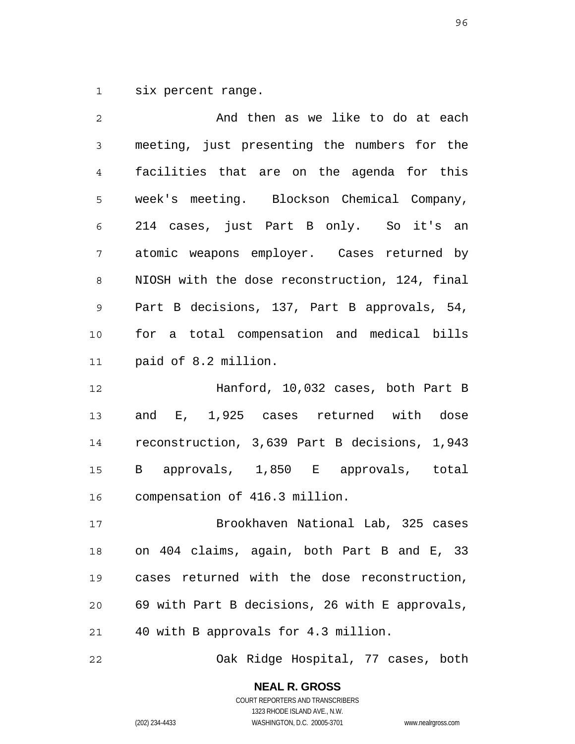six percent range.

And then as we like to do at each meeting, just presenting the numbers for the facilities that are on the agenda for this week's meeting. Blockson Chemical Company, 214 cases, just Part B only. So it's an atomic weapons employer. Cases returned by NIOSH with the dose reconstruction, 124, final Part B decisions, 137, Part B approvals, 54, for a total compensation and medical bills paid of 8.2 million.

Hanford, 10,032 cases, both Part B and E, 1,925 cases returned with dose reconstruction, 3,639 Part B decisions, 1,943 B approvals, 1,850 E approvals, total compensation of 416.3 million.

Brookhaven National Lab, 325 cases on 404 claims, again, both Part B and E, 33 cases returned with the dose reconstruction, 69 with Part B decisions, 26 with E approvals, 40 with B approvals for 4.3 million.

Oak Ridge Hospital, 77 cases, both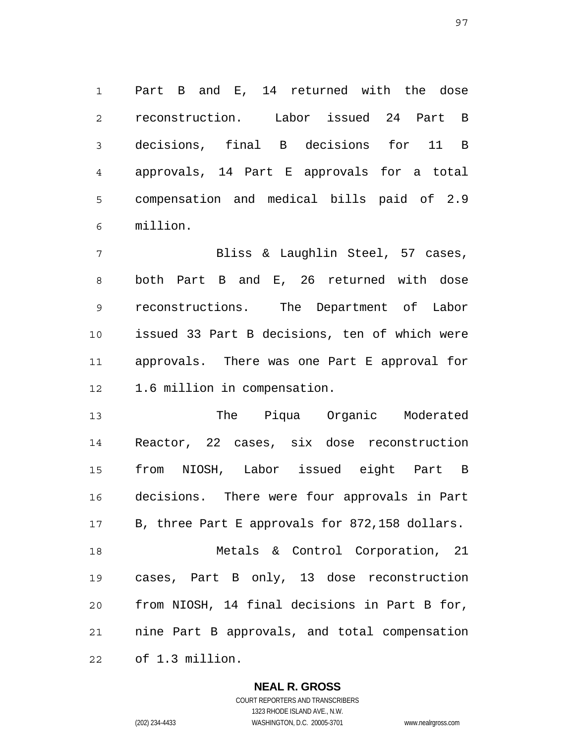Part B and E, 14 returned with the dose reconstruction. Labor issued 24 Part B decisions, final B decisions for 11 B approvals, 14 Part E approvals for a total compensation and medical bills paid of 2.9 million.

Bliss & Laughlin Steel, 57 cases, both Part B and E, 26 returned with dose reconstructions. The Department of Labor issued 33 Part B decisions, ten of which were approvals. There was one Part E approval for 1.6 million in compensation.

The Piqua Organic Moderated Reactor, 22 cases, six dose reconstruction from NIOSH, Labor issued eight Part B decisions. There were four approvals in Part B, three Part E approvals for 872,158 dollars.

Metals & Control Corporation, 21 cases, Part B only, 13 dose reconstruction from NIOSH, 14 final decisions in Part B for, nine Part B approvals, and total compensation of 1.3 million.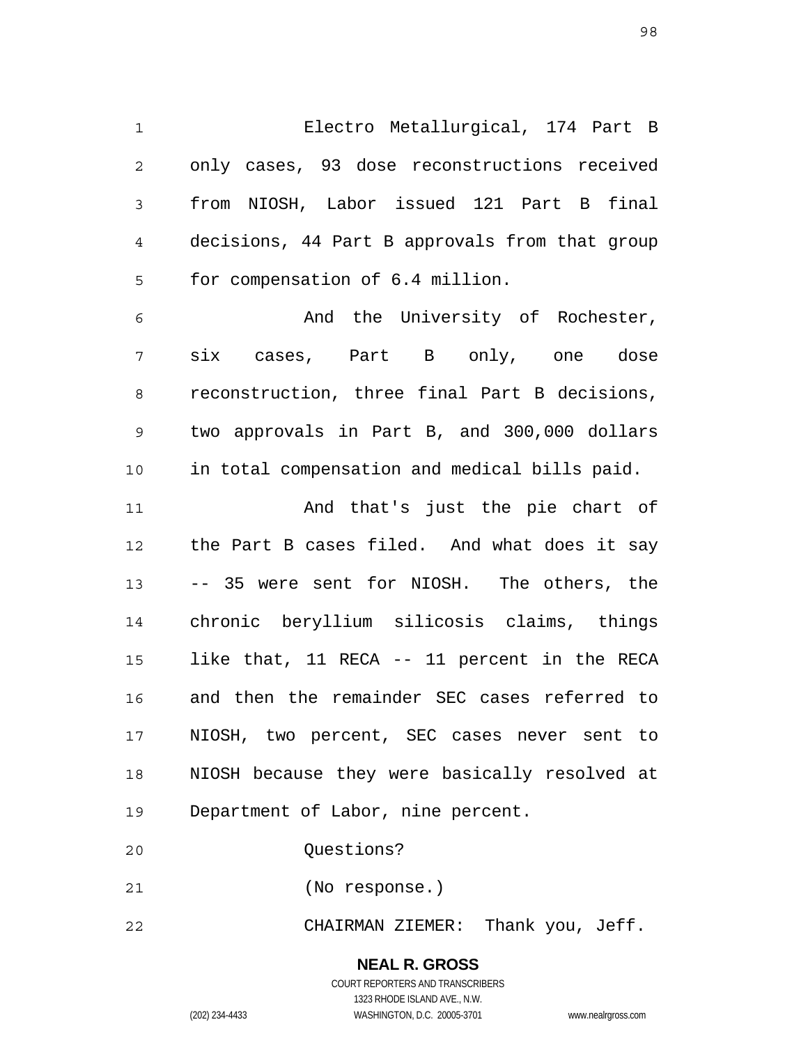Electro Metallurgical, 174 Part B only cases, 93 dose reconstructions received from NIOSH, Labor issued 121 Part B final decisions, 44 Part B approvals from that group for compensation of 6.4 million.

And the University of Rochester, six cases, Part B only, one dose reconstruction, three final Part B decisions, two approvals in Part B, and 300,000 dollars in total compensation and medical bills paid.

And that's just the pie chart of the Part B cases filed. And what does it say -- 35 were sent for NIOSH. The others, the chronic beryllium silicosis claims, things like that, 11 RECA -- 11 percent in the RECA and then the remainder SEC cases referred to NIOSH, two percent, SEC cases never sent to NIOSH because they were basically resolved at Department of Labor, nine percent.

Questions?

(No response.)

CHAIRMAN ZIEMER: Thank you, Jeff.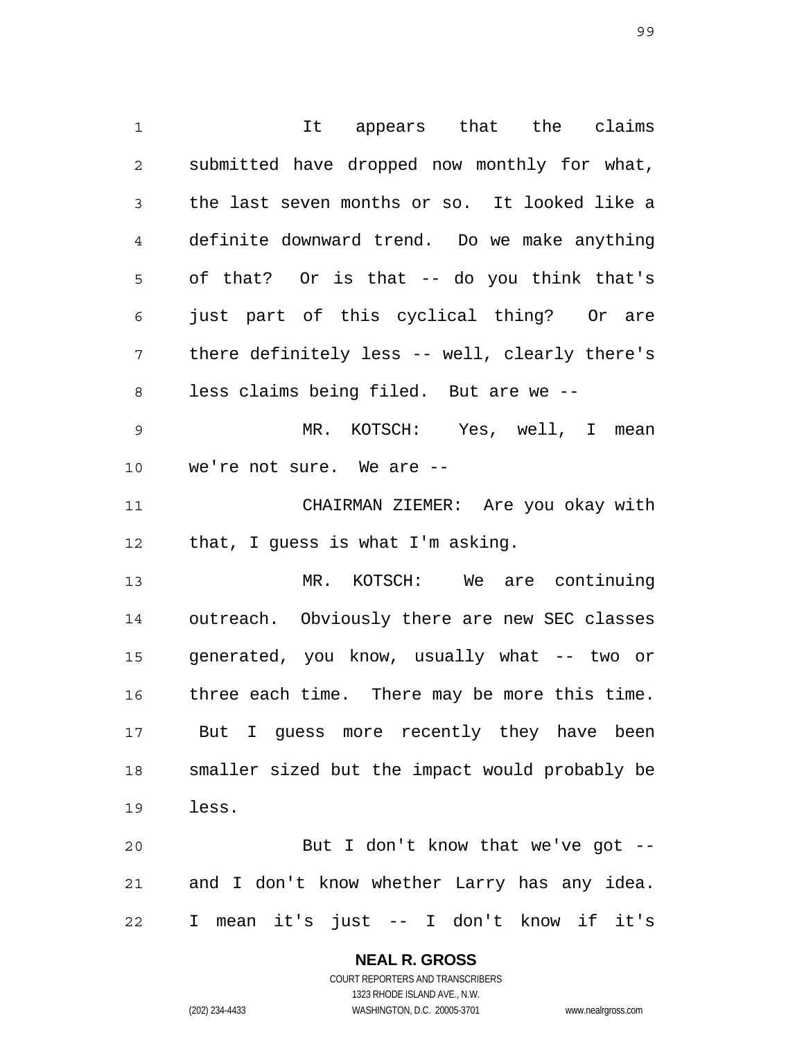It appears that the claims submitted have dropped now monthly for what, the last seven months or so. It looked like a definite downward trend. Do we make anything of that? Or is that -- do you think that's just part of this cyclical thing? Or are there definitely less -- well, clearly there's less claims being filed. But are we --

MR. KOTSCH: Yes, well, I mean we're not sure. We are --

CHAIRMAN ZIEMER: Are you okay with that, I guess is what I'm asking.

MR. KOTSCH: We are continuing outreach. Obviously there are new SEC classes generated, you know, usually what -- two or three each time. There may be more this time. But I guess more recently they have been smaller sized but the impact would probably be less.

But I don't know that we've got -- and I don't know whether Larry has any idea. I mean it's just -- I don't know if it's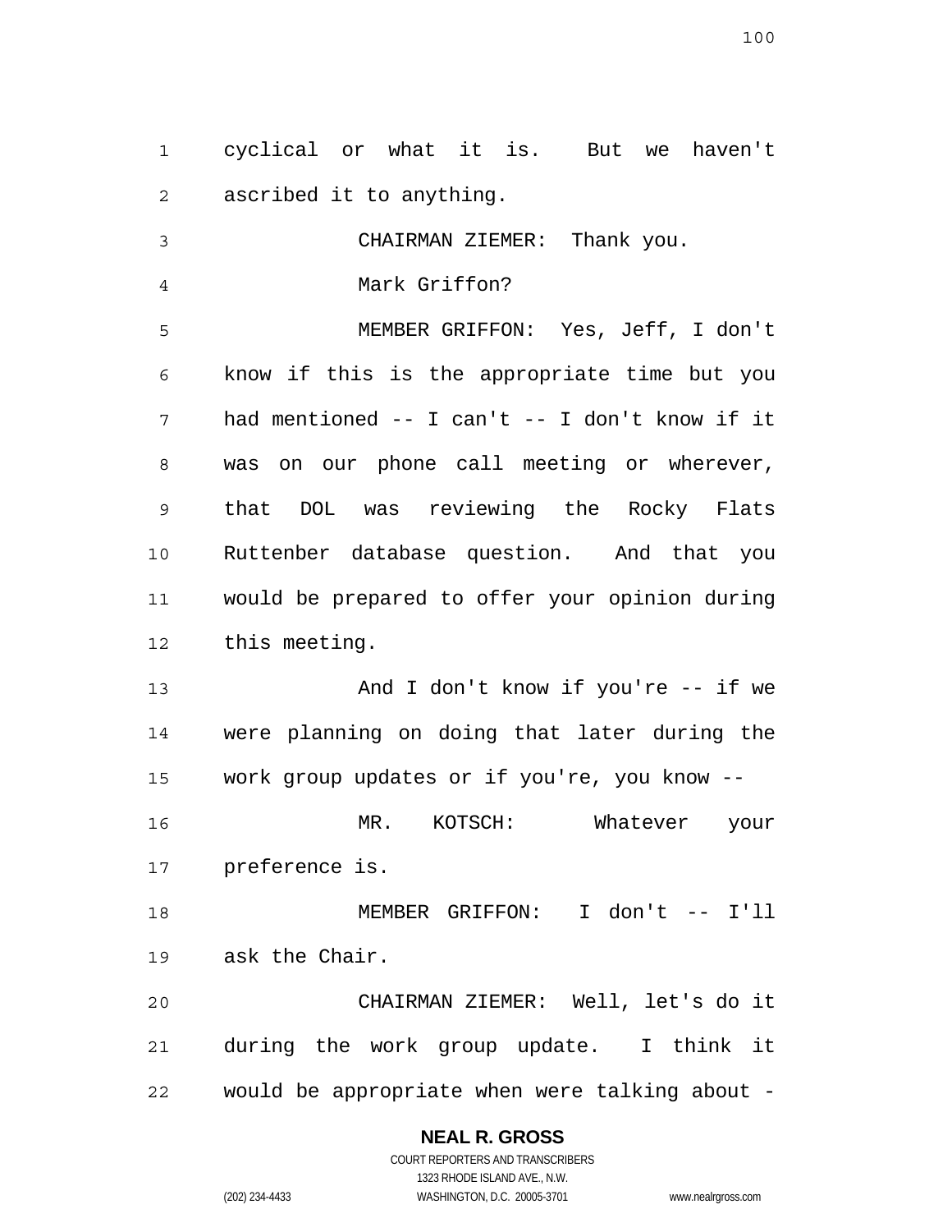cyclical or what it is. But we haven't ascribed it to anything.

CHAIRMAN ZIEMER: Thank you.

Mark Griffon?

MEMBER GRIFFON: Yes, Jeff, I don't know if this is the appropriate time but you had mentioned -- I can't -- I don't know if it was on our phone call meeting or wherever, that DOL was reviewing the Rocky Flats Ruttenber database question. And that you would be prepared to offer your opinion during this meeting.

And I don't know if you're -- if we were planning on doing that later during the work group updates or if you're, you know --

MR. KOTSCH: Whatever your preference is.

MEMBER GRIFFON: I don't -- I'll ask the Chair.

CHAIRMAN ZIEMER: Well, let's do it during the work group update. I think it would be appropriate when were talking about -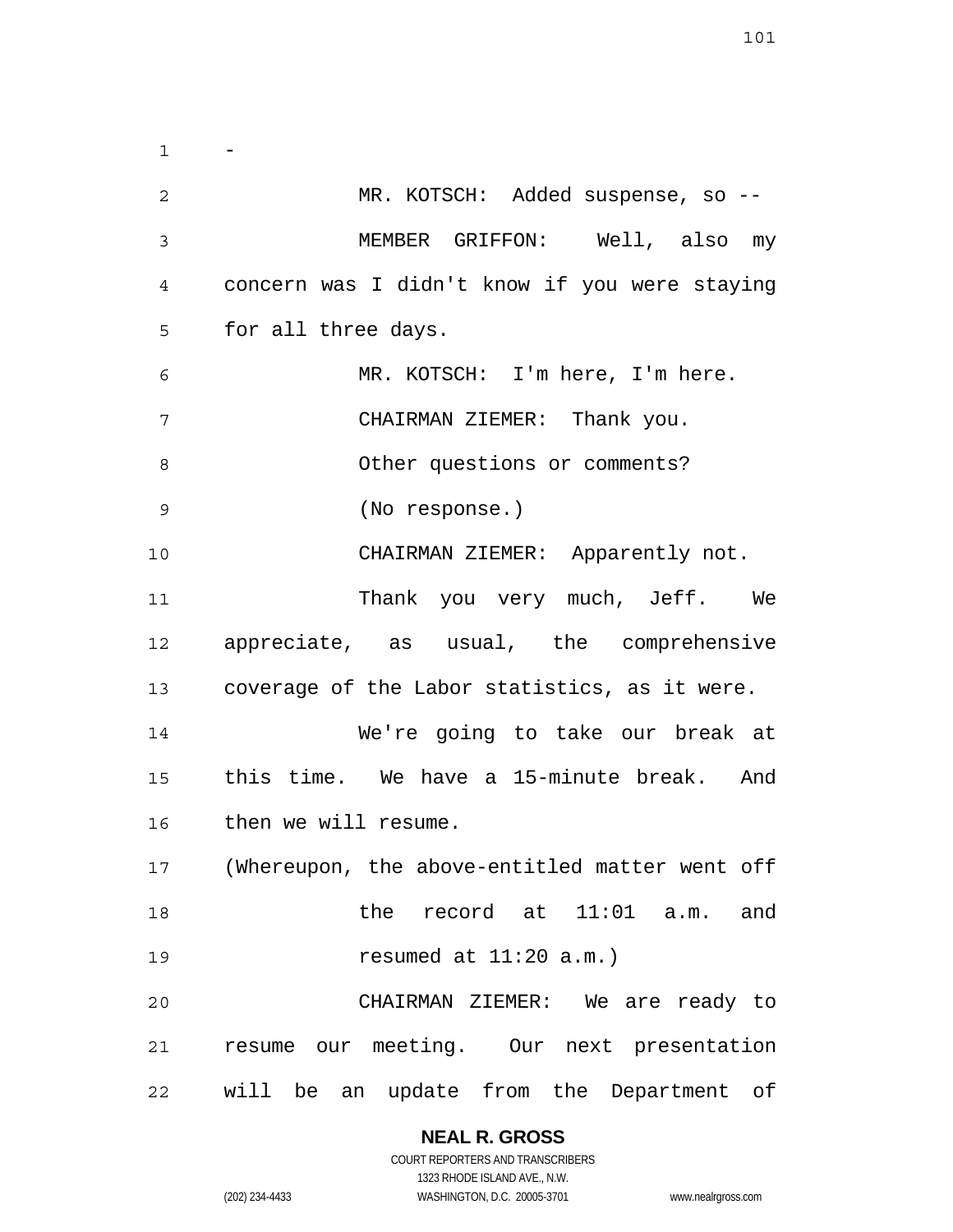-

MR. KOTSCH: Added suspense, so --

MEMBER GRIFFON: Well, also my concern was I didn't know if you were staying for all three days.

MR. KOTSCH: I'm here, I'm here.

CHAIRMAN ZIEMER: Thank you.

Other questions or comments?

(No response.)

CHAIRMAN ZIEMER: Apparently not.

Thank you very much, Jeff. We appreciate, as usual, the comprehensive coverage of the Labor statistics, as it were.

We're going to take our break at this time. We have a 15-minute break. And then we will resume.

(Whereupon, the above-entitled matter went off the record at 11:01 a.m. and resumed at 11:20 a.m.)

CHAIRMAN ZIEMER: We are ready to resume our meeting. Our next presentation will be an update from the Department of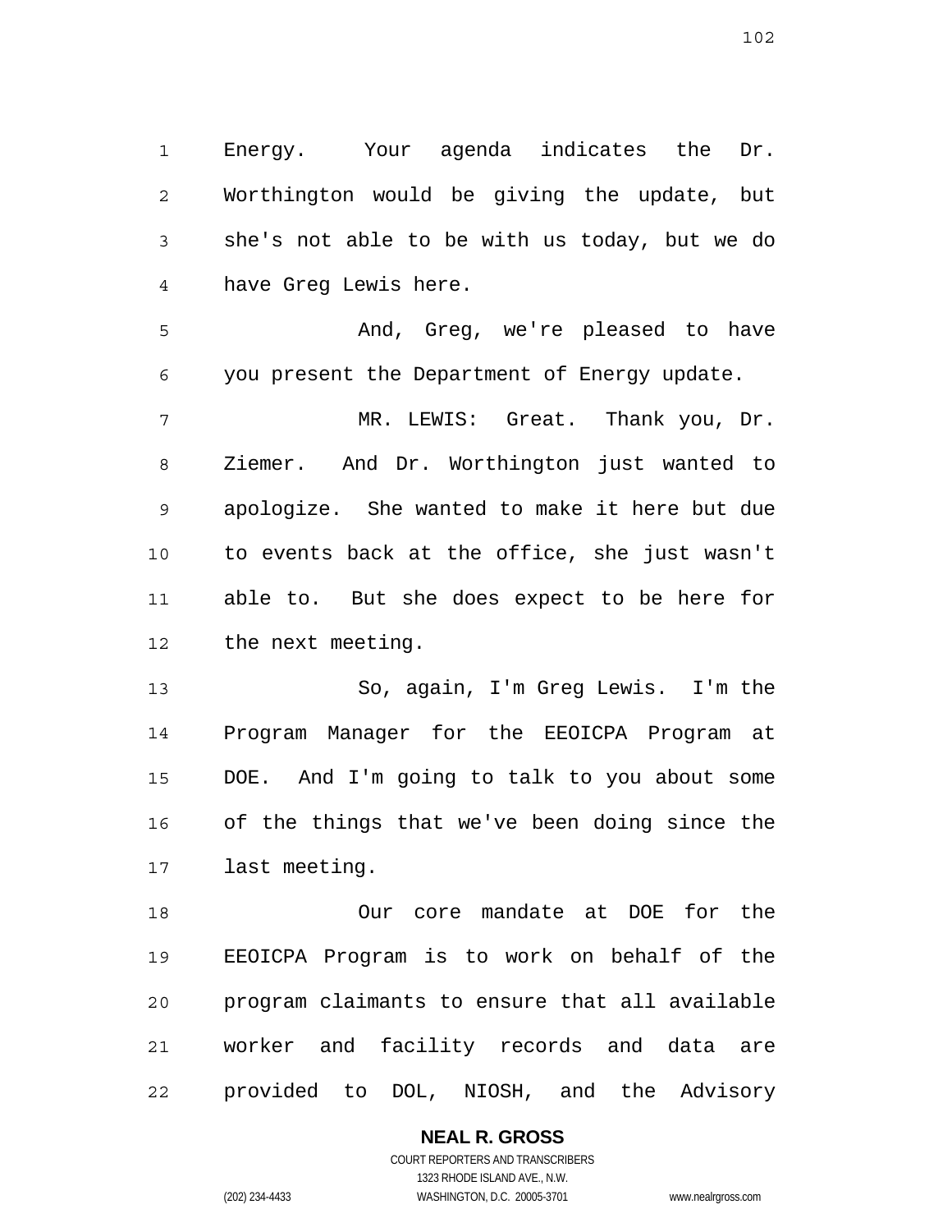Energy. Your agenda indicates the Dr. Worthington would be giving the update, but she's not able to be with us today, but we do have Greg Lewis here.

And, Greg, we're pleased to have you present the Department of Energy update.

MR. LEWIS: Great. Thank you, Dr. Ziemer. And Dr. Worthington just wanted to apologize. She wanted to make it here but due to events back at the office, she just wasn't able to. But she does expect to be here for the next meeting.

So, again, I'm Greg Lewis. I'm the Program Manager for the EEOICPA Program at DOE. And I'm going to talk to you about some of the things that we've been doing since the last meeting.

Our core mandate at DOE for the EEOICPA Program is to work on behalf of the program claimants to ensure that all available worker and facility records and data are provided to DOL, NIOSH, and the Advisory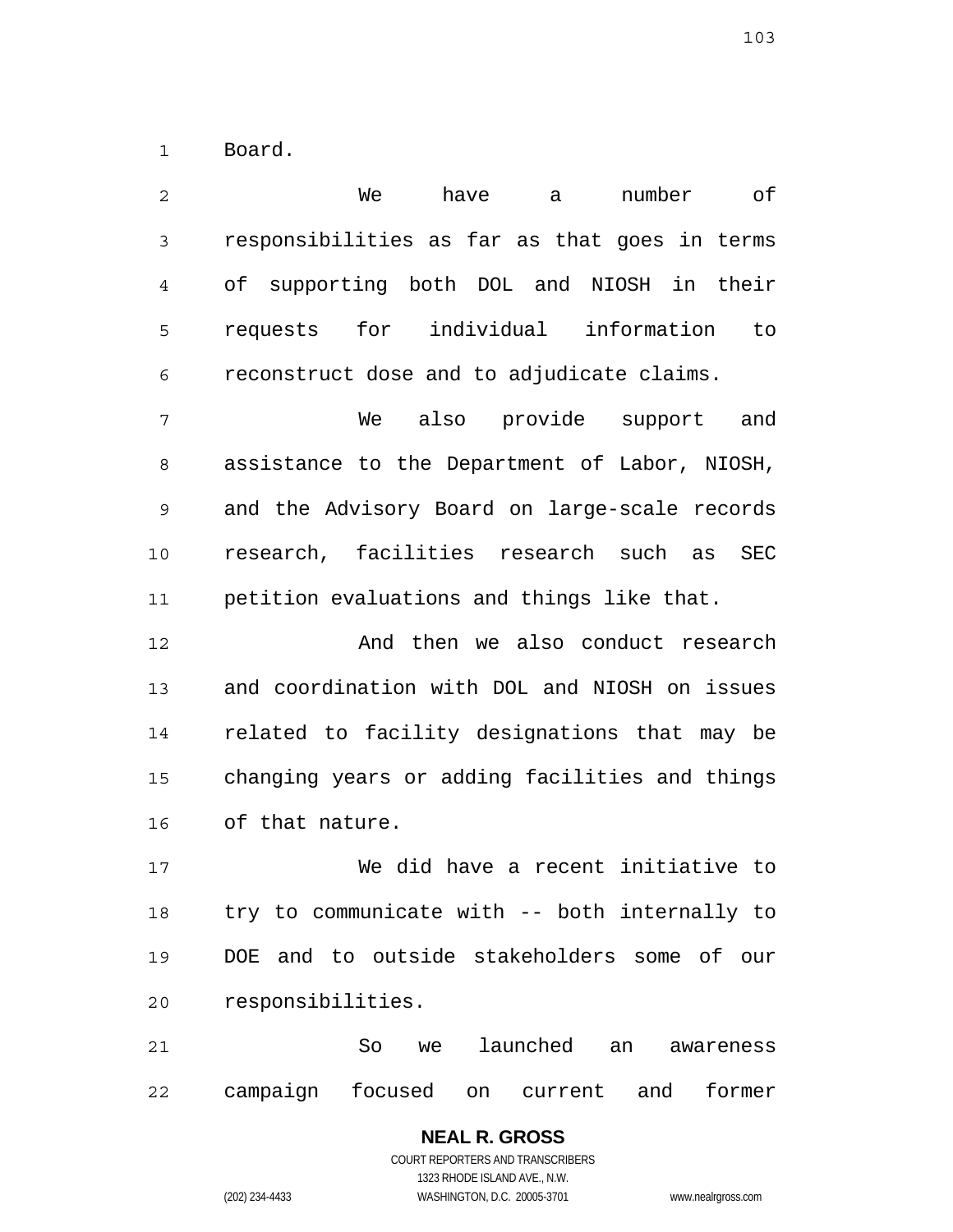Board.

We have a number of responsibilities as far as that goes in terms of supporting both DOL and NIOSH in their requests for individual information to reconstruct dose and to adjudicate claims.

We also provide support and assistance to the Department of Labor, NIOSH, and the Advisory Board on large-scale records research, facilities research such as SEC petition evaluations and things like that.

And then we also conduct research and coordination with DOL and NIOSH on issues related to facility designations that may be changing years or adding facilities and things of that nature.

We did have a recent initiative to try to communicate with -- both internally to DOE and to outside stakeholders some of our responsibilities.

So we launched an awareness campaign focused on current and former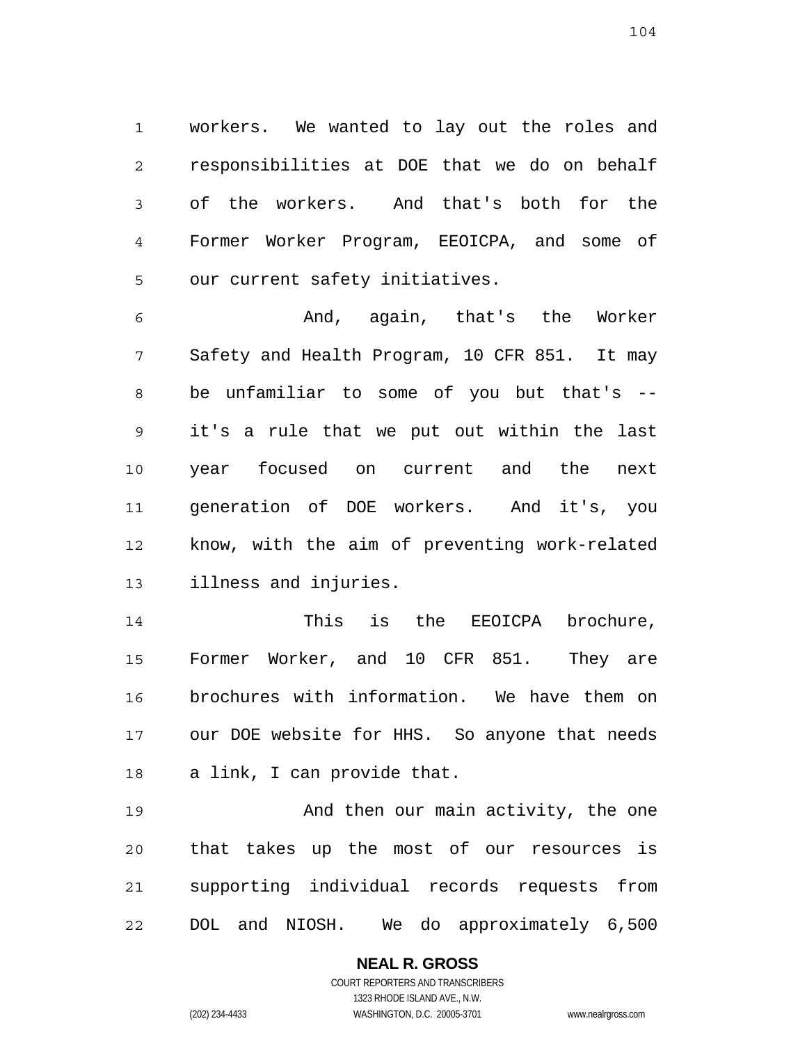workers. We wanted to lay out the roles and responsibilities at DOE that we do on behalf of the workers. And that's both for the Former Worker Program, EEOICPA, and some of our current safety initiatives.

And, again, that's the Worker Safety and Health Program, 10 CFR 851. It may be unfamiliar to some of you but that's -- it's a rule that we put out within the last year focused on current and the next generation of DOE workers. And it's, you know, with the aim of preventing work-related illness and injuries.

This is the EEOICPA brochure, Former Worker, and 10 CFR 851. They are brochures with information. We have them on our DOE website for HHS. So anyone that needs a link, I can provide that.

And then our main activity, the one that takes up the most of our resources is supporting individual records requests from DOL and NIOSH. We do approximately 6,500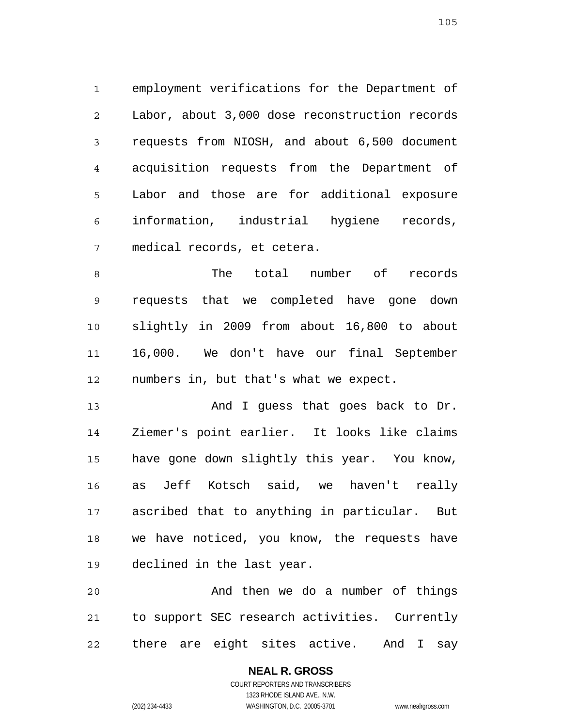employment verifications for the Department of Labor, about 3,000 dose reconstruction records requests from NIOSH, and about 6,500 document acquisition requests from the Department of Labor and those are for additional exposure information, industrial hygiene records, medical records, et cetera.

The total number of records requests that we completed have gone down slightly in 2009 from about 16,800 to about 16,000. We don't have our final September numbers in, but that's what we expect.

And I guess that goes back to Dr. Ziemer's point earlier. It looks like claims have gone down slightly this year. You know, as Jeff Kotsch said, we haven't really ascribed that to anything in particular. But we have noticed, you know, the requests have declined in the last year.

And then we do a number of things to support SEC research activities. Currently there are eight sites active. And I say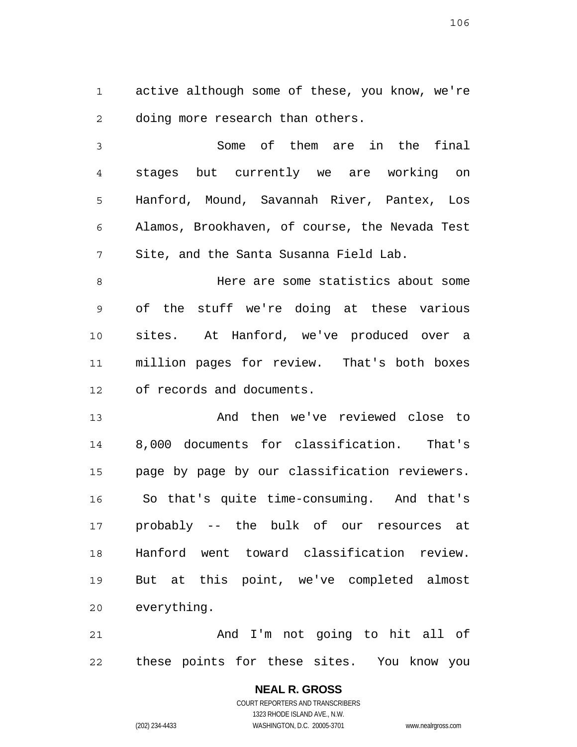active although some of these, you know, we're doing more research than others.

Some of them are in the final stages but currently we are working on Hanford, Mound, Savannah River, Pantex, Los Alamos, Brookhaven, of course, the Nevada Test Site, and the Santa Susanna Field Lab.

Here are some statistics about some of the stuff we're doing at these various sites. At Hanford, we've produced over a million pages for review. That's both boxes of records and documents.

And then we've reviewed close to 8,000 documents for classification. That's page by page by our classification reviewers. So that's quite time-consuming. And that's probably -- the bulk of our resources at Hanford went toward classification review. But at this point, we've completed almost everything.

And I'm not going to hit all of these points for these sites. You know you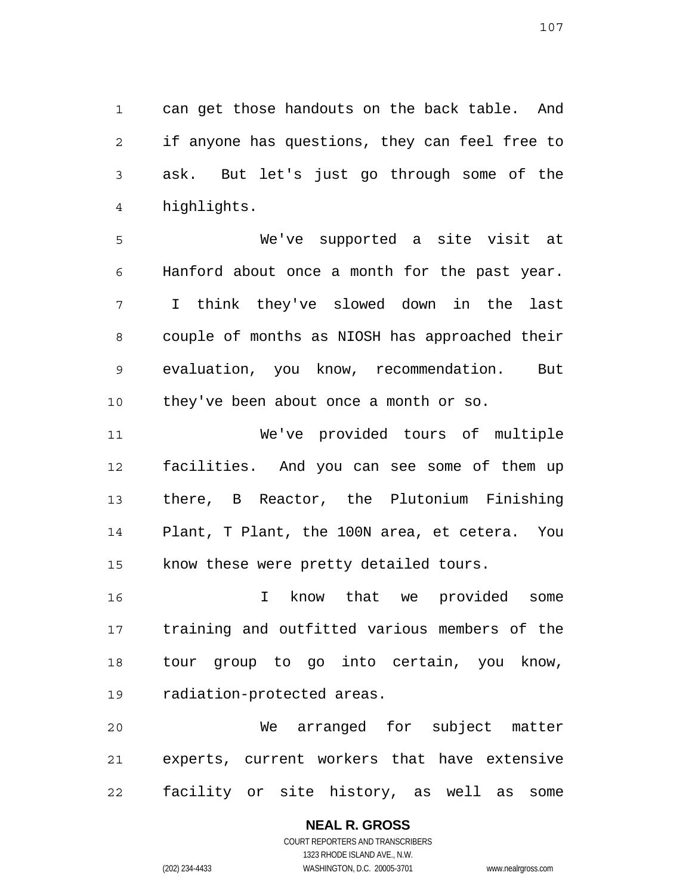can get those handouts on the back table. And if anyone has questions, they can feel free to ask. But let's just go through some of the highlights.

We've supported a site visit at Hanford about once a month for the past year. I think they've slowed down in the last couple of months as NIOSH has approached their evaluation, you know, recommendation. But they've been about once a month or so.

We've provided tours of multiple facilities. And you can see some of them up there, B Reactor, the Plutonium Finishing Plant, T Plant, the 100N area, et cetera. You know these were pretty detailed tours.

I know that we provided some training and outfitted various members of the tour group to go into certain, you know, radiation-protected areas.

We arranged for subject matter experts, current workers that have extensive facility or site history, as well as some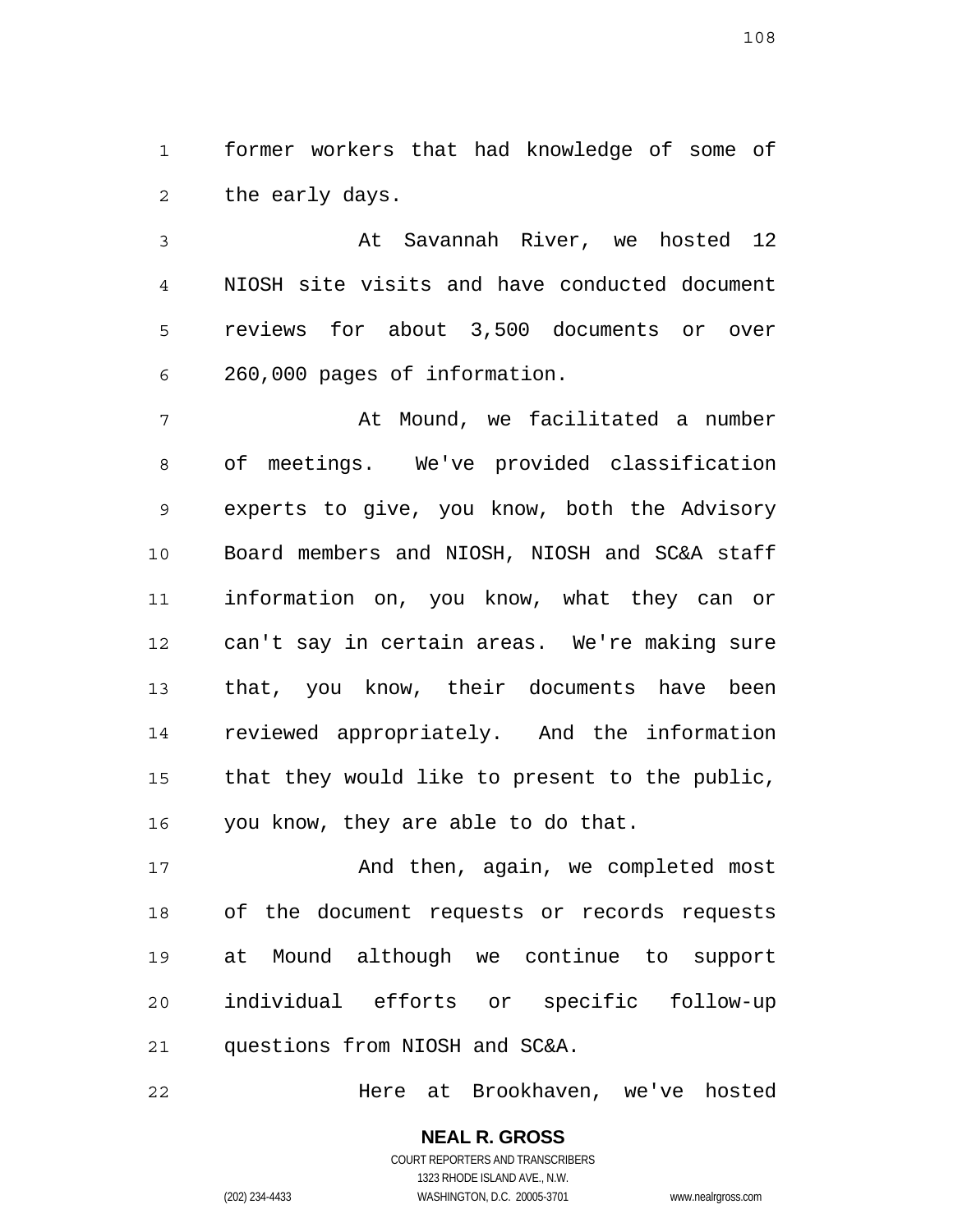former workers that had knowledge of some of the early days.

At Savannah River, we hosted 12 NIOSH site visits and have conducted document reviews for about 3,500 documents or over 260,000 pages of information.

At Mound, we facilitated a number of meetings. We've provided classification experts to give, you know, both the Advisory Board members and NIOSH, NIOSH and SC&A staff information on, you know, what they can or can't say in certain areas. We're making sure that, you know, their documents have been reviewed appropriately. And the information that they would like to present to the public, you know, they are able to do that.

And then, again, we completed most of the document requests or records requests at Mound although we continue to support individual efforts or specific follow-up questions from NIOSH and SC&A.

Here at Brookhaven, we've hosted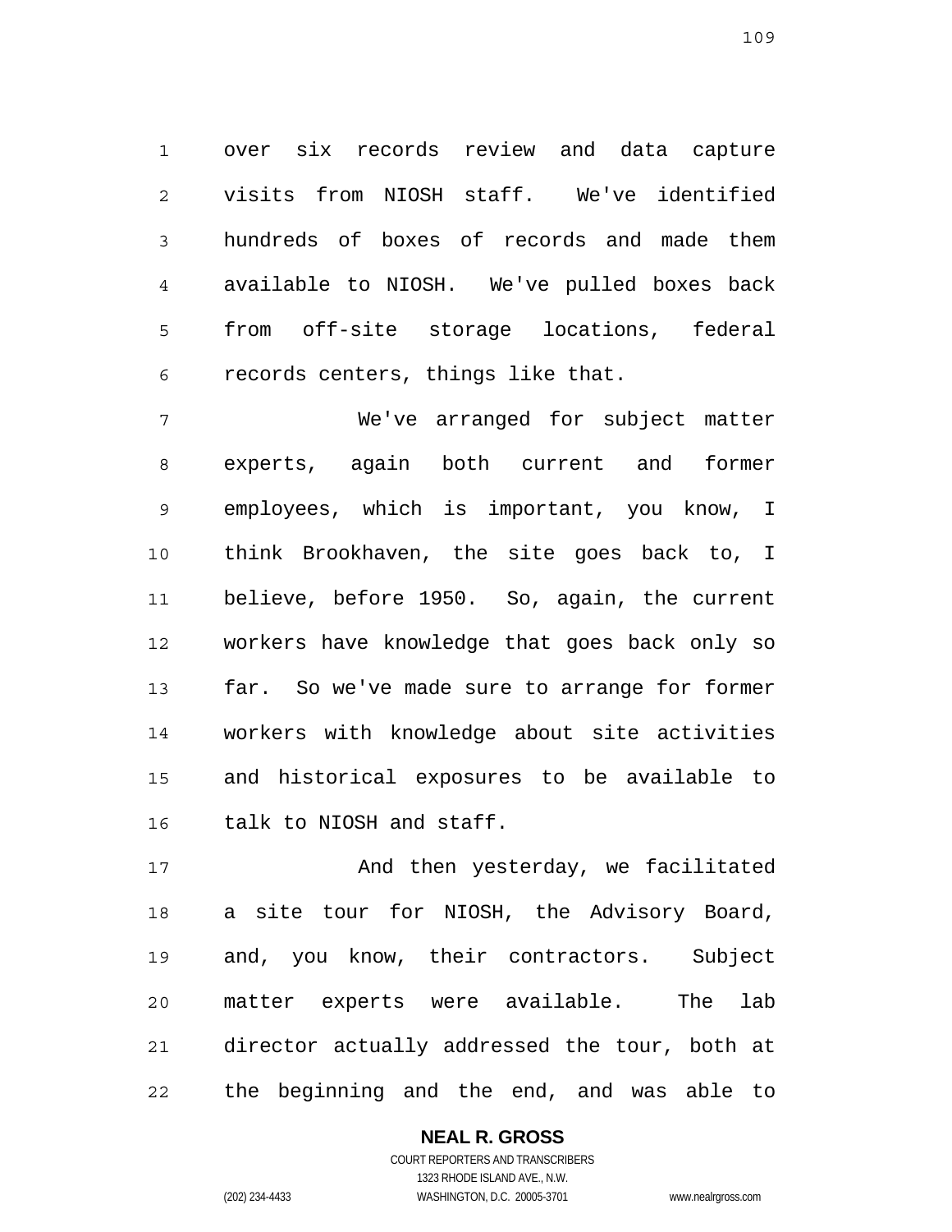over six records review and data capture visits from NIOSH staff. We've identified hundreds of boxes of records and made them available to NIOSH. We've pulled boxes back from off-site storage locations, federal records centers, things like that.

We've arranged for subject matter experts, again both current and former employees, which is important, you know, I think Brookhaven, the site goes back to, I believe, before 1950. So, again, the current workers have knowledge that goes back only so far. So we've made sure to arrange for former workers with knowledge about site activities and historical exposures to be available to talk to NIOSH and staff.

And then yesterday, we facilitated a site tour for NIOSH, the Advisory Board, and, you know, their contractors. Subject matter experts were available. The lab director actually addressed the tour, both at the beginning and the end, and was able to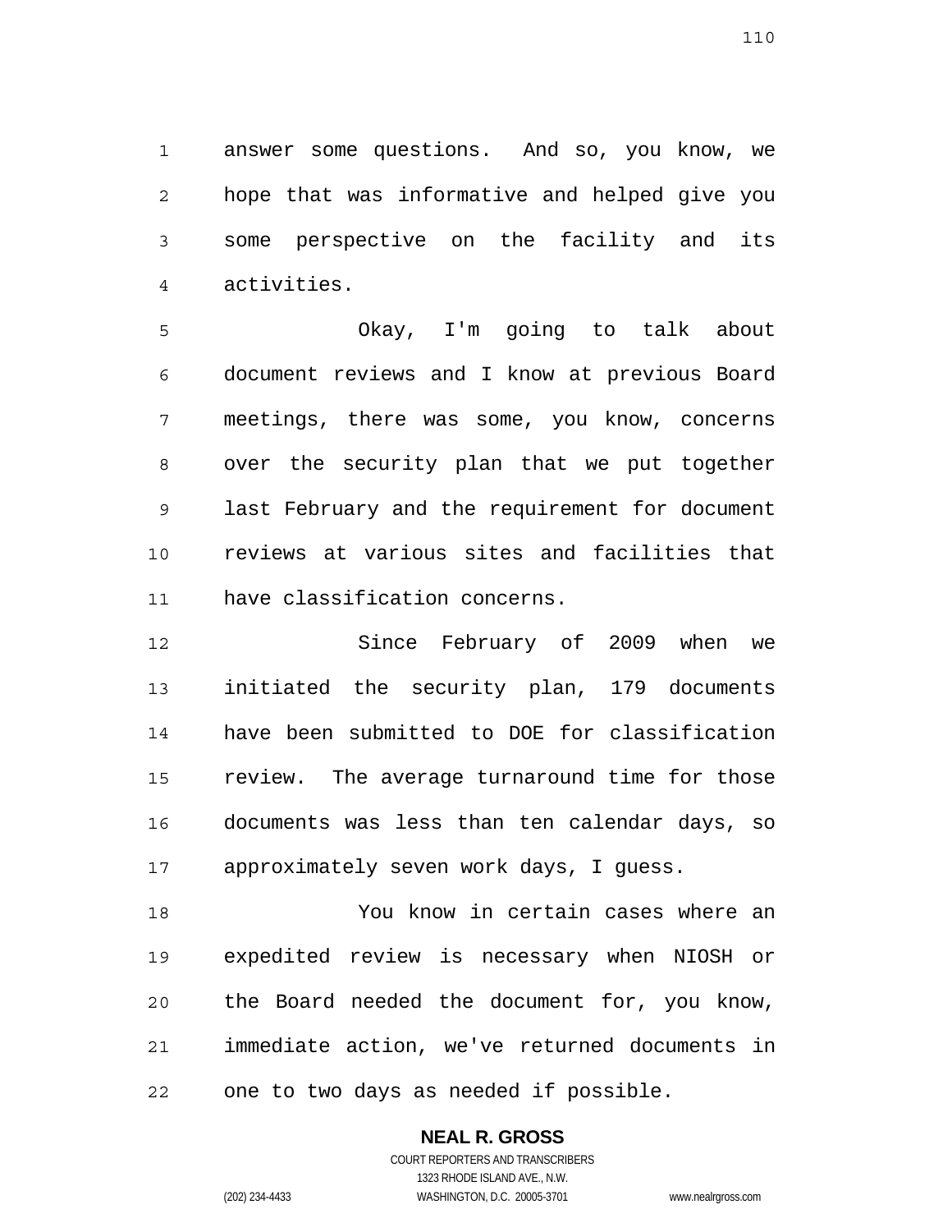answer some questions. And so, you know, we hope that was informative and helped give you some perspective on the facility and its activities.

Okay, I'm going to talk about document reviews and I know at previous Board meetings, there was some, you know, concerns over the security plan that we put together last February and the requirement for document reviews at various sites and facilities that have classification concerns.

Since February of 2009 when we initiated the security plan, 179 documents have been submitted to DOE for classification review. The average turnaround time for those documents was less than ten calendar days, so approximately seven work days, I guess.

You know in certain cases where an expedited review is necessary when NIOSH or the Board needed the document for, you know, immediate action, we've returned documents in one to two days as needed if possible.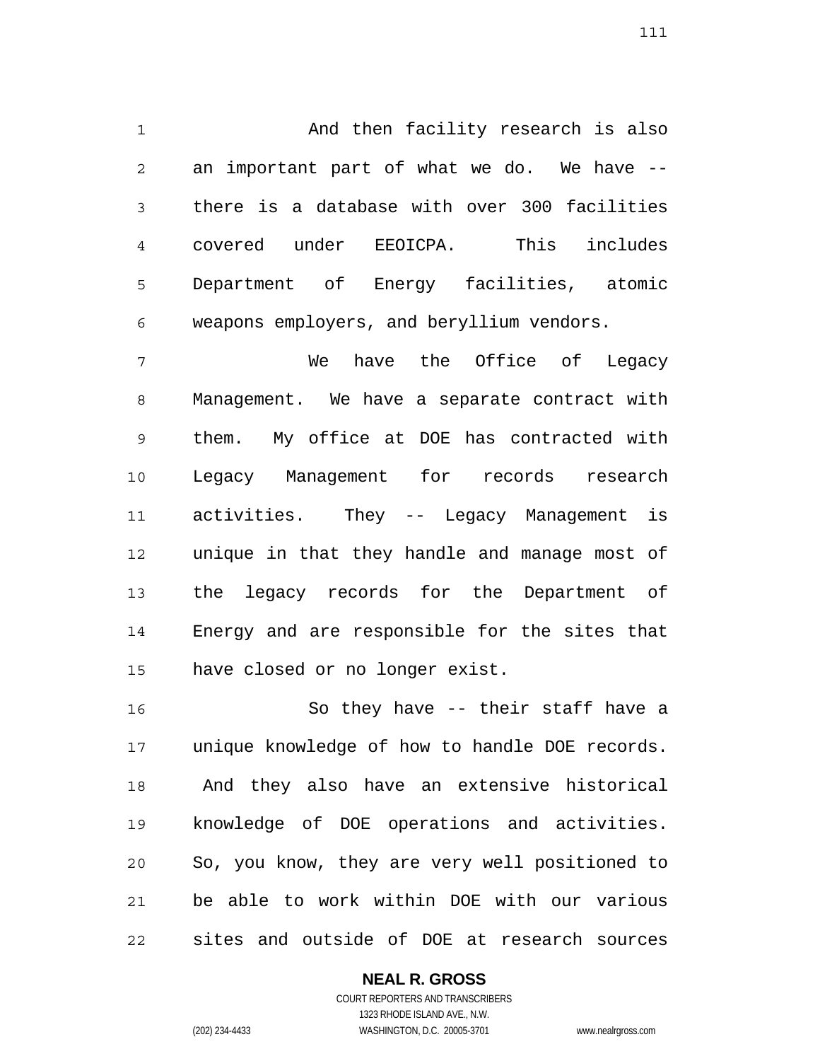And then facility research is also an important part of what we do. We have -- there is a database with over 300 facilities covered under EEOICPA. This includes Department of Energy facilities, atomic weapons employers, and beryllium vendors.

We have the Office of Legacy Management. We have a separate contract with them. My office at DOE has contracted with Legacy Management for records research activities. They -- Legacy Management is unique in that they handle and manage most of the legacy records for the Department of Energy and are responsible for the sites that have closed or no longer exist.

So they have -- their staff have a unique knowledge of how to handle DOE records. And they also have an extensive historical knowledge of DOE operations and activities. So, you know, they are very well positioned to be able to work within DOE with our various sites and outside of DOE at research sources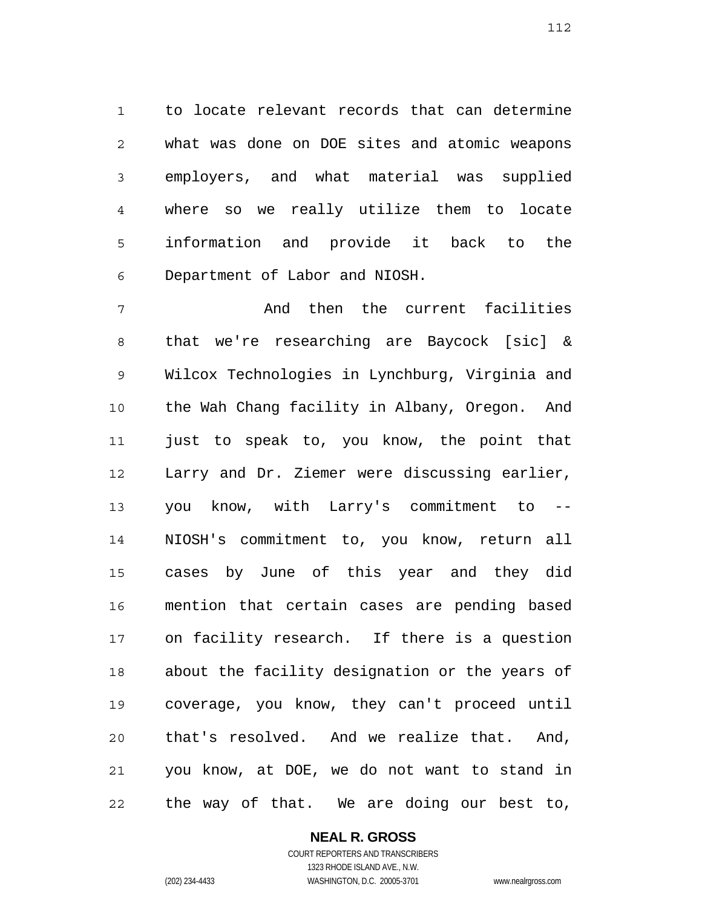to locate relevant records that can determine what was done on DOE sites and atomic weapons employers, and what material was supplied where so we really utilize them to locate information and provide it back to the Department of Labor and NIOSH.

And then the current facilities that we're researching are Baycock [sic] & Wilcox Technologies in Lynchburg, Virginia and the Wah Chang facility in Albany, Oregon. And just to speak to, you know, the point that Larry and Dr. Ziemer were discussing earlier, you know, with Larry's commitment to -- NIOSH's commitment to, you know, return all cases by June of this year and they did mention that certain cases are pending based on facility research. If there is a question about the facility designation or the years of coverage, you know, they can't proceed until that's resolved. And we realize that. And, you know, at DOE, we do not want to stand in the way of that. We are doing our best to,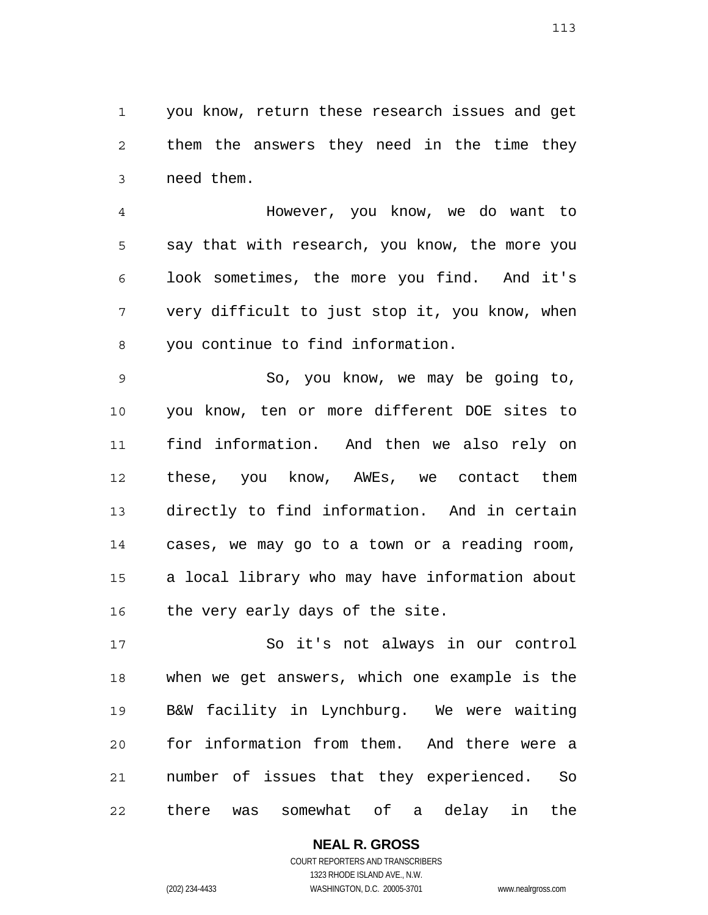you know, return these research issues and get them the answers they need in the time they need them.

However, you know, we do want to say that with research, you know, the more you look sometimes, the more you find. And it's very difficult to just stop it, you know, when you continue to find information.

So, you know, we may be going to, you know, ten or more different DOE sites to find information. And then we also rely on these, you know, AWEs, we contact them directly to find information. And in certain cases, we may go to a town or a reading room, a local library who may have information about the very early days of the site.

So it's not always in our control when we get answers, which one example is the B&W facility in Lynchburg. We were waiting for information from them. And there were a number of issues that they experienced. So there was somewhat of a delay in the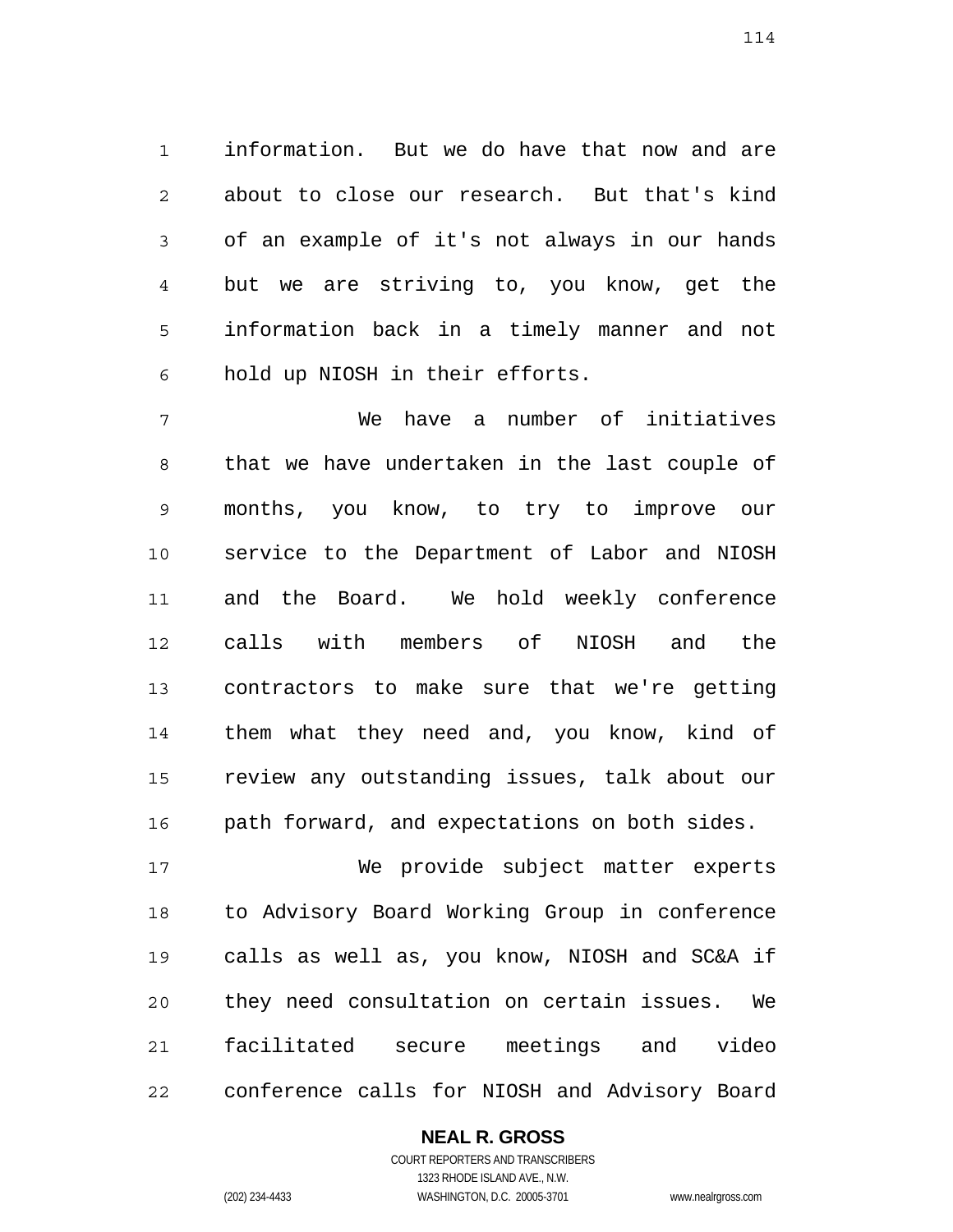information. But we do have that now and are about to close our research. But that's kind of an example of it's not always in our hands but we are striving to, you know, get the information back in a timely manner and not hold up NIOSH in their efforts.

We have a number of initiatives that we have undertaken in the last couple of months, you know, to try to improve our service to the Department of Labor and NIOSH and the Board. We hold weekly conference calls with members of NIOSH and the contractors to make sure that we're getting them what they need and, you know, kind of review any outstanding issues, talk about our path forward, and expectations on both sides.

We provide subject matter experts to Advisory Board Working Group in conference calls as well as, you know, NIOSH and SC&A if they need consultation on certain issues. We facilitated secure meetings and video conference calls for NIOSH and Advisory Board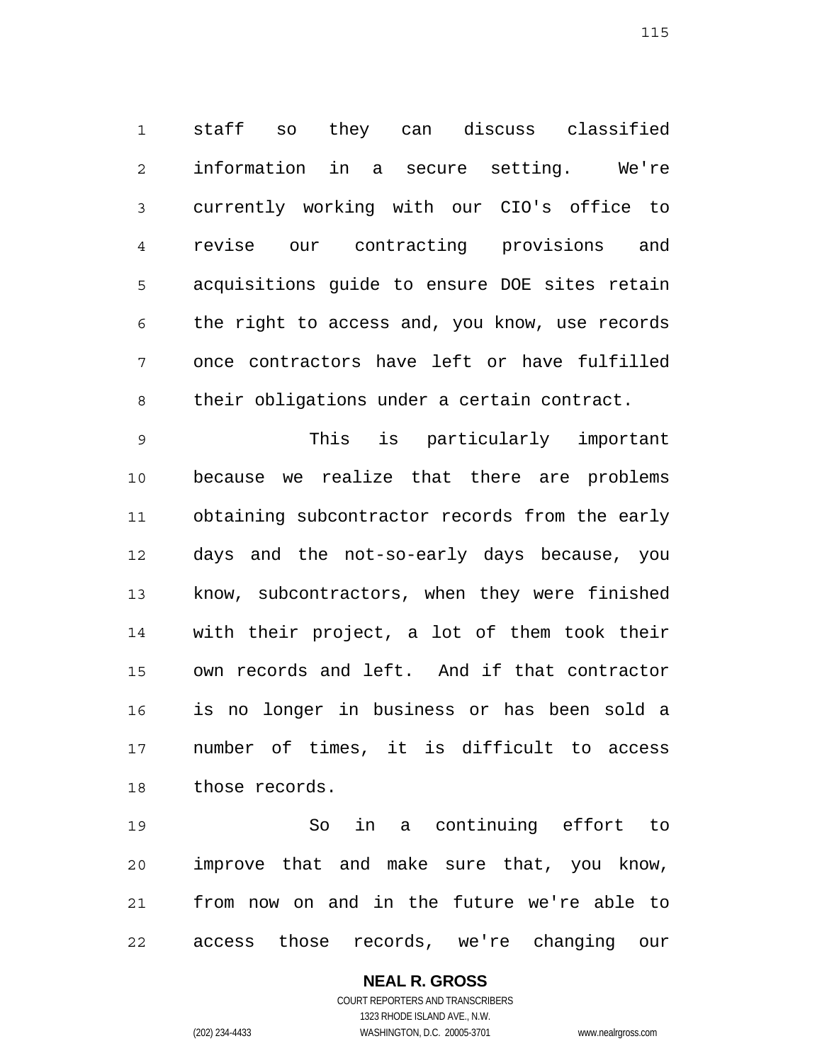staff so they can discuss classified information in a secure setting. We're currently working with our CIO's office to revise our contracting provisions and acquisitions guide to ensure DOE sites retain the right to access and, you know, use records once contractors have left or have fulfilled their obligations under a certain contract.

This is particularly important because we realize that there are problems obtaining subcontractor records from the early days and the not-so-early days because, you know, subcontractors, when they were finished with their project, a lot of them took their own records and left. And if that contractor is no longer in business or has been sold a number of times, it is difficult to access those records.

So in a continuing effort to improve that and make sure that, you know, from now on and in the future we're able to access those records, we're changing our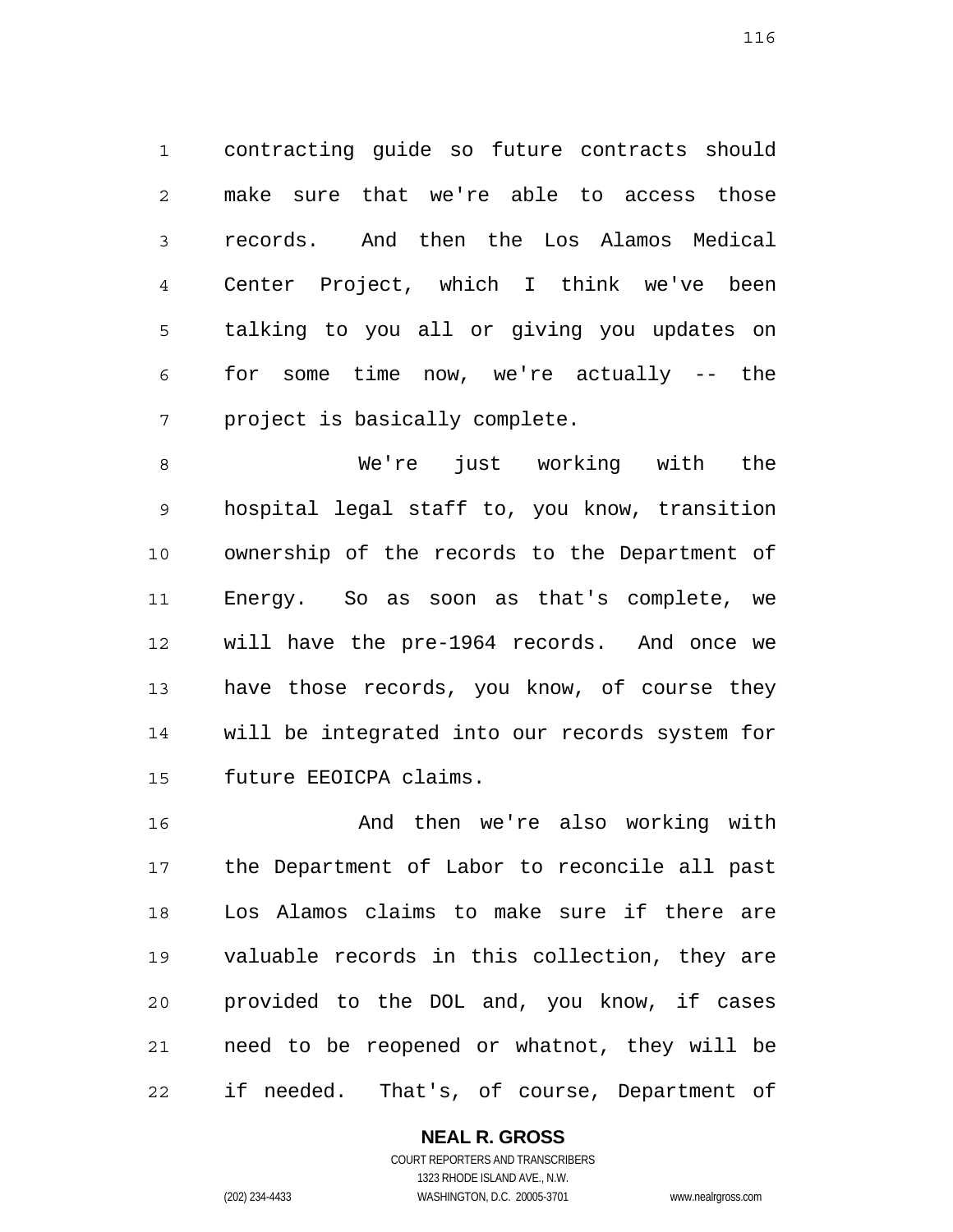contracting guide so future contracts should make sure that we're able to access those records. And then the Los Alamos Medical Center Project, which I think we've been talking to you all or giving you updates on for some time now, we're actually -- the project is basically complete.

We're just working with the hospital legal staff to, you know, transition ownership of the records to the Department of Energy. So as soon as that's complete, we will have the pre-1964 records. And once we have those records, you know, of course they will be integrated into our records system for future EEOICPA claims.

And then we're also working with the Department of Labor to reconcile all past Los Alamos claims to make sure if there are valuable records in this collection, they are provided to the DOL and, you know, if cases need to be reopened or whatnot, they will be if needed. That's, of course, Department of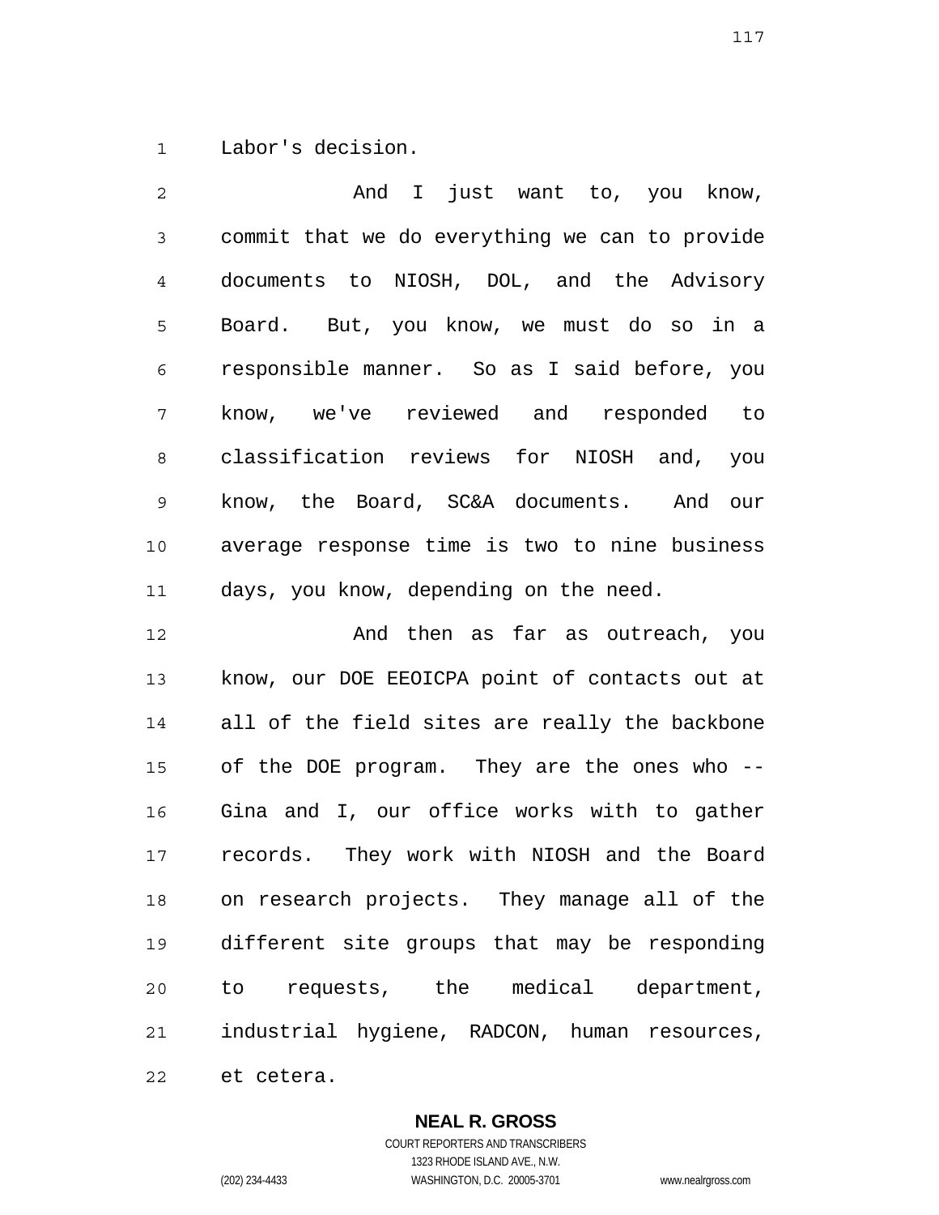Labor's decision.

And I just want to, you know, commit that we do everything we can to provide documents to NIOSH, DOL, and the Advisory Board. But, you know, we must do so in a responsible manner. So as I said before, you know, we've reviewed and responded to classification reviews for NIOSH and, you know, the Board, SC&A documents. And our average response time is two to nine business days, you know, depending on the need.

And then as far as outreach, you know, our DOE EEOICPA point of contacts out at all of the field sites are really the backbone of the DOE program. They are the ones who -- Gina and I, our office works with to gather records. They work with NIOSH and the Board on research projects. They manage all of the different site groups that may be responding to requests, the medical department, industrial hygiene, RADCON, human resources, et cetera.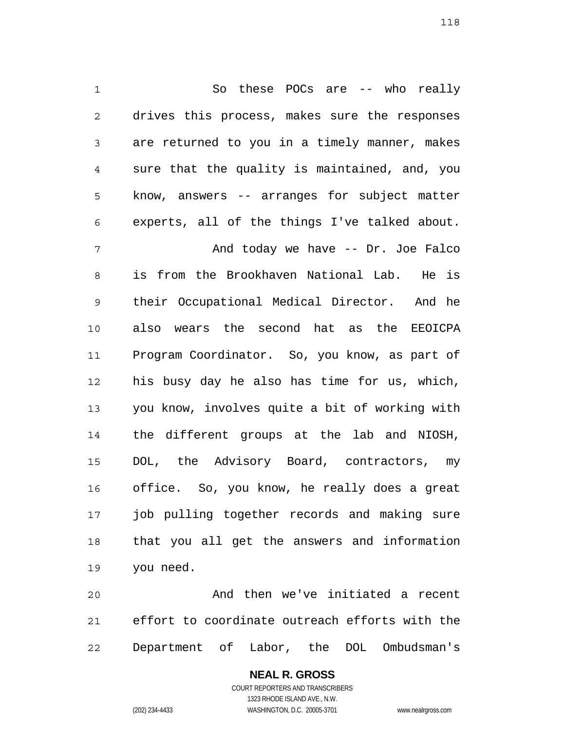So these POCs are -- who really drives this process, makes sure the responses are returned to you in a timely manner, makes sure that the quality is maintained, and, you know, answers -- arranges for subject matter experts, all of the things I've talked about.

And today we have -- Dr. Joe Falco is from the Brookhaven National Lab. He is their Occupational Medical Director. And he also wears the second hat as the EEOICPA Program Coordinator. So, you know, as part of his busy day he also has time for us, which, you know, involves quite a bit of working with the different groups at the lab and NIOSH, DOL, the Advisory Board, contractors, my office. So, you know, he really does a great job pulling together records and making sure that you all get the answers and information you need.

And then we've initiated a recent effort to coordinate outreach efforts with the Department of Labor, the DOL Ombudsman's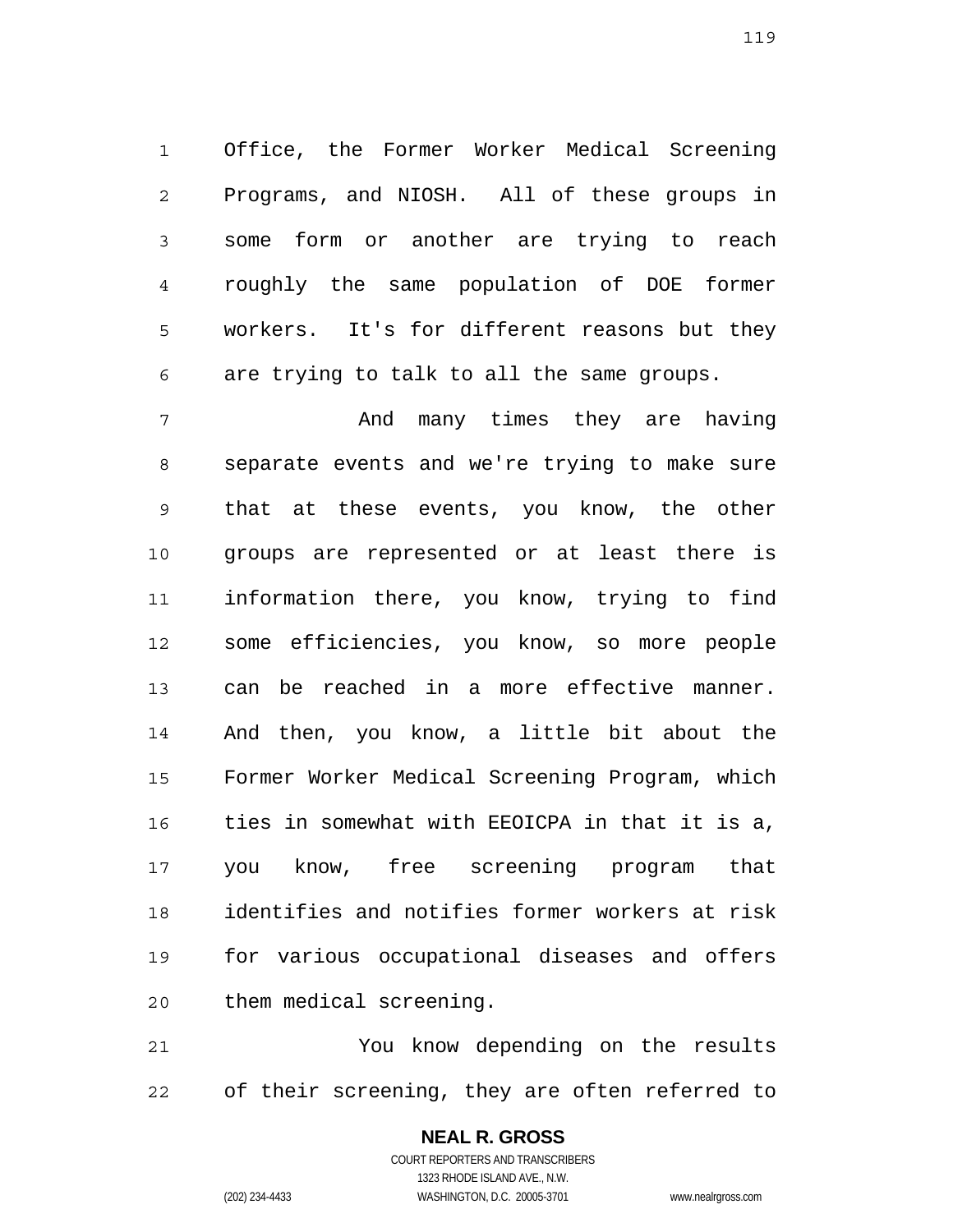Office, the Former Worker Medical Screening Programs, and NIOSH. All of these groups in some form or another are trying to reach roughly the same population of DOE former workers. It's for different reasons but they are trying to talk to all the same groups.

And many times they are having separate events and we're trying to make sure that at these events, you know, the other groups are represented or at least there is information there, you know, trying to find some efficiencies, you know, so more people can be reached in a more effective manner. And then, you know, a little bit about the Former Worker Medical Screening Program, which ties in somewhat with EEOICPA in that it is a, you know, free screening program that identifies and notifies former workers at risk for various occupational diseases and offers them medical screening.

You know depending on the results of their screening, they are often referred to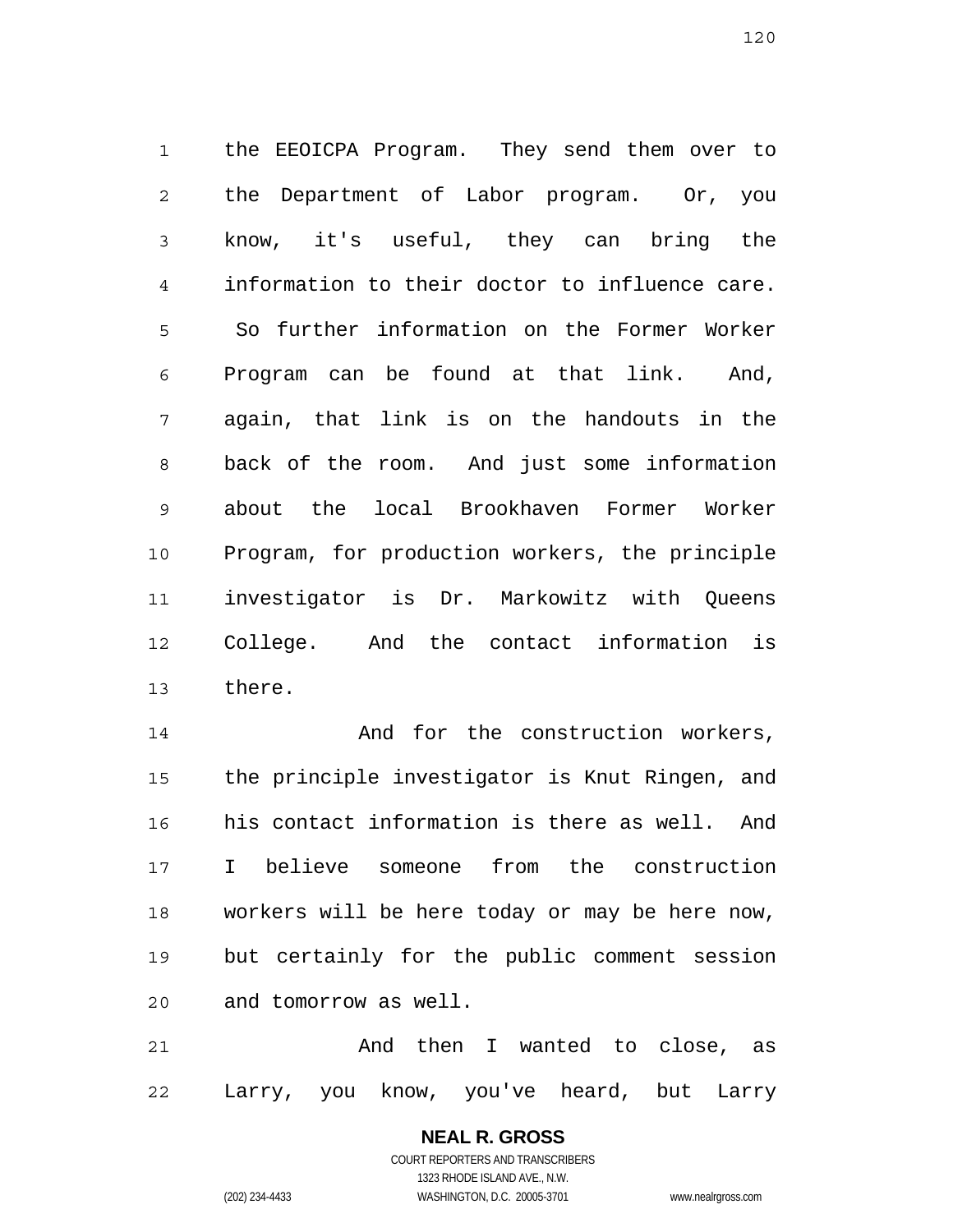the EEOICPA Program. They send them over to the Department of Labor program. Or, you know, it's useful, they can bring the information to their doctor to influence care. So further information on the Former Worker Program can be found at that link. And, again, that link is on the handouts in the back of the room. And just some information about the local Brookhaven Former Worker Program, for production workers, the principle investigator is Dr. Markowitz with Queens College. And the contact information is there.

And for the construction workers, the principle investigator is Knut Ringen, and his contact information is there as well. And I believe someone from the construction workers will be here today or may be here now, but certainly for the public comment session and tomorrow as well.

And then I wanted to close, as Larry, you know, you've heard, but Larry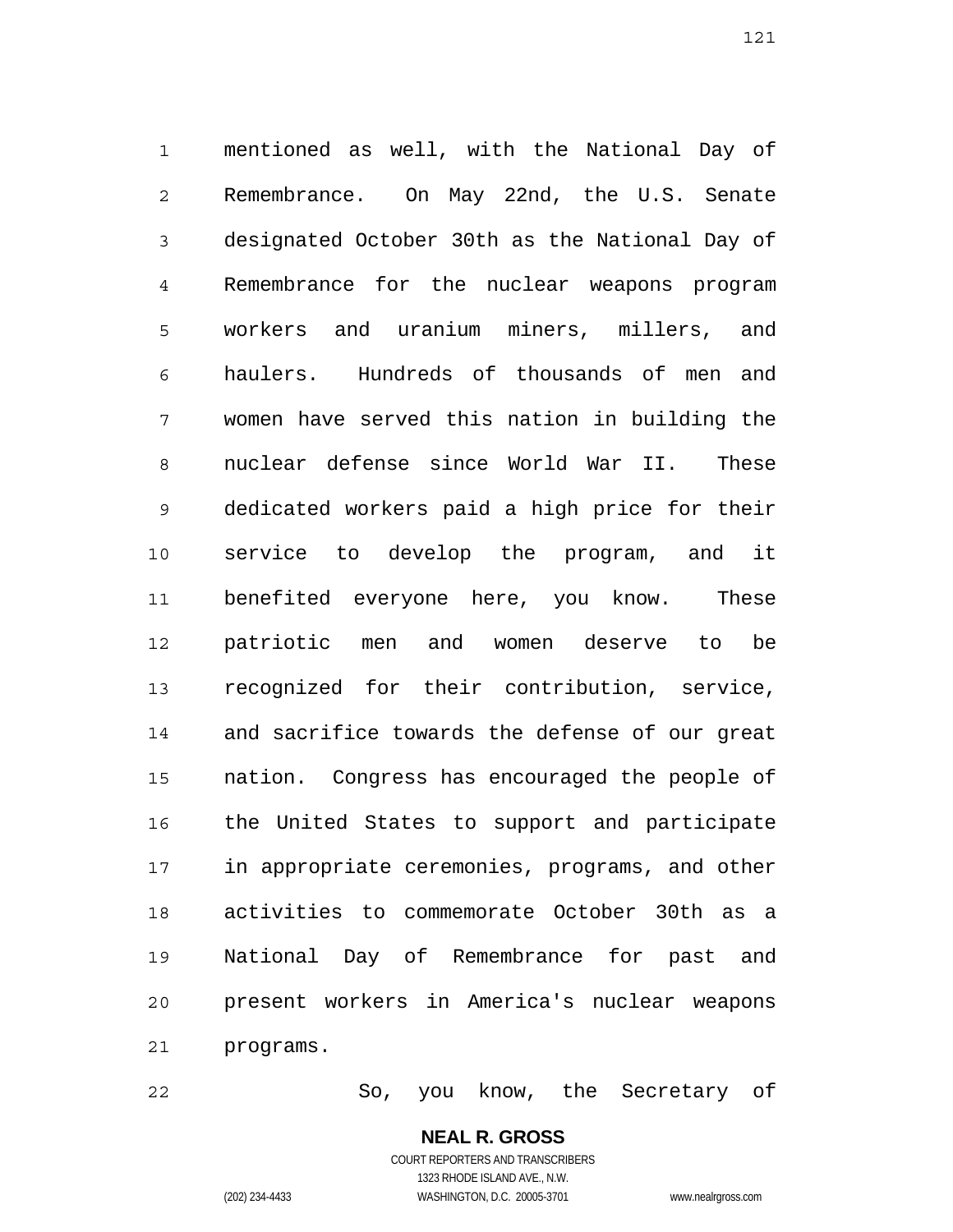mentioned as well, with the National Day of Remembrance. On May 22nd, the U.S. Senate designated October 30th as the National Day of Remembrance for the nuclear weapons program workers and uranium miners, millers, and haulers. Hundreds of thousands of men and women have served this nation in building the nuclear defense since World War II. These dedicated workers paid a high price for their service to develop the program, and it benefited everyone here, you know. These patriotic men and women deserve to be recognized for their contribution, service, and sacrifice towards the defense of our great nation. Congress has encouraged the people of the United States to support and participate in appropriate ceremonies, programs, and other activities to commemorate October 30th as a National Day of Remembrance for past and present workers in America's nuclear weapons programs.

So, you know, the Secretary of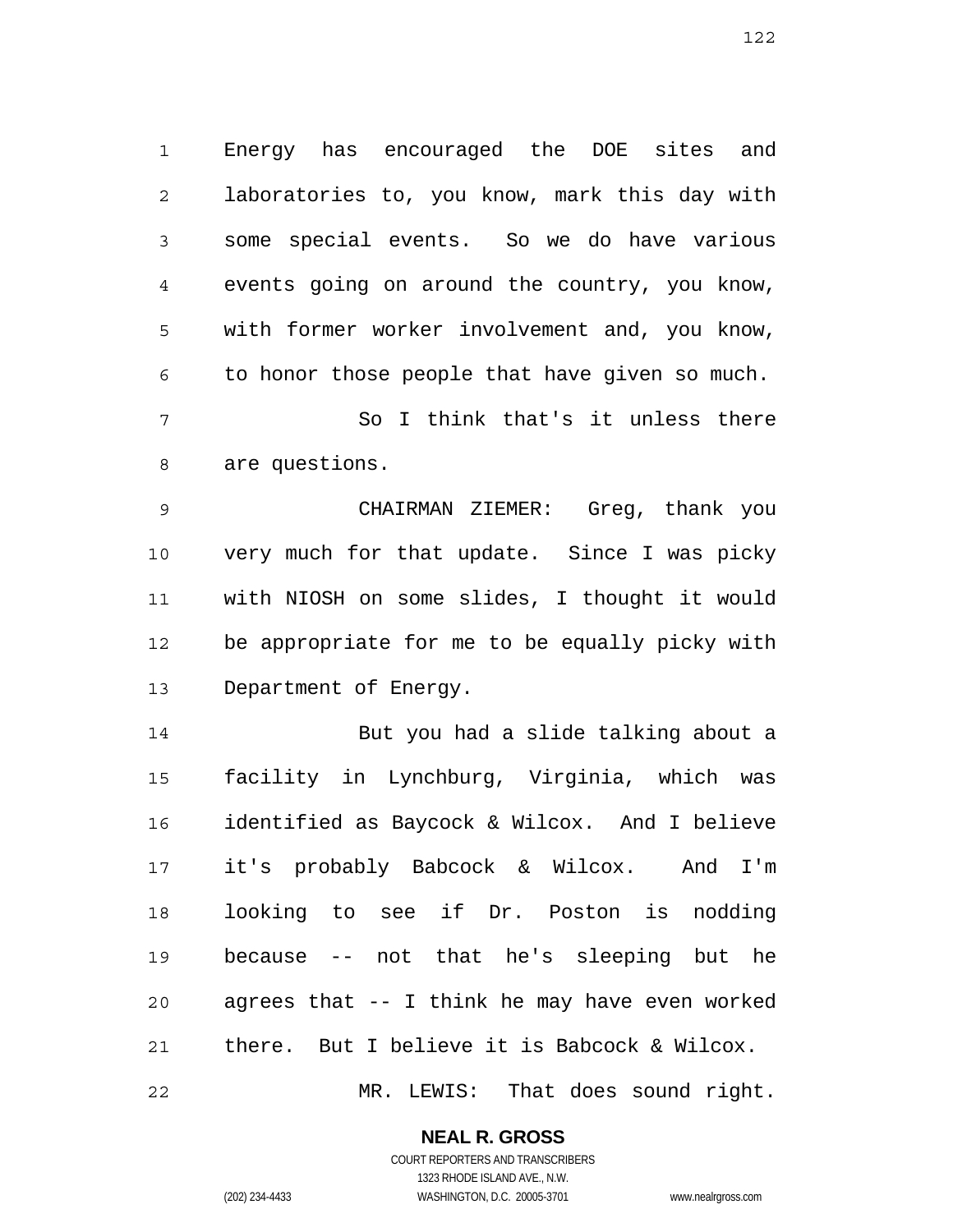Energy has encouraged the DOE sites and laboratories to, you know, mark this day with some special events. So we do have various events going on around the country, you know, with former worker involvement and, you know, to honor those people that have given so much.

So I think that's it unless there are questions.

CHAIRMAN ZIEMER: Greg, thank you very much for that update. Since I was picky with NIOSH on some slides, I thought it would be appropriate for me to be equally picky with Department of Energy.

But you had a slide talking about a facility in Lynchburg, Virginia, which was identified as Baycock & Wilcox. And I believe it's probably Babcock & Wilcox. And I'm looking to see if Dr. Poston is nodding because -- not that he's sleeping but he agrees that -- I think he may have even worked there. But I believe it is Babcock & Wilcox.

MR. LEWIS: That does sound right.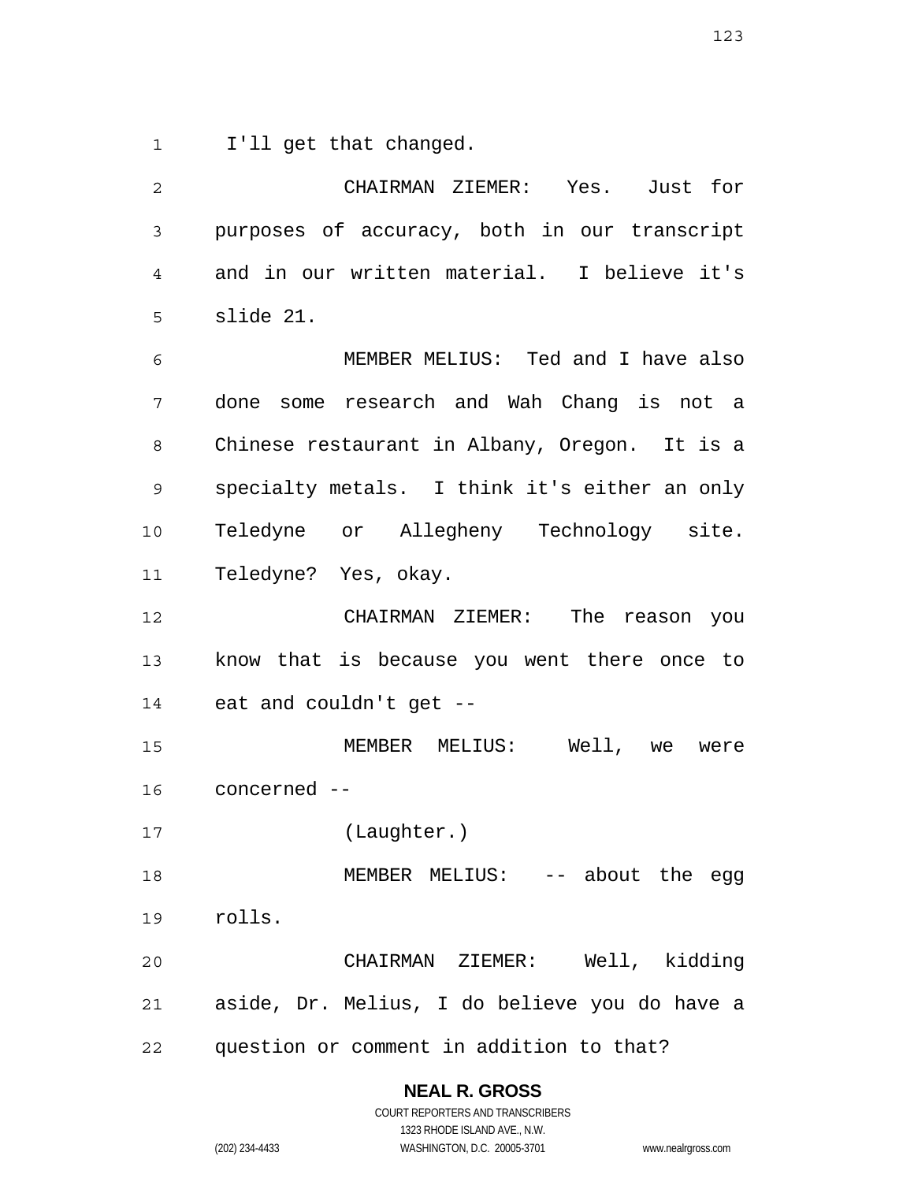I'll get that changed.

CHAIRMAN ZIEMER: Yes. Just for purposes of accuracy, both in our transcript and in our written material. I believe it's slide 21.

MEMBER MELIUS: Ted and I have also done some research and Wah Chang is not a Chinese restaurant in Albany, Oregon. It is a specialty metals. I think it's either an only Teledyne or Allegheny Technology site. Teledyne? Yes, okay.

CHAIRMAN ZIEMER: The reason you know that is because you went there once to eat and couldn't get --

MEMBER MELIUS: Well, we were concerned --

(Laughter.)

MEMBER MELIUS: -- about the egg rolls.

CHAIRMAN ZIEMER: Well, kidding aside, Dr. Melius, I do believe you do have a question or comment in addition to that?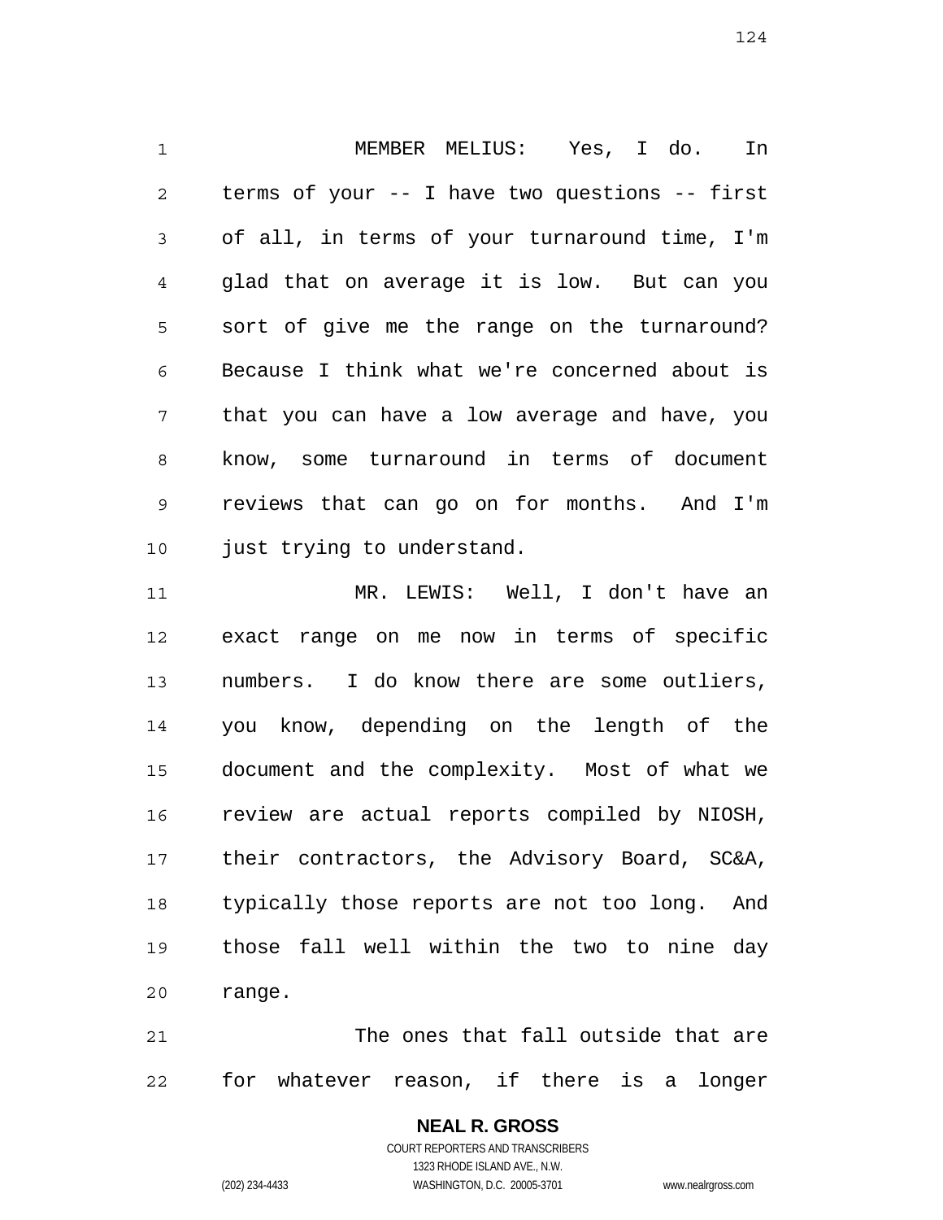MEMBER MELIUS: Yes, I do. In terms of your -- I have two questions -- first of all, in terms of your turnaround time, I'm glad that on average it is low. But can you sort of give me the range on the turnaround? Because I think what we're concerned about is that you can have a low average and have, you know, some turnaround in terms of document reviews that can go on for months. And I'm just trying to understand.

MR. LEWIS: Well, I don't have an exact range on me now in terms of specific numbers. I do know there are some outliers, you know, depending on the length of the document and the complexity. Most of what we review are actual reports compiled by NIOSH, their contractors, the Advisory Board, SC&A, typically those reports are not too long. And those fall well within the two to nine day range.

The ones that fall outside that are for whatever reason, if there is a longer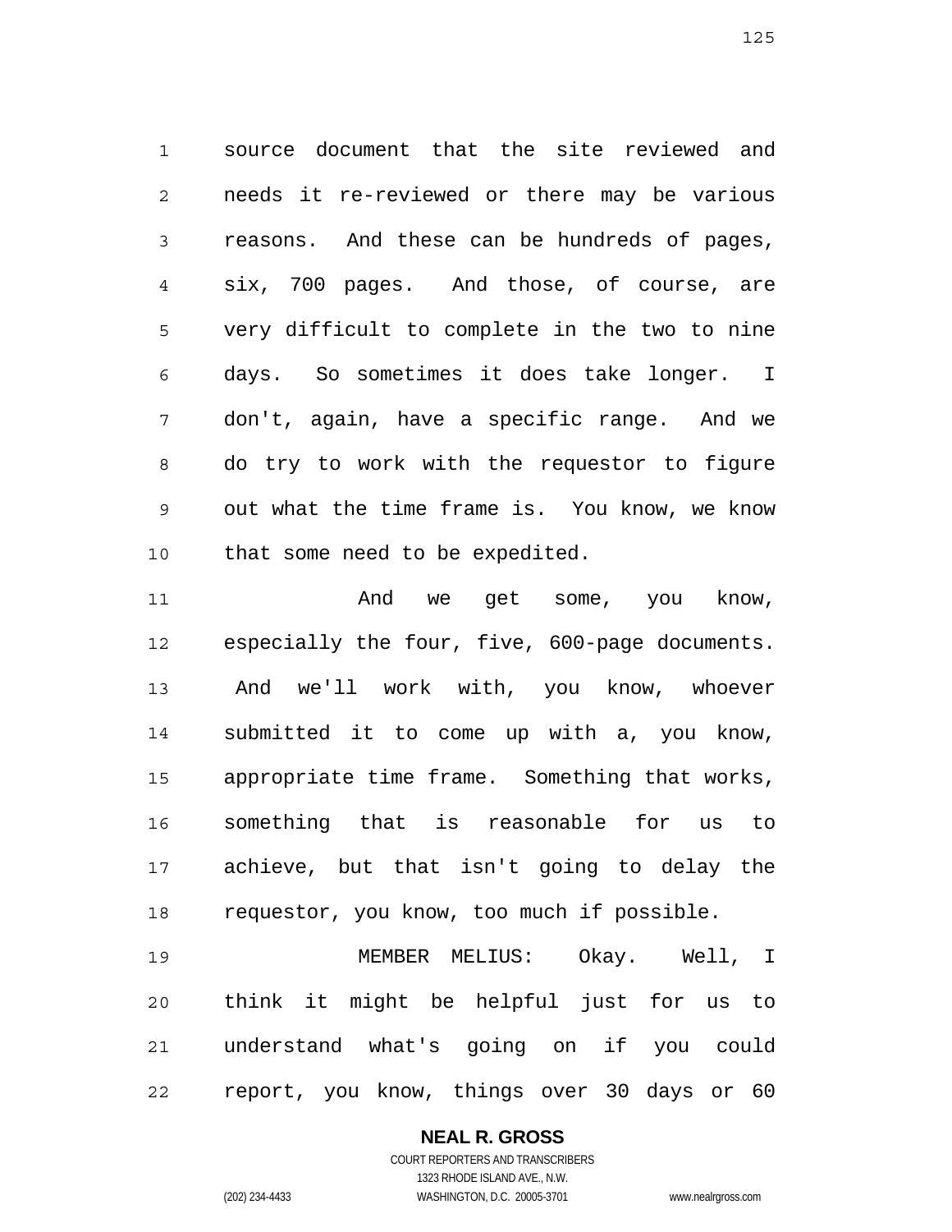source document that the site reviewed and needs it re-reviewed or there may be various reasons. And these can be hundreds of pages, six, 700 pages. And those, of course, are very difficult to complete in the two to nine days. So sometimes it does take longer. I don't, again, have a specific range. And we do try to work with the requestor to figure out what the time frame is. You know, we know that some need to be expedited.

And we get some, you know, especially the four, five, 600-page documents. And we'll work with, you know, whoever submitted it to come up with a, you know, appropriate time frame. Something that works, something that is reasonable for us to achieve, but that isn't going to delay the requestor, you know, too much if possible.

MEMBER MELIUS: Okay. Well, I think it might be helpful just for us to understand what's going on if you could report, you know, things over 30 days or 60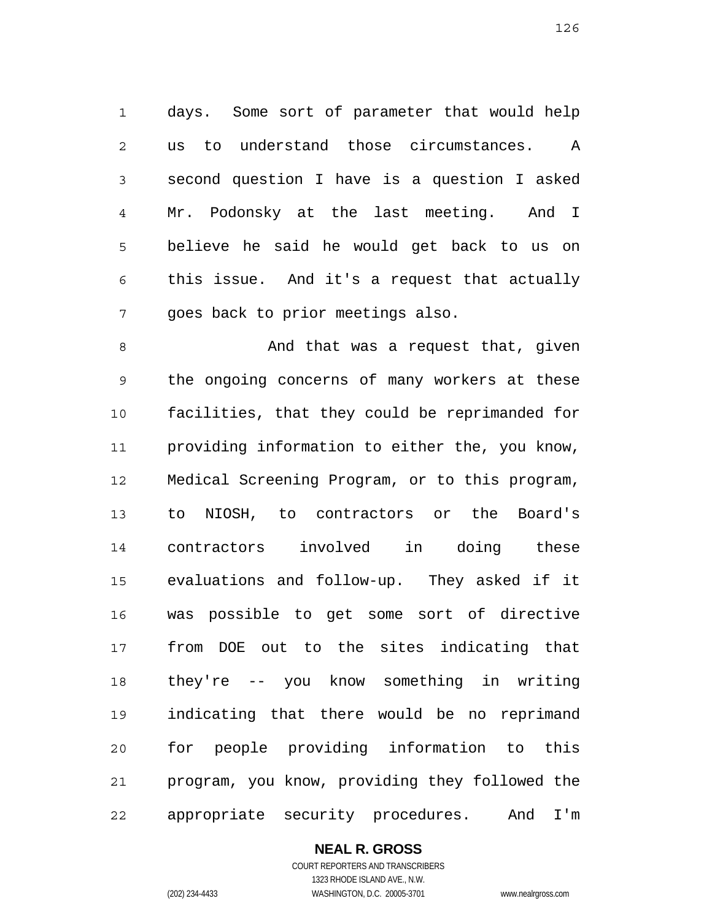days. Some sort of parameter that would help us to understand those circumstances. A second question I have is a question I asked Mr. Podonsky at the last meeting. And I believe he said he would get back to us on this issue. And it's a request that actually goes back to prior meetings also.

And that was a request that, given the ongoing concerns of many workers at these facilities, that they could be reprimanded for providing information to either the, you know, Medical Screening Program, or to this program, to NIOSH, to contractors or the Board's contractors involved in doing these evaluations and follow-up. They asked if it was possible to get some sort of directive from DOE out to the sites indicating that they're -- you know something in writing indicating that there would be no reprimand for people providing information to this program, you know, providing they followed the appropriate security procedures. And I'm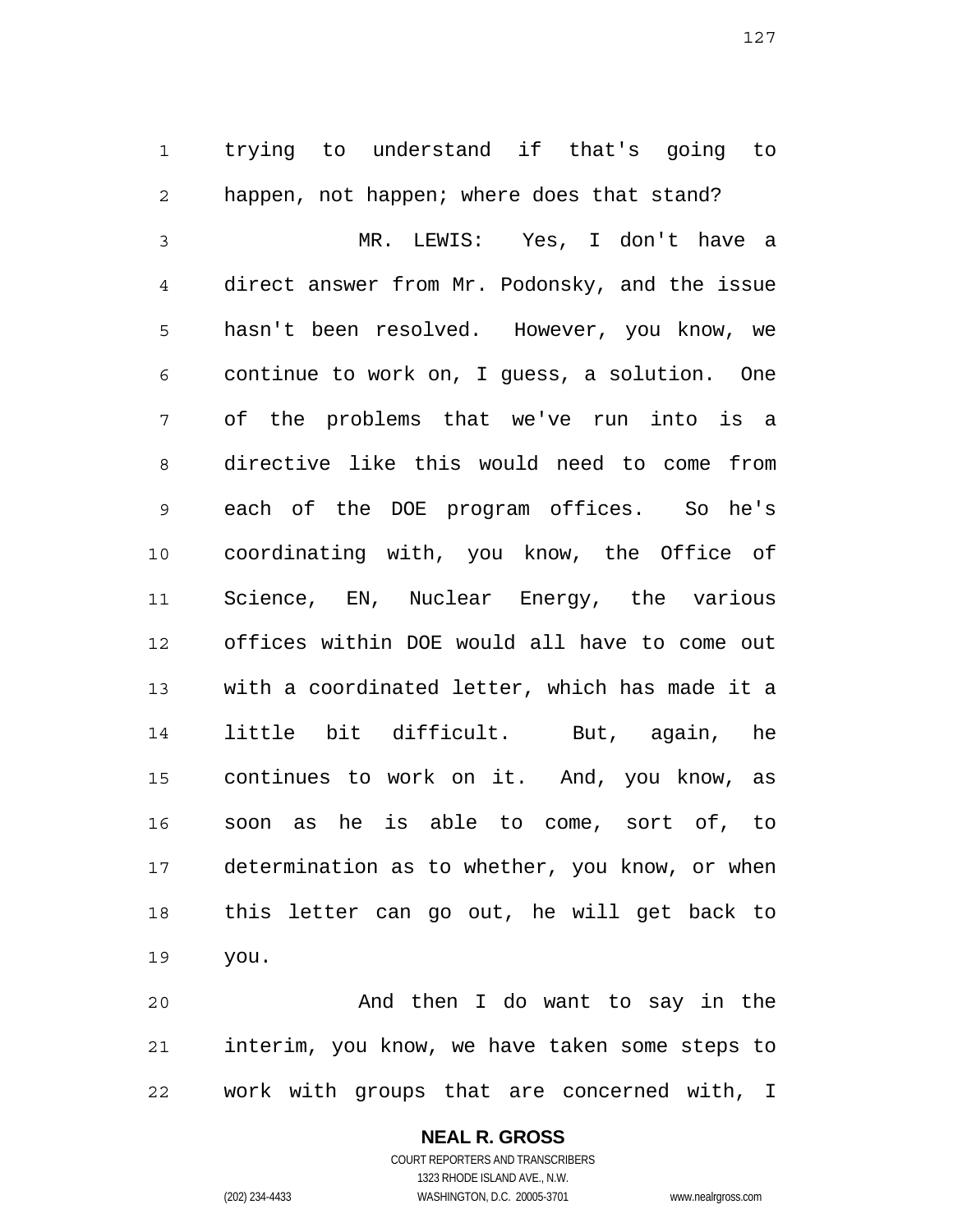trying to understand if that's going to happen, not happen; where does that stand?

MR. LEWIS: Yes, I don't have a direct answer from Mr. Podonsky, and the issue hasn't been resolved. However, you know, we continue to work on, I guess, a solution. One of the problems that we've run into is a directive like this would need to come from each of the DOE program offices. So he's coordinating with, you know, the Office of Science, EN, Nuclear Energy, the various offices within DOE would all have to come out with a coordinated letter, which has made it a little bit difficult. But, again, he continues to work on it. And, you know, as soon as he is able to come, sort of, to determination as to whether, you know, or when this letter can go out, he will get back to you.

And then I do want to say in the interim, you know, we have taken some steps to work with groups that are concerned with, I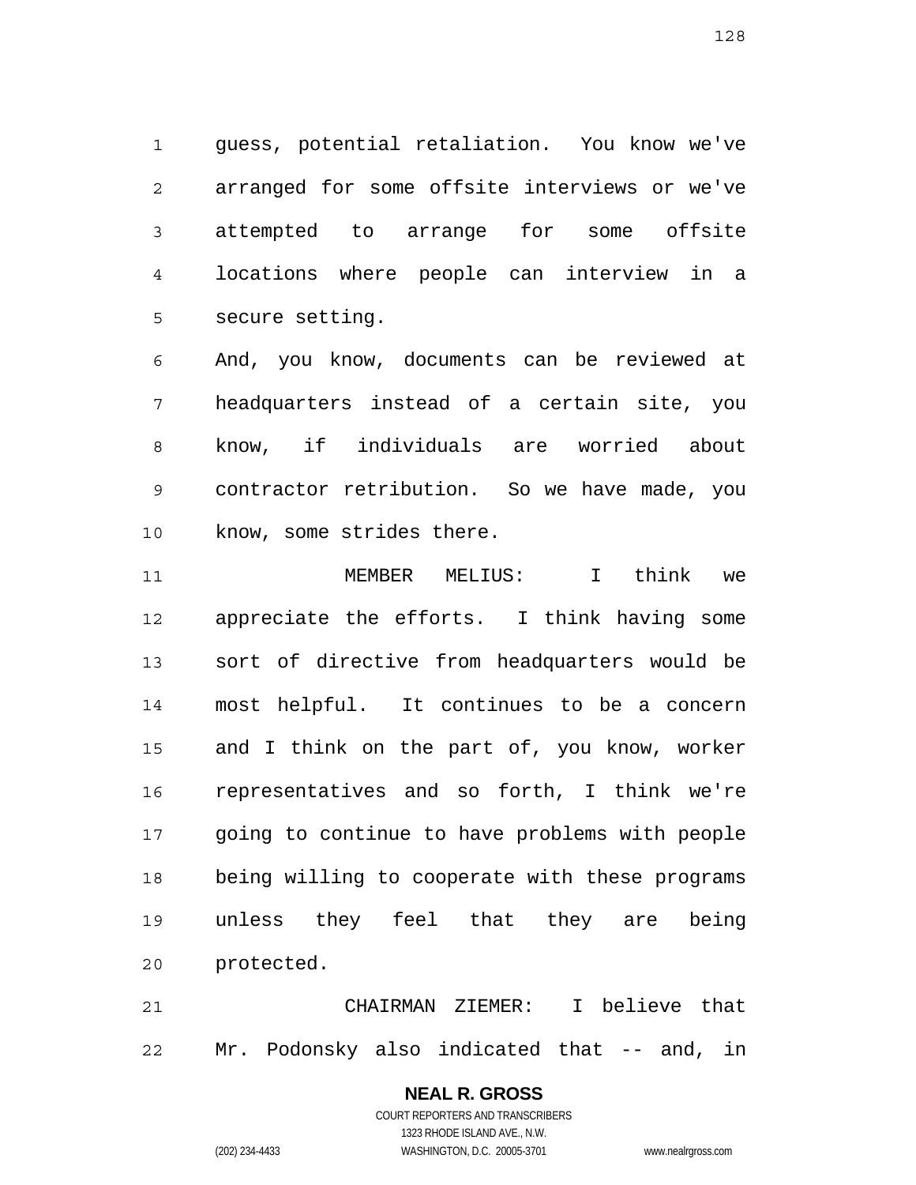guess, potential retaliation. You know we've arranged for some offsite interviews or we've attempted to arrange for some offsite locations where people can interview in a secure setting.

And, you know, documents can be reviewed at headquarters instead of a certain site, you know, if individuals are worried about contractor retribution. So we have made, you know, some strides there.

MEMBER MELIUS: I think we appreciate the efforts. I think having some sort of directive from headquarters would be most helpful. It continues to be a concern and I think on the part of, you know, worker representatives and so forth, I think we're going to continue to have problems with people being willing to cooperate with these programs unless they feel that they are being protected.

CHAIRMAN ZIEMER: I believe that Mr. Podonsky also indicated that -- and, in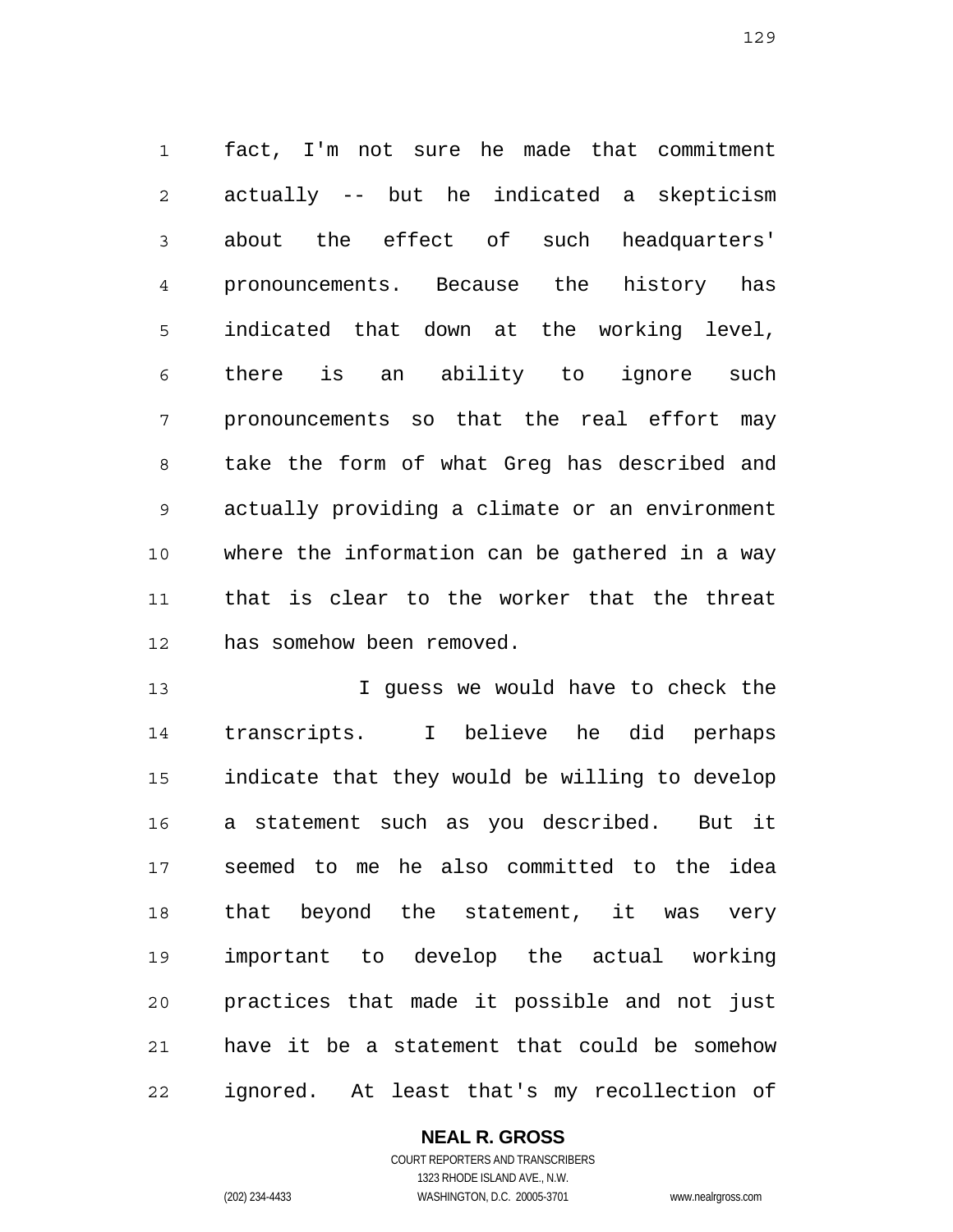fact, I'm not sure he made that commitment actually -- but he indicated a skepticism about the effect of such headquarters' pronouncements. Because the history has indicated that down at the working level, there is an ability to ignore such pronouncements so that the real effort may take the form of what Greg has described and actually providing a climate or an environment where the information can be gathered in a way that is clear to the worker that the threat has somehow been removed.

I guess we would have to check the transcripts. I believe he did perhaps indicate that they would be willing to develop a statement such as you described. But it seemed to me he also committed to the idea that beyond the statement, it was very important to develop the actual working practices that made it possible and not just have it be a statement that could be somehow ignored. At least that's my recollection of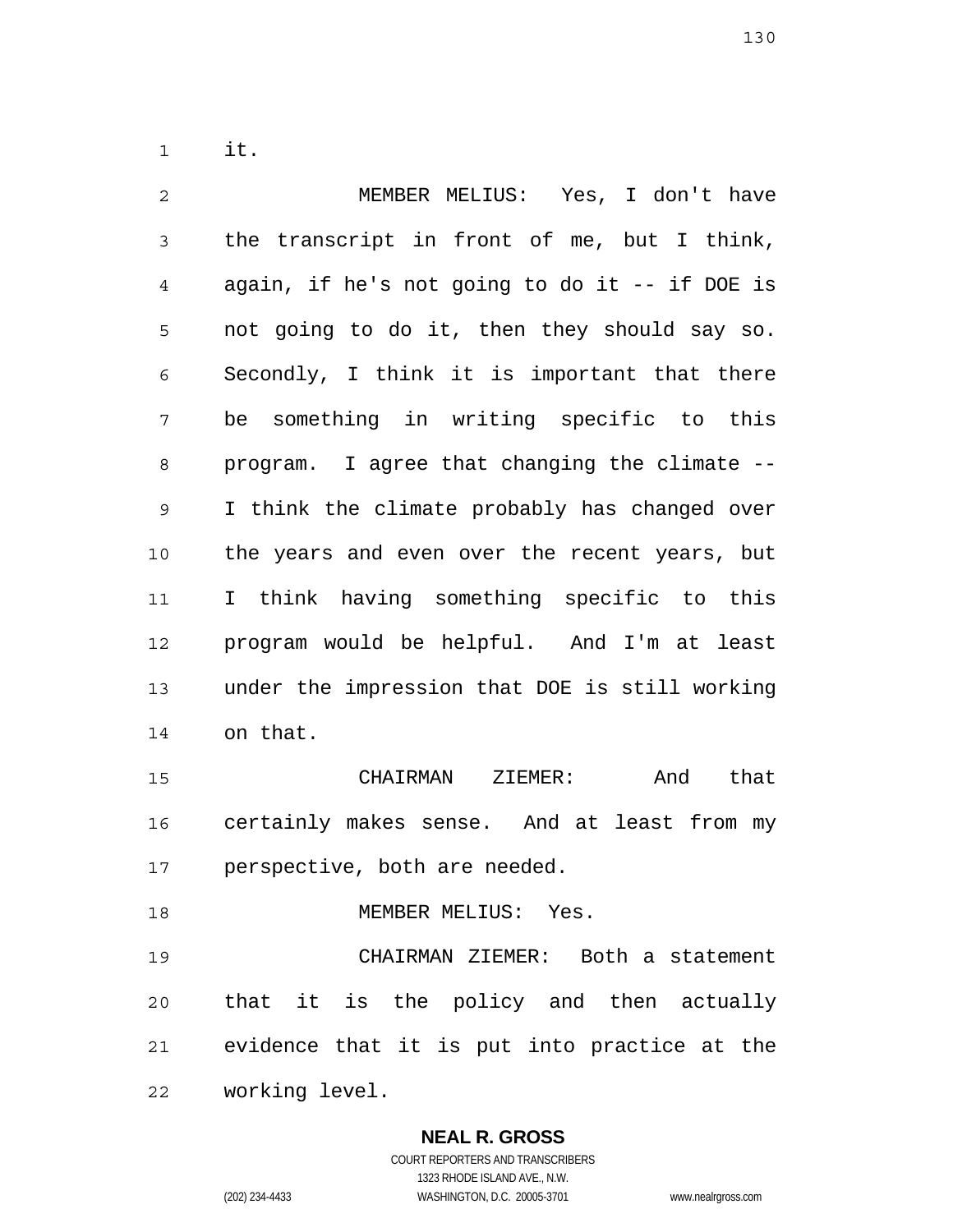it.

MEMBER MELIUS: Yes, I don't have the transcript in front of me, but I think, again, if he's not going to do it -- if DOE is not going to do it, then they should say so. Secondly, I think it is important that there be something in writing specific to this program. I agree that changing the climate -- I think the climate probably has changed over the years and even over the recent years, but I think having something specific to this program would be helpful. And I'm at least under the impression that DOE is still working on that.

CHAIRMAN ZIEMER: And that certainly makes sense. And at least from my perspective, both are needed.

MEMBER MELIUS: Yes.

CHAIRMAN ZIEMER: Both a statement that it is the policy and then actually evidence that it is put into practice at the working level.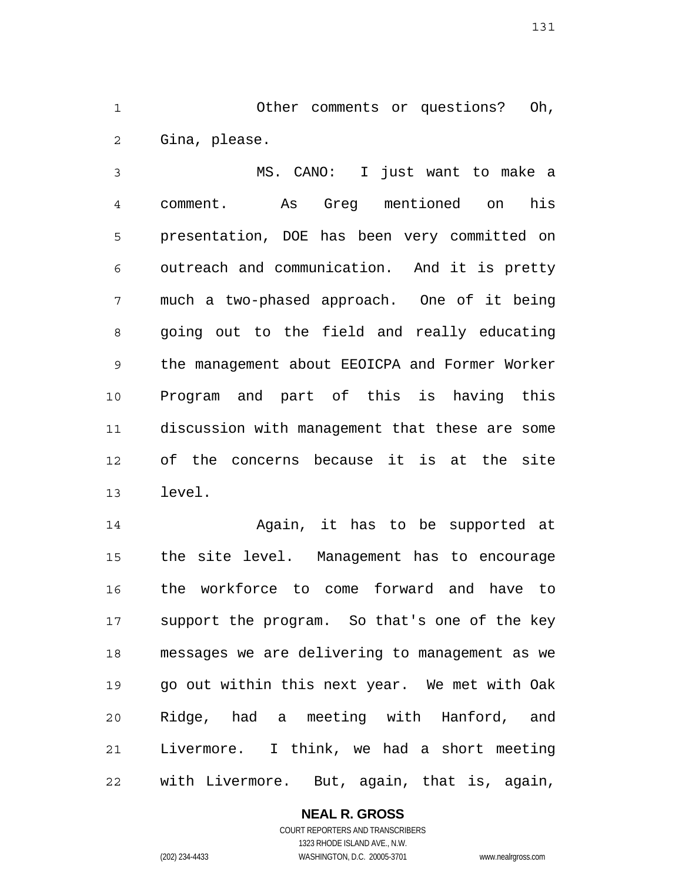Other comments or questions? Oh, Gina, please.

MS. CANO: I just want to make a comment. As Greg mentioned on his presentation, DOE has been very committed on outreach and communication. And it is pretty much a two-phased approach. One of it being going out to the field and really educating the management about EEOICPA and Former Worker Program and part of this is having this discussion with management that these are some of the concerns because it is at the site level.

Again, it has to be supported at the site level. Management has to encourage the workforce to come forward and have to support the program. So that's one of the key messages we are delivering to management as we go out within this next year. We met with Oak Ridge, had a meeting with Hanford, and Livermore. I think, we had a short meeting with Livermore. But, again, that is, again,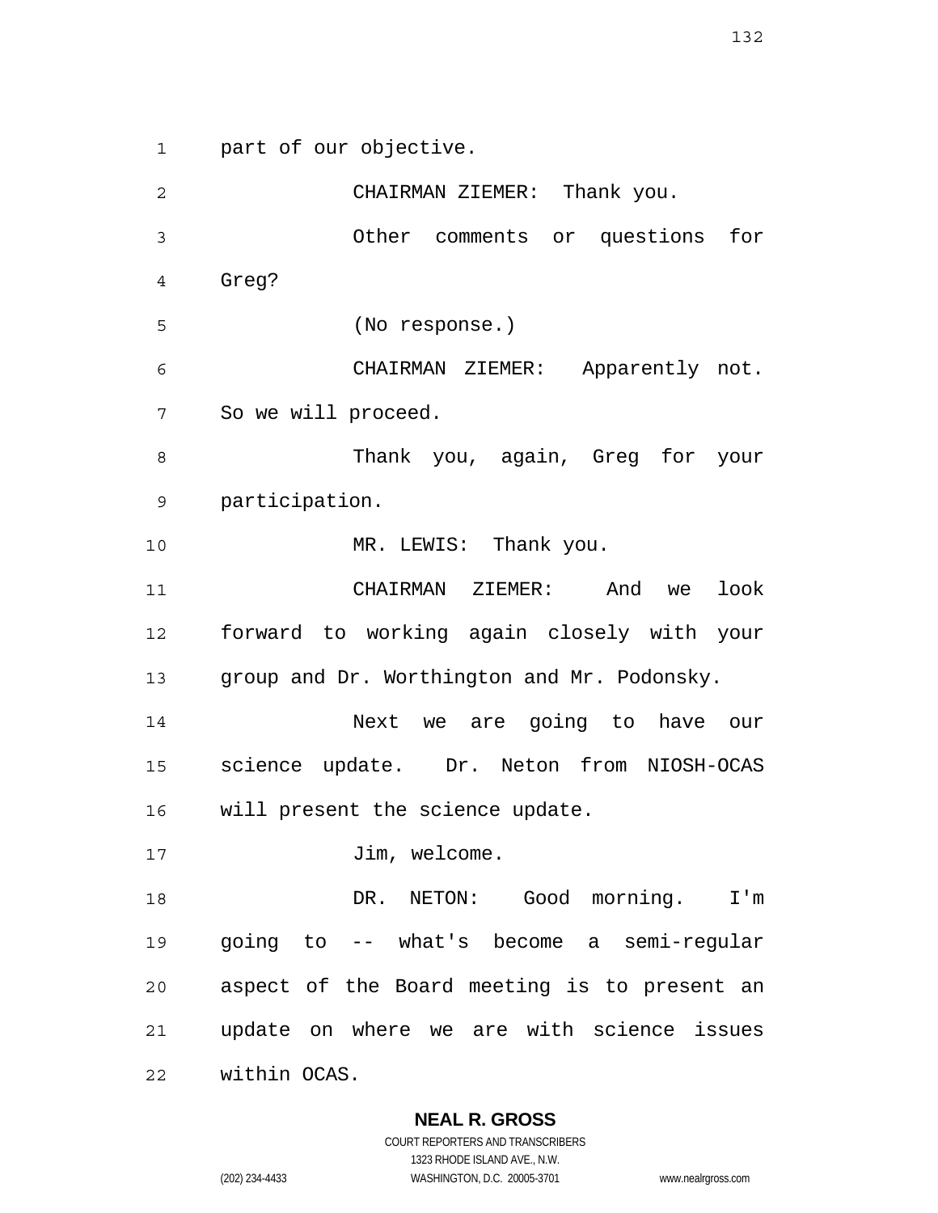part of our objective.

CHAIRMAN ZIEMER: Thank you.

Other comments or questions for Greg?

(No response.)

CHAIRMAN ZIEMER: Apparently not. So we will proceed.

Thank you, again, Greg for your participation.

MR. LEWIS: Thank you.

CHAIRMAN ZIEMER: And we look forward to working again closely with your group and Dr. Worthington and Mr. Podonsky.

Next we are going to have our science update. Dr. Neton from NIOSH-OCAS will present the science update.

Jim, welcome.

DR. NETON: Good morning. I'm going to -- what's become a semi-regular aspect of the Board meeting is to present an update on where we are with science issues within OCAS.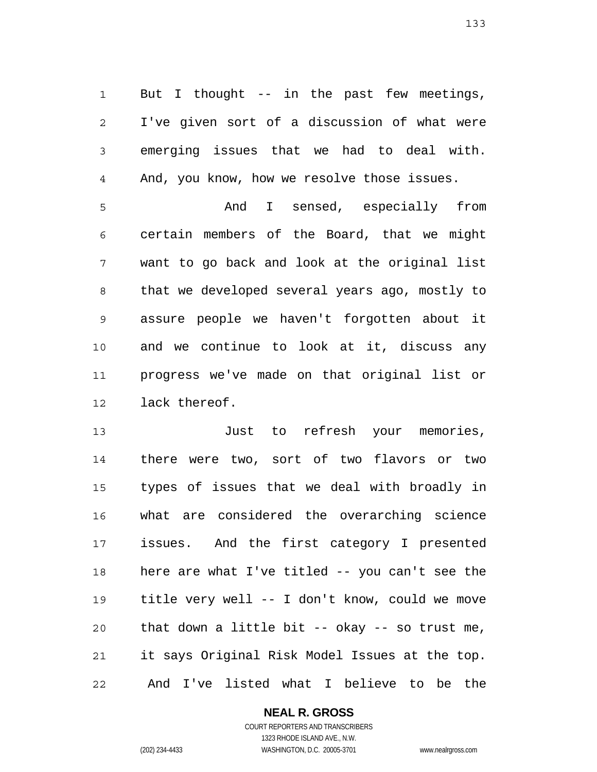But I thought -- in the past few meetings, I've given sort of a discussion of what were emerging issues that we had to deal with. And, you know, how we resolve those issues.

And I sensed, especially from certain members of the Board, that we might want to go back and look at the original list that we developed several years ago, mostly to assure people we haven't forgotten about it and we continue to look at it, discuss any progress we've made on that original list or lack thereof.

Just to refresh your memories, there were two, sort of two flavors or two types of issues that we deal with broadly in what are considered the overarching science issues. And the first category I presented here are what I've titled -- you can't see the title very well -- I don't know, could we move that down a little bit -- okay -- so trust me, it says Original Risk Model Issues at the top. And I've listed what I believe to be the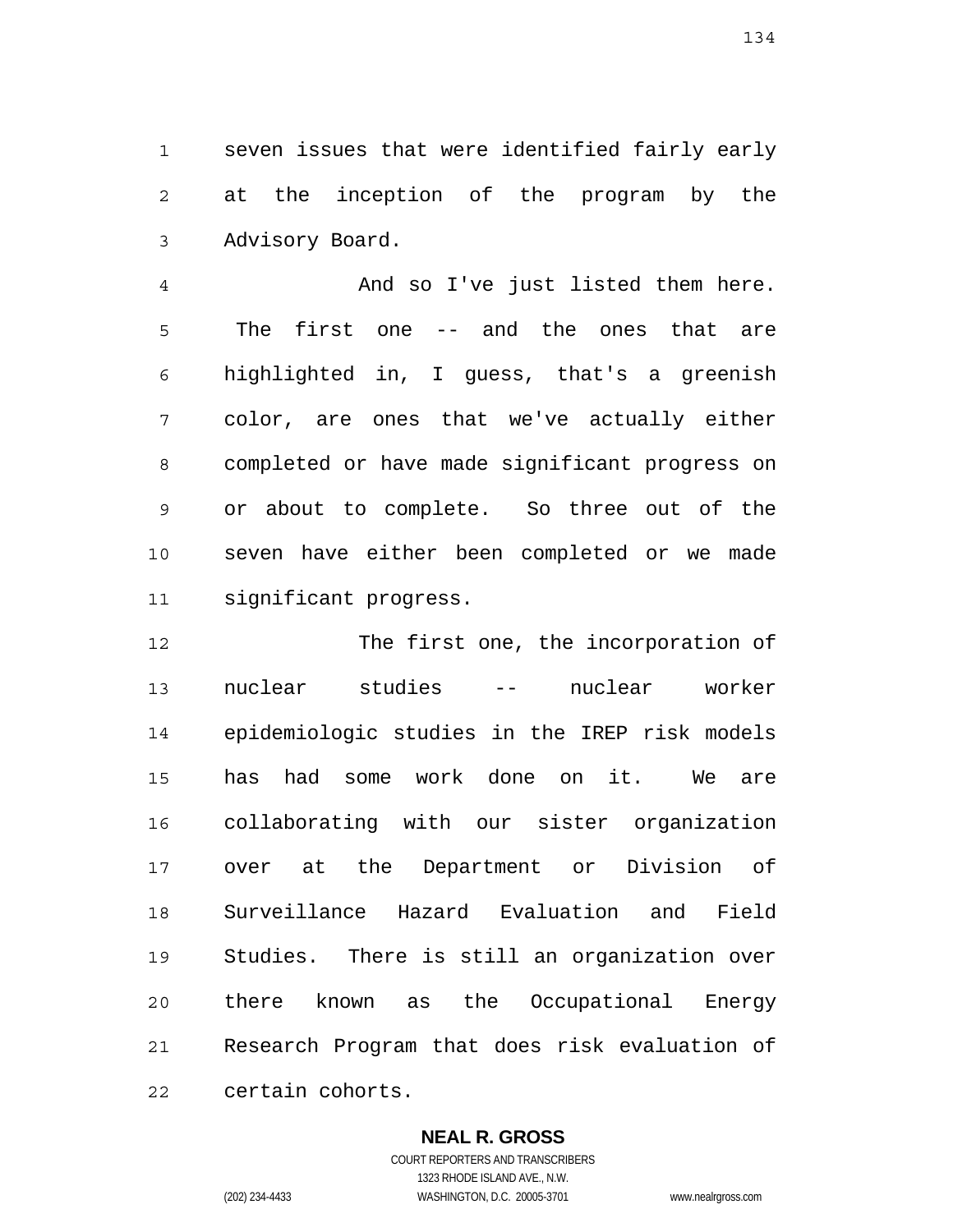seven issues that were identified fairly early at the inception of the program by the Advisory Board.

And so I've just listed them here. The first one -- and the ones that are highlighted in, I guess, that's a greenish color, are ones that we've actually either completed or have made significant progress on or about to complete. So three out of the seven have either been completed or we made significant progress.

The first one, the incorporation of nuclear studies -- nuclear worker epidemiologic studies in the IREP risk models has had some work done on it. We are collaborating with our sister organization over at the Department or Division of Surveillance Hazard Evaluation and Field Studies. There is still an organization over there known as the Occupational Energy Research Program that does risk evaluation of certain cohorts.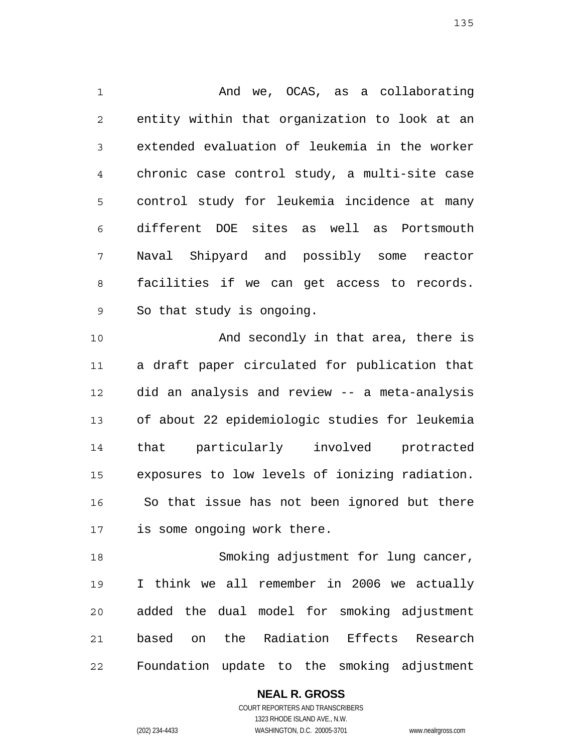And we, OCAS, as a collaborating entity within that organization to look at an extended evaluation of leukemia in the worker chronic case control study, a multi-site case control study for leukemia incidence at many different DOE sites as well as Portsmouth Naval Shipyard and possibly some reactor facilities if we can get access to records. So that study is ongoing.

And secondly in that area, there is a draft paper circulated for publication that did an analysis and review -- a meta-analysis of about 22 epidemiologic studies for leukemia that particularly involved protracted exposures to low levels of ionizing radiation. So that issue has not been ignored but there is some ongoing work there.

Smoking adjustment for lung cancer, I think we all remember in 2006 we actually added the dual model for smoking adjustment based on the Radiation Effects Research Foundation update to the smoking adjustment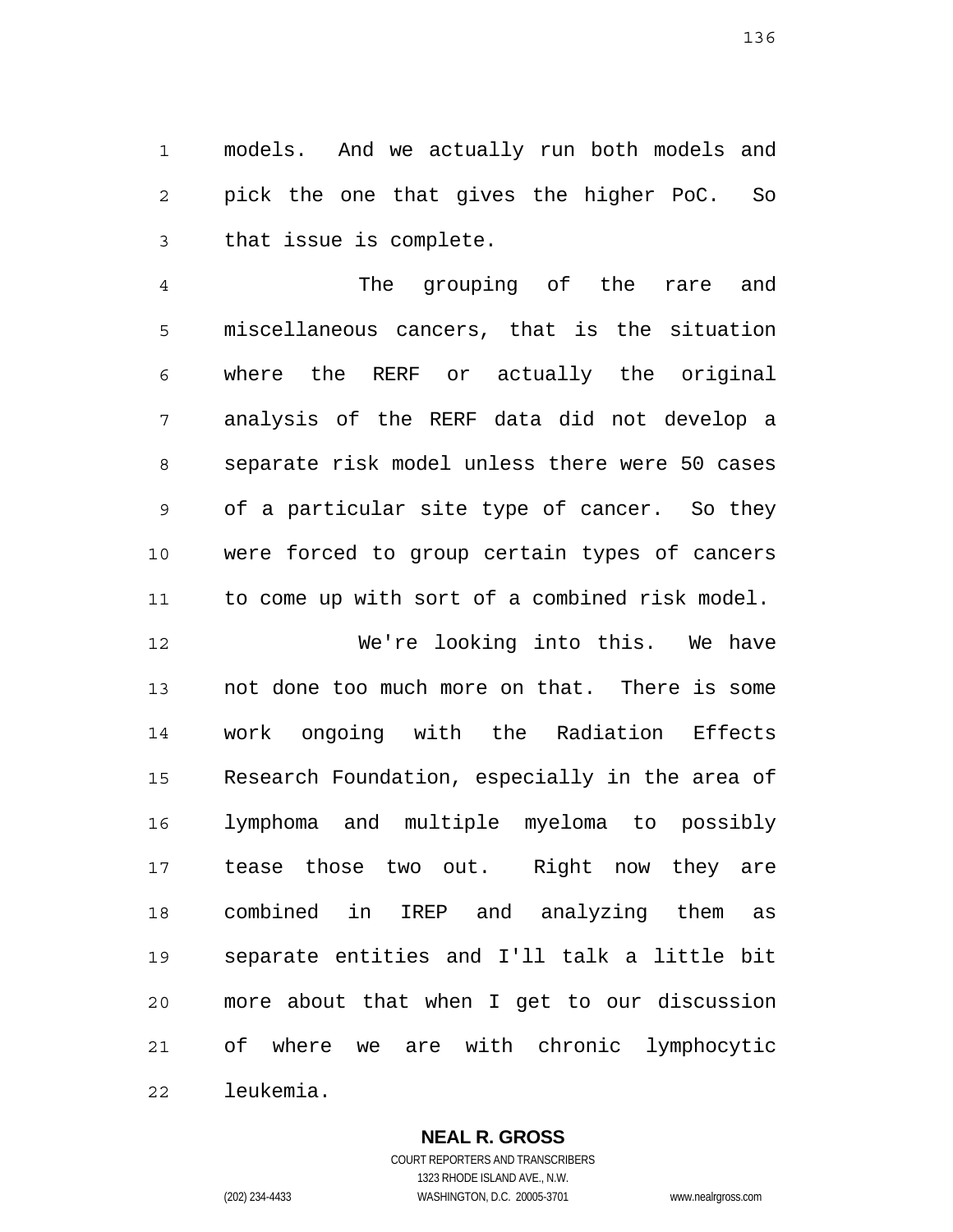models. And we actually run both models and pick the one that gives the higher PoC. So that issue is complete.

The grouping of the rare and miscellaneous cancers, that is the situation where the RERF or actually the original analysis of the RERF data did not develop a separate risk model unless there were 50 cases of a particular site type of cancer. So they were forced to group certain types of cancers to come up with sort of a combined risk model.

We're looking into this. We have not done too much more on that. There is some work ongoing with the Radiation Effects Research Foundation, especially in the area of lymphoma and multiple myeloma to possibly tease those two out. Right now they are combined in IREP and analyzing them as separate entities and I'll talk a little bit more about that when I get to our discussion of where we are with chronic lymphocytic leukemia.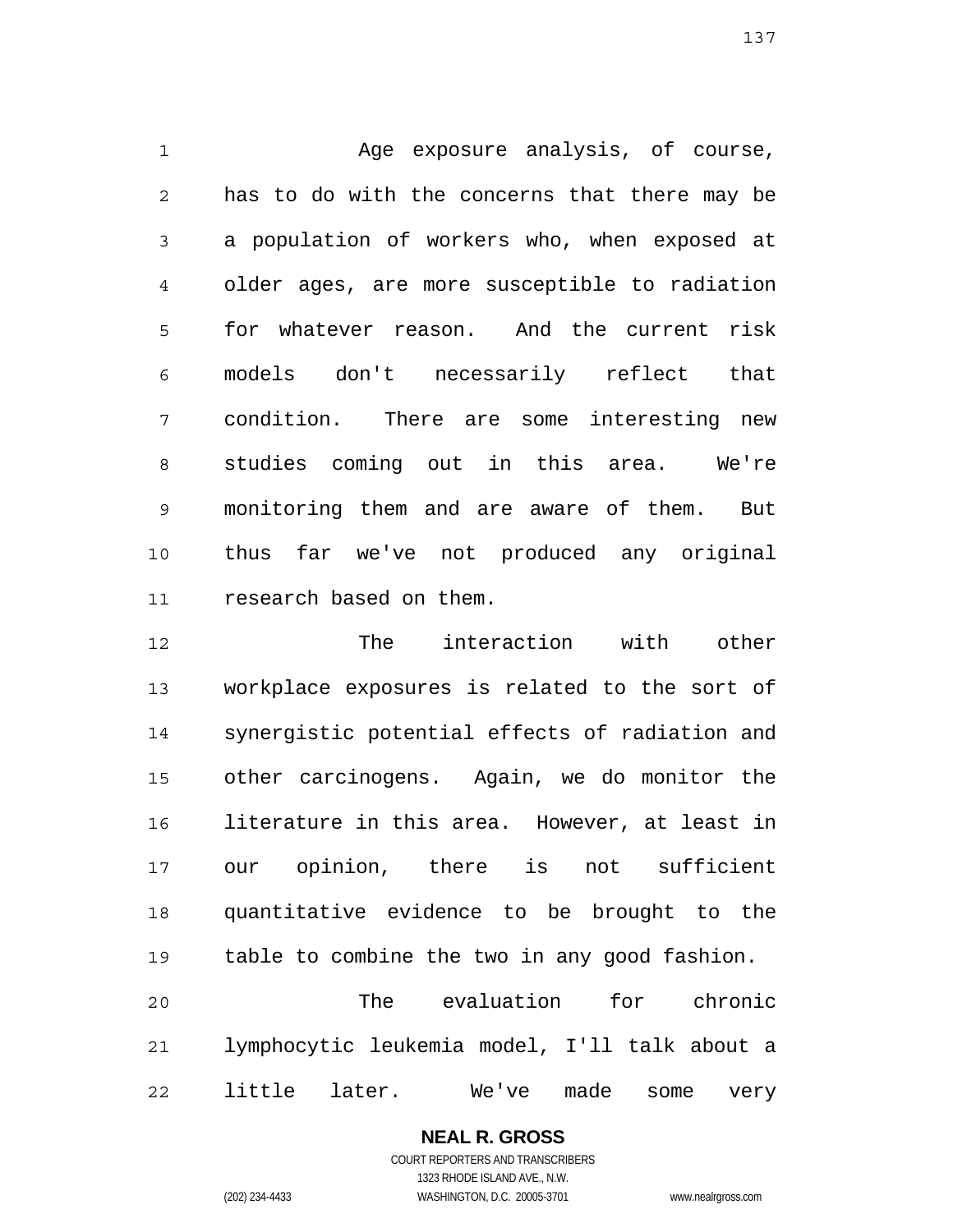Age exposure analysis, of course, has to do with the concerns that there may be a population of workers who, when exposed at older ages, are more susceptible to radiation for whatever reason. And the current risk models don't necessarily reflect that condition. There are some interesting new studies coming out in this area. We're monitoring them and are aware of them. But thus far we've not produced any original research based on them.

The interaction with other workplace exposures is related to the sort of synergistic potential effects of radiation and other carcinogens. Again, we do monitor the literature in this area. However, at least in our opinion, there is not sufficient quantitative evidence to be brought to the table to combine the two in any good fashion.

The evaluation for chronic lymphocytic leukemia model, I'll talk about a little later. We've made some very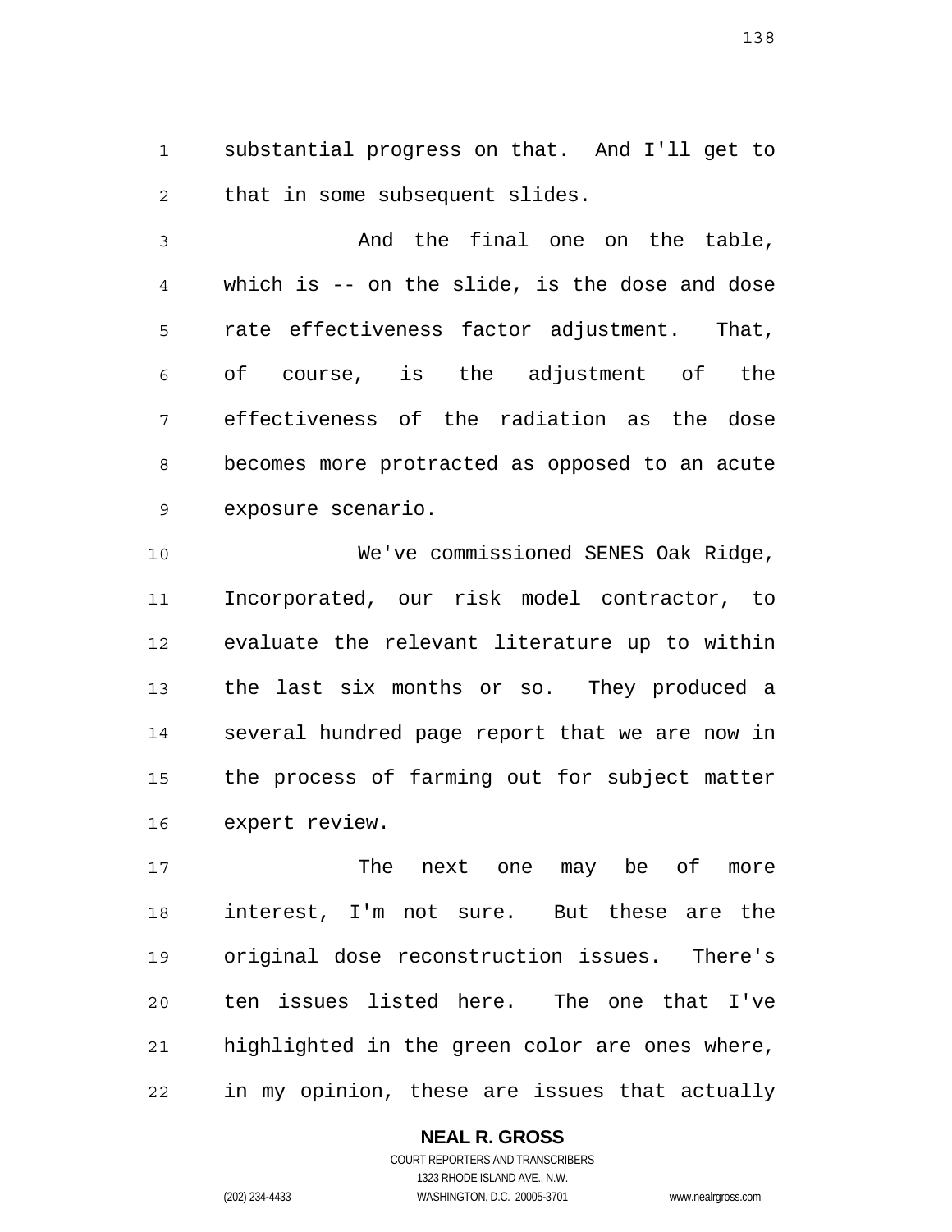substantial progress on that. And I'll get to that in some subsequent slides.

And the final one on the table, which is -- on the slide, is the dose and dose rate effectiveness factor adjustment. That, of course, is the adjustment of the effectiveness of the radiation as the dose becomes more protracted as opposed to an acute exposure scenario.

We've commissioned SENES Oak Ridge, Incorporated, our risk model contractor, to evaluate the relevant literature up to within the last six months or so. They produced a several hundred page report that we are now in the process of farming out for subject matter expert review.

The next one may be of more interest, I'm not sure. But these are the original dose reconstruction issues. There's ten issues listed here. The one that I've highlighted in the green color are ones where, in my opinion, these are issues that actually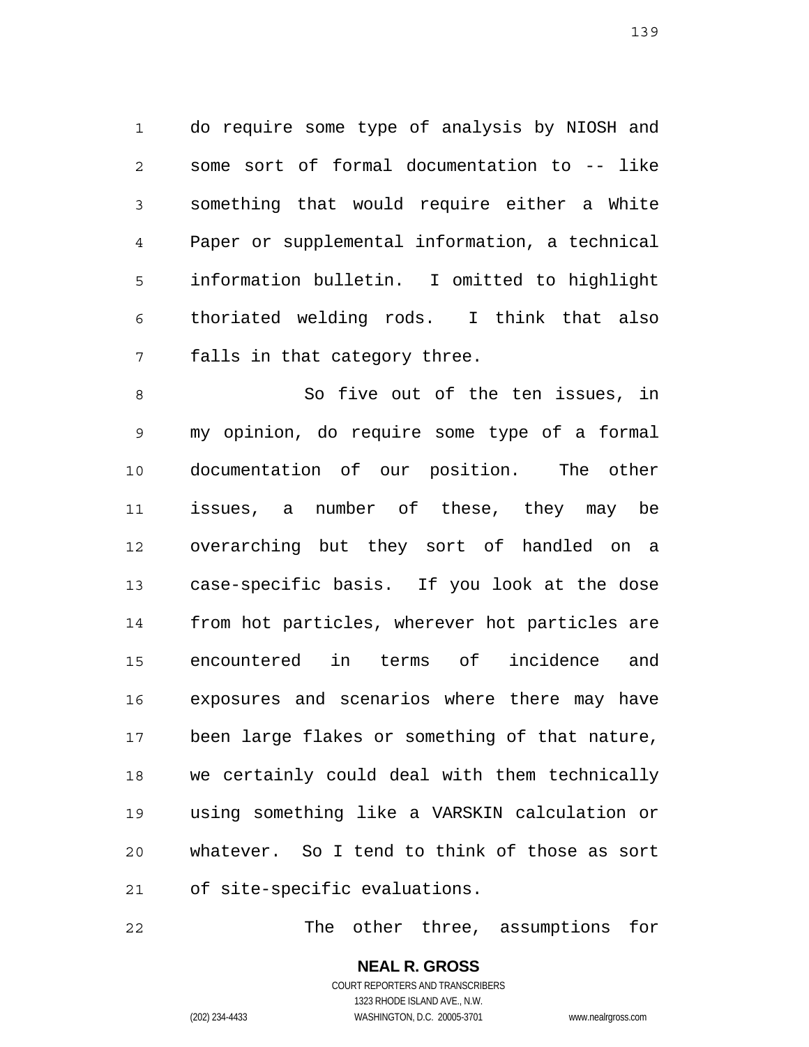do require some type of analysis by NIOSH and some sort of formal documentation to -- like something that would require either a White Paper or supplemental information, a technical information bulletin. I omitted to highlight thoriated welding rods. I think that also falls in that category three.

So five out of the ten issues, in my opinion, do require some type of a formal documentation of our position. The other issues, a number of these, they may be overarching but they sort of handled on a case-specific basis. If you look at the dose from hot particles, wherever hot particles are encountered in terms of incidence and exposures and scenarios where there may have been large flakes or something of that nature, we certainly could deal with them technically using something like a VARSKIN calculation or whatever. So I tend to think of those as sort of site-specific evaluations.

The other three, assumptions for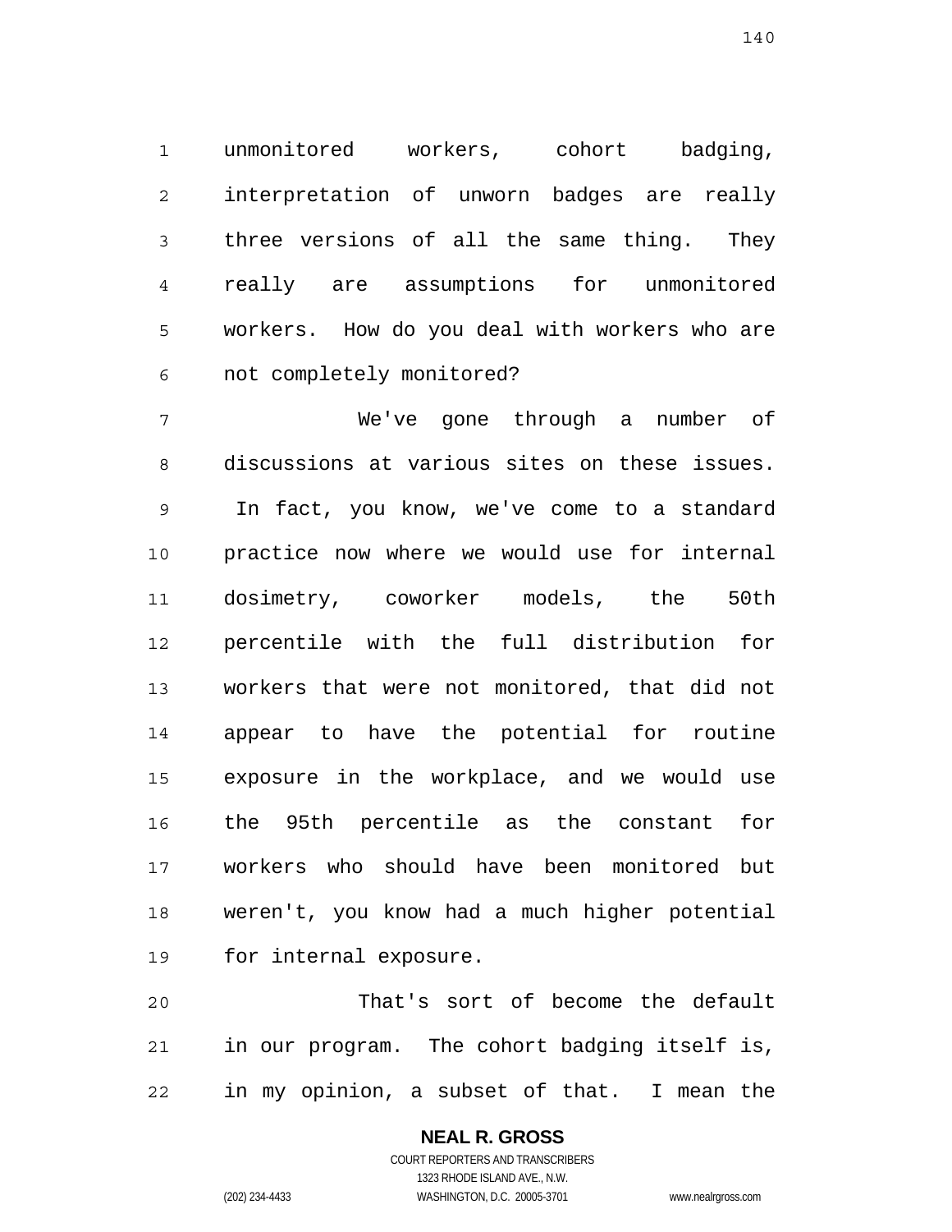unmonitored workers, cohort badging, interpretation of unworn badges are really three versions of all the same thing. They really are assumptions for unmonitored workers. How do you deal with workers who are not completely monitored?

We've gone through a number of discussions at various sites on these issues. In fact, you know, we've come to a standard practice now where we would use for internal dosimetry, coworker models, the 50th percentile with the full distribution for workers that were not monitored, that did not appear to have the potential for routine exposure in the workplace, and we would use the 95th percentile as the constant for workers who should have been monitored but weren't, you know had a much higher potential for internal exposure.

That's sort of become the default in our program. The cohort badging itself is, in my opinion, a subset of that. I mean the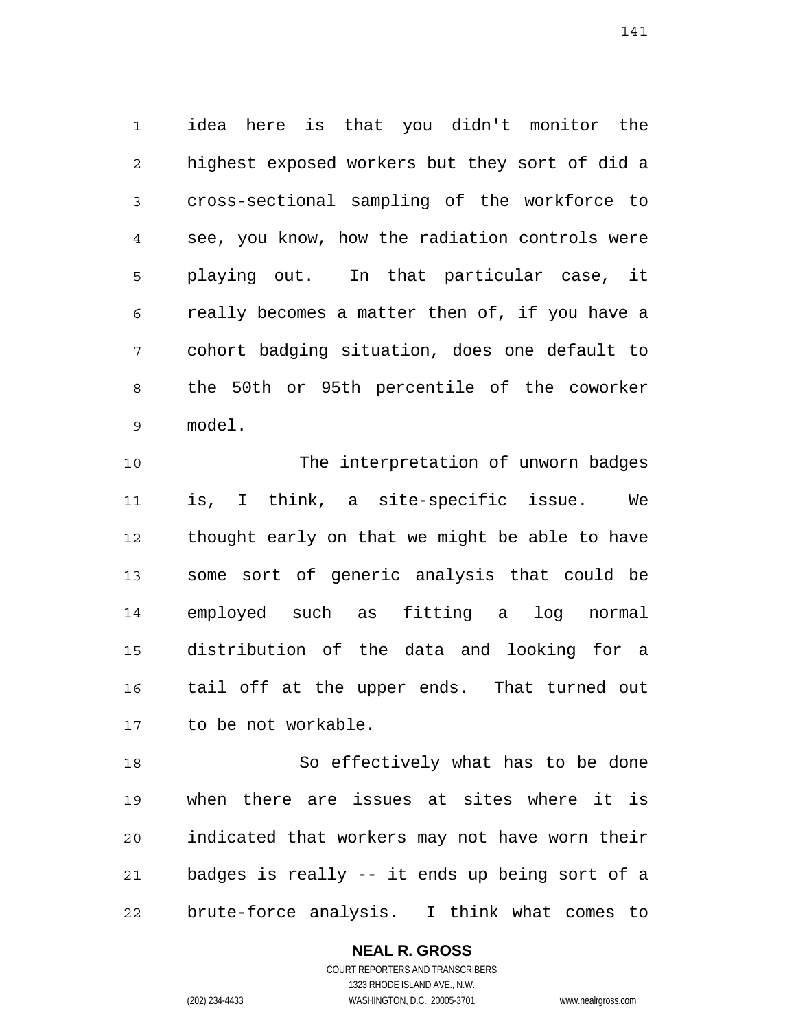idea here is that you didn't monitor the highest exposed workers but they sort of did a cross-sectional sampling of the workforce to see, you know, how the radiation controls were playing out. In that particular case, it really becomes a matter then of, if you have a cohort badging situation, does one default to the 50th or 95th percentile of the coworker model.

The interpretation of unworn badges is, I think, a site-specific issue. We thought early on that we might be able to have some sort of generic analysis that could be employed such as fitting a log normal distribution of the data and looking for a tail off at the upper ends. That turned out to be not workable.

So effectively what has to be done when there are issues at sites where it is indicated that workers may not have worn their badges is really -- it ends up being sort of a brute-force analysis. I think what comes to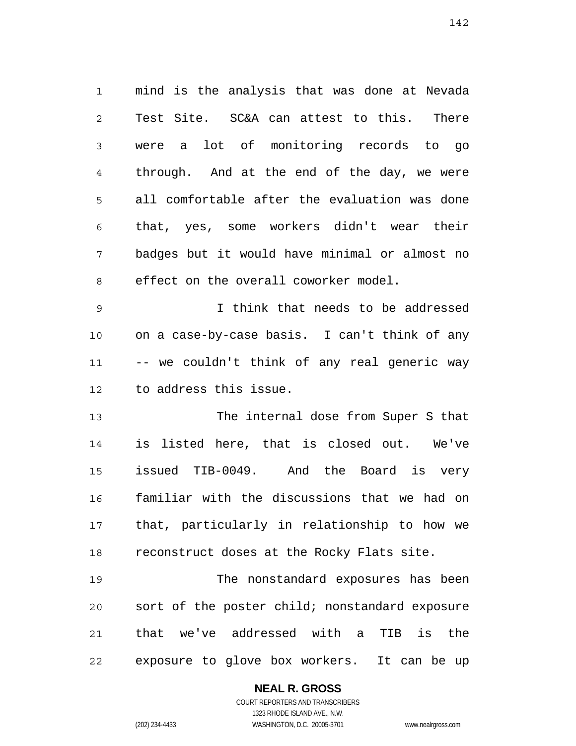mind is the analysis that was done at Nevada Test Site. SC&A can attest to this. There were a lot of monitoring records to go through. And at the end of the day, we were all comfortable after the evaluation was done that, yes, some workers didn't wear their badges but it would have minimal or almost no effect on the overall coworker model.

I think that needs to be addressed on a case-by-case basis. I can't think of any -- we couldn't think of any real generic way to address this issue.

The internal dose from Super S that is listed here, that is closed out. We've issued TIB-0049. And the Board is very familiar with the discussions that we had on that, particularly in relationship to how we reconstruct doses at the Rocky Flats site.

The nonstandard exposures has been sort of the poster child; nonstandard exposure that we've addressed with a TIB is the exposure to glove box workers. It can be up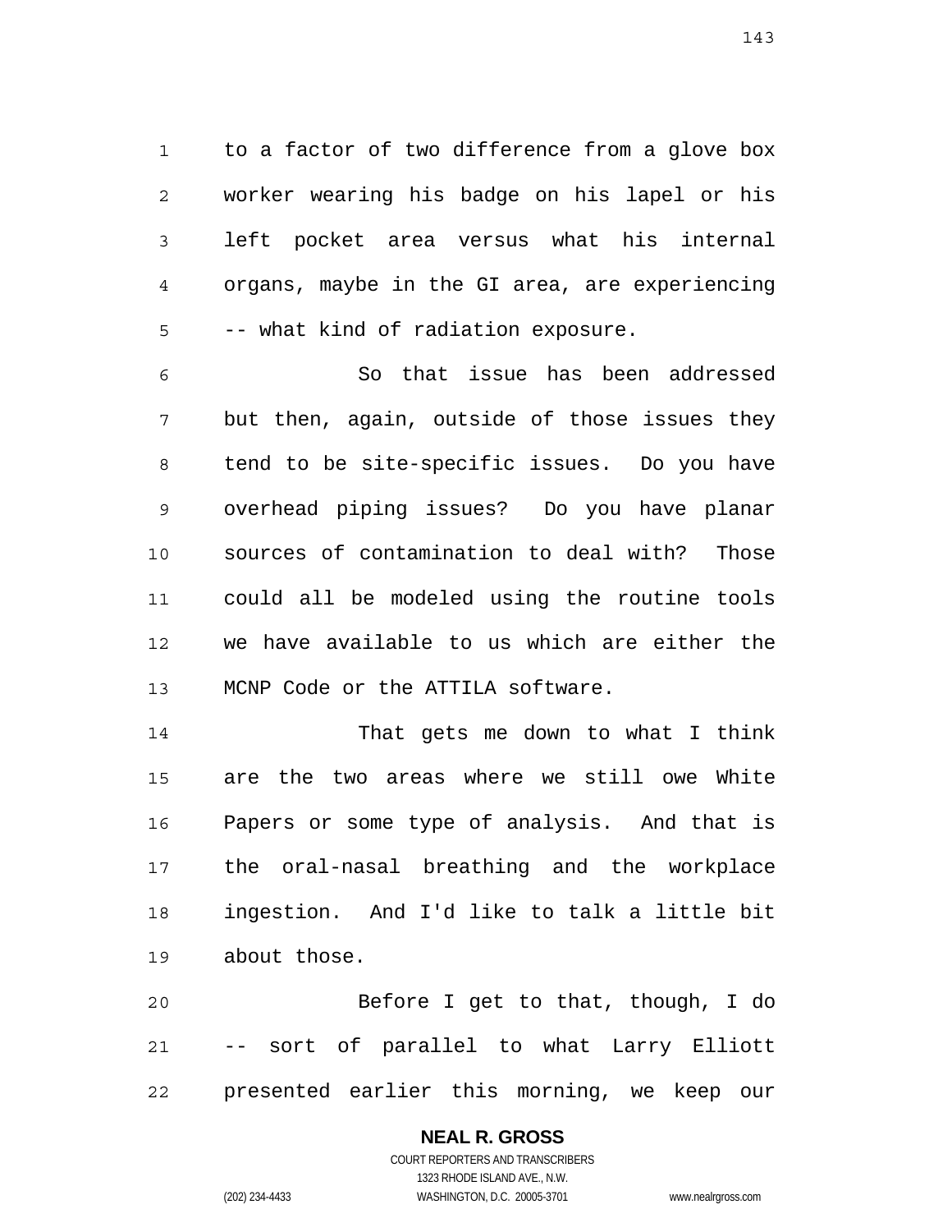to a factor of two difference from a glove box worker wearing his badge on his lapel or his left pocket area versus what his internal organs, maybe in the GI area, are experiencing -- what kind of radiation exposure.

So that issue has been addressed but then, again, outside of those issues they tend to be site-specific issues. Do you have overhead piping issues? Do you have planar sources of contamination to deal with? Those could all be modeled using the routine tools we have available to us which are either the MCNP Code or the ATTILA software.

That gets me down to what I think are the two areas where we still owe White Papers or some type of analysis. And that is the oral-nasal breathing and the workplace ingestion. And I'd like to talk a little bit about those.

Before I get to that, though, I do -- sort of parallel to what Larry Elliott presented earlier this morning, we keep our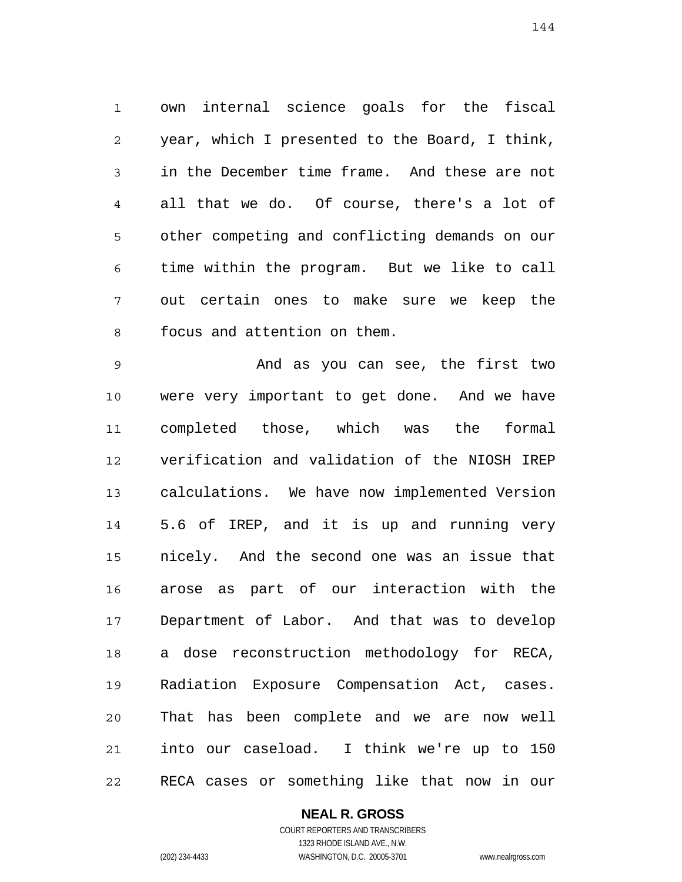own internal science goals for the fiscal year, which I presented to the Board, I think, in the December time frame. And these are not all that we do. Of course, there's a lot of other competing and conflicting demands on our time within the program. But we like to call out certain ones to make sure we keep the focus and attention on them.

And as you can see, the first two were very important to get done. And we have completed those, which was the formal verification and validation of the NIOSH IREP calculations. We have now implemented Version 5.6 of IREP, and it is up and running very nicely. And the second one was an issue that arose as part of our interaction with the Department of Labor. And that was to develop a dose reconstruction methodology for RECA, Radiation Exposure Compensation Act, cases. That has been complete and we are now well into our caseload. I think we're up to 150 RECA cases or something like that now in our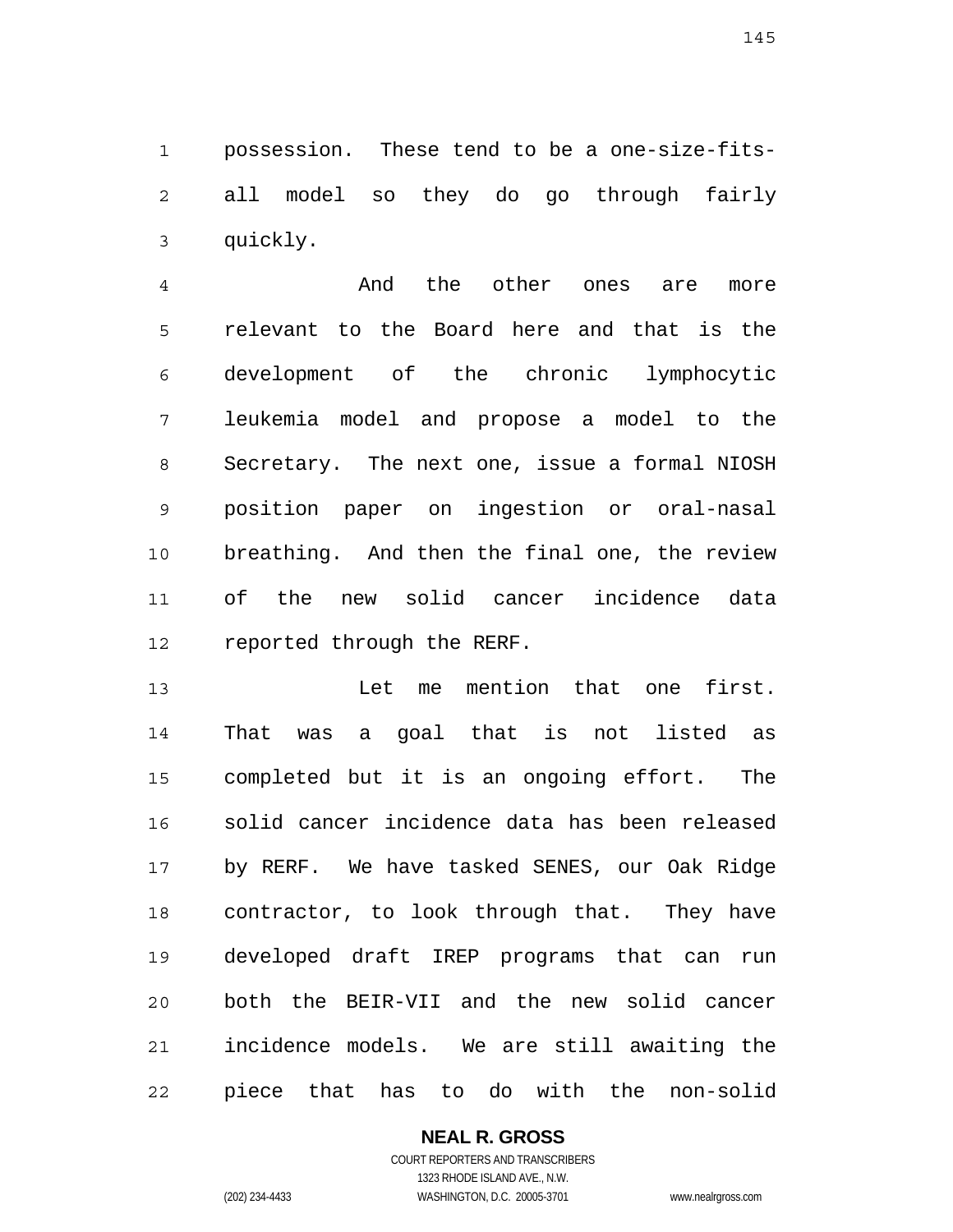possession. These tend to be a one-size-fits-all model so they do go through fairly quickly.

And the other ones are more relevant to the Board here and that is the development of the chronic lymphocytic leukemia model and propose a model to the Secretary. The next one, issue a formal NIOSH position paper on ingestion or oral-nasal breathing. And then the final one, the review of the new solid cancer incidence data reported through the RERF.

Let me mention that one first. That was a goal that is not listed as completed but it is an ongoing effort. The solid cancer incidence data has been released by RERF. We have tasked SENES, our Oak Ridge contractor, to look through that. They have developed draft IREP programs that can run both the BEIR-VII and the new solid cancer incidence models. We are still awaiting the piece that has to do with the non-solid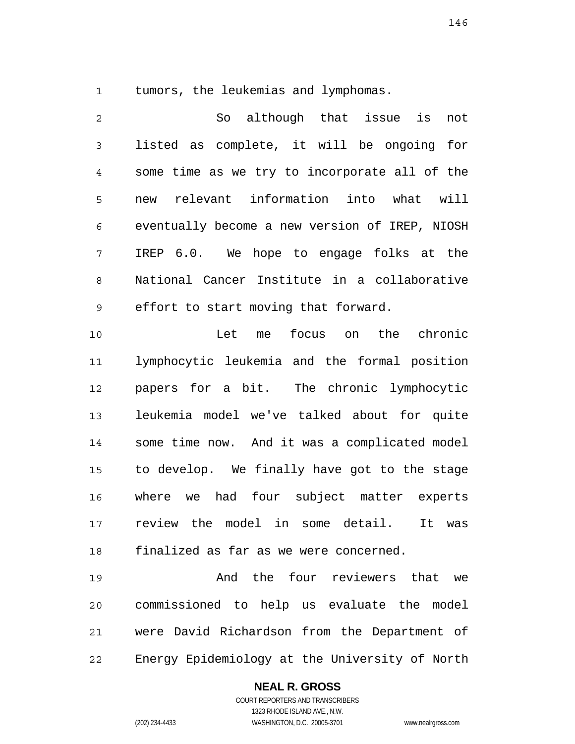tumors, the leukemias and lymphomas.

So although that issue is not listed as complete, it will be ongoing for some time as we try to incorporate all of the new relevant information into what will eventually become a new version of IREP, NIOSH IREP 6.0. We hope to engage folks at the National Cancer Institute in a collaborative effort to start moving that forward.

Let me focus on the chronic lymphocytic leukemia and the formal position papers for a bit. The chronic lymphocytic leukemia model we've talked about for quite some time now. And it was a complicated model to develop. We finally have got to the stage where we had four subject matter experts review the model in some detail. It was finalized as far as we were concerned.

And the four reviewers that we commissioned to help us evaluate the model were David Richardson from the Department of Energy Epidemiology at the University of North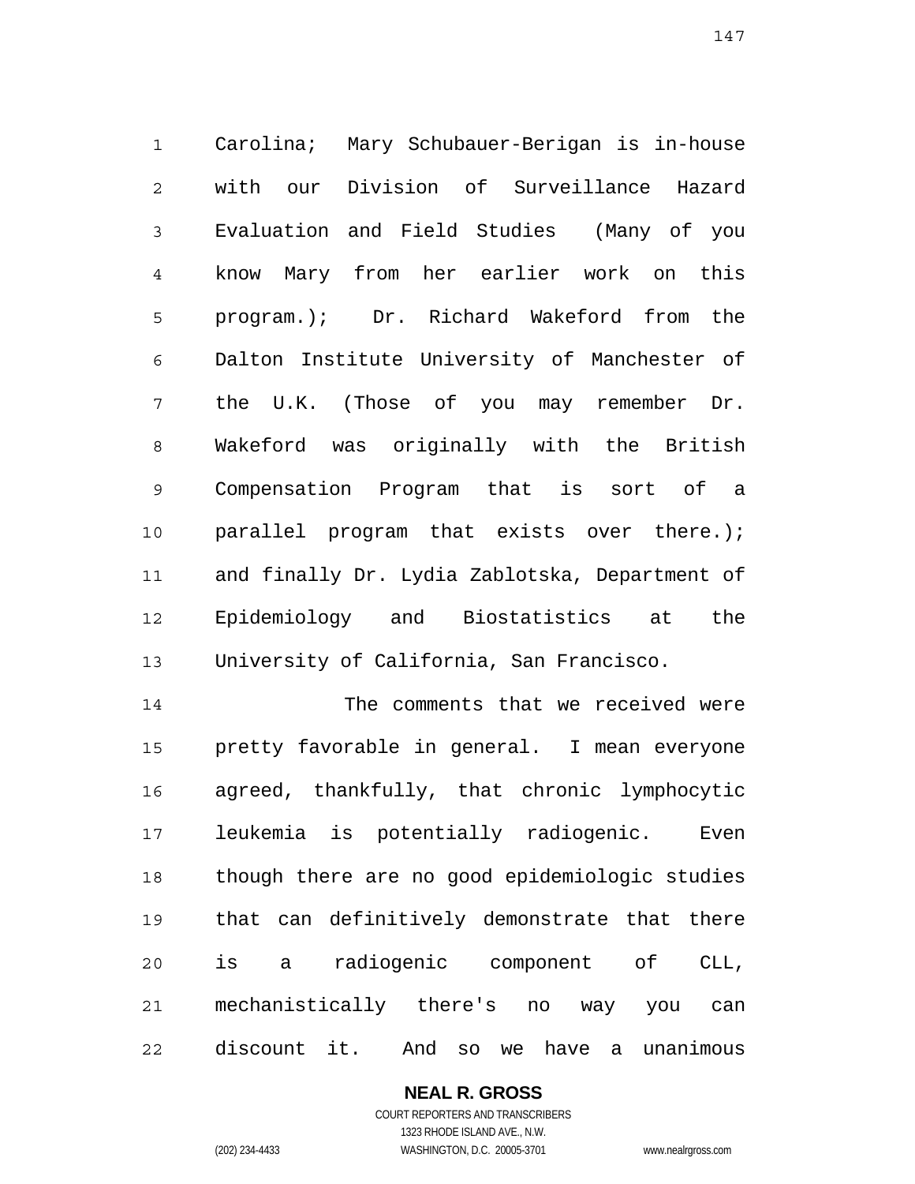Carolina; Mary Schubauer-Berigan is in-house with our Division of Surveillance Hazard Evaluation and Field Studies (Many of you know Mary from her earlier work on this program.); Dr. Richard Wakeford from the Dalton Institute University of Manchester of the U.K. (Those of you may remember Dr. Wakeford was originally with the British Compensation Program that is sort of a parallel program that exists over there.); and finally Dr. Lydia Zablotska, Department of Epidemiology and Biostatistics at the University of California, San Francisco.

The comments that we received were pretty favorable in general. I mean everyone agreed, thankfully, that chronic lymphocytic leukemia is potentially radiogenic. Even though there are no good epidemiologic studies that can definitively demonstrate that there is a radiogenic component of CLL, mechanistically there's no way you can discount it. And so we have a unanimous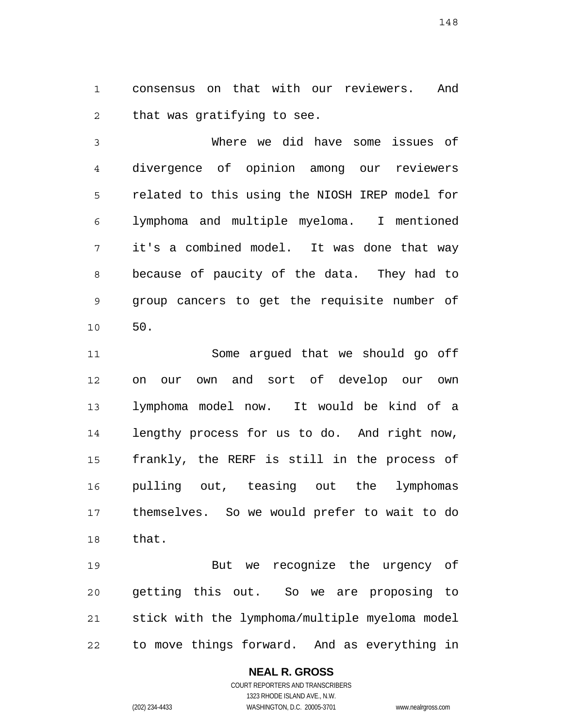consensus on that with our reviewers. And that was gratifying to see.

Where we did have some issues of divergence of opinion among our reviewers related to this using the NIOSH IREP model for lymphoma and multiple myeloma. I mentioned it's a combined model. It was done that way because of paucity of the data. They had to group cancers to get the requisite number of 50.

Some argued that we should go off on our own and sort of develop our own lymphoma model now. It would be kind of a lengthy process for us to do. And right now, frankly, the RERF is still in the process of pulling out, teasing out the lymphomas themselves. So we would prefer to wait to do that.

But we recognize the urgency of getting this out. So we are proposing to stick with the lymphoma/multiple myeloma model to move things forward. And as everything in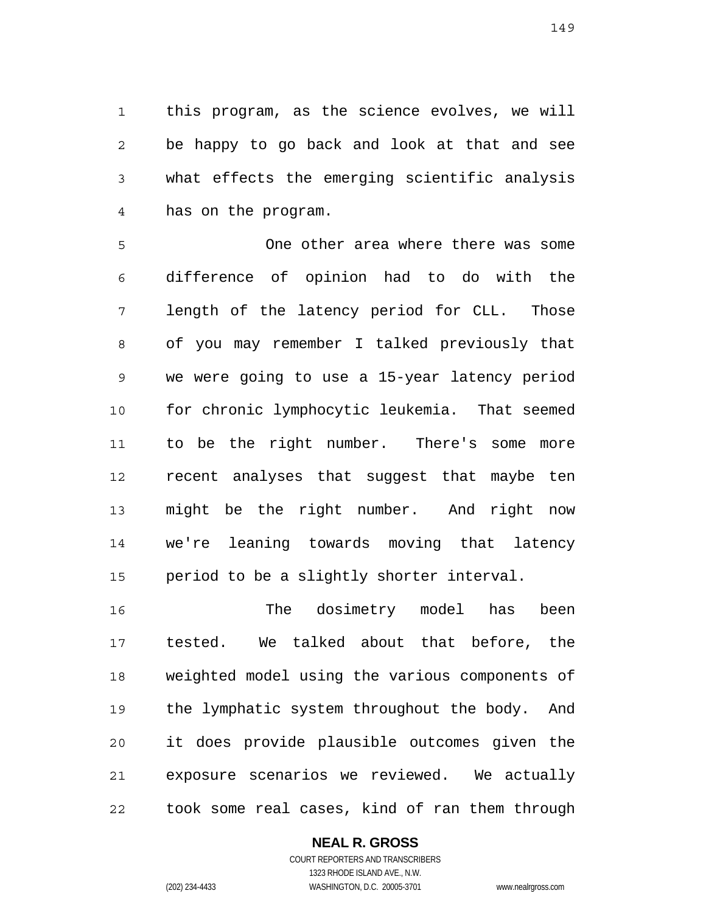this program, as the science evolves, we will be happy to go back and look at that and see what effects the emerging scientific analysis has on the program.

One other area where there was some difference of opinion had to do with the length of the latency period for CLL. Those of you may remember I talked previously that we were going to use a 15-year latency period for chronic lymphocytic leukemia. That seemed to be the right number. There's some more recent analyses that suggest that maybe ten might be the right number. And right now we're leaning towards moving that latency period to be a slightly shorter interval.

The dosimetry model has been tested. We talked about that before, the weighted model using the various components of the lymphatic system throughout the body. And it does provide plausible outcomes given the exposure scenarios we reviewed. We actually took some real cases, kind of ran them through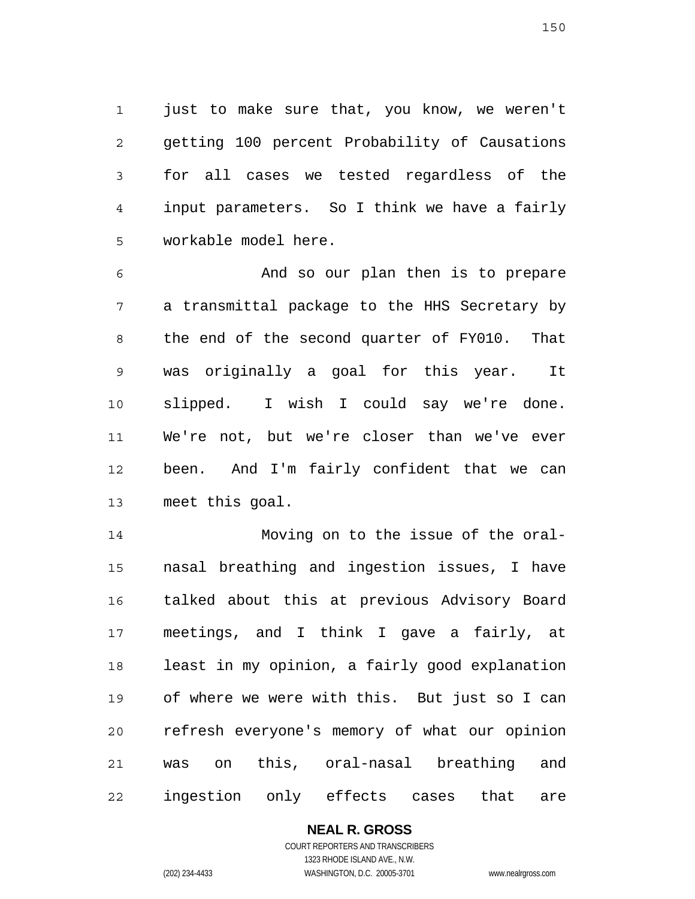just to make sure that, you know, we weren't getting 100 percent Probability of Causations for all cases we tested regardless of the input parameters. So I think we have a fairly workable model here.

And so our plan then is to prepare a transmittal package to the HHS Secretary by the end of the second quarter of FY010. That was originally a goal for this year. It slipped. I wish I could say we're done. We're not, but we're closer than we've ever been. And I'm fairly confident that we can meet this goal.

Moving on to the issue of the oral-nasal breathing and ingestion issues, I have talked about this at previous Advisory Board meetings, and I think I gave a fairly, at least in my opinion, a fairly good explanation of where we were with this. But just so I can refresh everyone's memory of what our opinion was on this, oral-nasal breathing and ingestion only effects cases that are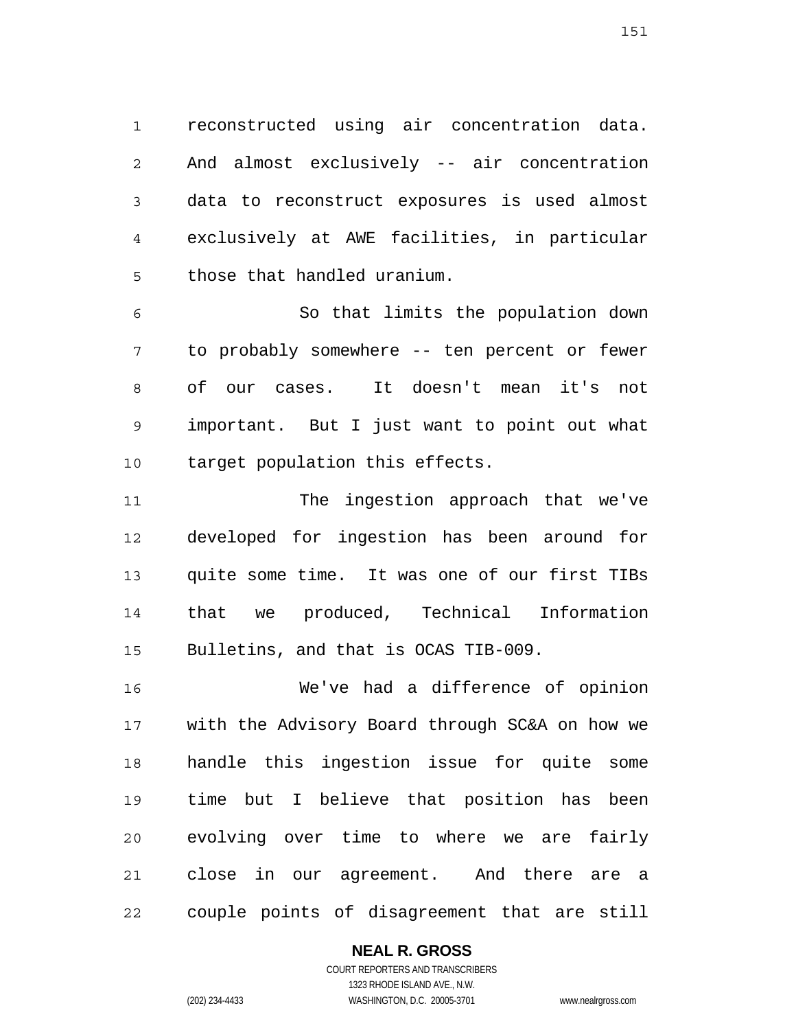reconstructed using air concentration data. And almost exclusively -- air concentration data to reconstruct exposures is used almost exclusively at AWE facilities, in particular those that handled uranium.

So that limits the population down to probably somewhere -- ten percent or fewer of our cases. It doesn't mean it's not important. But I just want to point out what target population this effects.

The ingestion approach that we've developed for ingestion has been around for quite some time. It was one of our first TIBs that we produced, Technical Information Bulletins, and that is OCAS TIB-009.

We've had a difference of opinion with the Advisory Board through SC&A on how we handle this ingestion issue for quite some time but I believe that position has been evolving over time to where we are fairly close in our agreement. And there are a couple points of disagreement that are still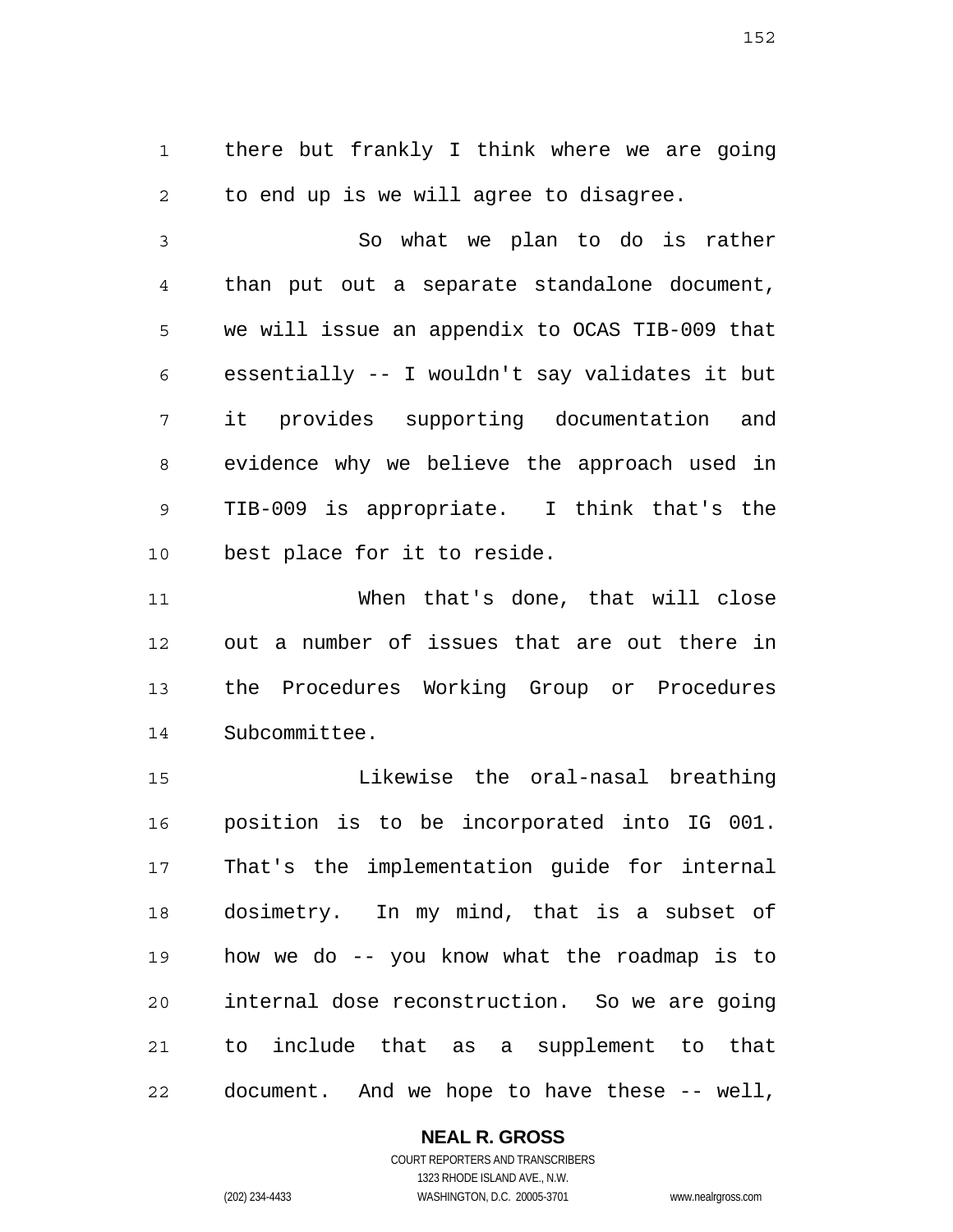there but frankly I think where we are going to end up is we will agree to disagree.

So what we plan to do is rather than put out a separate standalone document, we will issue an appendix to OCAS TIB-009 that essentially -- I wouldn't say validates it but it provides supporting documentation and evidence why we believe the approach used in TIB-009 is appropriate. I think that's the best place for it to reside.

When that's done, that will close out a number of issues that are out there in the Procedures Working Group or Procedures Subcommittee.

Likewise the oral-nasal breathing position is to be incorporated into IG 001. That's the implementation guide for internal dosimetry. In my mind, that is a subset of how we do -- you know what the roadmap is to internal dose reconstruction. So we are going to include that as a supplement to that document. And we hope to have these -- well,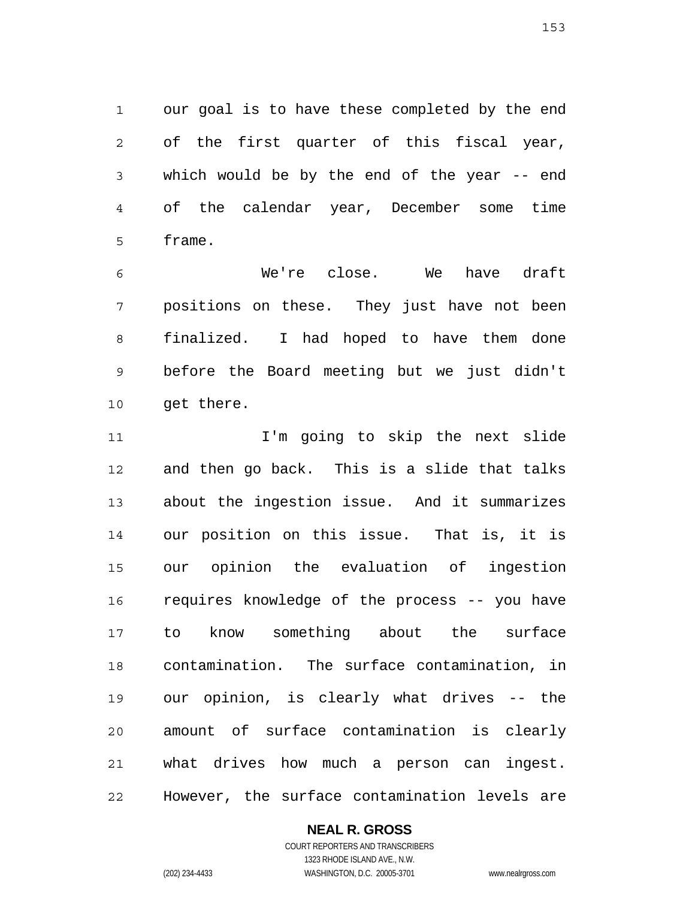our goal is to have these completed by the end of the first quarter of this fiscal year, which would be by the end of the year -- end of the calendar year, December some time frame.

We're close. We have draft positions on these. They just have not been finalized. I had hoped to have them done before the Board meeting but we just didn't get there.

I'm going to skip the next slide and then go back. This is a slide that talks about the ingestion issue. And it summarizes our position on this issue. That is, it is our opinion the evaluation of ingestion requires knowledge of the process -- you have to know something about the surface contamination. The surface contamination, in our opinion, is clearly what drives -- the amount of surface contamination is clearly what drives how much a person can ingest. However, the surface contamination levels are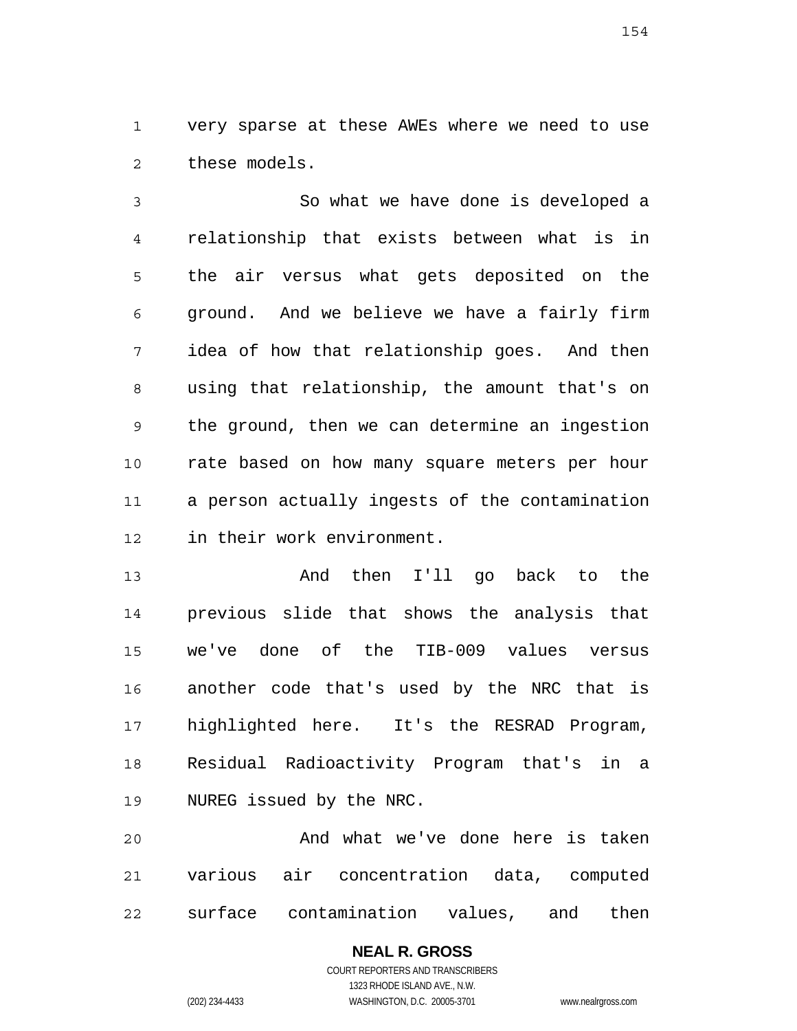very sparse at these AWEs where we need to use these models.

So what we have done is developed a relationship that exists between what is in the air versus what gets deposited on the ground. And we believe we have a fairly firm idea of how that relationship goes. And then using that relationship, the amount that's on the ground, then we can determine an ingestion rate based on how many square meters per hour a person actually ingests of the contamination in their work environment.

And then I'll go back to the previous slide that shows the analysis that we've done of the TIB-009 values versus another code that's used by the NRC that is highlighted here. It's the RESRAD Program, Residual Radioactivity Program that's in a NUREG issued by the NRC.

And what we've done here is taken various air concentration data, computed surface contamination values, and then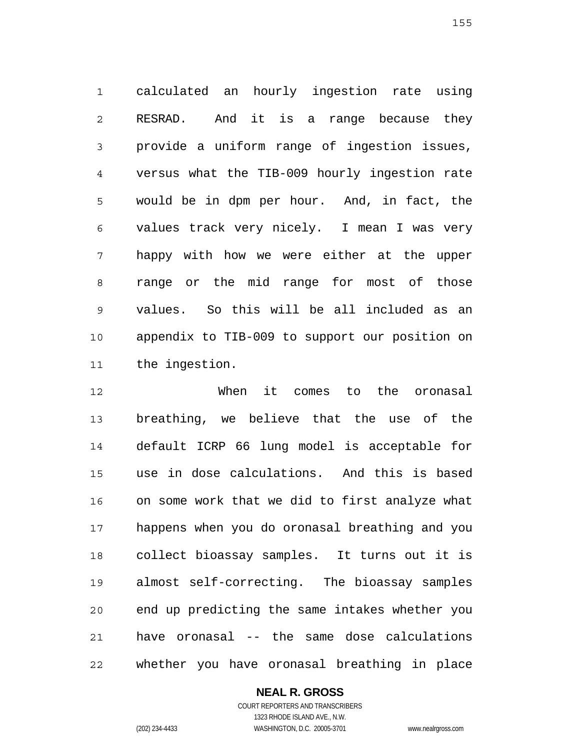calculated an hourly ingestion rate using RESRAD. And it is a range because they provide a uniform range of ingestion issues, versus what the TIB-009 hourly ingestion rate would be in dpm per hour. And, in fact, the values track very nicely. I mean I was very happy with how we were either at the upper range or the mid range for most of those values. So this will be all included as an appendix to TIB-009 to support our position on the ingestion.

When it comes to the oronasal breathing, we believe that the use of the default ICRP 66 lung model is acceptable for use in dose calculations. And this is based on some work that we did to first analyze what happens when you do oronasal breathing and you collect bioassay samples. It turns out it is almost self-correcting. The bioassay samples end up predicting the same intakes whether you have oronasal -- the same dose calculations whether you have oronasal breathing in place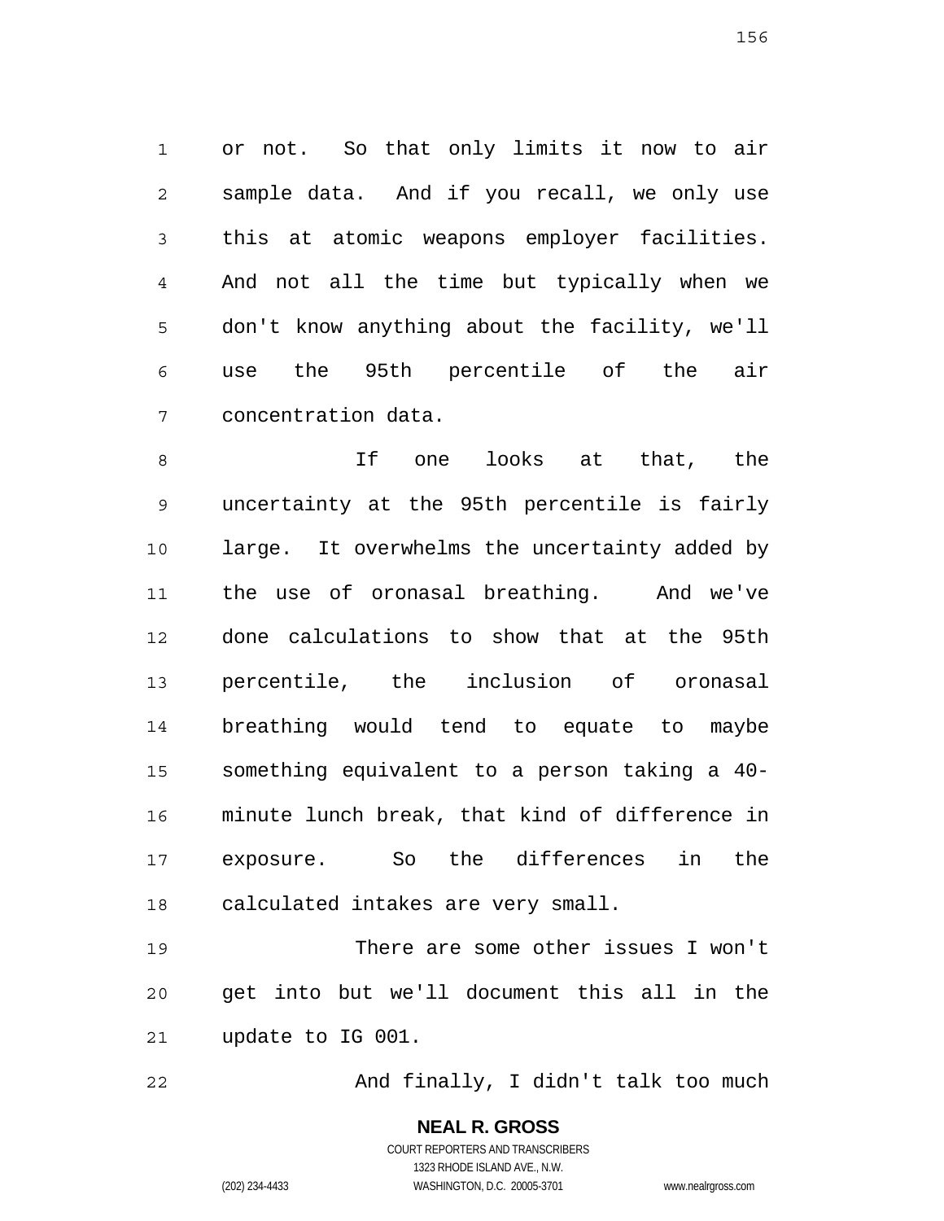or not. So that only limits it now to air sample data. And if you recall, we only use this at atomic weapons employer facilities. And not all the time but typically when we don't know anything about the facility, we'll use the 95th percentile of the air concentration data.

If one looks at that, the uncertainty at the 95th percentile is fairly large. It overwhelms the uncertainty added by the use of oronasal breathing. And we've done calculations to show that at the 95th percentile, the inclusion of oronasal breathing would tend to equate to maybe something equivalent to a person taking a 40-minute lunch break, that kind of difference in exposure. So the differences in the calculated intakes are very small.

There are some other issues I won't get into but we'll document this all in the update to IG 001.

And finally, I didn't talk too much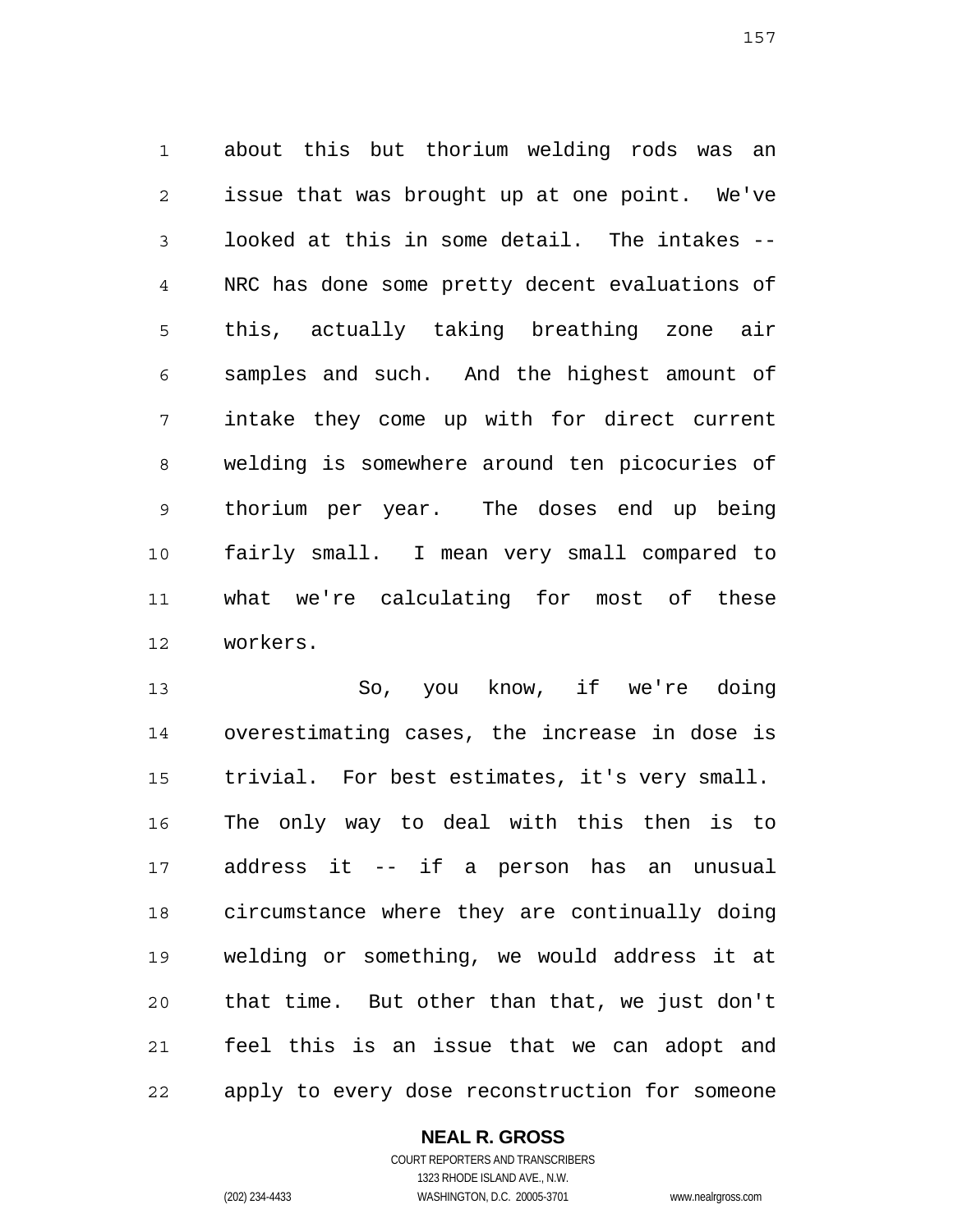about this but thorium welding rods was an issue that was brought up at one point. We've looked at this in some detail. The intakes -- NRC has done some pretty decent evaluations of this, actually taking breathing zone air samples and such. And the highest amount of intake they come up with for direct current welding is somewhere around ten picocuries of thorium per year. The doses end up being fairly small. I mean very small compared to what we're calculating for most of these workers.

So, you know, if we're doing overestimating cases, the increase in dose is trivial. For best estimates, it's very small. The only way to deal with this then is to address it -- if a person has an unusual circumstance where they are continually doing welding or something, we would address it at that time. But other than that, we just don't feel this is an issue that we can adopt and apply to every dose reconstruction for someone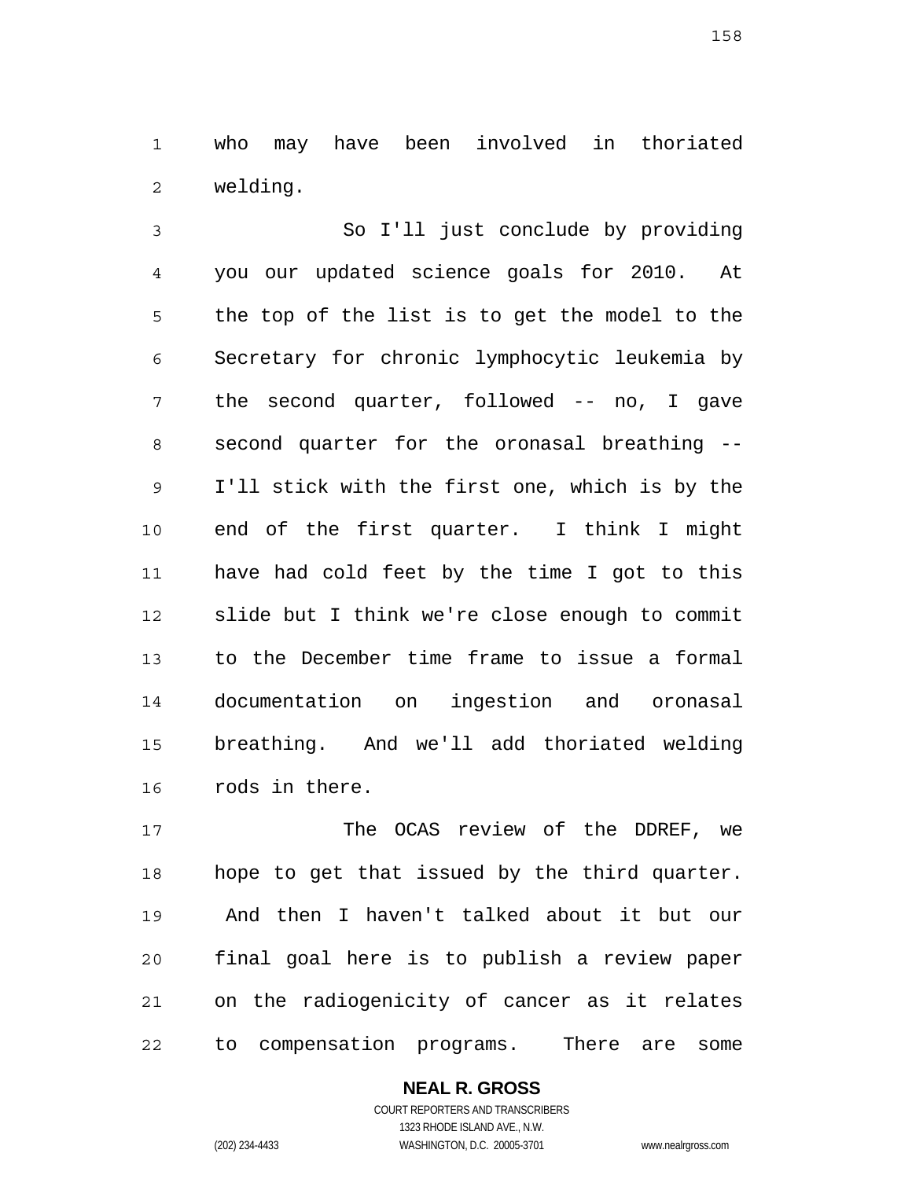who may have been involved in thoriated welding.

So I'll just conclude by providing you our updated science goals for 2010. At the top of the list is to get the model to the Secretary for chronic lymphocytic leukemia by the second quarter, followed -- no, I gave second quarter for the oronasal breathing -- I'll stick with the first one, which is by the end of the first quarter. I think I might have had cold feet by the time I got to this slide but I think we're close enough to commit to the December time frame to issue a formal documentation on ingestion and oronasal breathing. And we'll add thoriated welding rods in there.

The OCAS review of the DDREF, we hope to get that issued by the third quarter. And then I haven't talked about it but our final goal here is to publish a review paper on the radiogenicity of cancer as it relates to compensation programs. There are some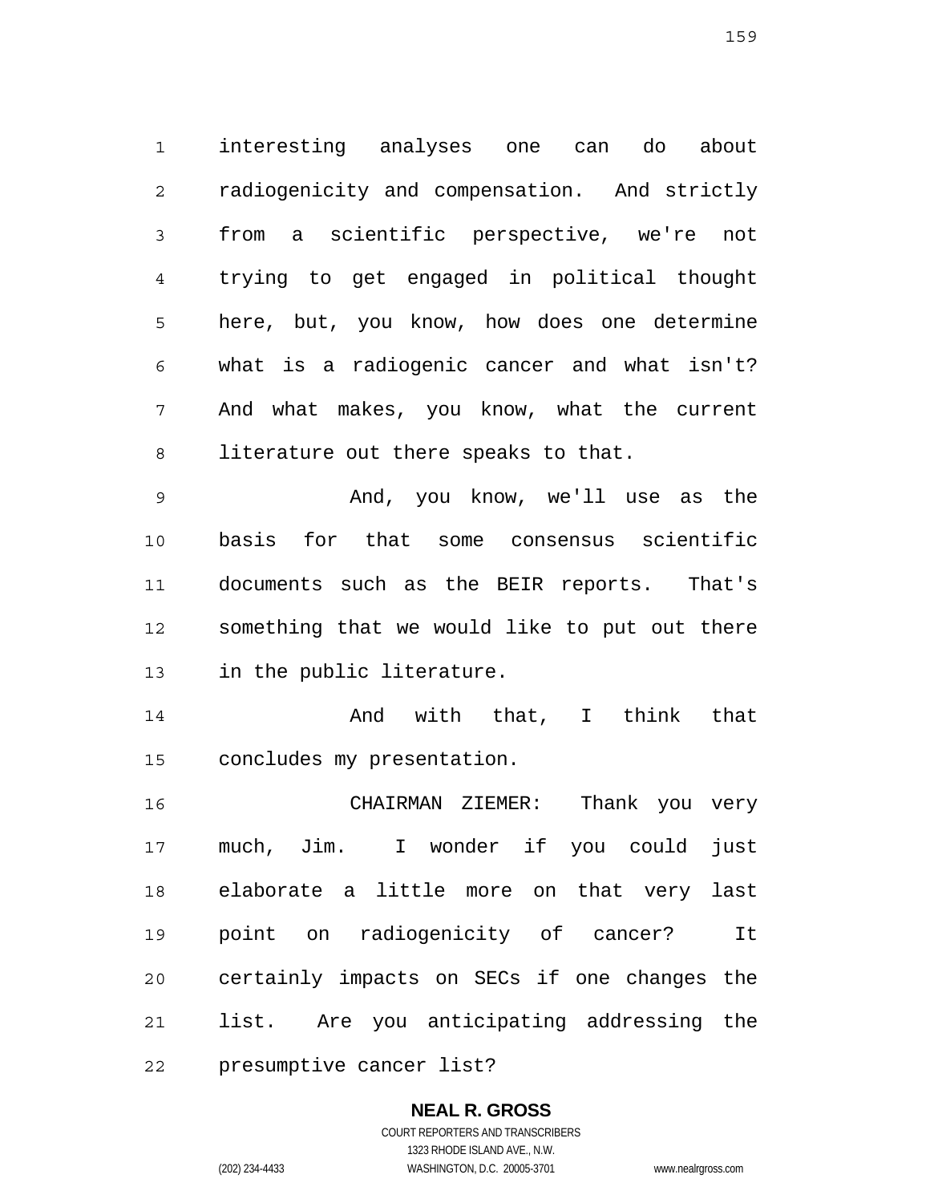interesting analyses one can do about radiogenicity and compensation. And strictly from a scientific perspective, we're not trying to get engaged in political thought here, but, you know, how does one determine what is a radiogenic cancer and what isn't? And what makes, you know, what the current literature out there speaks to that.

And, you know, we'll use as the basis for that some consensus scientific documents such as the BEIR reports. That's something that we would like to put out there in the public literature.

And with that, I think that concludes my presentation.

CHAIRMAN ZIEMER: Thank you very much, Jim. I wonder if you could just elaborate a little more on that very last point on radiogenicity of cancer? It certainly impacts on SECs if one changes the list. Are you anticipating addressing the presumptive cancer list?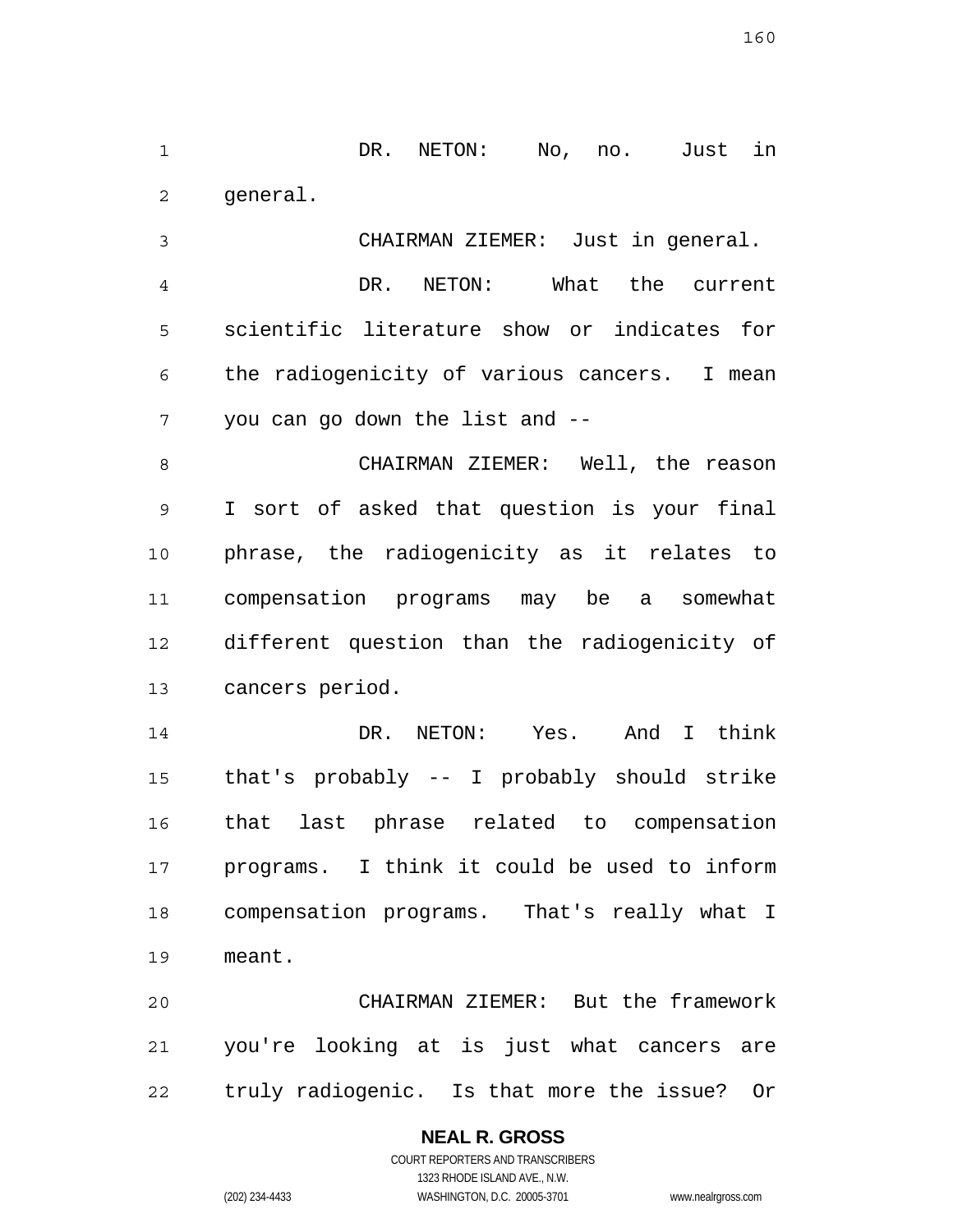DR. NETON: No, no. Just in general.

CHAIRMAN ZIEMER: Just in general.

DR. NETON: What the current scientific literature show or indicates for the radiogenicity of various cancers. I mean you can go down the list and --

CHAIRMAN ZIEMER: Well, the reason I sort of asked that question is your final phrase, the radiogenicity as it relates to compensation programs may be a somewhat different question than the radiogenicity of cancers period.

DR. NETON: Yes. And I think that's probably -- I probably should strike that last phrase related to compensation programs. I think it could be used to inform compensation programs. That's really what I meant.

CHAIRMAN ZIEMER: But the framework you're looking at is just what cancers are truly radiogenic. Is that more the issue? Or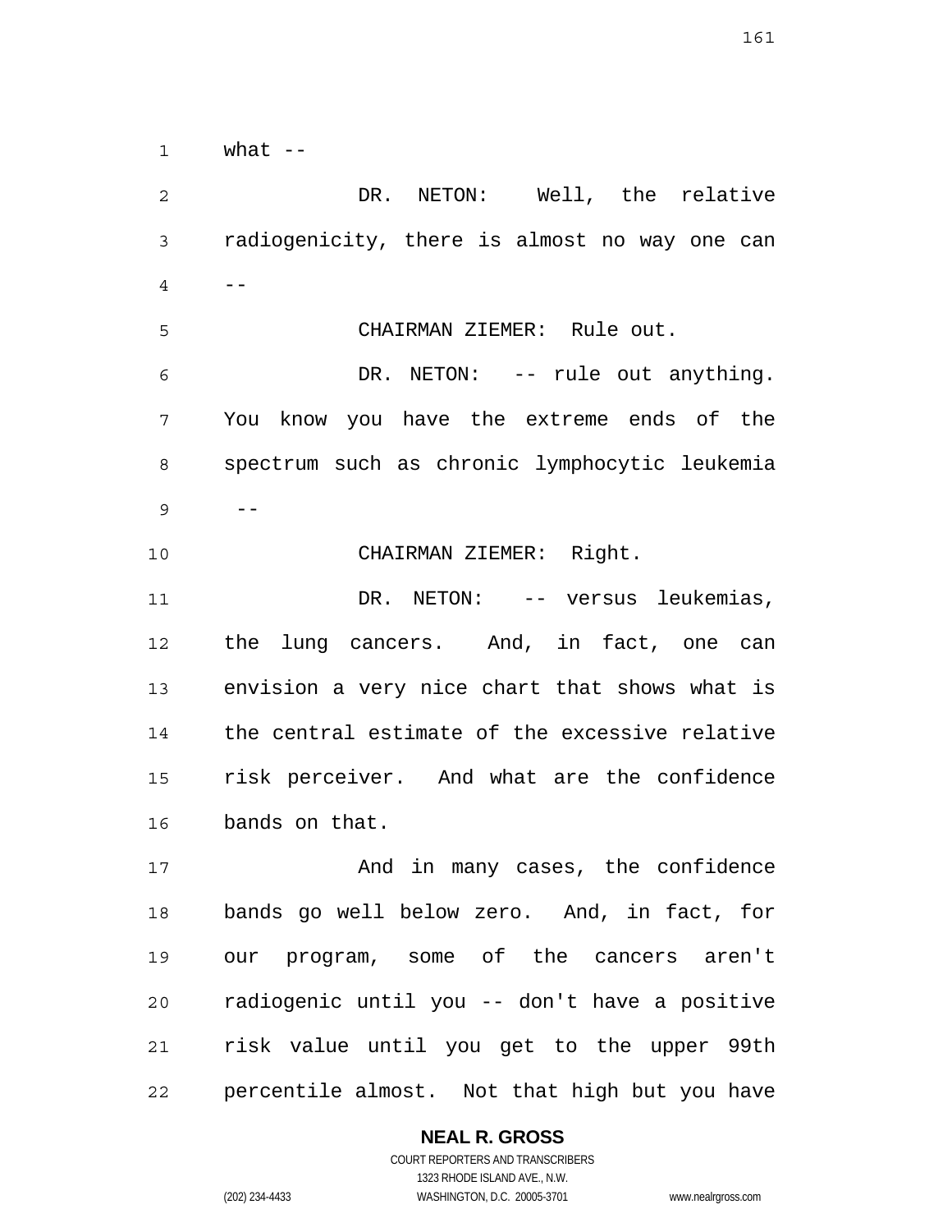what --

DR. NETON: Well, the relative radiogenicity, there is almost no way one can --

CHAIRMAN ZIEMER: Rule out.

DR. NETON: -- rule out anything. You know you have the extreme ends of the spectrum such as chronic lymphocytic leukemia --

CHAIRMAN ZIEMER: Right.

DR. NETON: -- versus leukemias, the lung cancers. And, in fact, one can envision a very nice chart that shows what is the central estimate of the excessive relative risk perceiver. And what are the confidence bands on that.

And in many cases, the confidence bands go well below zero. And, in fact, for our program, some of the cancers aren't radiogenic until you -- don't have a positive risk value until you get to the upper 99th percentile almost. Not that high but you have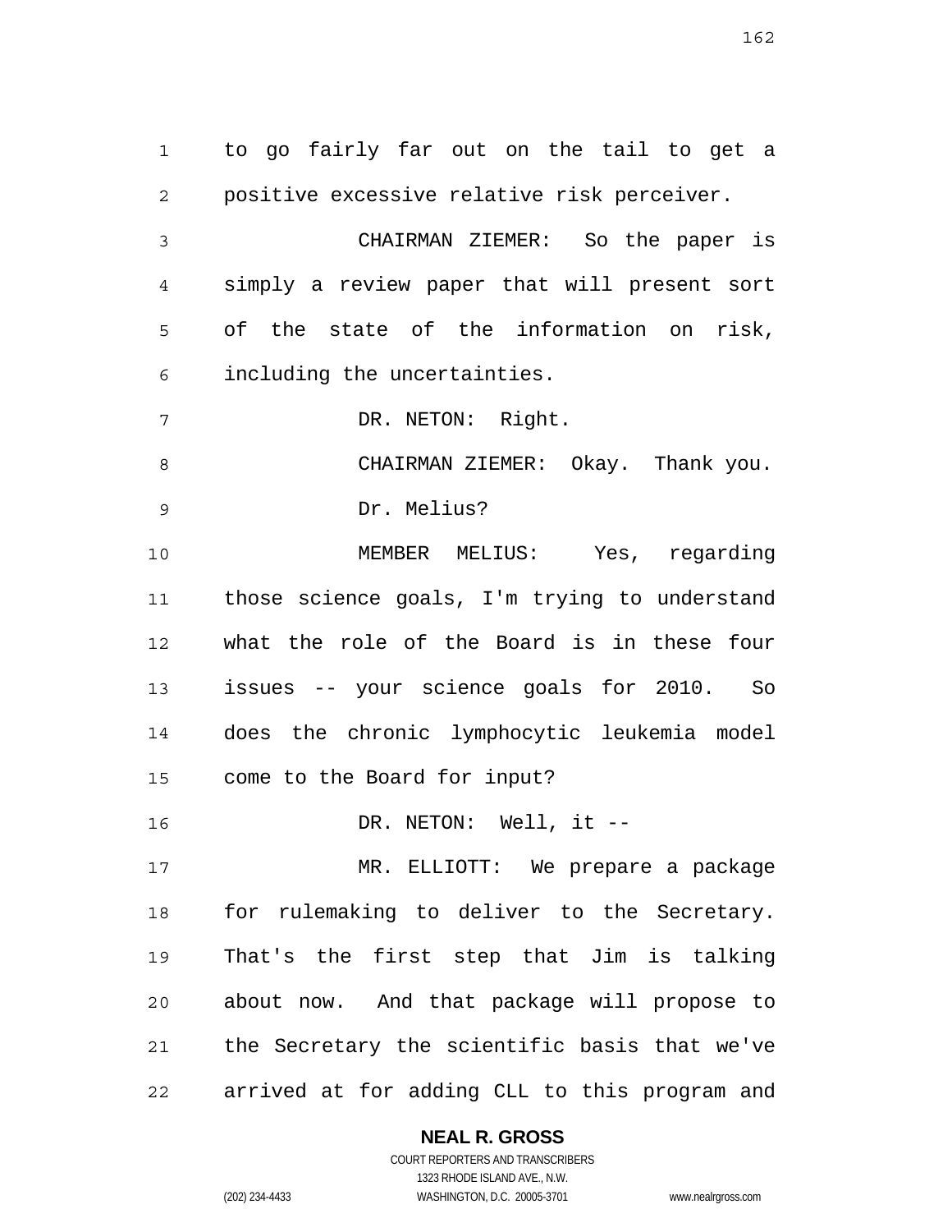to go fairly far out on the tail to get a positive excessive relative risk perceiver.

CHAIRMAN ZIEMER: So the paper is simply a review paper that will present sort of the state of the information on risk, including the uncertainties.

DR. NETON: Right.

CHAIRMAN ZIEMER: Okay. Thank you.

Dr. Melius?

MEMBER MELIUS: Yes, regarding those science goals, I'm trying to understand what the role of the Board is in these four issues -- your science goals for 2010. So does the chronic lymphocytic leukemia model come to the Board for input?

DR. NETON: Well, it --

MR. ELLIOTT: We prepare a package for rulemaking to deliver to the Secretary. That's the first step that Jim is talking about now. And that package will propose to the Secretary the scientific basis that we've arrived at for adding CLL to this program and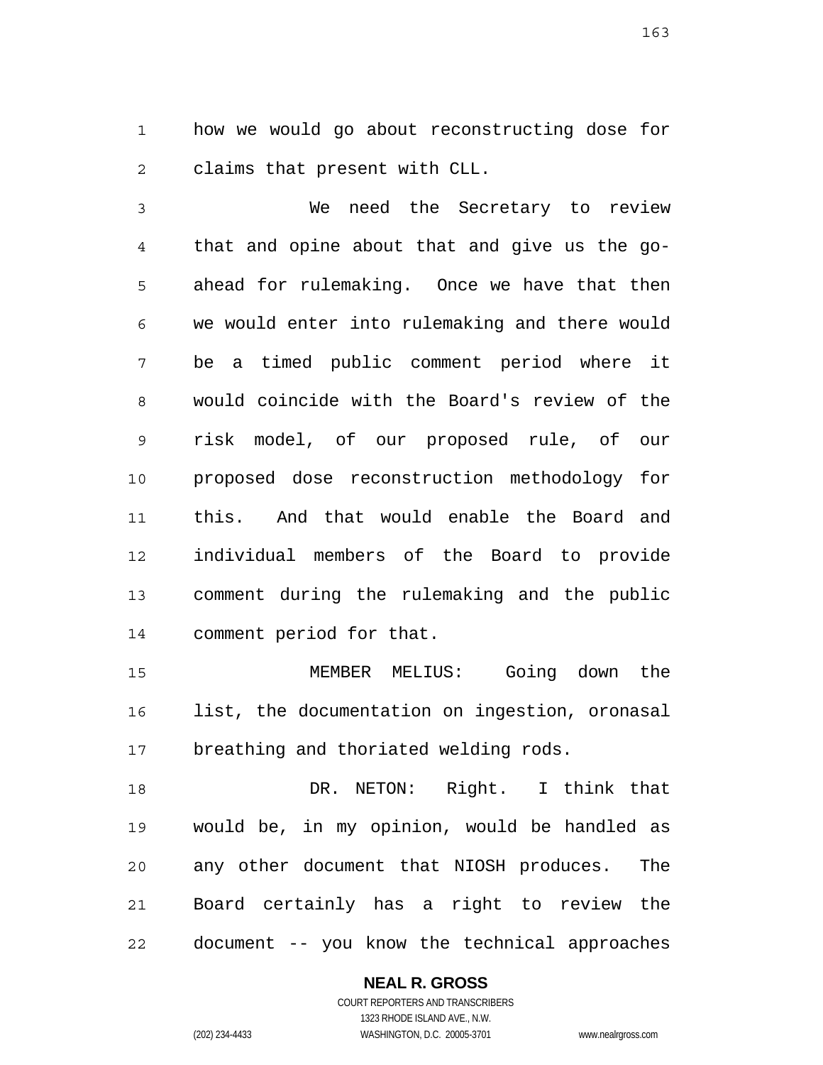how we would go about reconstructing dose for claims that present with CLL.

We need the Secretary to review that and opine about that and give us the go-ahead for rulemaking. Once we have that then we would enter into rulemaking and there would be a timed public comment period where it would coincide with the Board's review of the risk model, of our proposed rule, of our proposed dose reconstruction methodology for this. And that would enable the Board and individual members of the Board to provide comment during the rulemaking and the public comment period for that.

MEMBER MELIUS: Going down the list, the documentation on ingestion, oronasal breathing and thoriated welding rods.

DR. NETON: Right. I think that would be, in my opinion, would be handled as any other document that NIOSH produces. The Board certainly has a right to review the document -- you know the technical approaches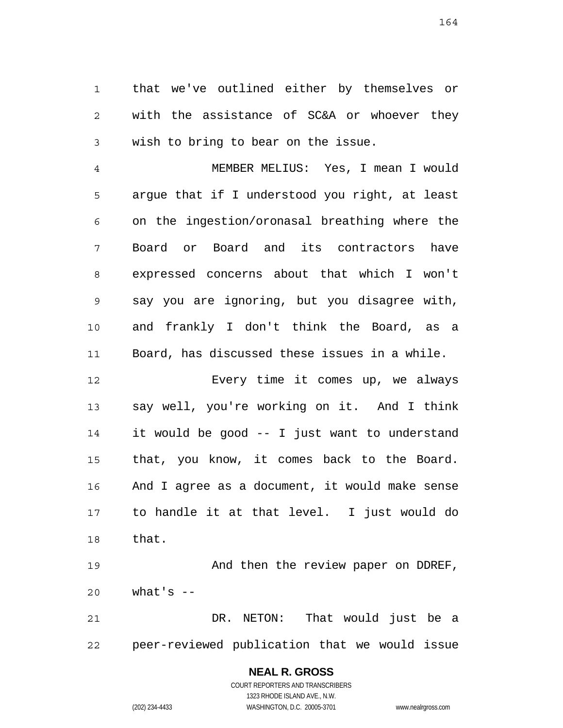that we've outlined either by themselves or with the assistance of SC&A or whoever they wish to bring to bear on the issue.

MEMBER MELIUS: Yes, I mean I would argue that if I understood you right, at least on the ingestion/oronasal breathing where the Board or Board and its contractors have expressed concerns about that which I won't say you are ignoring, but you disagree with, and frankly I don't think the Board, as a Board, has discussed these issues in a while.

Every time it comes up, we always say well, you're working on it. And I think it would be good -- I just want to understand that, you know, it comes back to the Board. And I agree as a document, it would make sense to handle it at that level. I just would do that.

And then the review paper on DDREF, what's --

DR. NETON: That would just be a peer-reviewed publication that we would issue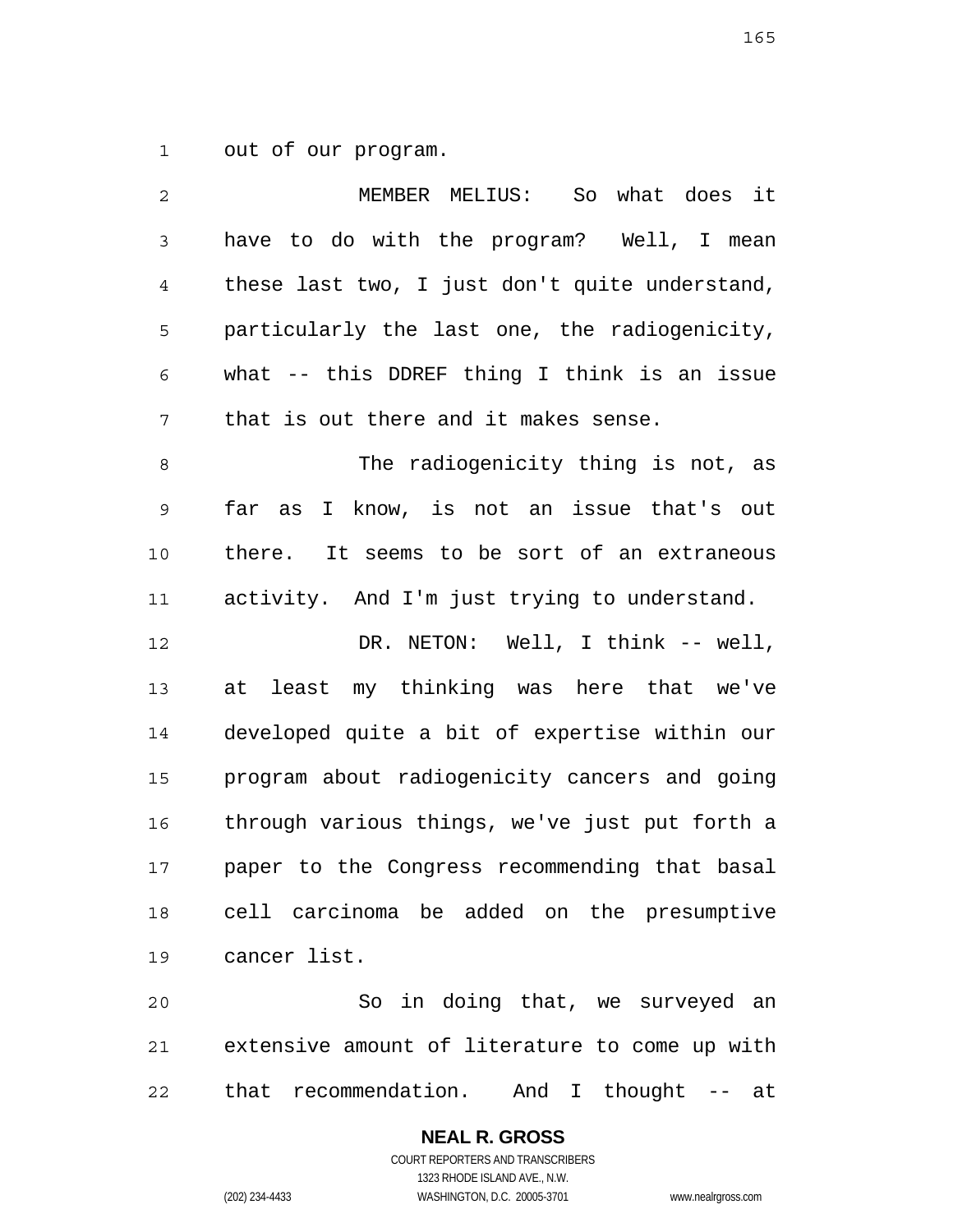out of our program.

MEMBER MELIUS: So what does it have to do with the program? Well, I mean these last two, I just don't quite understand, particularly the last one, the radiogenicity, what -- this DDREF thing I think is an issue that is out there and it makes sense.

The radiogenicity thing is not, as far as I know, is not an issue that's out there. It seems to be sort of an extraneous activity. And I'm just trying to understand.

DR. NETON: Well, I think -- well, at least my thinking was here that we've developed quite a bit of expertise within our program about radiogenicity cancers and going through various things, we've just put forth a paper to the Congress recommending that basal cell carcinoma be added on the presumptive cancer list.

So in doing that, we surveyed an extensive amount of literature to come up with that recommendation. And I thought -- at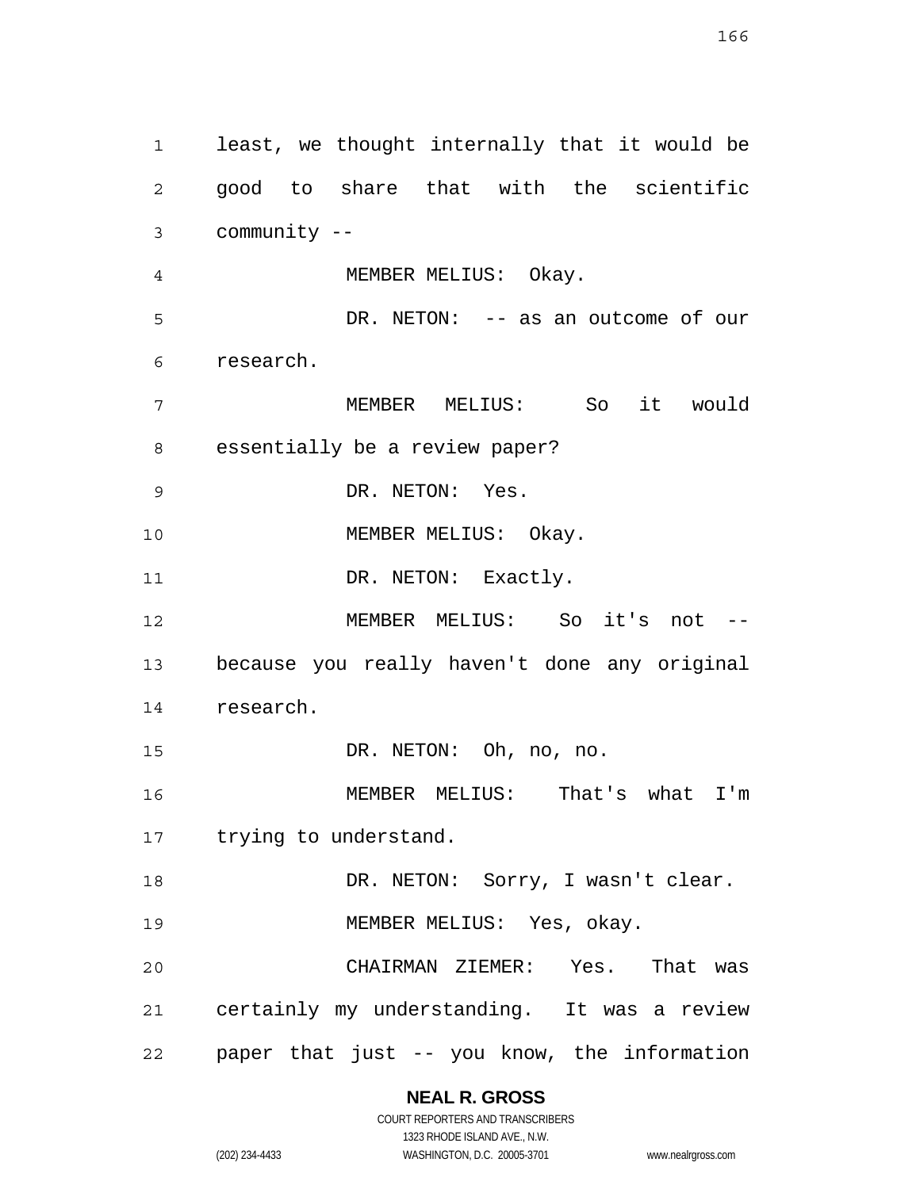least, we thought internally that it would be good to share that with the scientific community --

MEMBER MELIUS: Okay.

DR. NETON: -- as an outcome of our research.

MEMBER MELIUS: So it would essentially be a review paper?

DR. NETON: Yes.

MEMBER MELIUS: Okay.

DR. NETON: Exactly.

MEMBER MELIUS: So it's not -- because you really haven't done any original research.

DR. NETON: Oh, no, no.

MEMBER MELIUS: That's what I'm trying to understand.

DR. NETON: Sorry, I wasn't clear.

MEMBER MELIUS: Yes, okay.

CHAIRMAN ZIEMER: Yes. That was certainly my understanding. It was a review paper that just -- you know, the information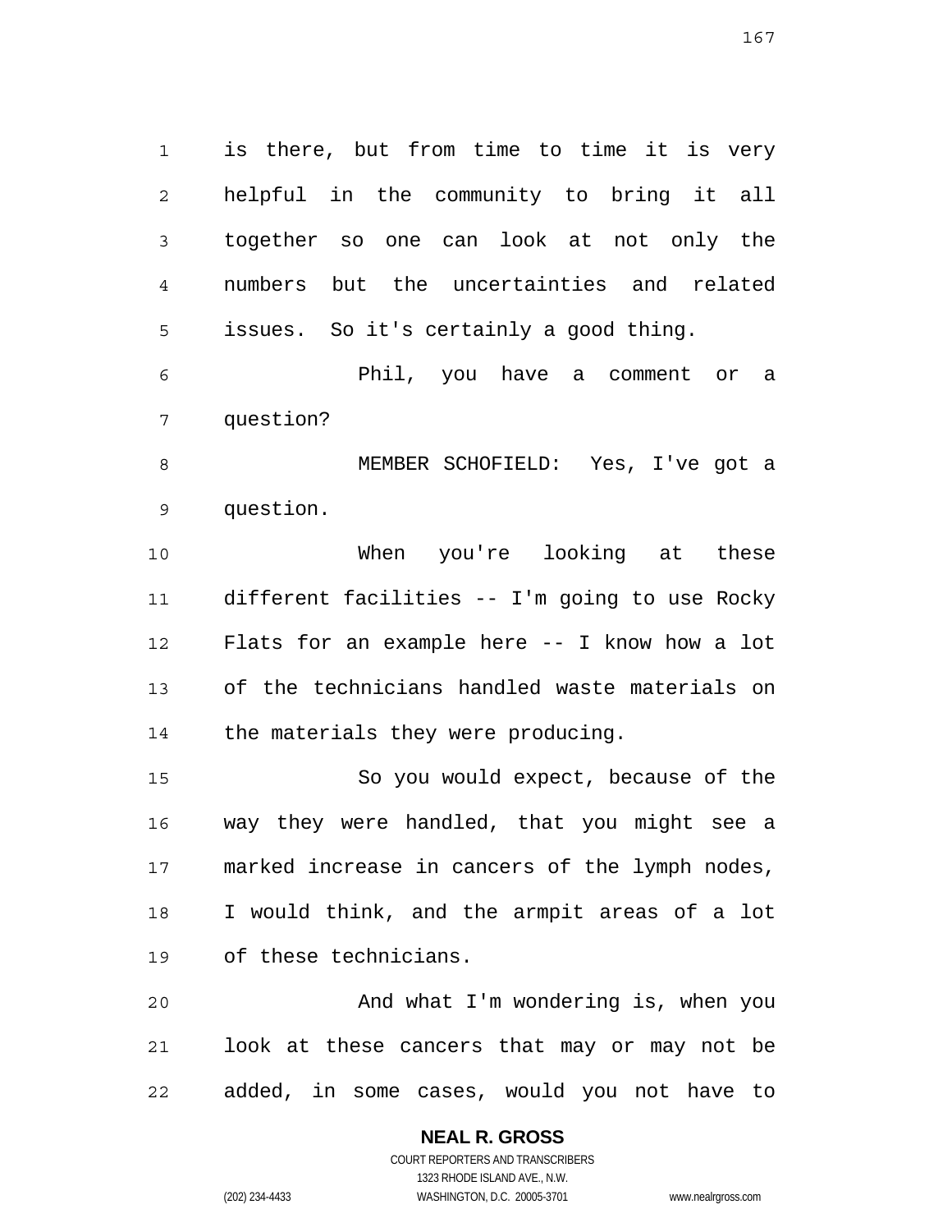is there, but from time to time it is very helpful in the community to bring it all together so one can look at not only the numbers but the uncertainties and related issues. So it's certainly a good thing.

Phil, you have a comment or a question?

MEMBER SCHOFIELD: Yes, I've got a question.

When you're looking at these different facilities -- I'm going to use Rocky Flats for an example here -- I know how a lot of the technicians handled waste materials on the materials they were producing.

So you would expect, because of the way they were handled, that you might see a marked increase in cancers of the lymph nodes, I would think, and the armpit areas of a lot of these technicians.

And what I'm wondering is, when you look at these cancers that may or may not be added, in some cases, would you not have to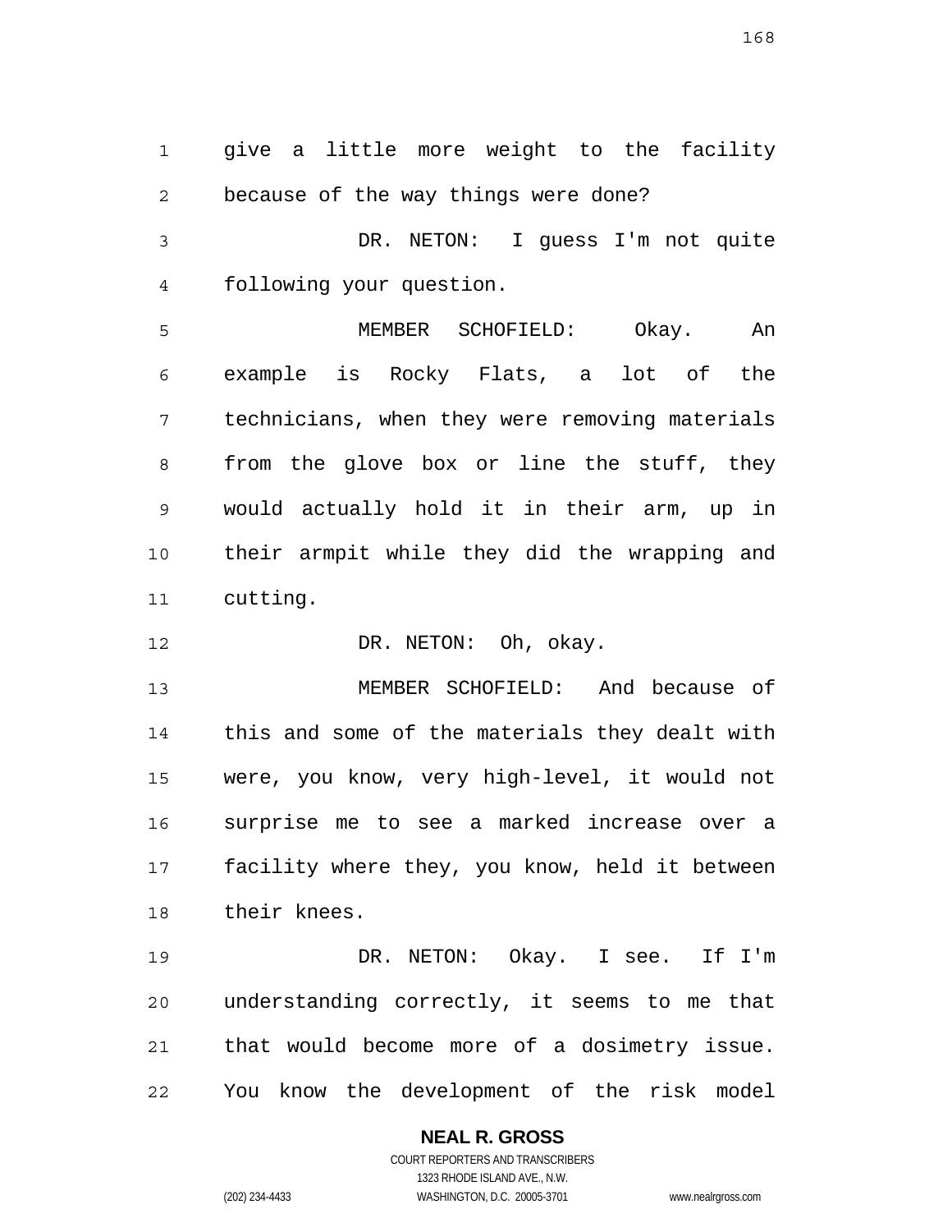give a little more weight to the facility because of the way things were done?

DR. NETON: I guess I'm not quite following your question.

MEMBER SCHOFIELD: Okay. An example is Rocky Flats, a lot of the technicians, when they were removing materials from the glove box or line the stuff, they would actually hold it in their arm, up in their armpit while they did the wrapping and cutting.

DR. NETON: Oh, okay.

MEMBER SCHOFIELD: And because of this and some of the materials they dealt with were, you know, very high-level, it would not surprise me to see a marked increase over a facility where they, you know, held it between their knees.

DR. NETON: Okay. I see. If I'm understanding correctly, it seems to me that that would become more of a dosimetry issue. You know the development of the risk model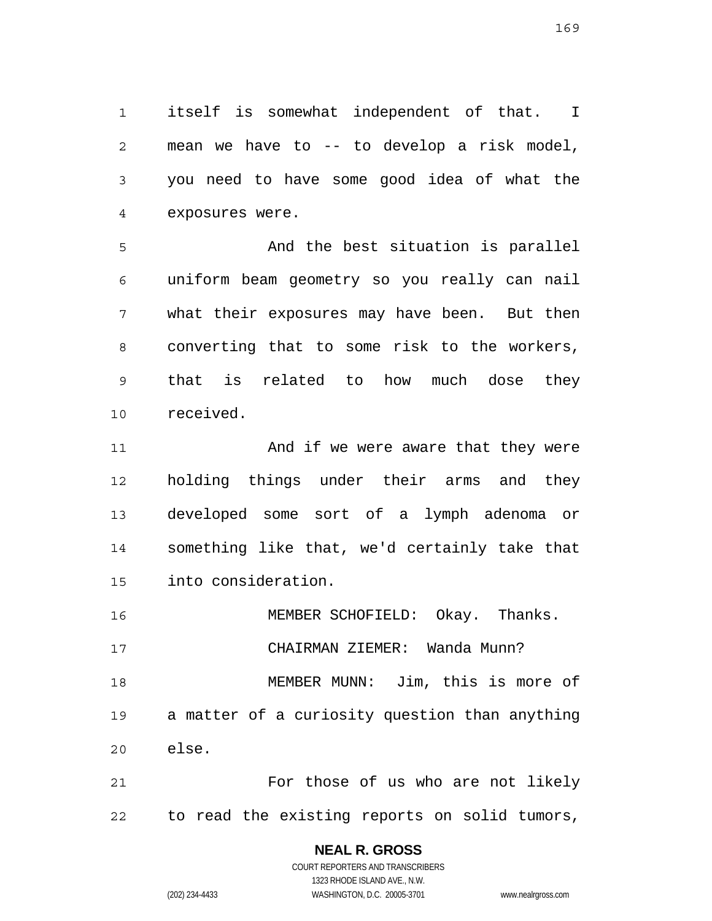itself is somewhat independent of that. I mean we have to -- to develop a risk model, you need to have some good idea of what the exposures were.

And the best situation is parallel uniform beam geometry so you really can nail what their exposures may have been. But then converting that to some risk to the workers, that is related to how much dose they received.

And if we were aware that they were holding things under their arms and they developed some sort of a lymph adenoma or something like that, we'd certainly take that into consideration.

MEMBER SCHOFIELD: Okay. Thanks.

CHAIRMAN ZIEMER: Wanda Munn?

MEMBER MUNN: Jim, this is more of a matter of a curiosity question than anything else.

For those of us who are not likely to read the existing reports on solid tumors,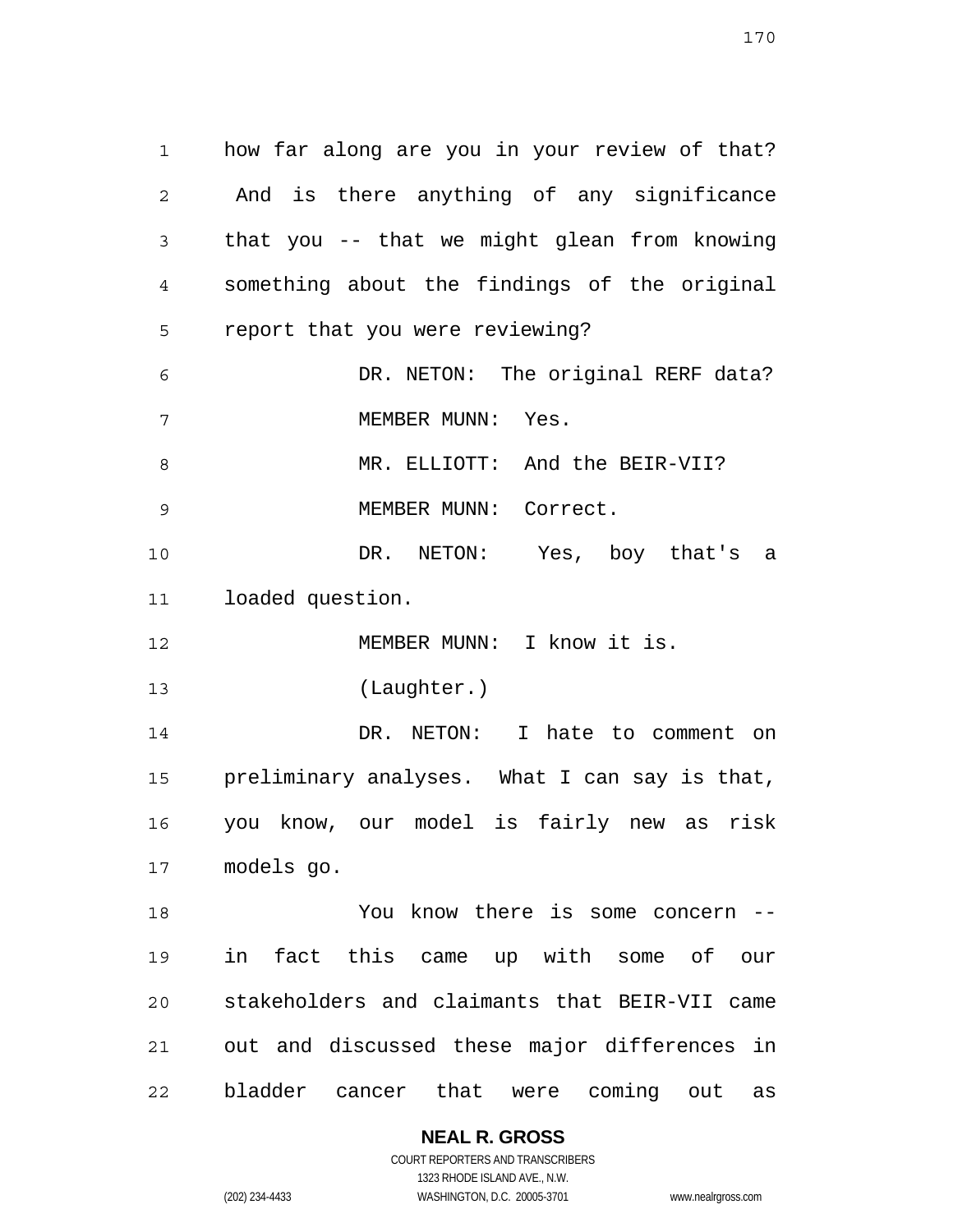how far along are you in your review of that? And is there anything of any significance that you -- that we might glean from knowing something about the findings of the original report that you were reviewing?

DR. NETON: The original RERF data?

MEMBER MUNN: Yes.

MR. ELLIOTT: And the BEIR-VII?

MEMBER MUNN: Correct.

DR. NETON: Yes, boy that's a loaded question.

MEMBER MUNN: I know it is.

(Laughter.)

DR. NETON: I hate to comment on preliminary analyses. What I can say is that, you know, our model is fairly new as risk models go.

You know there is some concern -- in fact this came up with some of our stakeholders and claimants that BEIR-VII came out and discussed these major differences in bladder cancer that were coming out as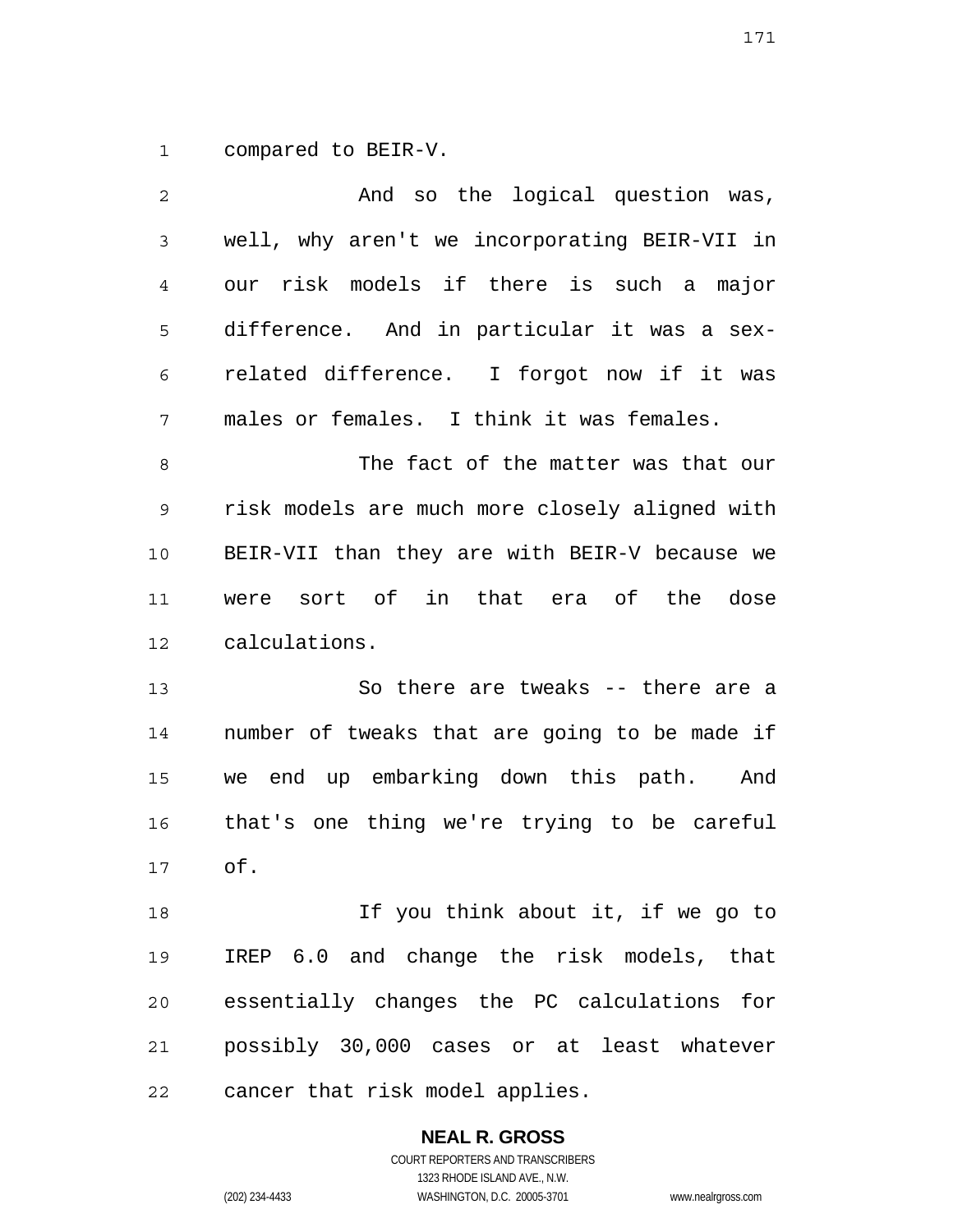compared to BEIR-V.

And so the logical question was, well, why aren't we incorporating BEIR-VII in our risk models if there is such a major difference. And in particular it was a sex-related difference. I forgot now if it was males or females. I think it was females.

The fact of the matter was that our risk models are much more closely aligned with BEIR-VII than they are with BEIR-V because we were sort of in that era of the dose calculations.

So there are tweaks -- there are a number of tweaks that are going to be made if we end up embarking down this path. And that's one thing we're trying to be careful of.

If you think about it, if we go to IREP 6.0 and change the risk models, that essentially changes the PC calculations for possibly 30,000 cases or at least whatever cancer that risk model applies.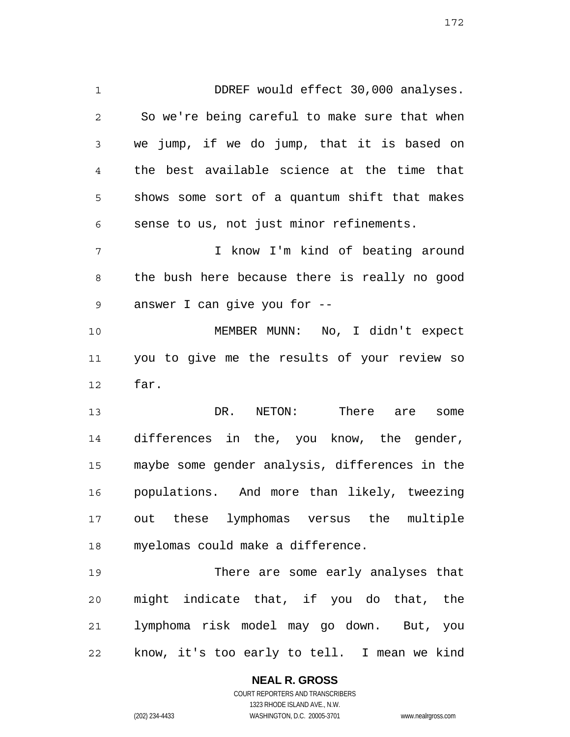DDREF would effect 30,000 analyses. So we're being careful to make sure that when we jump, if we do jump, that it is based on the best available science at the time that shows some sort of a quantum shift that makes sense to us, not just minor refinements.

I know I'm kind of beating around the bush here because there is really no good answer I can give you for --

MEMBER MUNN: No, I didn't expect you to give me the results of your review so far.

DR. NETON: There are some differences in the, you know, the gender, maybe some gender analysis, differences in the populations. And more than likely, tweezing out these lymphomas versus the multiple myelomas could make a difference.

There are some early analyses that might indicate that, if you do that, the lymphoma risk model may go down. But, you know, it's too early to tell. I mean we kind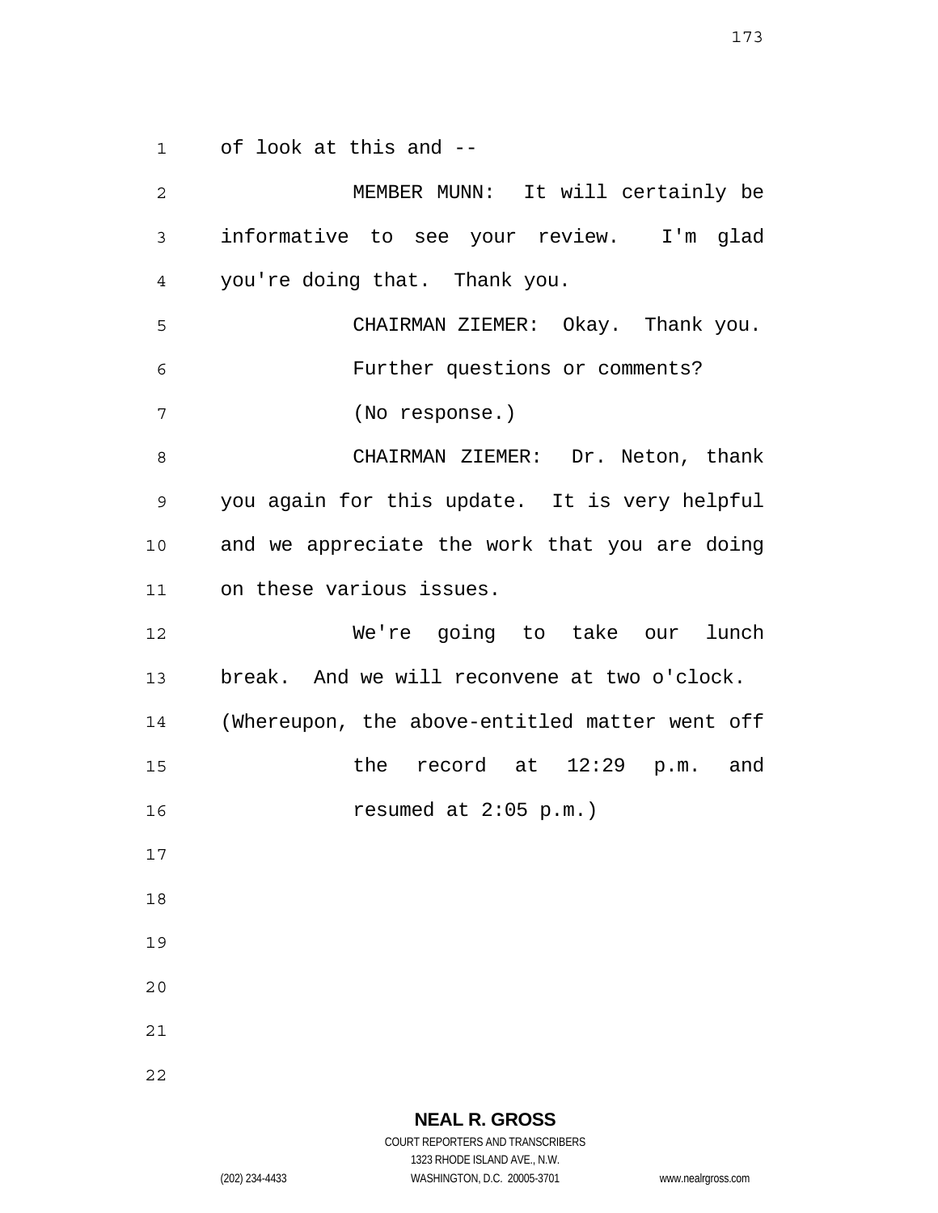of look at this and --

MEMBER MUNN: It will certainly be informative to see your review. I'm glad you're doing that. Thank you.

CHAIRMAN ZIEMER: Okay. Thank you.

Further questions or comments?

(No response.)

CHAIRMAN ZIEMER: Dr. Neton, thank you again for this update. It is very helpful and we appreciate the work that you are doing on these various issues.

We're going to take our lunch break. And we will reconvene at two o'clock.

(Whereupon, the above-entitled matter went off the record at 12:29 p.m. and resumed at 2:05 p.m.)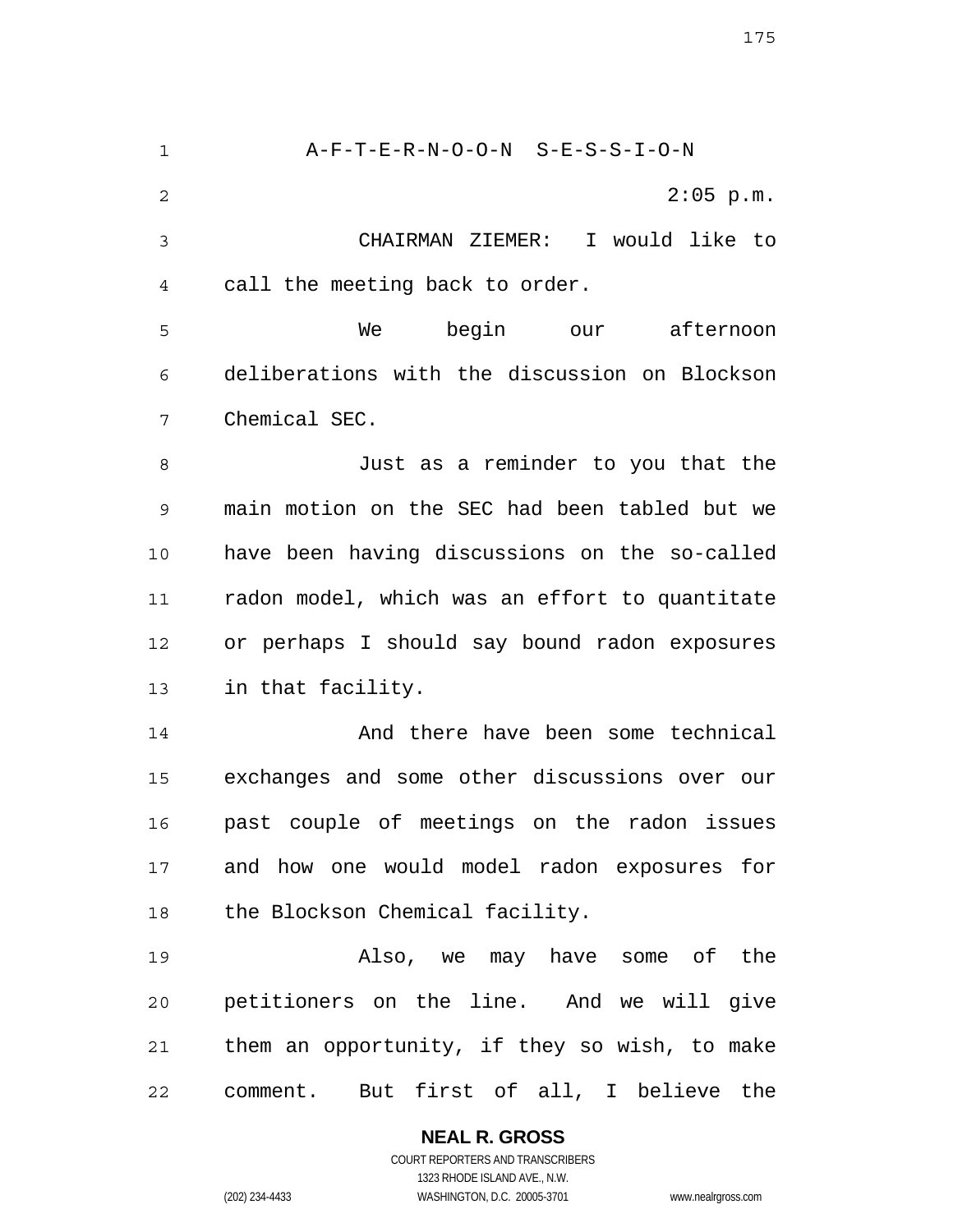A-F-T-E-R-N-O-O-N S-E-S-S-I-O-N

2:05 p.m.

CHAIRMAN ZIEMER: I would like to call the meeting back to order.

We begin our afternoon deliberations with the discussion on Blockson Chemical SEC.

Just as a reminder to you that the main motion on the SEC had been tabled but we have been having discussions on the so-called radon model, which was an effort to quantitate or perhaps I should say bound radon exposures in that facility.

And there have been some technical exchanges and some other discussions over our past couple of meetings on the radon issues and how one would model radon exposures for the Blockson Chemical facility.

Also, we may have some of the petitioners on the line. And we will give them an opportunity, if they so wish, to make comment. But first of all, I believe the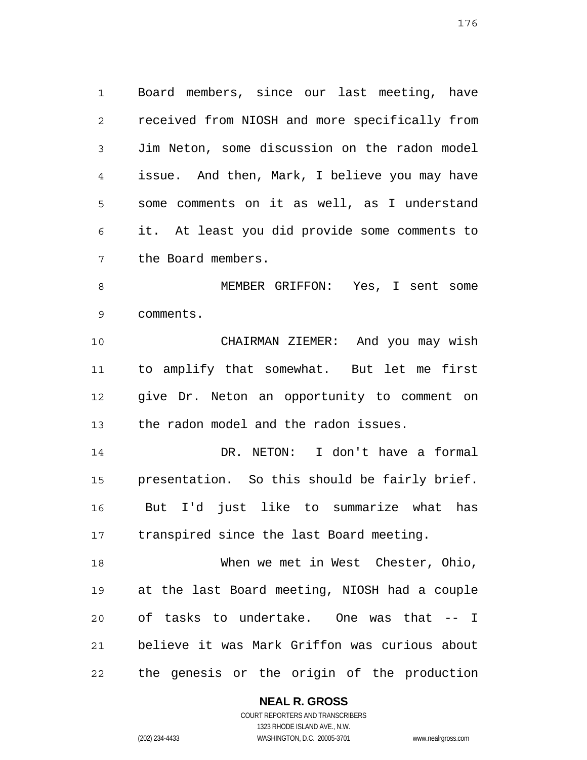Board members, since our last meeting, have received from NIOSH and more specifically from Jim Neton, some discussion on the radon model issue. And then, Mark, I believe you may have some comments on it as well, as I understand it. At least you did provide some comments to the Board members.

MEMBER GRIFFON: Yes, I sent some comments.

CHAIRMAN ZIEMER: And you may wish to amplify that somewhat. But let me first give Dr. Neton an opportunity to comment on the radon model and the radon issues.

DR. NETON: I don't have a formal presentation. So this should be fairly brief. But I'd just like to summarize what has transpired since the last Board meeting.

When we met in West Chester, Ohio, at the last Board meeting, NIOSH had a couple of tasks to undertake. One was that -- I believe it was Mark Griffon was curious about the genesis or the origin of the production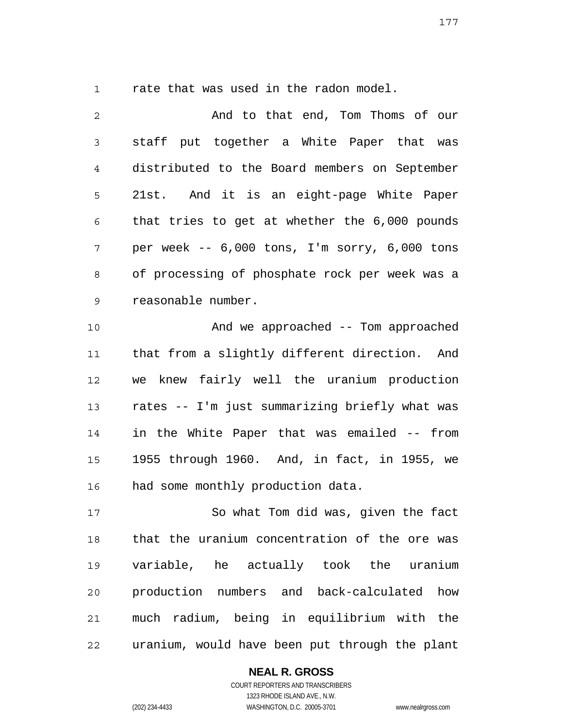rate that was used in the radon model.

And to that end, Tom Thoms of our staff put together a White Paper that was distributed to the Board members on September 21st. And it is an eight-page White Paper that tries to get at whether the 6,000 pounds per week -- 6,000 tons, I'm sorry, 6,000 tons of processing of phosphate rock per week was a reasonable number.

And we approached -- Tom approached that from a slightly different direction. And we knew fairly well the uranium production rates -- I'm just summarizing briefly what was in the White Paper that was emailed -- from 1955 through 1960. And, in fact, in 1955, we had some monthly production data.

So what Tom did was, given the fact that the uranium concentration of the ore was variable, he actually took the uranium production numbers and back-calculated how much radium, being in equilibrium with the uranium, would have been put through the plant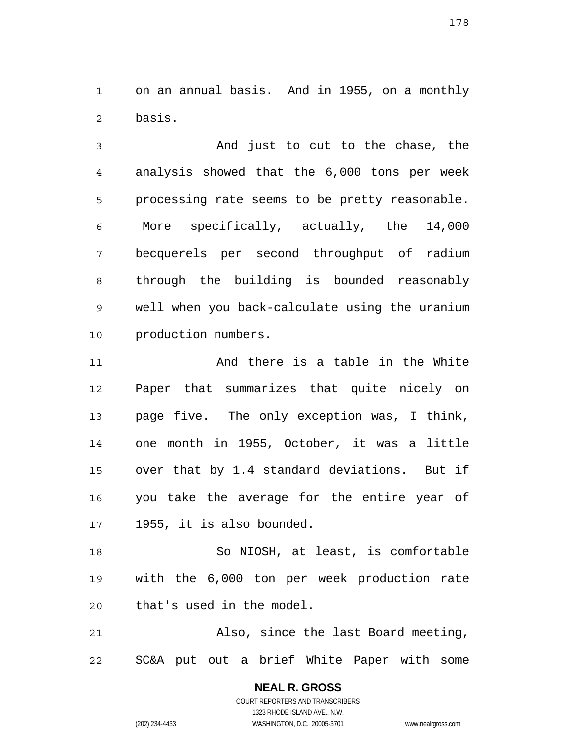on an annual basis. And in 1955, on a monthly basis.

And just to cut to the chase, the analysis showed that the 6,000 tons per week processing rate seems to be pretty reasonable. More specifically, actually, the 14,000 becquerels per second throughput of radium through the building is bounded reasonably well when you back-calculate using the uranium production numbers.

And there is a table in the White Paper that summarizes that quite nicely on page five. The only exception was, I think, one month in 1955, October, it was a little over that by 1.4 standard deviations. But if you take the average for the entire year of 1955, it is also bounded.

So NIOSH, at least, is comfortable with the 6,000 ton per week production rate that's used in the model.

Also, since the last Board meeting, SC&A put out a brief White Paper with some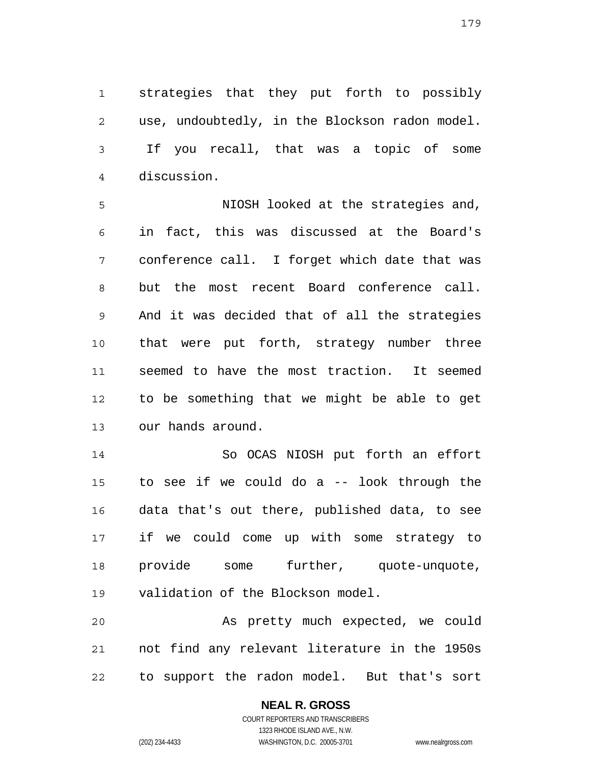strategies that they put forth to possibly use, undoubtedly, in the Blockson radon model. If you recall, that was a topic of some discussion.

NIOSH looked at the strategies and, in fact, this was discussed at the Board's conference call. I forget which date that was but the most recent Board conference call. And it was decided that of all the strategies that were put forth, strategy number three seemed to have the most traction. It seemed to be something that we might be able to get our hands around.

So OCAS NIOSH put forth an effort to see if we could do a -- look through the data that's out there, published data, to see if we could come up with some strategy to provide some further, quote-unquote, validation of the Blockson model.

As pretty much expected, we could not find any relevant literature in the 1950s to support the radon model. But that's sort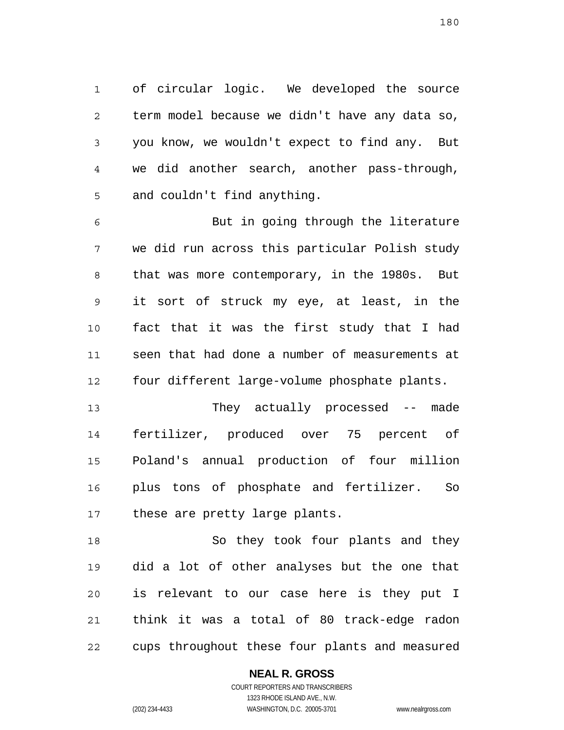of circular logic. We developed the source term model because we didn't have any data so, you know, we wouldn't expect to find any. But we did another search, another pass-through, and couldn't find anything.

But in going through the literature we did run across this particular Polish study that was more contemporary, in the 1980s. But it sort of struck my eye, at least, in the fact that it was the first study that I had seen that had done a number of measurements at four different large-volume phosphate plants.

They actually processed -- made fertilizer, produced over 75 percent of Poland's annual production of four million plus tons of phosphate and fertilizer. So these are pretty large plants.

So they took four plants and they did a lot of other analyses but the one that is relevant to our case here is they put I think it was a total of 80 track-edge radon cups throughout these four plants and measured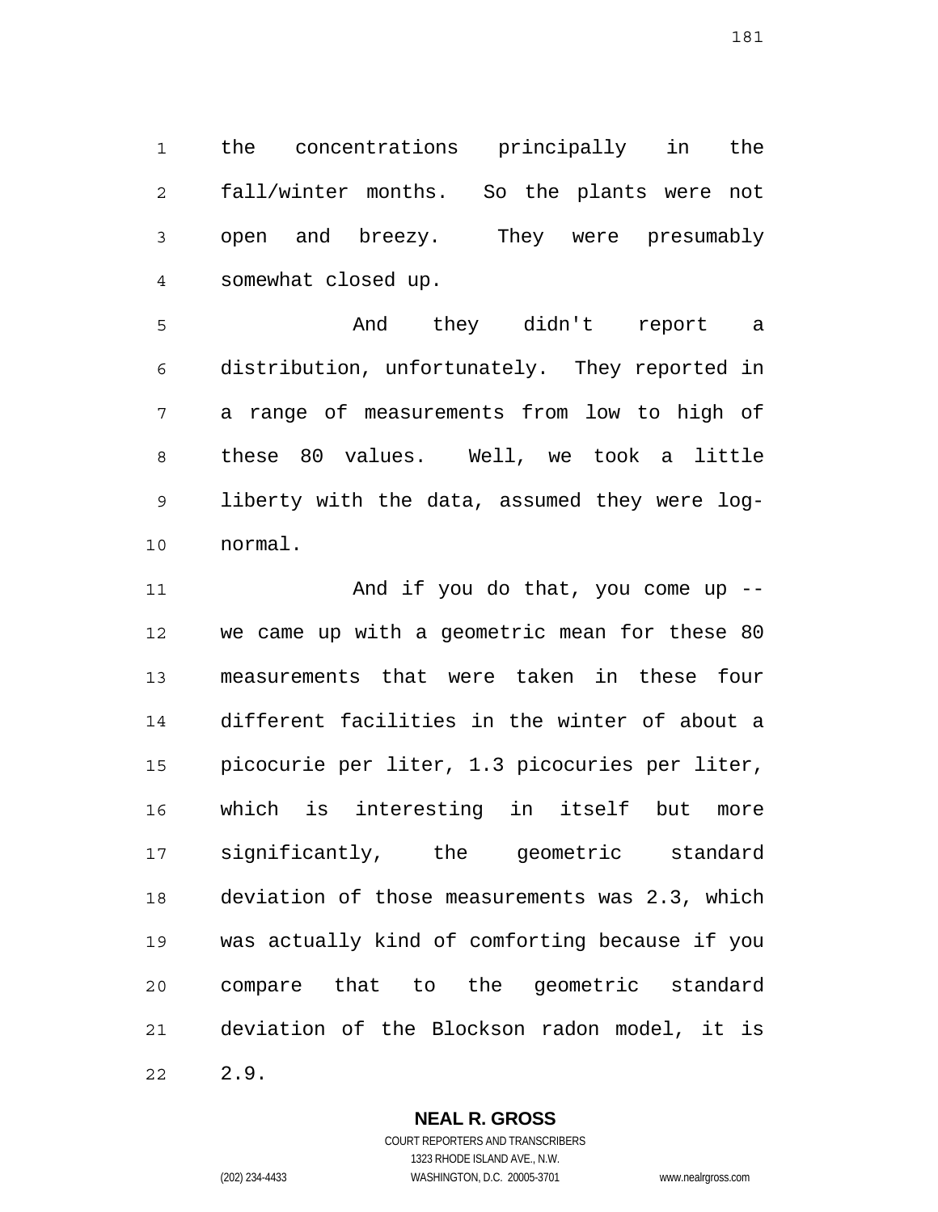the concentrations principally in the fall/winter months. So the plants were not open and breezy. They were presumably somewhat closed up.

And they didn't report a distribution, unfortunately. They reported in a range of measurements from low to high of these 80 values. Well, we took a little liberty with the data, assumed they were log-normal.

And if you do that, you come up -- we came up with a geometric mean for these 80 measurements that were taken in these four different facilities in the winter of about a picocurie per liter, 1.3 picocuries per liter, which is interesting in itself but more significantly, the geometric standard deviation of those measurements was 2.3, which was actually kind of comforting because if you compare that to the geometric standard deviation of the Blockson radon model, it is 2.9.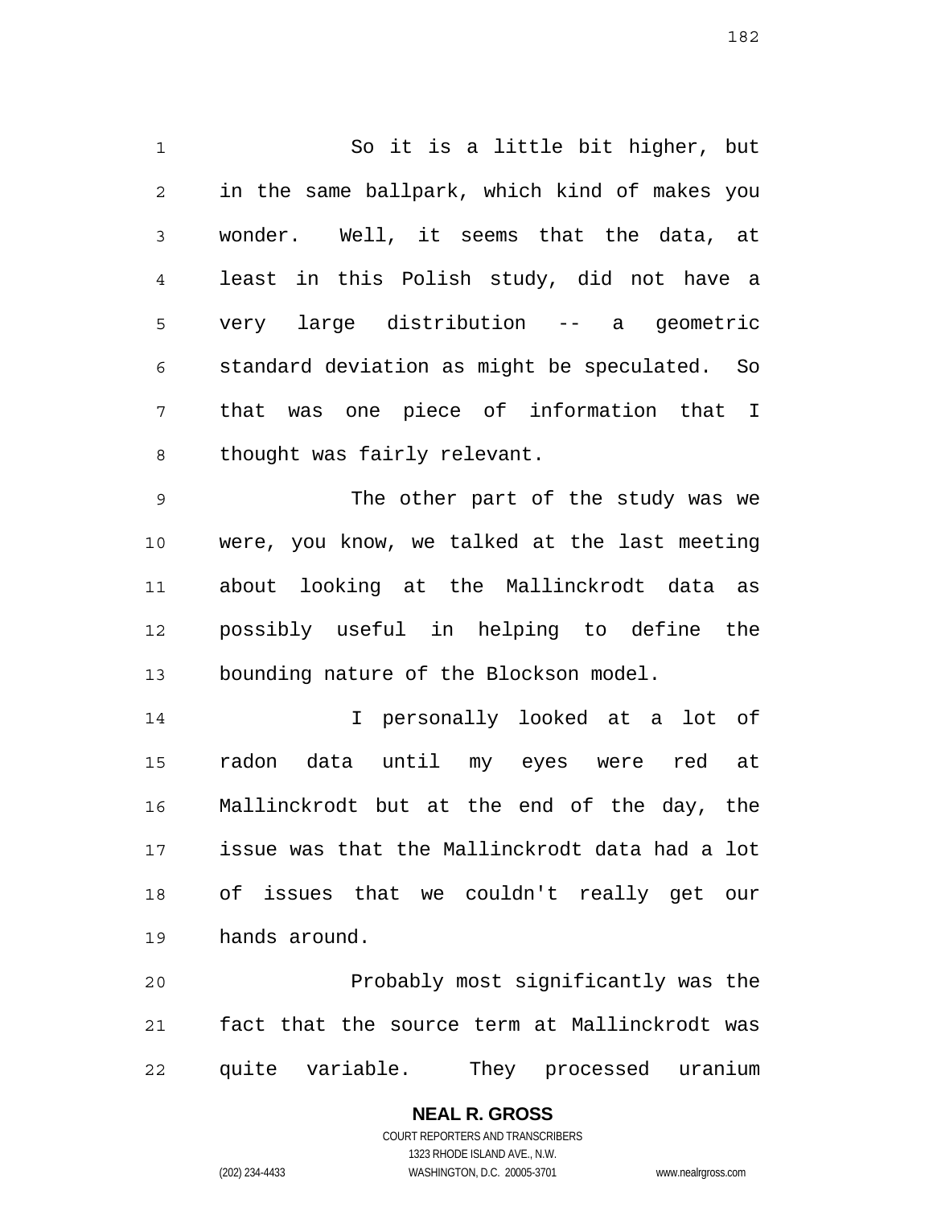So it is a little bit higher, but in the same ballpark, which kind of makes you wonder. Well, it seems that the data, at least in this Polish study, did not have a very large distribution -- a geometric standard deviation as might be speculated. So that was one piece of information that I thought was fairly relevant.

The other part of the study was we were, you know, we talked at the last meeting about looking at the Mallinckrodt data as possibly useful in helping to define the bounding nature of the Blockson model.

I personally looked at a lot of radon data until my eyes were red at Mallinckrodt but at the end of the day, the issue was that the Mallinckrodt data had a lot of issues that we couldn't really get our hands around.

Probably most significantly was the fact that the source term at Mallinckrodt was quite variable. They processed uranium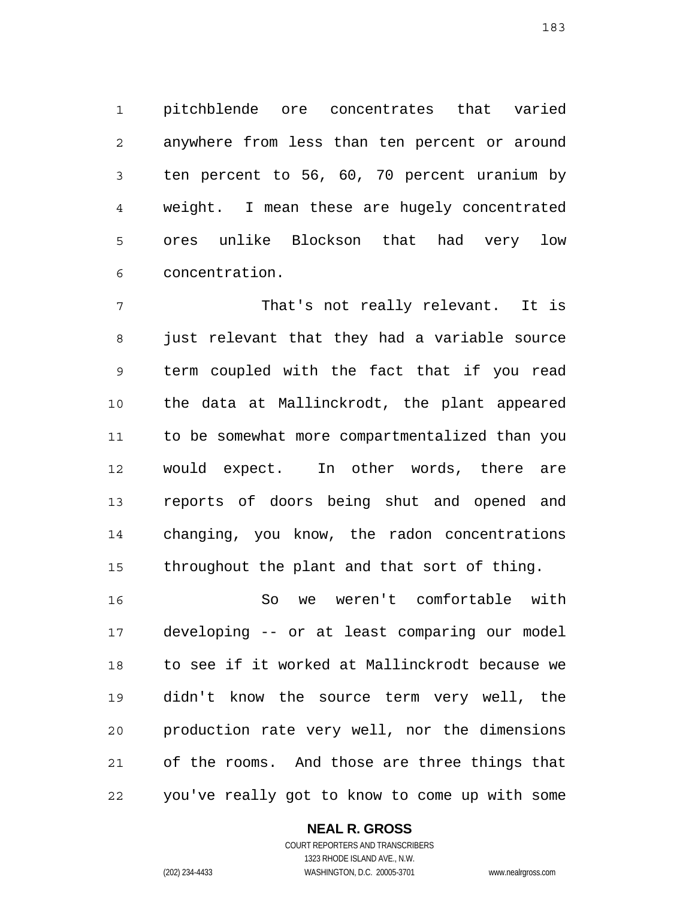pitchblende ore concentrates that varied anywhere from less than ten percent or around ten percent to 56, 60, 70 percent uranium by weight. I mean these are hugely concentrated ores unlike Blockson that had very low concentration.

That's not really relevant. It is just relevant that they had a variable source term coupled with the fact that if you read the data at Mallinckrodt, the plant appeared to be somewhat more compartmentalized than you would expect. In other words, there are reports of doors being shut and opened and changing, you know, the radon concentrations throughout the plant and that sort of thing.

So we weren't comfortable with developing -- or at least comparing our model to see if it worked at Mallinckrodt because we didn't know the source term very well, the production rate very well, nor the dimensions of the rooms. And those are three things that you've really got to know to come up with some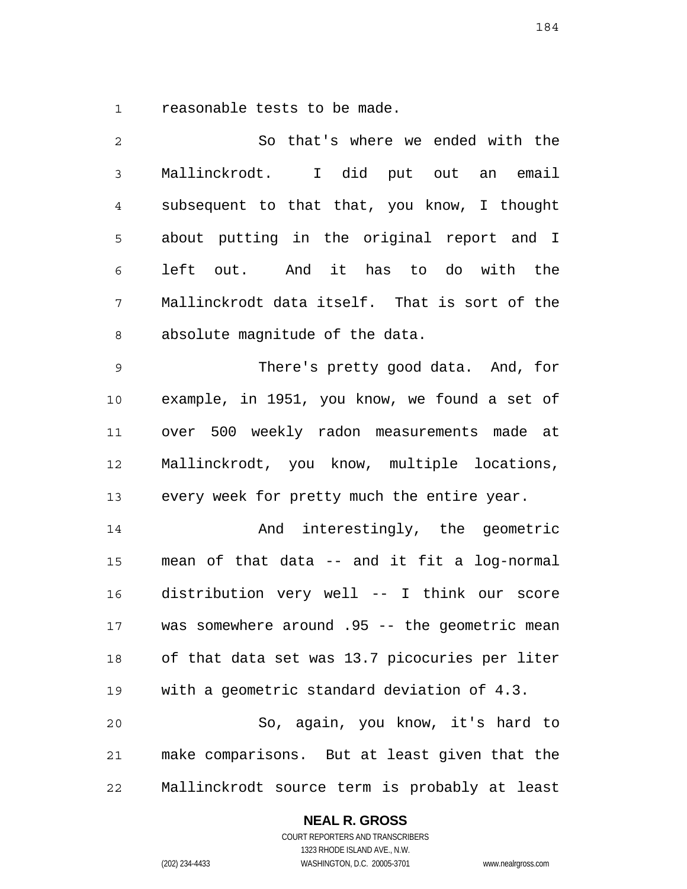reasonable tests to be made.

So that's where we ended with the Mallinckrodt. I did put out an email subsequent to that that, you know, I thought about putting in the original report and I left out. And it has to do with the Mallinckrodt data itself. That is sort of the absolute magnitude of the data.

There's pretty good data. And, for example, in 1951, you know, we found a set of over 500 weekly radon measurements made at Mallinckrodt, you know, multiple locations, every week for pretty much the entire year.

And interestingly, the geometric mean of that data -- and it fit a log-normal distribution very well -- I think our score was somewhere around .95 -- the geometric mean of that data set was 13.7 picocuries per liter with a geometric standard deviation of 4.3.

So, again, you know, it's hard to make comparisons. But at least given that the Mallinckrodt source term is probably at least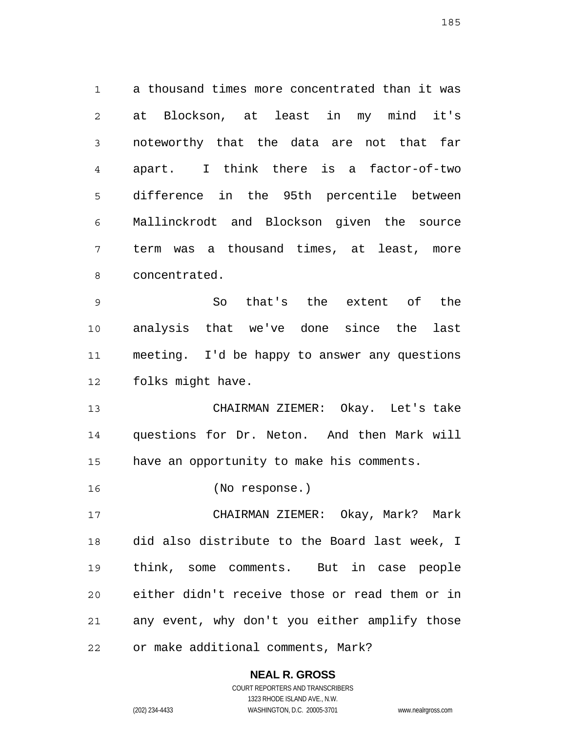a thousand times more concentrated than it was at Blockson, at least in my mind it's noteworthy that the data are not that far apart. I think there is a factor-of-two difference in the 95th percentile between Mallinckrodt and Blockson given the source term was a thousand times, at least, more concentrated.

So that's the extent of the analysis that we've done since the last meeting. I'd be happy to answer any questions folks might have.

CHAIRMAN ZIEMER: Okay. Let's take questions for Dr. Neton. And then Mark will have an opportunity to make his comments.

(No response.)

CHAIRMAN ZIEMER: Okay, Mark? Mark did also distribute to the Board last week, I think, some comments. But in case people either didn't receive those or read them or in any event, why don't you either amplify those or make additional comments, Mark?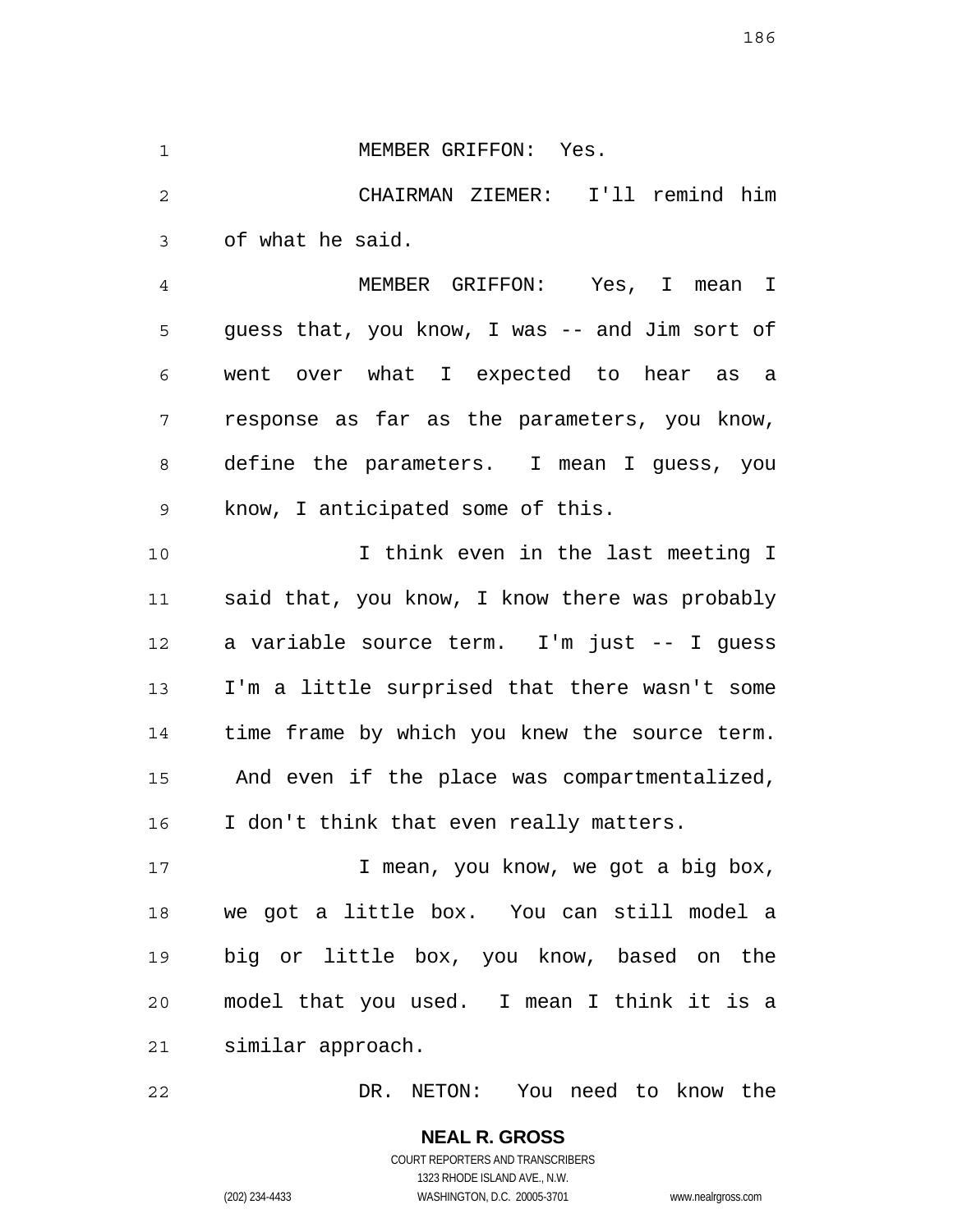MEMBER GRIFFON: Yes.

CHAIRMAN ZIEMER: I'll remind him of what he said.

MEMBER GRIFFON: Yes, I mean I guess that, you know, I was -- and Jim sort of went over what I expected to hear as a response as far as the parameters, you know, define the parameters. I mean I guess, you know, I anticipated some of this.

I think even in the last meeting I said that, you know, I know there was probably a variable source term. I'm just -- I guess I'm a little surprised that there wasn't some time frame by which you knew the source term. And even if the place was compartmentalized, I don't think that even really matters.

I mean, you know, we got a big box, we got a little box. You can still model a big or little box, you know, based on the model that you used. I mean I think it is a similar approach.

DR. NETON: You need to know the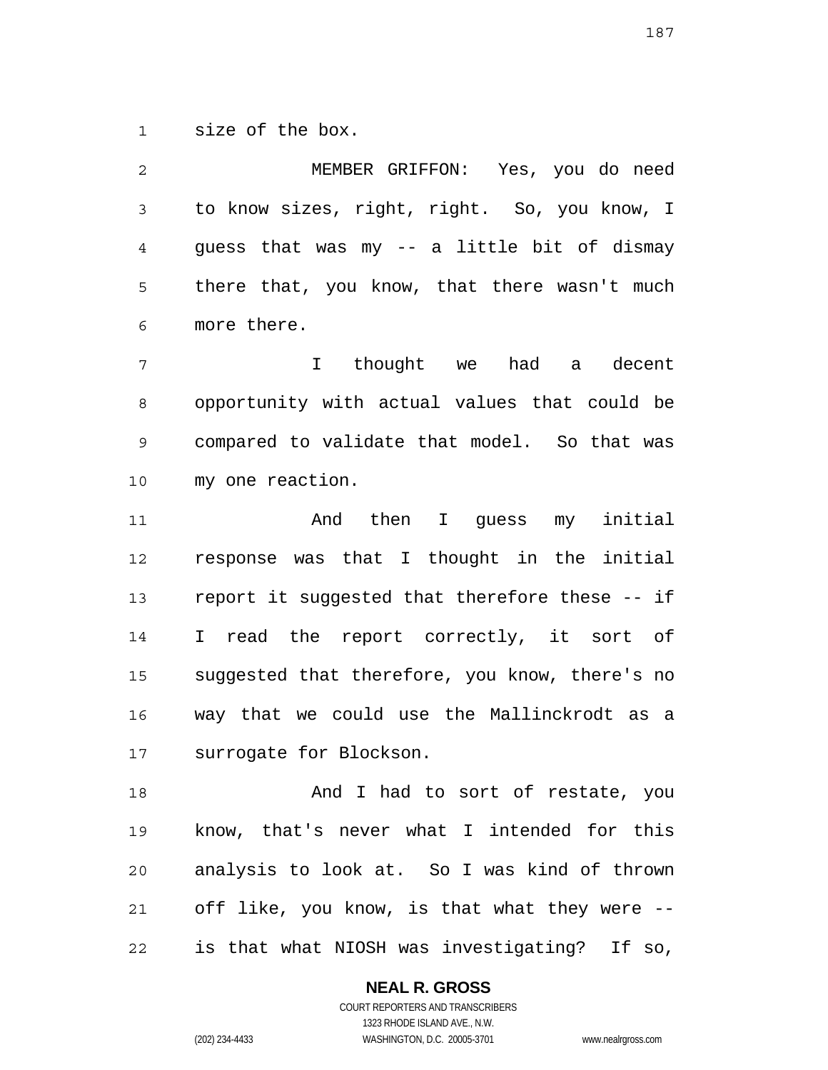size of the box.

MEMBER GRIFFON: Yes, you do need to know sizes, right, right. So, you know, I guess that was my -- a little bit of dismay there that, you know, that there wasn't much more there.

I thought we had a decent opportunity with actual values that could be compared to validate that model. So that was my one reaction.

And then I guess my initial response was that I thought in the initial report it suggested that therefore these -- if I read the report correctly, it sort of suggested that therefore, you know, there's no way that we could use the Mallinckrodt as a surrogate for Blockson.

And I had to sort of restate, you know, that's never what I intended for this analysis to look at. So I was kind of thrown off like, you know, is that what they were -- is that what NIOSH was investigating? If so,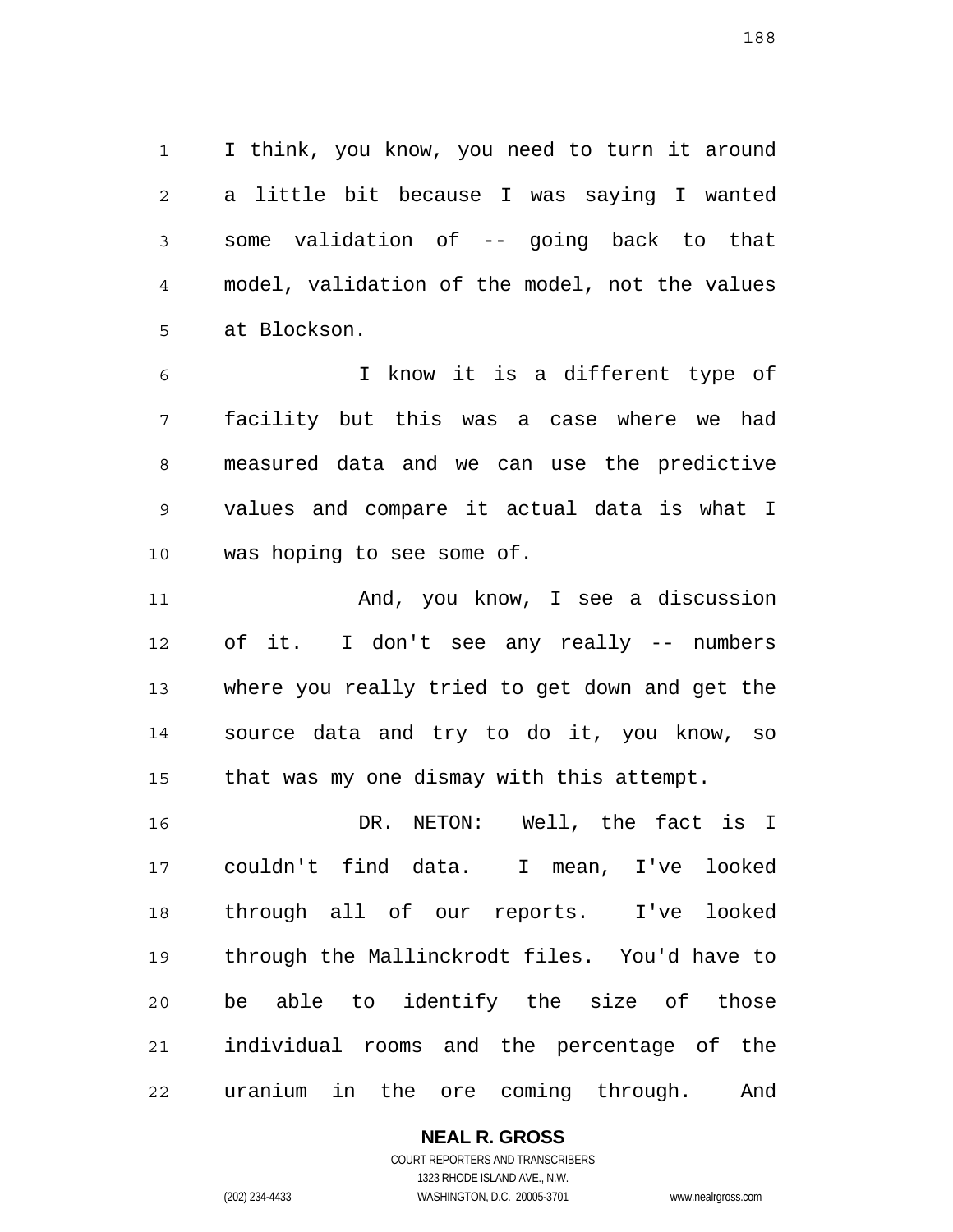I think, you know, you need to turn it around a little bit because I was saying I wanted some validation of -- going back to that model, validation of the model, not the values at Blockson.

I know it is a different type of facility but this was a case where we had measured data and we can use the predictive values and compare it actual data is what I was hoping to see some of.

And, you know, I see a discussion of it. I don't see any really -- numbers where you really tried to get down and get the source data and try to do it, you know, so that was my one dismay with this attempt.

DR. NETON: Well, the fact is I couldn't find data. I mean, I've looked through all of our reports. I've looked through the Mallinckrodt files. You'd have to be able to identify the size of those individual rooms and the percentage of the uranium in the ore coming through. And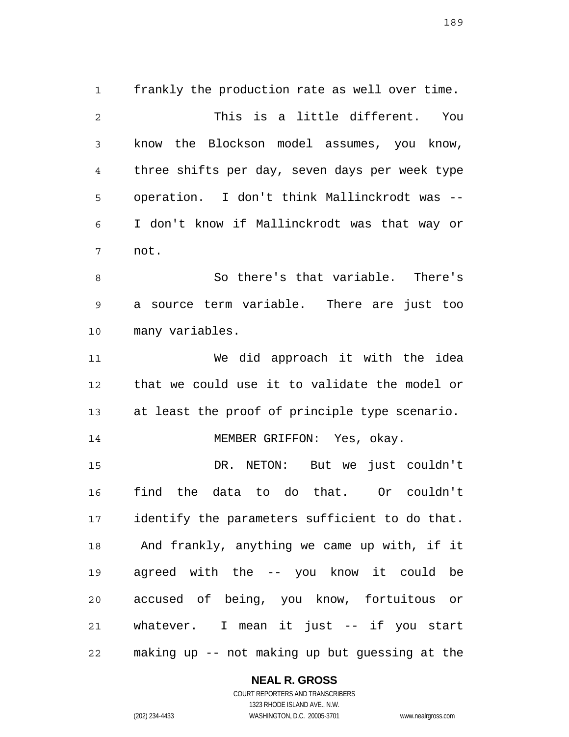frankly the production rate as well over time.

This is a little different. You know the Blockson model assumes, you know, three shifts per day, seven days per week type operation. I don't think Mallinckrodt was -- I don't know if Mallinckrodt was that way or not.

So there's that variable. There's a source term variable. There are just too many variables.

We did approach it with the idea that we could use it to validate the model or at least the proof of principle type scenario.

MEMBER GRIFFON: Yes, okay.

DR. NETON: But we just couldn't find the data to do that. Or couldn't identify the parameters sufficient to do that. And frankly, anything we came up with, if it agreed with the -- you know it could be accused of being, you know, fortuitous or whatever. I mean it just -- if you start making up -- not making up but guessing at the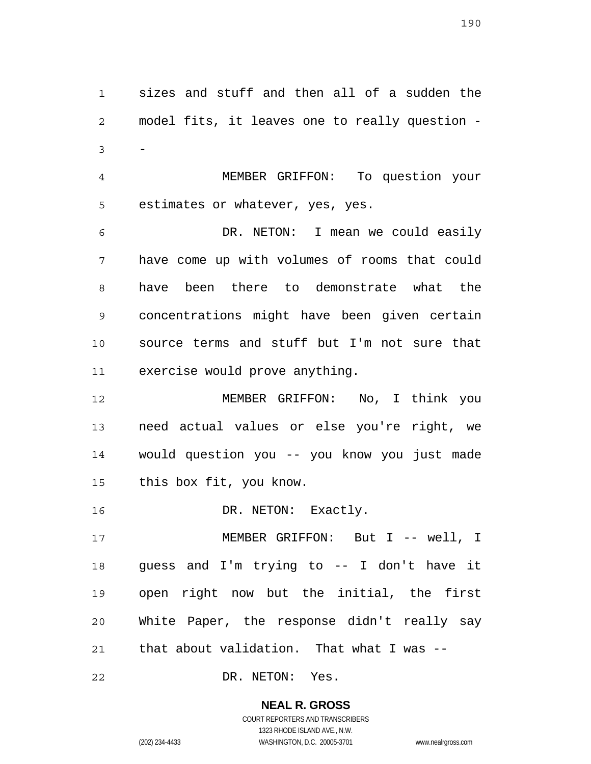sizes and stuff and then all of a sudden the model fits, it leaves one to really question --

MEMBER GRIFFON: To question your estimates or whatever, yes, yes.

DR. NETON: I mean we could easily have come up with volumes of rooms that could have been there to demonstrate what the concentrations might have been given certain source terms and stuff but I'm not sure that exercise would prove anything.

MEMBER GRIFFON: No, I think you need actual values or else you're right, we would question you -- you know you just made this box fit, you know.

DR. NETON: Exactly.

MEMBER GRIFFON: But I -- well, I guess and I'm trying to -- I don't have it open right now but the initial, the first White Paper, the response didn't really say that about validation. That what I was --

DR. NETON: Yes.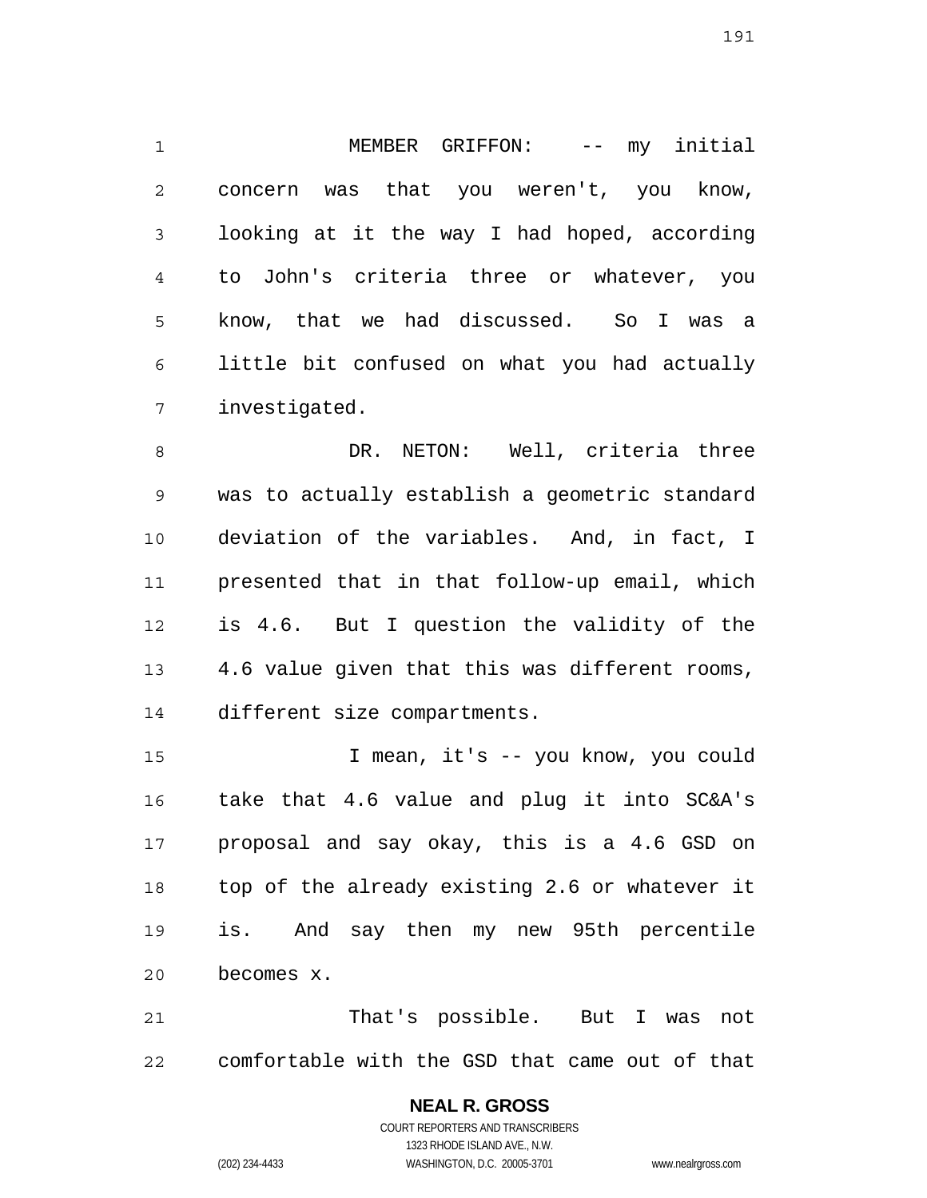MEMBER GRIFFON: -- my initial concern was that you weren't, you know, looking at it the way I had hoped, according to John's criteria three or whatever, you know, that we had discussed. So I was a little bit confused on what you had actually investigated.

DR. NETON: Well, criteria three was to actually establish a geometric standard deviation of the variables. And, in fact, I presented that in that follow-up email, which is 4.6. But I question the validity of the 4.6 value given that this was different rooms, different size compartments.

I mean, it's -- you know, you could take that 4.6 value and plug it into SC&A's proposal and say okay, this is a 4.6 GSD on top of the already existing 2.6 or whatever it is. And say then my new 95th percentile becomes x.

That's possible. But I was not comfortable with the GSD that came out of that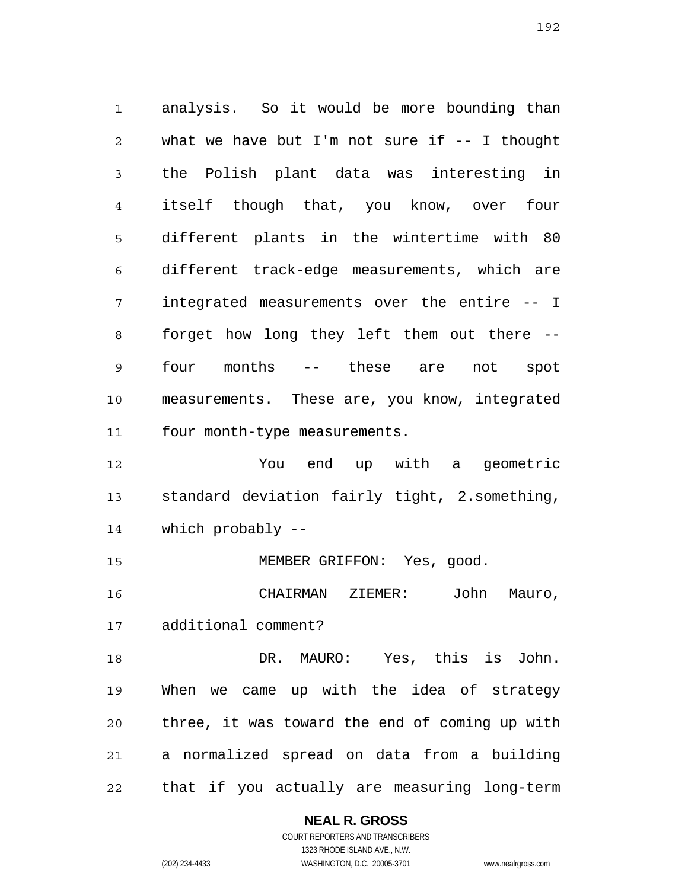analysis. So it would be more bounding than what we have but I'm not sure if -- I thought the Polish plant data was interesting in itself though that, you know, over four different plants in the wintertime with 80 different track-edge measurements, which are integrated measurements over the entire -- I forget how long they left them out there -- four months -- these are not spot measurements. These are, you know, integrated four month-type measurements.

You end up with a geometric standard deviation fairly tight, 2.something, which probably --

MEMBER GRIFFON: Yes, good.

CHAIRMAN ZIEMER: John Mauro, additional comment?

DR. MAURO: Yes, this is John. When we came up with the idea of strategy three, it was toward the end of coming up with a normalized spread on data from a building that if you actually are measuring long-term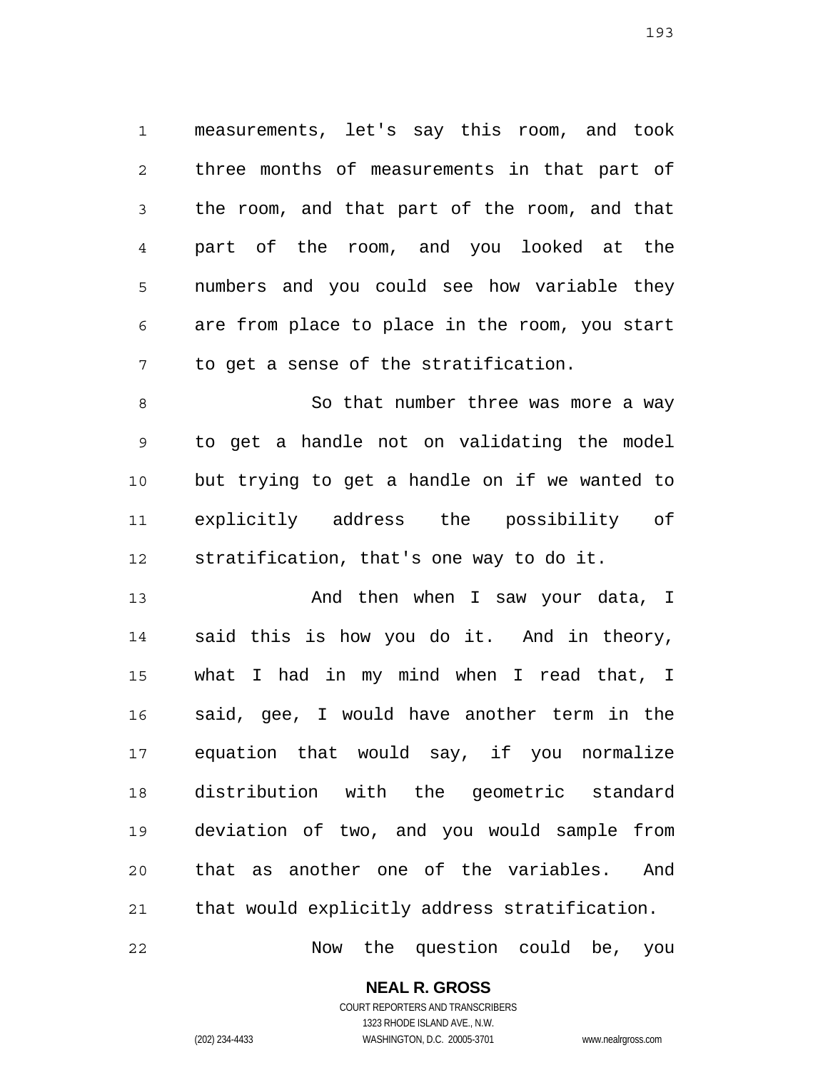measurements, let's say this room, and took three months of measurements in that part of the room, and that part of the room, and that part of the room, and you looked at the numbers and you could see how variable they are from place to place in the room, you start to get a sense of the stratification.

So that number three was more a way to get a handle not on validating the model but trying to get a handle on if we wanted to explicitly address the possibility of stratification, that's one way to do it.

And then when I saw your data, I said this is how you do it. And in theory, what I had in my mind when I read that, I said, gee, I would have another term in the equation that would say, if you normalize distribution with the geometric standard deviation of two, and you would sample from that as another one of the variables. And that would explicitly address stratification.

Now the question could be, you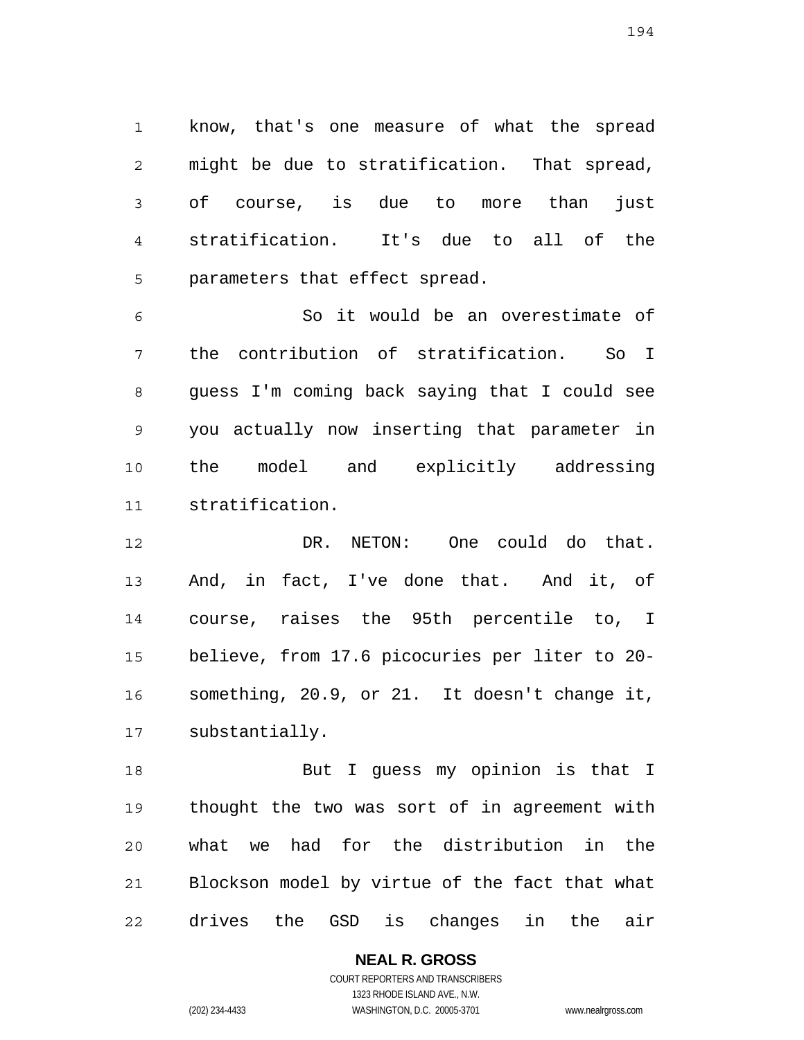know, that's one measure of what the spread might be due to stratification. That spread, of course, is due to more than just stratification. It's due to all of the parameters that effect spread.

So it would be an overestimate of the contribution of stratification. So I guess I'm coming back saying that I could see you actually now inserting that parameter in the model and explicitly addressing stratification.

DR. NETON: One could do that. And, in fact, I've done that. And it, of course, raises the 95th percentile to, I believe, from 17.6 picocuries per liter to 20-something, 20.9, or 21. It doesn't change it, substantially.

But I guess my opinion is that I thought the two was sort of in agreement with what we had for the distribution in the Blockson model by virtue of the fact that what drives the GSD is changes in the air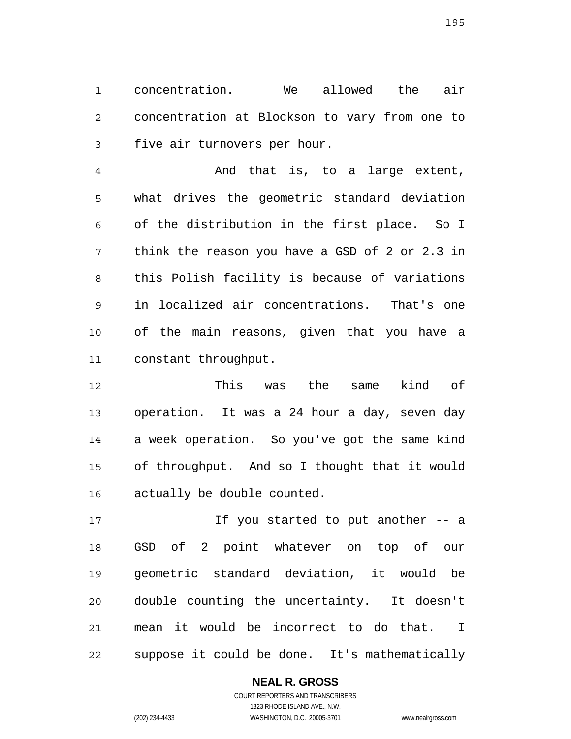concentration. We allowed the air concentration at Blockson to vary from one to five air turnovers per hour.

And that is, to a large extent, what drives the geometric standard deviation of the distribution in the first place. So I think the reason you have a GSD of 2 or 2.3 in this Polish facility is because of variations in localized air concentrations. That's one of the main reasons, given that you have a constant throughput.

This was the same kind of operation. It was a 24 hour a day, seven day a week operation. So you've got the same kind of throughput. And so I thought that it would actually be double counted.

If you started to put another -- a GSD of 2 point whatever on top of our geometric standard deviation, it would be double counting the uncertainty. It doesn't mean it would be incorrect to do that. I suppose it could be done. It's mathematically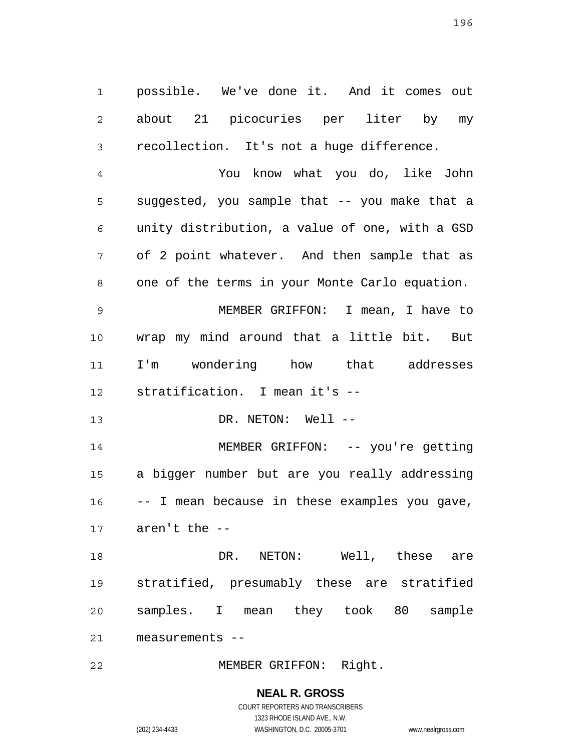possible. We've done it. And it comes out about 21 picocuries per liter by my recollection. It's not a huge difference.

You know what you do, like John suggested, you sample that -- you make that a unity distribution, a value of one, with a GSD of 2 point whatever. And then sample that as one of the terms in your Monte Carlo equation.

MEMBER GRIFFON: I mean, I have to wrap my mind around that a little bit. But I'm wondering how that addresses stratification. I mean it's --

DR. NETON: Well --

MEMBER GRIFFON: -- you're getting a bigger number but are you really addressing -- I mean because in these examples you gave, aren't the --

DR. NETON: Well, these are stratified, presumably these are stratified samples. I mean they took 80 sample measurements --

MEMBER GRIFFON: Right.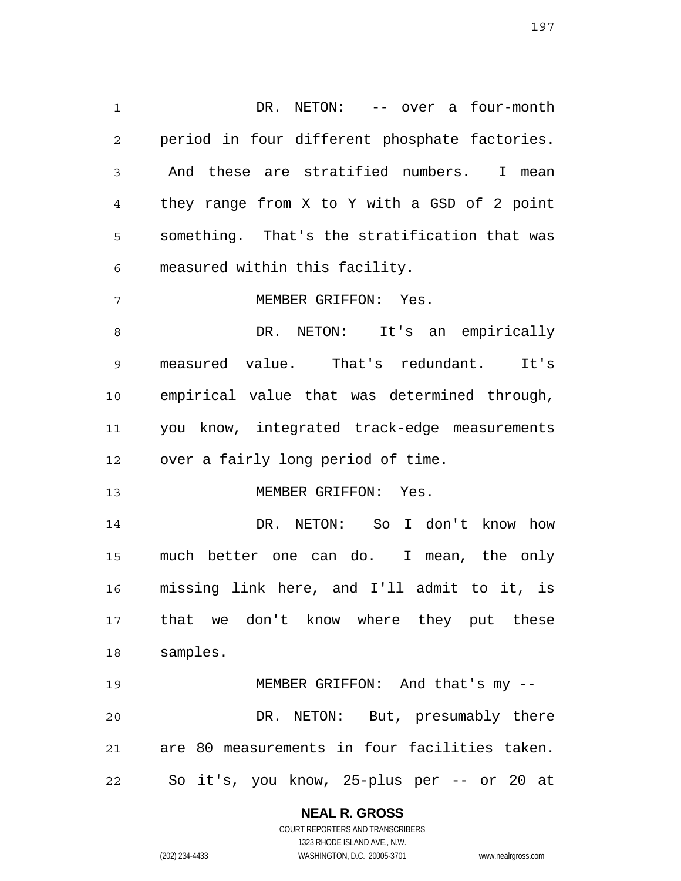DR. NETON: -- over a four-month period in four different phosphate factories. And these are stratified numbers. I mean they range from X to Y with a GSD of 2 point something. That's the stratification that was measured within this facility.

MEMBER GRIFFON: Yes.

DR. NETON: It's an empirically measured value. That's redundant. It's empirical value that was determined through, you know, integrated track-edge measurements over a fairly long period of time.

MEMBER GRIFFON: Yes.

DR. NETON: So I don't know how much better one can do. I mean, the only missing link here, and I'll admit to it, is that we don't know where they put these samples.

MEMBER GRIFFON: And that's my --

DR. NETON: But, presumably there are 80 measurements in four facilities taken. So it's, you know, 25-plus per -- or 20 at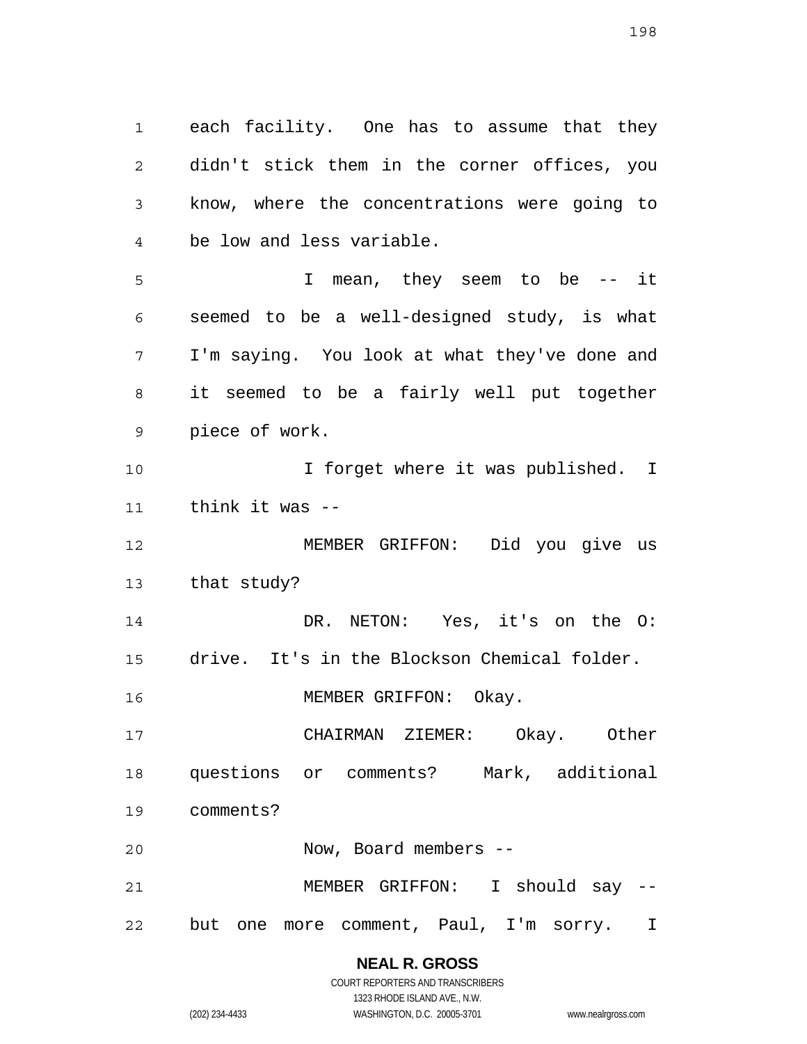each facility. One has to assume that they didn't stick them in the corner offices, you know, where the concentrations were going to be low and less variable.

I mean, they seem to be -- it seemed to be a well-designed study, is what I'm saying. You look at what they've done and it seemed to be a fairly well put together piece of work.

I forget where it was published. I think it was --

MEMBER GRIFFON: Did you give us that study?

DR. NETON: Yes, it's on the O: drive. It's in the Blockson Chemical folder.

MEMBER GRIFFON: Okay.

CHAIRMAN ZIEMER: Okay. Other questions or comments? Mark, additional comments?

Now, Board members --

MEMBER GRIFFON: I should say -- but one more comment, Paul, I'm sorry. I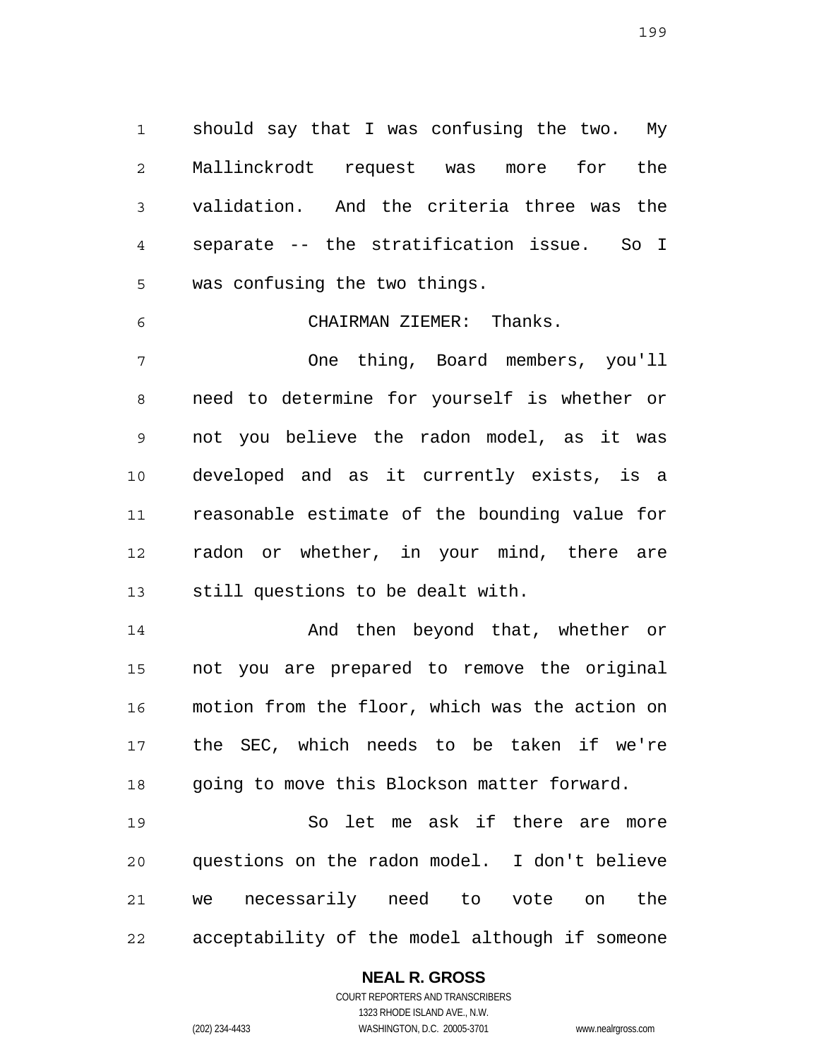should say that I was confusing the two. My Mallinckrodt request was more for the validation. And the criteria three was the separate -- the stratification issue. So I was confusing the two things.

CHAIRMAN ZIEMER: Thanks.

One thing, Board members, you'll need to determine for yourself is whether or not you believe the radon model, as it was developed and as it currently exists, is a reasonable estimate of the bounding value for radon or whether, in your mind, there are still questions to be dealt with.

And then beyond that, whether or not you are prepared to remove the original motion from the floor, which was the action on the SEC, which needs to be taken if we're going to move this Blockson matter forward.

So let me ask if there are more questions on the radon model. I don't believe we necessarily need to vote on the acceptability of the model although if someone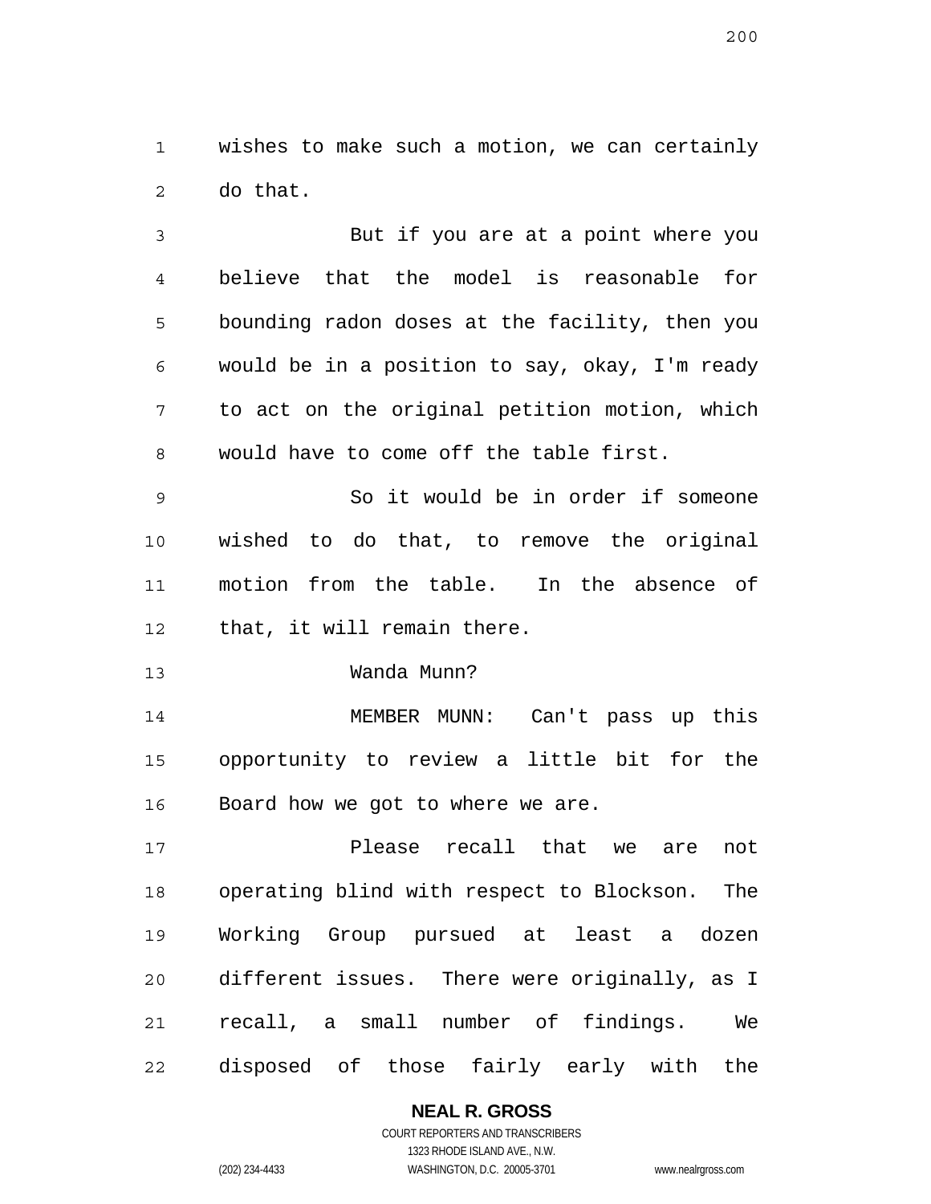wishes to make such a motion, we can certainly do that.

But if you are at a point where you believe that the model is reasonable for bounding radon doses at the facility, then you would be in a position to say, okay, I'm ready to act on the original petition motion, which would have to come off the table first.

So it would be in order if someone wished to do that, to remove the original motion from the table. In the absence of that, it will remain there.

Wanda Munn?

MEMBER MUNN: Can't pass up this opportunity to review a little bit for the Board how we got to where we are.

Please recall that we are not operating blind with respect to Blockson. The Working Group pursued at least a dozen different issues. There were originally, as I recall, a small number of findings. We disposed of those fairly early with the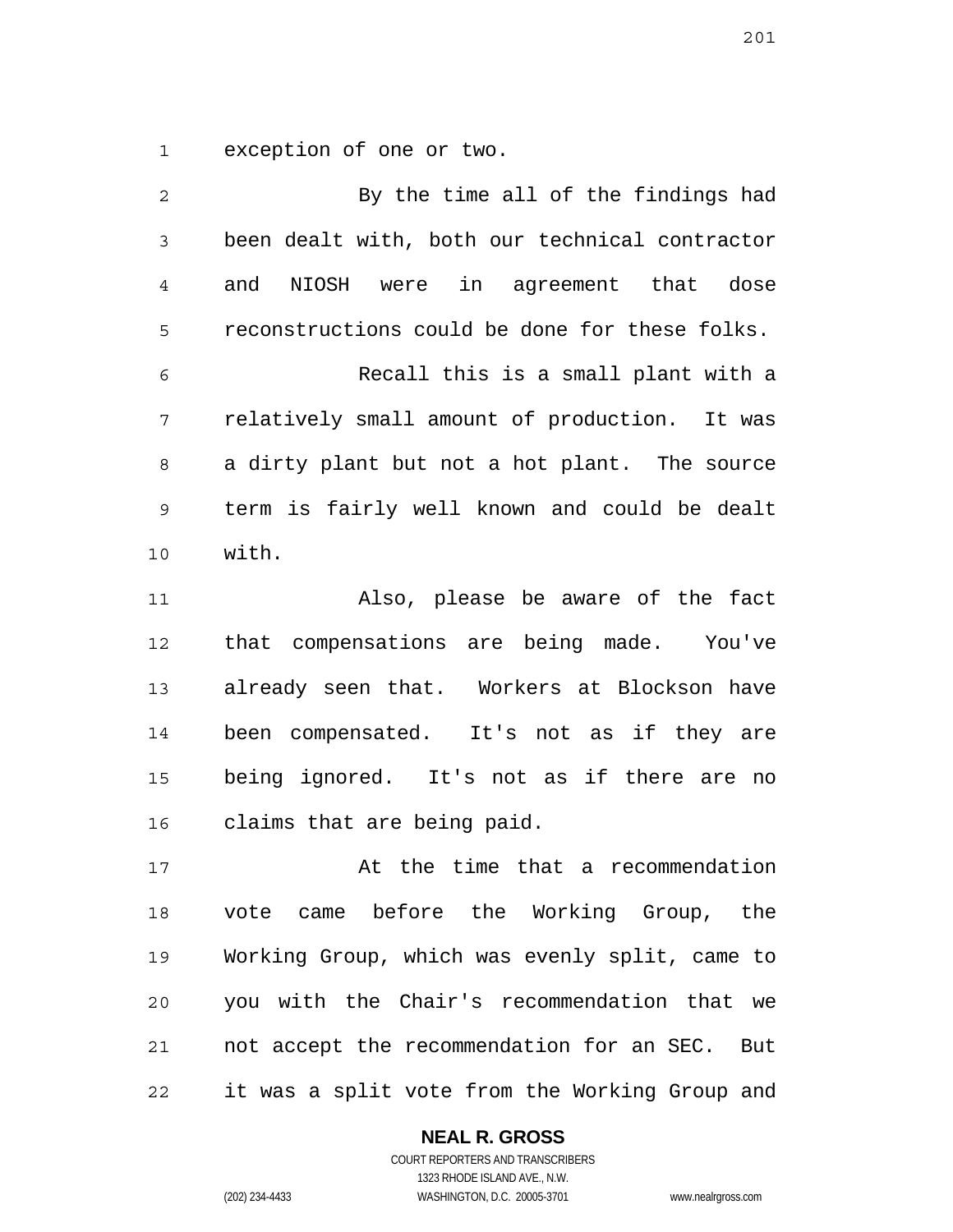exception of one or two.

By the time all of the findings had been dealt with, both our technical contractor and NIOSH were in agreement that dose reconstructions could be done for these folks.

Recall this is a small plant with a relatively small amount of production. It was a dirty plant but not a hot plant. The source term is fairly well known and could be dealt with.

Also, please be aware of the fact that compensations are being made. You've already seen that. Workers at Blockson have been compensated. It's not as if they are being ignored. It's not as if there are no claims that are being paid.

At the time that a recommendation vote came before the Working Group, the Working Group, which was evenly split, came to you with the Chair's recommendation that we not accept the recommendation for an SEC. But it was a split vote from the Working Group and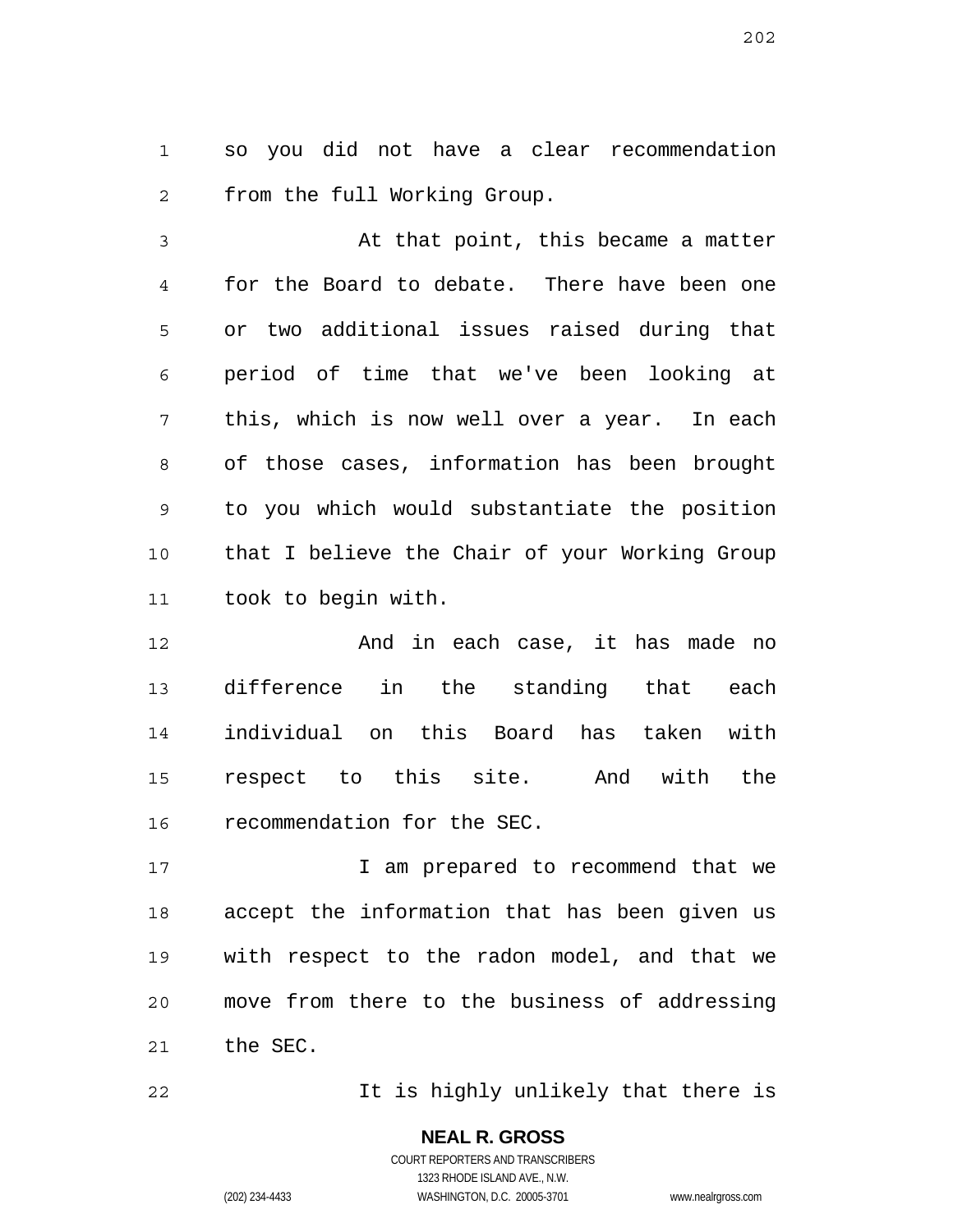so you did not have a clear recommendation from the full Working Group.

At that point, this became a matter for the Board to debate. There have been one or two additional issues raised during that period of time that we've been looking at this, which is now well over a year. In each of those cases, information has been brought to you which would substantiate the position that I believe the Chair of your Working Group took to begin with.

And in each case, it has made no difference in the standing that each individual on this Board has taken with respect to this site. And with the recommendation for the SEC.

I am prepared to recommend that we accept the information that has been given us with respect to the radon model, and that we move from there to the business of addressing the SEC.

It is highly unlikely that there is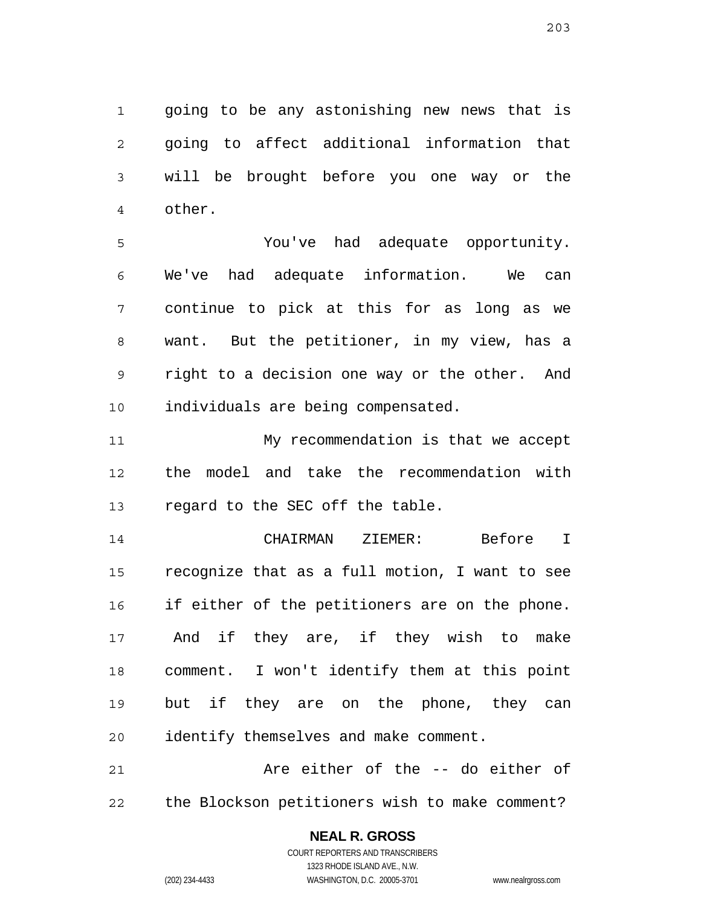going to be any astonishing new news that is going to affect additional information that will be brought before you one way or the other.

You've had adequate opportunity. We've had adequate information. We can continue to pick at this for as long as we want. But the petitioner, in my view, has a right to a decision one way or the other. And individuals are being compensated.

My recommendation is that we accept the model and take the recommendation with regard to the SEC off the table.

CHAIRMAN ZIEMER: Before I recognize that as a full motion, I want to see if either of the petitioners are on the phone. And if they are, if they wish to make comment. I won't identify them at this point but if they are on the phone, they can identify themselves and make comment.

Are either of the -- do either of the Blockson petitioners wish to make comment?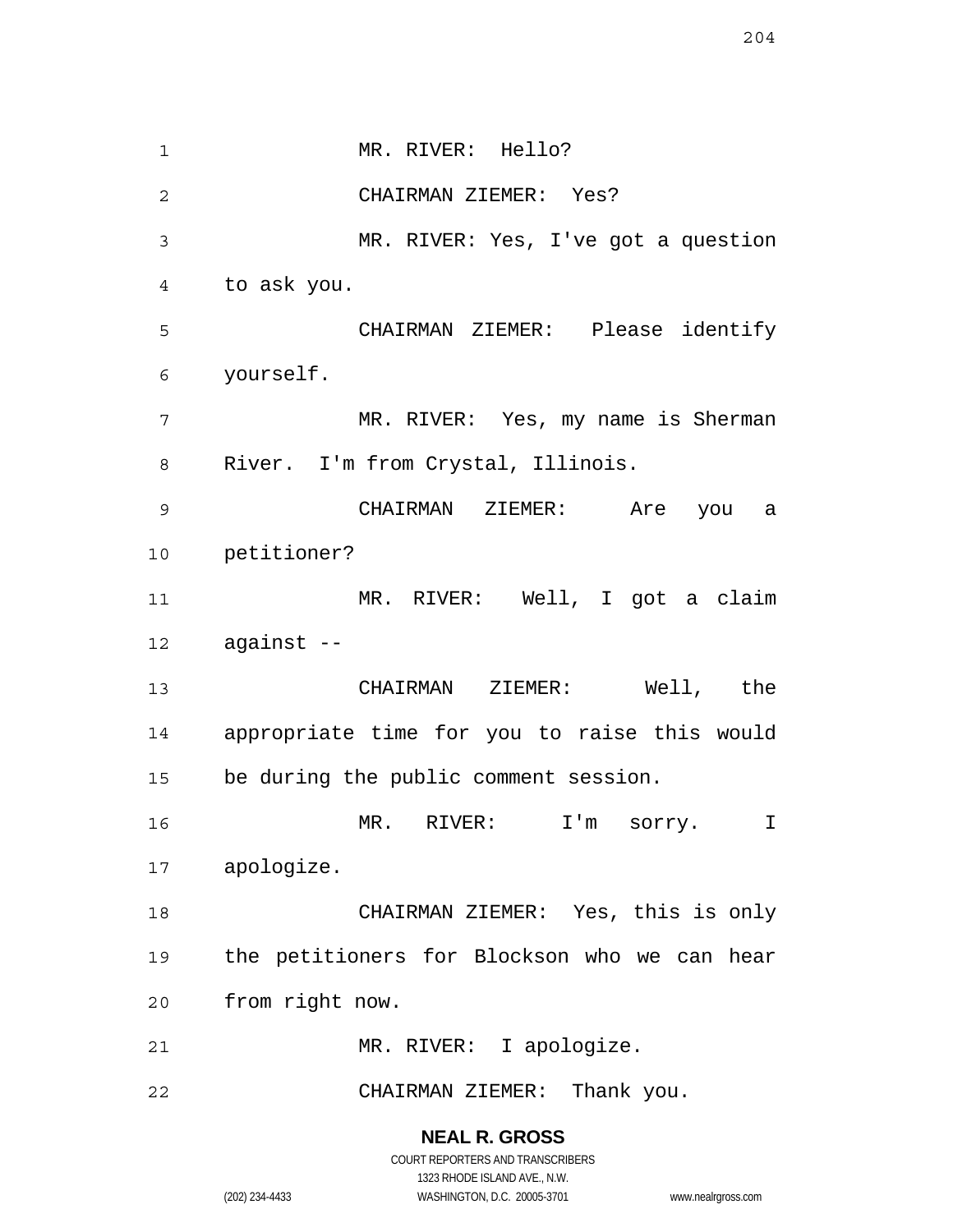MR. RIVER: Hello?

CHAIRMAN ZIEMER: Yes?

MR. RIVER: Yes, I've got a question to ask you.

CHAIRMAN ZIEMER: Please identify yourself.

MR. RIVER: Yes, my name is Sherman River. I'm from Crystal, Illinois.

CHAIRMAN ZIEMER: Are you a petitioner?

MR. RIVER: Well, I got a claim against --

CHAIRMAN ZIEMER: Well, the appropriate time for you to raise this would be during the public comment session.

MR. RIVER: I'm sorry. I apologize.

CHAIRMAN ZIEMER: Yes, this is only the petitioners for Blockson who we can hear from right now.

MR. RIVER: I apologize.

CHAIRMAN ZIEMER: Thank you.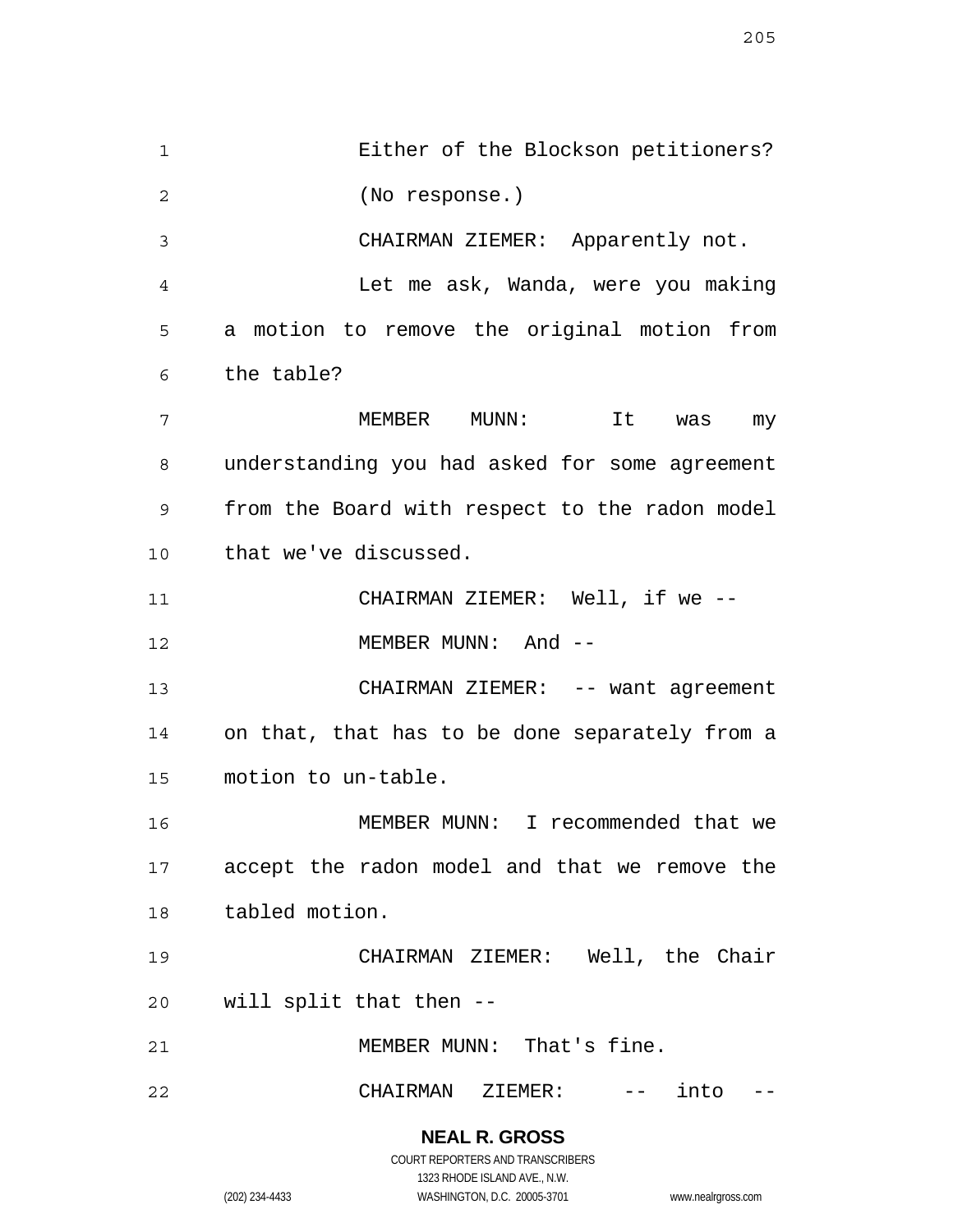Either of the Blockson petitioners?

(No response.)

CHAIRMAN ZIEMER: Apparently not.

Let me ask, Wanda, were you making a motion to remove the original motion from the table?

MEMBER MUNN: It was my understanding you had asked for some agreement from the Board with respect to the radon model that we've discussed.

CHAIRMAN ZIEMER: Well, if we --

MEMBER MUNN: And --

CHAIRMAN ZIEMER: -- want agreement on that, that has to be done separately from a motion to un-table.

MEMBER MUNN: I recommended that we accept the radon model and that we remove the tabled motion.

CHAIRMAN ZIEMER: Well, the Chair will split that then --

MEMBER MUNN: That's fine.

CHAIRMAN ZIEMER: -- into --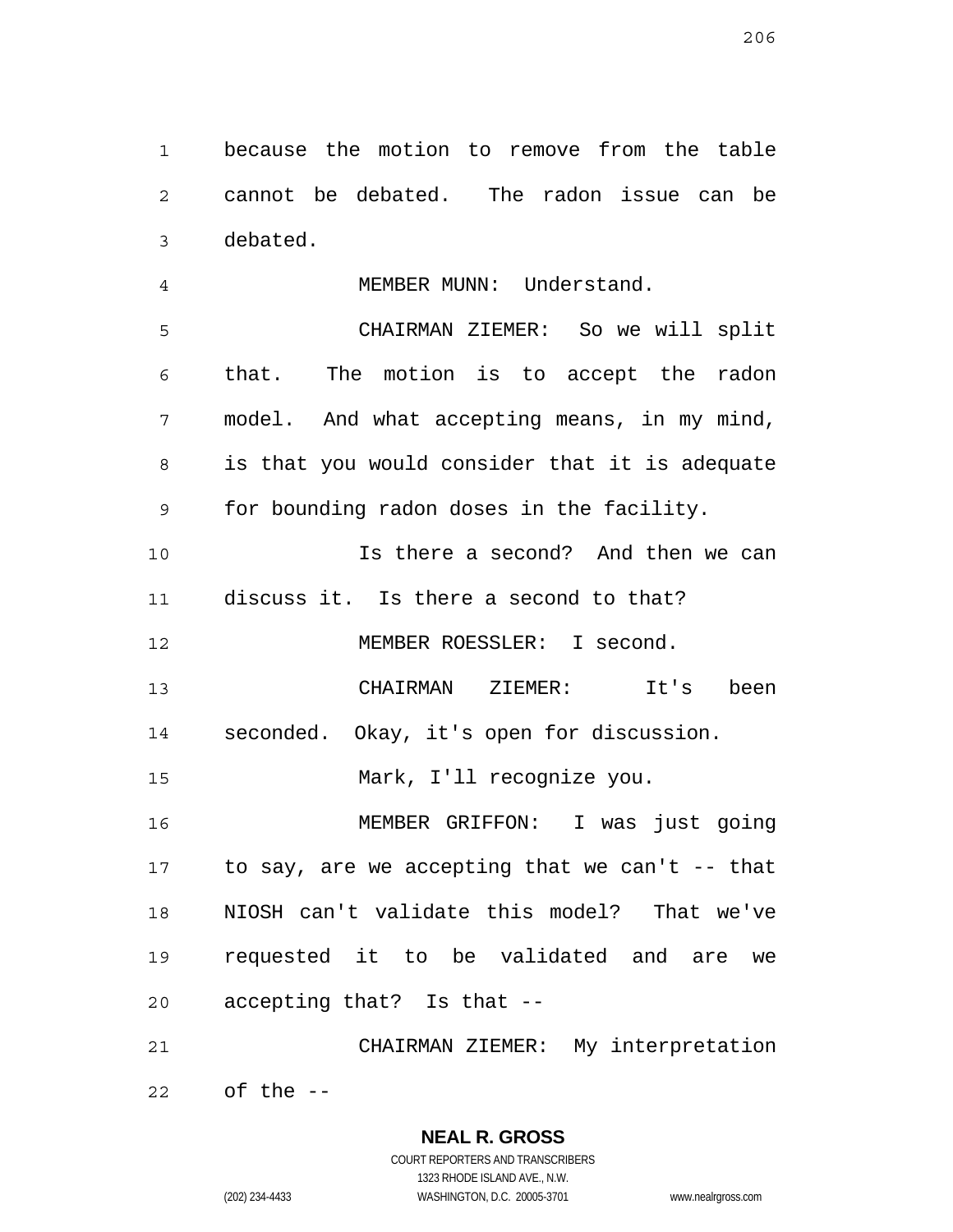because the motion to remove from the table cannot be debated. The radon issue can be debated.

MEMBER MUNN: Understand.

CHAIRMAN ZIEMER: So we will split that. The motion is to accept the radon model. And what accepting means, in my mind, is that you would consider that it is adequate for bounding radon doses in the facility.

Is there a second? And then we can discuss it. Is there a second to that?

MEMBER ROESSLER: I second.

CHAIRMAN ZIEMER: It's been seconded. Okay, it's open for discussion.

Mark, I'll recognize you.

MEMBER GRIFFON: I was just going to say, are we accepting that we can't -- that NIOSH can't validate this model? That we've requested it to be validated and are we accepting that? Is that --

CHAIRMAN ZIEMER: My interpretation of the --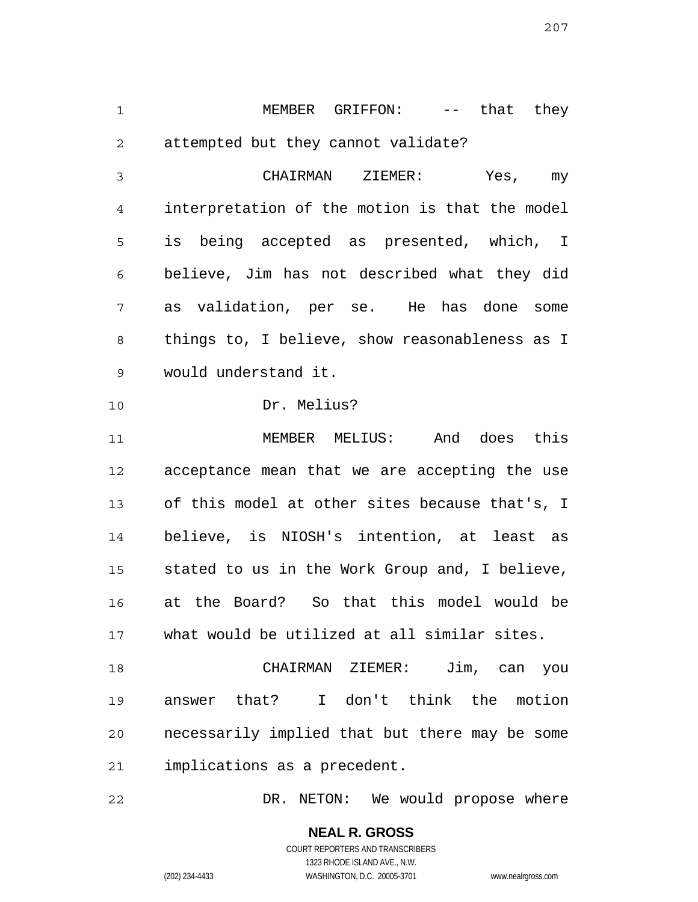MEMBER GRIFFON: -- that they attempted but they cannot validate?

CHAIRMAN ZIEMER: Yes, my interpretation of the motion is that the model is being accepted as presented, which, I believe, Jim has not described what they did as validation, per se. He has done some things to, I believe, show reasonableness as I would understand it.

Dr. Melius?

MEMBER MELIUS: And does this acceptance mean that we are accepting the use of this model at other sites because that's, I believe, is NIOSH's intention, at least as stated to us in the Work Group and, I believe, at the Board? So that this model would be what would be utilized at all similar sites.

CHAIRMAN ZIEMER: Jim, can you answer that? I don't think the motion necessarily implied that but there may be some implications as a precedent.

DR. NETON: We would propose where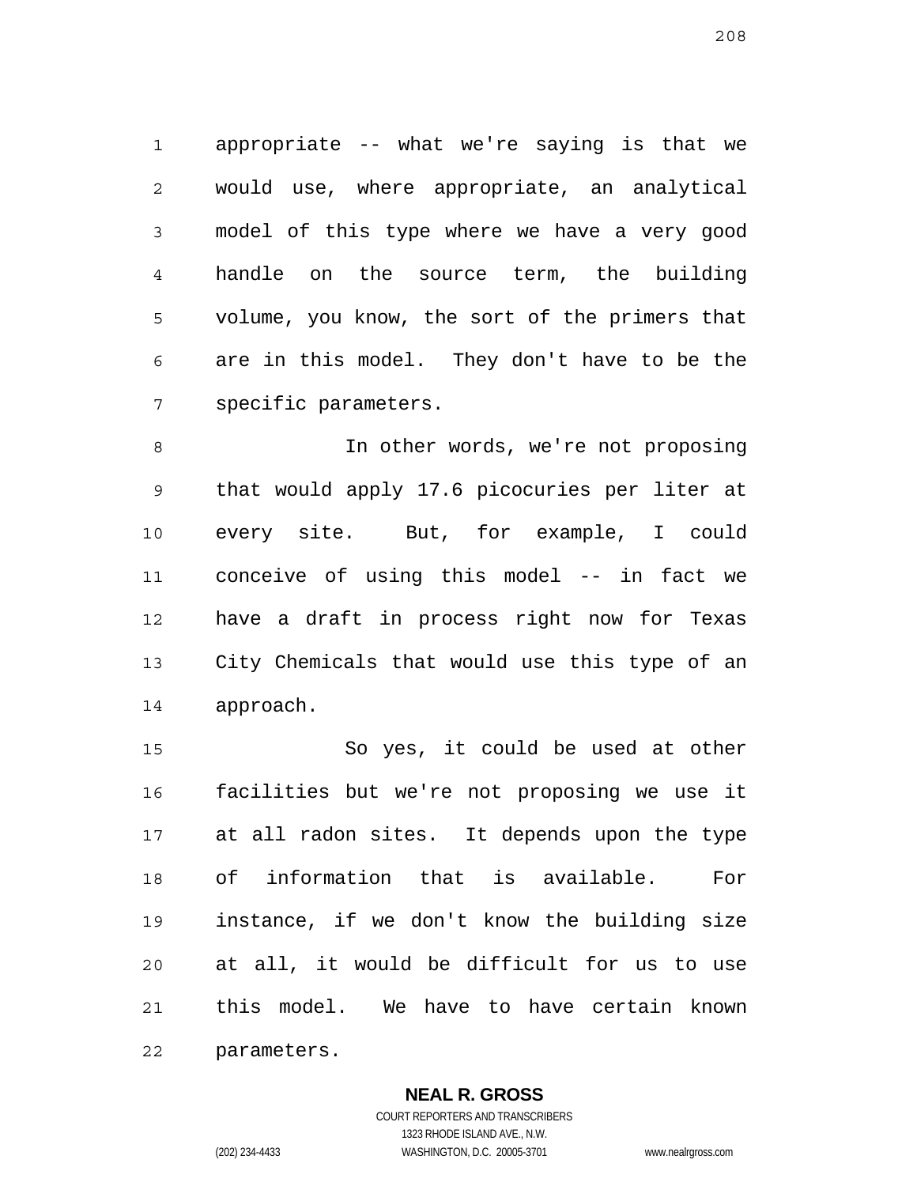appropriate -- what we're saying is that we would use, where appropriate, an analytical model of this type where we have a very good handle on the source term, the building volume, you know, the sort of the primers that are in this model. They don't have to be the specific parameters.

In other words, we're not proposing that would apply 17.6 picocuries per liter at every site. But, for example, I could conceive of using this model -- in fact we have a draft in process right now for Texas City Chemicals that would use this type of an approach.

So yes, it could be used at other facilities but we're not proposing we use it at all radon sites. It depends upon the type of information that is available. For instance, if we don't know the building size at all, it would be difficult for us to use this model. We have to have certain known parameters.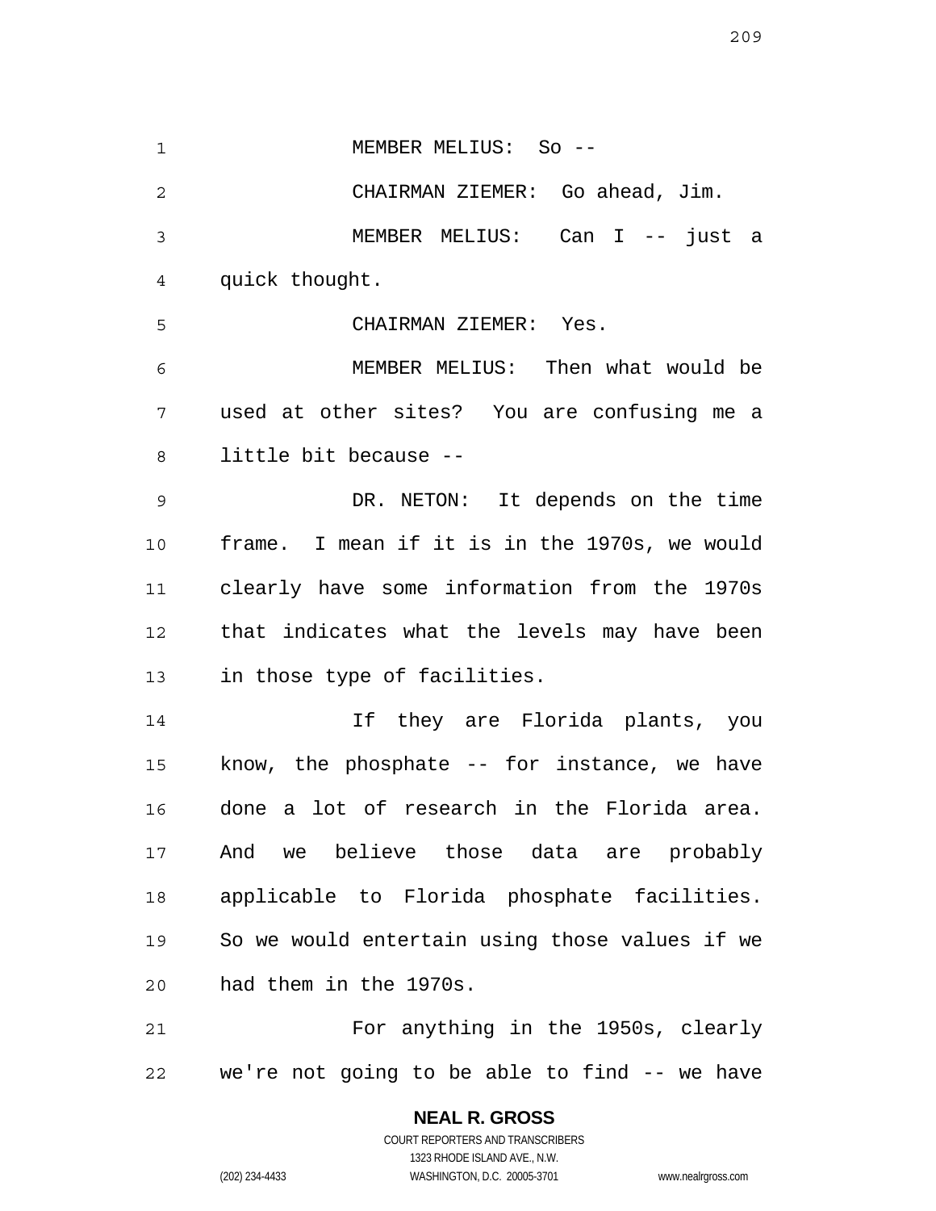MEMBER MELIUS: So --

CHAIRMAN ZIEMER: Go ahead, Jim.

MEMBER MELIUS: Can I -- just a quick thought.

CHAIRMAN ZIEMER: Yes.

MEMBER MELIUS: Then what would be used at other sites? You are confusing me a little bit because --

DR. NETON: It depends on the time frame. I mean if it is in the 1970s, we would clearly have some information from the 1970s that indicates what the levels may have been in those type of facilities.

If they are Florida plants, you know, the phosphate -- for instance, we have done a lot of research in the Florida area. And we believe those data are probably applicable to Florida phosphate facilities. So we would entertain using those values if we had them in the 1970s.

For anything in the 1950s, clearly we're not going to be able to find -- we have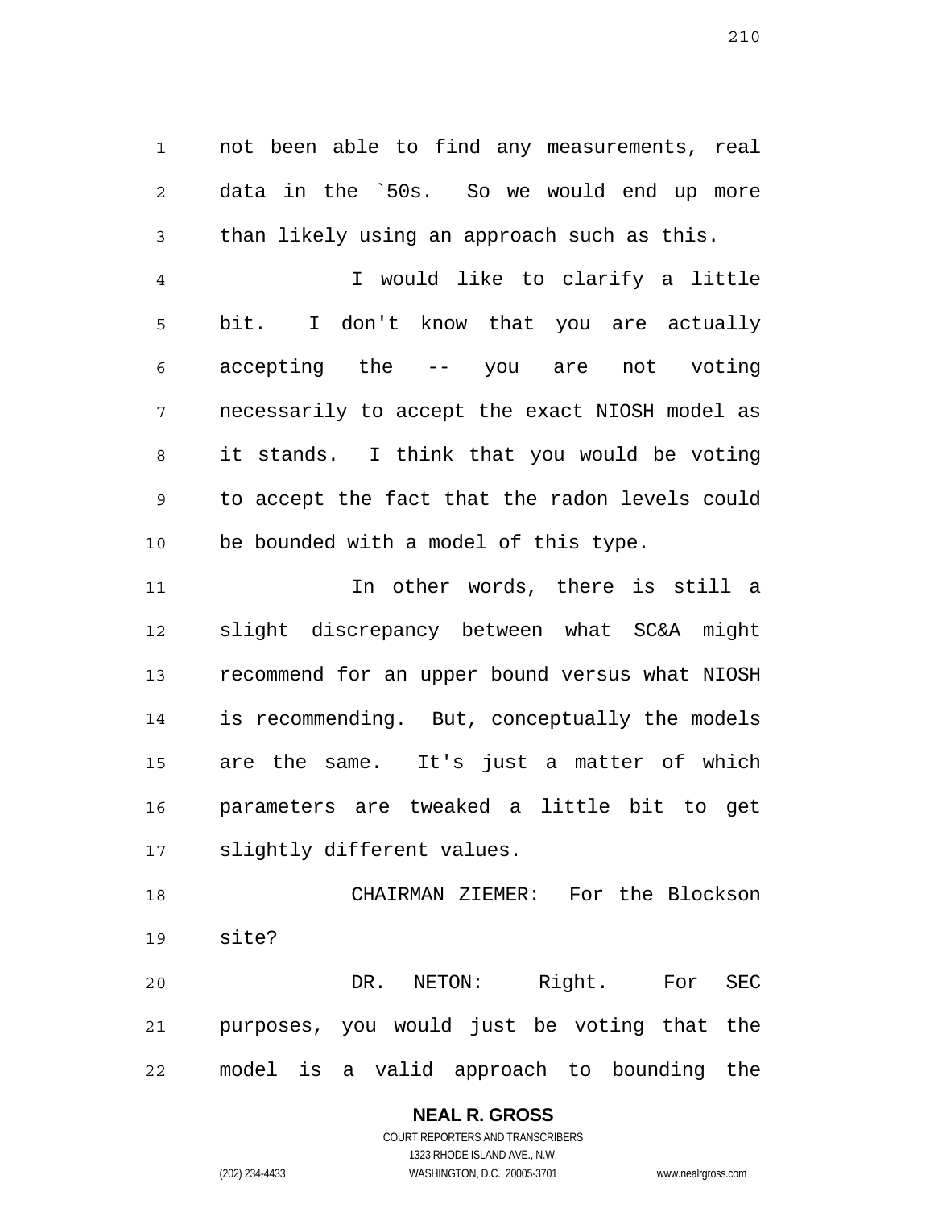not been able to find any measurements, real data in the `50s. So we would end up more than likely using an approach such as this.

I would like to clarify a little bit. I don't know that you are actually accepting the -- you are not voting necessarily to accept the exact NIOSH model as it stands. I think that you would be voting to accept the fact that the radon levels could be bounded with a model of this type.

In other words, there is still a slight discrepancy between what SC&A might recommend for an upper bound versus what NIOSH is recommending. But, conceptually the models are the same. It's just a matter of which parameters are tweaked a little bit to get slightly different values.

CHAIRMAN ZIEMER: For the Blockson site?

DR. NETON: Right. For SEC purposes, you would just be voting that the model is a valid approach to bounding the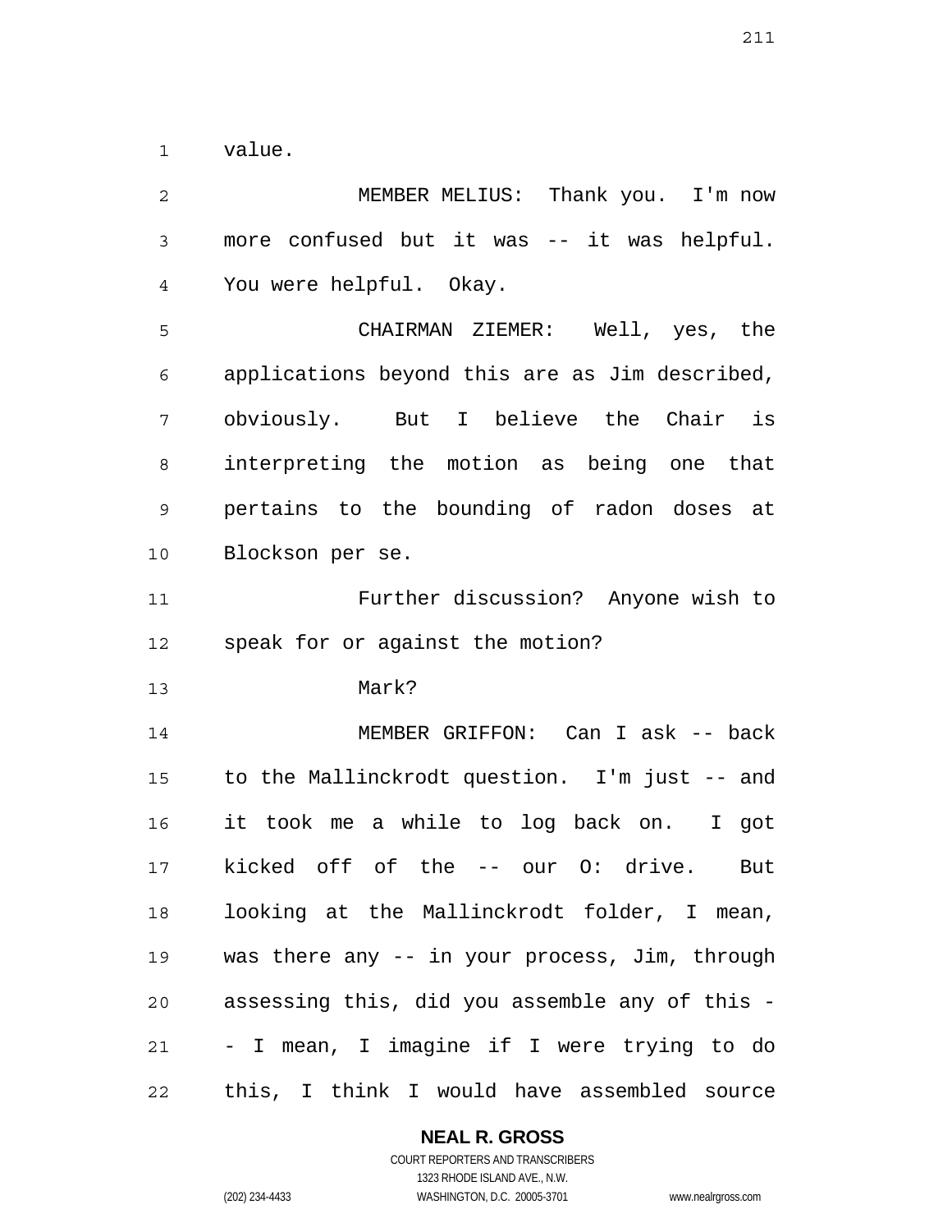value.

MEMBER MELIUS: Thank you. I'm now more confused but it was -- it was helpful. You were helpful. Okay.

CHAIRMAN ZIEMER: Well, yes, the applications beyond this are as Jim described, obviously. But I believe the Chair is interpreting the motion as being one that pertains to the bounding of radon doses at Blockson per se.

Further discussion? Anyone wish to speak for or against the motion?

Mark?

MEMBER GRIFFON: Can I ask -- back to the Mallinckrodt question. I'm just -- and it took me a while to log back on. I got kicked off of the -- our O: drive. But looking at the Mallinckrodt folder, I mean, was there any -- in your process, Jim, through assessing this, did you assemble any of this -- I mean, I imagine if I were trying to do this, I think I would have assembled source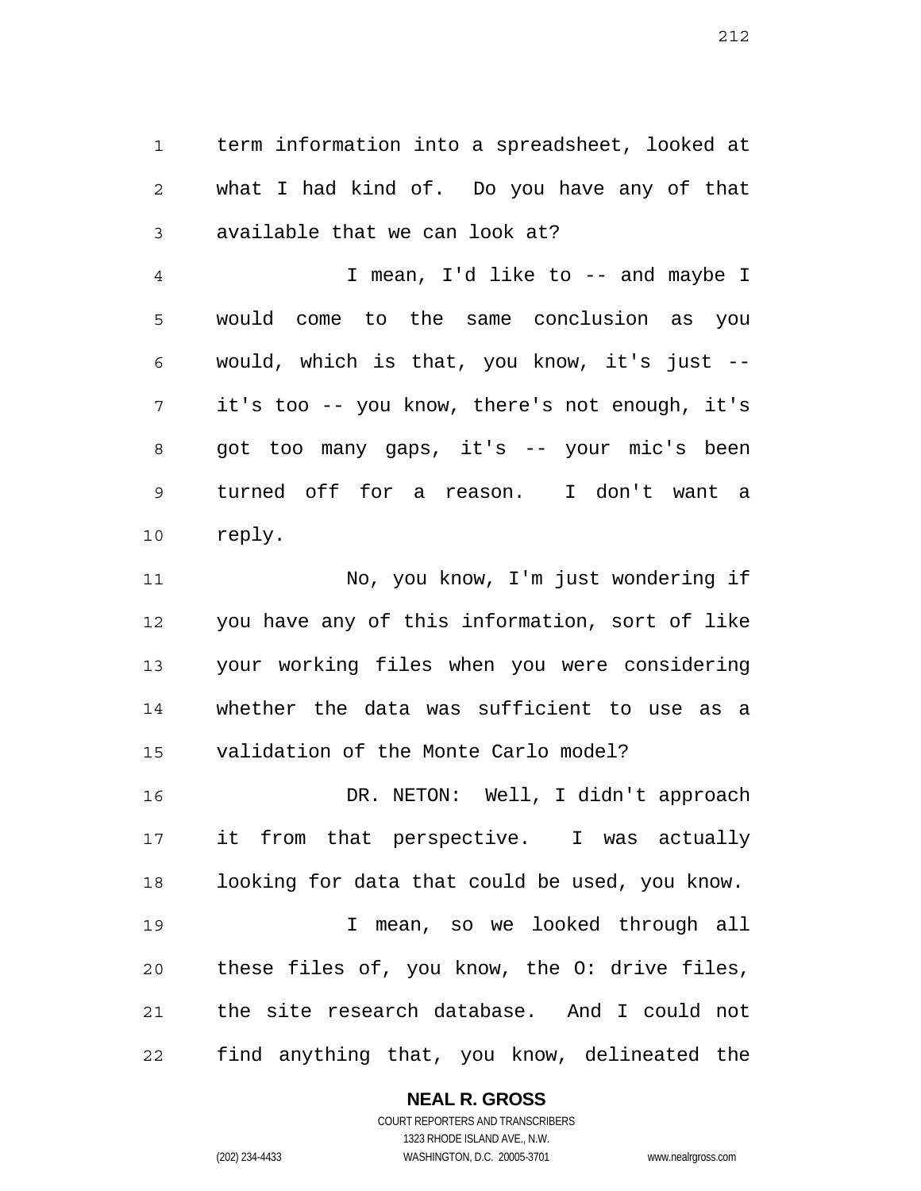term information into a spreadsheet, looked at what I had kind of. Do you have any of that available that we can look at?

I mean, I'd like to -- and maybe I would come to the same conclusion as you would, which is that, you know, it's just -- it's too -- you know, there's not enough, it's got too many gaps, it's -- your mic's been turned off for a reason. I don't want a reply.

No, you know, I'm just wondering if you have any of this information, sort of like your working files when you were considering whether the data was sufficient to use as a validation of the Monte Carlo model?

DR. NETON: Well, I didn't approach it from that perspective. I was actually looking for data that could be used, you know.

I mean, so we looked through all these files of, you know, the O: drive files, the site research database. And I could not find anything that, you know, delineated the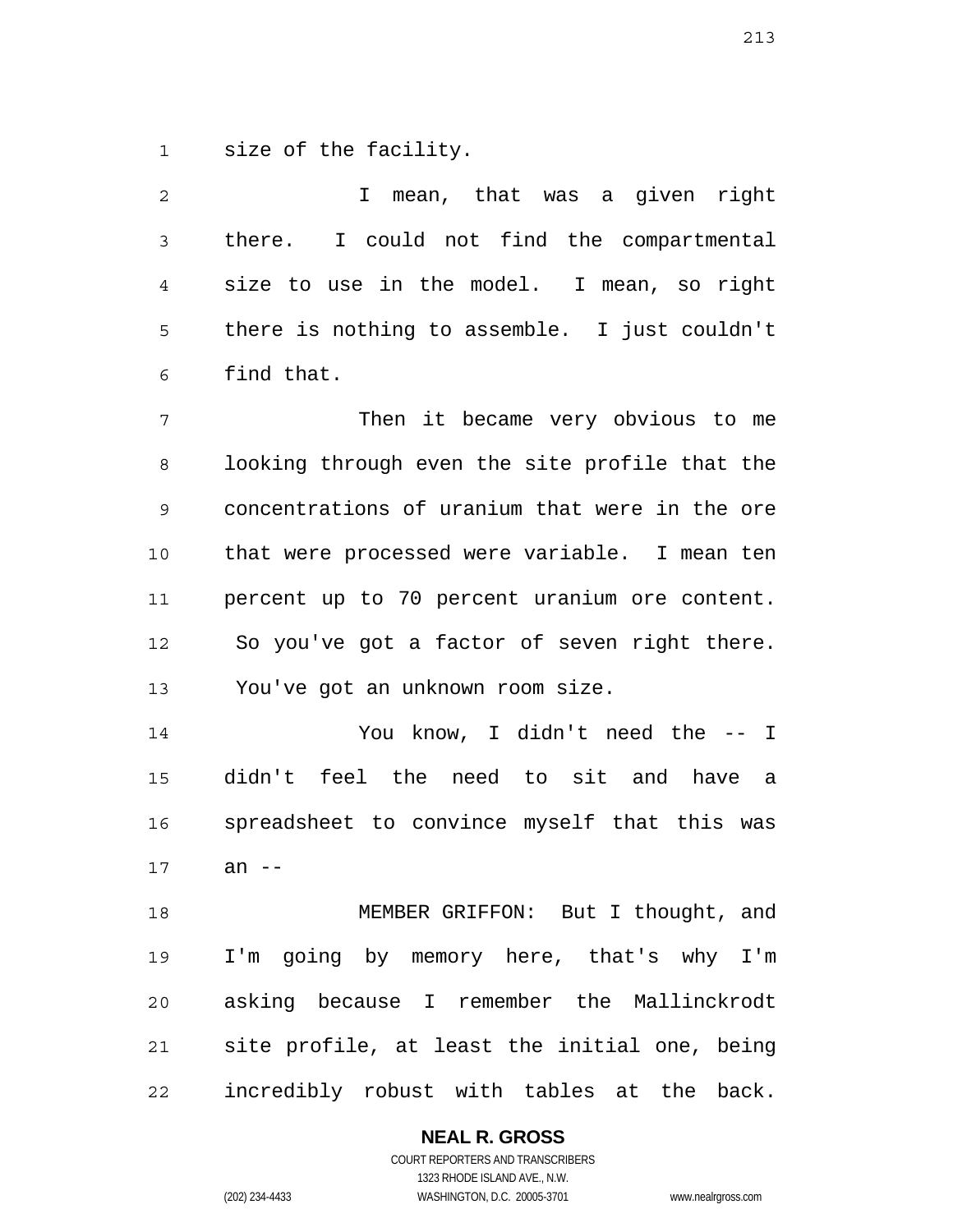size of the facility.

I mean, that was a given right there. I could not find the compartmental size to use in the model. I mean, so right there is nothing to assemble. I just couldn't find that.

Then it became very obvious to me looking through even the site profile that the concentrations of uranium that were in the ore that were processed were variable. I mean ten percent up to 70 percent uranium ore content. So you've got a factor of seven right there. You've got an unknown room size.

You know, I didn't need the -- I didn't feel the need to sit and have a spreadsheet to convince myself that this was an --

MEMBER GRIFFON: But I thought, and I'm going by memory here, that's why I'm asking because I remember the Mallinckrodt site profile, at least the initial one, being incredibly robust with tables at the back.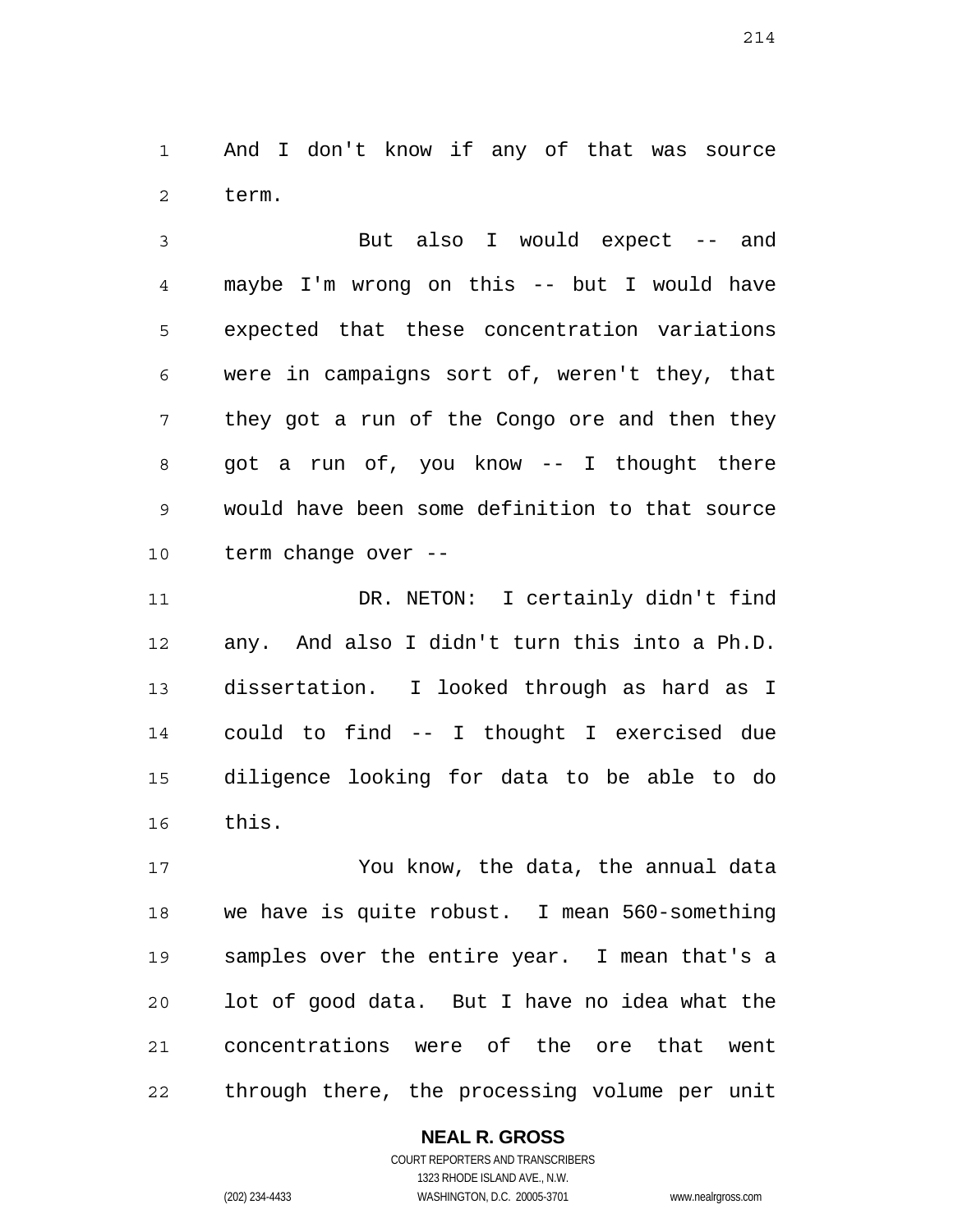And I don't know if any of that was source term.

But also I would expect -- and maybe I'm wrong on this -- but I would have expected that these concentration variations were in campaigns sort of, weren't they, that they got a run of the Congo ore and then they got a run of, you know -- I thought there would have been some definition to that source term change over --

DR. NETON: I certainly didn't find any. And also I didn't turn this into a Ph.D. dissertation. I looked through as hard as I could to find -- I thought I exercised due diligence looking for data to be able to do this.

You know, the data, the annual data we have is quite robust. I mean 560-something samples over the entire year. I mean that's a lot of good data. But I have no idea what the concentrations were of the ore that went through there, the processing volume per unit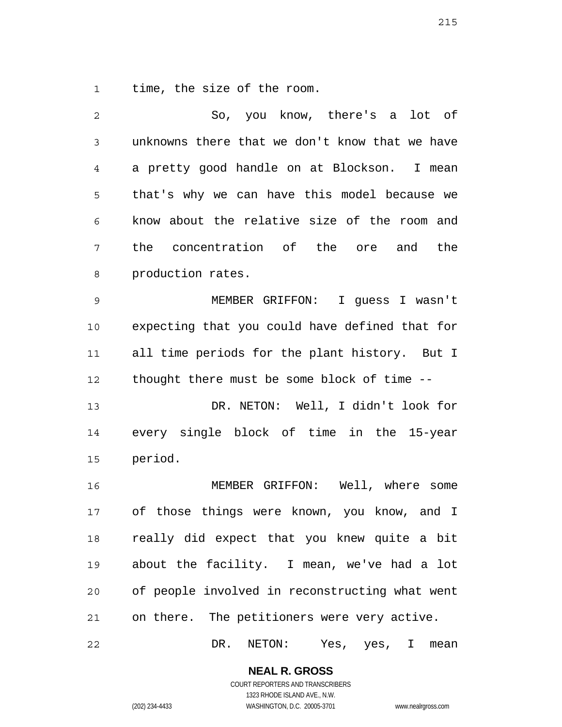time, the size of the room.

So, you know, there's a lot of unknowns there that we don't know that we have a pretty good handle on at Blockson. I mean that's why we can have this model because we know about the relative size of the room and the concentration of the ore and the production rates.

MEMBER GRIFFON: I guess I wasn't expecting that you could have defined that for all time periods for the plant history. But I thought there must be some block of time --

DR. NETON: Well, I didn't look for every single block of time in the 15-year period.

MEMBER GRIFFON: Well, where some of those things were known, you know, and I really did expect that you knew quite a bit about the facility. I mean, we've had a lot of people involved in reconstructing what went on there. The petitioners were very active.

DR. NETON: Yes, yes, I mean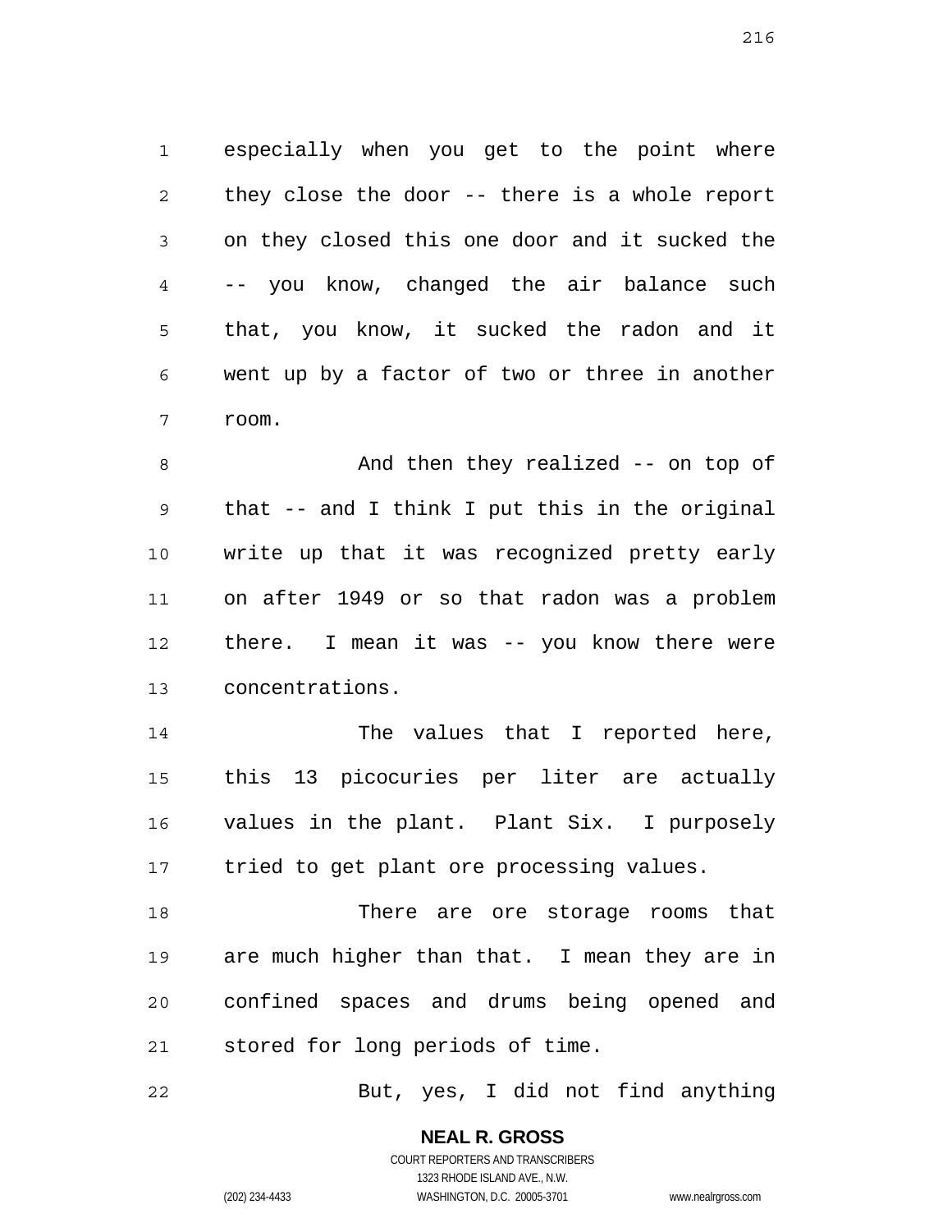especially when you get to the point where they close the door -- there is a whole report on they closed this one door and it sucked the -- you know, changed the air balance such that, you know, it sucked the radon and it went up by a factor of two or three in another room.

And then they realized -- on top of that -- and I think I put this in the original write up that it was recognized pretty early on after 1949 or so that radon was a problem there. I mean it was -- you know there were concentrations.

The values that I reported here, this 13 picocuries per liter are actually values in the plant. Plant Six. I purposely tried to get plant ore processing values.

There are ore storage rooms that are much higher than that. I mean they are in confined spaces and drums being opened and stored for long periods of time.

But, yes, I did not find anything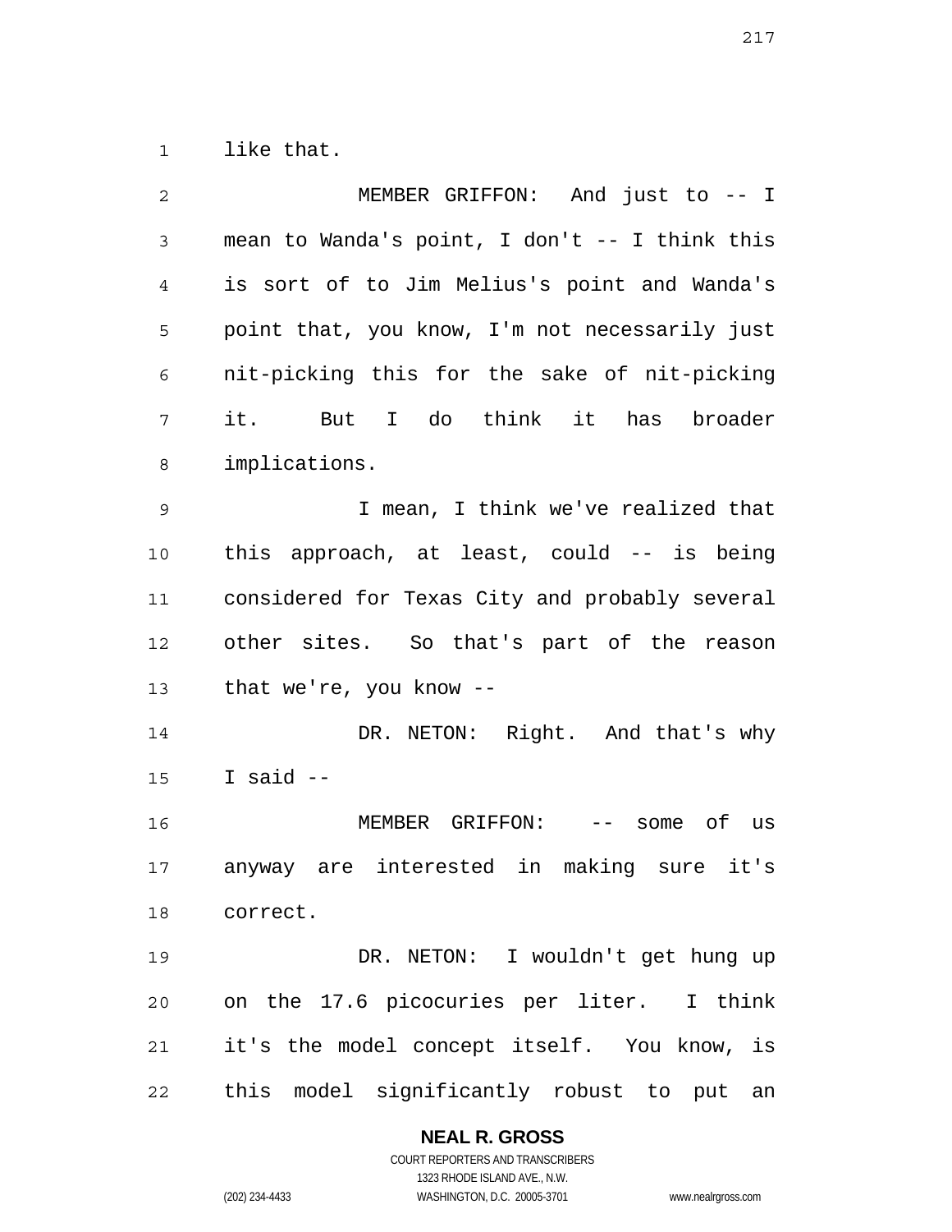like that.

MEMBER GRIFFON: And just to -- I mean to Wanda's point, I don't -- I think this is sort of to Jim Melius's point and Wanda's point that, you know, I'm not necessarily just nit-picking this for the sake of nit-picking it. But I do think it has broader implications.

I mean, I think we've realized that this approach, at least, could -- is being considered for Texas City and probably several other sites. So that's part of the reason that we're, you know --

DR. NETON: Right. And that's why I said --

MEMBER GRIFFON: -- some of us anyway are interested in making sure it's correct.

DR. NETON: I wouldn't get hung up on the 17.6 picocuries per liter. I think it's the model concept itself. You know, is this model significantly robust to put an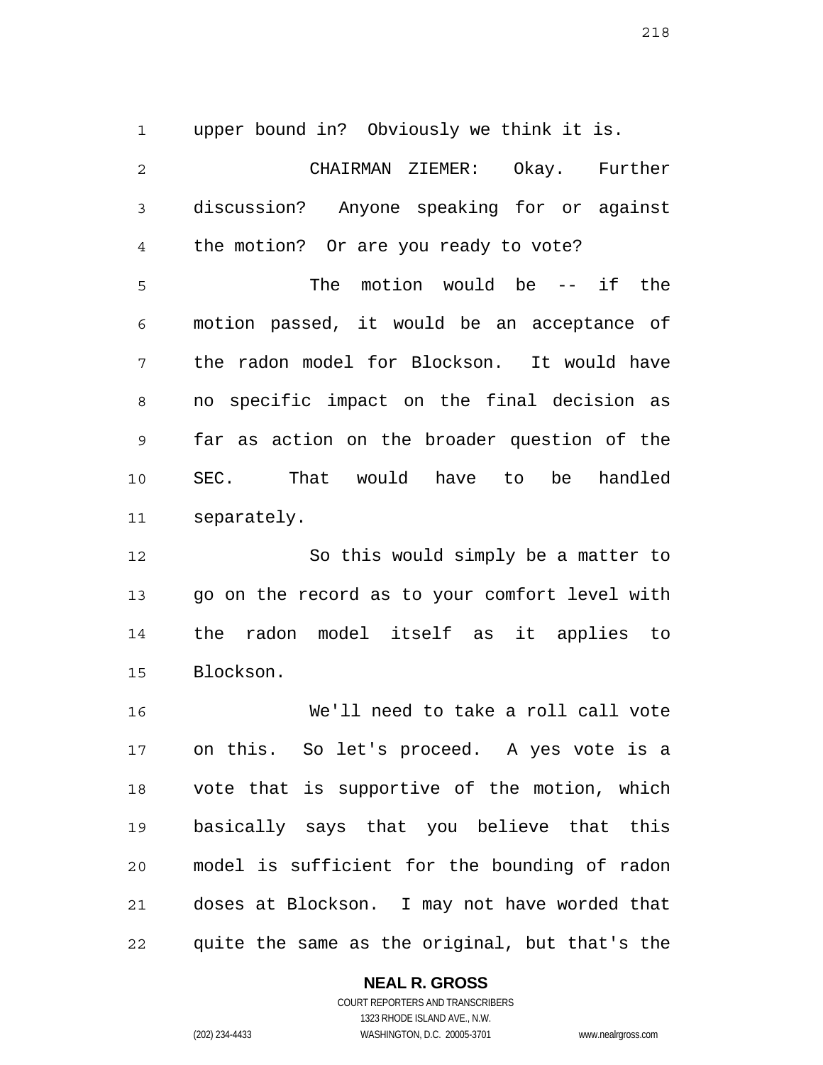upper bound in? Obviously we think it is.

CHAIRMAN ZIEMER: Okay. Further discussion? Anyone speaking for or against the motion? Or are you ready to vote?

The motion would be -- if the motion passed, it would be an acceptance of the radon model for Blockson. It would have no specific impact on the final decision as far as action on the broader question of the SEC. That would have to be handled separately.

So this would simply be a matter to go on the record as to your comfort level with the radon model itself as it applies to Blockson.

We'll need to take a roll call vote on this. So let's proceed. A yes vote is a vote that is supportive of the motion, which basically says that you believe that this model is sufficient for the bounding of radon doses at Blockson. I may not have worded that quite the same as the original, but that's the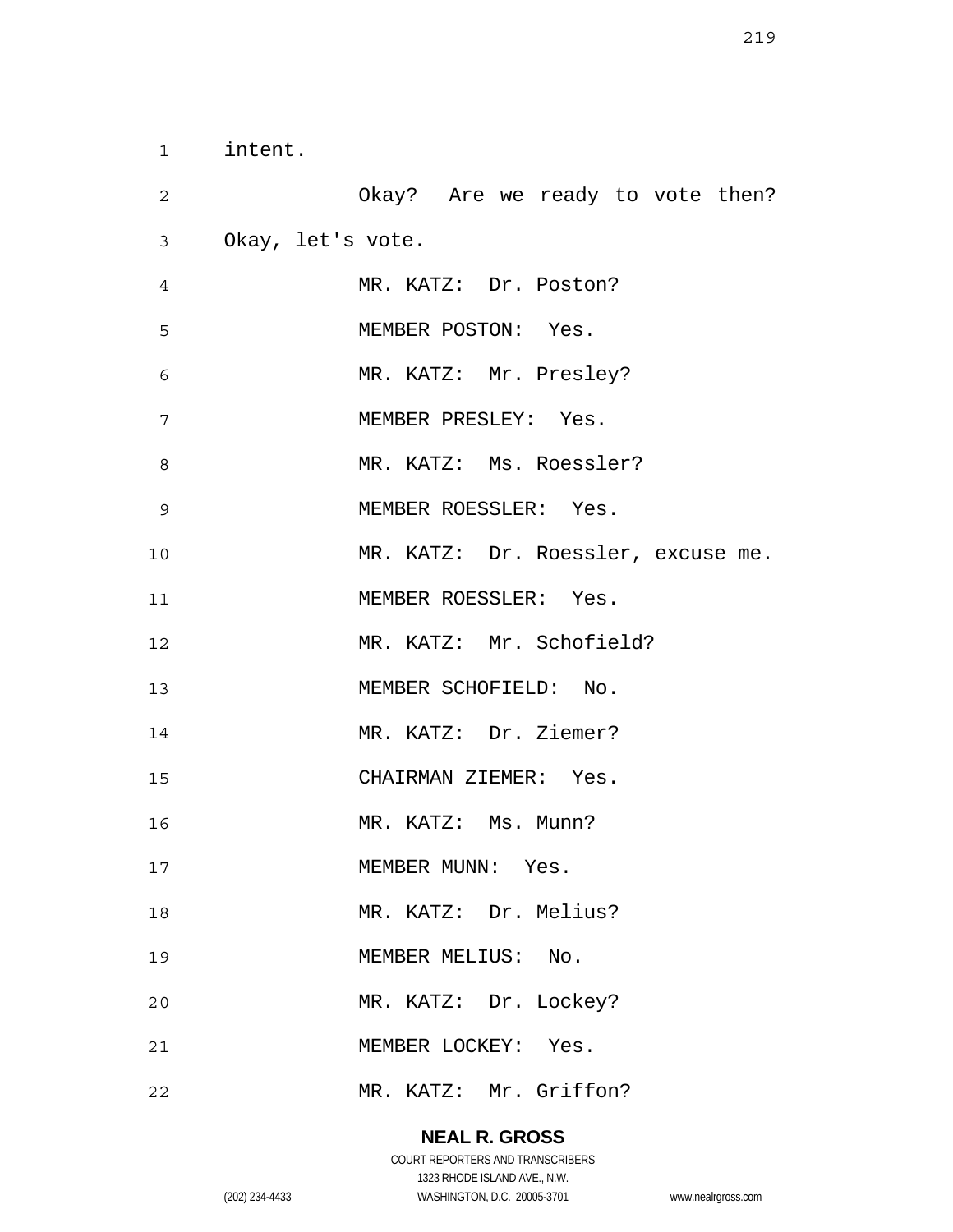intent.

Okay? Are we ready to vote then? Okay, let's vote.

MR. KATZ: Dr. Poston?

MEMBER POSTON: Yes.

MR. KATZ: Mr. Presley?

MEMBER PRESLEY: Yes.

MR. KATZ: Ms. Roessler?

MEMBER ROESSLER: Yes.

MR. KATZ: Dr. Roessler, excuse me.

MEMBER ROESSLER: Yes.

MR. KATZ: Mr. Schofield?

MEMBER SCHOFIELD: No.

MR. KATZ: Dr. Ziemer?

CHAIRMAN ZIEMER: Yes.

MR. KATZ: Ms. Munn?

MEMBER MUNN: Yes.

MR. KATZ: Dr. Melius?

MEMBER MELIUS: No.

MR. KATZ: Dr. Lockey?

MEMBER LOCKEY: Yes.

MR. KATZ: Mr. Griffon?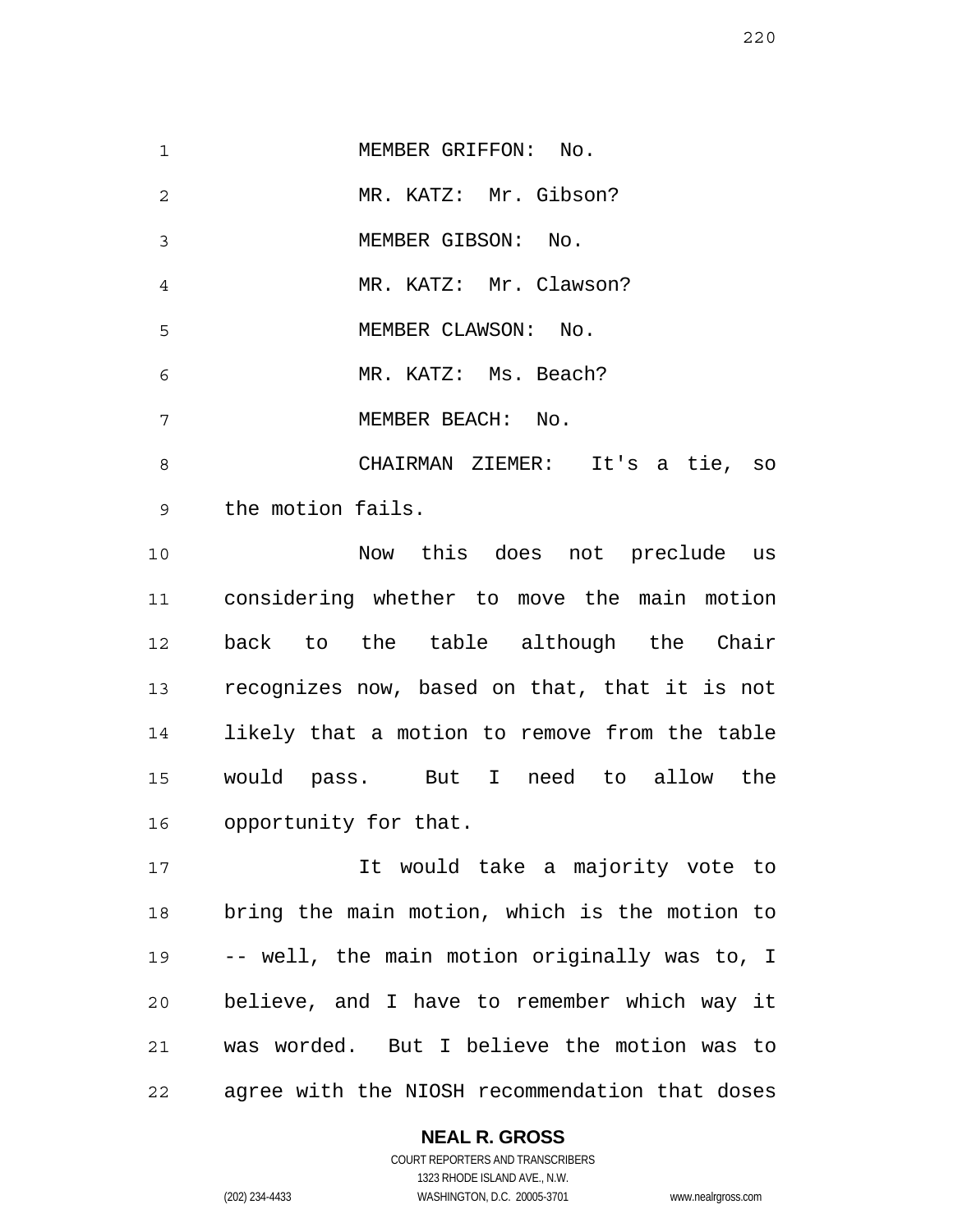MEMBER GRIFFON: No.

MR. KATZ: Mr. Gibson?

MEMBER GIBSON: No.

MR. KATZ: Mr. Clawson?

MEMBER CLAWSON: No.

MR. KATZ: Ms. Beach?

MEMBER BEACH: No.

CHAIRMAN ZIEMER: It's a tie, so the motion fails.

Now this does not preclude us considering whether to move the main motion back to the table although the Chair recognizes now, based on that, that it is not likely that a motion to remove from the table would pass. But I need to allow the opportunity for that.

It would take a majority vote to bring the main motion, which is the motion to -- well, the main motion originally was to, I believe, and I have to remember which way it was worded. But I believe the motion was to agree with the NIOSH recommendation that doses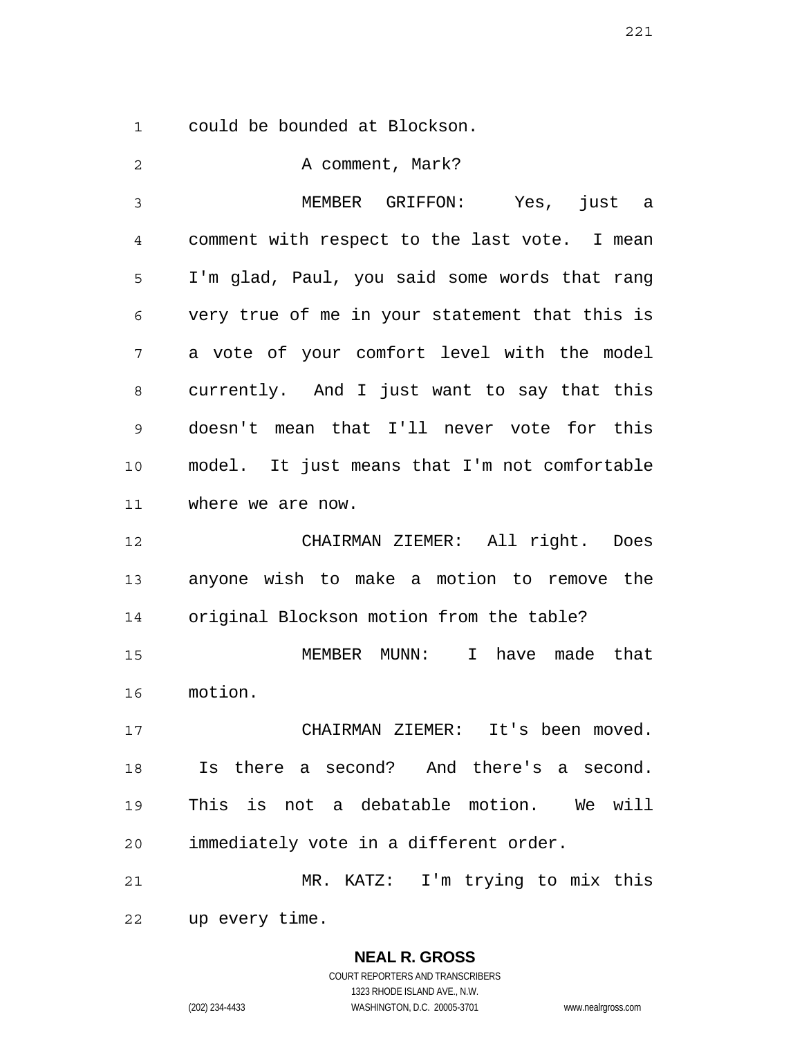could be bounded at Blockson.

A comment, Mark?

MEMBER GRIFFON: Yes, just a comment with respect to the last vote. I mean I'm glad, Paul, you said some words that rang very true of me in your statement that this is a vote of your comfort level with the model currently. And I just want to say that this doesn't mean that I'll never vote for this model. It just means that I'm not comfortable where we are now.

CHAIRMAN ZIEMER: All right. Does anyone wish to make a motion to remove the original Blockson motion from the table?

MEMBER MUNN: I have made that motion.

CHAIRMAN ZIEMER: It's been moved. Is there a second? And there's a second. This is not a debatable motion. We will immediately vote in a different order.

MR. KATZ: I'm trying to mix this up every time.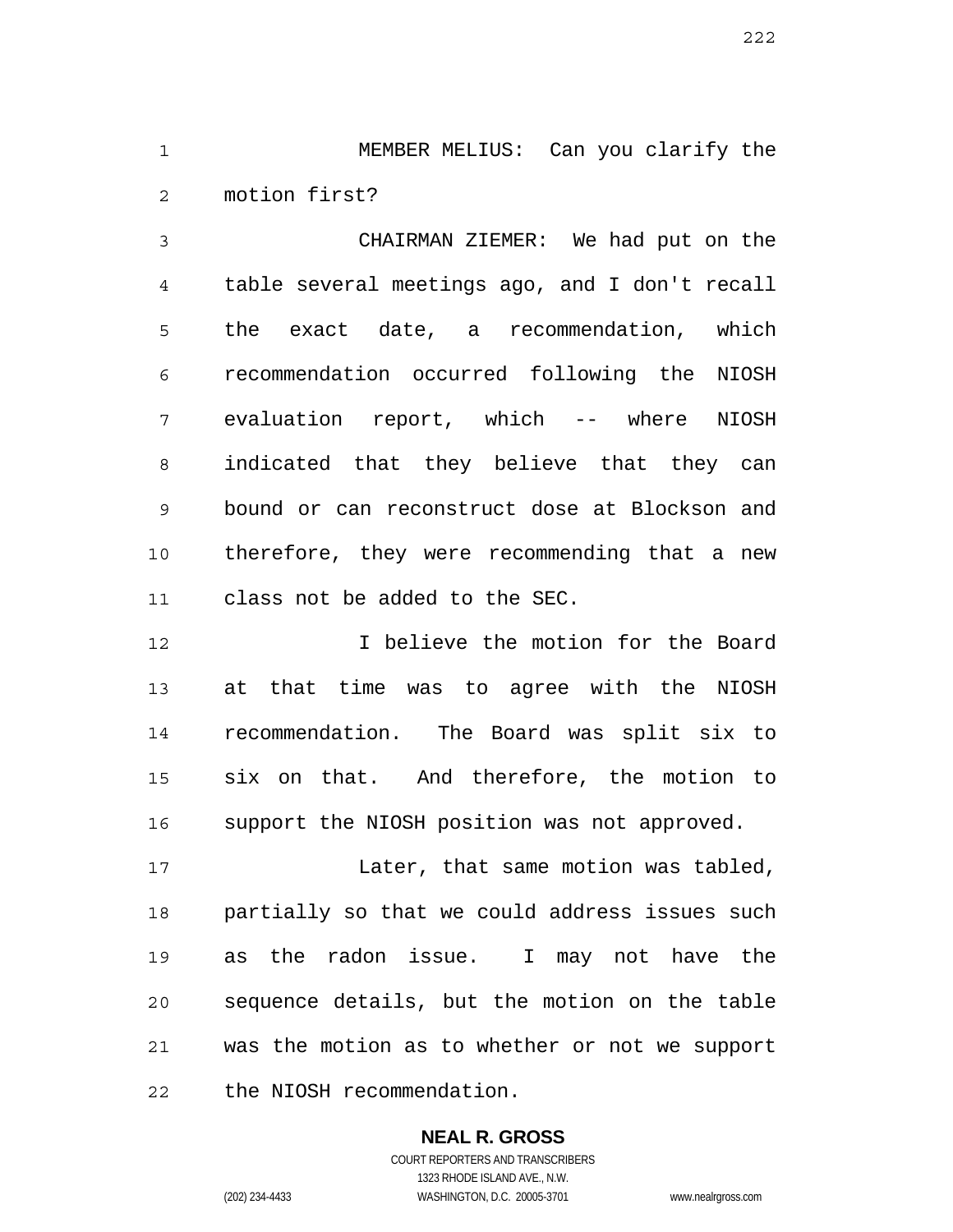MEMBER MELIUS: Can you clarify the motion first?

CHAIRMAN ZIEMER: We had put on the table several meetings ago, and I don't recall the exact date, a recommendation, which recommendation occurred following the NIOSH evaluation report, which -- where NIOSH indicated that they believe that they can bound or can reconstruct dose at Blockson and therefore, they were recommending that a new class not be added to the SEC.

I believe the motion for the Board at that time was to agree with the NIOSH recommendation. The Board was split six to six on that. And therefore, the motion to support the NIOSH position was not approved.

Later, that same motion was tabled, partially so that we could address issues such as the radon issue. I may not have the sequence details, but the motion on the table was the motion as to whether or not we support the NIOSH recommendation.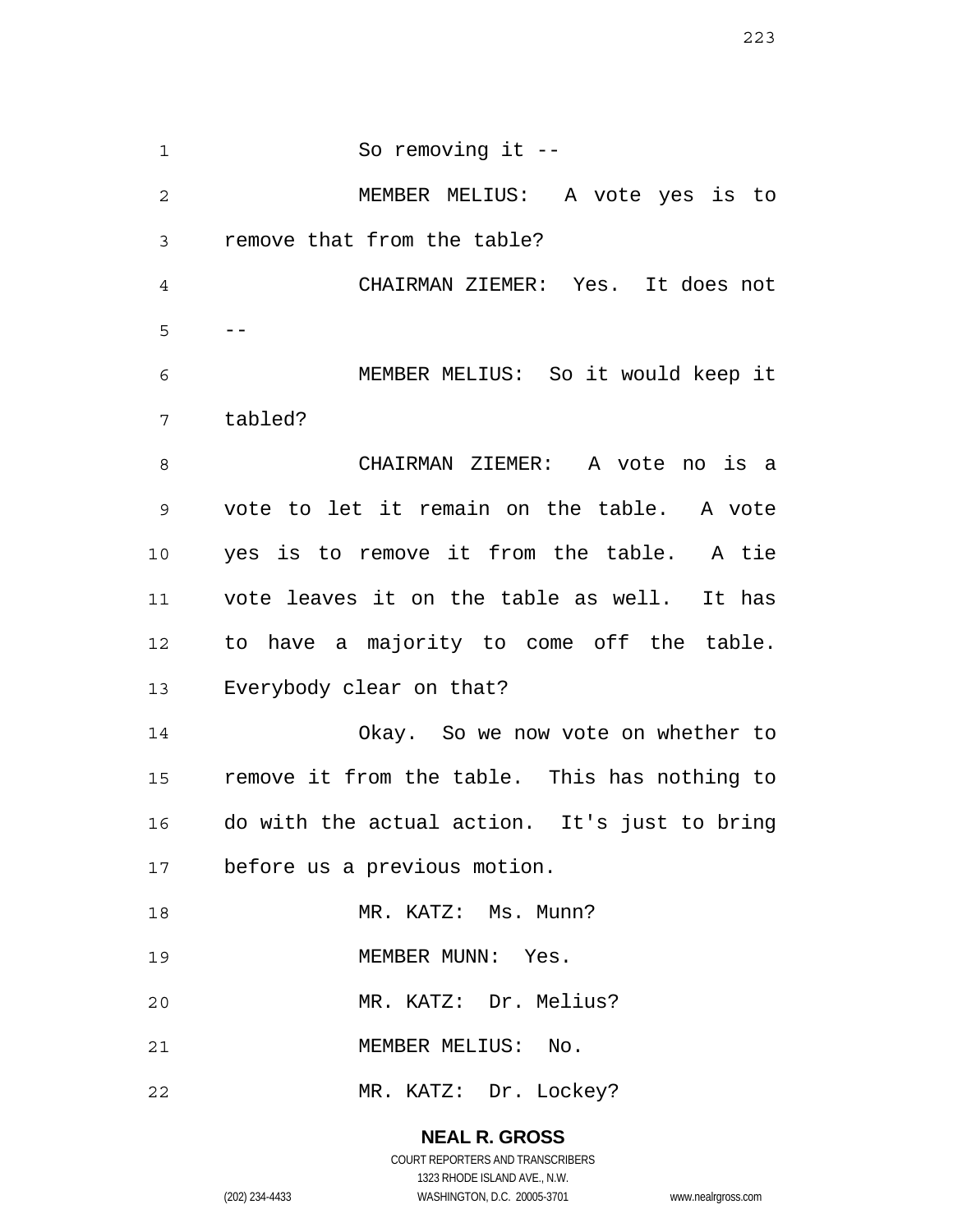So removing it --

MEMBER MELIUS: A vote yes is to remove that from the table?

CHAIRMAN ZIEMER: Yes. It does not --

MEMBER MELIUS: So it would keep it tabled?

CHAIRMAN ZIEMER: A vote no is a vote to let it remain on the table. A vote yes is to remove it from the table. A tie vote leaves it on the table as well. It has to have a majority to come off the table. Everybody clear on that?

Okay. So we now vote on whether to remove it from the table. This has nothing to do with the actual action. It's just to bring before us a previous motion.

MR. KATZ: Ms. Munn?

MEMBER MUNN: Yes.

MR. KATZ: Dr. Melius?

MEMBER MELIUS: No.

MR. KATZ: Dr. Lockey?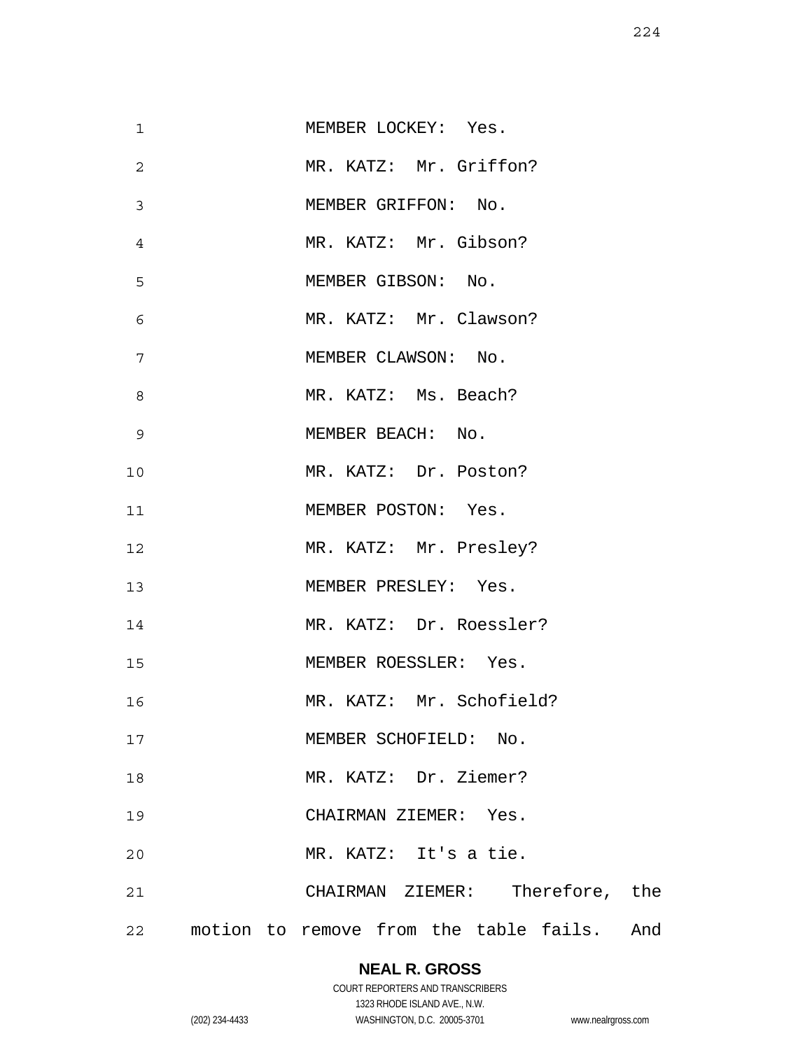MEMBER LOCKEY: Yes.

MR. KATZ: Mr. Griffon?

MEMBER GRIFFON: No.

MR. KATZ: Mr. Gibson?

MEMBER GIBSON: No.

MR. KATZ: Mr. Clawson?

MEMBER CLAWSON: No.

MR. KATZ: Ms. Beach?

MEMBER BEACH: No.

MR. KATZ: Dr. Poston?

MEMBER POSTON: Yes.

MR. KATZ: Mr. Presley?

MEMBER PRESLEY: Yes.

MR. KATZ: Dr. Roessler?

MEMBER ROESSLER: Yes.

MR. KATZ: Mr. Schofield?

MEMBER SCHOFIELD: No.

MR. KATZ: Dr. Ziemer?

CHAIRMAN ZIEMER: Yes.

MR. KATZ: It's a tie.

CHAIRMAN ZIEMER: Therefore, the motion to remove from the table fails. And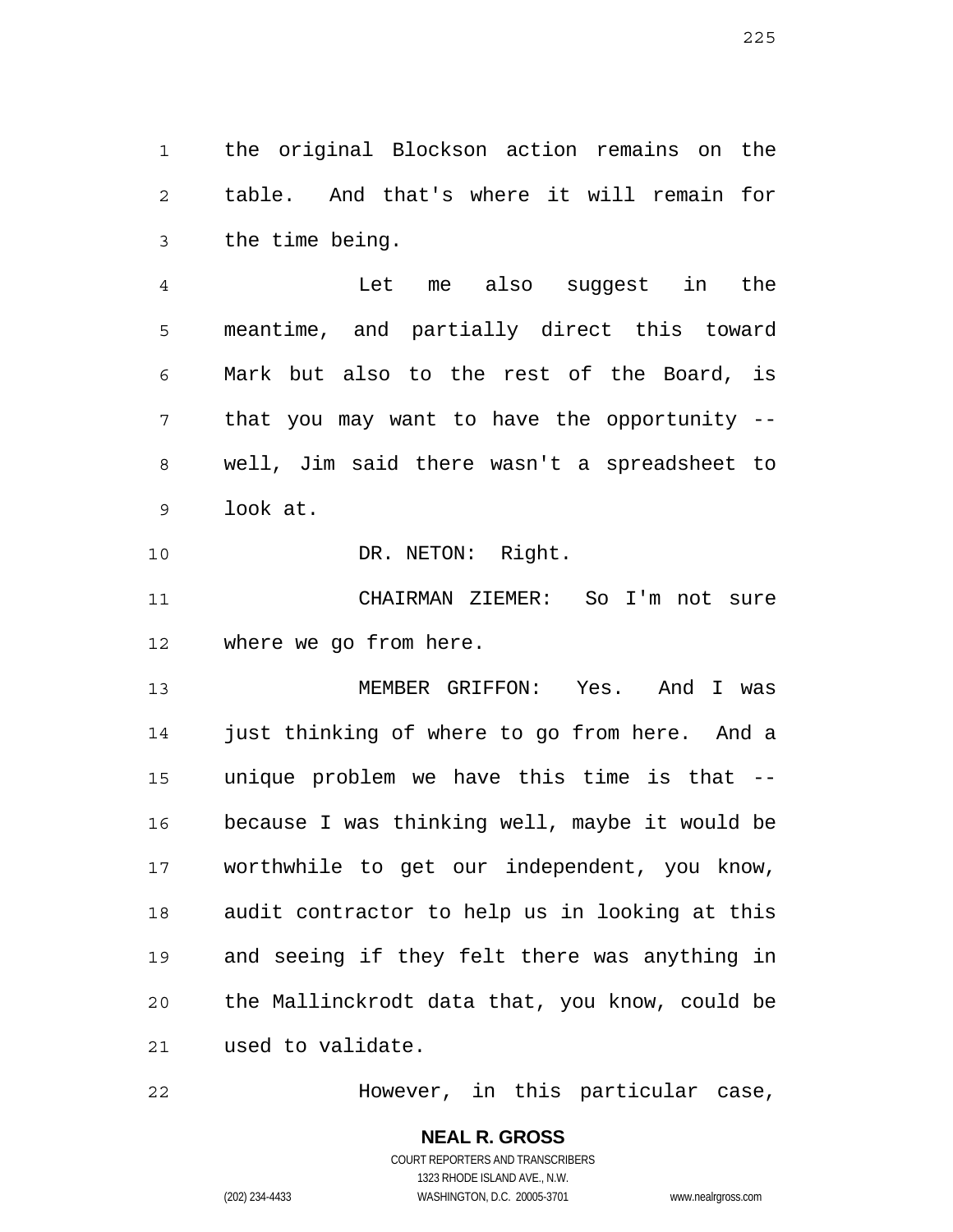the original Blockson action remains on the table. And that's where it will remain for the time being.

Let me also suggest in the meantime, and partially direct this toward Mark but also to the rest of the Board, is that you may want to have the opportunity -- well, Jim said there wasn't a spreadsheet to look at.

DR. NETON: Right.

CHAIRMAN ZIEMER: So I'm not sure where we go from here.

MEMBER GRIFFON: Yes. And I was just thinking of where to go from here. And a unique problem we have this time is that -- because I was thinking well, maybe it would be worthwhile to get our independent, you know, audit contractor to help us in looking at this and seeing if they felt there was anything in the Mallinckrodt data that, you know, could be used to validate.

However, in this particular case,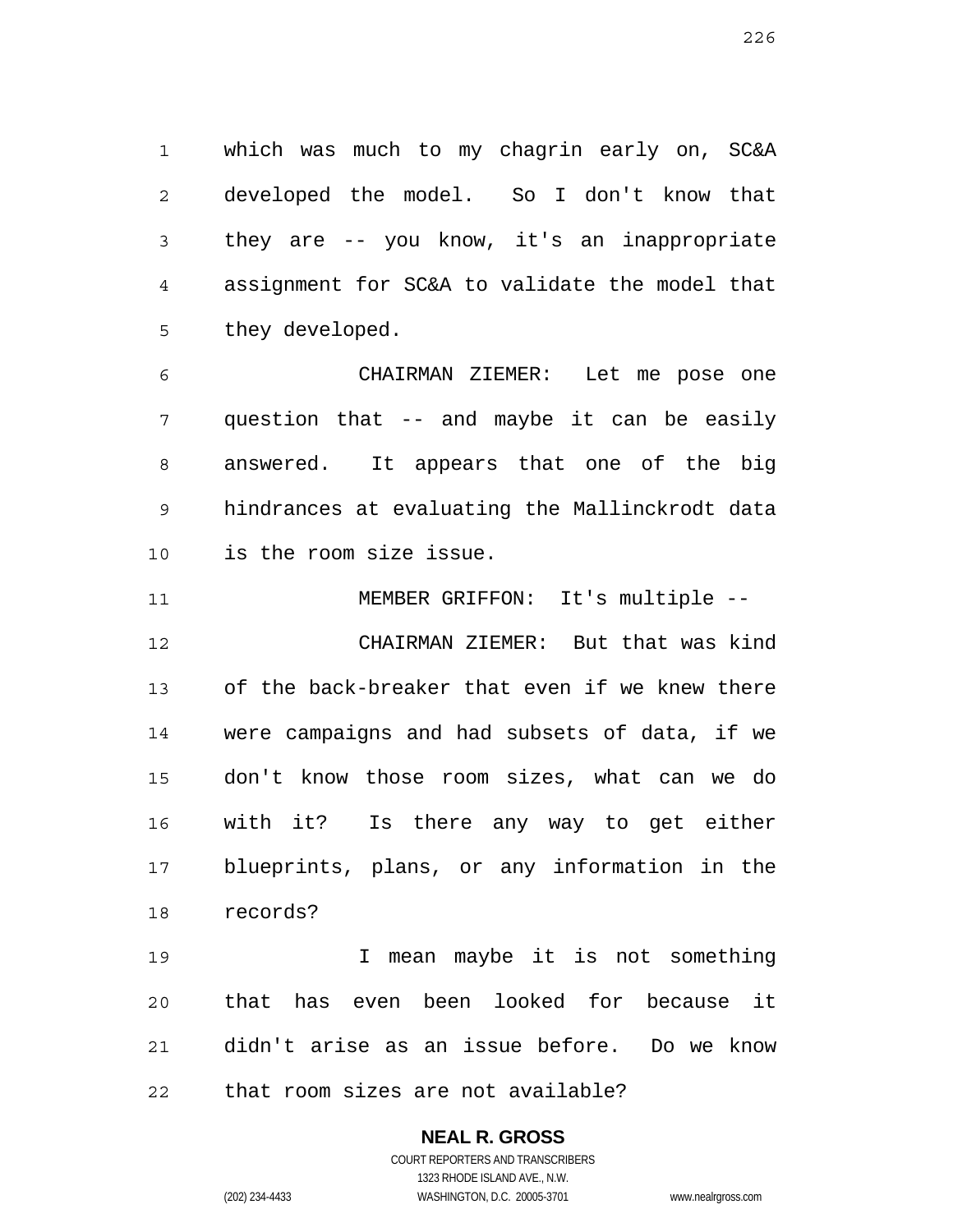which was much to my chagrin early on, SC&A developed the model. So I don't know that they are -- you know, it's an inappropriate assignment for SC&A to validate the model that they developed.

CHAIRMAN ZIEMER: Let me pose one question that -- and maybe it can be easily answered. It appears that one of the big hindrances at evaluating the Mallinckrodt data is the room size issue.

MEMBER GRIFFON: It's multiple --

CHAIRMAN ZIEMER: But that was kind of the back-breaker that even if we knew there were campaigns and had subsets of data, if we don't know those room sizes, what can we do with it? Is there any way to get either blueprints, plans, or any information in the records?

I mean maybe it is not something that has even been looked for because it didn't arise as an issue before. Do we know that room sizes are not available?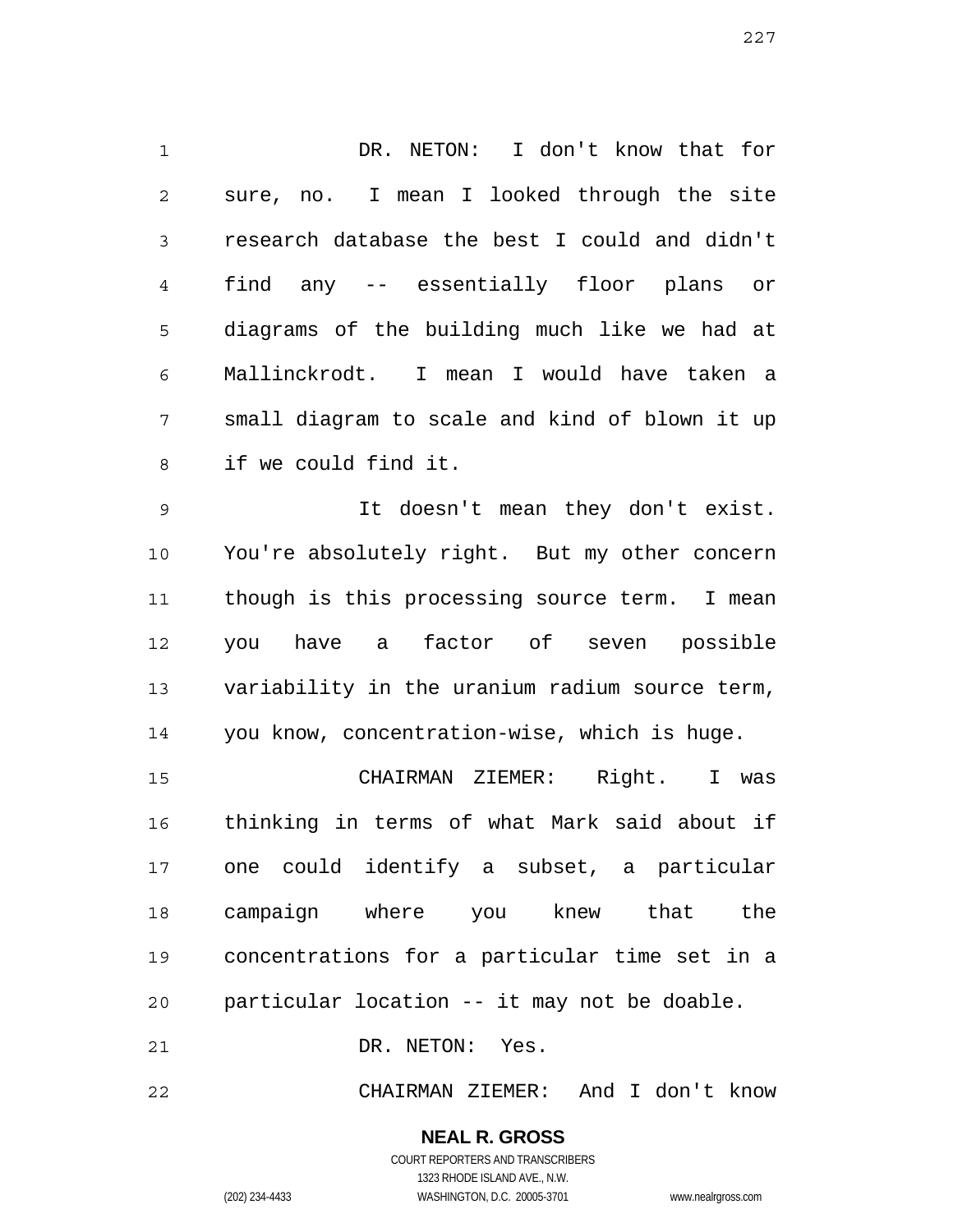DR. NETON: I don't know that for sure, no. I mean I looked through the site research database the best I could and didn't find any -- essentially floor plans or diagrams of the building much like we had at Mallinckrodt. I mean I would have taken a small diagram to scale and kind of blown it up if we could find it.

It doesn't mean they don't exist. You're absolutely right. But my other concern though is this processing source term. I mean you have a factor of seven possible variability in the uranium radium source term, you know, concentration-wise, which is huge.

CHAIRMAN ZIEMER: Right. I was thinking in terms of what Mark said about if one could identify a subset, a particular campaign where you knew that the concentrations for a particular time set in a particular location -- it may not be doable.

DR. NETON: Yes.

CHAIRMAN ZIEMER: And I don't know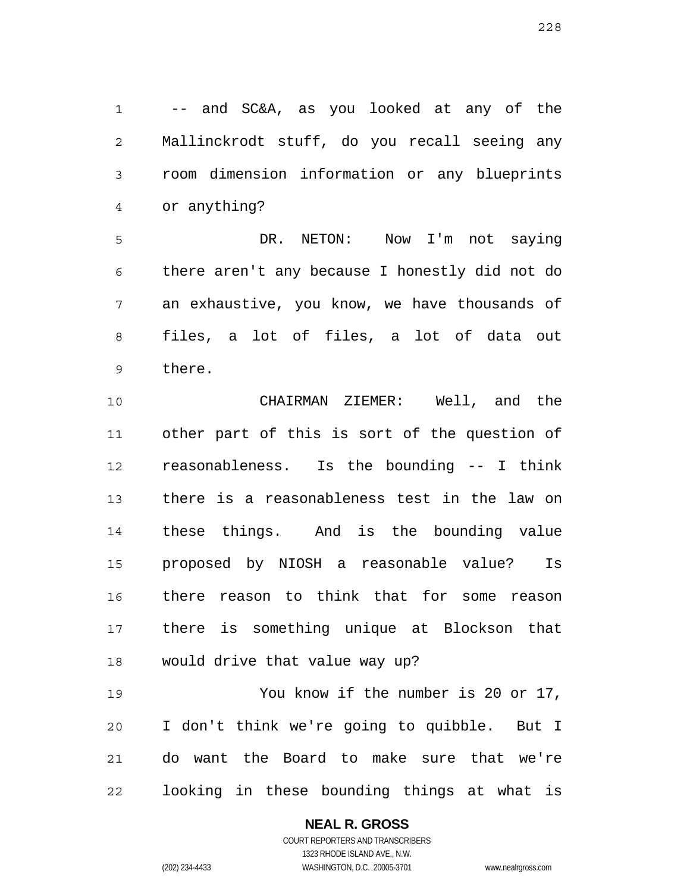-- and SC&A, as you looked at any of the Mallinckrodt stuff, do you recall seeing any room dimension information or any blueprints or anything?

DR. NETON: Now I'm not saying there aren't any because I honestly did not do an exhaustive, you know, we have thousands of files, a lot of files, a lot of data out there.

CHAIRMAN ZIEMER: Well, and the other part of this is sort of the question of reasonableness. Is the bounding -- I think there is a reasonableness test in the law on these things. And is the bounding value proposed by NIOSH a reasonable value? Is there reason to think that for some reason there is something unique at Blockson that would drive that value way up?

You know if the number is 20 or 17, I don't think we're going to quibble. But I do want the Board to make sure that we're looking in these bounding things at what is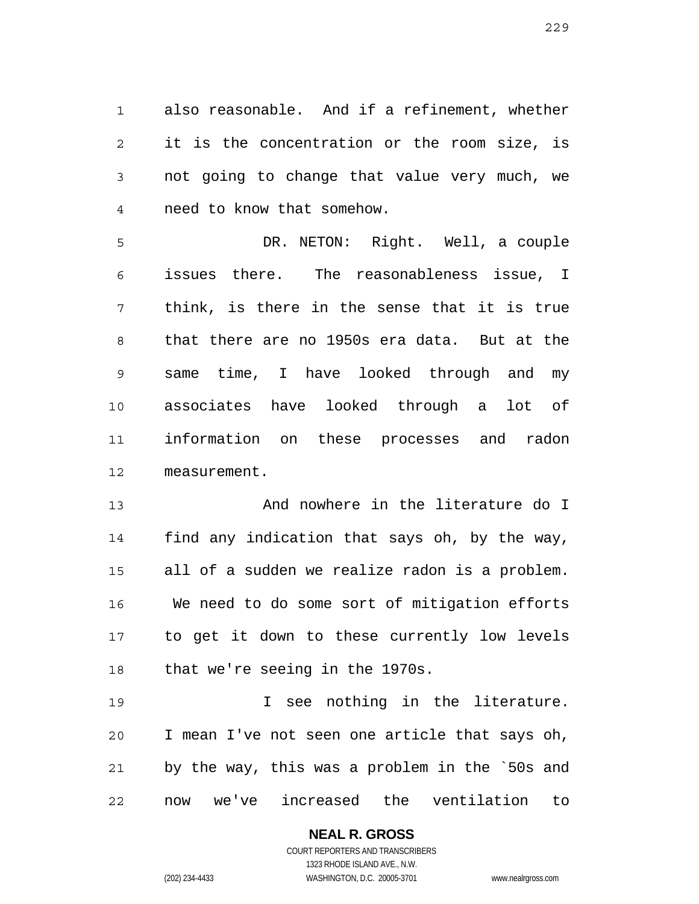also reasonable. And if a refinement, whether it is the concentration or the room size, is not going to change that value very much, we need to know that somehow.

DR. NETON: Right. Well, a couple issues there. The reasonableness issue, I think, is there in the sense that it is true that there are no 1950s era data. But at the same time, I have looked through and my associates have looked through a lot of information on these processes and radon measurement.

And nowhere in the literature do I find any indication that says oh, by the way, all of a sudden we realize radon is a problem. We need to do some sort of mitigation efforts to get it down to these currently low levels that we're seeing in the 1970s.

I see nothing in the literature. I mean I've not seen one article that says oh, by the way, this was a problem in the `50s and now we've increased the ventilation to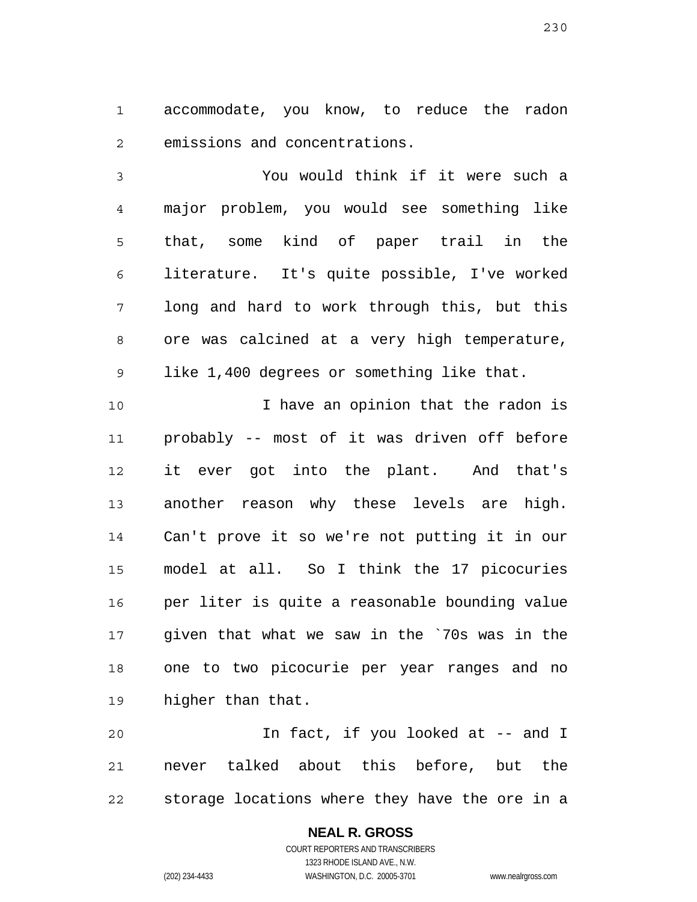accommodate, you know, to reduce the radon emissions and concentrations.

You would think if it were such a major problem, you would see something like that, some kind of paper trail in the literature. It's quite possible, I've worked long and hard to work through this, but this ore was calcined at a very high temperature, like 1,400 degrees or something like that.

I have an opinion that the radon is probably -- most of it was driven off before it ever got into the plant. And that's another reason why these levels are high. Can't prove it so we're not putting it in our model at all. So I think the 17 picocuries per liter is quite a reasonable bounding value given that what we saw in the `70s was in the one to two picocurie per year ranges and no higher than that.

In fact, if you looked at -- and I never talked about this before, but the storage locations where they have the ore in a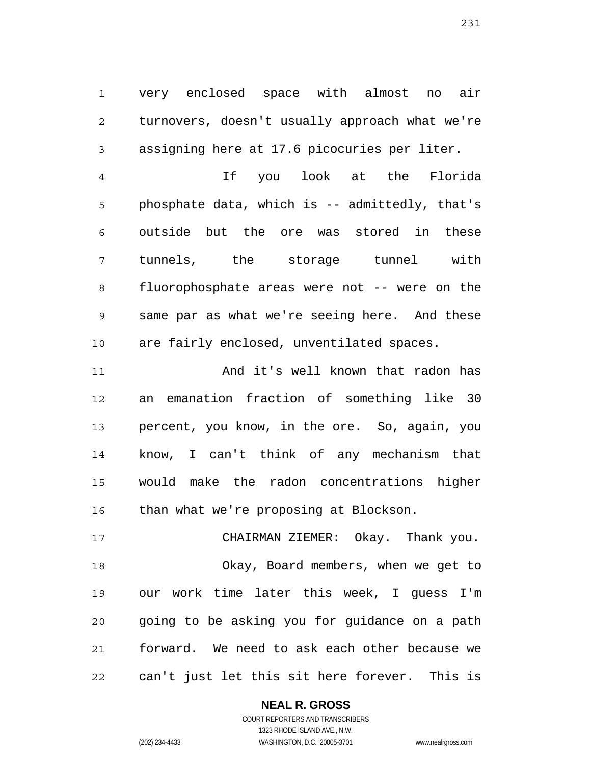very enclosed space with almost no air turnovers, doesn't usually approach what we're assigning here at 17.6 picocuries per liter.

If you look at the Florida phosphate data, which is -- admittedly, that's outside but the ore was stored in these tunnels, the storage tunnel with fluorophosphate areas were not -- were on the same par as what we're seeing here. And these are fairly enclosed, unventilated spaces.

And it's well known that radon has an emanation fraction of something like 30 percent, you know, in the ore. So, again, you know, I can't think of any mechanism that would make the radon concentrations higher than what we're proposing at Blockson.

CHAIRMAN ZIEMER: Okay. Thank you.

Okay, Board members, when we get to our work time later this week, I guess I'm going to be asking you for guidance on a path forward. We need to ask each other because we can't just let this sit here forever. This is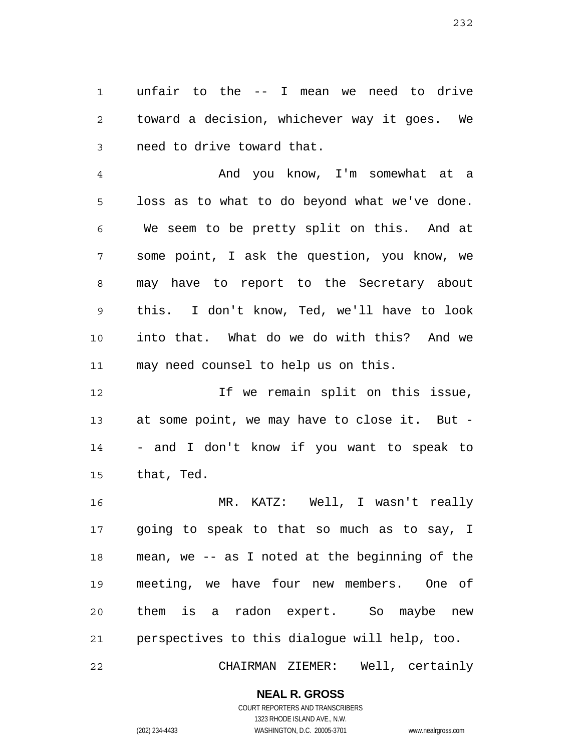unfair to the -- I mean we need to drive toward a decision, whichever way it goes. We need to drive toward that.

And you know, I'm somewhat at a loss as to what to do beyond what we've done. We seem to be pretty split on this. And at some point, I ask the question, you know, we may have to report to the Secretary about this. I don't know, Ted, we'll have to look into that. What do we do with this? And we may need counsel to help us on this.

If we remain split on this issue, at some point, we may have to close it. But -- and I don't know if you want to speak to that, Ted.

MR. KATZ: Well, I wasn't really going to speak to that so much as to say, I mean, we -- as I noted at the beginning of the meeting, we have four new members. One of them is a radon expert. So maybe new perspectives to this dialogue will help, too.

CHAIRMAN ZIEMER: Well, certainly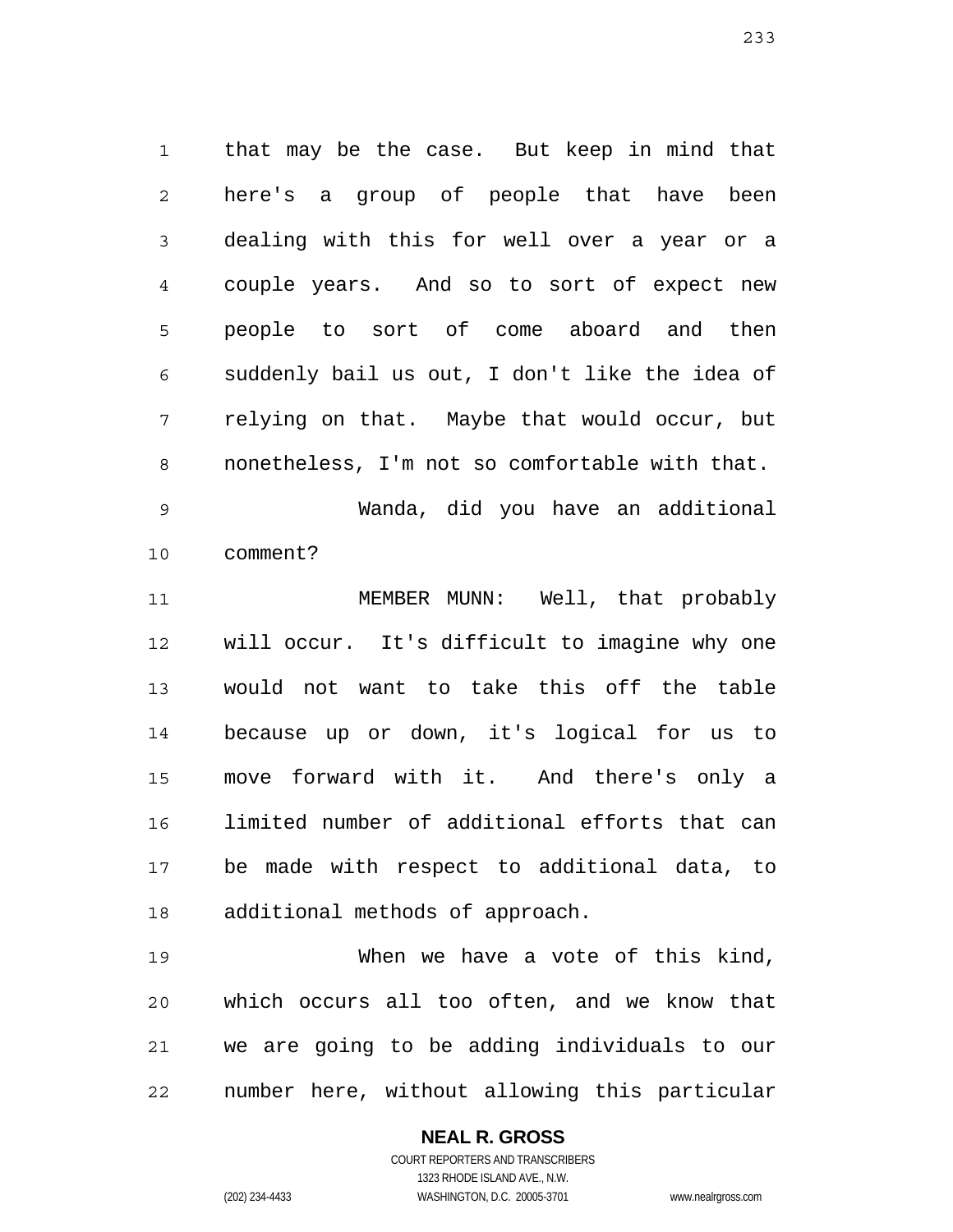that may be the case. But keep in mind that here's a group of people that have been dealing with this for well over a year or a couple years. And so to sort of expect new people to sort of come aboard and then suddenly bail us out, I don't like the idea of relying on that. Maybe that would occur, but nonetheless, I'm not so comfortable with that.

Wanda, did you have an additional comment?

MEMBER MUNN: Well, that probably will occur. It's difficult to imagine why one would not want to take this off the table because up or down, it's logical for us to move forward with it. And there's only a limited number of additional efforts that can be made with respect to additional data, to additional methods of approach.

When we have a vote of this kind, which occurs all too often, and we know that we are going to be adding individuals to our number here, without allowing this particular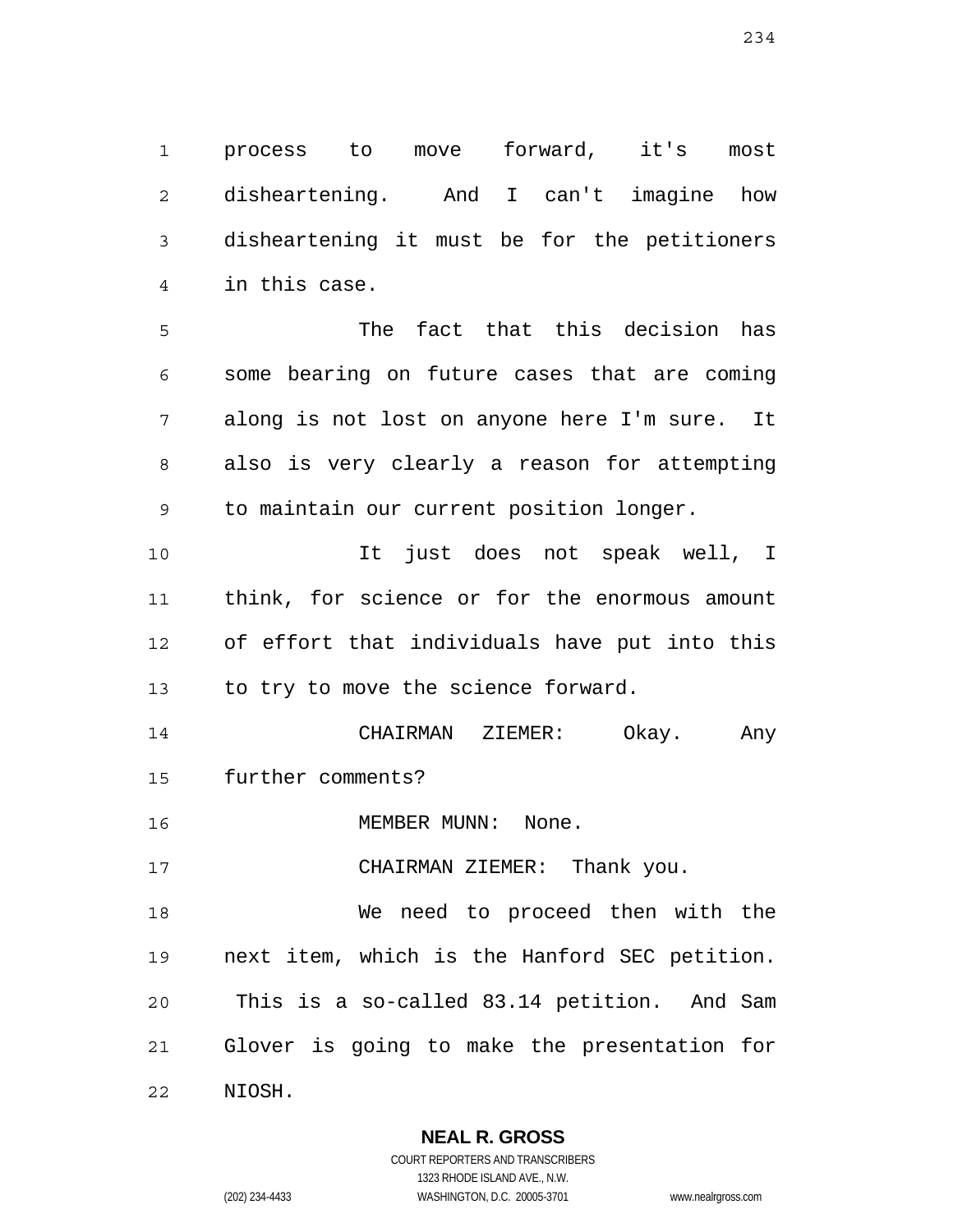process to move forward, it's most disheartening. And I can't imagine how disheartening it must be for the petitioners in this case.

The fact that this decision has some bearing on future cases that are coming along is not lost on anyone here I'm sure. It also is very clearly a reason for attempting to maintain our current position longer.

It just does not speak well, I think, for science or for the enormous amount of effort that individuals have put into this to try to move the science forward.

CHAIRMAN ZIEMER: Okay. Any further comments?

MEMBER MUNN: None.

CHAIRMAN ZIEMER: Thank you.

We need to proceed then with the next item, which is the Hanford SEC petition. This is a so-called 83.14 petition. And Sam Glover is going to make the presentation for NIOSH.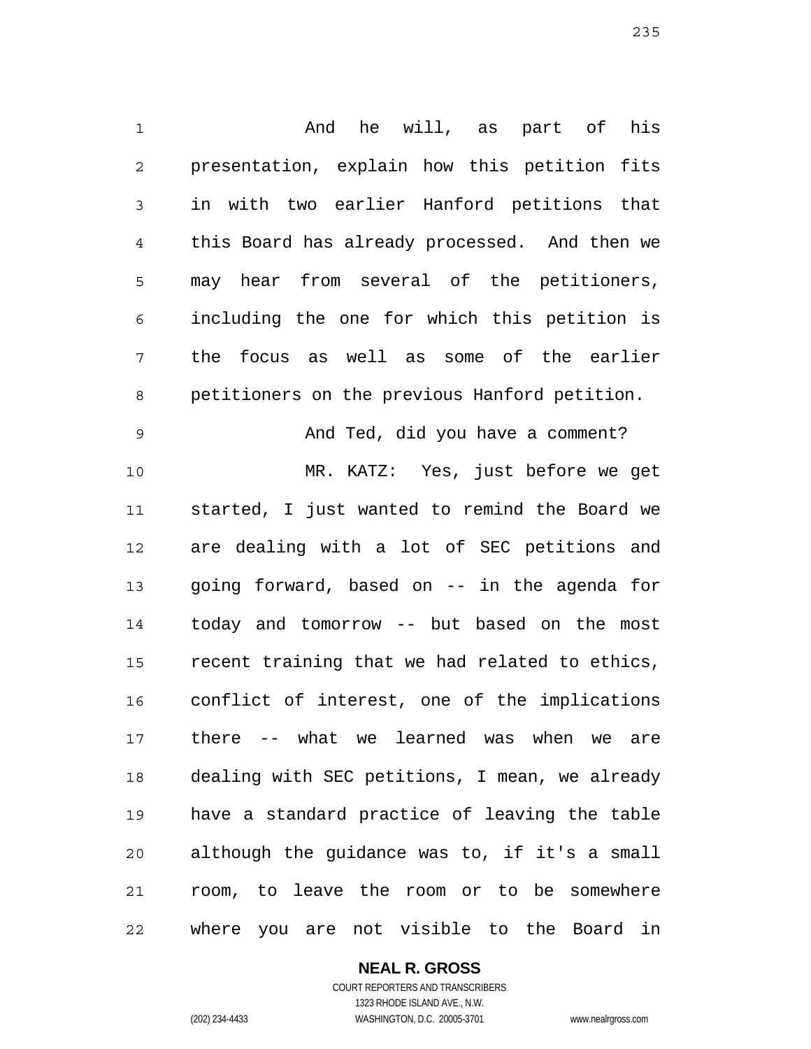And he will, as part of his presentation, explain how this petition fits in with two earlier Hanford petitions that this Board has already processed. And then we may hear from several of the petitioners, including the one for which this petition is the focus as well as some of the earlier petitioners on the previous Hanford petition.

And Ted, did you have a comment?

MR. KATZ: Yes, just before we get started, I just wanted to remind the Board we are dealing with a lot of SEC petitions and going forward, based on -- in the agenda for today and tomorrow -- but based on the most recent training that we had related to ethics, conflict of interest, one of the implications there -- what we learned was when we are dealing with SEC petitions, I mean, we already have a standard practice of leaving the table although the guidance was to, if it's a small room, to leave the room or to be somewhere where you are not visible to the Board in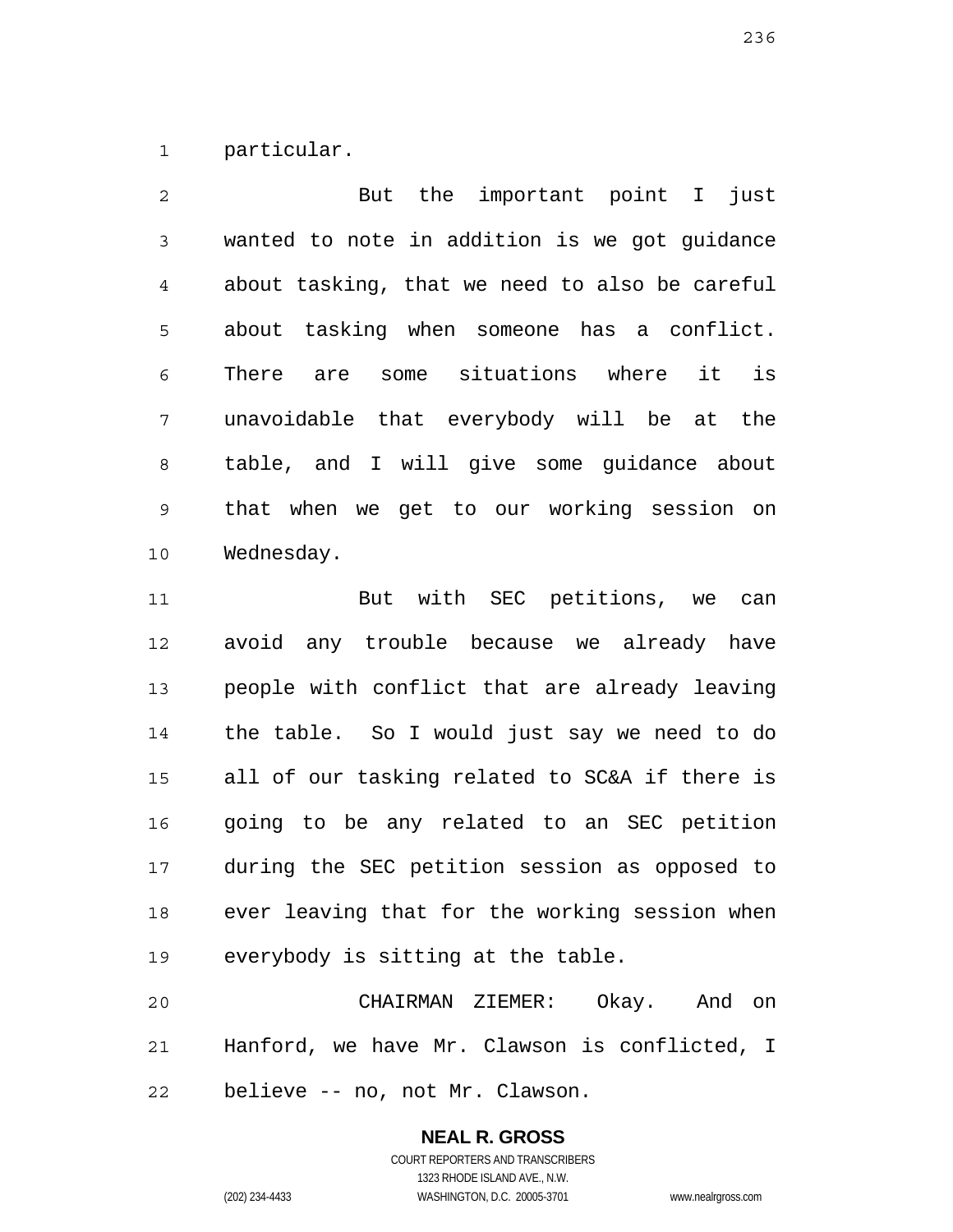particular.

But the important point I just wanted to note in addition is we got guidance about tasking, that we need to also be careful about tasking when someone has a conflict. There are some situations where it is unavoidable that everybody will be at the table, and I will give some guidance about that when we get to our working session on Wednesday.

But with SEC petitions, we can avoid any trouble because we already have people with conflict that are already leaving the table. So I would just say we need to do all of our tasking related to SC&A if there is going to be any related to an SEC petition during the SEC petition session as opposed to ever leaving that for the working session when everybody is sitting at the table.

CHAIRMAN ZIEMER: Okay. And on Hanford, we have Mr. Clawson is conflicted, I believe -- no, not Mr. Clawson.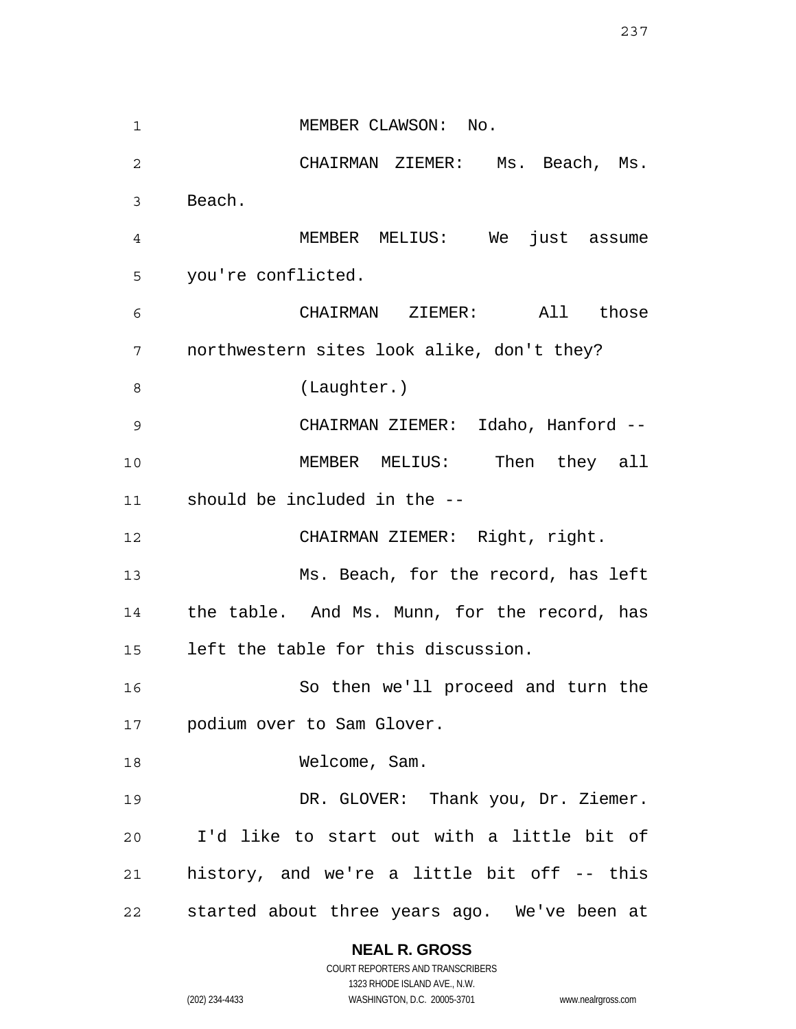MEMBER CLAWSON: No.

CHAIRMAN ZIEMER: Ms. Beach, Ms. Beach.

MEMBER MELIUS: We just assume you're conflicted.

CHAIRMAN ZIEMER: All those northwestern sites look alike, don't they?

(Laughter.)

CHAIRMAN ZIEMER: Idaho, Hanford --

MEMBER MELIUS: Then they all should be included in the --

CHAIRMAN ZIEMER: Right, right.

Ms. Beach, for the record, has left the table. And Ms. Munn, for the record, has left the table for this discussion.

So then we'll proceed and turn the podium over to Sam Glover.

Welcome, Sam.

DR. GLOVER: Thank you, Dr. Ziemer. I'd like to start out with a little bit of history, and we're a little bit off -- this started about three years ago. We've been at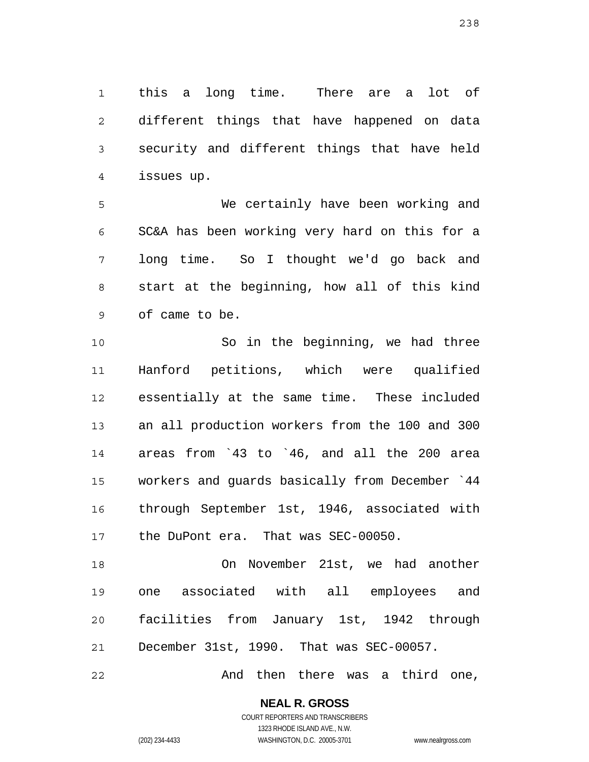this a long time. There are a lot of different things that have happened on data security and different things that have held issues up.

We certainly have been working and SC&A has been working very hard on this for a long time. So I thought we'd go back and start at the beginning, how all of this kind of came to be.

So in the beginning, we had three Hanford petitions, which were qualified essentially at the same time. These included an all production workers from the 100 and 300 areas from `43 to `46, and all the 200 area workers and guards basically from December `44 through September 1st, 1946, associated with the DuPont era. That was SEC-00050.

On November 21st, we had another one associated with all employees and facilities from January 1st, 1942 through December 31st, 1990. That was SEC-00057.

And then there was a third one,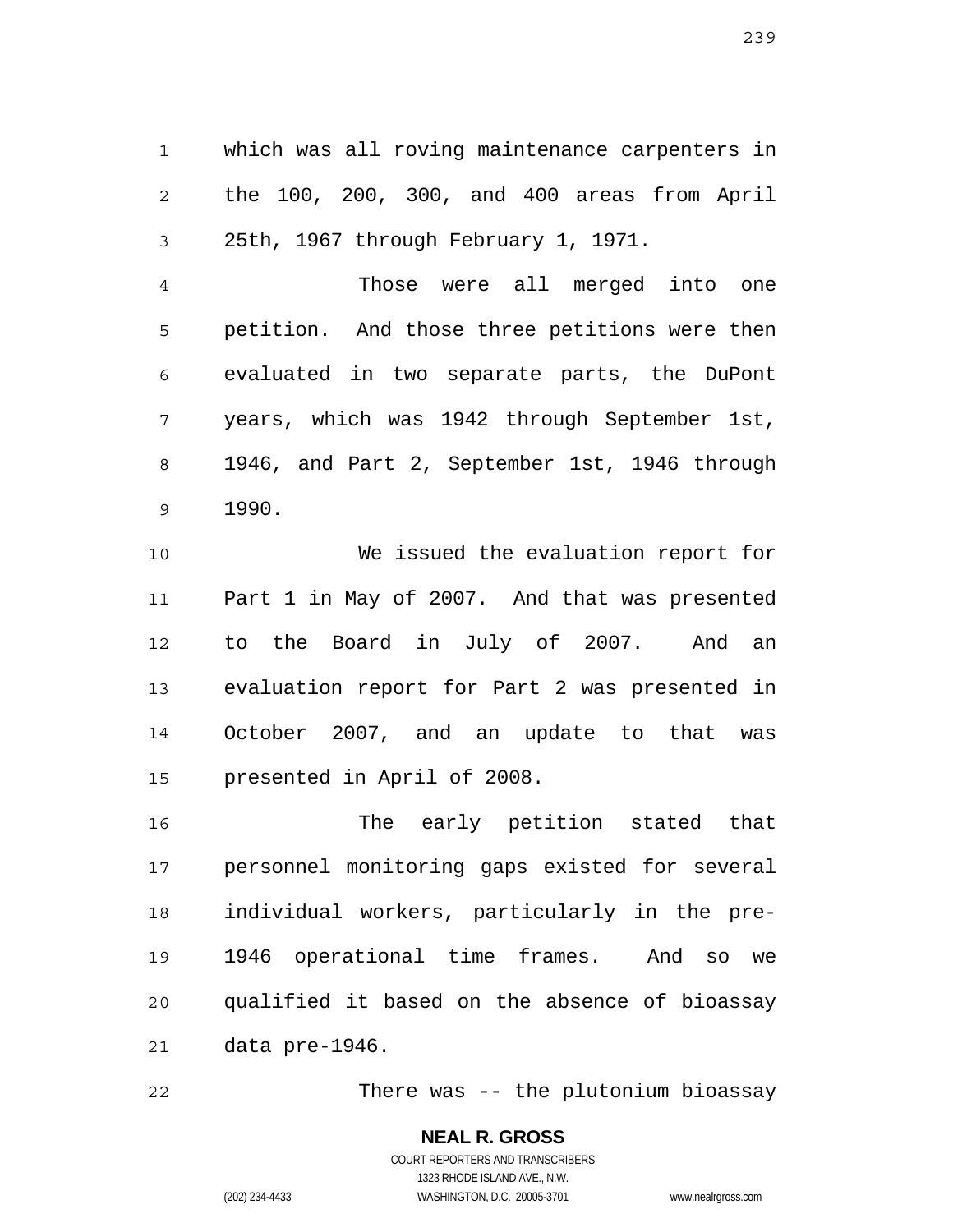which was all roving maintenance carpenters in the 100, 200, 300, and 400 areas from April 25th, 1967 through February 1, 1971.

Those were all merged into one petition. And those three petitions were then evaluated in two separate parts, the DuPont years, which was 1942 through September 1st, 1946, and Part 2, September 1st, 1946 through 1990.

We issued the evaluation report for Part 1 in May of 2007. And that was presented to the Board in July of 2007. And an evaluation report for Part 2 was presented in October 2007, and an update to that was presented in April of 2008.

The early petition stated that personnel monitoring gaps existed for several individual workers, particularly in the pre-1946 operational time frames. And so we qualified it based on the absence of bioassay data pre-1946.

There was -- the plutonium bioassay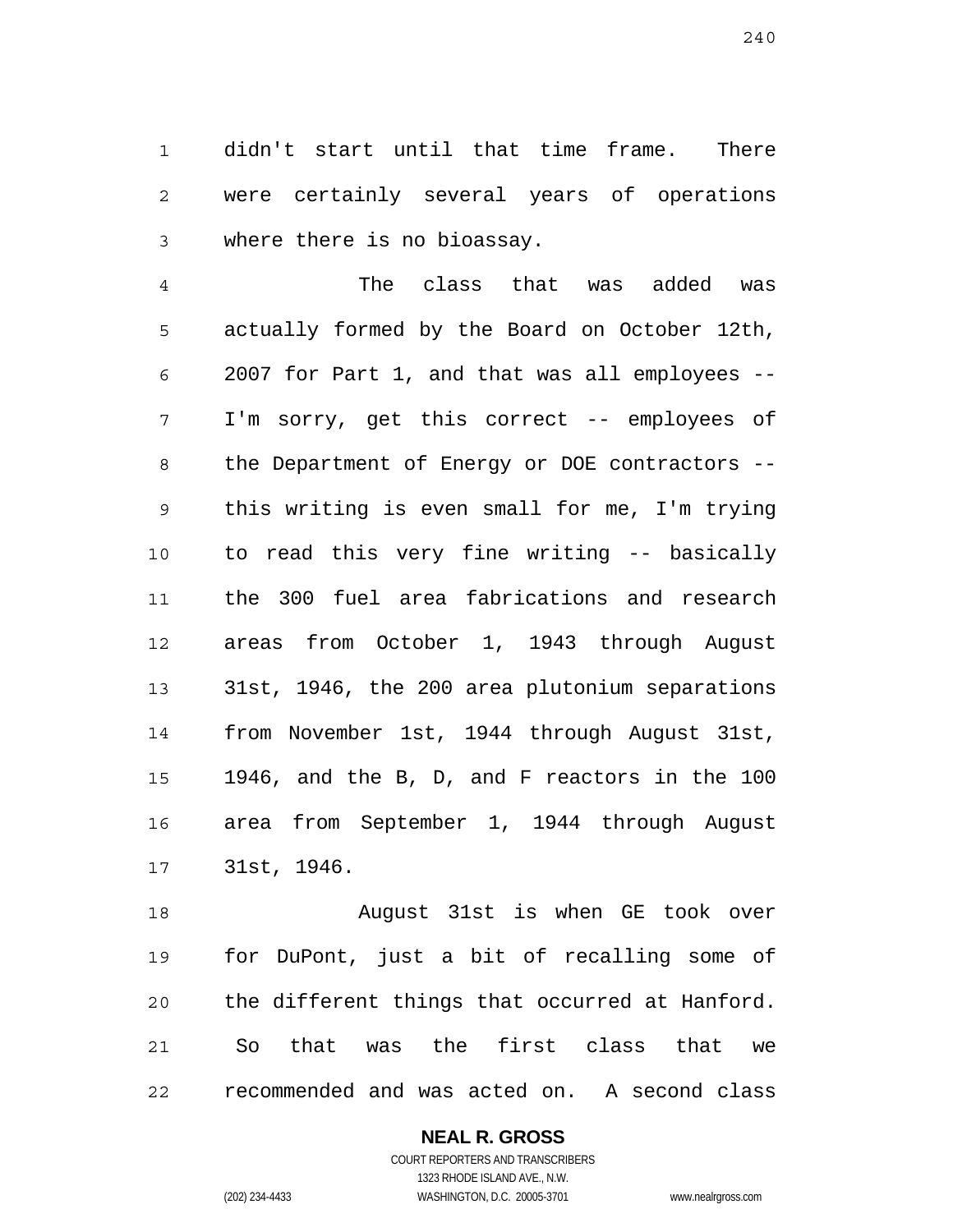didn't start until that time frame. There were certainly several years of operations where there is no bioassay.

The class that was added was actually formed by the Board on October 12th, 2007 for Part 1, and that was all employees -- I'm sorry, get this correct -- employees of the Department of Energy or DOE contractors -- this writing is even small for me, I'm trying to read this very fine writing -- basically the 300 fuel area fabrications and research areas from October 1, 1943 through August 31st, 1946, the 200 area plutonium separations from November 1st, 1944 through August 31st, 1946, and the B, D, and F reactors in the 100 area from September 1, 1944 through August 31st, 1946.

August 31st is when GE took over for DuPont, just a bit of recalling some of the different things that occurred at Hanford. So that was the first class that we recommended and was acted on. A second class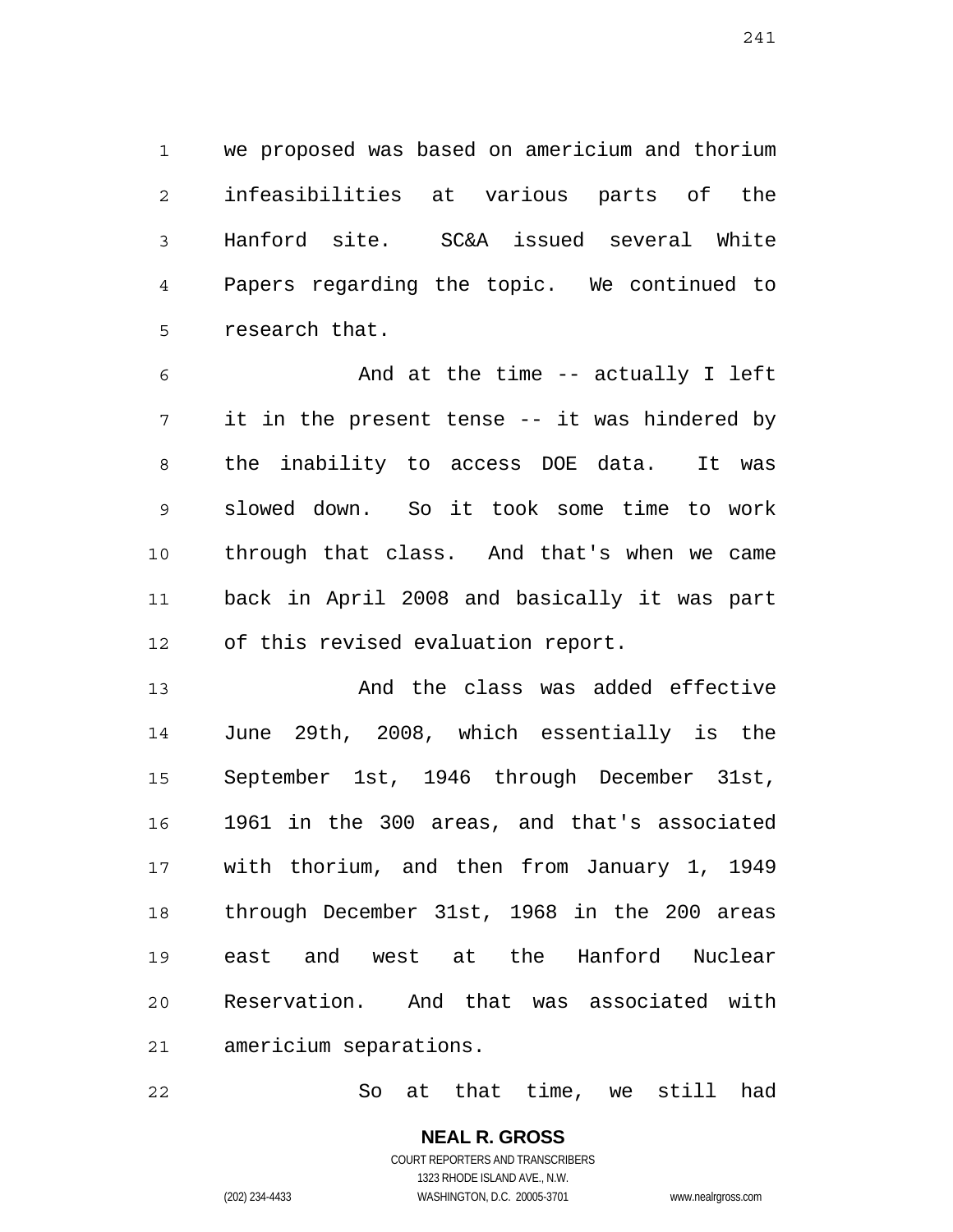we proposed was based on americium and thorium infeasibilities at various parts of the Hanford site. SC&A issued several White Papers regarding the topic. We continued to research that.

And at the time -- actually I left it in the present tense -- it was hindered by the inability to access DOE data. It was slowed down. So it took some time to work through that class. And that's when we came back in April 2008 and basically it was part of this revised evaluation report.

And the class was added effective June 29th, 2008, which essentially is the September 1st, 1946 through December 31st, 1961 in the 300 areas, and that's associated with thorium, and then from January 1, 1949 through December 31st, 1968 in the 200 areas east and west at the Hanford Nuclear Reservation. And that was associated with americium separations.

So at that time, we still had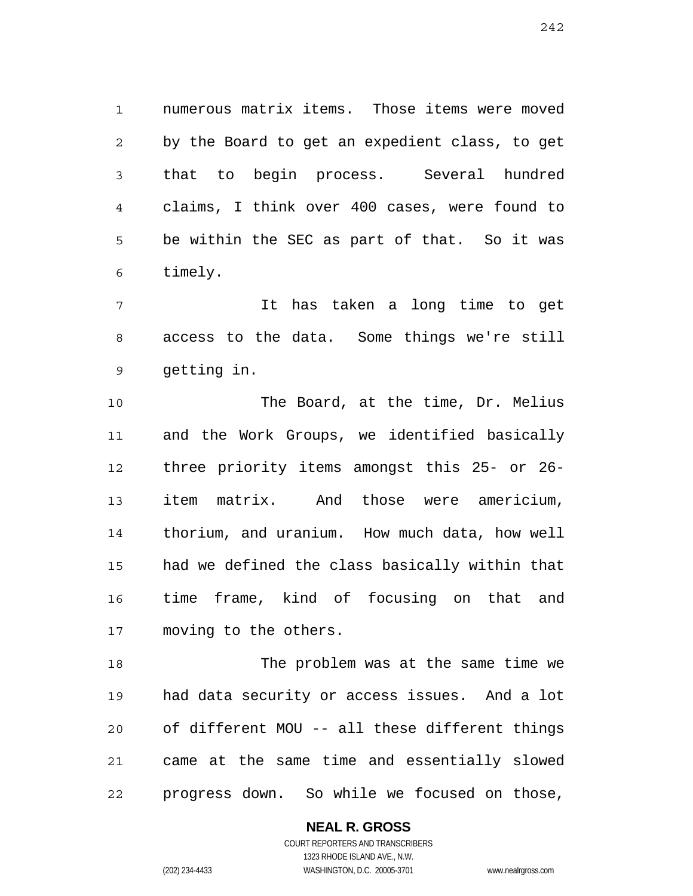numerous matrix items. Those items were moved by the Board to get an expedient class, to get that to begin process. Several hundred claims, I think over 400 cases, were found to be within the SEC as part of that. So it was timely.

It has taken a long time to get access to the data. Some things we're still getting in.

The Board, at the time, Dr. Melius and the Work Groups, we identified basically three priority items amongst this 25- or 26-item matrix. And those were americium, thorium, and uranium. How much data, how well had we defined the class basically within that time frame, kind of focusing on that and moving to the others.

The problem was at the same time we had data security or access issues. And a lot of different MOU -- all these different things came at the same time and essentially slowed progress down. So while we focused on those,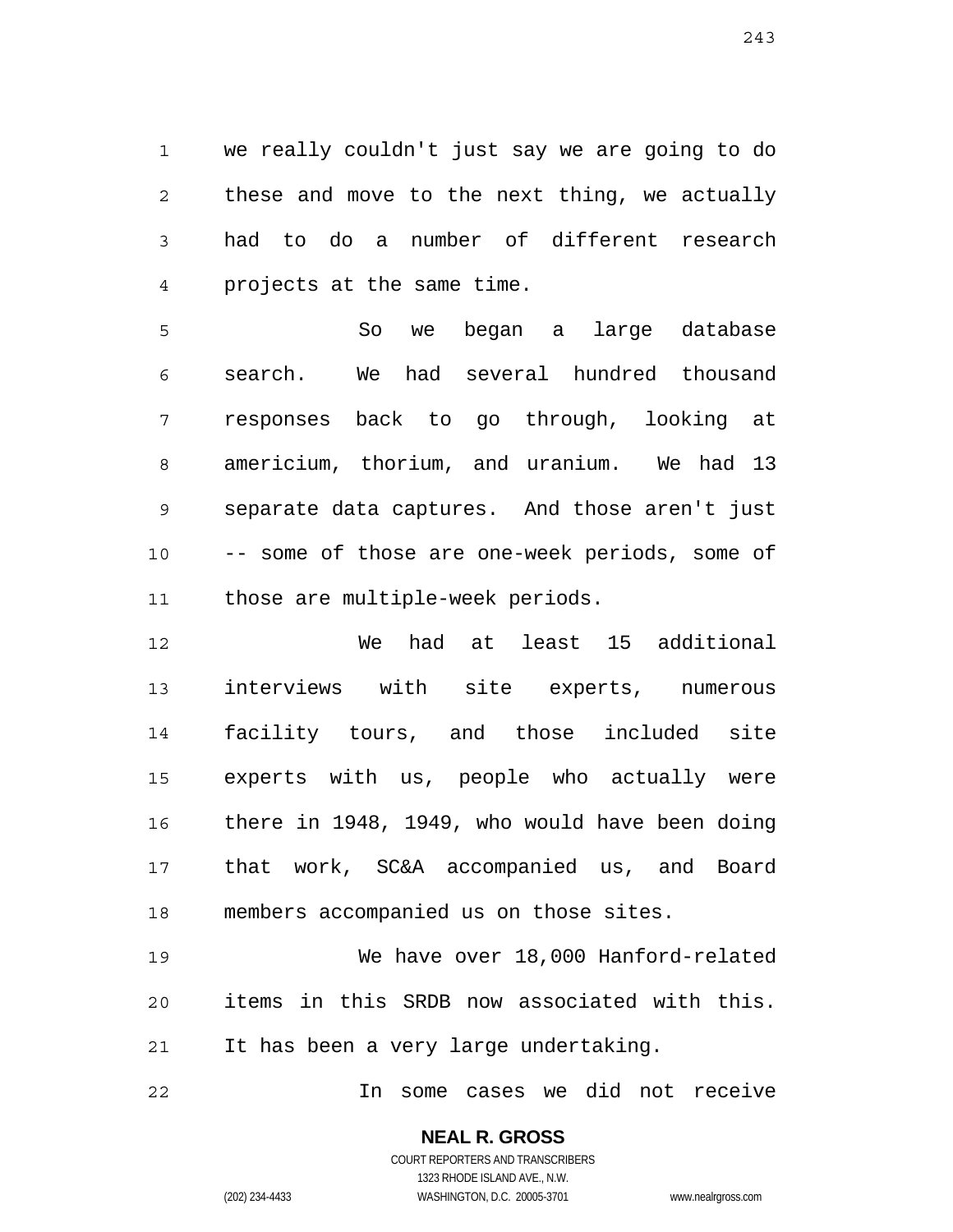we really couldn't just say we are going to do these and move to the next thing, we actually had to do a number of different research projects at the same time.

So we began a large database search. We had several hundred thousand responses back to go through, looking at americium, thorium, and uranium. We had 13 separate data captures. And those aren't just -- some of those are one-week periods, some of those are multiple-week periods.

We had at least 15 additional interviews with site experts, numerous facility tours, and those included site experts with us, people who actually were there in 1948, 1949, who would have been doing that work, SC&A accompanied us, and Board members accompanied us on those sites.

We have over 18,000 Hanford-related items in this SRDB now associated with this. It has been a very large undertaking.

In some cases we did not receive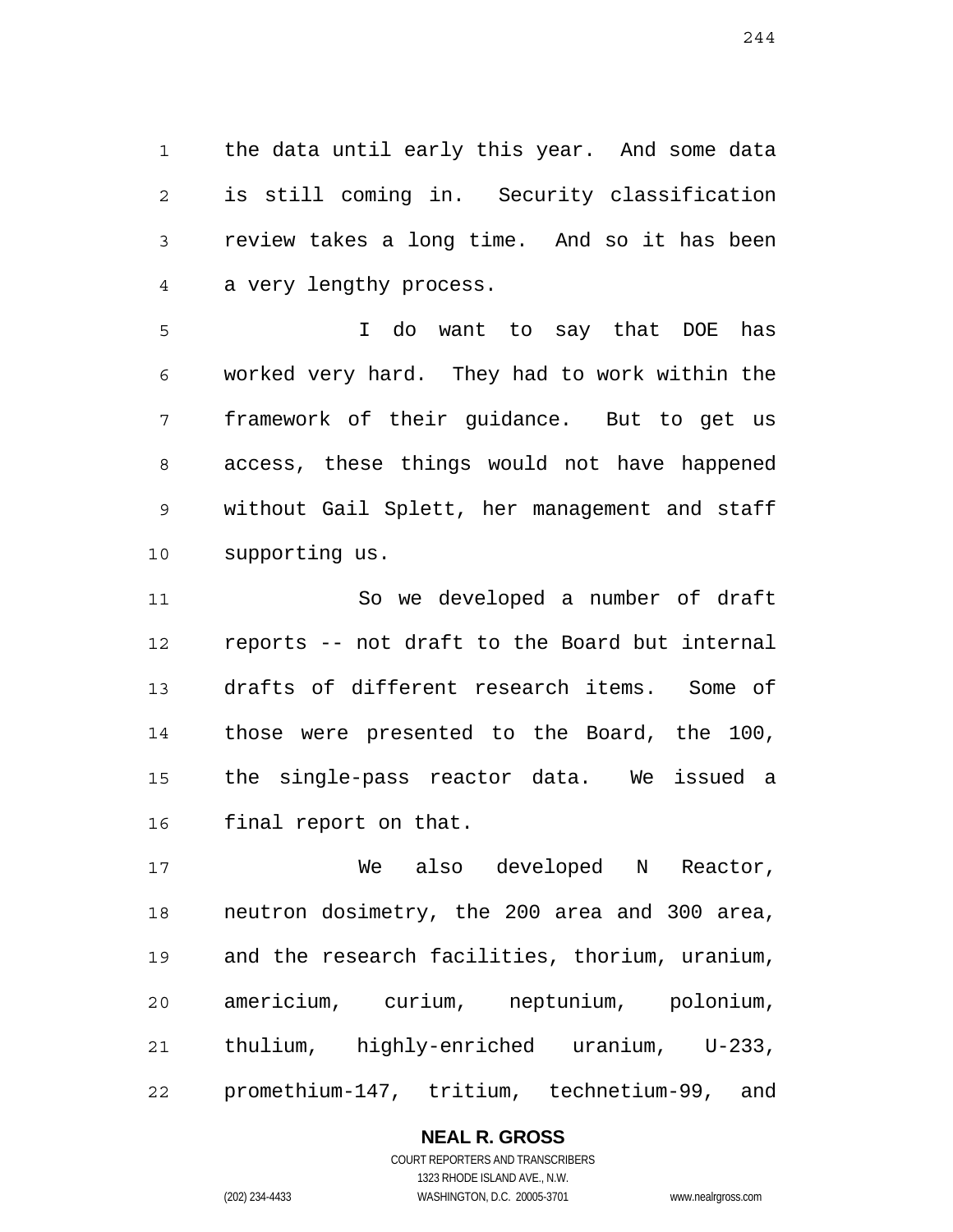the data until early this year. And some data is still coming in. Security classification review takes a long time. And so it has been a very lengthy process.

I do want to say that DOE has worked very hard. They had to work within the framework of their guidance. But to get us access, these things would not have happened without Gail Splett, her management and staff supporting us.

So we developed a number of draft reports -- not draft to the Board but internal drafts of different research items. Some of those were presented to the Board, the 100, the single-pass reactor data. We issued a final report on that.

We also developed N Reactor, neutron dosimetry, the 200 area and 300 area, and the research facilities, thorium, uranium, americium, curium, neptunium, polonium, thulium, highly-enriched uranium, U-233, promethium-147, tritium, technetium-99, and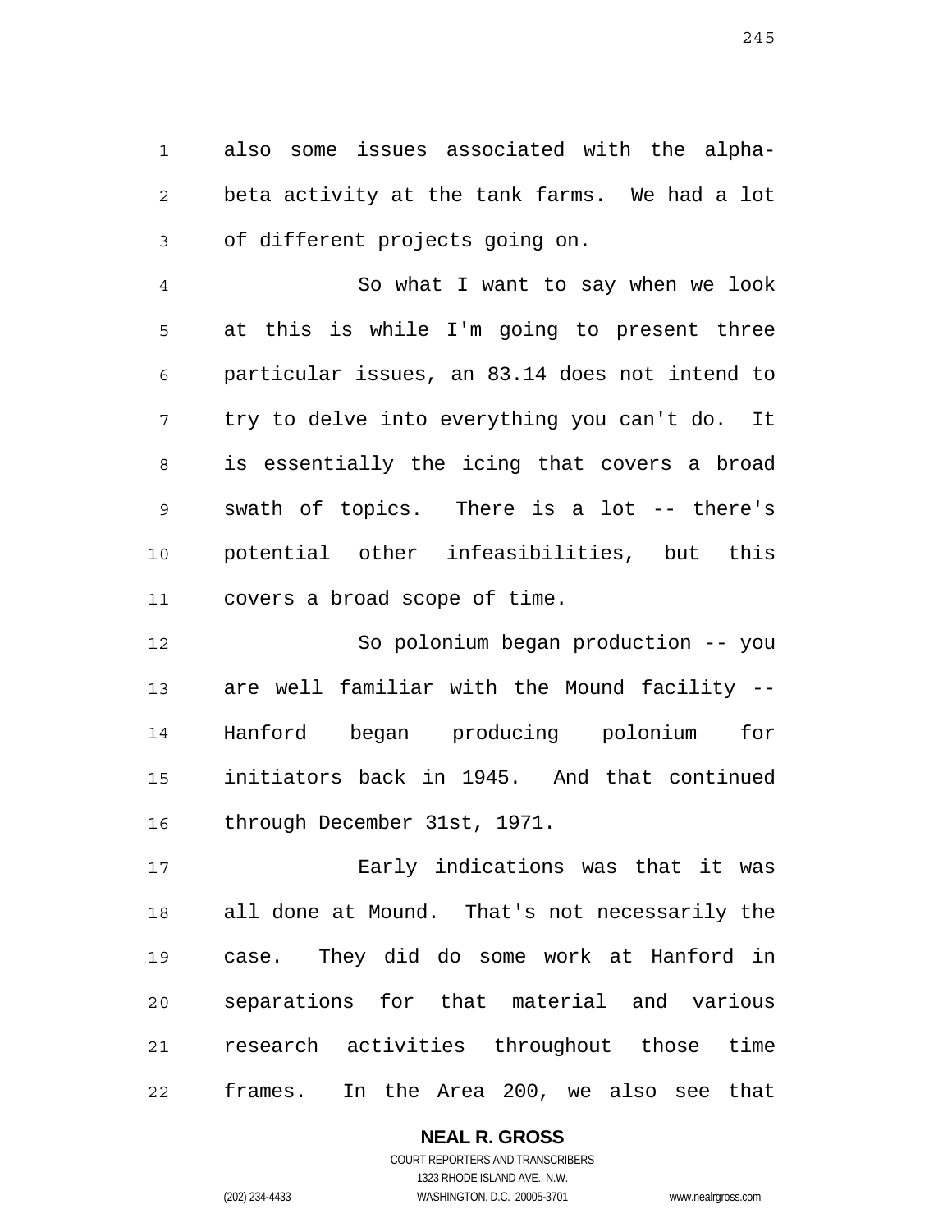also some issues associated with the alpha-beta activity at the tank farms. We had a lot of different projects going on.

So what I want to say when we look at this is while I'm going to present three particular issues, an 83.14 does not intend to try to delve into everything you can't do. It is essentially the icing that covers a broad swath of topics. There is a lot -- there's potential other infeasibilities, but this covers a broad scope of time.

So polonium began production -- you are well familiar with the Mound facility -- Hanford began producing polonium for initiators back in 1945. And that continued through December 31st, 1971.

Early indications was that it was all done at Mound. That's not necessarily the case. They did do some work at Hanford in separations for that material and various research activities throughout those time frames. In the Area 200, we also see that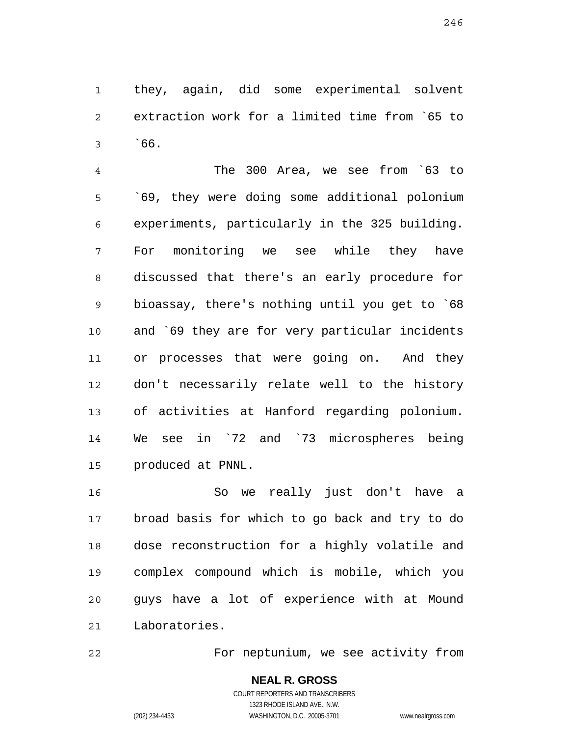they, again, did some experimental solvent extraction work for a limited time from `65 to `66.

The 300 Area, we see from `63 to `69, they were doing some additional polonium experiments, particularly in the 325 building. For monitoring we see while they have discussed that there's an early procedure for bioassay, there's nothing until you get to `68 and `69 they are for very particular incidents or processes that were going on. And they don't necessarily relate well to the history of activities at Hanford regarding polonium. We see in `72 and `73 microspheres being produced at PNNL.

So we really just don't have a broad basis for which to go back and try to do dose reconstruction for a highly volatile and complex compound which is mobile, which you guys have a lot of experience with at Mound Laboratories.

For neptunium, we see activity from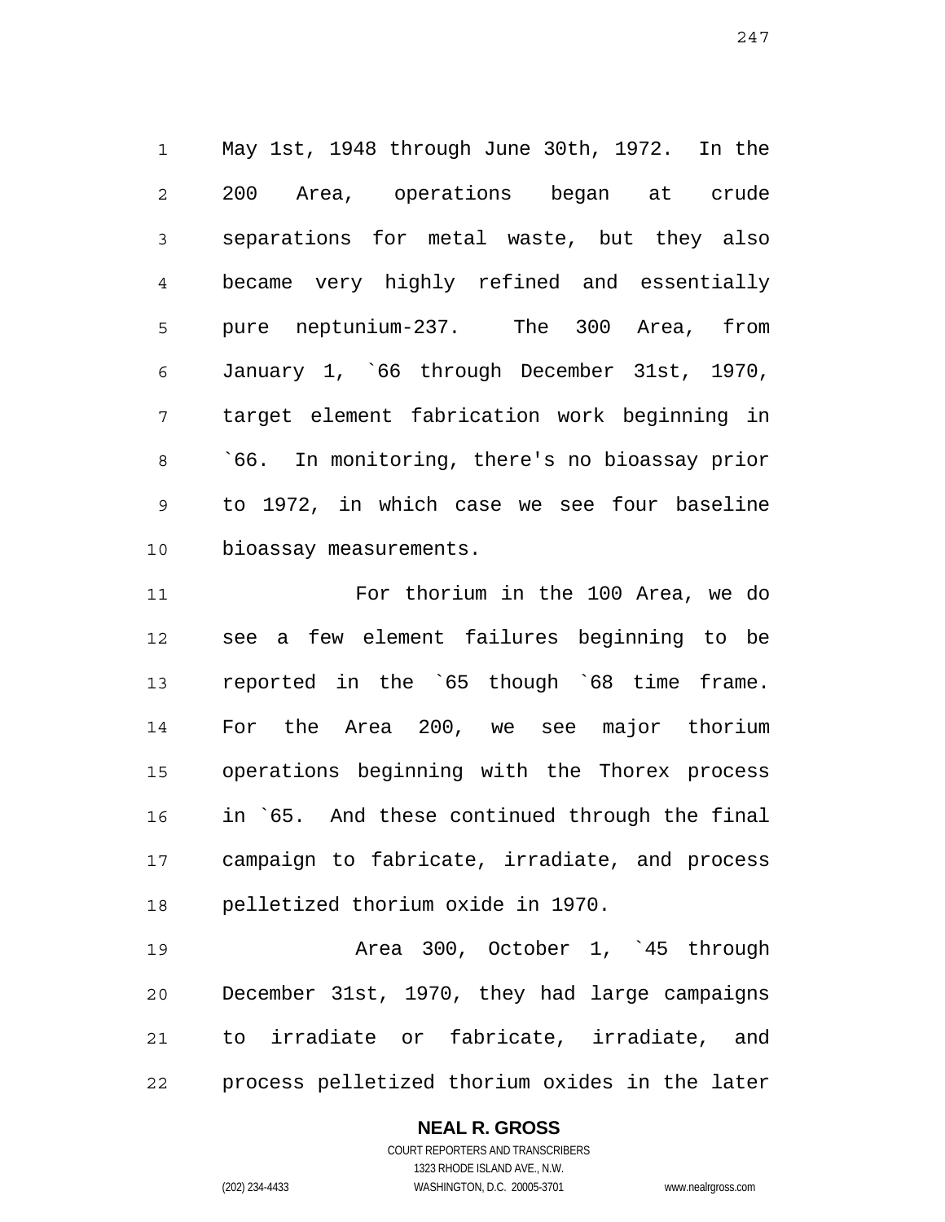May 1st, 1948 through June 30th, 1972. In the 200 Area, operations began at crude separations for metal waste, but they also became very highly refined and essentially pure neptunium-237. The 300 Area, from January 1, `66 through December 31st, 1970, target element fabrication work beginning in `66. In monitoring, there's no bioassay prior to 1972, in which case we see four baseline bioassay measurements.

For thorium in the 100 Area, we do see a few element failures beginning to be reported in the `65 though `68 time frame. For the Area 200, we see major thorium operations beginning with the Thorex process in `65. And these continued through the final campaign to fabricate, irradiate, and process pelletized thorium oxide in 1970.

Area 300, October 1, `45 through December 31st, 1970, they had large campaigns to irradiate or fabricate, irradiate, and process pelletized thorium oxides in the later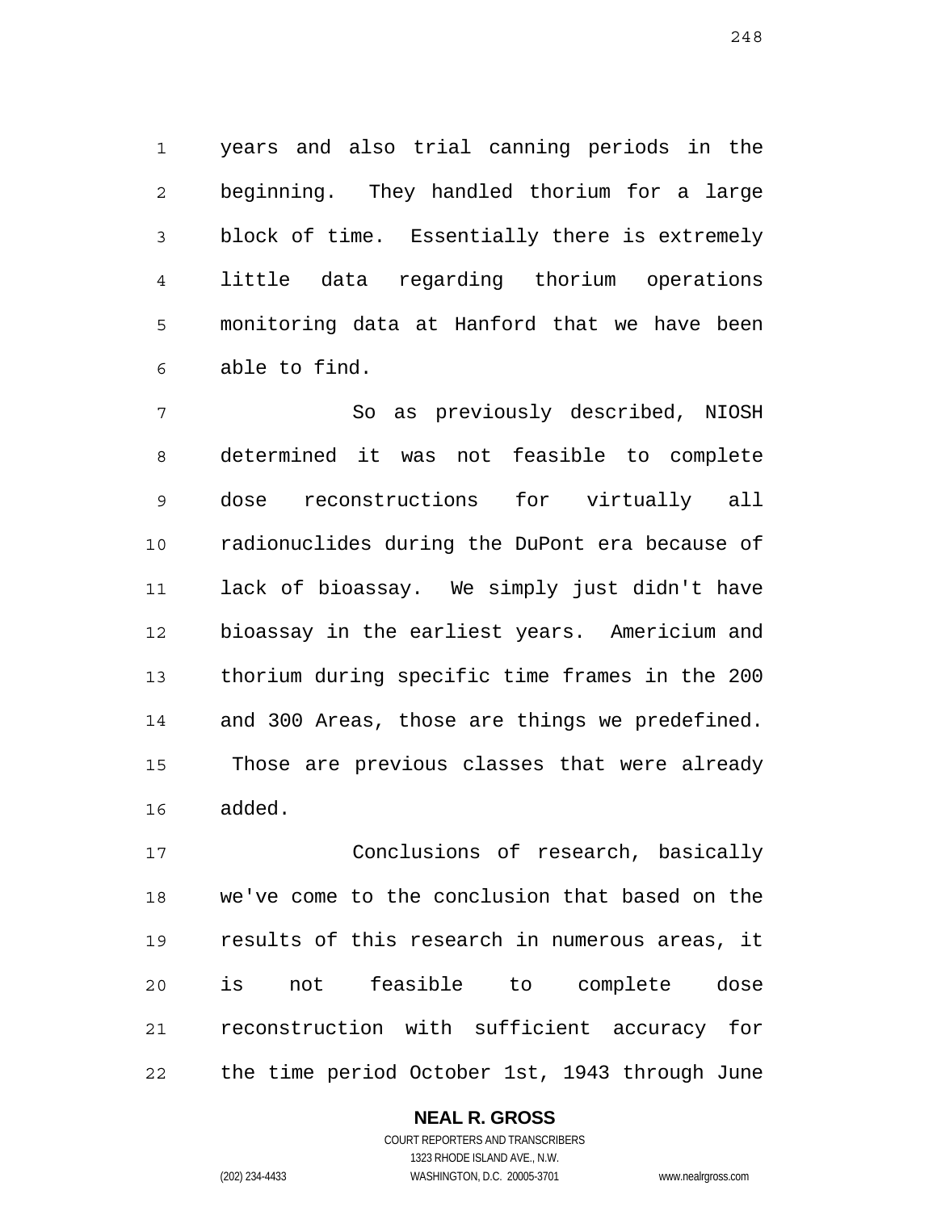years and also trial canning periods in the beginning. They handled thorium for a large block of time. Essentially there is extremely little data regarding thorium operations monitoring data at Hanford that we have been able to find.

So as previously described, NIOSH determined it was not feasible to complete dose reconstructions for virtually all radionuclides during the DuPont era because of lack of bioassay. We simply just didn't have bioassay in the earliest years. Americium and thorium during specific time frames in the 200 and 300 Areas, those are things we predefined. Those are previous classes that were already added.

Conclusions of research, basically we've come to the conclusion that based on the results of this research in numerous areas, it is not feasible to complete dose reconstruction with sufficient accuracy for the time period October 1st, 1943 through June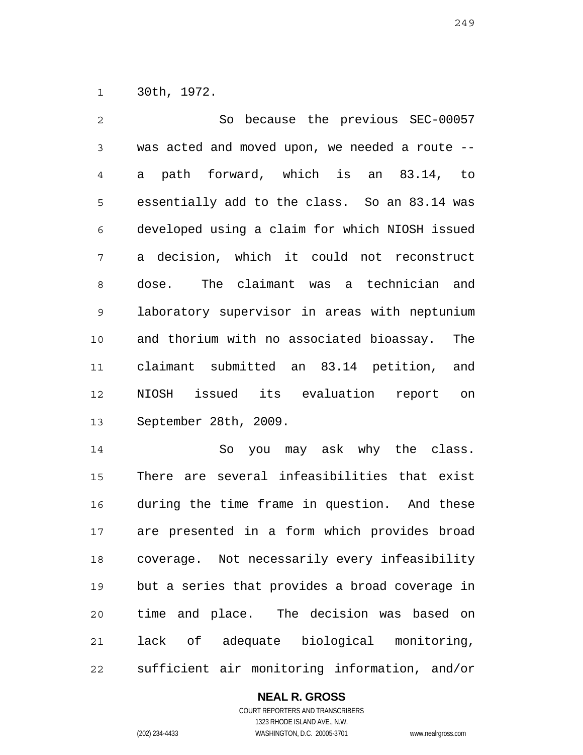30th, 1972.

So because the previous SEC-00057 was acted and moved upon, we needed a route -- a path forward, which is an 83.14, to essentially add to the class. So an 83.14 was developed using a claim for which NIOSH issued a decision, which it could not reconstruct dose. The claimant was a technician and laboratory supervisor in areas with neptunium and thorium with no associated bioassay. The claimant submitted an 83.14 petition, and NIOSH issued its evaluation report on September 28th, 2009.

So you may ask why the class. There are several infeasibilities that exist during the time frame in question. And these are presented in a form which provides broad coverage. Not necessarily every infeasibility but a series that provides a broad coverage in time and place. The decision was based on lack of adequate biological monitoring, sufficient air monitoring information, and/or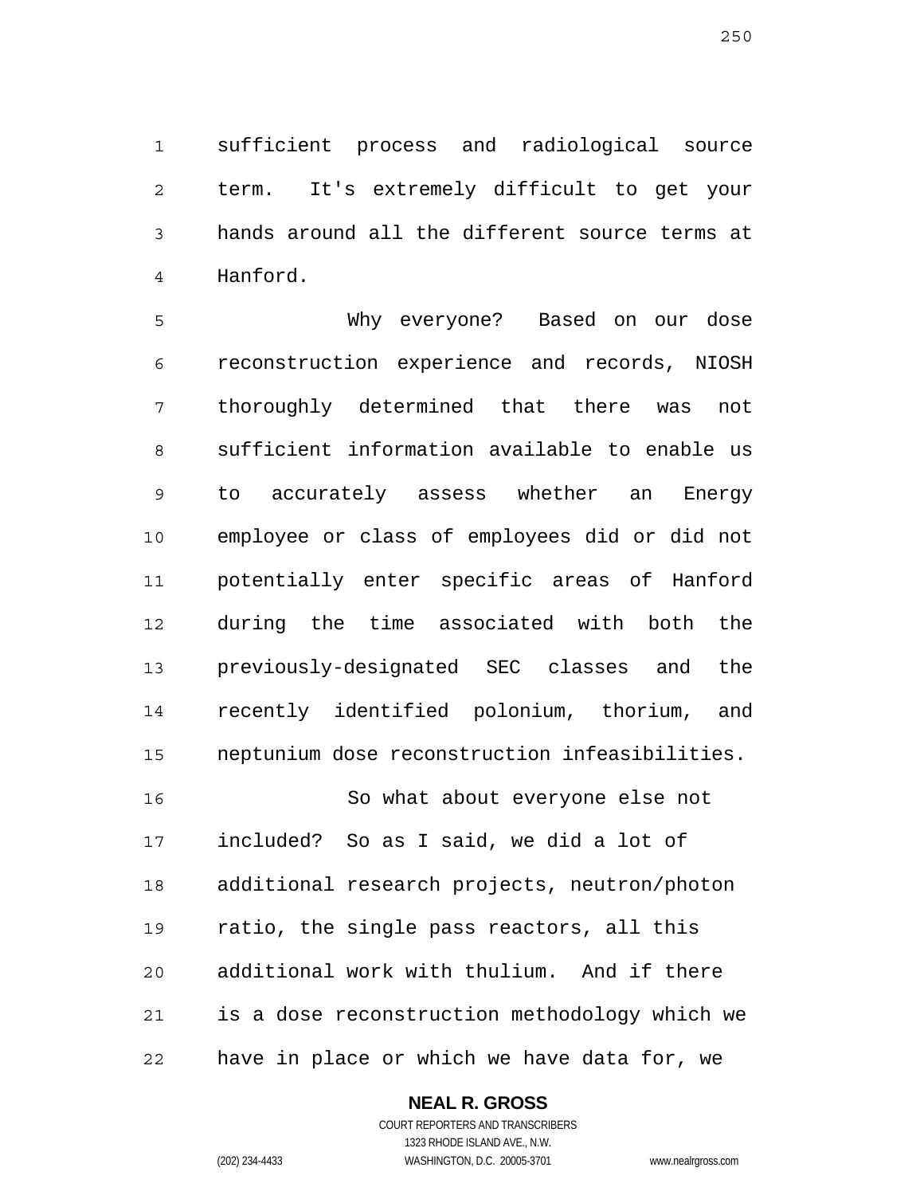sufficient process and radiological source term. It's extremely difficult to get your hands around all the different source terms at Hanford.

Why everyone? Based on our dose reconstruction experience and records, NIOSH thoroughly determined that there was not sufficient information available to enable us to accurately assess whether an Energy employee or class of employees did or did not potentially enter specific areas of Hanford during the time associated with both the previously-designated SEC classes and the recently identified polonium, thorium, and neptunium dose reconstruction infeasibilities.

So what about everyone else not included? So as I said, we did a lot of additional research projects, neutron/photon ratio, the single pass reactors, all this additional work with thulium. And if there is a dose reconstruction methodology which we have in place or which we have data for, we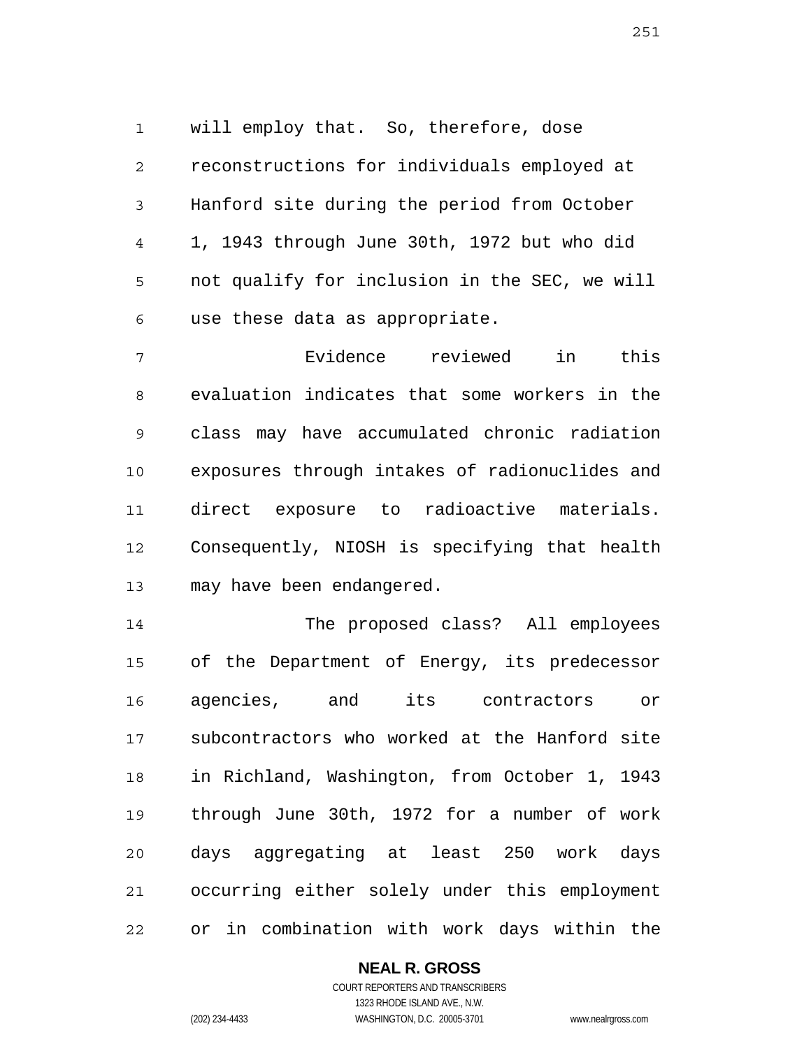will employ that. So, therefore, dose reconstructions for individuals employed at Hanford site during the period from October 1, 1943 through June 30th, 1972 but who did not qualify for inclusion in the SEC, we will use these data as appropriate.

Evidence reviewed in this evaluation indicates that some workers in the class may have accumulated chronic radiation exposures through intakes of radionuclides and direct exposure to radioactive materials. Consequently, NIOSH is specifying that health may have been endangered.

The proposed class? All employees of the Department of Energy, its predecessor agencies, and its contractors or subcontractors who worked at the Hanford site in Richland, Washington, from October 1, 1943 through June 30th, 1972 for a number of work days aggregating at least 250 work days occurring either solely under this employment or in combination with work days within the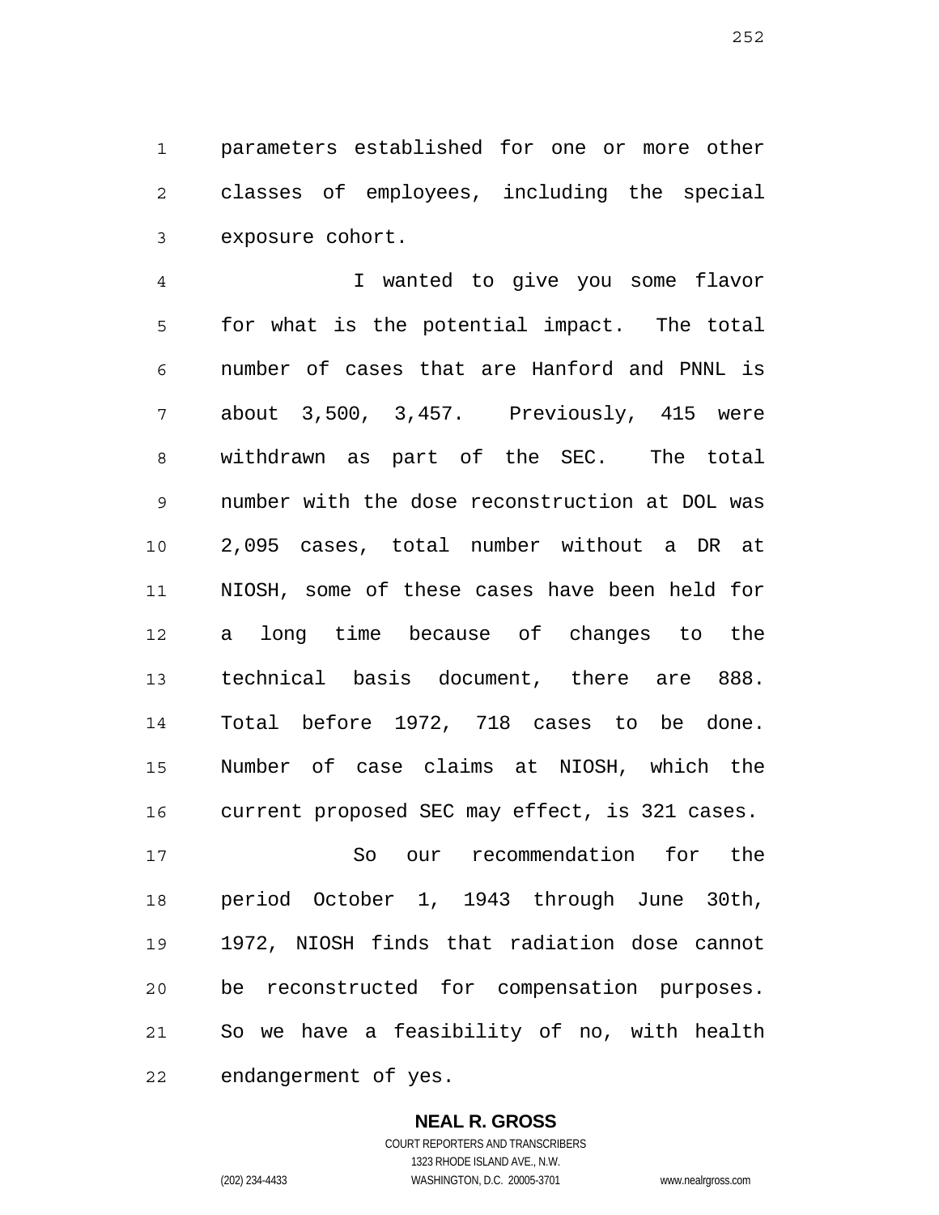parameters established for one or more other classes of employees, including the special exposure cohort.

I wanted to give you some flavor for what is the potential impact. The total number of cases that are Hanford and PNNL is about 3,500, 3,457. Previously, 415 were withdrawn as part of the SEC. The total number with the dose reconstruction at DOL was 2,095 cases, total number without a DR at NIOSH, some of these cases have been held for a long time because of changes to the technical basis document, there are 888. Total before 1972, 718 cases to be done. Number of case claims at NIOSH, which the current proposed SEC may effect, is 321 cases.

So our recommendation for the period October 1, 1943 through June 30th, 1972, NIOSH finds that radiation dose cannot be reconstructed for compensation purposes. So we have a feasibility of no, with health endangerment of yes.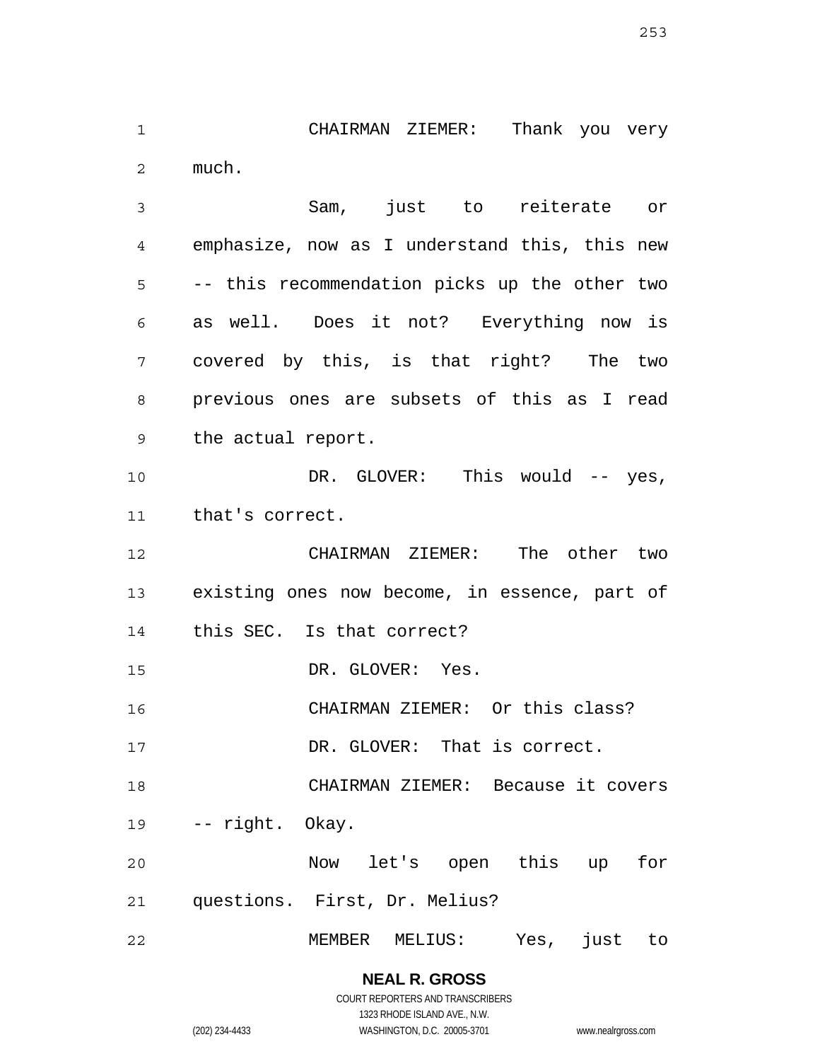CHAIRMAN ZIEMER: Thank you very much.

Sam, just to reiterate or emphasize, now as I understand this, this new -- this recommendation picks up the other two as well. Does it not? Everything now is covered by this, is that right? The two previous ones are subsets of this as I read the actual report.

DR. GLOVER: This would -- yes, that's correct.

CHAIRMAN ZIEMER: The other two existing ones now become, in essence, part of this SEC. Is that correct?

DR. GLOVER: Yes.

CHAIRMAN ZIEMER: Or this class?

DR. GLOVER: That is correct.

CHAIRMAN ZIEMER: Because it covers -- right. Okay.

Now let's open this up for questions. First, Dr. Melius?

MEMBER MELIUS: Yes, just to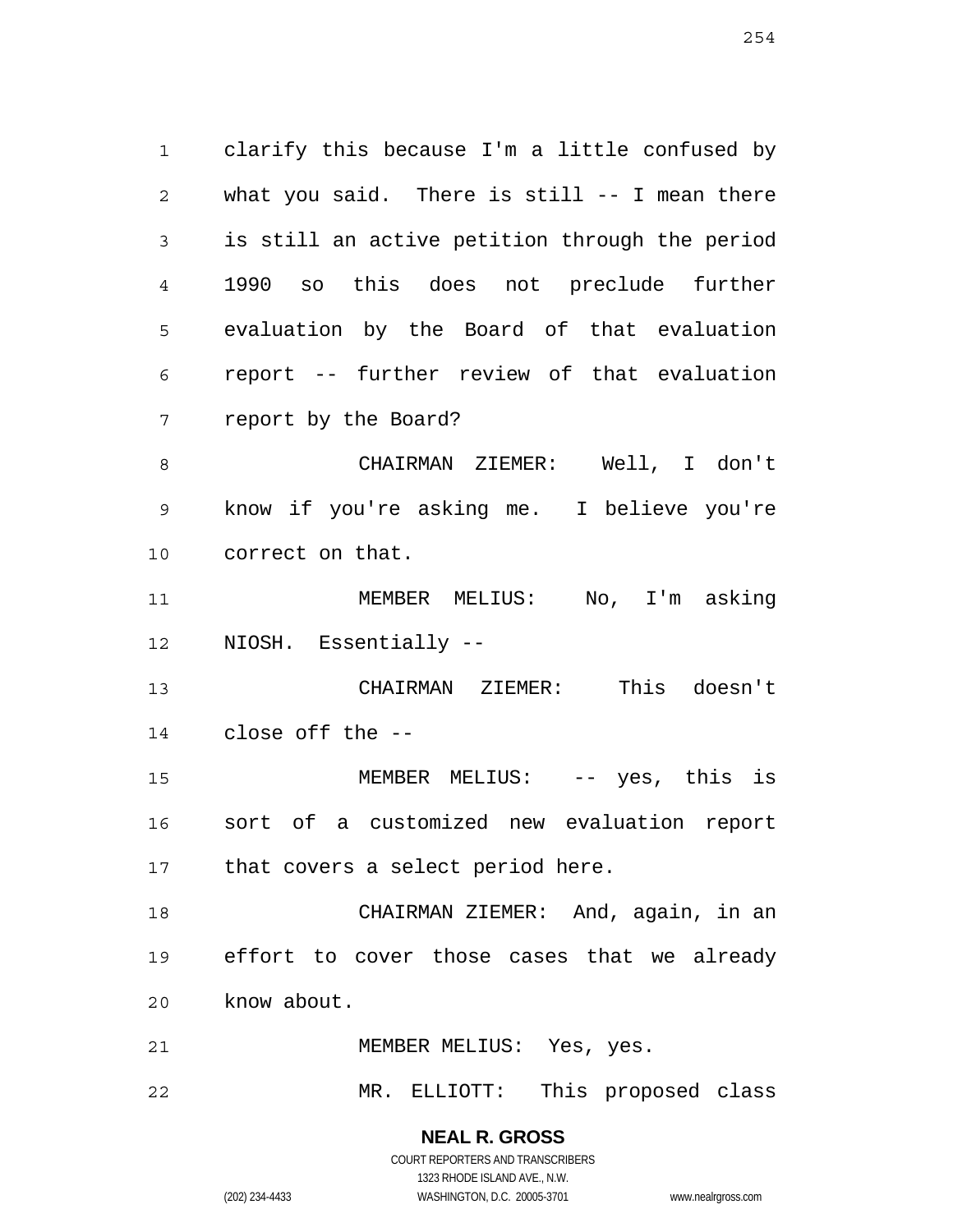clarify this because I'm a little confused by what you said. There is still -- I mean there is still an active petition through the period 1990 so this does not preclude further evaluation by the Board of that evaluation report -- further review of that evaluation report by the Board?

CHAIRMAN ZIEMER: Well, I don't know if you're asking me. I believe you're correct on that.

MEMBER MELIUS: No, I'm asking NIOSH. Essentially --

CHAIRMAN ZIEMER: This doesn't close off the --

MEMBER MELIUS: -- yes, this is sort of a customized new evaluation report that covers a select period here.

CHAIRMAN ZIEMER: And, again, in an effort to cover those cases that we already know about.

MEMBER MELIUS: Yes, yes.

MR. ELLIOTT: This proposed class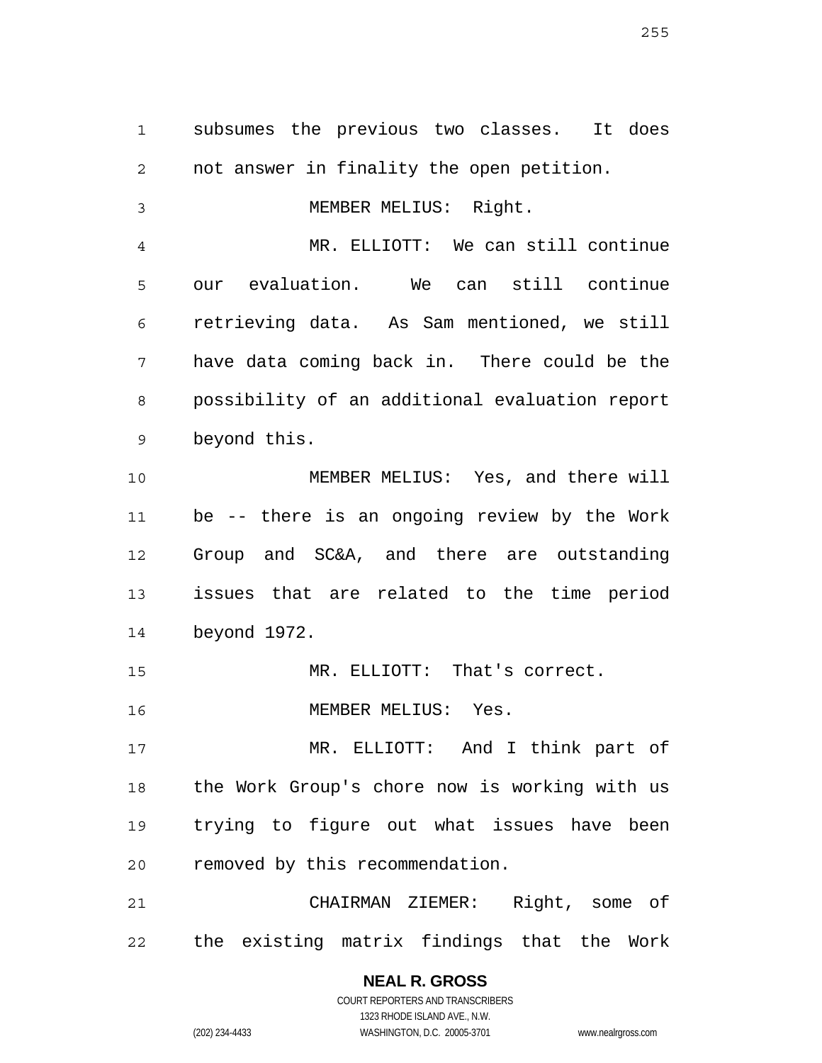subsumes the previous two classes. It does not answer in finality the open petition.

MEMBER MELIUS: Right.

MR. ELLIOTT: We can still continue our evaluation. We can still continue retrieving data. As Sam mentioned, we still have data coming back in. There could be the possibility of an additional evaluation report beyond this.

MEMBER MELIUS: Yes, and there will be -- there is an ongoing review by the Work Group and SC&A, and there are outstanding issues that are related to the time period beyond 1972.

MR. ELLIOTT: That's correct.

MEMBER MELIUS: Yes.

MR. ELLIOTT: And I think part of the Work Group's chore now is working with us trying to figure out what issues have been removed by this recommendation.

CHAIRMAN ZIEMER: Right, some of the existing matrix findings that the Work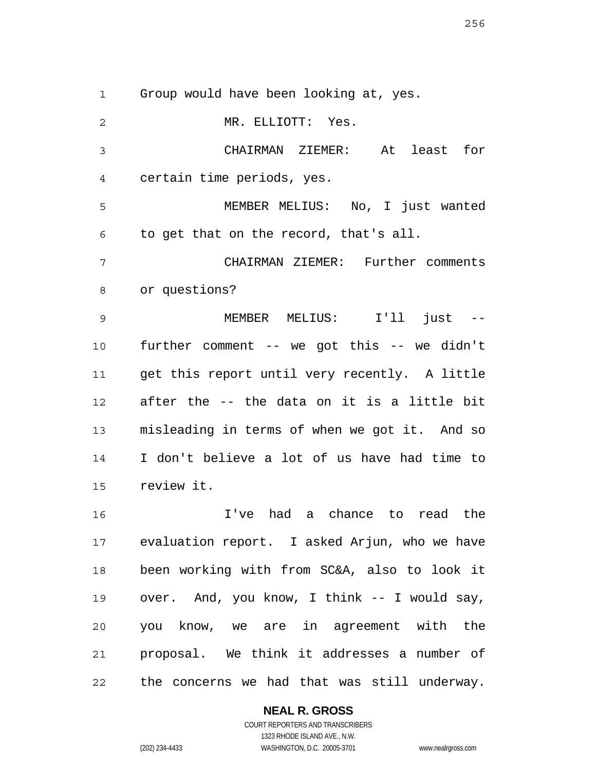Group would have been looking at, yes.

MR. ELLIOTT: Yes.

CHAIRMAN ZIEMER: At least for certain time periods, yes.

MEMBER MELIUS: No, I just wanted to get that on the record, that's all.

CHAIRMAN ZIEMER: Further comments or questions?

MEMBER MELIUS: I'll just -- further comment -- we got this -- we didn't get this report until very recently. A little after the -- the data on it is a little bit misleading in terms of when we got it. And so I don't believe a lot of us have had time to review it.

I've had a chance to read the evaluation report. I asked Arjun, who we have been working with from SC&A, also to look it over. And, you know, I think -- I would say, you know, we are in agreement with the proposal. We think it addresses a number of the concerns we had that was still underway.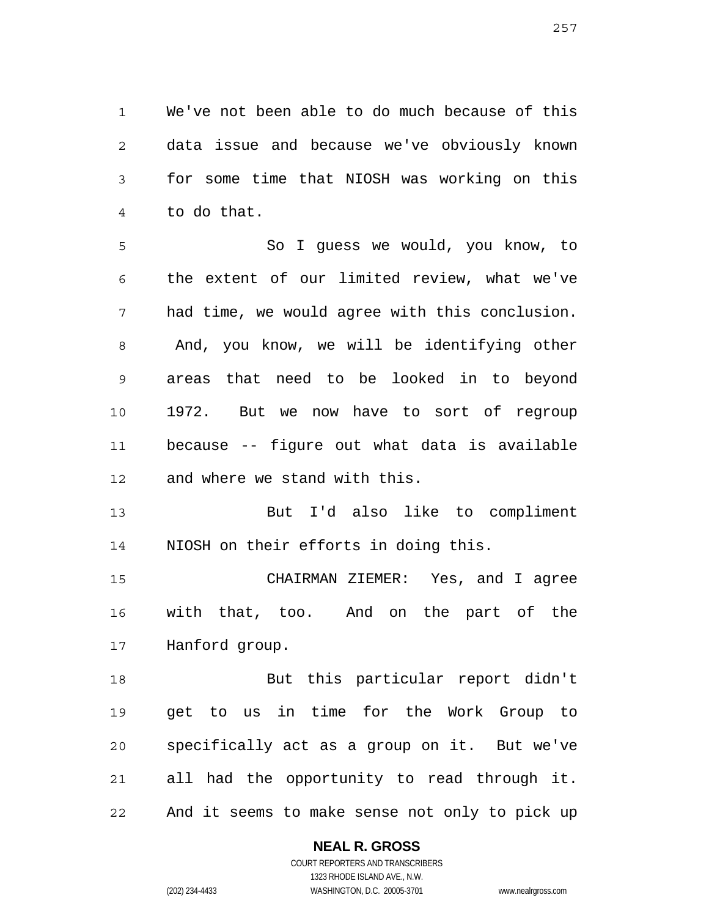We've not been able to do much because of this data issue and because we've obviously known for some time that NIOSH was working on this to do that.

So I guess we would, you know, to the extent of our limited review, what we've had time, we would agree with this conclusion. And, you know, we will be identifying other areas that need to be looked in to beyond 1972. But we now have to sort of regroup because -- figure out what data is available and where we stand with this.

But I'd also like to compliment NIOSH on their efforts in doing this.

CHAIRMAN ZIEMER: Yes, and I agree with that, too. And on the part of the Hanford group.

But this particular report didn't get to us in time for the Work Group to specifically act as a group on it. But we've all had the opportunity to read through it. And it seems to make sense not only to pick up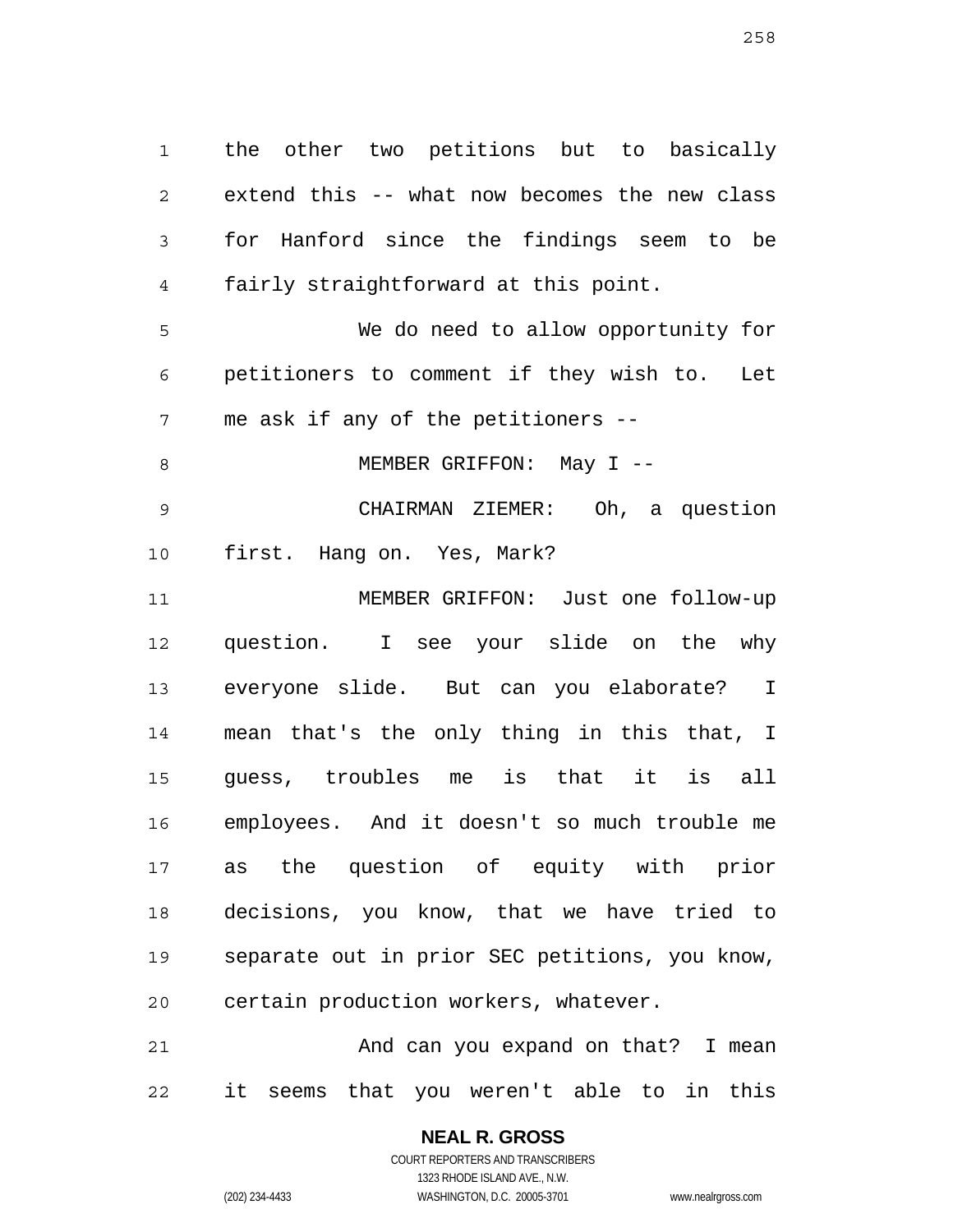the other two petitions but to basically extend this -- what now becomes the new class for Hanford since the findings seem to be fairly straightforward at this point.

We do need to allow opportunity for petitioners to comment if they wish to. Let me ask if any of the petitioners --

MEMBER GRIFFON: May I --

CHAIRMAN ZIEMER: Oh, a question first. Hang on. Yes, Mark?

MEMBER GRIFFON: Just one follow-up question. I see your slide on the why everyone slide. But can you elaborate? I mean that's the only thing in this that, I guess, troubles me is that it is all employees. And it doesn't so much trouble me as the question of equity with prior decisions, you know, that we have tried to separate out in prior SEC petitions, you know, certain production workers, whatever.

And can you expand on that? I mean it seems that you weren't able to in this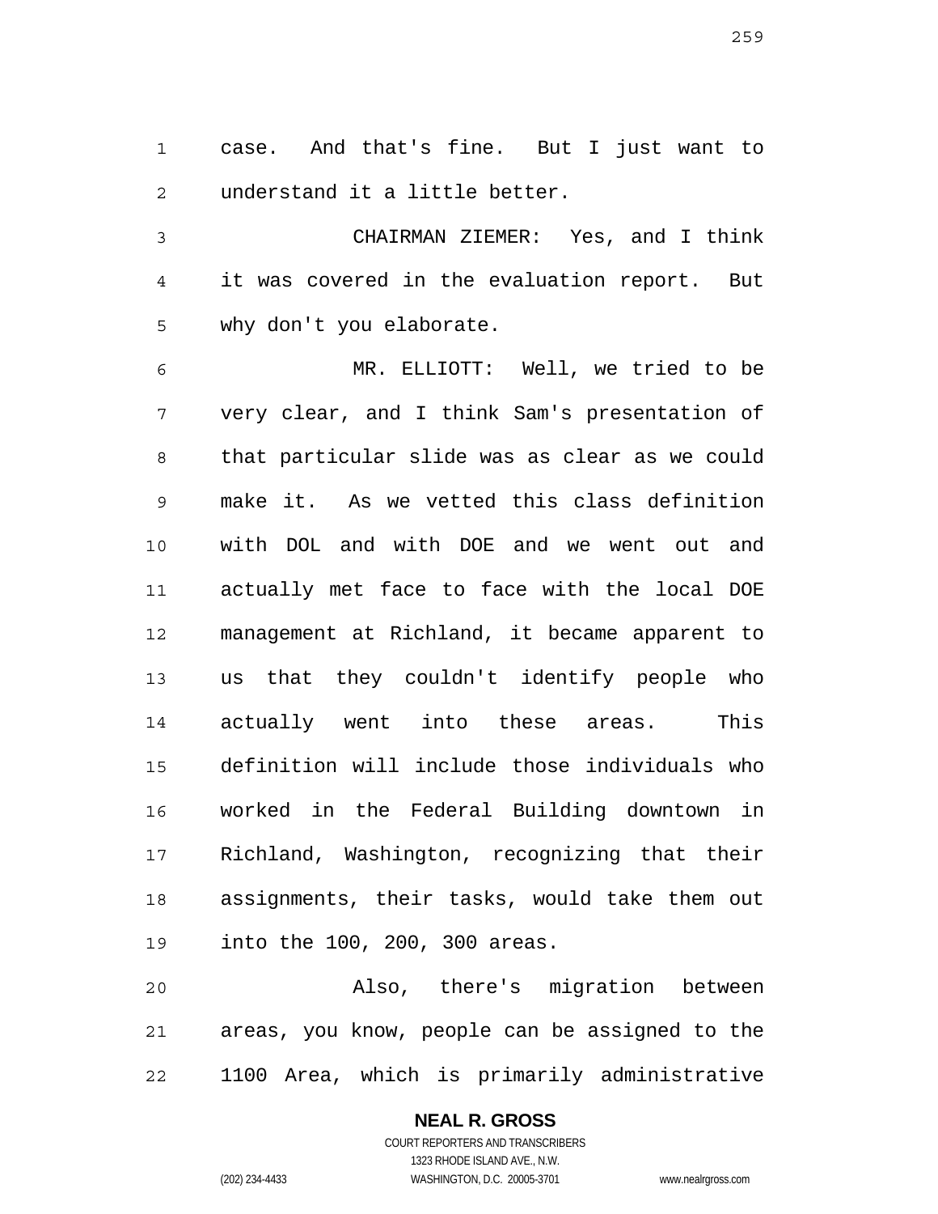case. And that's fine. But I just want to understand it a little better.

CHAIRMAN ZIEMER: Yes, and I think it was covered in the evaluation report. But why don't you elaborate.

MR. ELLIOTT: Well, we tried to be very clear, and I think Sam's presentation of that particular slide was as clear as we could make it. As we vetted this class definition with DOL and with DOE and we went out and actually met face to face with the local DOE management at Richland, it became apparent to us that they couldn't identify people who actually went into these areas. This definition will include those individuals who worked in the Federal Building downtown in Richland, Washington, recognizing that their assignments, their tasks, would take them out into the 100, 200, 300 areas.

Also, there's migration between areas, you know, people can be assigned to the 1100 Area, which is primarily administrative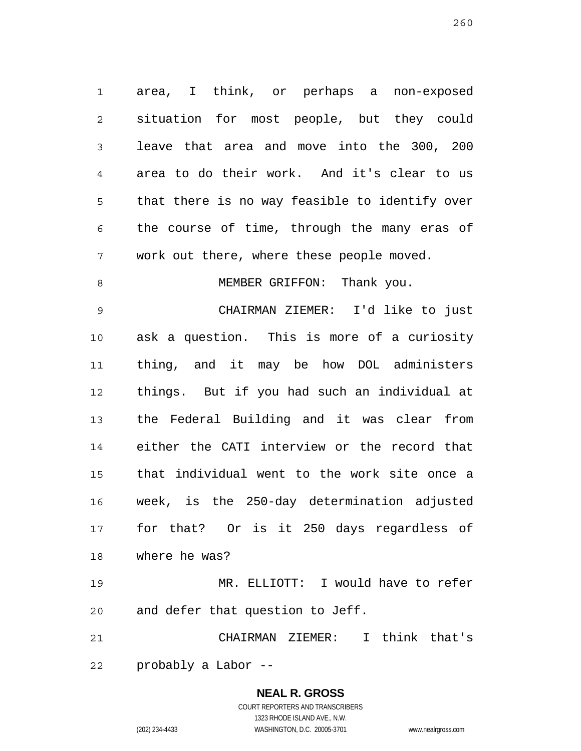area, I think, or perhaps a non-exposed situation for most people, but they could leave that area and move into the 300, 200 area to do their work. And it's clear to us that there is no way feasible to identify over the course of time, through the many eras of work out there, where these people moved.

MEMBER GRIFFON: Thank you.

CHAIRMAN ZIEMER: I'd like to just ask a question. This is more of a curiosity thing, and it may be how DOL administers things. But if you had such an individual at the Federal Building and it was clear from either the CATI interview or the record that that individual went to the work site once a week, is the 250-day determination adjusted for that? Or is it 250 days regardless of where he was?

MR. ELLIOTT: I would have to refer and defer that question to Jeff.

CHAIRMAN ZIEMER: I think that's probably a Labor --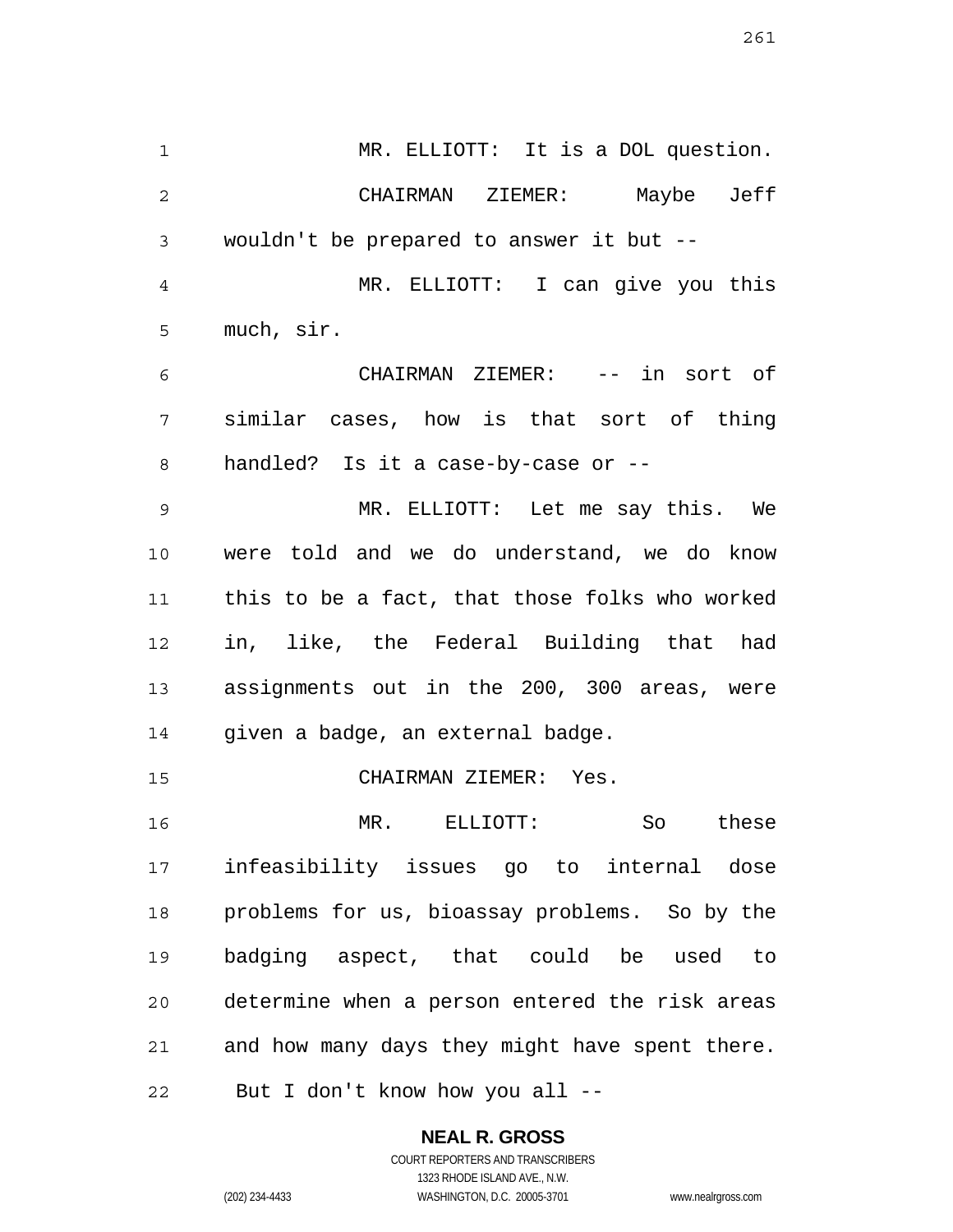MR. ELLIOTT: It is a DOL question.

CHAIRMAN ZIEMER: Maybe Jeff wouldn't be prepared to answer it but --

MR. ELLIOTT: I can give you this much, sir.

CHAIRMAN ZIEMER: -- in sort of similar cases, how is that sort of thing handled? Is it a case-by-case or --

MR. ELLIOTT: Let me say this. We were told and we do understand, we do know this to be a fact, that those folks who worked in, like, the Federal Building that had assignments out in the 200, 300 areas, were given a badge, an external badge.

CHAIRMAN ZIEMER: Yes.

MR. ELLIOTT: So these infeasibility issues go to internal dose problems for us, bioassay problems. So by the badging aspect, that could be used to determine when a person entered the risk areas and how many days they might have spent there. But I don't know how you all --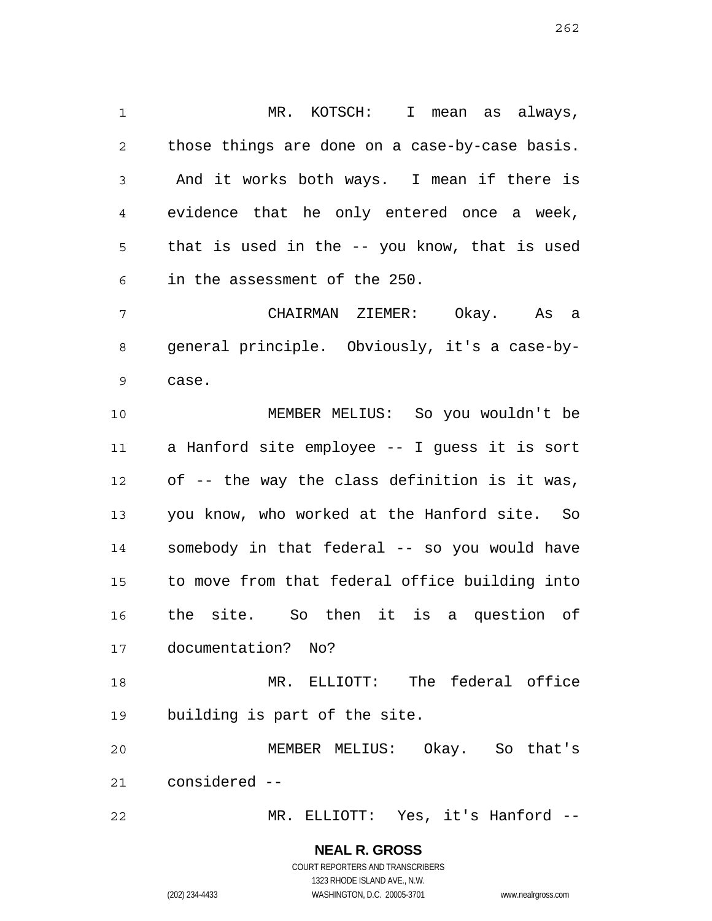MR. KOTSCH: I mean as always, those things are done on a case-by-case basis. And it works both ways. I mean if there is evidence that he only entered once a week, that is used in the -- you know, that is used in the assessment of the 250.

CHAIRMAN ZIEMER: Okay. As a general principle. Obviously, it's a case-by-case.

MEMBER MELIUS: So you wouldn't be a Hanford site employee -- I guess it is sort of -- the way the class definition is it was, you know, who worked at the Hanford site. So somebody in that federal -- so you would have to move from that federal office building into the site. So then it is a question of documentation? No?

MR. ELLIOTT: The federal office building is part of the site.

MEMBER MELIUS: Okay. So that's considered --

MR. ELLIOTT: Yes, it's Hanford --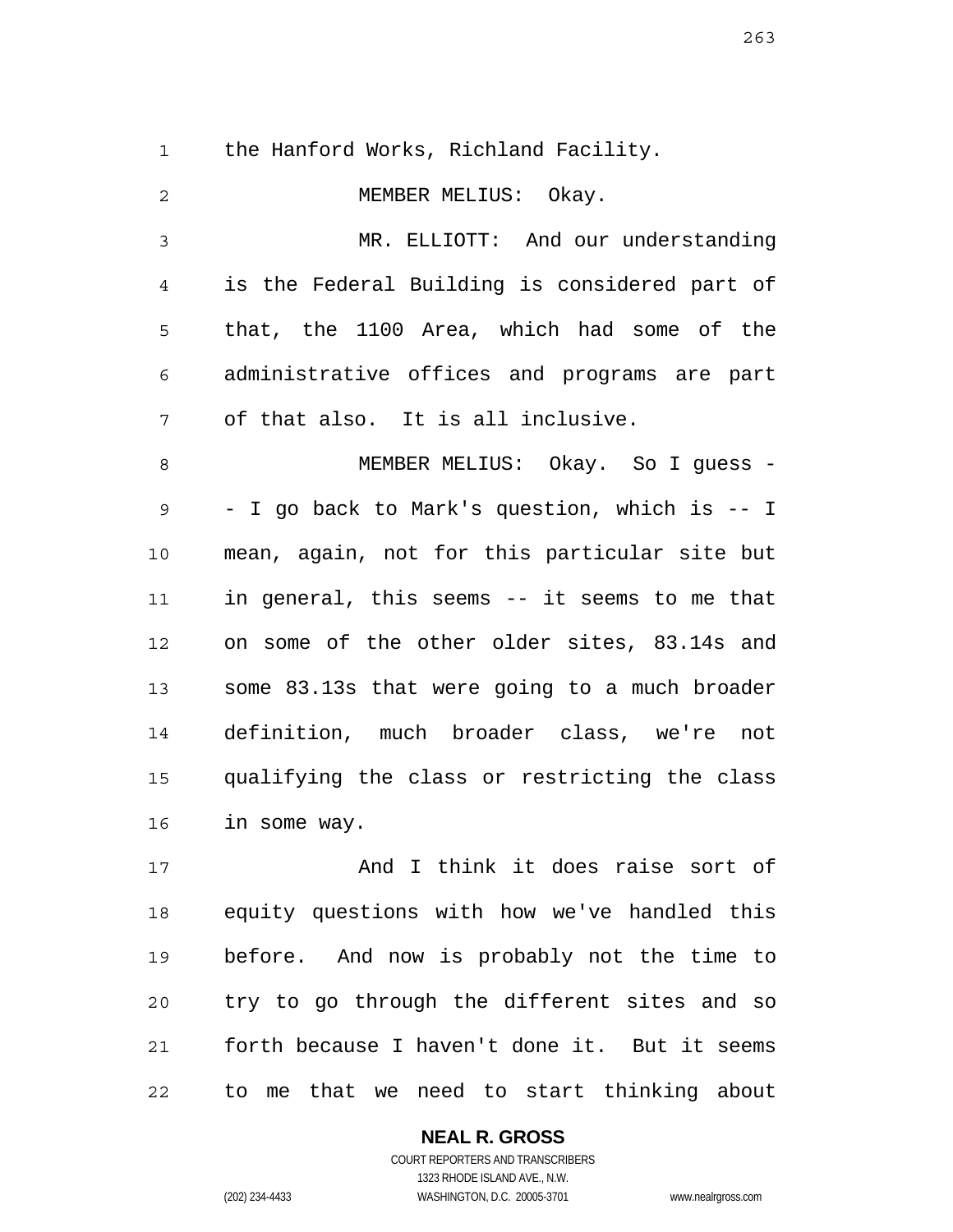the Hanford Works, Richland Facility.

MEMBER MELIUS: Okay.

MR. ELLIOTT: And our understanding is the Federal Building is considered part of that, the 1100 Area, which had some of the administrative offices and programs are part of that also. It is all inclusive.

MEMBER MELIUS: Okay. So I guess -- I go back to Mark's question, which is -- I mean, again, not for this particular site but in general, this seems -- it seems to me that on some of the other older sites, 83.14s and some 83.13s that were going to a much broader definition, much broader class, we're not qualifying the class or restricting the class in some way.

And I think it does raise sort of equity questions with how we've handled this before. And now is probably not the time to try to go through the different sites and so forth because I haven't done it. But it seems to me that we need to start thinking about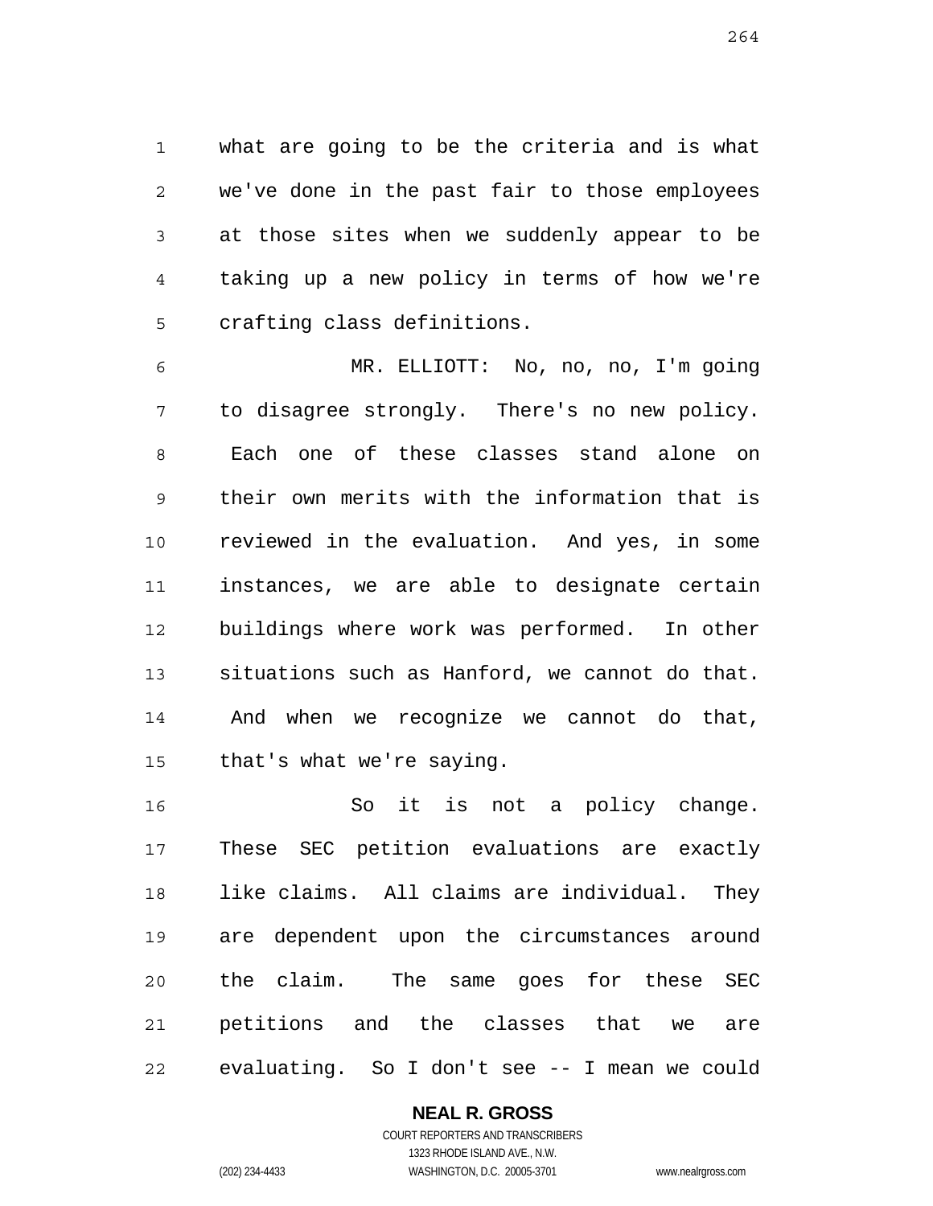what are going to be the criteria and is what we've done in the past fair to those employees at those sites when we suddenly appear to be taking up a new policy in terms of how we're crafting class definitions.

MR. ELLIOTT: No, no, no, I'm going to disagree strongly. There's no new policy. Each one of these classes stand alone on their own merits with the information that is reviewed in the evaluation. And yes, in some instances, we are able to designate certain buildings where work was performed. In other situations such as Hanford, we cannot do that. And when we recognize we cannot do that, that's what we're saying.

So it is not a policy change. These SEC petition evaluations are exactly like claims. All claims are individual. They are dependent upon the circumstances around the claim. The same goes for these SEC petitions and the classes that we are evaluating. So I don't see -- I mean we could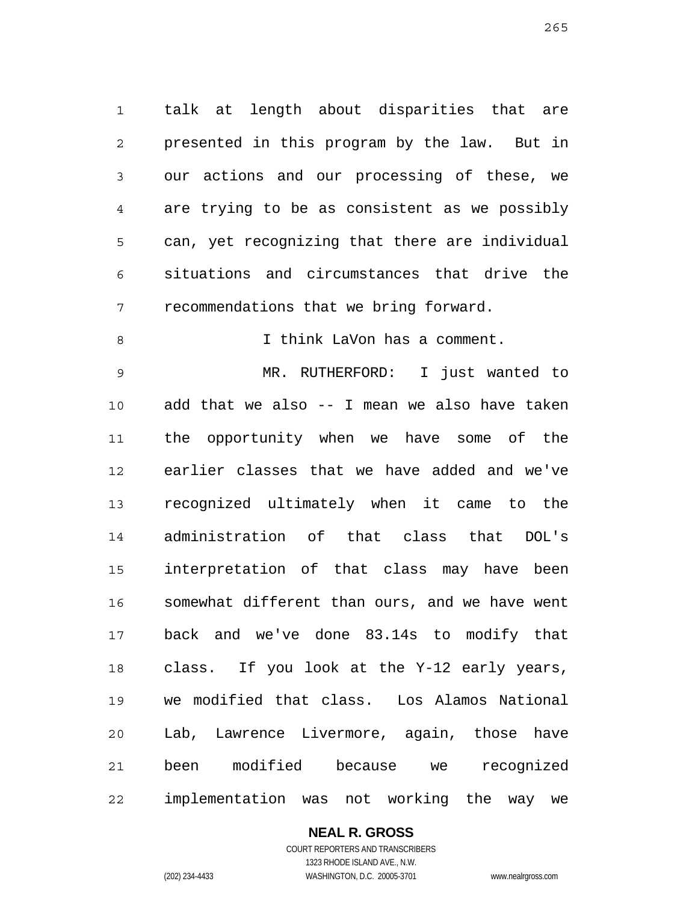talk at length about disparities that are presented in this program by the law. But in our actions and our processing of these, we are trying to be as consistent as we possibly can, yet recognizing that there are individual situations and circumstances that drive the recommendations that we bring forward.

I think LaVon has a comment.

MR. RUTHERFORD: I just wanted to add that we also -- I mean we also have taken the opportunity when we have some of the earlier classes that we have added and we've recognized ultimately when it came to the administration of that class that DOL's interpretation of that class may have been somewhat different than ours, and we have went back and we've done 83.14s to modify that class. If you look at the Y-12 early years, we modified that class. Los Alamos National Lab, Lawrence Livermore, again, those have been modified because we recognized implementation was not working the way we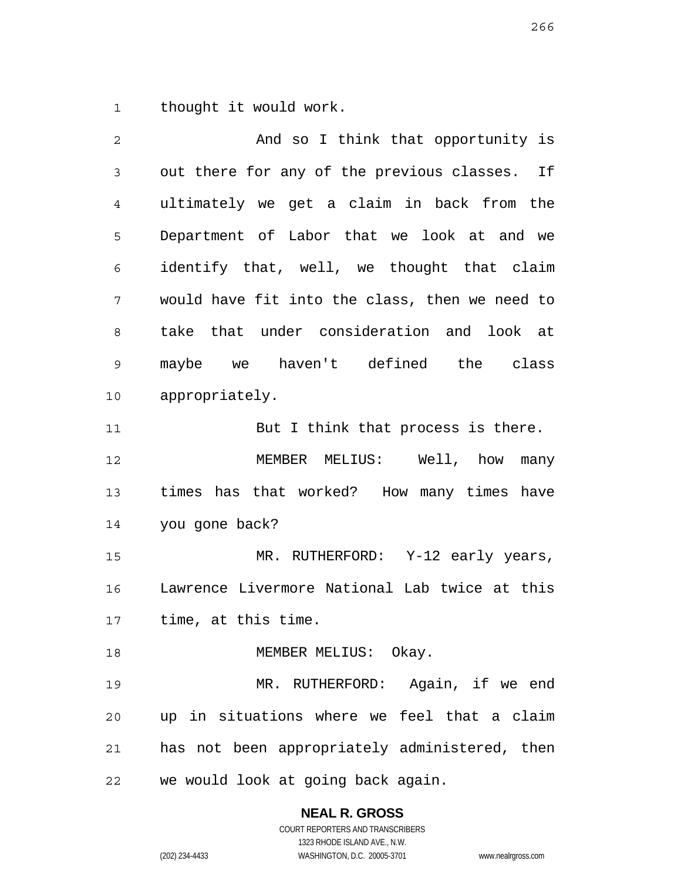thought it would work.

And so I think that opportunity is out there for any of the previous classes. If ultimately we get a claim in back from the Department of Labor that we look at and we identify that, well, we thought that claim would have fit into the class, then we need to take that under consideration and look at maybe we haven't defined the class appropriately.

But I think that process is there.

MEMBER MELIUS: Well, how many times has that worked? How many times have you gone back?

MR. RUTHERFORD: Y-12 early years, Lawrence Livermore National Lab twice at this time, at this time.

MEMBER MELIUS: Okay.

MR. RUTHERFORD: Again, if we end up in situations where we feel that a claim has not been appropriately administered, then we would look at going back again.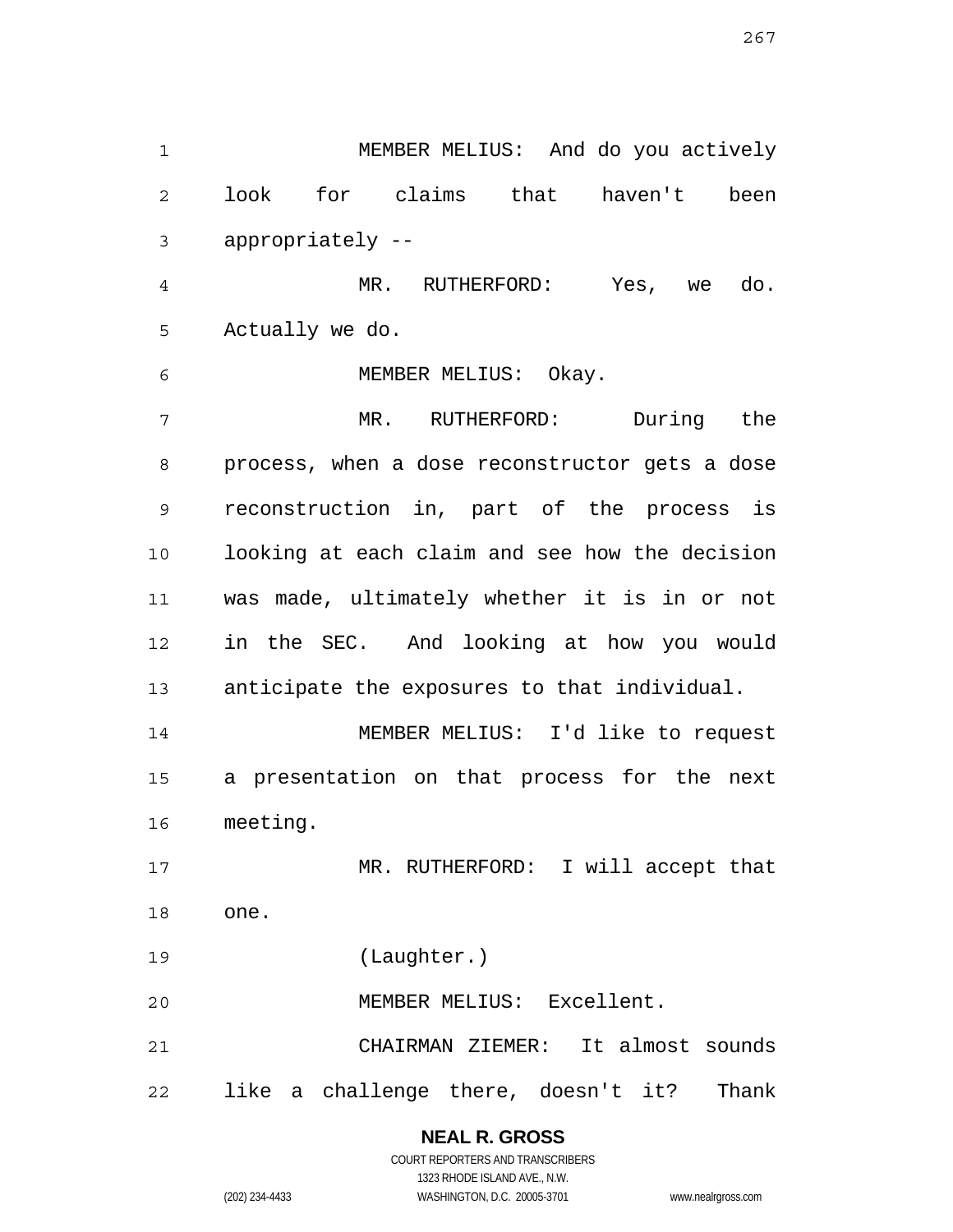MEMBER MELIUS: And do you actively look for claims that haven't been appropriately --

MR. RUTHERFORD: Yes, we do. Actually we do.

MEMBER MELIUS: Okay.

MR. RUTHERFORD: During the process, when a dose reconstructor gets a dose reconstruction in, part of the process is looking at each claim and see how the decision was made, ultimately whether it is in or not in the SEC. And looking at how you would anticipate the exposures to that individual.

MEMBER MELIUS: I'd like to request a presentation on that process for the next meeting.

MR. RUTHERFORD: I will accept that one.

(Laughter.)

MEMBER MELIUS: Excellent.

CHAIRMAN ZIEMER: It almost sounds like a challenge there, doesn't it? Thank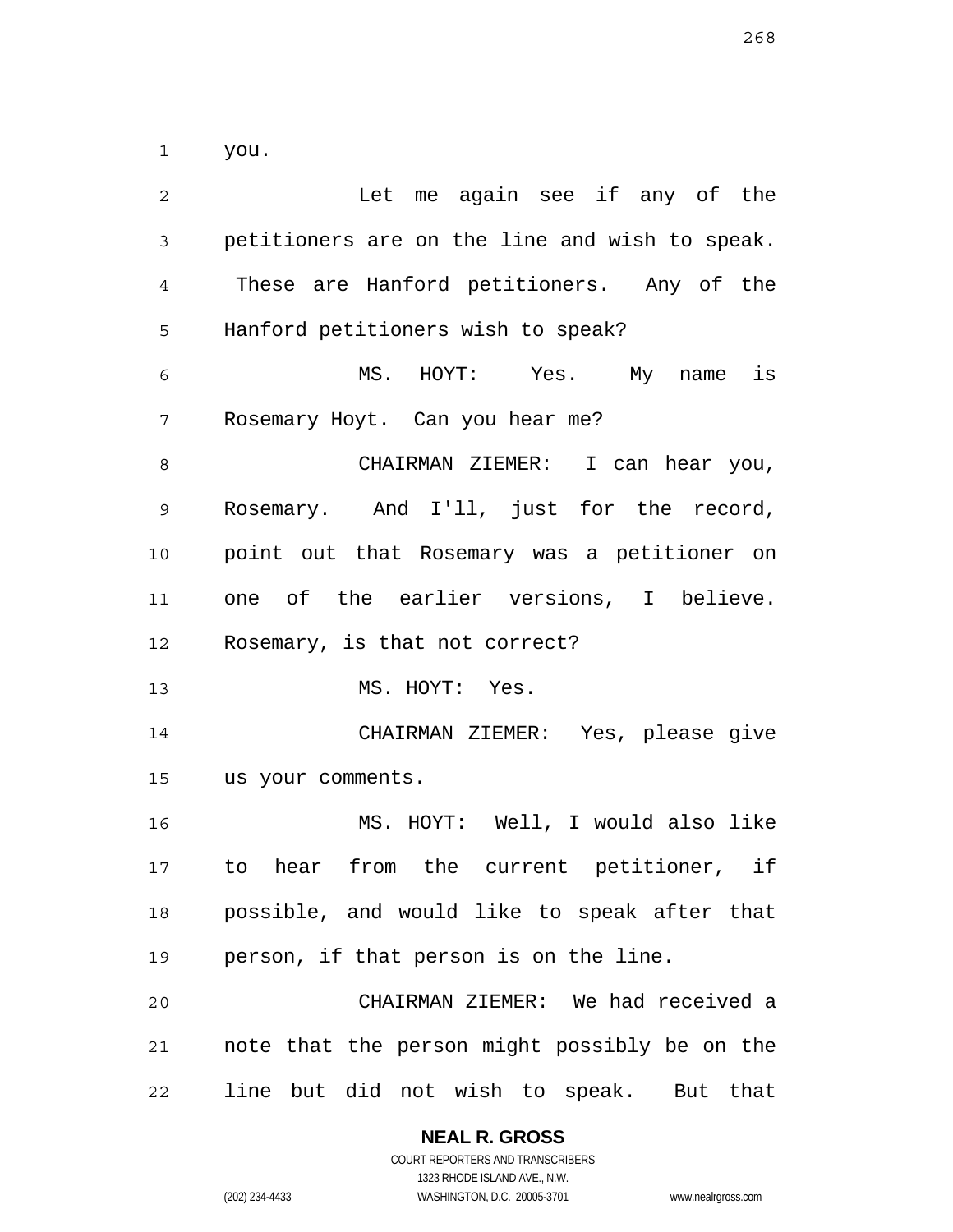you.

Let me again see if any of the petitioners are on the line and wish to speak. These are Hanford petitioners. Any of the Hanford petitioners wish to speak?

MS. HOYT: Yes. My name is Rosemary Hoyt. Can you hear me?

CHAIRMAN ZIEMER: I can hear you, Rosemary. And I'll, just for the record, point out that Rosemary was a petitioner on one of the earlier versions, I believe. Rosemary, is that not correct?

MS. HOYT: Yes.

CHAIRMAN ZIEMER: Yes, please give us your comments.

MS. HOYT: Well, I would also like to hear from the current petitioner, if possible, and would like to speak after that person, if that person is on the line.

CHAIRMAN ZIEMER: We had received a note that the person might possibly be on the line but did not wish to speak. But that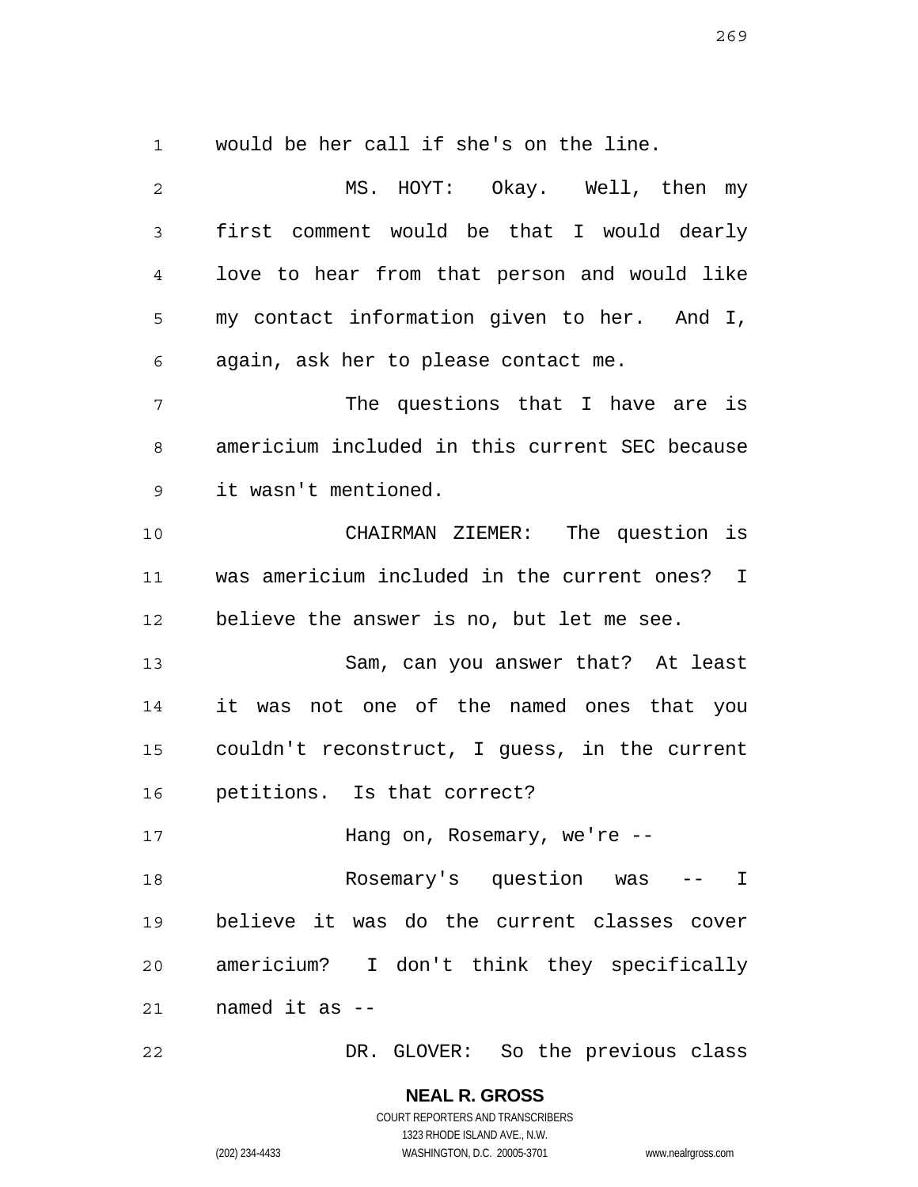would be her call if she's on the line.

MS. HOYT: Okay. Well, then my first comment would be that I would dearly love to hear from that person and would like my contact information given to her. And I, again, ask her to please contact me.

The questions that I have are is americium included in this current SEC because it wasn't mentioned.

CHAIRMAN ZIEMER: The question is was americium included in the current ones? I believe the answer is no, but let me see.

Sam, can you answer that? At least it was not one of the named ones that you couldn't reconstruct, I guess, in the current petitions. Is that correct?

Hang on, Rosemary, we're --

Rosemary's question was -- I believe it was do the current classes cover americium? I don't think they specifically named it as --

DR. GLOVER: So the previous class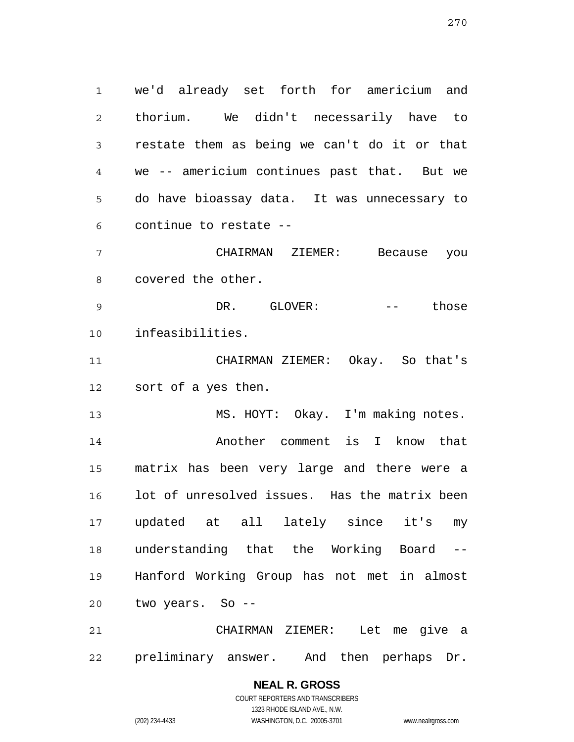we'd already set forth for americium and thorium. We didn't necessarily have to restate them as being we can't do it or that we -- americium continues past that. But we do have bioassay data. It was unnecessary to continue to restate --

CHAIRMAN ZIEMER: Because you covered the other.

DR. GLOVER: -- those infeasibilities.

CHAIRMAN ZIEMER: Okay. So that's sort of a yes then.

MS. HOYT: Okay. I'm making notes.

Another comment is I know that matrix has been very large and there were a lot of unresolved issues. Has the matrix been updated at all lately since it's my understanding that the Working Board -- Hanford Working Group has not met in almost two years. So --

CHAIRMAN ZIEMER: Let me give a preliminary answer. And then perhaps Dr.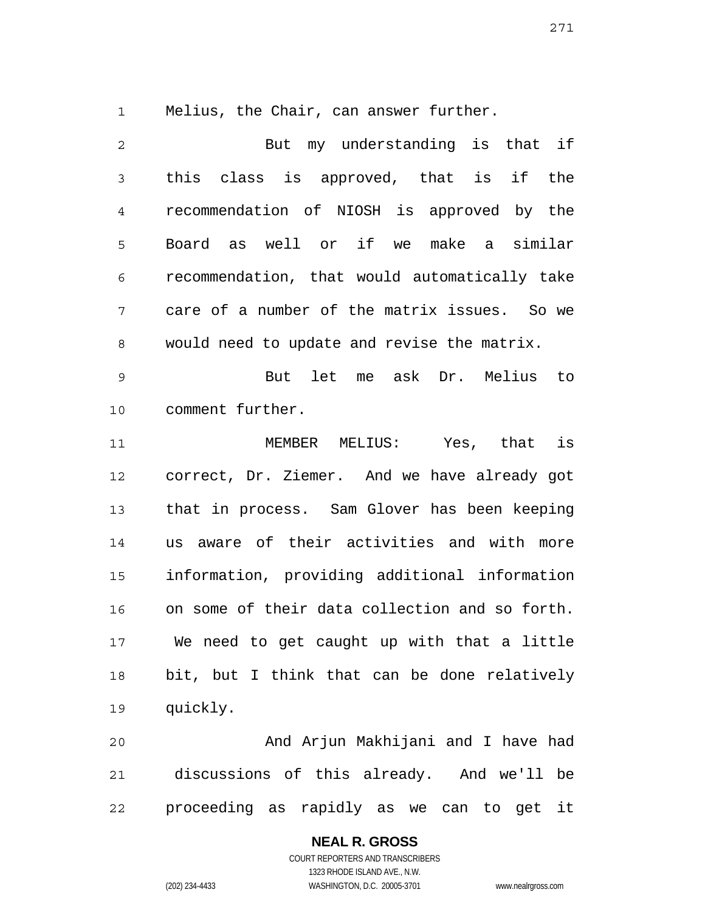Melius, the Chair, can answer further.

But my understanding is that if this class is approved, that is if the recommendation of NIOSH is approved by the Board as well or if we make a similar recommendation, that would automatically take care of a number of the matrix issues. So we would need to update and revise the matrix.

But let me ask Dr. Melius to comment further.

MEMBER MELIUS: Yes, that is correct, Dr. Ziemer. And we have already got that in process. Sam Glover has been keeping us aware of their activities and with more information, providing additional information on some of their data collection and so forth. We need to get caught up with that a little bit, but I think that can be done relatively quickly.

And Arjun Makhijani and I have had discussions of this already. And we'll be proceeding as rapidly as we can to get it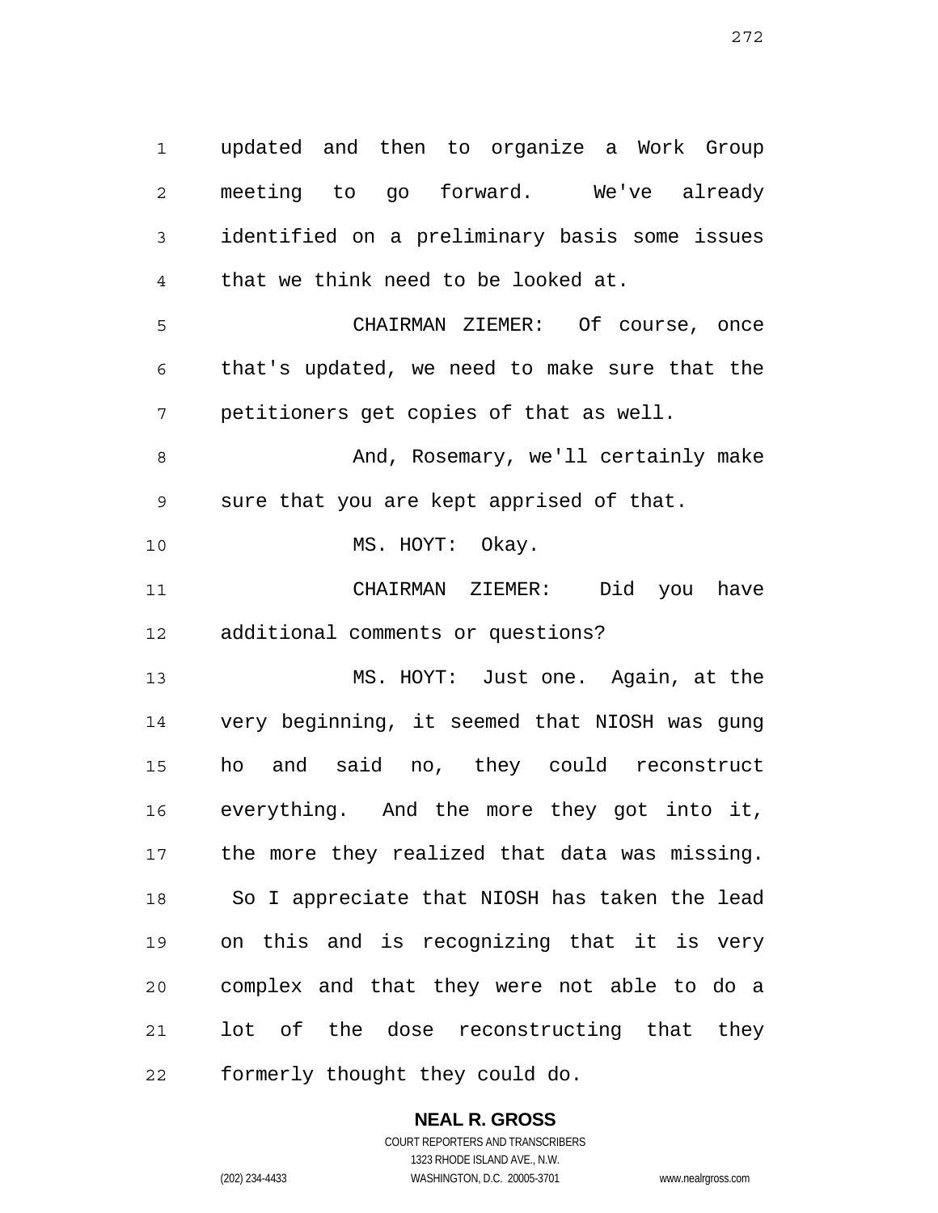updated and then to organize a Work Group meeting to go forward. We've already identified on a preliminary basis some issues that we think need to be looked at.

CHAIRMAN ZIEMER: Of course, once that's updated, we need to make sure that the petitioners get copies of that as well.

And, Rosemary, we'll certainly make sure that you are kept apprised of that.

MS. HOYT: Okay.

CHAIRMAN ZIEMER: Did you have additional comments or questions?

MS. HOYT: Just one. Again, at the very beginning, it seemed that NIOSH was gung ho and said no, they could reconstruct everything. And the more they got into it, the more they realized that data was missing. So I appreciate that NIOSH has taken the lead on this and is recognizing that it is very complex and that they were not able to do a lot of the dose reconstructing that they formerly thought they could do.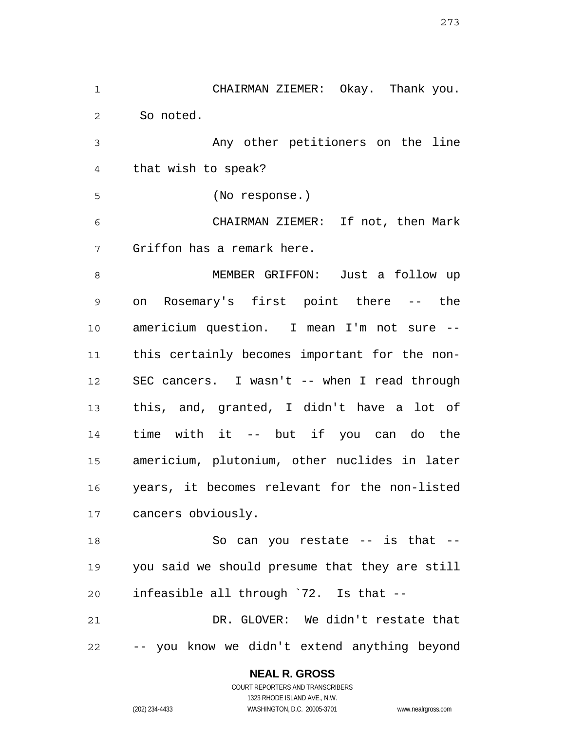CHAIRMAN ZIEMER: Okay. Thank you. So noted.

Any other petitioners on the line that wish to speak?

(No response.)

CHAIRMAN ZIEMER: If not, then Mark Griffon has a remark here.

MEMBER GRIFFON: Just a follow up on Rosemary's first point there -- the americium question. I mean I'm not sure -- this certainly becomes important for the non-SEC cancers. I wasn't -- when I read through this, and, granted, I didn't have a lot of time with it -- but if you can do the americium, plutonium, other nuclides in later years, it becomes relevant for the non-listed cancers obviously.

So can you restate -- is that -- you said we should presume that they are still infeasible all through `72. Is that --

DR. GLOVER: We didn't restate that -- you know we didn't extend anything beyond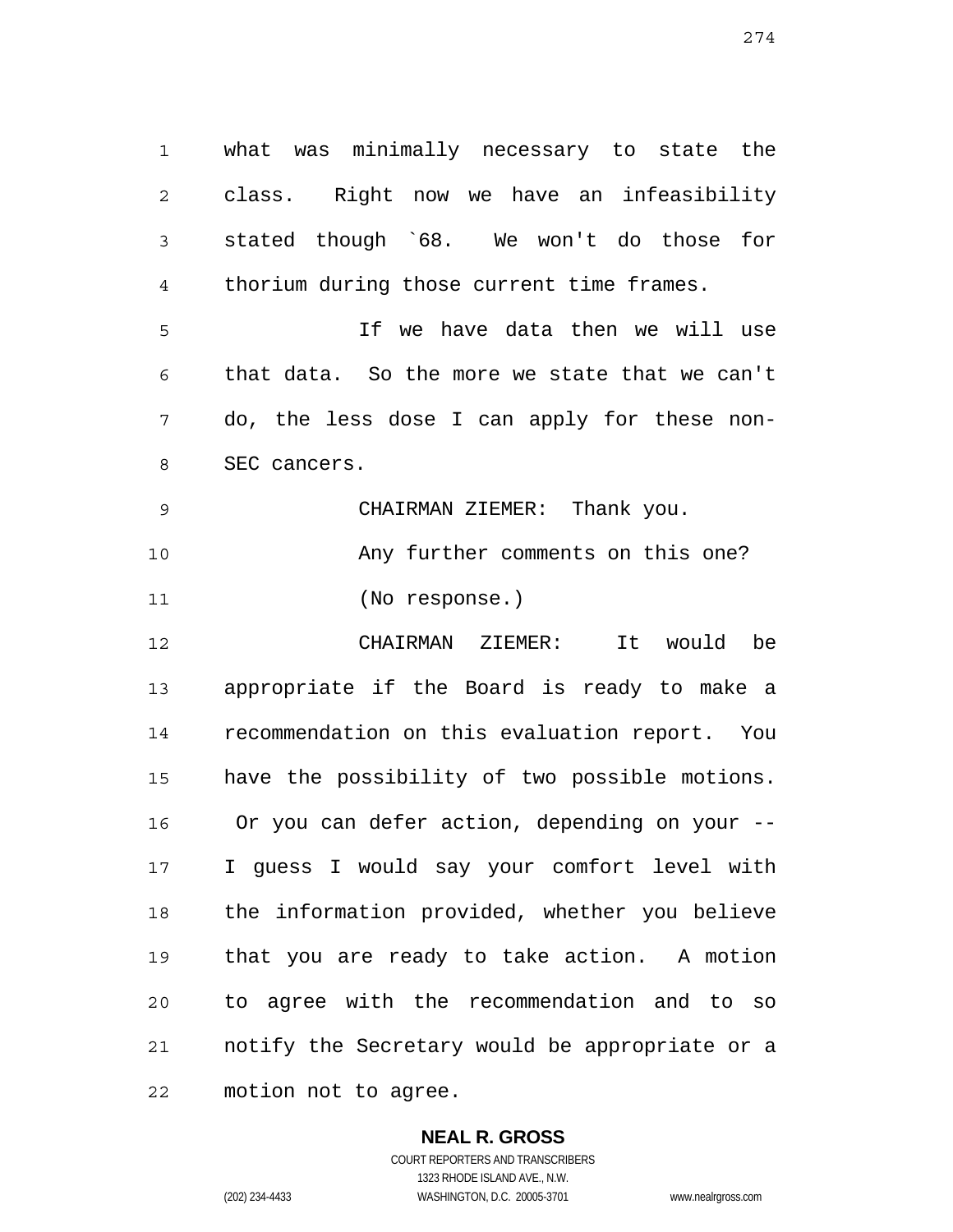what was minimally necessary to state the class. Right now we have an infeasibility stated though `68. We won't do those for thorium during those current time frames.

If we have data then we will use that data. So the more we state that we can't do, the less dose I can apply for these non-SEC cancers.

CHAIRMAN ZIEMER: Thank you.

Any further comments on this one?

(No response.)

CHAIRMAN ZIEMER: It would be appropriate if the Board is ready to make a recommendation on this evaluation report. You have the possibility of two possible motions. Or you can defer action, depending on your -- I guess I would say your comfort level with the information provided, whether you believe that you are ready to take action. A motion to agree with the recommendation and to so notify the Secretary would be appropriate or a motion not to agree.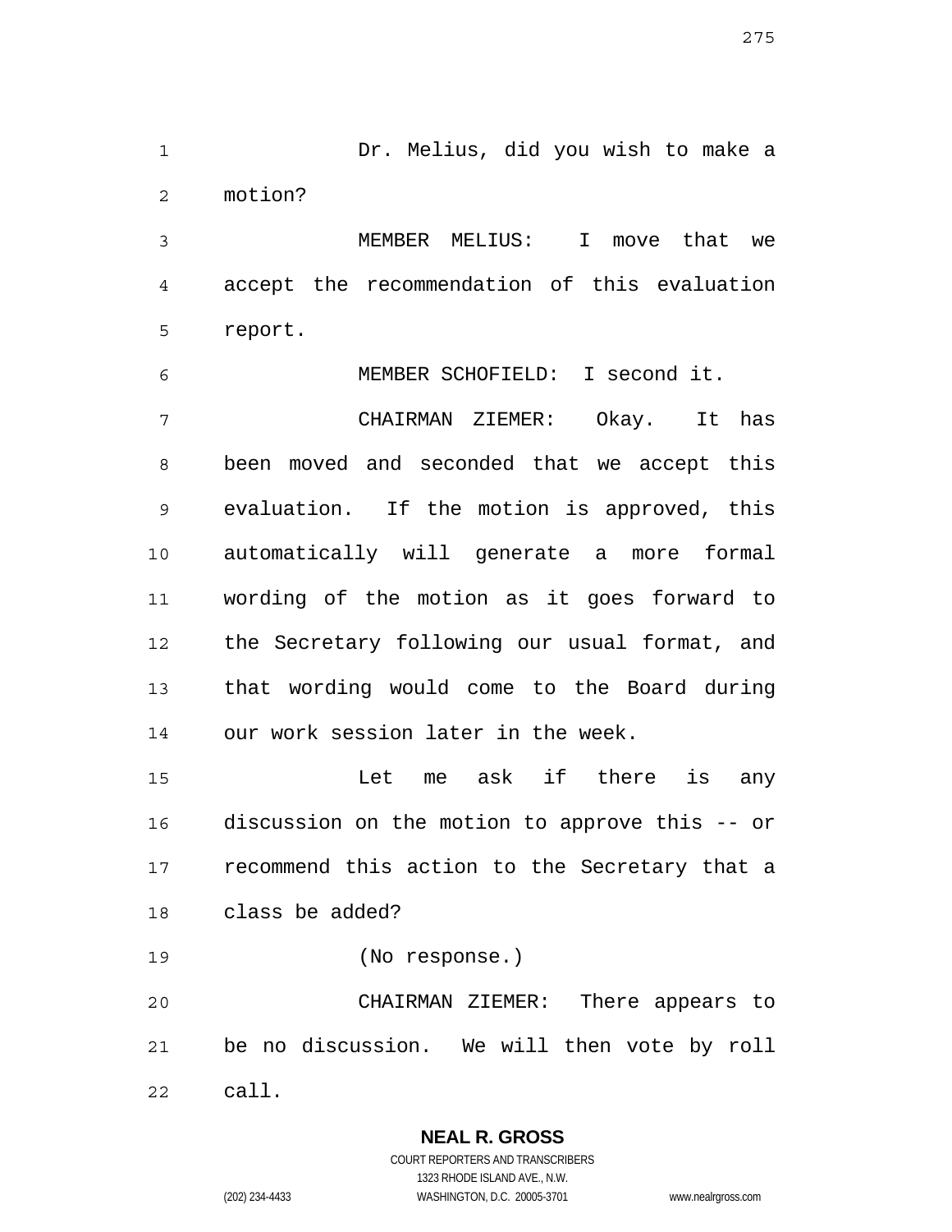Dr. Melius, did you wish to make a motion?

MEMBER MELIUS: I move that we accept the recommendation of this evaluation report.

MEMBER SCHOFIELD: I second it.

CHAIRMAN ZIEMER: Okay. It has been moved and seconded that we accept this evaluation. If the motion is approved, this automatically will generate a more formal wording of the motion as it goes forward to the Secretary following our usual format, and that wording would come to the Board during our work session later in the week.

Let me ask if there is any discussion on the motion to approve this -- or recommend this action to the Secretary that a class be added?

(No response.)

CHAIRMAN ZIEMER: There appears to be no discussion. We will then vote by roll call.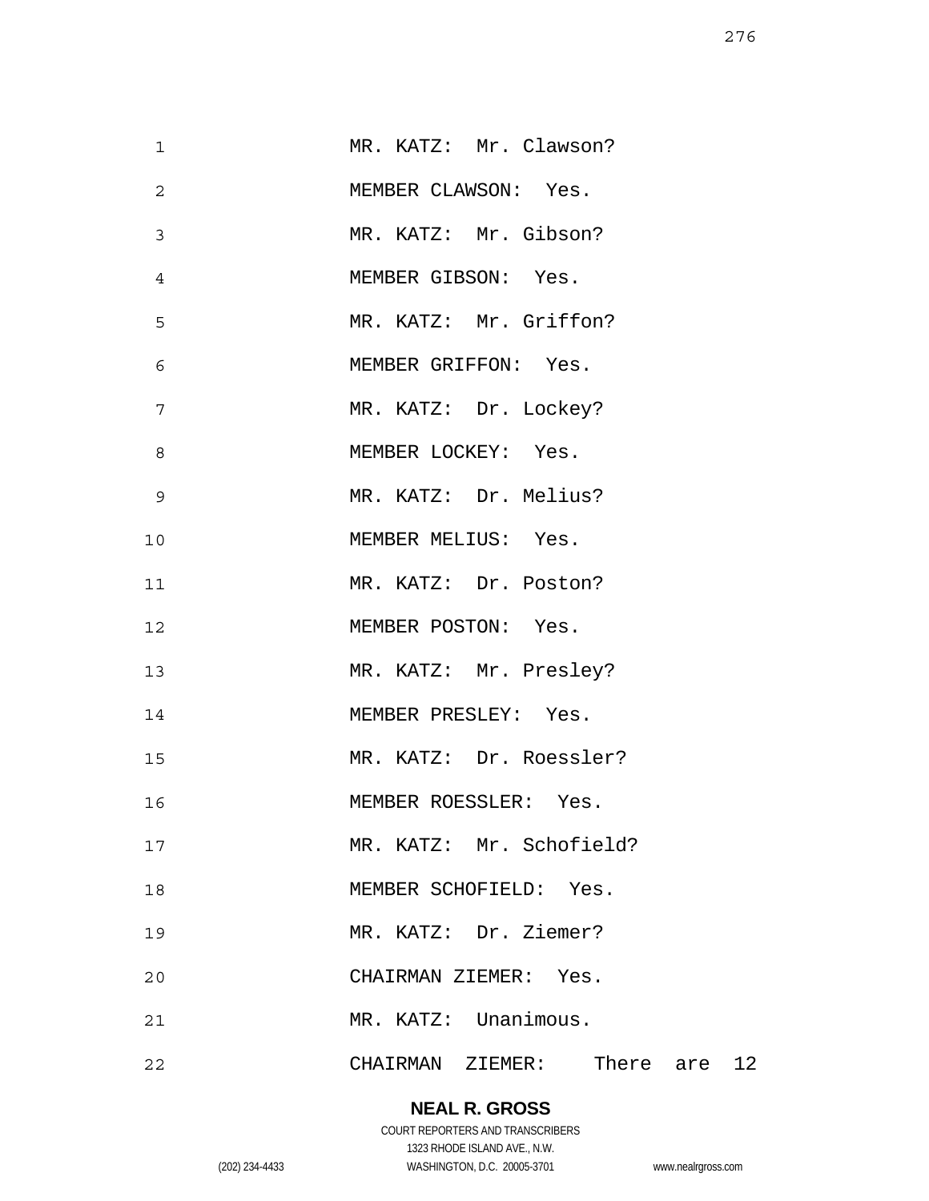MR. KATZ: Mr. Clawson?

MEMBER CLAWSON: Yes.

MR. KATZ: Mr. Gibson?

MEMBER GIBSON: Yes.

MR. KATZ: Mr. Griffon?

MEMBER GRIFFON: Yes.

MR. KATZ: Dr. Lockey?

MEMBER LOCKEY: Yes.

MR. KATZ: Dr. Melius?

MEMBER MELIUS: Yes.

MR. KATZ: Dr. Poston?

MEMBER POSTON: Yes.

MR. KATZ: Mr. Presley?

MEMBER PRESLEY: Yes.

MR. KATZ: Dr. Roessler?

MEMBER ROESSLER: Yes.

MR. KATZ: Mr. Schofield?

MEMBER SCHOFIELD: Yes.

MR. KATZ: Dr. Ziemer?

CHAIRMAN ZIEMER: Yes.

MR. KATZ: Unanimous.

CHAIRMAN ZIEMER: There are 12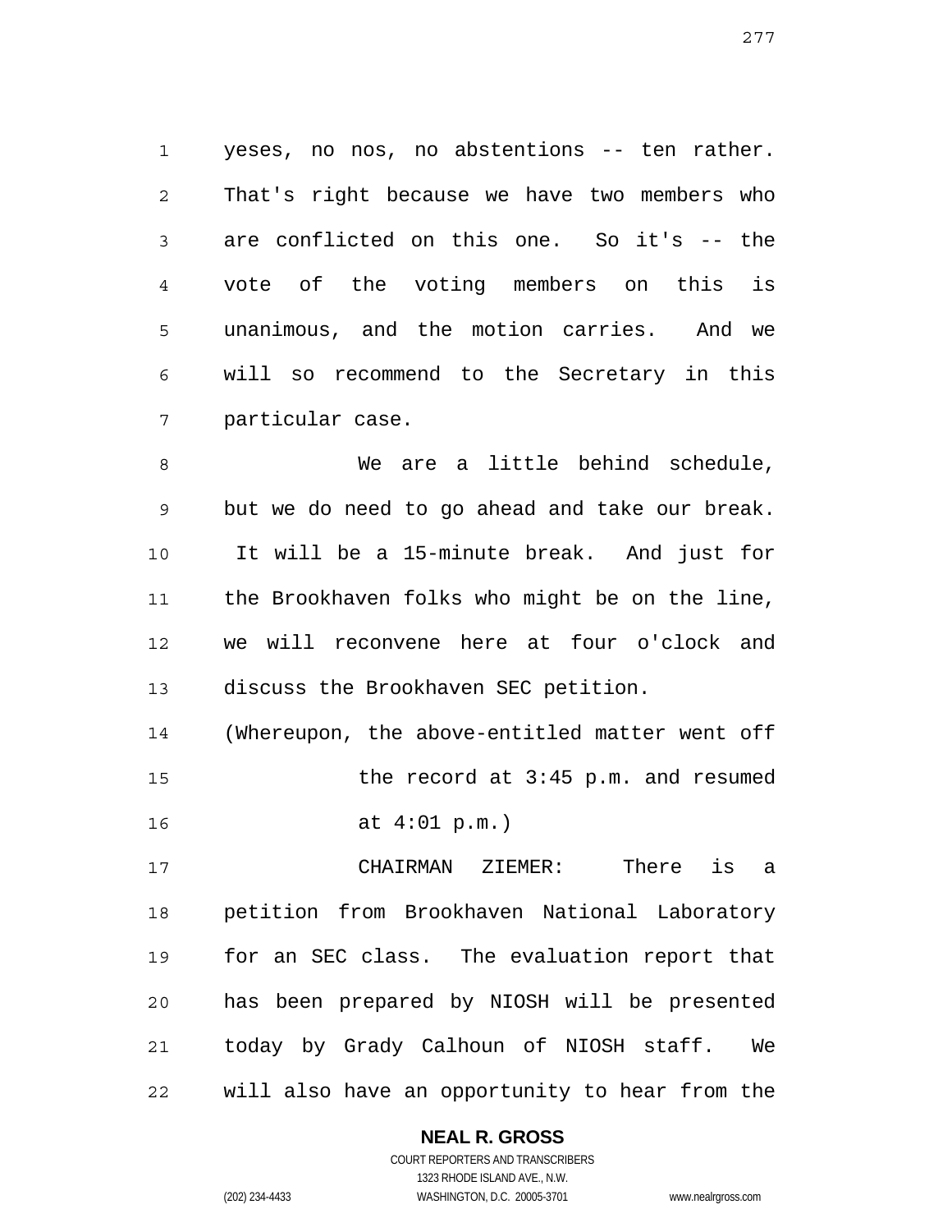yeses, no nos, no abstentions -- ten rather. That's right because we have two members who are conflicted on this one. So it's -- the vote of the voting members on this is unanimous, and the motion carries. And we will so recommend to the Secretary in this particular case.

We are a little behind schedule, but we do need to go ahead and take our break. It will be a 15-minute break. And just for the Brookhaven folks who might be on the line, we will reconvene here at four o'clock and discuss the Brookhaven SEC petition.

(Whereupon, the above-entitled matter went off the record at 3:45 p.m. and resumed at 4:01 p.m.)

CHAIRMAN ZIEMER: There is a petition from Brookhaven National Laboratory for an SEC class. The evaluation report that has been prepared by NIOSH will be presented today by Grady Calhoun of NIOSH staff. We will also have an opportunity to hear from the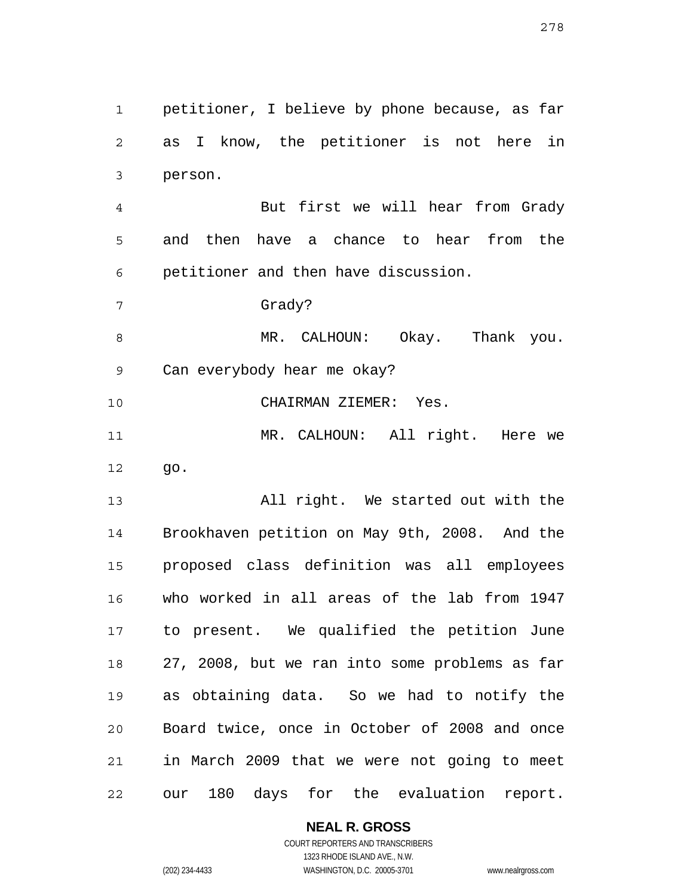petitioner, I believe by phone because, as far as I know, the petitioner is not here in person.

But first we will hear from Grady and then have a chance to hear from the petitioner and then have discussion.

Grady?

MR. CALHOUN: Okay. Thank you. Can everybody hear me okay?

CHAIRMAN ZIEMER: Yes.

MR. CALHOUN: All right. Here we go.

All right. We started out with the Brookhaven petition on May 9th, 2008. And the proposed class definition was all employees who worked in all areas of the lab from 1947 to present. We qualified the petition June 27, 2008, but we ran into some problems as far as obtaining data. So we had to notify the Board twice, once in October of 2008 and once in March 2009 that we were not going to meet our 180 days for the evaluation report.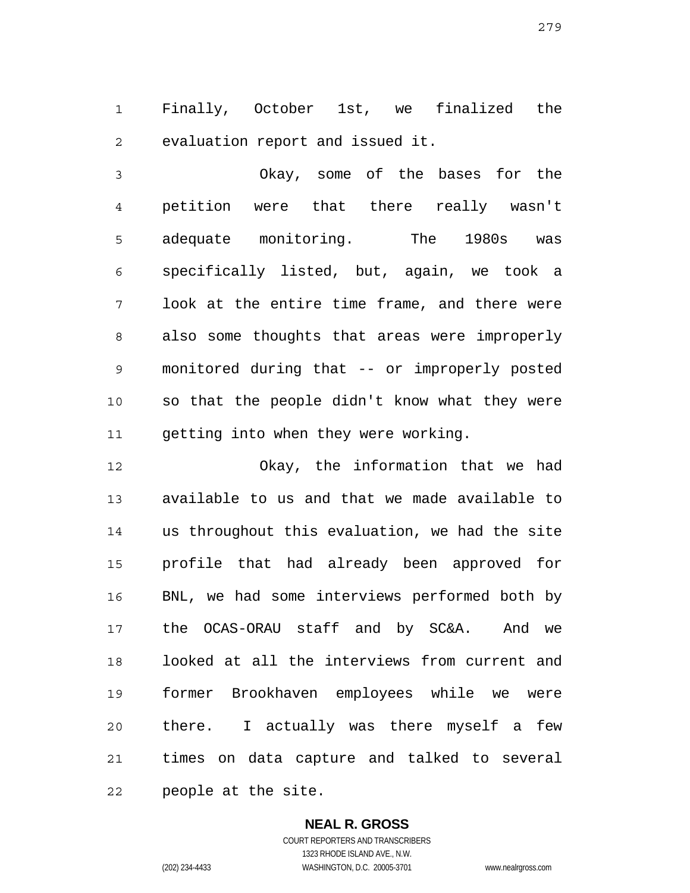Finally, October 1st, we finalized the evaluation report and issued it.

Okay, some of the bases for the petition were that there really wasn't adequate monitoring. The 1980s was specifically listed, but, again, we took a look at the entire time frame, and there were also some thoughts that areas were improperly monitored during that -- or improperly posted so that the people didn't know what they were getting into when they were working.

Okay, the information that we had available to us and that we made available to us throughout this evaluation, we had the site profile that had already been approved for BNL, we had some interviews performed both by the OCAS-ORAU staff and by SC&A. And we looked at all the interviews from current and former Brookhaven employees while we were there. I actually was there myself a few times on data capture and talked to several people at the site.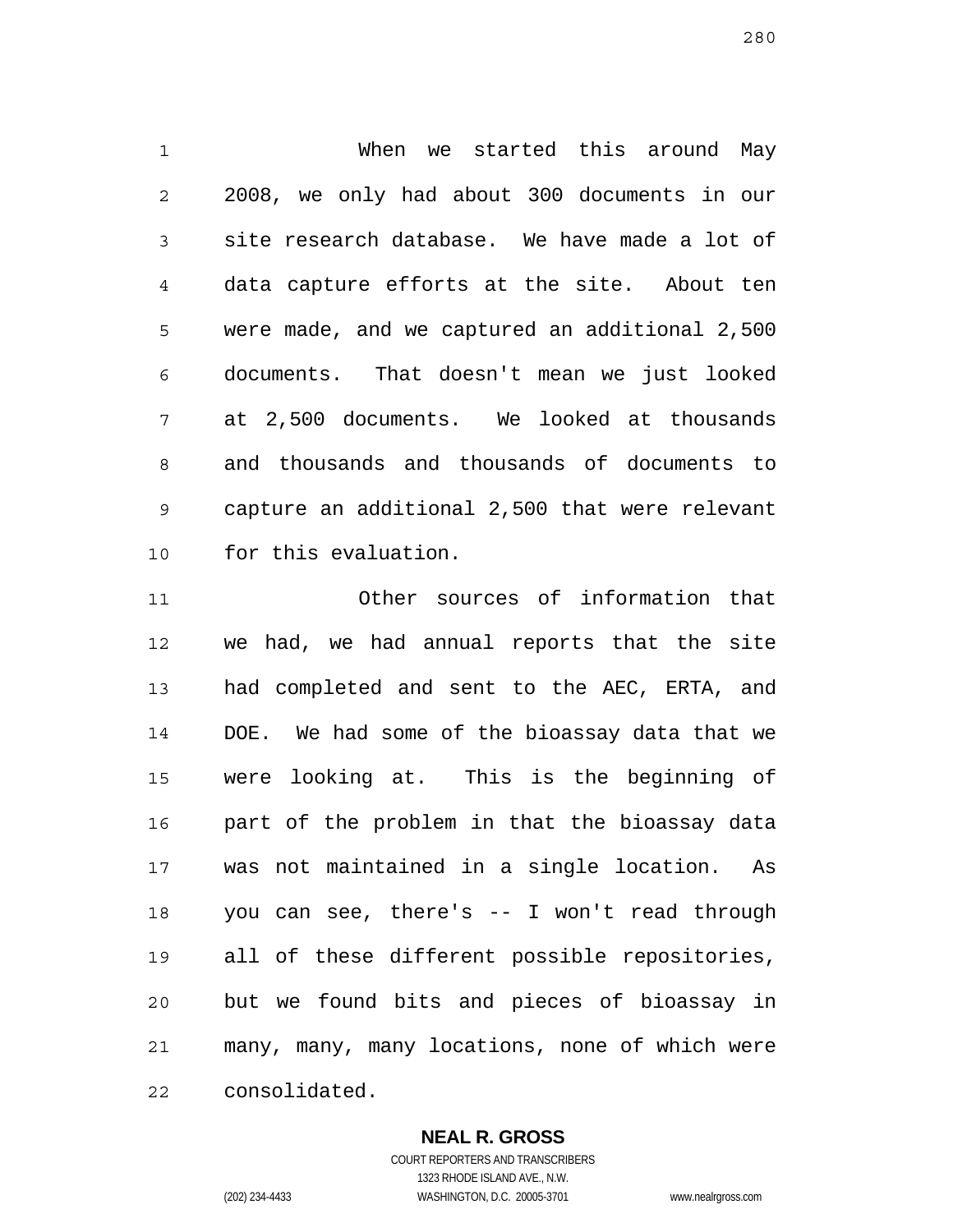When we started this around May 2008, we only had about 300 documents in our site research database. We have made a lot of data capture efforts at the site. About ten were made, and we captured an additional 2,500 documents. That doesn't mean we just looked at 2,500 documents. We looked at thousands and thousands and thousands of documents to capture an additional 2,500 that were relevant for this evaluation.

Other sources of information that we had, we had annual reports that the site had completed and sent to the AEC, ERTA, and DOE. We had some of the bioassay data that we were looking at. This is the beginning of part of the problem in that the bioassay data was not maintained in a single location. As you can see, there's -- I won't read through all of these different possible repositories, but we found bits and pieces of bioassay in many, many, many locations, none of which were consolidated.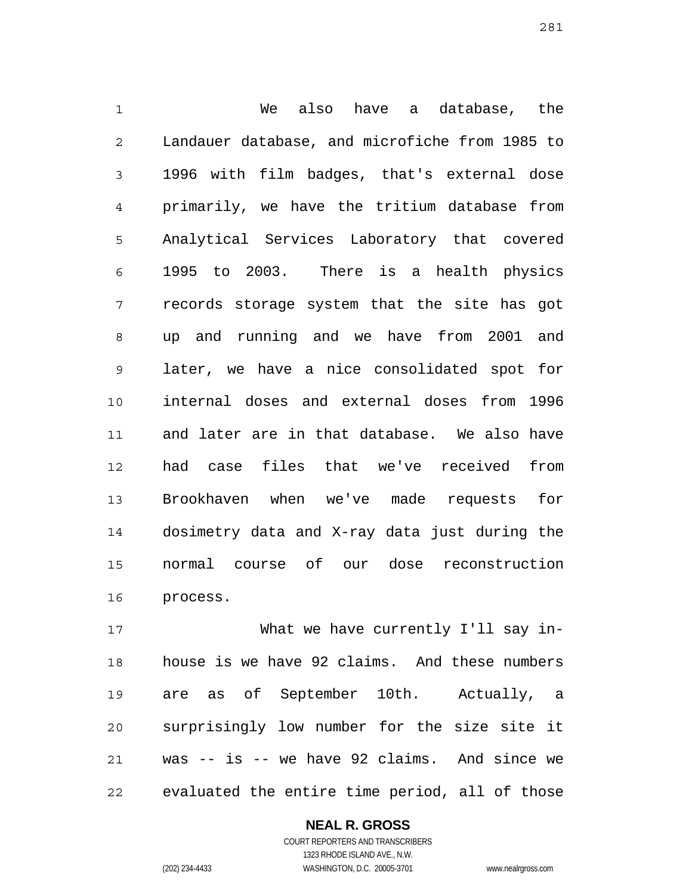We also have a database, the Landauer database, and microfiche from 1985 to 1996 with film badges, that's external dose primarily, we have the tritium database from Analytical Services Laboratory that covered 1995 to 2003. There is a health physics records storage system that the site has got up and running and we have from 2001 and later, we have a nice consolidated spot for internal doses and external doses from 1996 and later are in that database. We also have had case files that we've received from Brookhaven when we've made requests for dosimetry data and X-ray data just during the normal course of our dose reconstruction process.

What we have currently I'll say in-house is we have 92 claims. And these numbers are as of September 10th. Actually, a surprisingly low number for the size site it was -- is -- we have 92 claims. And since we evaluated the entire time period, all of those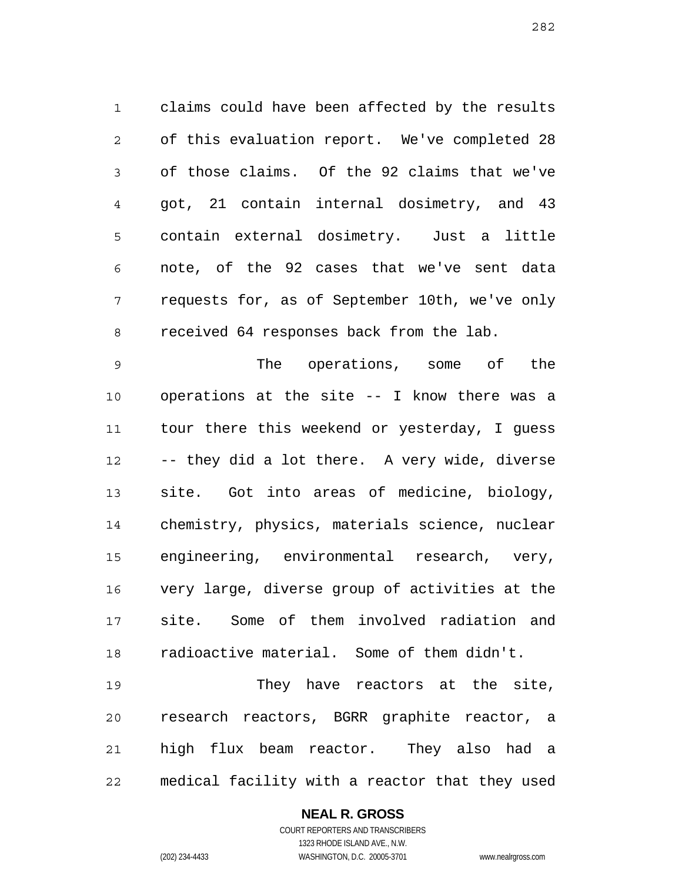claims could have been affected by the results of this evaluation report. We've completed 28 of those claims. Of the 92 claims that we've got, 21 contain internal dosimetry, and 43 contain external dosimetry. Just a little note, of the 92 cases that we've sent data requests for, as of September 10th, we've only received 64 responses back from the lab.

The operations, some of the operations at the site -- I know there was a tour there this weekend or yesterday, I guess -- they did a lot there. A very wide, diverse site. Got into areas of medicine, biology, chemistry, physics, materials science, nuclear engineering, environmental research, very, very large, diverse group of activities at the site. Some of them involved radiation and radioactive material. Some of them didn't.

They have reactors at the site, research reactors, BGRR graphite reactor, a high flux beam reactor. They also had a medical facility with a reactor that they used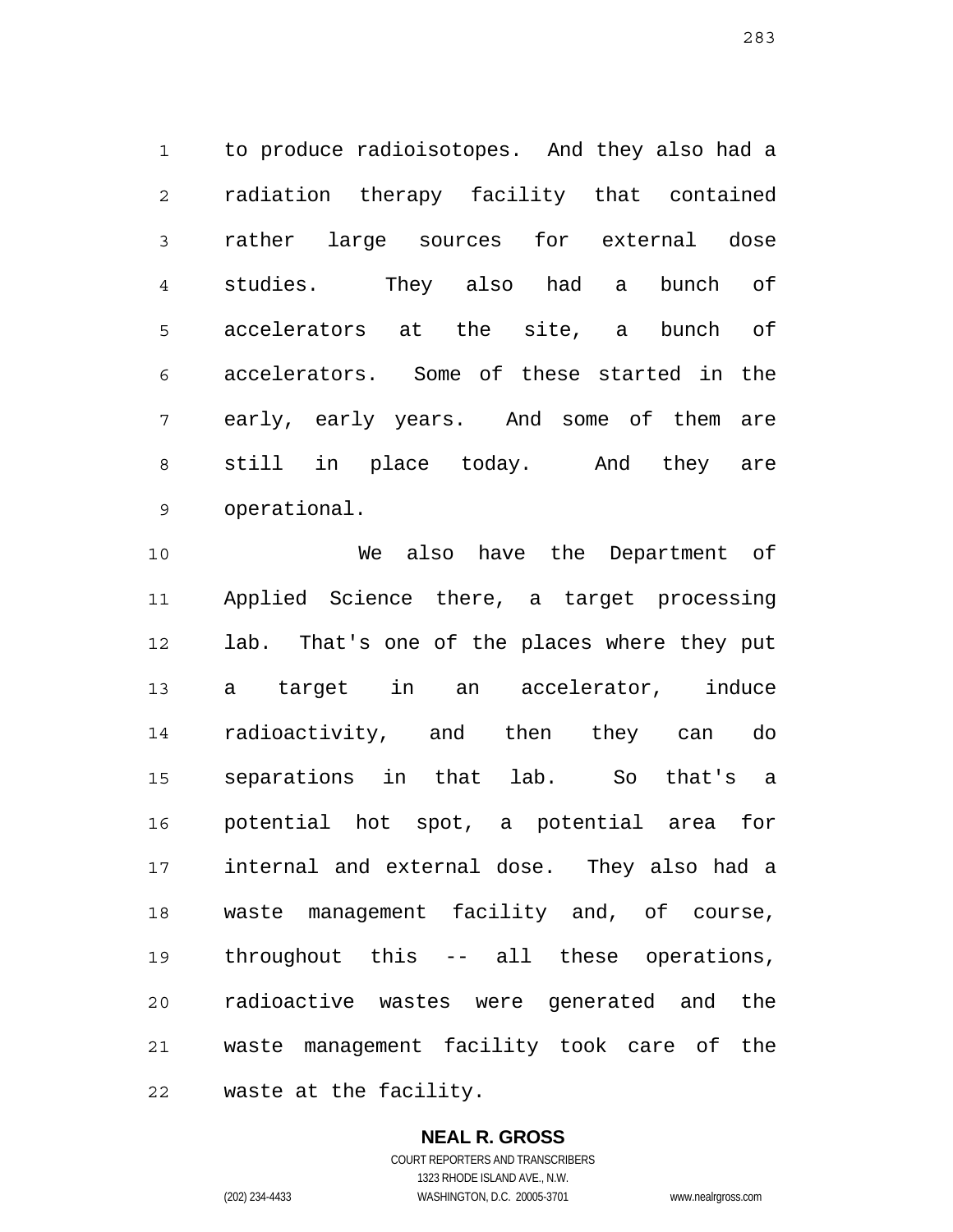to produce radioisotopes. And they also had a radiation therapy facility that contained rather large sources for external dose studies. They also had a bunch of accelerators at the site, a bunch of accelerators. Some of these started in the early, early years. And some of them are still in place today. And they are operational.

We also have the Department of Applied Science there, a target processing lab. That's one of the places where they put a target in an accelerator, induce radioactivity, and then they can do separations in that lab. So that's a potential hot spot, a potential area for internal and external dose. They also had a waste management facility and, of course, throughout this -- all these operations, radioactive wastes were generated and the waste management facility took care of the waste at the facility.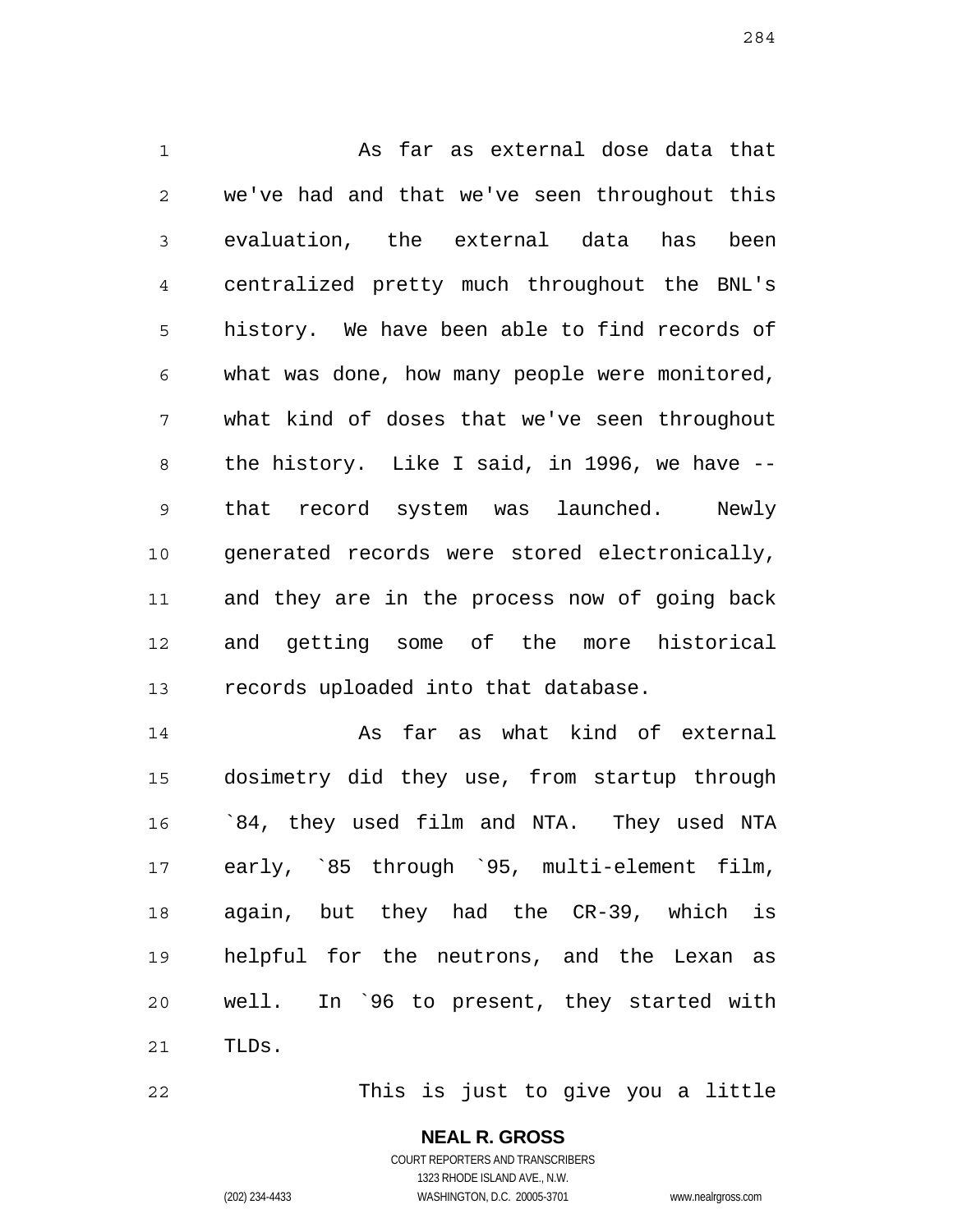As far as external dose data that we've had and that we've seen throughout this evaluation, the external data has been centralized pretty much throughout the BNL's history. We have been able to find records of what was done, how many people were monitored, what kind of doses that we've seen throughout the history. Like I said, in 1996, we have -- that record system was launched. Newly generated records were stored electronically, and they are in the process now of going back and getting some of the more historical records uploaded into that database.

As far as what kind of external dosimetry did they use, from startup through `84, they used film and NTA. They used NTA early, `85 through `95, multi-element film, again, but they had the CR-39, which is helpful for the neutrons, and the Lexan as well. In `96 to present, they started with TLDs.

This is just to give you a little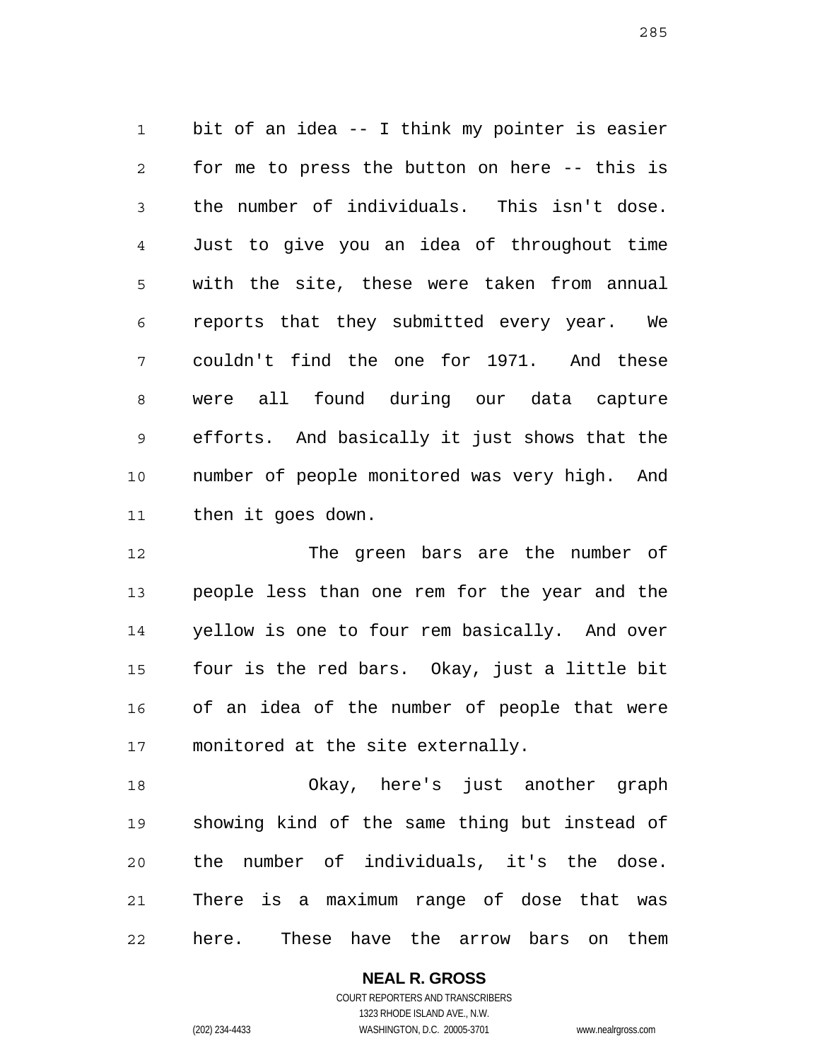bit of an idea -- I think my pointer is easier for me to press the button on here -- this is the number of individuals. This isn't dose. Just to give you an idea of throughout time with the site, these were taken from annual reports that they submitted every year. We couldn't find the one for 1971. And these were all found during our data capture efforts. And basically it just shows that the number of people monitored was very high. And then it goes down.

The green bars are the number of people less than one rem for the year and the yellow is one to four rem basically. And over four is the red bars. Okay, just a little bit of an idea of the number of people that were monitored at the site externally.

Okay, here's just another graph showing kind of the same thing but instead of the number of individuals, it's the dose. There is a maximum range of dose that was here. These have the arrow bars on them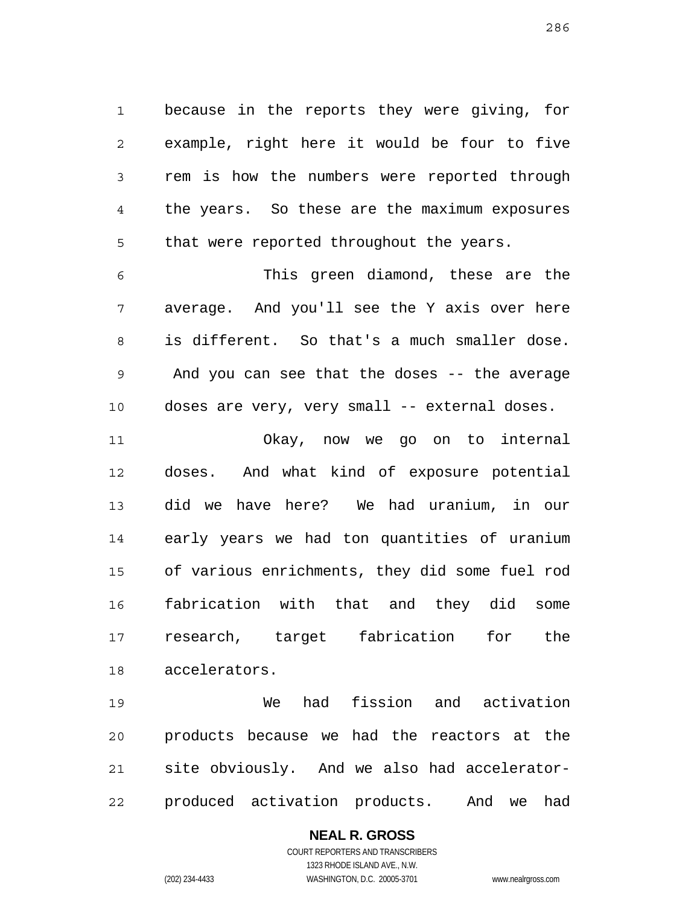because in the reports they were giving, for example, right here it would be four to five rem is how the numbers were reported through the years. So these are the maximum exposures that were reported throughout the years.

This green diamond, these are the average. And you'll see the Y axis over here is different. So that's a much smaller dose. And you can see that the doses -- the average doses are very, very small -- external doses.

Okay, now we go on to internal doses. And what kind of exposure potential did we have here? We had uranium, in our early years we had ton quantities of uranium of various enrichments, they did some fuel rod fabrication with that and they did some research, target fabrication for the accelerators.

We had fission and activation products because we had the reactors at the site obviously. And we also had accelerator-produced activation products. And we had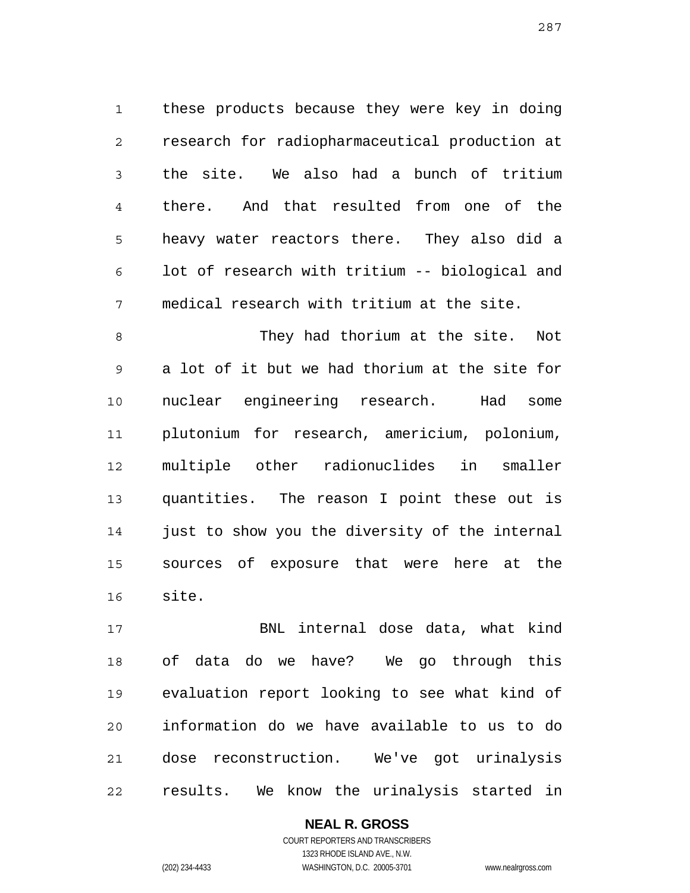these products because they were key in doing research for radiopharmaceutical production at the site. We also had a bunch of tritium there. And that resulted from one of the heavy water reactors there. They also did a lot of research with tritium -- biological and medical research with tritium at the site.

They had thorium at the site. Not a lot of it but we had thorium at the site for nuclear engineering research. Had some plutonium for research, americium, polonium, multiple other radionuclides in smaller quantities. The reason I point these out is just to show you the diversity of the internal sources of exposure that were here at the site.

BNL internal dose data, what kind of data do we have? We go through this evaluation report looking to see what kind of information do we have available to us to do dose reconstruction. We've got urinalysis results. We know the urinalysis started in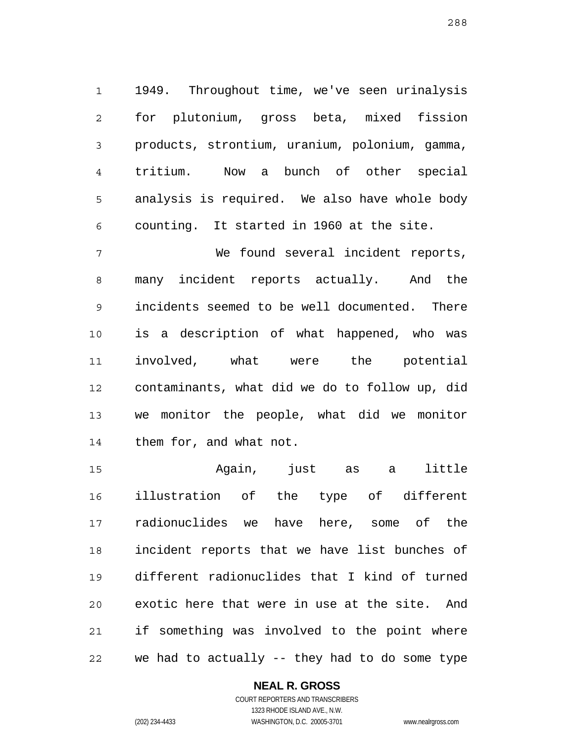1949. Throughout time, we've seen urinalysis for plutonium, gross beta, mixed fission products, strontium, uranium, polonium, gamma, tritium. Now a bunch of other special analysis is required. We also have whole body counting. It started in 1960 at the site.

We found several incident reports, many incident reports actually. And the incidents seemed to be well documented. There is a description of what happened, who was involved, what were the potential contaminants, what did we do to follow up, did we monitor the people, what did we monitor them for, and what not.

Again, just as a little illustration of the type of different radionuclides we have here, some of the incident reports that we have list bunches of different radionuclides that I kind of turned exotic here that were in use at the site. And if something was involved to the point where we had to actually -- they had to do some type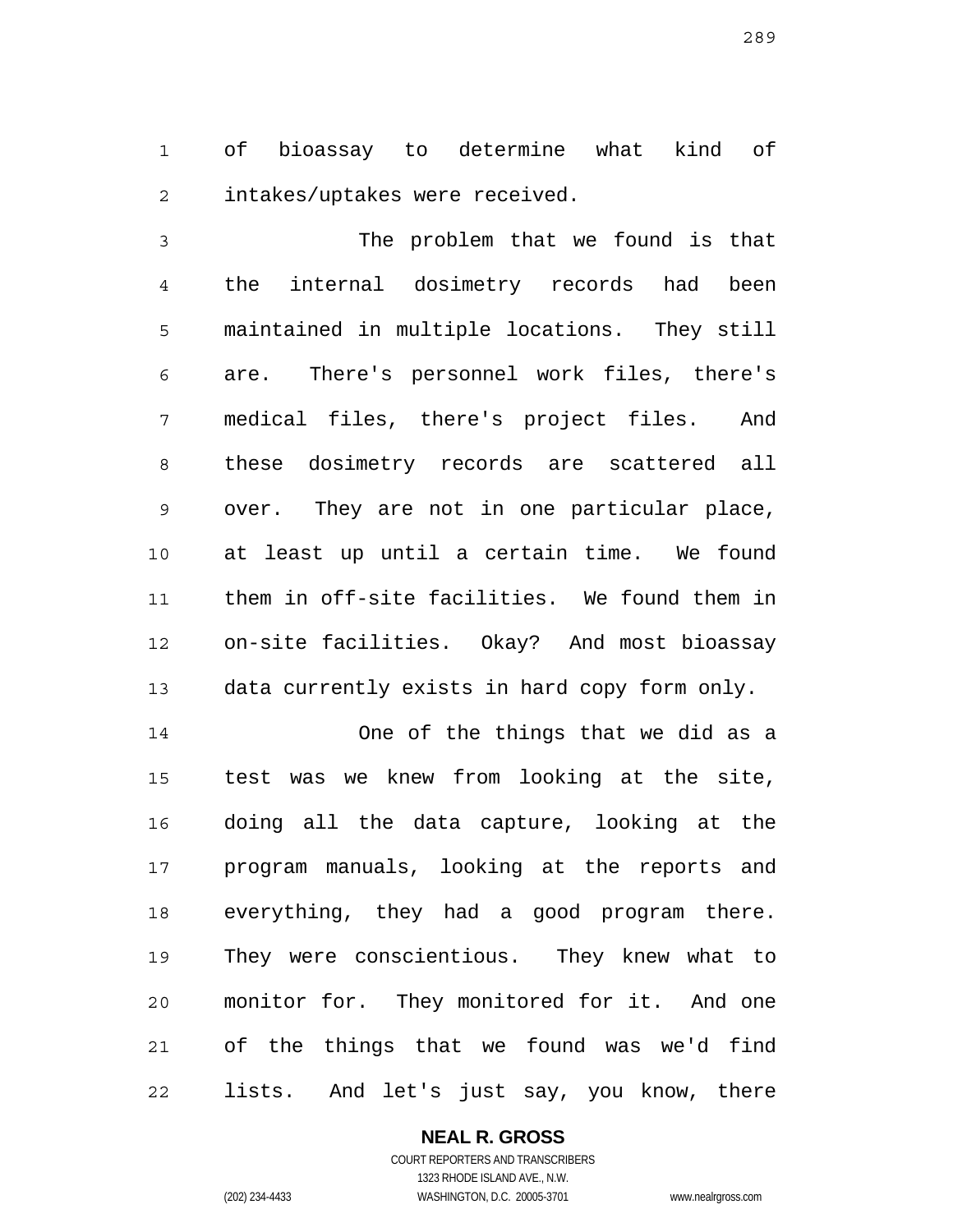of bioassay to determine what kind of intakes/uptakes were received.

The problem that we found is that the internal dosimetry records had been maintained in multiple locations. They still are. There's personnel work files, there's medical files, there's project files. And these dosimetry records are scattered all over. They are not in one particular place, at least up until a certain time. We found them in off-site facilities. We found them in on-site facilities. Okay? And most bioassay data currently exists in hard copy form only.

One of the things that we did as a test was we knew from looking at the site, doing all the data capture, looking at the program manuals, looking at the reports and everything, they had a good program there. They were conscientious. They knew what to monitor for. They monitored for it. And one of the things that we found was we'd find lists. And let's just say, you know, there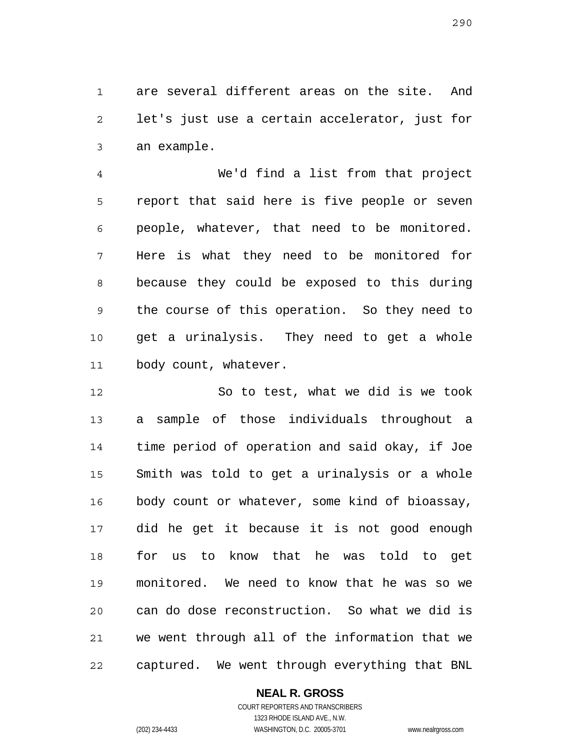are several different areas on the site. And let's just use a certain accelerator, just for an example.

We'd find a list from that project report that said here is five people or seven people, whatever, that need to be monitored. Here is what they need to be monitored for because they could be exposed to this during the course of this operation. So they need to get a urinalysis. They need to get a whole body count, whatever.

So to test, what we did is we took a sample of those individuals throughout a time period of operation and said okay, if Joe Smith was told to get a urinalysis or a whole body count or whatever, some kind of bioassay, did he get it because it is not good enough for us to know that he was told to get monitored. We need to know that he was so we can do dose reconstruction. So what we did is we went through all of the information that we captured. We went through everything that BNL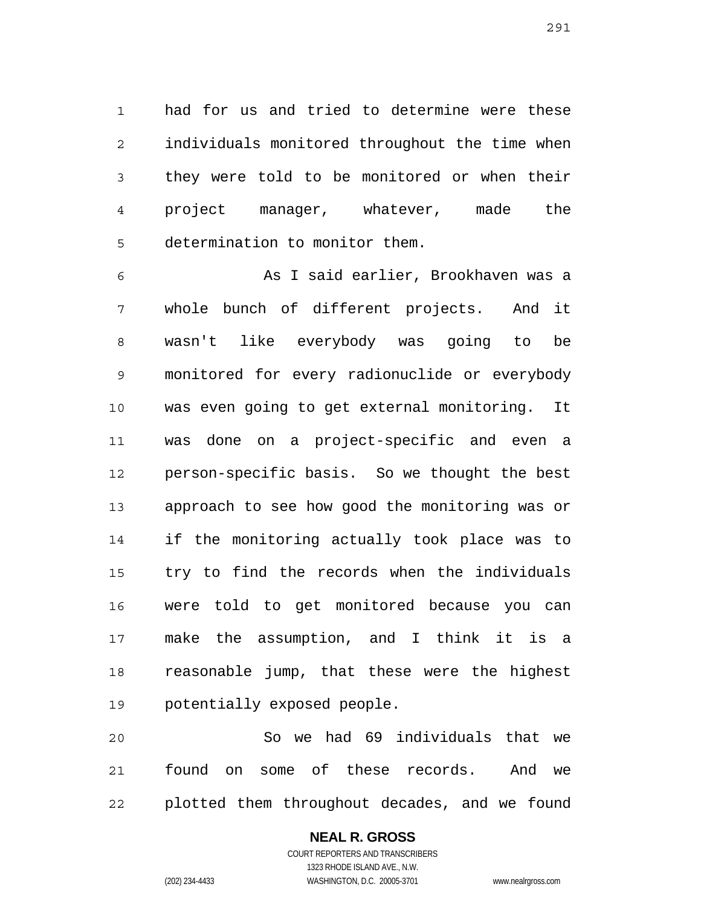had for us and tried to determine were these individuals monitored throughout the time when they were told to be monitored or when their project manager, whatever, made the determination to monitor them.

As I said earlier, Brookhaven was a whole bunch of different projects. And it wasn't like everybody was going to be monitored for every radionuclide or everybody was even going to get external monitoring. It was done on a project-specific and even a person-specific basis. So we thought the best approach to see how good the monitoring was or if the monitoring actually took place was to try to find the records when the individuals were told to get monitored because you can make the assumption, and I think it is a reasonable jump, that these were the highest potentially exposed people.

So we had 69 individuals that we found on some of these records. And we plotted them throughout decades, and we found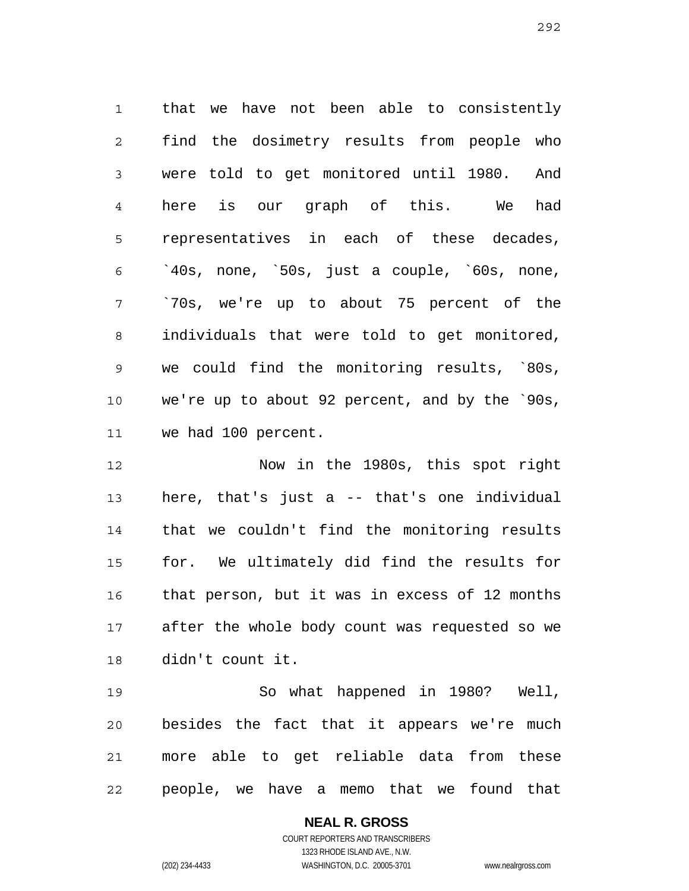that we have not been able to consistently find the dosimetry results from people who were told to get monitored until 1980. And here is our graph of this. We had representatives in each of these decades, `40s, none, `50s, just a couple, `60s, none, `70s, we're up to about 75 percent of the individuals that were told to get monitored, we could find the monitoring results, `80s, we're up to about 92 percent, and by the `90s, we had 100 percent.

Now in the 1980s, this spot right here, that's just a -- that's one individual that we couldn't find the monitoring results for. We ultimately did find the results for that person, but it was in excess of 12 months after the whole body count was requested so we didn't count it.

So what happened in 1980? Well, besides the fact that it appears we're much more able to get reliable data from these people, we have a memo that we found that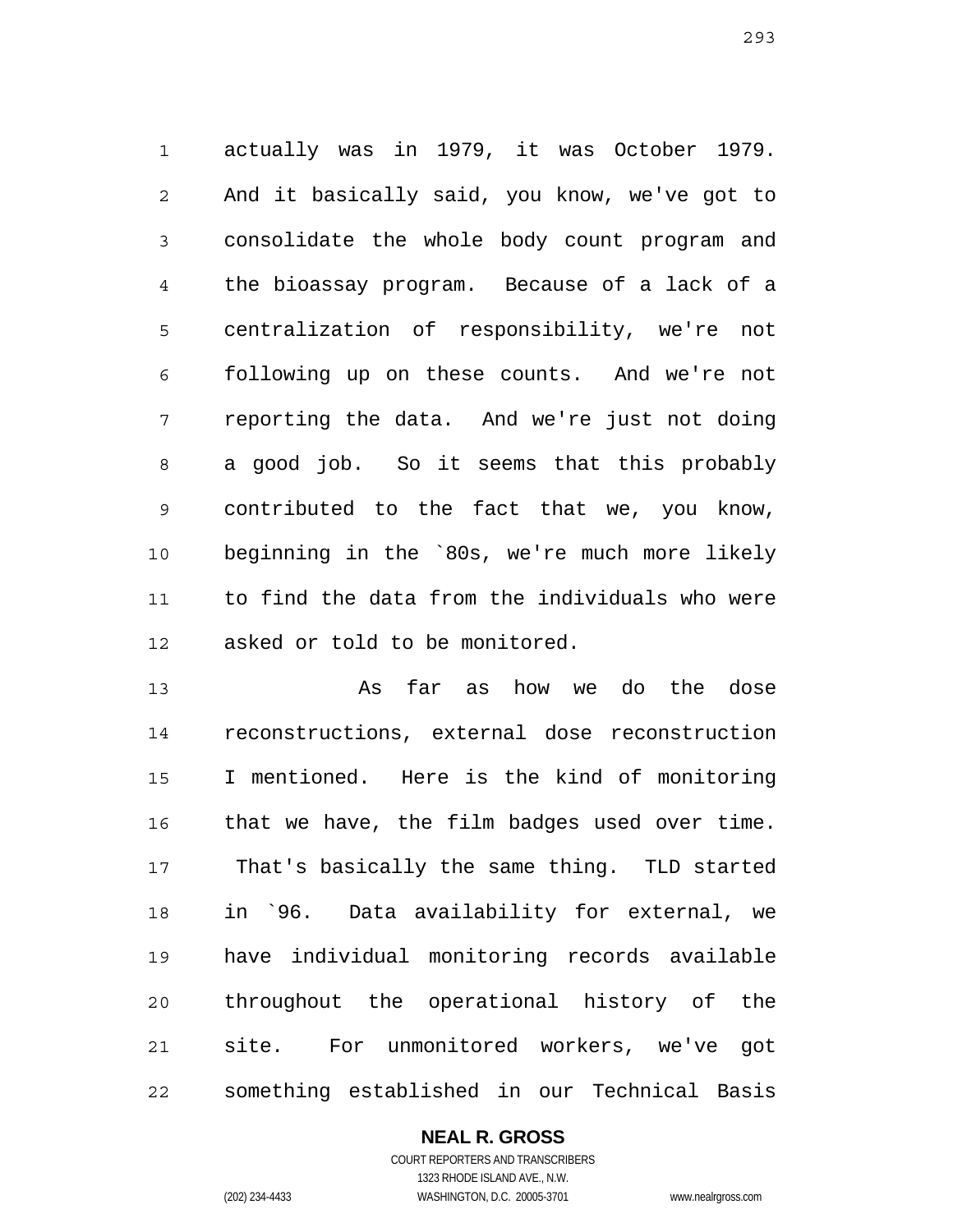actually was in 1979, it was October 1979. And it basically said, you know, we've got to consolidate the whole body count program and the bioassay program. Because of a lack of a centralization of responsibility, we're not following up on these counts. And we're not reporting the data. And we're just not doing a good job. So it seems that this probably contributed to the fact that we, you know, beginning in the `80s, we're much more likely to find the data from the individuals who were asked or told to be monitored.

As far as how we do the dose reconstructions, external dose reconstruction I mentioned. Here is the kind of monitoring that we have, the film badges used over time. That's basically the same thing. TLD started in `96. Data availability for external, we have individual monitoring records available throughout the operational history of the site. For unmonitored workers, we've got something established in our Technical Basis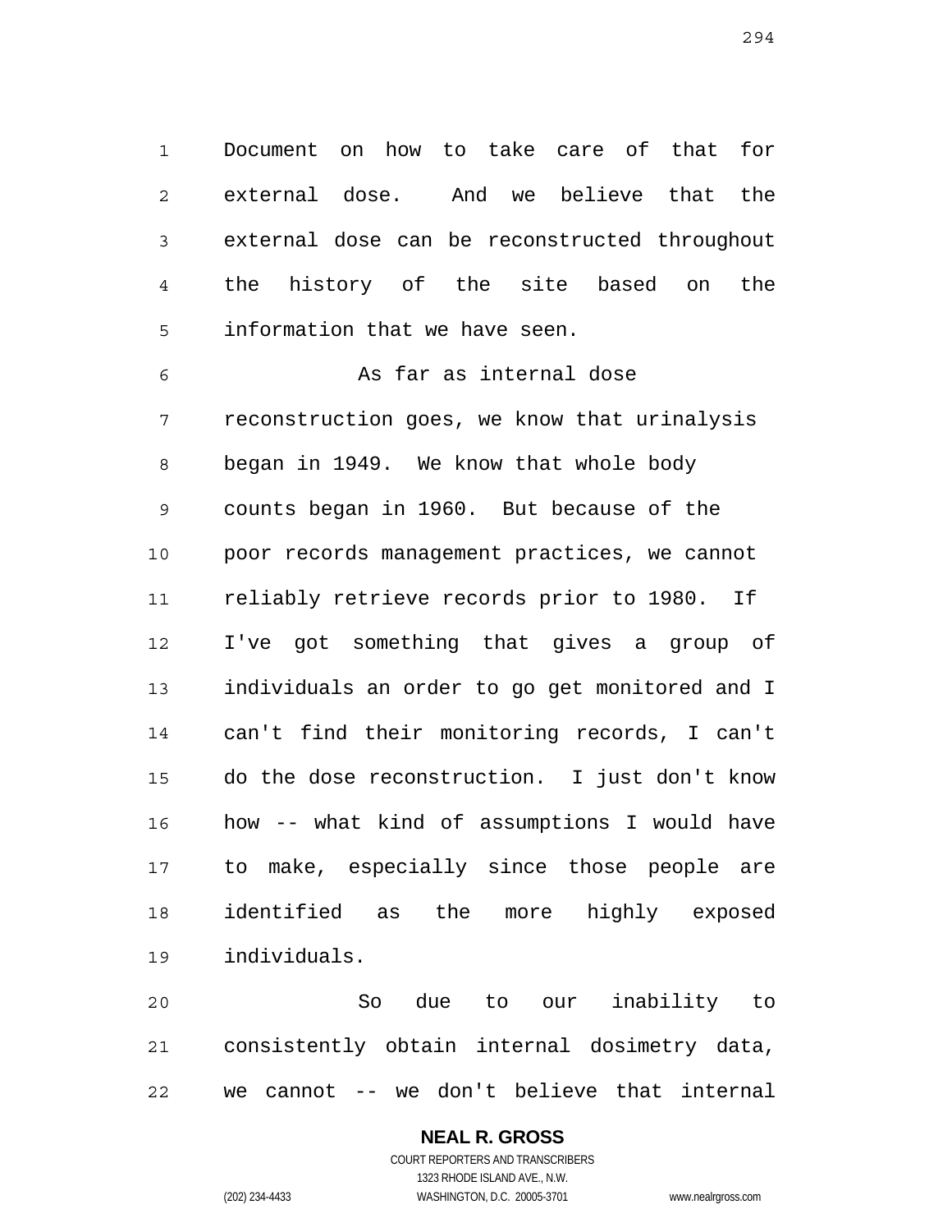Document on how to take care of that for external dose. And we believe that the external dose can be reconstructed throughout the history of the site based on the information that we have seen.

As far as internal dose reconstruction goes, we know that urinalysis began in 1949. We know that whole body counts began in 1960. But because of the poor records management practices, we cannot reliably retrieve records prior to 1980. If I've got something that gives a group of individuals an order to go get monitored and I can't find their monitoring records, I can't do the dose reconstruction. I just don't know how -- what kind of assumptions I would have to make, especially since those people are identified as the more highly exposed individuals.

So due to our inability to consistently obtain internal dosimetry data, we cannot -- we don't believe that internal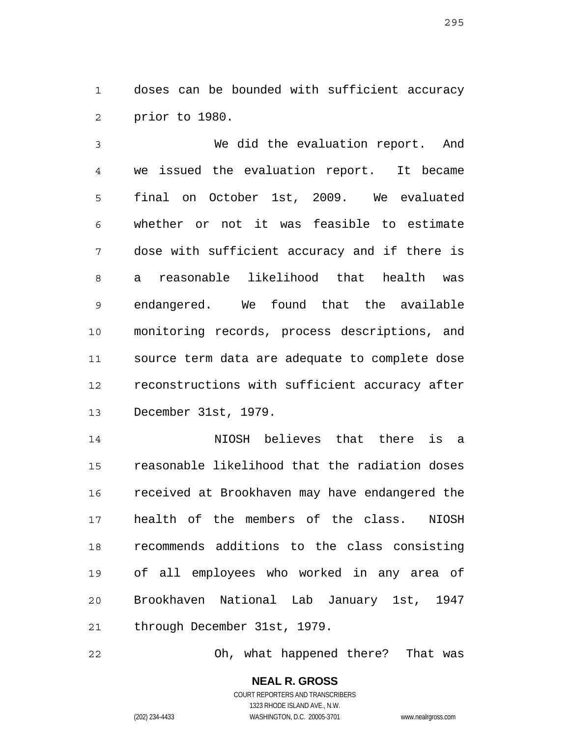doses can be bounded with sufficient accuracy prior to 1980.

We did the evaluation report. And we issued the evaluation report. It became final on October 1st, 2009. We evaluated whether or not it was feasible to estimate dose with sufficient accuracy and if there is a reasonable likelihood that health was endangered. We found that the available monitoring records, process descriptions, and source term data are adequate to complete dose reconstructions with sufficient accuracy after December 31st, 1979.

NIOSH believes that there is a reasonable likelihood that the radiation doses received at Brookhaven may have endangered the health of the members of the class. NIOSH recommends additions to the class consisting of all employees who worked in any area of Brookhaven National Lab January 1st, 1947 through December 31st, 1979.

Oh, what happened there? That was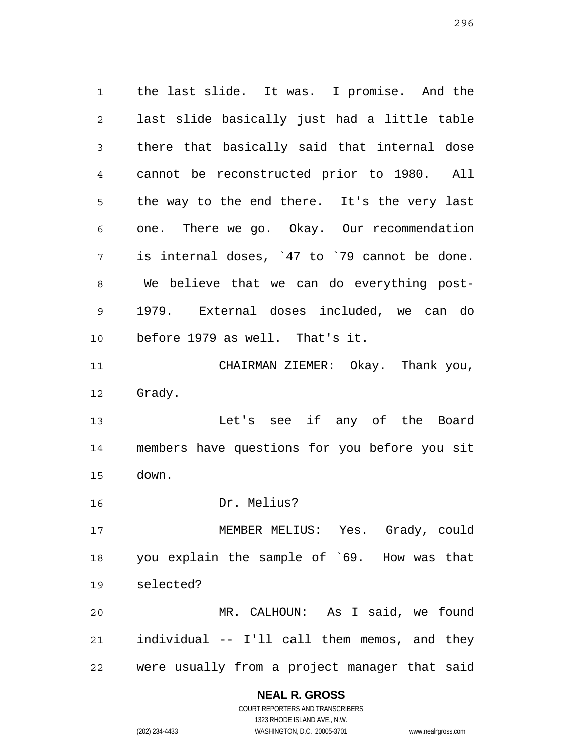the last slide. It was. I promise. And the last slide basically just had a little table there that basically said that internal dose cannot be reconstructed prior to 1980. All the way to the end there. It's the very last one. There we go. Okay. Our recommendation is internal doses, `47 to `79 cannot be done. We believe that we can do everything post-1979. External doses included, we can do before 1979 as well. That's it.

CHAIRMAN ZIEMER: Okay. Thank you, Grady.

Let's see if any of the Board members have questions for you before you sit down.

Dr. Melius?

MEMBER MELIUS: Yes. Grady, could you explain the sample of `69. How was that selected?

MR. CALHOUN: As I said, we found individual -- I'll call them memos, and they were usually from a project manager that said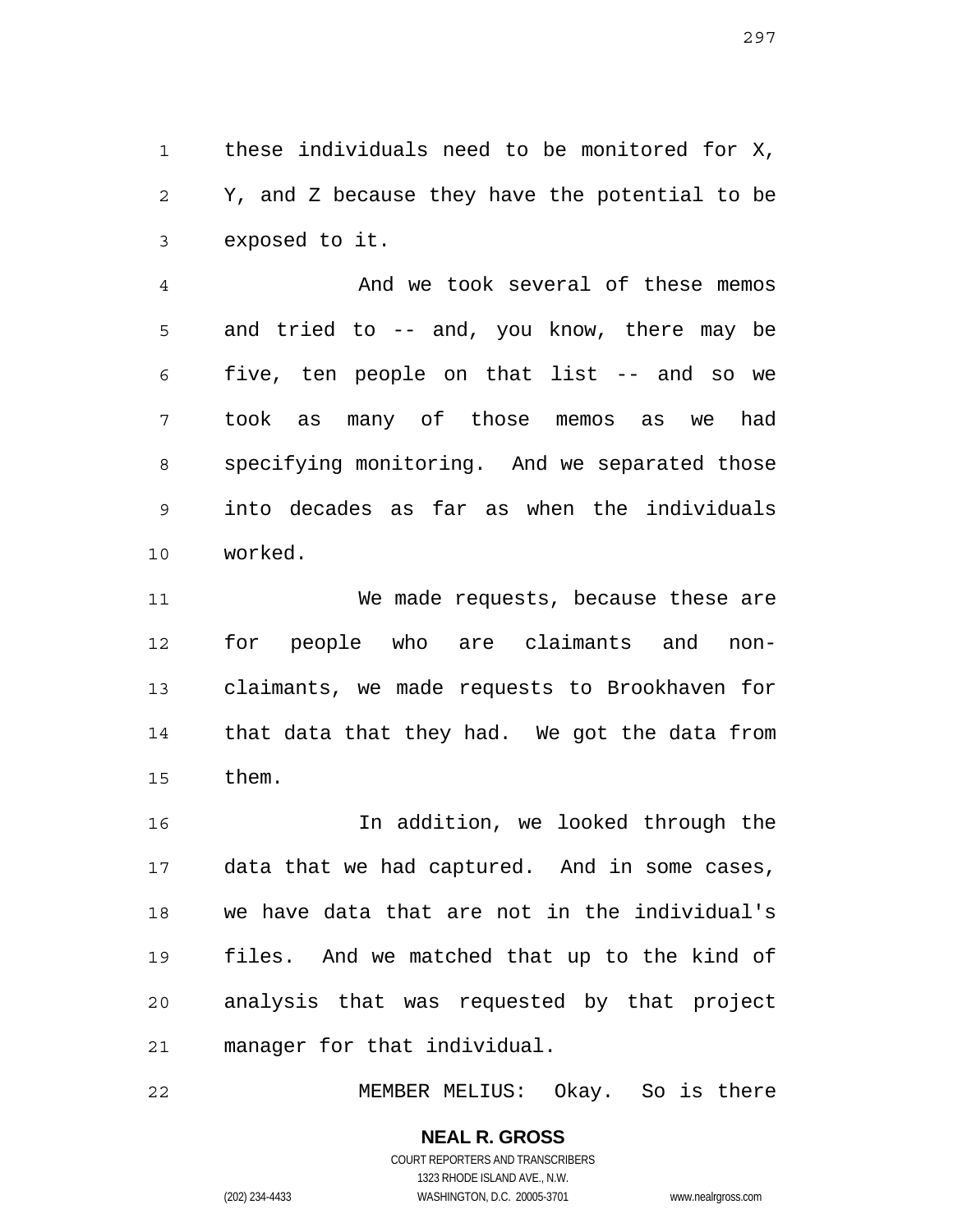these individuals need to be monitored for X, Y, and Z because they have the potential to be exposed to it.

And we took several of these memos and tried to -- and, you know, there may be five, ten people on that list -- and so we took as many of those memos as we had specifying monitoring. And we separated those into decades as far as when the individuals worked.

We made requests, because these are for people who are claimants and non-claimants, we made requests to Brookhaven for that data that they had. We got the data from them.

In addition, we looked through the data that we had captured. And in some cases, we have data that are not in the individual's files. And we matched that up to the kind of analysis that was requested by that project manager for that individual.

MEMBER MELIUS: Okay. So is there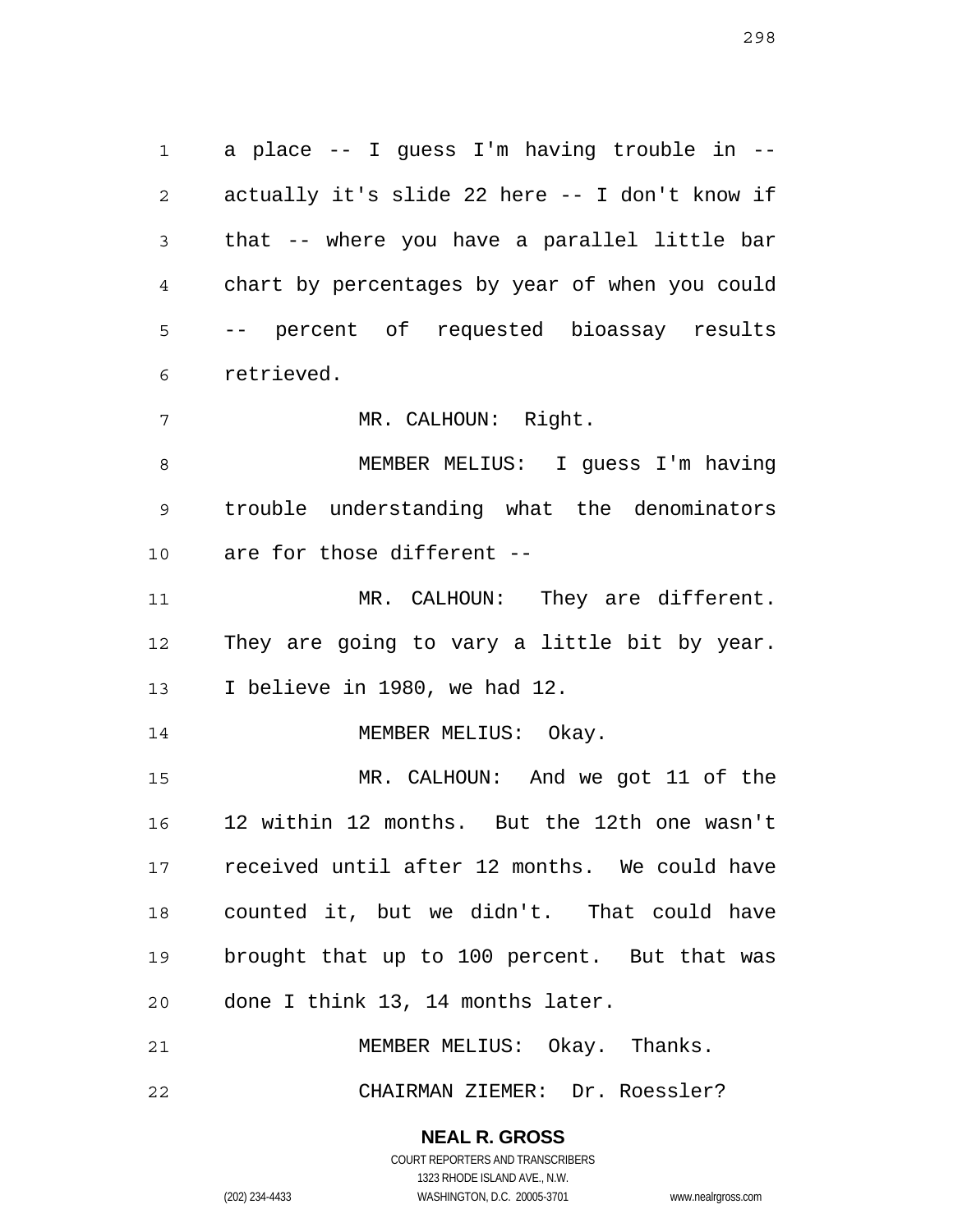a place -- I guess I'm having trouble in -- actually it's slide 22 here -- I don't know if that -- where you have a parallel little bar chart by percentages by year of when you could -- percent of requested bioassay results retrieved.

MR. CALHOUN: Right.

MEMBER MELIUS: I guess I'm having trouble understanding what the denominators are for those different --

MR. CALHOUN: They are different. They are going to vary a little bit by year. I believe in 1980, we had 12.

MEMBER MELIUS: Okay.

MR. CALHOUN: And we got 11 of the 12 within 12 months. But the 12th one wasn't received until after 12 months. We could have counted it, but we didn't. That could have brought that up to 100 percent. But that was done I think 13, 14 months later.

MEMBER MELIUS: Okay. Thanks.

CHAIRMAN ZIEMER: Dr. Roessler?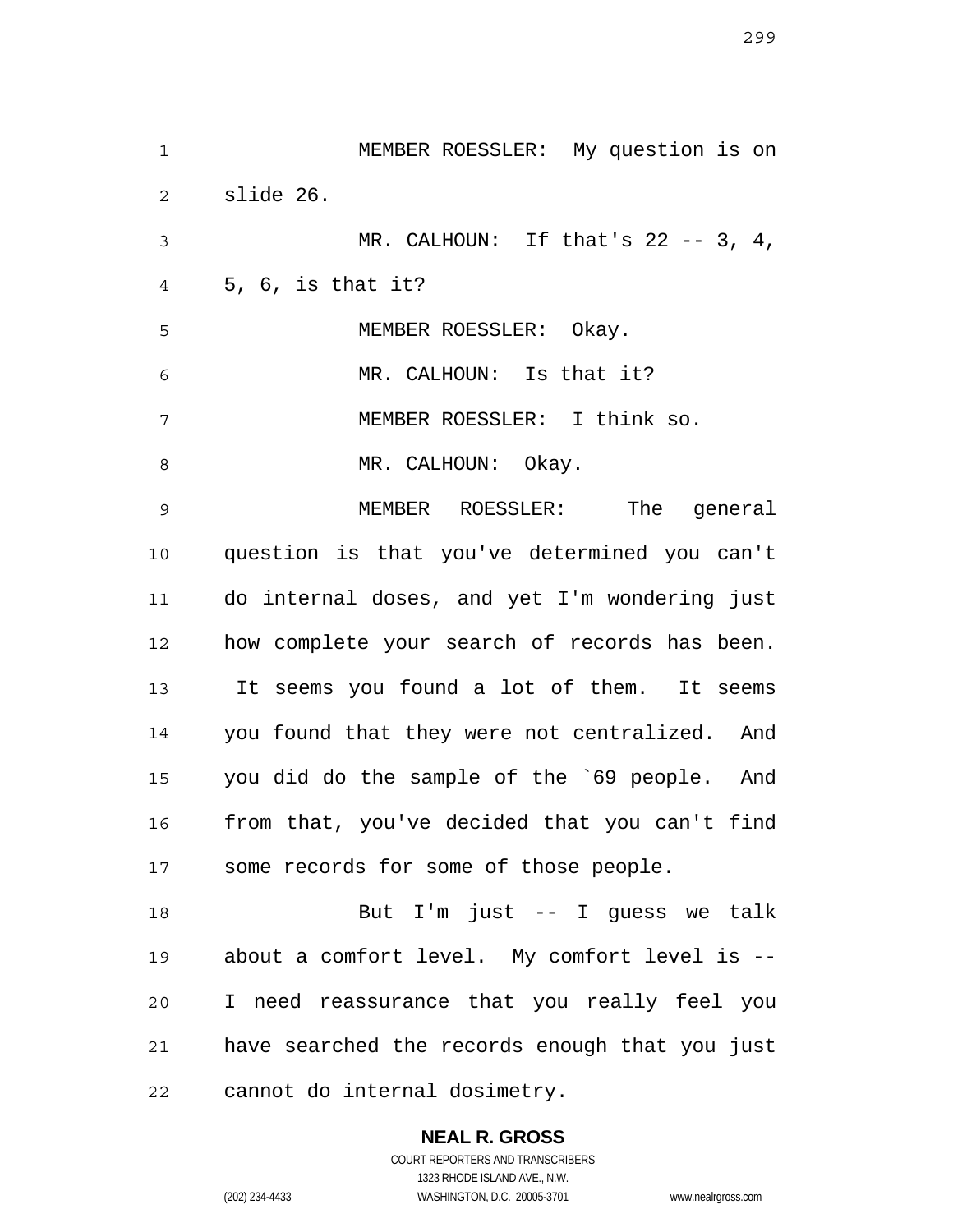MEMBER ROESSLER: My question is on slide 26.

MR. CALHOUN: If that's 22 -- 3, 4, 5, 6, is that it?

MEMBER ROESSLER: Okay.

MR. CALHOUN: Is that it?

MEMBER ROESSLER: I think so.

MR. CALHOUN: Okay.

MEMBER ROESSLER: The general question is that you've determined you can't do internal doses, and yet I'm wondering just how complete your search of records has been. It seems you found a lot of them. It seems you found that they were not centralized. And you did do the sample of the `69 people. And from that, you've decided that you can't find some records for some of those people.

But I'm just -- I guess we talk about a comfort level. My comfort level is -- I need reassurance that you really feel you have searched the records enough that you just cannot do internal dosimetry.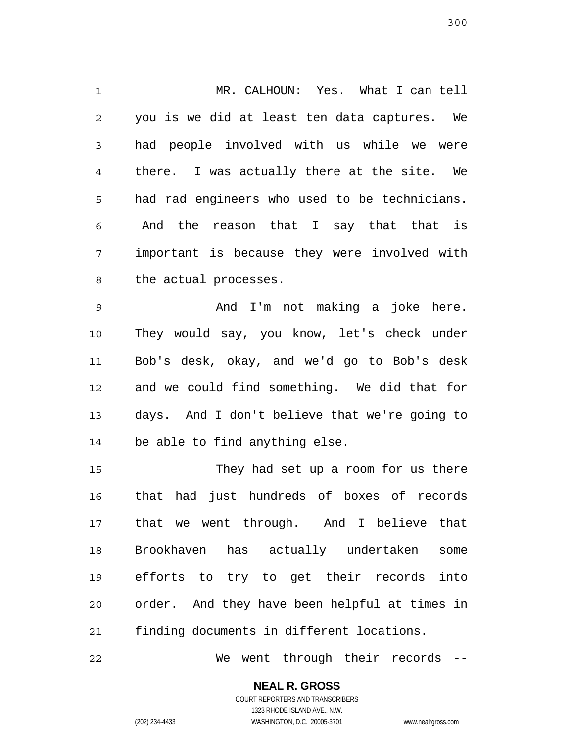MR. CALHOUN: Yes. What I can tell you is we did at least ten data captures. We had people involved with us while we were there. I was actually there at the site. We had rad engineers who used to be technicians. And the reason that I say that that is important is because they were involved with the actual processes.

And I'm not making a joke here. They would say, you know, let's check under Bob's desk, okay, and we'd go to Bob's desk and we could find something. We did that for days. And I don't believe that we're going to be able to find anything else.

They had set up a room for us there that had just hundreds of boxes of records that we went through. And I believe that Brookhaven has actually undertaken some efforts to try to get their records into order. And they have been helpful at times in finding documents in different locations.

We went through their records --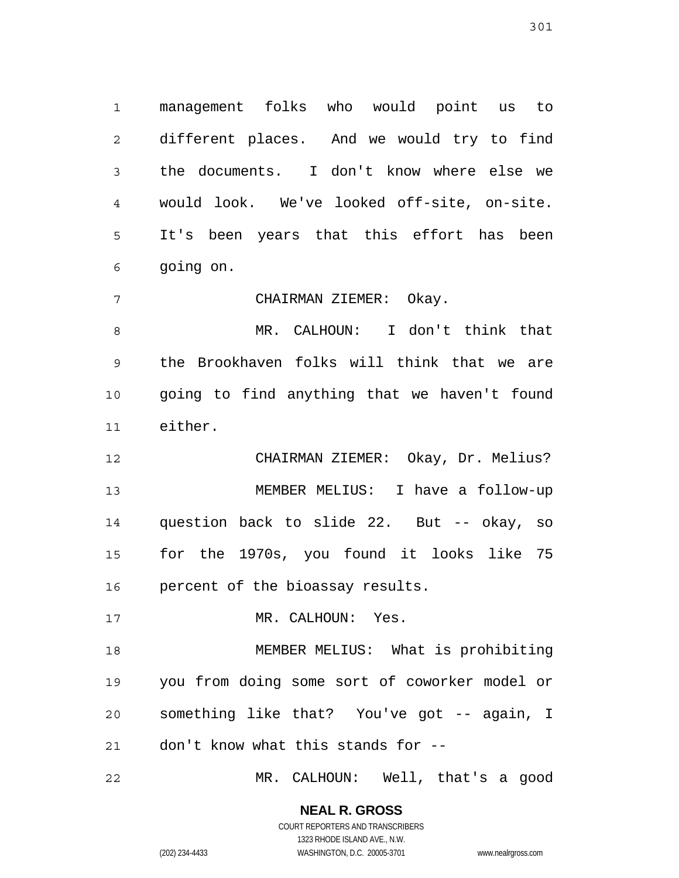management folks who would point us to different places. And we would try to find the documents. I don't know where else we would look. We've looked off-site, on-site. It's been years that this effort has been going on.

CHAIRMAN ZIEMER: Okay.

MR. CALHOUN: I don't think that the Brookhaven folks will think that we are going to find anything that we haven't found either.

CHAIRMAN ZIEMER: Okay, Dr. Melius?

MEMBER MELIUS: I have a follow-up question back to slide 22. But -- okay, so for the 1970s, you found it looks like 75 percent of the bioassay results.

MR. CALHOUN: Yes.

MEMBER MELIUS: What is prohibiting you from doing some sort of coworker model or something like that? You've got -- again, I don't know what this stands for --

MR. CALHOUN: Well, that's a good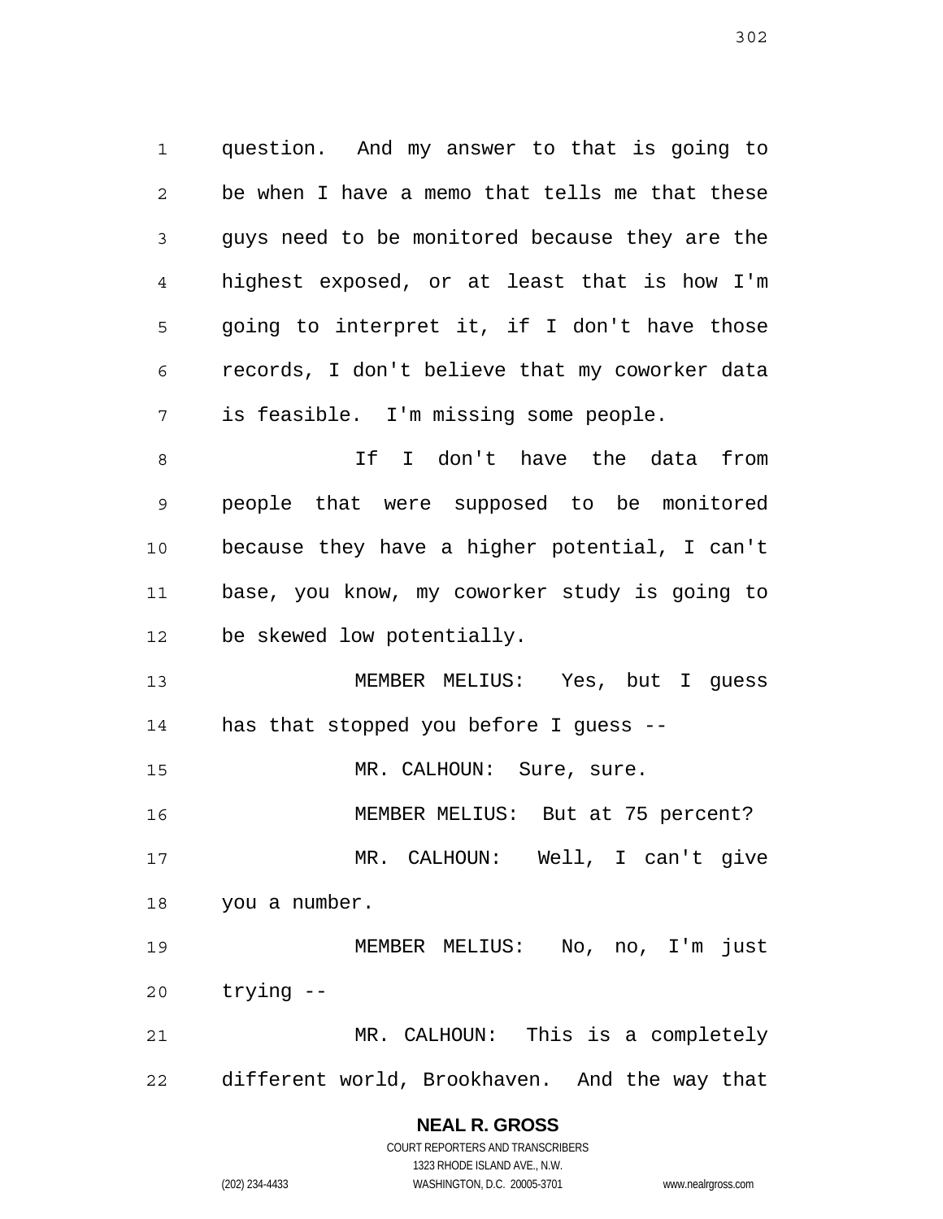question. And my answer to that is going to be when I have a memo that tells me that these guys need to be monitored because they are the highest exposed, or at least that is how I'm going to interpret it, if I don't have those records, I don't believe that my coworker data is feasible. I'm missing some people.

If I don't have the data from people that were supposed to be monitored because they have a higher potential, I can't base, you know, my coworker study is going to be skewed low potentially.

MEMBER MELIUS: Yes, but I guess has that stopped you before I guess --

MR. CALHOUN: Sure, sure.

MEMBER MELIUS: But at 75 percent?

MR. CALHOUN: Well, I can't give you a number.

MEMBER MELIUS: No, no, I'm just trying --

MR. CALHOUN: This is a completely different world, Brookhaven. And the way that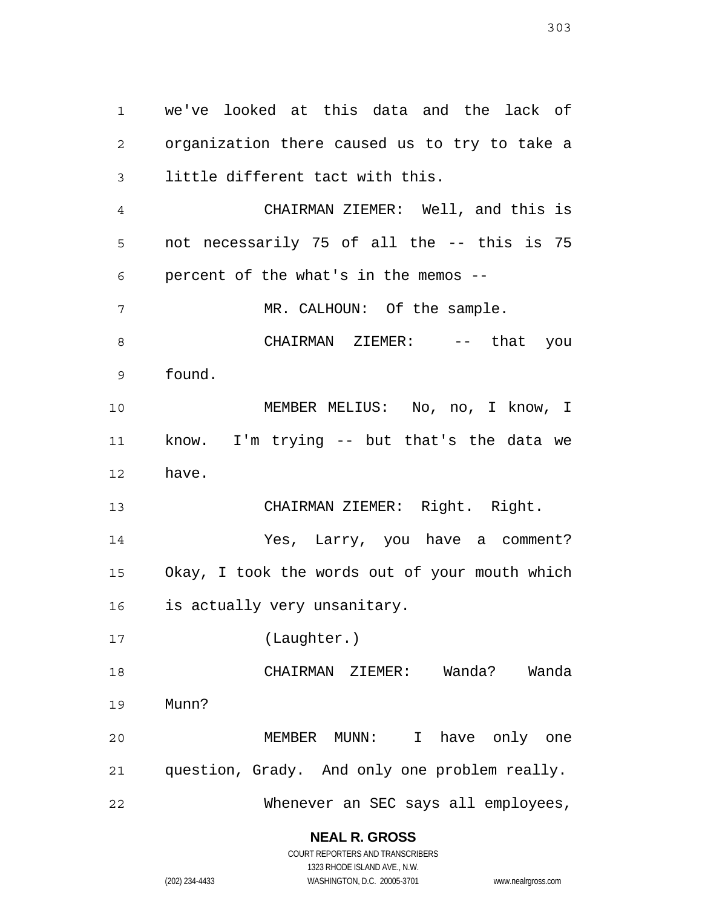we've looked at this data and the lack of organization there caused us to try to take a little different tact with this.

CHAIRMAN ZIEMER: Well, and this is not necessarily 75 of all the -- this is 75 percent of the what's in the memos --

MR. CALHOUN: Of the sample.

CHAIRMAN ZIEMER: -- that you found.

MEMBER MELIUS: No, no, I know, I know. I'm trying -- but that's the data we have.

CHAIRMAN ZIEMER: Right. Right.

Yes, Larry, you have a comment? Okay, I took the words out of your mouth which is actually very unsanitary.

(Laughter.)

CHAIRMAN ZIEMER: Wanda? Wanda Munn?

MEMBER MUNN: I have only one question, Grady. And only one problem really.

Whenever an SEC says all employees,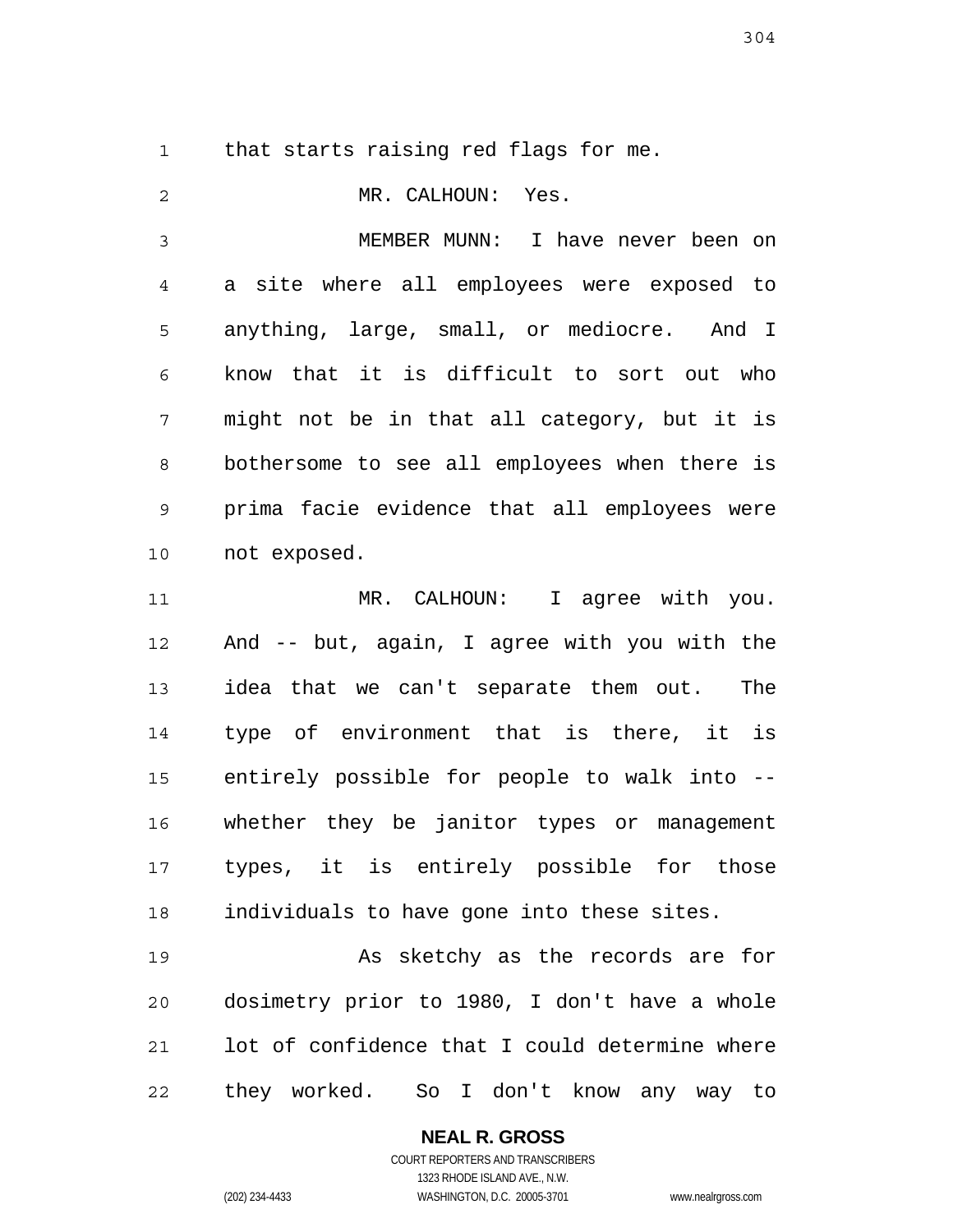that starts raising red flags for me.

MR. CALHOUN: Yes.

MEMBER MUNN: I have never been on a site where all employees were exposed to anything, large, small, or mediocre. And I know that it is difficult to sort out who might not be in that all category, but it is bothersome to see all employees when there is prima facie evidence that all employees were not exposed.

MR. CALHOUN: I agree with you. And -- but, again, I agree with you with the idea that we can't separate them out. The type of environment that is there, it is entirely possible for people to walk into -- whether they be janitor types or management types, it is entirely possible for those individuals to have gone into these sites.

As sketchy as the records are for dosimetry prior to 1980, I don't have a whole lot of confidence that I could determine where they worked. So I don't know any way to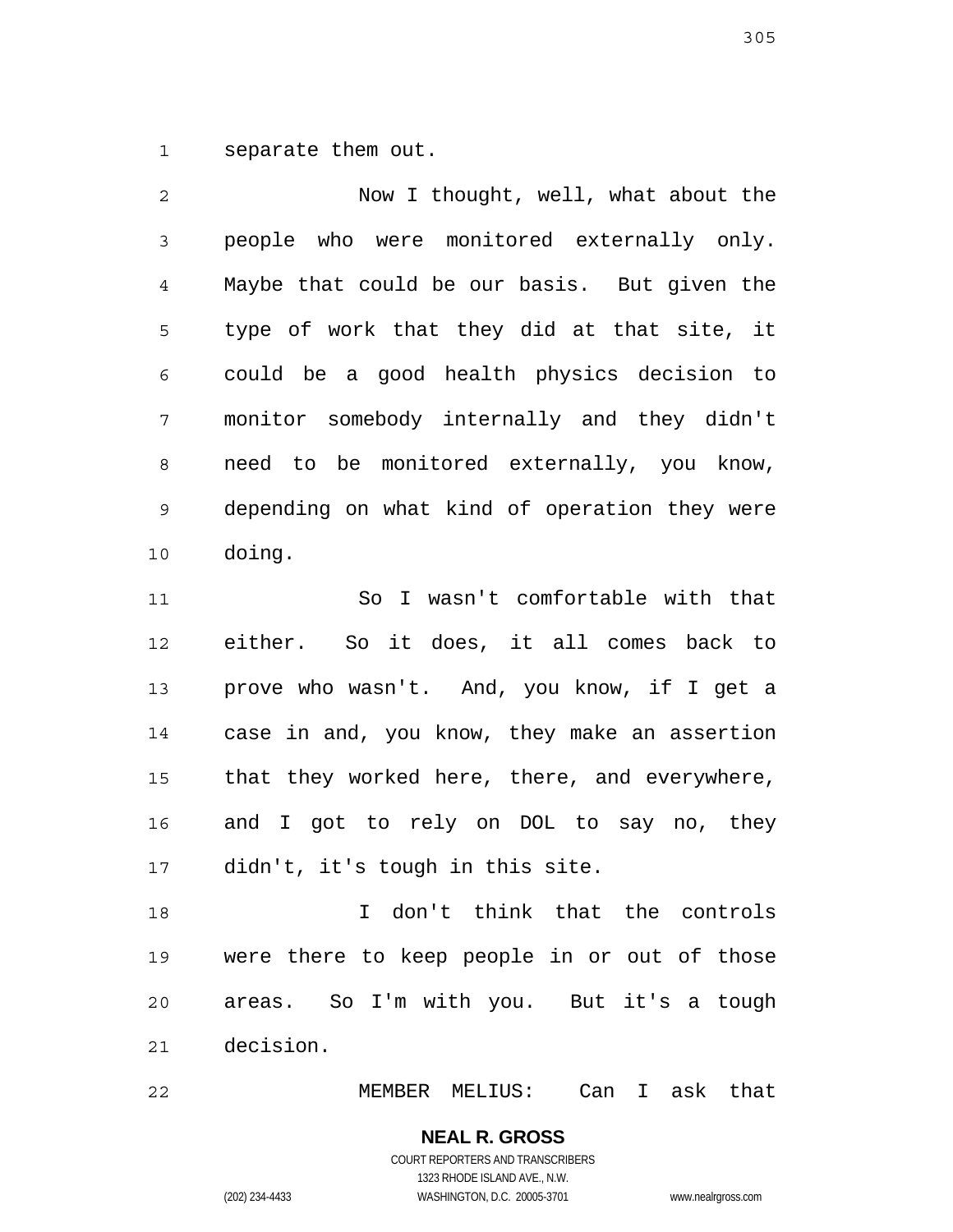separate them out.

Now I thought, well, what about the people who were monitored externally only. Maybe that could be our basis. But given the type of work that they did at that site, it could be a good health physics decision to monitor somebody internally and they didn't need to be monitored externally, you know, depending on what kind of operation they were doing.

So I wasn't comfortable with that either. So it does, it all comes back to prove who wasn't. And, you know, if I get a case in and, you know, they make an assertion that they worked here, there, and everywhere, and I got to rely on DOL to say no, they didn't, it's tough in this site.

I don't think that the controls were there to keep people in or out of those areas. So I'm with you. But it's a tough decision.

MEMBER MELIUS: Can I ask that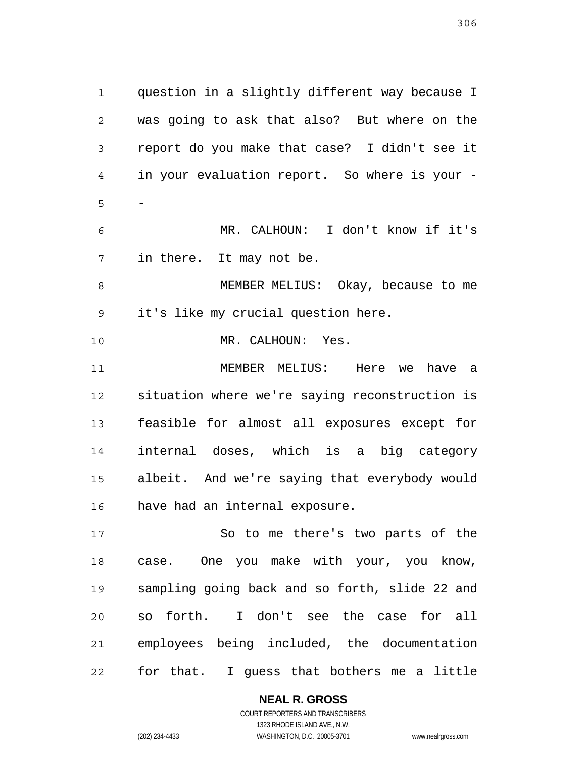question in a slightly different way because I was going to ask that also? But where on the report do you make that case? I didn't see it in your evaluation report. So where is your --

MR. CALHOUN: I don't know if it's in there. It may not be.

MEMBER MELIUS: Okay, because to me it's like my crucial question here.

MR. CALHOUN: Yes.

MEMBER MELIUS: Here we have a situation where we're saying reconstruction is feasible for almost all exposures except for internal doses, which is a big category albeit. And we're saying that everybody would have had an internal exposure.

So to me there's two parts of the case. One you make with your, you know, sampling going back and so forth, slide 22 and so forth. I don't see the case for all employees being included, the documentation for that. I guess that bothers me a little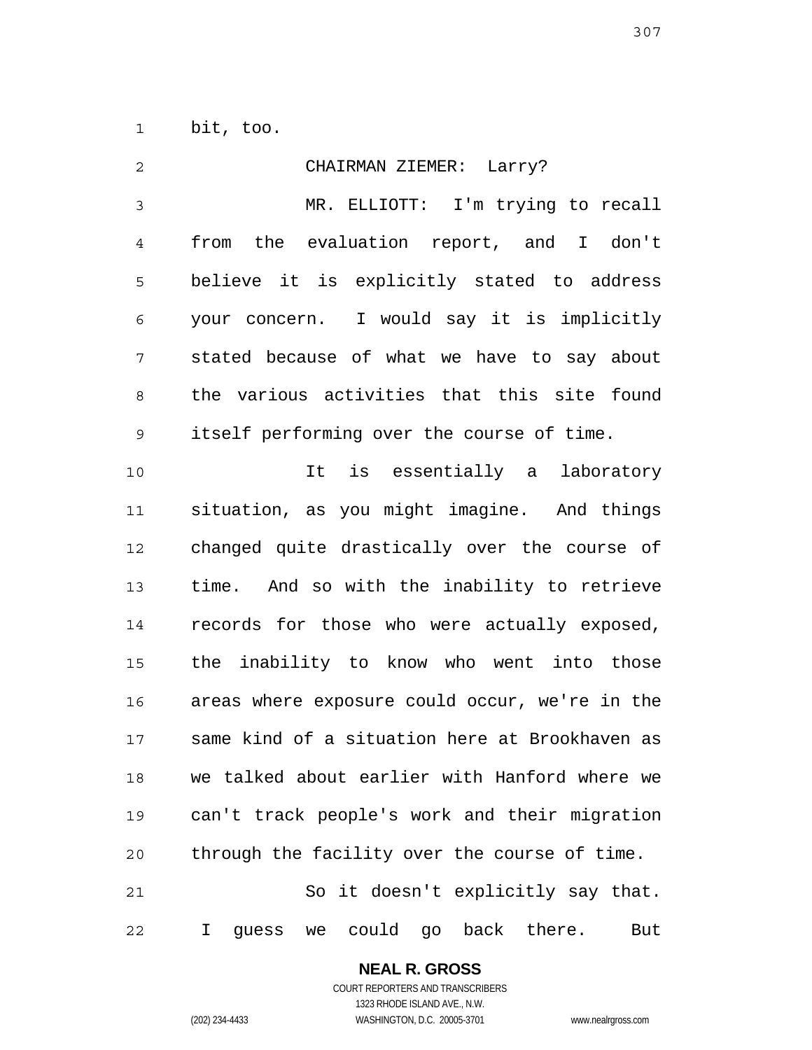bit, too.

CHAIRMAN ZIEMER: Larry?

MR. ELLIOTT: I'm trying to recall from the evaluation report, and I don't believe it is explicitly stated to address your concern. I would say it is implicitly stated because of what we have to say about the various activities that this site found itself performing over the course of time.

It is essentially a laboratory situation, as you might imagine. And things changed quite drastically over the course of time. And so with the inability to retrieve records for those who were actually exposed, the inability to know who went into those areas where exposure could occur, we're in the same kind of a situation here at Brookhaven as we talked about earlier with Hanford where we can't track people's work and their migration through the facility over the course of time.

So it doesn't explicitly say that. I guess we could go back there. But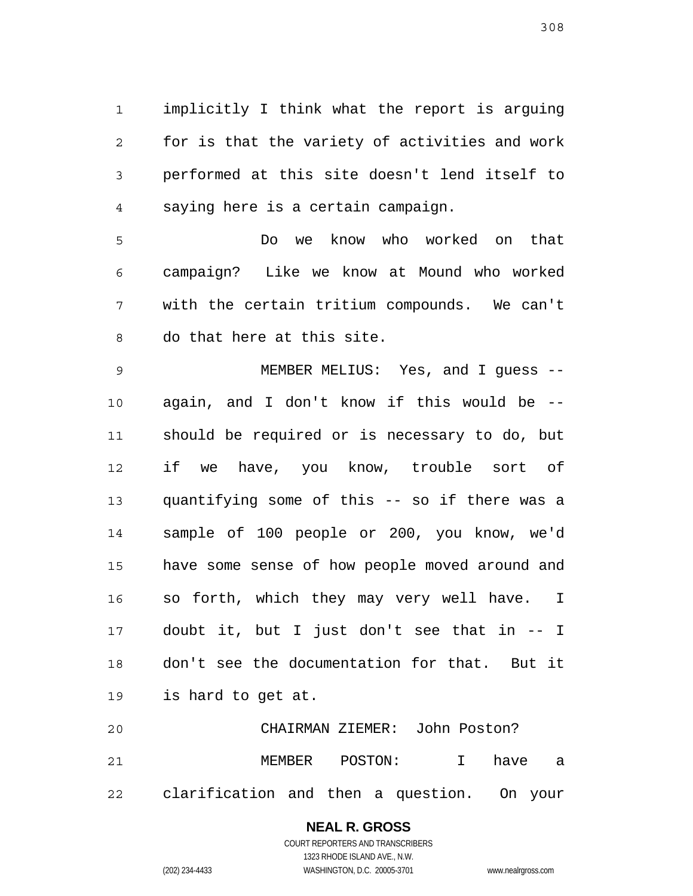implicitly I think what the report is arguing for is that the variety of activities and work performed at this site doesn't lend itself to saying here is a certain campaign.

Do we know who worked on that campaign? Like we know at Mound who worked with the certain tritium compounds. We can't do that here at this site.

MEMBER MELIUS: Yes, and I guess -- again, and I don't know if this would be -- should be required or is necessary to do, but if we have, you know, trouble sort of quantifying some of this -- so if there was a sample of 100 people or 200, you know, we'd have some sense of how people moved around and so forth, which they may very well have. I doubt it, but I just don't see that in -- I don't see the documentation for that. But it is hard to get at.

CHAIRMAN ZIEMER: John Poston?

MEMBER POSTON: I have a clarification and then a question. On your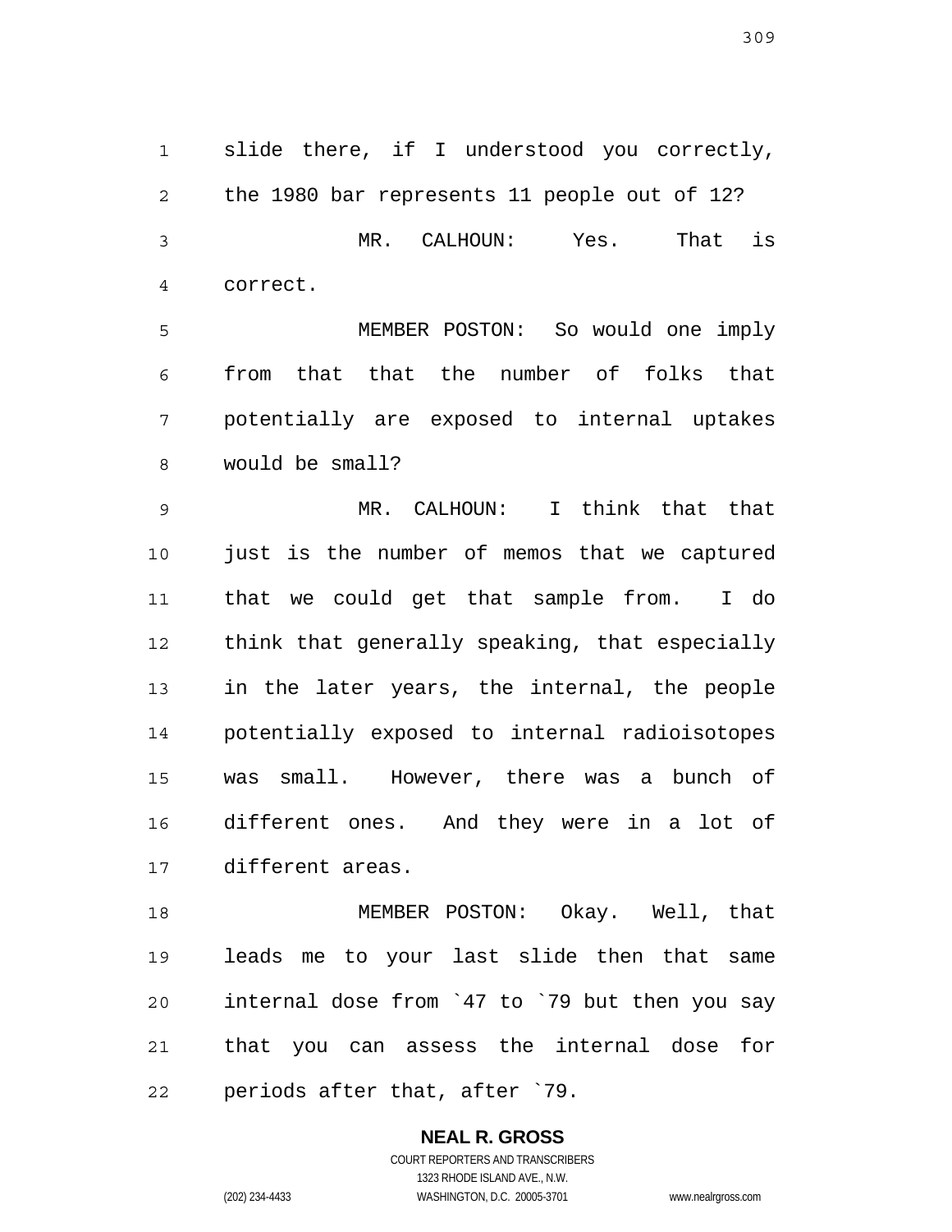slide there, if I understood you correctly, the 1980 bar represents 11 people out of 12?

MR. CALHOUN: Yes. That is correct.

MEMBER POSTON: So would one imply from that that the number of folks that potentially are exposed to internal uptakes would be small?

MR. CALHOUN: I think that that just is the number of memos that we captured that we could get that sample from. I do think that generally speaking, that especially in the later years, the internal, the people potentially exposed to internal radioisotopes was small. However, there was a bunch of different ones. And they were in a lot of different areas.

MEMBER POSTON: Okay. Well, that leads me to your last slide then that same internal dose from `47 to `79 but then you say that you can assess the internal dose for periods after that, after `79.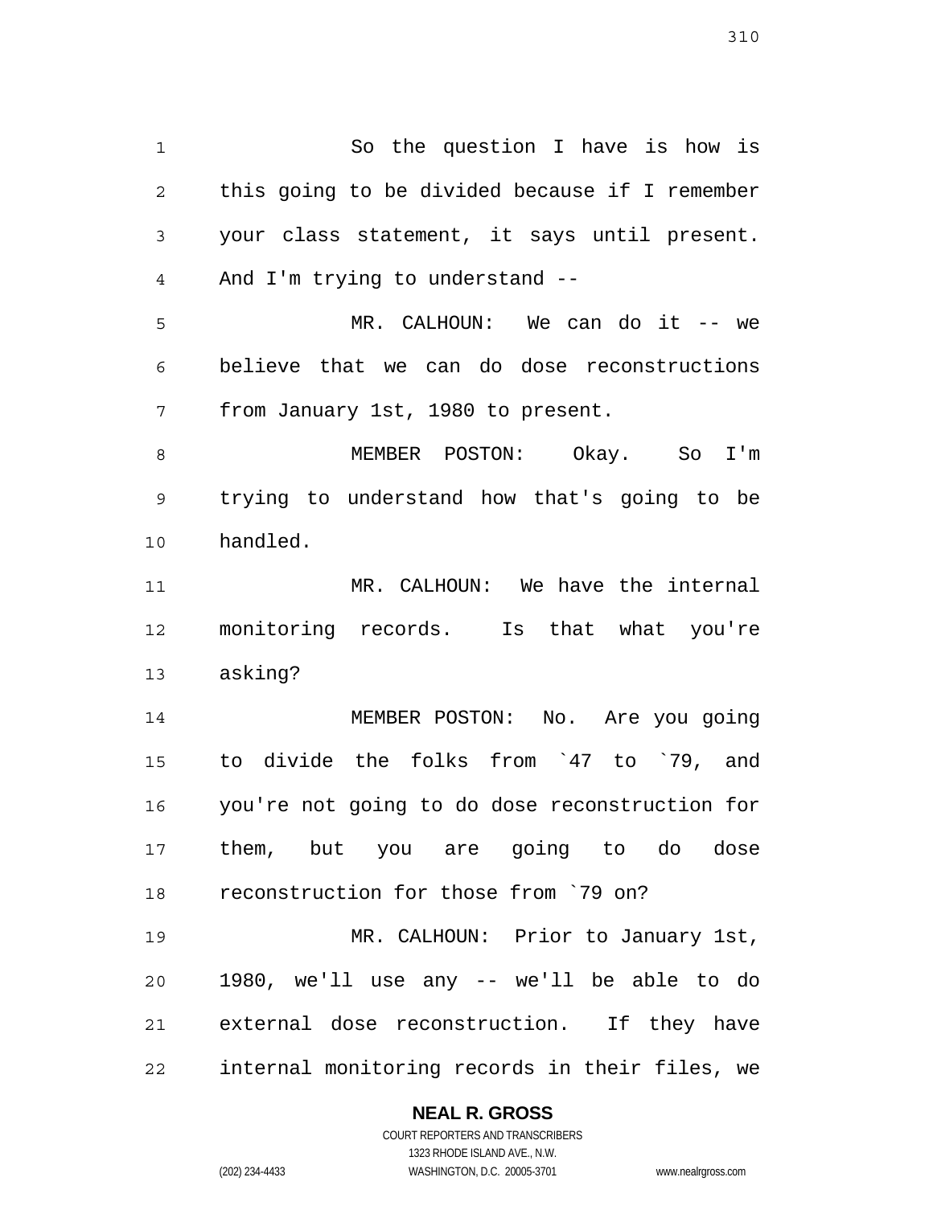So the question I have is how is this going to be divided because if I remember your class statement, it says until present. And I'm trying to understand --

MR. CALHOUN: We can do it -- we believe that we can do dose reconstructions from January 1st, 1980 to present.

MEMBER POSTON: Okay. So I'm trying to understand how that's going to be handled.

MR. CALHOUN: We have the internal monitoring records. Is that what you're asking?

MEMBER POSTON: No. Are you going to divide the folks from `47 to `79, and you're not going to do dose reconstruction for them, but you are going to do dose reconstruction for those from `79 on?

MR. CALHOUN: Prior to January 1st, 1980, we'll use any -- we'll be able to do external dose reconstruction. If they have internal monitoring records in their files, we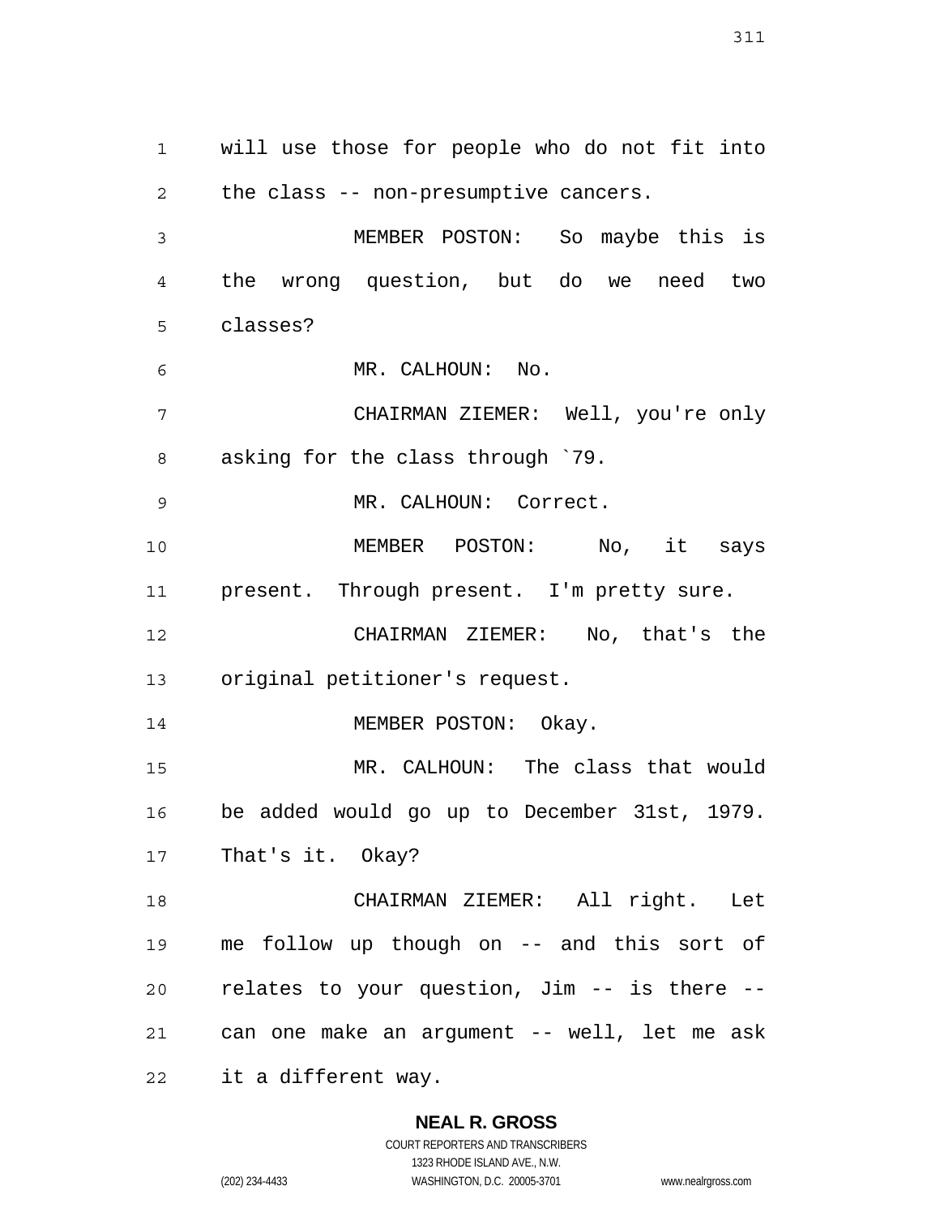will use those for people who do not fit into the class -- non-presumptive cancers.

MEMBER POSTON: So maybe this is the wrong question, but do we need two classes?

MR. CALHOUN: No.

CHAIRMAN ZIEMER: Well, you're only asking for the class through `79.

MR. CALHOUN: Correct.

MEMBER POSTON: No, it says present. Through present. I'm pretty sure.

CHAIRMAN ZIEMER: No, that's the original petitioner's request.

MEMBER POSTON: Okay.

MR. CALHOUN: The class that would be added would go up to December 31st, 1979. That's it. Okay?

CHAIRMAN ZIEMER: All right. Let me follow up though on -- and this sort of relates to your question, Jim -- is there -- can one make an argument -- well, let me ask it a different way.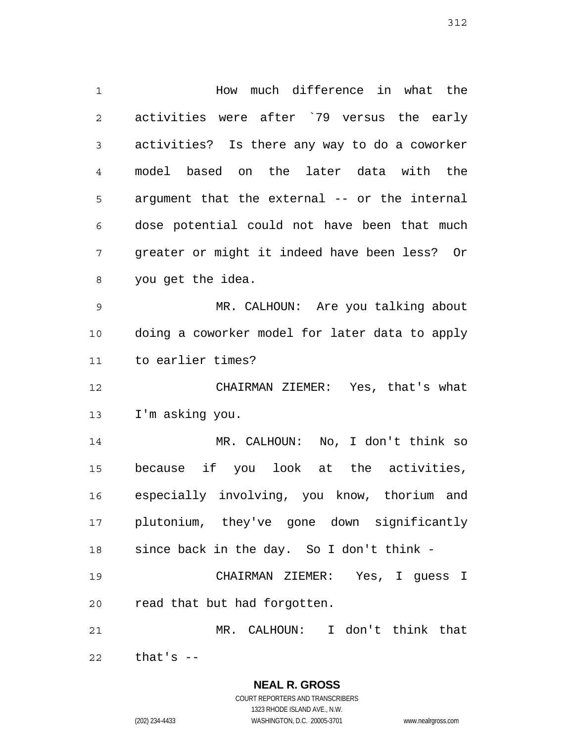How much difference in what the activities were after `79 versus the early activities? Is there any way to do a coworker model based on the later data with the argument that the external -- or the internal dose potential could not have been that much greater or might it indeed have been less? Or you get the idea.

MR. CALHOUN: Are you talking about doing a coworker model for later data to apply to earlier times?

CHAIRMAN ZIEMER: Yes, that's what I'm asking you.

MR. CALHOUN: No, I don't think so because if you look at the activities, especially involving, you know, thorium and plutonium, they've gone down significantly since back in the day. So I don't think -

CHAIRMAN ZIEMER: Yes, I guess I read that but had forgotten.

MR. CALHOUN: I don't think that that's --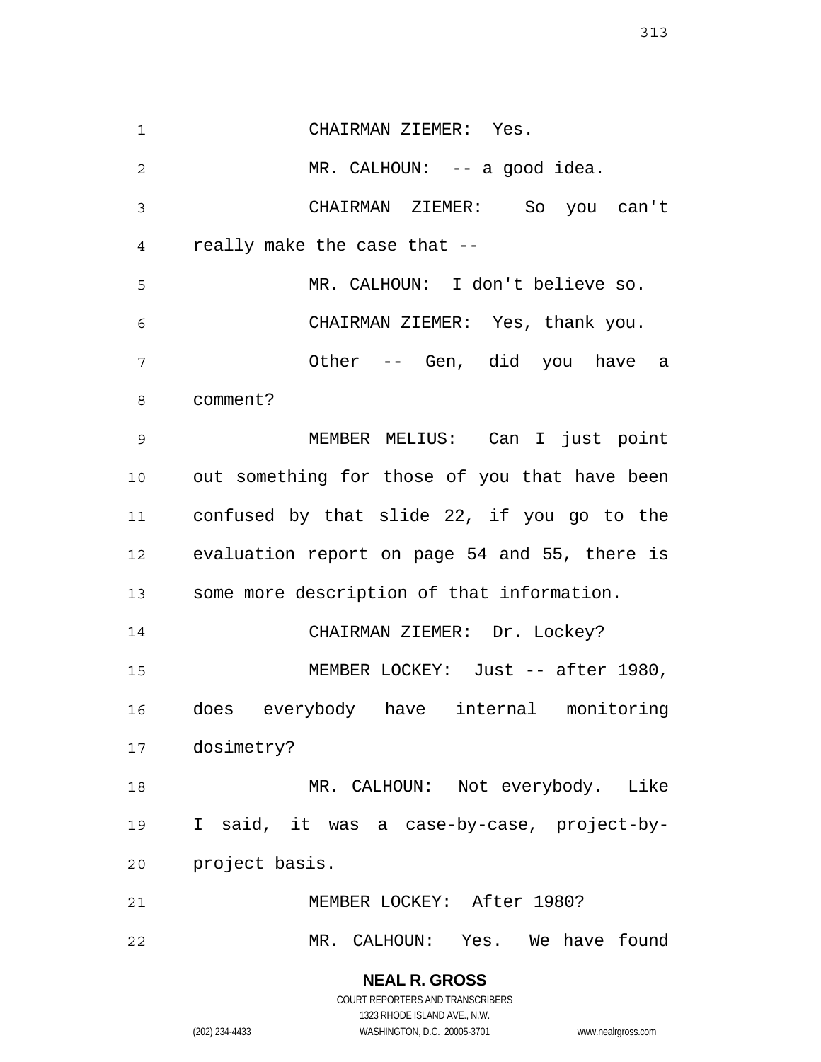CHAIRMAN ZIEMER: Yes.

MR. CALHOUN: -- a good idea.

CHAIRMAN ZIEMER: So you can't really make the case that --

MR. CALHOUN: I don't believe so.

CHAIRMAN ZIEMER: Yes, thank you.

Other -- Gen, did you have a comment?

MEMBER MELIUS: Can I just point out something for those of you that have been confused by that slide 22, if you go to the evaluation report on page 54 and 55, there is some more description of that information.

CHAIRMAN ZIEMER: Dr. Lockey?

MEMBER LOCKEY: Just -- after 1980, does everybody have internal monitoring dosimetry?

MR. CALHOUN: Not everybody. Like I said, it was a case-by-case, project-by-project basis.

MEMBER LOCKEY: After 1980?

MR. CALHOUN: Yes. We have found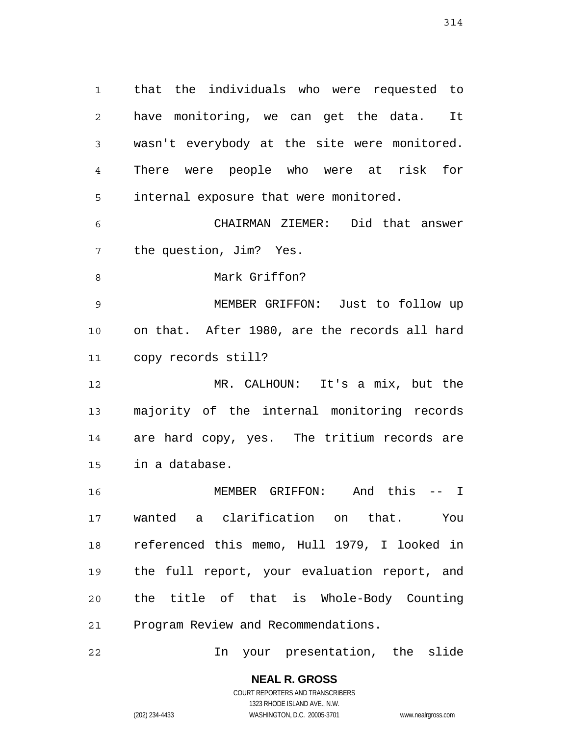that the individuals who were requested to have monitoring, we can get the data. It wasn't everybody at the site were monitored. There were people who were at risk for internal exposure that were monitored.

CHAIRMAN ZIEMER: Did that answer the question, Jim? Yes.

Mark Griffon?

MEMBER GRIFFON: Just to follow up on that. After 1980, are the records all hard copy records still?

MR. CALHOUN: It's a mix, but the majority of the internal monitoring records are hard copy, yes. The tritium records are in a database.

MEMBER GRIFFON: And this -- I wanted a clarification on that. You referenced this memo, Hull 1979, I looked in the full report, your evaluation report, and the title of that is Whole-Body Counting Program Review and Recommendations.

In your presentation, the slide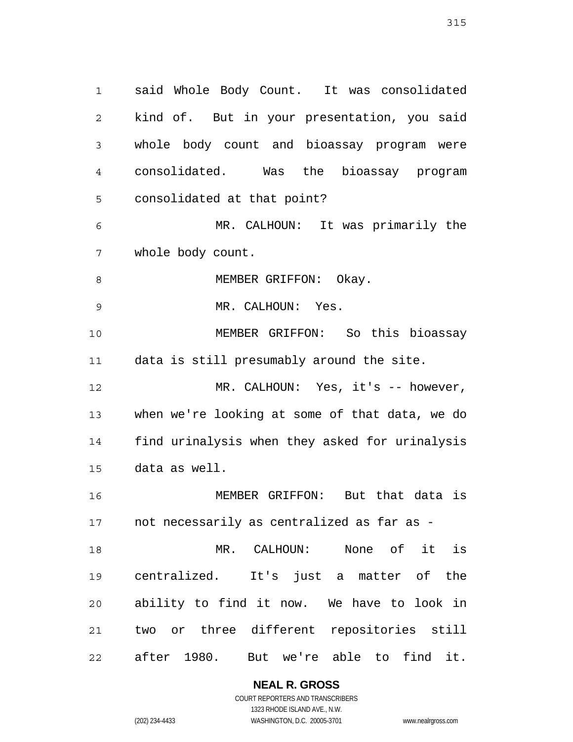said Whole Body Count. It was consolidated kind of. But in your presentation, you said whole body count and bioassay program were consolidated. Was the bioassay program consolidated at that point?

MR. CALHOUN: It was primarily the whole body count.

MEMBER GRIFFON: Okay.

MR. CALHOUN: Yes.

MEMBER GRIFFON: So this bioassay data is still presumably around the site.

MR. CALHOUN: Yes, it's -- however, when we're looking at some of that data, we do find urinalysis when they asked for urinalysis data as well.

MEMBER GRIFFON: But that data is not necessarily as centralized as far as -

MR. CALHOUN: None of it is centralized. It's just a matter of the ability to find it now. We have to look in two or three different repositories still after 1980. But we're able to find it.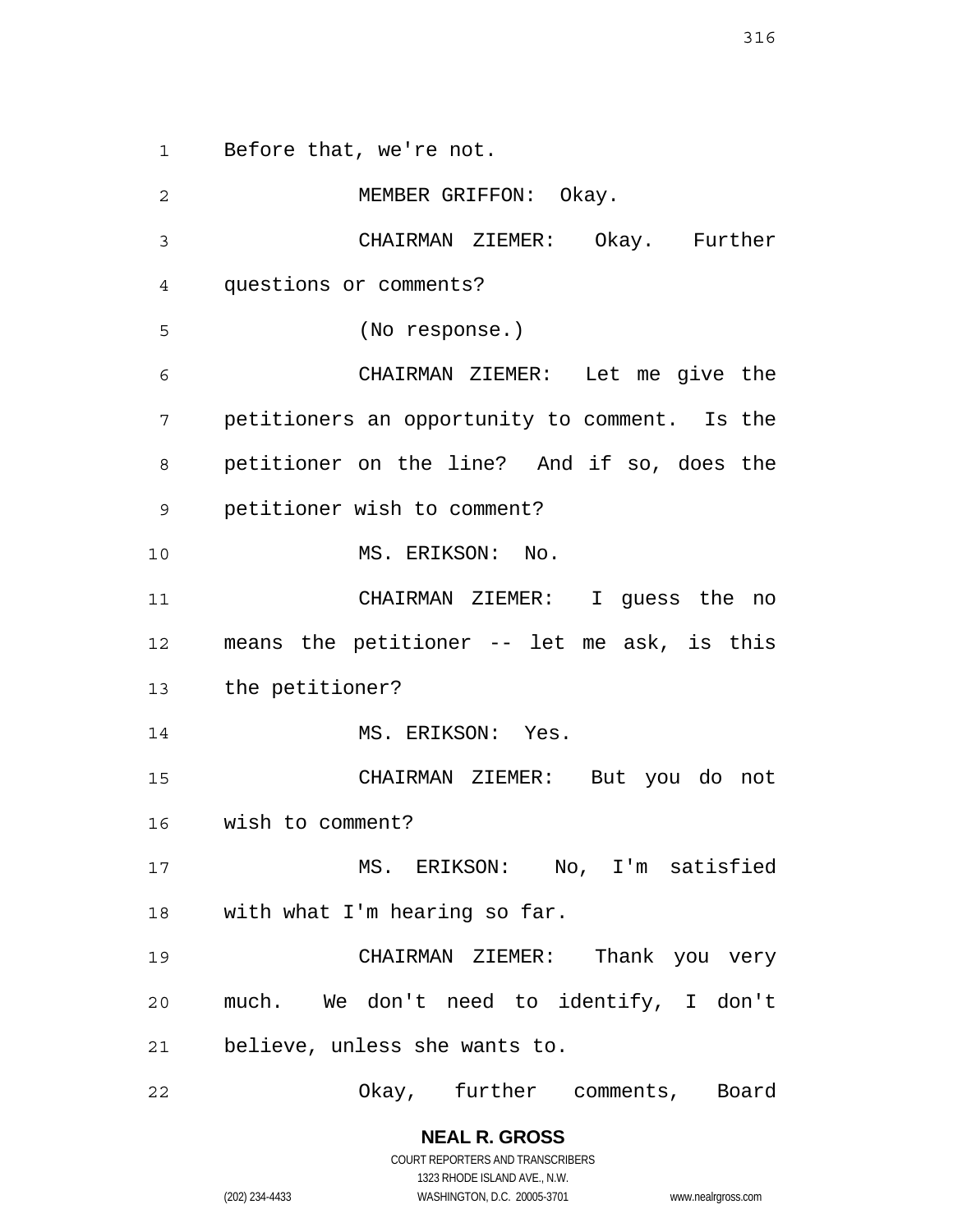Before that, we're not.

MEMBER GRIFFON: Okay.

CHAIRMAN ZIEMER: Okay. Further questions or comments?

(No response.)

CHAIRMAN ZIEMER: Let me give the petitioners an opportunity to comment. Is the petitioner on the line? And if so, does the petitioner wish to comment?

MS. ERIKSON: No.

CHAIRMAN ZIEMER: I guess the no means the petitioner -- let me ask, is this the petitioner?

MS. ERIKSON: Yes.

CHAIRMAN ZIEMER: But you do not wish to comment?

MS. ERIKSON: No, I'm satisfied with what I'm hearing so far.

CHAIRMAN ZIEMER: Thank you very much. We don't need to identify, I don't believe, unless she wants to.

Okay, further comments, Board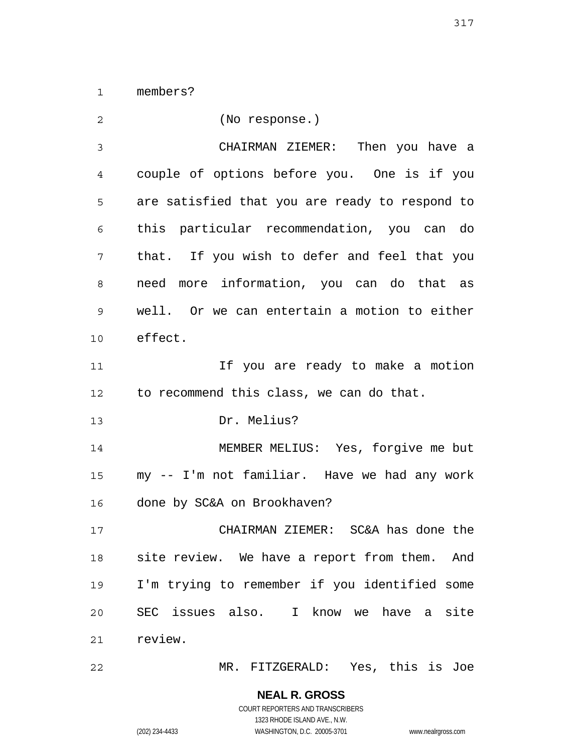members?

(No response.)

CHAIRMAN ZIEMER: Then you have a couple of options before you. One is if you are satisfied that you are ready to respond to this particular recommendation, you can do that. If you wish to defer and feel that you need more information, you can do that as well. Or we can entertain a motion to either effect.

If you are ready to make a motion to recommend this class, we can do that.

Dr. Melius?

MEMBER MELIUS: Yes, forgive me but my -- I'm not familiar. Have we had any work done by SC&A on Brookhaven?

CHAIRMAN ZIEMER: SC&A has done the site review. We have a report from them. And I'm trying to remember if you identified some SEC issues also. I know we have a site review.

MR. FITZGERALD: Yes, this is Joe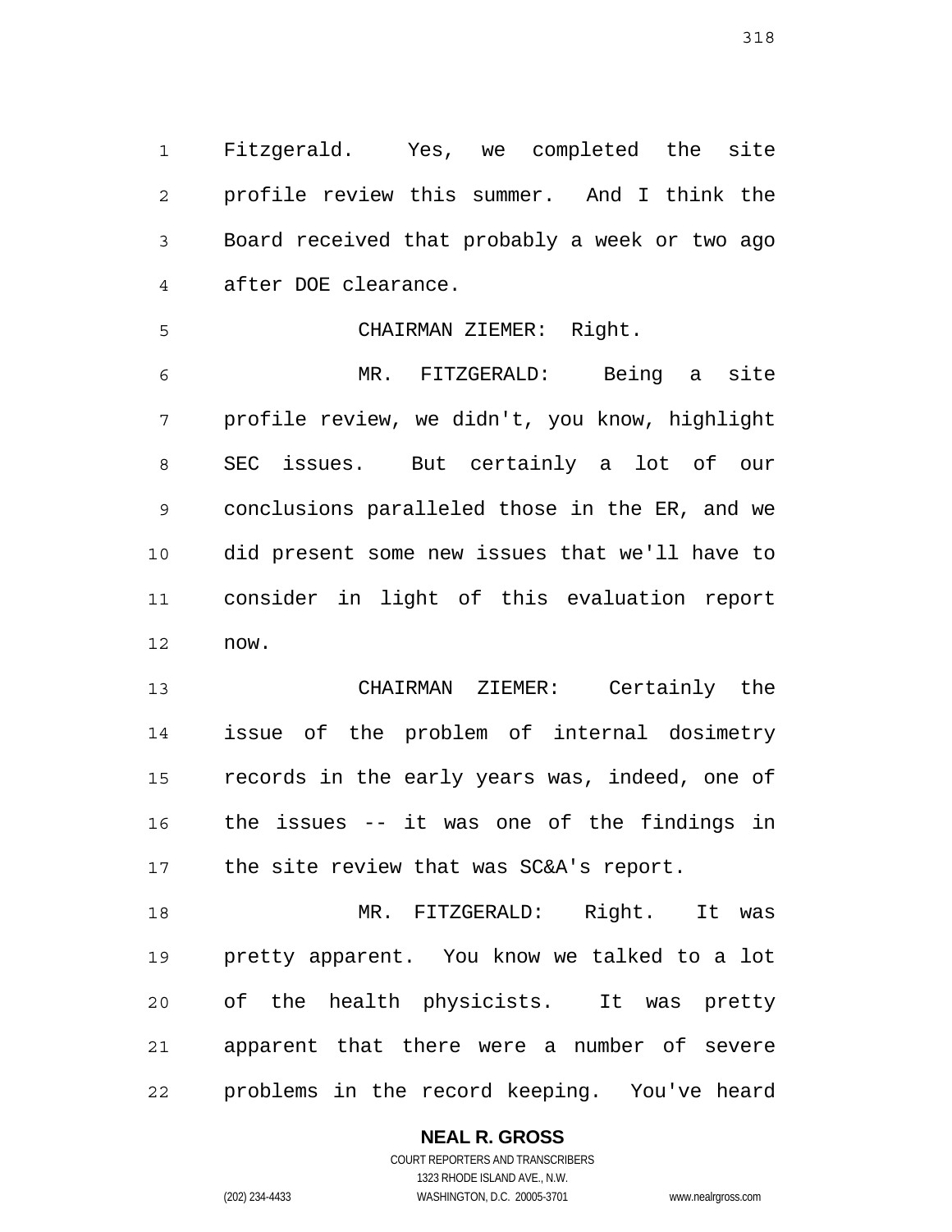Fitzgerald. Yes, we completed the site profile review this summer. And I think the Board received that probably a week or two ago after DOE clearance.

CHAIRMAN ZIEMER: Right.

MR. FITZGERALD: Being a site profile review, we didn't, you know, highlight SEC issues. But certainly a lot of our conclusions paralleled those in the ER, and we did present some new issues that we'll have to consider in light of this evaluation report now.

CHAIRMAN ZIEMER: Certainly the issue of the problem of internal dosimetry records in the early years was, indeed, one of the issues -- it was one of the findings in the site review that was SC&A's report.

MR. FITZGERALD: Right. It was pretty apparent. You know we talked to a lot of the health physicists. It was pretty apparent that there were a number of severe problems in the record keeping. You've heard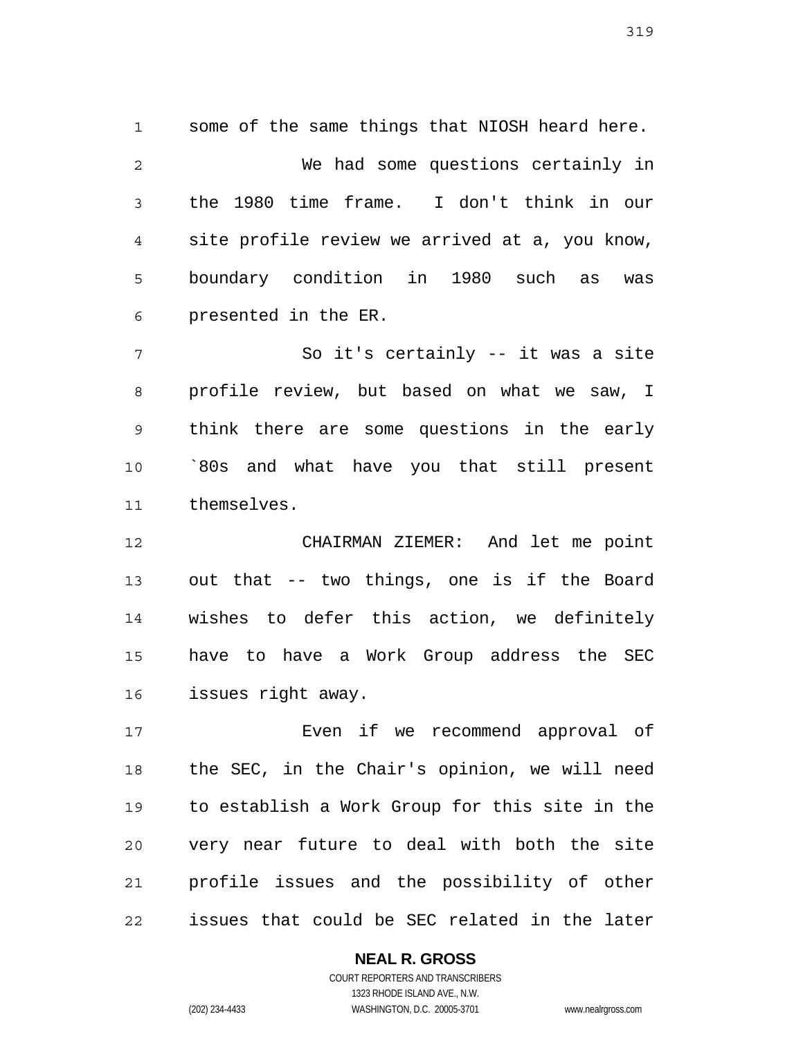some of the same things that NIOSH heard here.

We had some questions certainly in the 1980 time frame. I don't think in our site profile review we arrived at a, you know, boundary condition in 1980 such as was presented in the ER.

So it's certainly -- it was a site profile review, but based on what we saw, I think there are some questions in the early `80s and what have you that still present themselves.

CHAIRMAN ZIEMER: And let me point out that -- two things, one is if the Board wishes to defer this action, we definitely have to have a Work Group address the SEC issues right away.

Even if we recommend approval of the SEC, in the Chair's opinion, we will need to establish a Work Group for this site in the very near future to deal with both the site profile issues and the possibility of other issues that could be SEC related in the later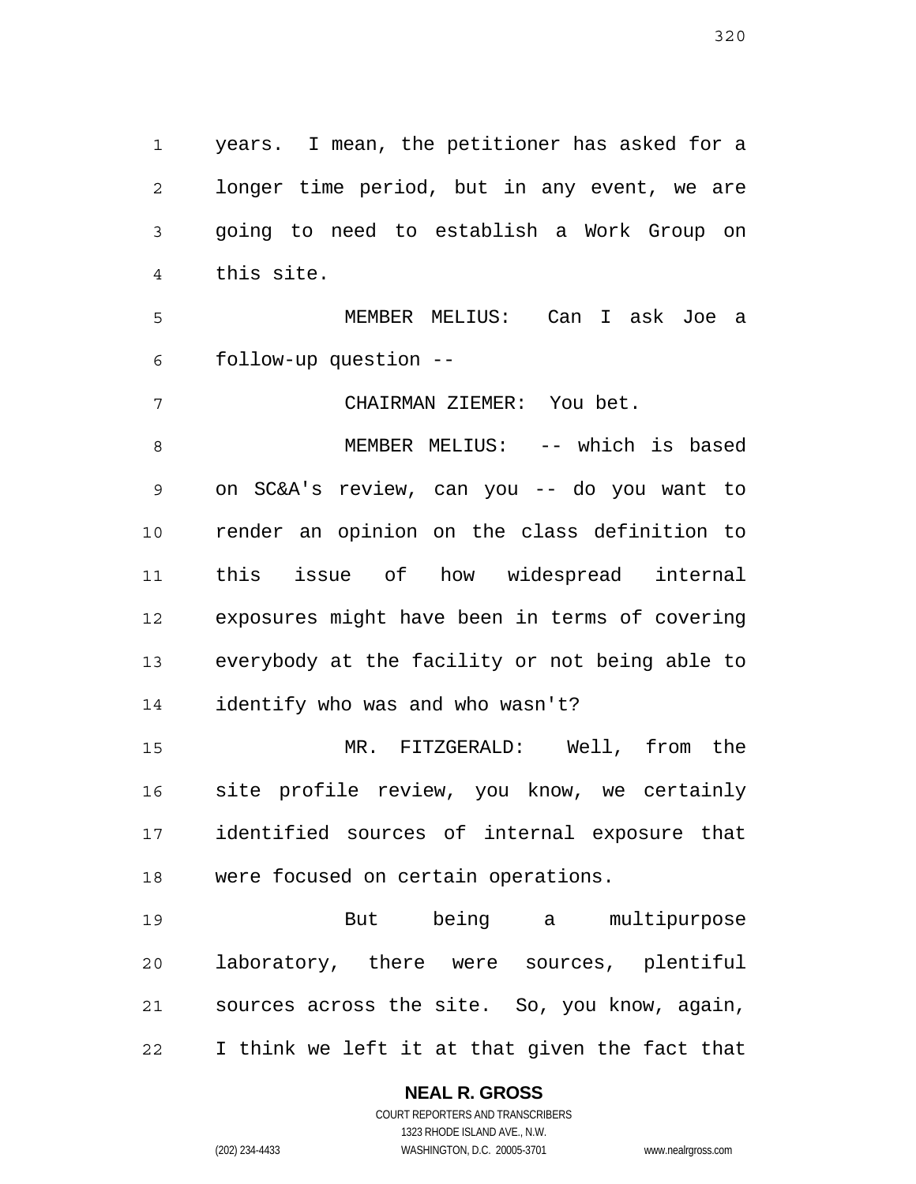years. I mean, the petitioner has asked for a longer time period, but in any event, we are going to need to establish a Work Group on this site.

MEMBER MELIUS: Can I ask Joe a follow-up question --

CHAIRMAN ZIEMER: You bet.

MEMBER MELIUS: -- which is based on SC&A's review, can you -- do you want to render an opinion on the class definition to this issue of how widespread internal exposures might have been in terms of covering everybody at the facility or not being able to identify who was and who wasn't?

MR. FITZGERALD: Well, from the site profile review, you know, we certainly identified sources of internal exposure that were focused on certain operations.

But being a multipurpose laboratory, there were sources, plentiful sources across the site. So, you know, again, I think we left it at that given the fact that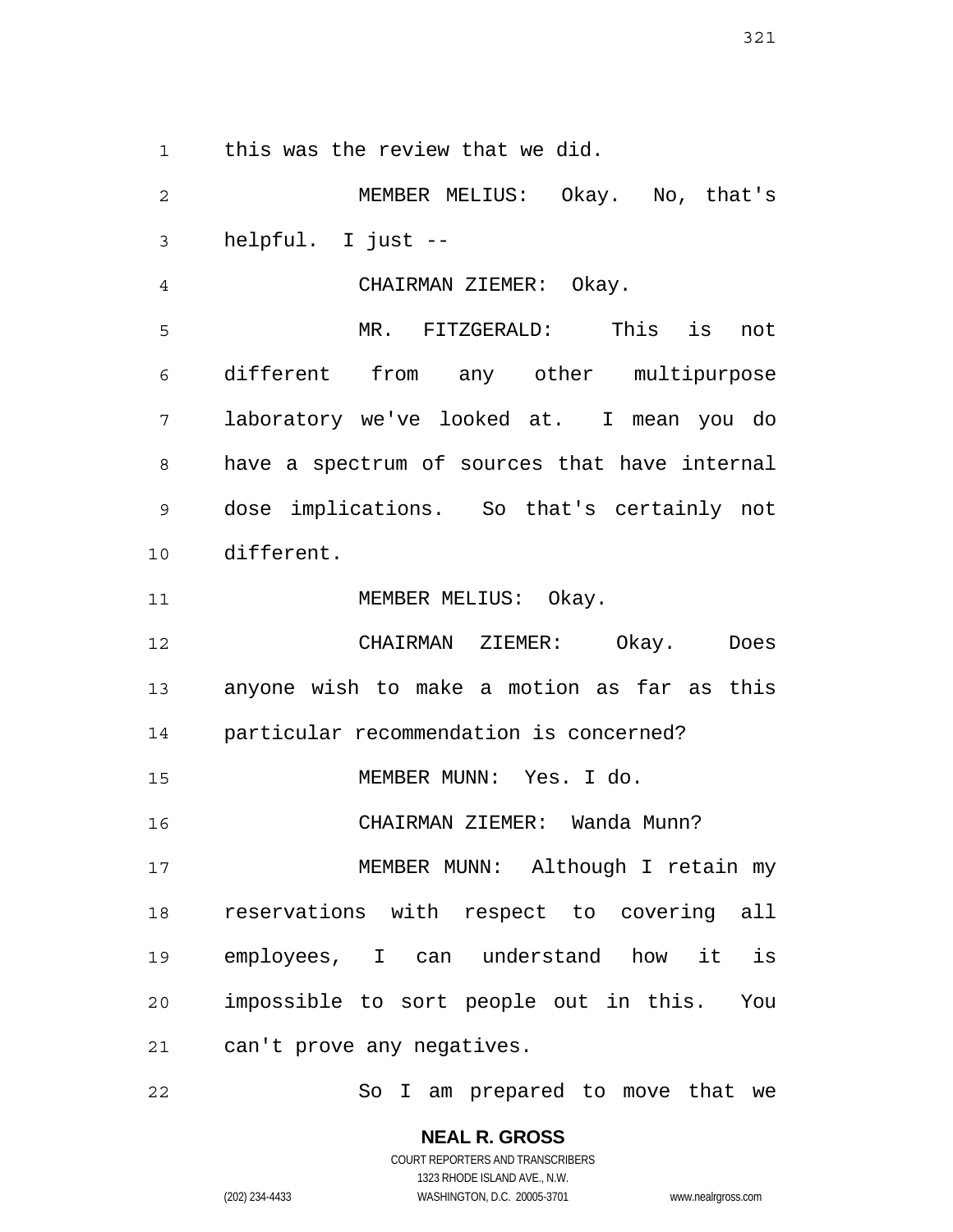this was the review that we did.

MEMBER MELIUS: Okay. No, that's helpful. I just --

CHAIRMAN ZIEMER: Okay.

MR. FITZGERALD: This is not different from any other multipurpose laboratory we've looked at. I mean you do have a spectrum of sources that have internal dose implications. So that's certainly not different.

MEMBER MELIUS: Okay.

CHAIRMAN ZIEMER: Okay. Does anyone wish to make a motion as far as this particular recommendation is concerned?

MEMBER MUNN: Yes. I do.

CHAIRMAN ZIEMER: Wanda Munn?

MEMBER MUNN: Although I retain my reservations with respect to covering all employees, I can understand how it is impossible to sort people out in this. You can't prove any negatives.

So I am prepared to move that we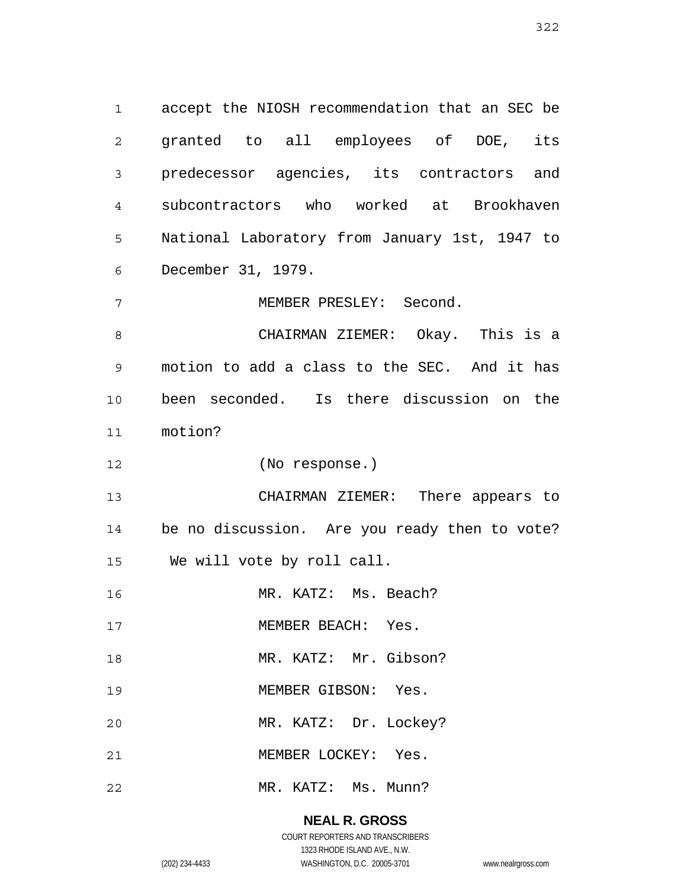accept the NIOSH recommendation that an SEC be granted to all employees of DOE, its predecessor agencies, its contractors and subcontractors who worked at Brookhaven National Laboratory from January 1st, 1947 to December 31, 1979.

MEMBER PRESLEY: Second.

CHAIRMAN ZIEMER: Okay. This is a motion to add a class to the SEC. And it has been seconded. Is there discussion on the motion?

(No response.)

CHAIRMAN ZIEMER: There appears to be no discussion. Are you ready then to vote? We will vote by roll call.

MR. KATZ: Ms. Beach?

MEMBER BEACH: Yes.

MR. KATZ: Mr. Gibson?

MEMBER GIBSON: Yes.

MR. KATZ: Dr. Lockey?

MEMBER LOCKEY: Yes.

MR. KATZ: Ms. Munn?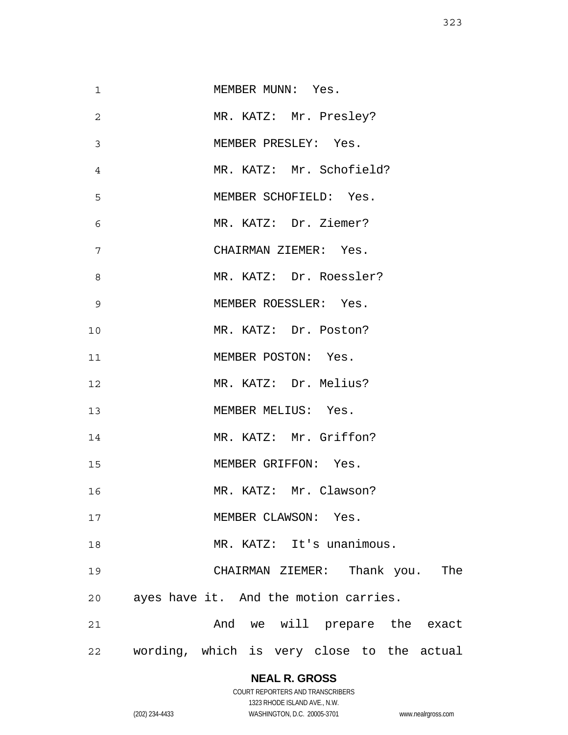MEMBER MUNN: Yes.

MR. KATZ: Mr. Presley?

MEMBER PRESLEY: Yes.

MR. KATZ: Mr. Schofield?

MEMBER SCHOFIELD: Yes.

MR. KATZ: Dr. Ziemer?

CHAIRMAN ZIEMER: Yes.

MR. KATZ: Dr. Roessler?

MEMBER ROESSLER: Yes.

MR. KATZ: Dr. Poston?

MEMBER POSTON: Yes.

MR. KATZ: Dr. Melius?

MEMBER MELIUS: Yes.

MR. KATZ: Mr. Griffon?

MEMBER GRIFFON: Yes.

MR. KATZ: Mr. Clawson?

MEMBER CLAWSON: Yes.

MR. KATZ: It's unanimous.

CHAIRMAN ZIEMER: Thank you. The ayes have it. And the motion carries.

And we will prepare the exact wording, which is very close to the actual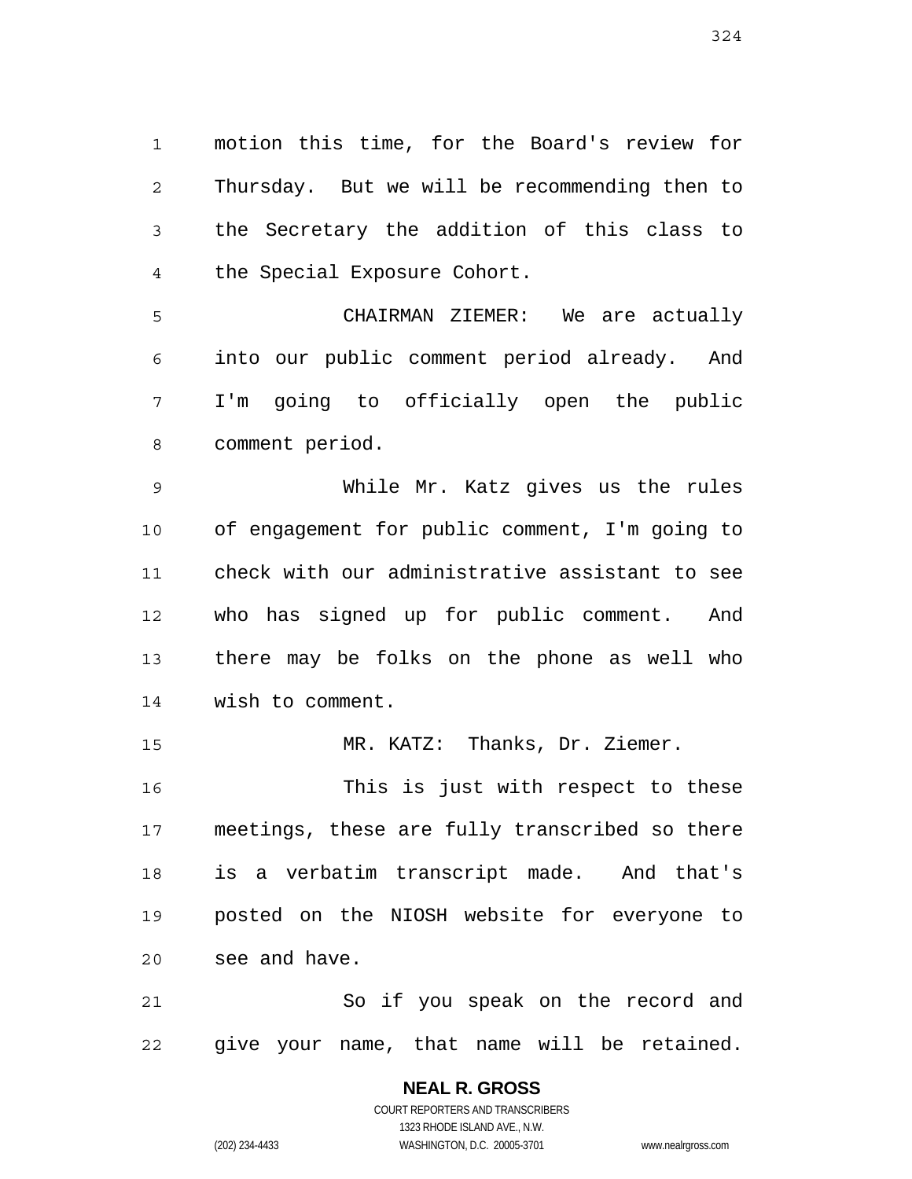motion this time, for the Board's review for Thursday. But we will be recommending then to the Secretary the addition of this class to the Special Exposure Cohort.

CHAIRMAN ZIEMER: We are actually into our public comment period already. And I'm going to officially open the public comment period.

While Mr. Katz gives us the rules of engagement for public comment, I'm going to check with our administrative assistant to see who has signed up for public comment. And there may be folks on the phone as well who wish to comment.

MR. KATZ: Thanks, Dr. Ziemer.

This is just with respect to these meetings, these are fully transcribed so there is a verbatim transcript made. And that's posted on the NIOSH website for everyone to see and have.

So if you speak on the record and give your name, that name will be retained.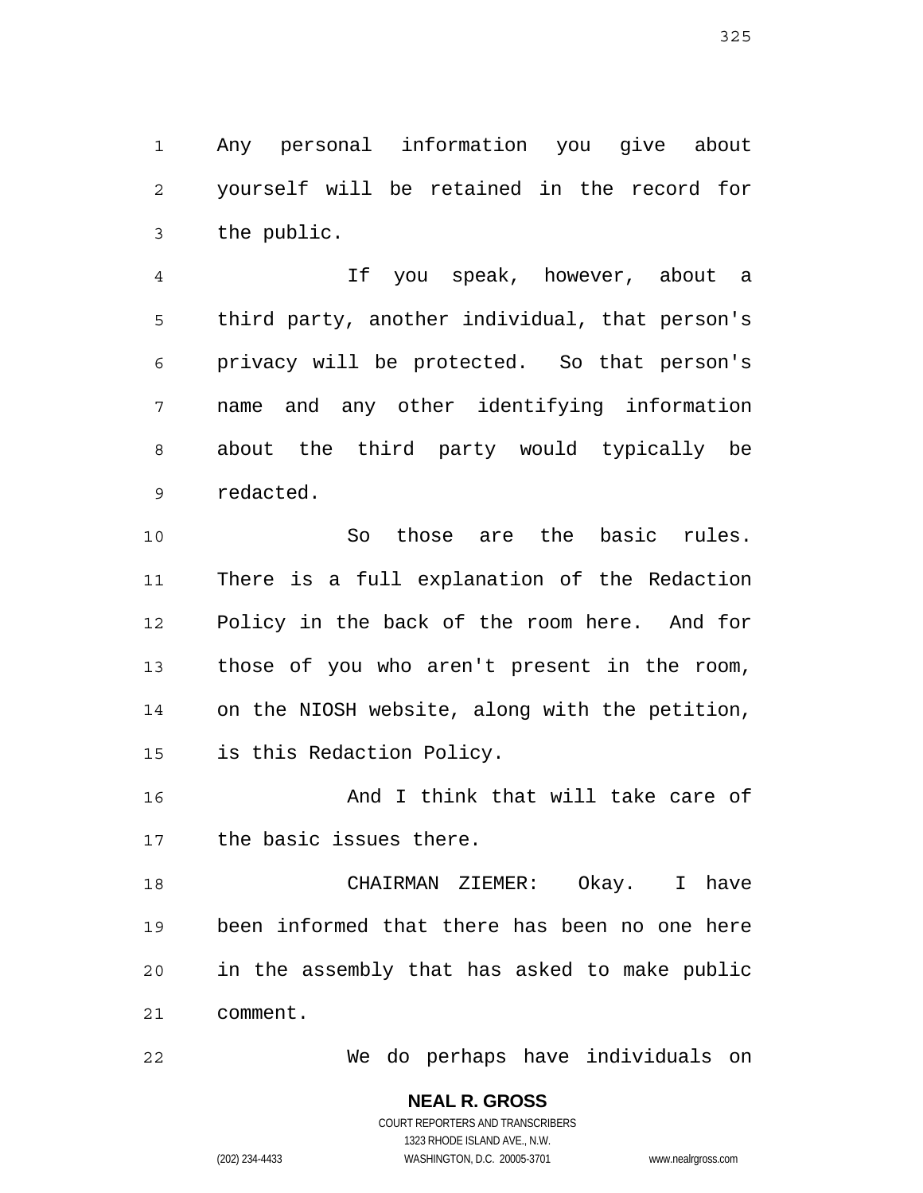Any personal information you give about yourself will be retained in the record for the public.

If you speak, however, about a third party, another individual, that person's privacy will be protected. So that person's name and any other identifying information about the third party would typically be redacted.

So those are the basic rules. There is a full explanation of the Redaction Policy in the back of the room here. And for those of you who aren't present in the room, on the NIOSH website, along with the petition, is this Redaction Policy.

And I think that will take care of the basic issues there.

CHAIRMAN ZIEMER: Okay. I have been informed that there has been no one here in the assembly that has asked to make public comment.

We do perhaps have individuals on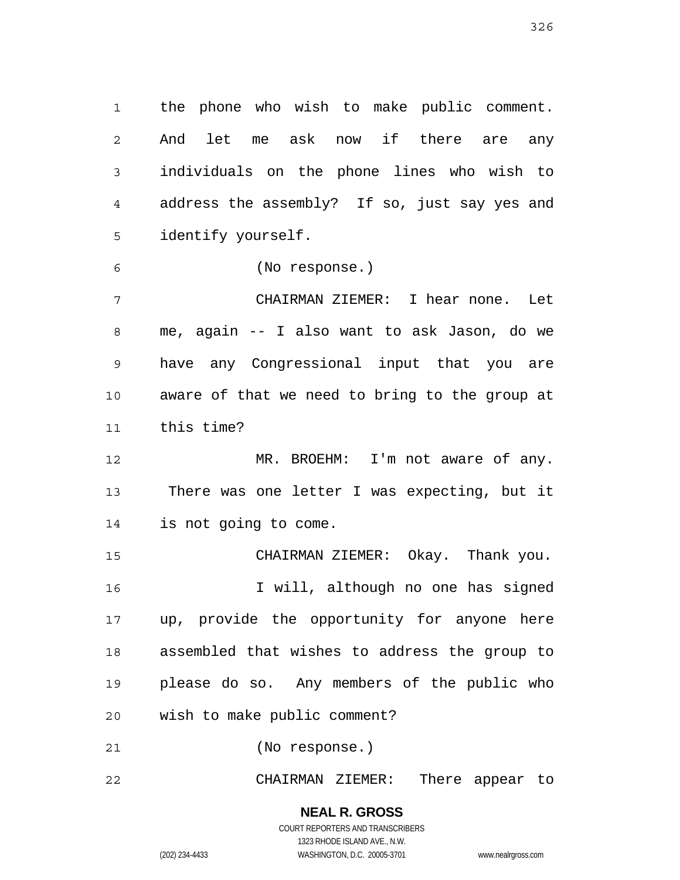the phone who wish to make public comment. And let me ask now if there are any individuals on the phone lines who wish to address the assembly? If so, just say yes and identify yourself.

(No response.)

CHAIRMAN ZIEMER: I hear none. Let me, again -- I also want to ask Jason, do we have any Congressional input that you are aware of that we need to bring to the group at this time?

MR. BROEHM: I'm not aware of any. There was one letter I was expecting, but it is not going to come.

CHAIRMAN ZIEMER: Okay. Thank you.

I will, although no one has signed up, provide the opportunity for anyone here assembled that wishes to address the group to please do so. Any members of the public who wish to make public comment?

(No response.)

CHAIRMAN ZIEMER: There appear to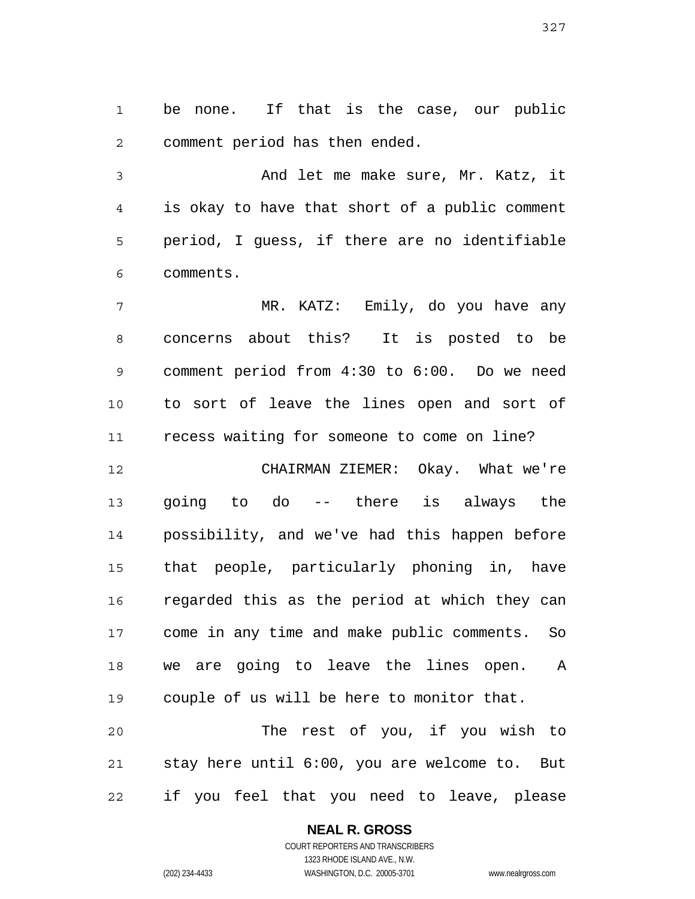be none. If that is the case, our public comment period has then ended.

And let me make sure, Mr. Katz, it is okay to have that short of a public comment period, I guess, if there are no identifiable comments.

MR. KATZ: Emily, do you have any concerns about this? It is posted to be comment period from 4:30 to 6:00. Do we need to sort of leave the lines open and sort of recess waiting for someone to come on line?

CHAIRMAN ZIEMER: Okay. What we're going to do -- there is always the possibility, and we've had this happen before that people, particularly phoning in, have regarded this as the period at which they can come in any time and make public comments. So we are going to leave the lines open. A couple of us will be here to monitor that.

The rest of you, if you wish to stay here until 6:00, you are welcome to. But if you feel that you need to leave, please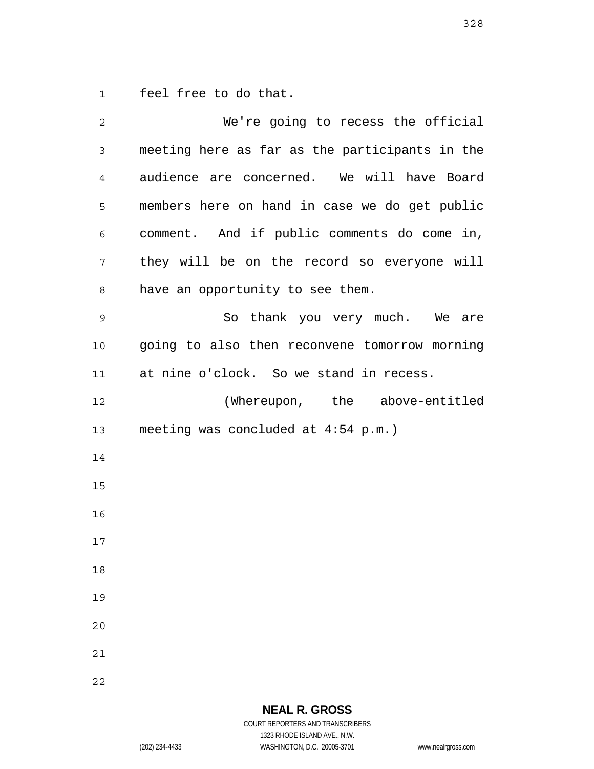feel free to do that.

We're going to recess the official meeting here as far as the participants in the audience are concerned. We will have Board members here on hand in case we do get public comment. And if public comments do come in, they will be on the record so everyone will have an opportunity to see them.

So thank you very much. We are going to also then reconvene tomorrow morning at nine o'clock. So we stand in recess.

(Whereupon, the above-entitled meeting was concluded at 4:54 p.m.)